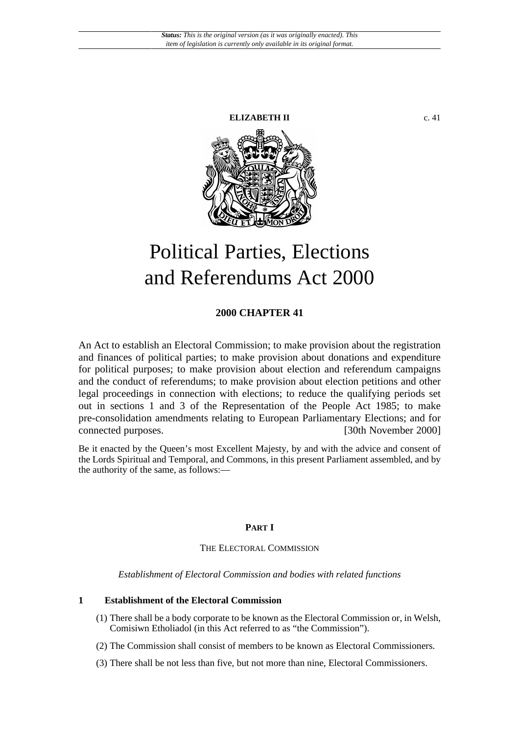*Status: This is the original version (as it was originally enacted). This item of legislation is currently only available in its original format.*

**ELIZABETH II** c. 41

# Political Parties, Elections and Referendums Act 2000

**2000 CHAPTER 41**

An Act to establish an Electoral Commission; to make provision about the registration and finances of political parties; to make provision about donations and expenditure for political purposes; to make provision about election and referendum campaigns and the conduct of referendums; to make provision about election petitions and other legal proceedings in connection with elections; to reduce the qualifying periods set out in sections 1 and 3 of the Representation of the People Act 1985; to make pre-consolidation amendments relating to European Parliamentary Elections; and for connected purposes. [30th November 2000]

Be it enacted by the Queen's most Excellent Majesty, by and with the advice and consent of the Lords Spiritual and Temporal, and Commons, in this present Parliament assembled, and by the authority of the same, as follows:—

## PART I

### THE ELECTORAL COMMISSION

*Establishment of Electoral Commission and bodies with related functions*

#### 1 Establishment of the Electoral Commission

(1) There shall be a body corporate to be known as the Electoral Commission or, in Welsh, Comisiwn Etholiadol (in this Act referred to as "the Commission").

(2) The Commission shall consist of members to be known as Electoral Commissioners.

(3) There shall be not less than five, but not more than nine, Electoral Commissioners.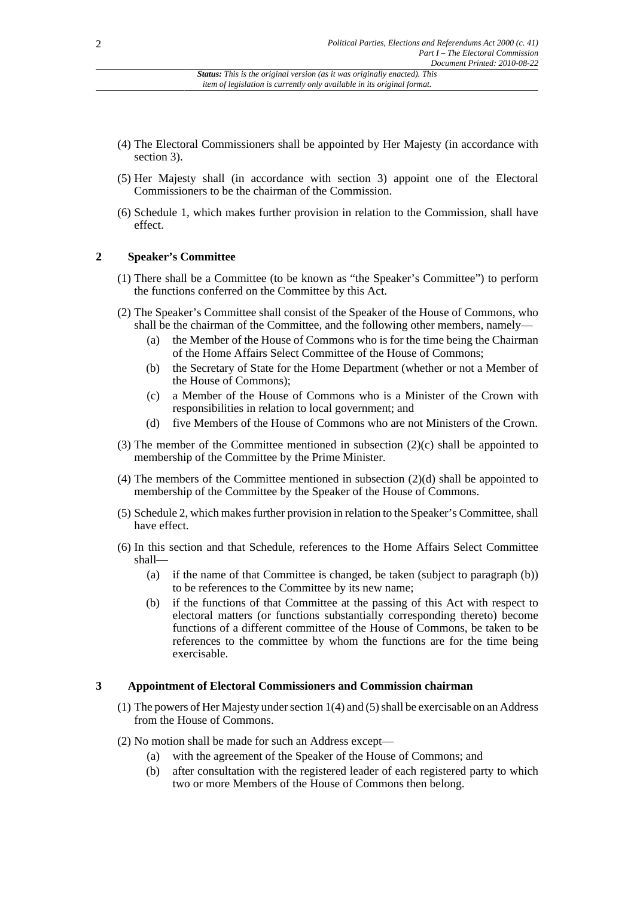(4) The Electoral Commissioners shall be appointed by Her Majesty (in accordance with section 3).

(5) Her Majesty shall (in accordance with section 3) appoint one of the Electoral Commissioners to be the chairman of the Commission.

(6) Schedule 1, which makes further provision in relation to the Commission, shall have effect.

## 2 Speaker's Committee

(1) There shall be a Committee (to be known as "the Speaker's Committee") to perform the functions conferred on the Committee by this Act.

(2) The Speaker's Committee shall consist of the Speaker of the House of Commons, who shall be the chairman of the Committee, and the following other members, namely—

- (a) the Member of the House of Commons who is for the time being the Chairman of the Home Affairs Select Committee of the House of Commons;
- (b) the Secretary of State for the Home Department (whether or not a Member of the House of Commons);
- (c) a Member of the House of Commons who is a Minister of the Crown with responsibilities in relation to local government; and
- (d) five Members of the House of Commons who are not Ministers of the Crown.

(3) The member of the Committee mentioned in subsection (2)(c) shall be appointed to membership of the Committee by the Prime Minister.

(4) The members of the Committee mentioned in subsection (2)(d) shall be appointed to membership of the Committee by the Speaker of the House of Commons.

(5) Schedule 2, which makes further provision in relation to the Speaker's Committee, shall have effect.

(6) In this section and that Schedule, references to the Home Affairs Select Committee shall—

- (a) if the name of that Committee is changed, be taken (subject to paragraph (b)) to be references to the Committee by its new name;
- (b) if the functions of that Committee at the passing of this Act with respect to electoral matters (or functions substantially corresponding thereto) become functions of a different committee of the House of Commons, be taken to be references to the committee by whom the functions are for the time being exercisable.

## 3 Appointment of Electoral Commissioners and Commission chairman

(1) The powers of Her Majesty under section 1(4) and (5) shall be exercisable on an Address from the House of Commons.

(2) No motion shall be made for such an Address except—

- (a) with the agreement of the Speaker of the House of Commons; and
- (b) after consultation with the registered leader of each registered party to which two or more Members of the House of Commons then belong.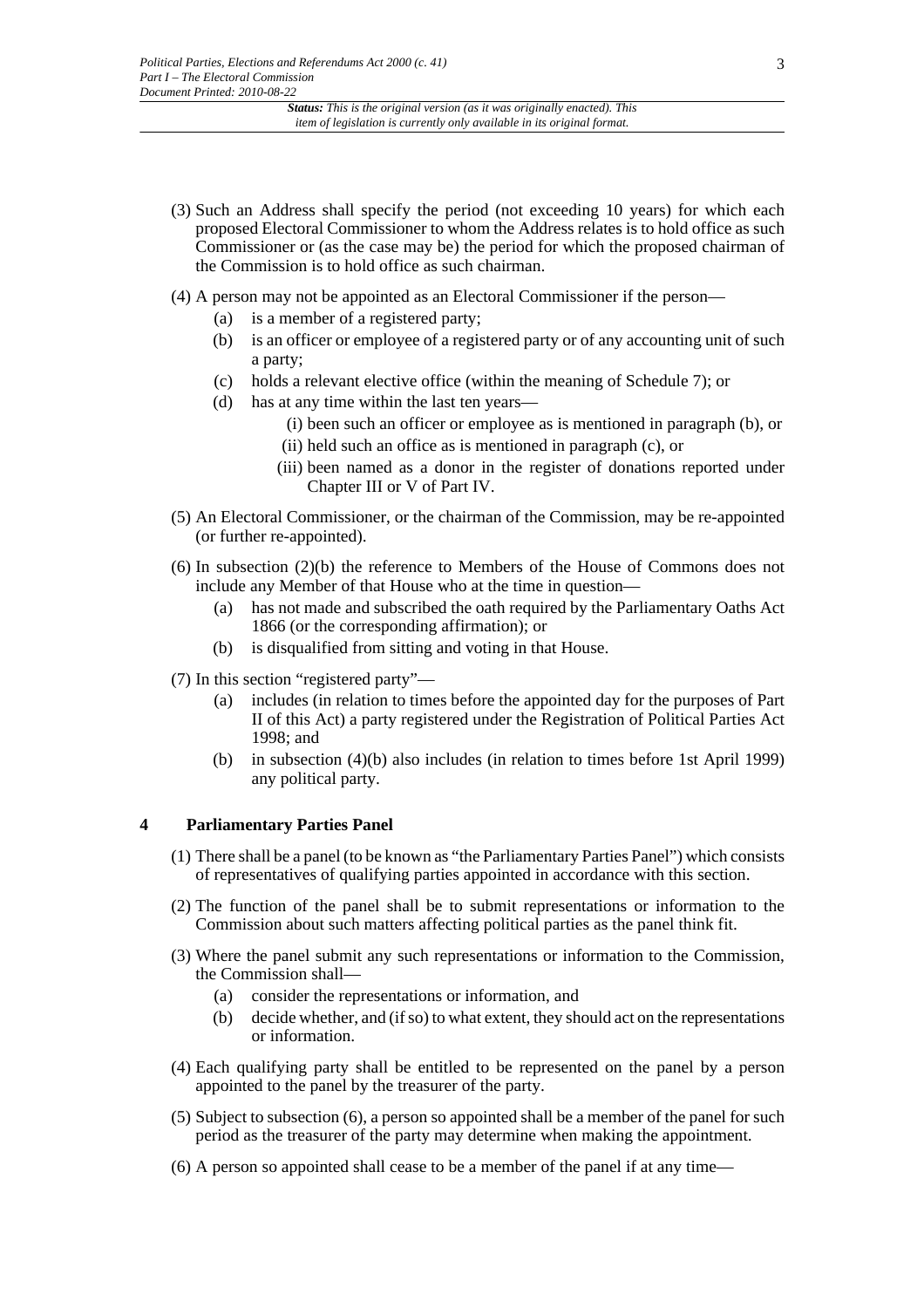(3) Such an Address shall specify the period (not exceeding 10 years) for which each proposed Electoral Commissioner to whom the Address relates is to hold office as such Commissioner or (as the case may be) the period for which the proposed chairman of the Commission is to hold office as such chairman.

(4) A person may not be appointed as an Electoral Commissioner if the person—

- (a) is a member of a registered party;
- (b) is an officer or employee of a registered party or of any accounting unit of such a party;
- (c) holds a relevant elective office (within the meaning of Schedule 7); or
- (d) has at any time within the last ten years—
  - (i) been such an officer or employee as is mentioned in paragraph (b), or
  - (ii) held such an office as is mentioned in paragraph (c), or
  - (iii) been named as a donor in the register of donations reported under Chapter III or V of Part IV.

(5) An Electoral Commissioner, or the chairman of the Commission, may be re-appointed (or further re-appointed).

(6) In subsection (2)(b) the reference to Members of the House of Commons does not include any Member of that House who at the time in question—

- (a) has not made and subscribed the oath required by the Parliamentary Oaths Act 1866 (or the corresponding affirmation); or
- (b) is disqualified from sitting and voting in that House.

(7) In this section "registered party"—

- (a) includes (in relation to times before the appointed day for the purposes of Part II of this Act) a party registered under the Registration of Political Parties Act 1998; and
- (b) in subsection (4)(b) also includes (in relation to times before 1st April 1999) any political party.

## 4 Parliamentary Parties Panel

(1) There shall be a panel (to be known as "the Parliamentary Parties Panel") which consists of representatives of qualifying parties appointed in accordance with this section.

(2) The function of the panel shall be to submit representations or information to the Commission about such matters affecting political parties as the panel think fit.

(3) Where the panel submit any such representations or information to the Commission, the Commission shall—

- (a) consider the representations or information, and
- (b) decide whether, and (if so) to what extent, they should act on the representations or information.

(4) Each qualifying party shall be entitled to be represented on the panel by a person appointed to the panel by the treasurer of the party.

(5) Subject to subsection (6), a person so appointed shall be a member of the panel for such period as the treasurer of the party may determine when making the appointment.

(6) A person so appointed shall cease to be a member of the panel if at any time—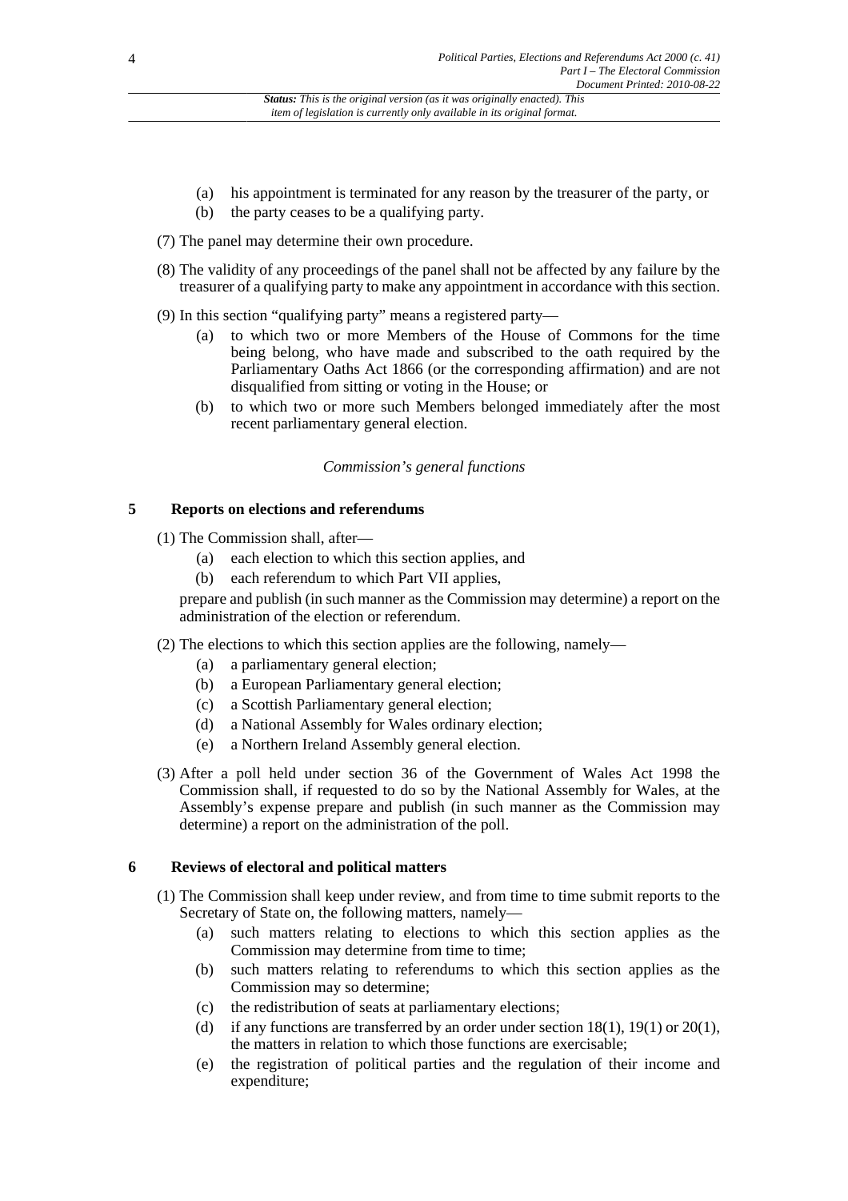(a) his appointment is terminated for any reason by the treasurer of the party, or
(b) the party ceases to be a qualifying party.

(7) The panel may determine their own procedure.

(8) The validity of any proceedings of the panel shall not be affected by any failure by the treasurer of a qualifying party to make any appointment in accordance with this section.

(9) In this section "qualifying party" means a registered party—

(a) to which two or more Members of the House of Commons for the time being belong, who have made and subscribed to the oath required by the Parliamentary Oaths Act 1866 (or the corresponding affirmation) and are not disqualified from sitting or voting in the House; or
(b) to which two or more such Members belonged immediately after the most recent parliamentary general election.

*Commission's general functions*

## 5 Reports on elections and referendums

(1) The Commission shall, after—

(a) each election to which this section applies, and
(b) each referendum to which Part VII applies,

prepare and publish (in such manner as the Commission may determine) a report on the administration of the election or referendum.

(2) The elections to which this section applies are the following, namely—

(a) a parliamentary general election;
(b) a European Parliamentary general election;
(c) a Scottish Parliamentary general election;
(d) a National Assembly for Wales ordinary election;
(e) a Northern Ireland Assembly general election.

(3) After a poll held under section 36 of the Government of Wales Act 1998 the Commission shall, if requested to do so by the National Assembly for Wales, at the Assembly's expense prepare and publish (in such manner as the Commission may determine) a report on the administration of the poll.

## 6 Reviews of electoral and political matters

(1) The Commission shall keep under review, and from time to time submit reports to the Secretary of State on, the following matters, namely—

(a) such matters relating to elections to which this section applies as the Commission may determine from time to time;
(b) such matters relating to referendums to which this section applies as the Commission may so determine;
(c) the redistribution of seats at parliamentary elections;
(d) if any functions are transferred by an order under section 18(1), 19(1) or 20(1), the matters in relation to which those functions are exercisable;
(e) the registration of political parties and the regulation of their income and expenditure;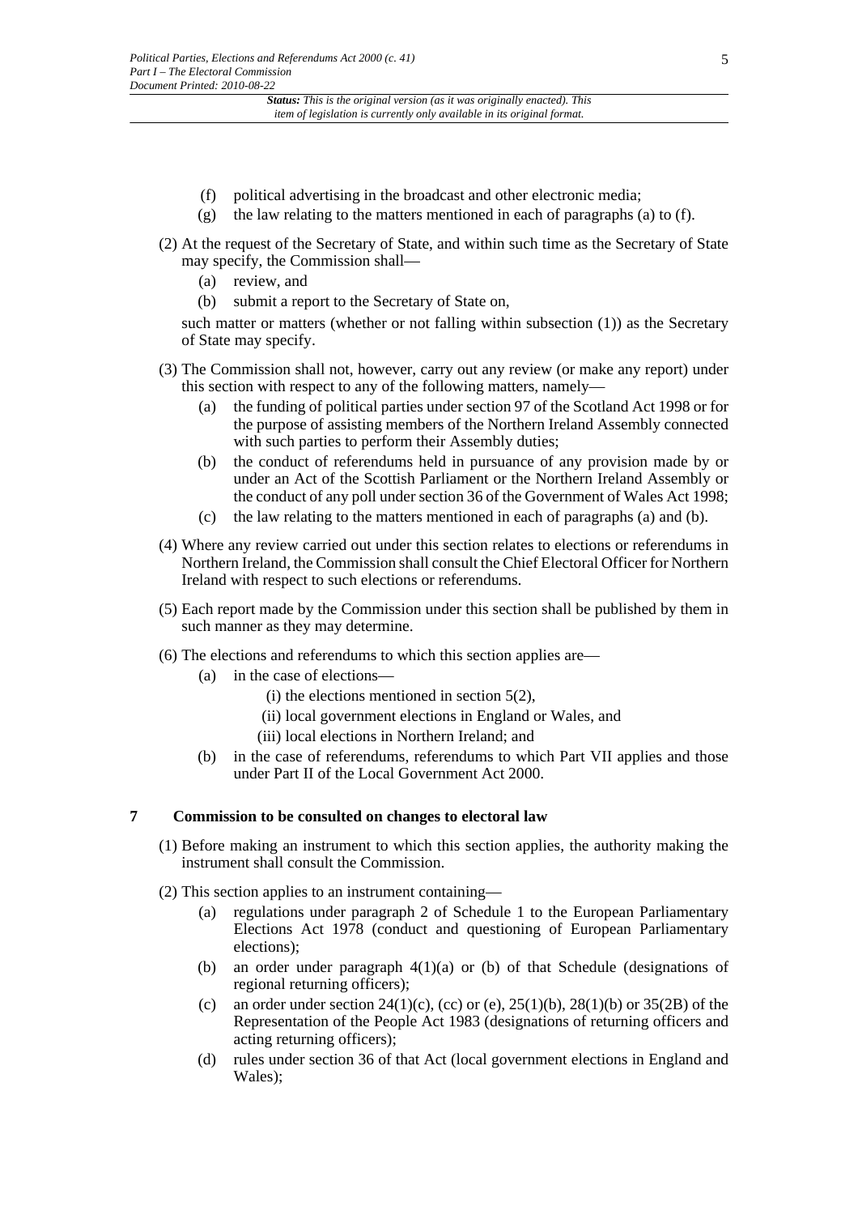(f) political advertising in the broadcast and other electronic media;

(g) the law relating to the matters mentioned in each of paragraphs (a) to (f).

(2) At the request of the Secretary of State, and within such time as the Secretary of State may specify, the Commission shall—

(a) review, and

(b) submit a report to the Secretary of State on,

such matter or matters (whether or not falling within subsection (1)) as the Secretary of State may specify.

(3) The Commission shall not, however, carry out any review (or make any report) under this section with respect to any of the following matters, namely—

(a) the funding of political parties under section 97 of the Scotland Act 1998 or for the purpose of assisting members of the Northern Ireland Assembly connected with such parties to perform their Assembly duties;

(b) the conduct of referendums held in pursuance of any provision made by or under an Act of the Scottish Parliament or the Northern Ireland Assembly or the conduct of any poll under section 36 of the Government of Wales Act 1998;

(c) the law relating to the matters mentioned in each of paragraphs (a) and (b).

(4) Where any review carried out under this section relates to elections or referendums in Northern Ireland, the Commission shall consult the Chief Electoral Officer for Northern Ireland with respect to such elections or referendums.

(5) Each report made by the Commission under this section shall be published by them in such manner as they may determine.

(6) The elections and referendums to which this section applies are—

(a) in the case of elections—

(i) the elections mentioned in section 5(2),

(ii) local government elections in England or Wales, and

(iii) local elections in Northern Ireland; and

(b) in the case of referendums, referendums to which Part VII applies and those under Part II of the Local Government Act 2000.

## 7 Commission to be consulted on changes to electoral law

(1) Before making an instrument to which this section applies, the authority making the instrument shall consult the Commission.

(2) This section applies to an instrument containing—

(a) regulations under paragraph 2 of Schedule 1 to the European Parliamentary Elections Act 1978 (conduct and questioning of European Parliamentary elections);

(b) an order under paragraph 4(1)(a) or (b) of that Schedule (designations of regional returning officers);

(c) an order under section 24(1)(c), (cc) or (e), 25(1)(b), 28(1)(b) or 35(2B) of the Representation of the People Act 1983 (designations of returning officers and acting returning officers);

(d) rules under section 36 of that Act (local government elections in England and Wales);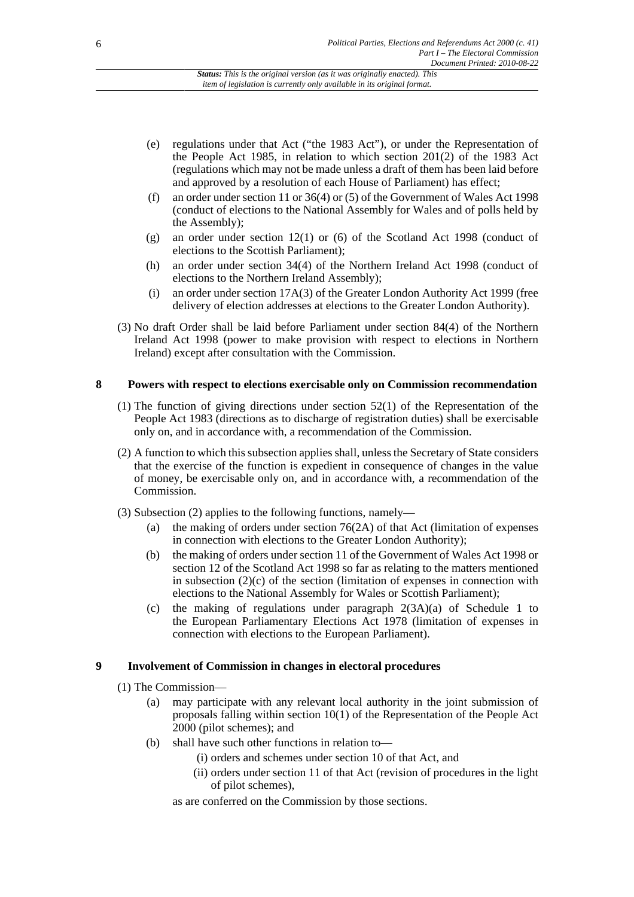- (e) regulations under that Act ("the 1983 Act"), or under the Representation of the People Act 1985, in relation to which section 201(2) of the 1983 Act (regulations which may not be made unless a draft of them has been laid before and approved by a resolution of each House of Parliament) has effect;
- (f) an order under section 11 or 36(4) or (5) of the Government of Wales Act 1998 (conduct of elections to the National Assembly for Wales and of polls held by the Assembly);
- (g) an order under section 12(1) or (6) of the Scotland Act 1998 (conduct of elections to the Scottish Parliament);
- (h) an order under section 34(4) of the Northern Ireland Act 1998 (conduct of elections to the Northern Ireland Assembly);
- (i) an order under section 17A(3) of the Greater London Authority Act 1999 (free delivery of election addresses at elections to the Greater London Authority).

(3) No draft Order shall be laid before Parliament under section 84(4) of the Northern Ireland Act 1998 (power to make provision with respect to elections in Northern Ireland) except after consultation with the Commission.

## 8 Powers with respect to elections exercisable only on Commission recommendation

(1) The function of giving directions under section 52(1) of the Representation of the People Act 1983 (directions as to discharge of registration duties) shall be exercisable only on, and in accordance with, a recommendation of the Commission.

(2) A function to which this subsection applies shall, unless the Secretary of State considers that the exercise of the function is expedient in consequence of changes in the value of money, be exercisable only on, and in accordance with, a recommendation of the Commission.

(3) Subsection (2) applies to the following functions, namely—

- (a) the making of orders under section 76(2A) of that Act (limitation of expenses in connection with elections to the Greater London Authority);
- (b) the making of orders under section 11 of the Government of Wales Act 1998 or section 12 of the Scotland Act 1998 so far as relating to the matters mentioned in subsection (2)(c) of the section (limitation of expenses in connection with elections to the National Assembly for Wales or Scottish Parliament);
- (c) the making of regulations under paragraph 2(3A)(a) of Schedule 1 to the European Parliamentary Elections Act 1978 (limitation of expenses in connection with elections to the European Parliament).

## 9 Involvement of Commission in changes in electoral procedures

(1) The Commission—

- (a) may participate with any relevant local authority in the joint submission of proposals falling within section 10(1) of the Representation of the People Act 2000 (pilot schemes); and
- (b) shall have such other functions in relation to—
  - (i) orders and schemes under section 10 of that Act, and
  - (ii) orders under section 11 of that Act (revision of procedures in the light of pilot schemes),

  as are conferred on the Commission by those sections.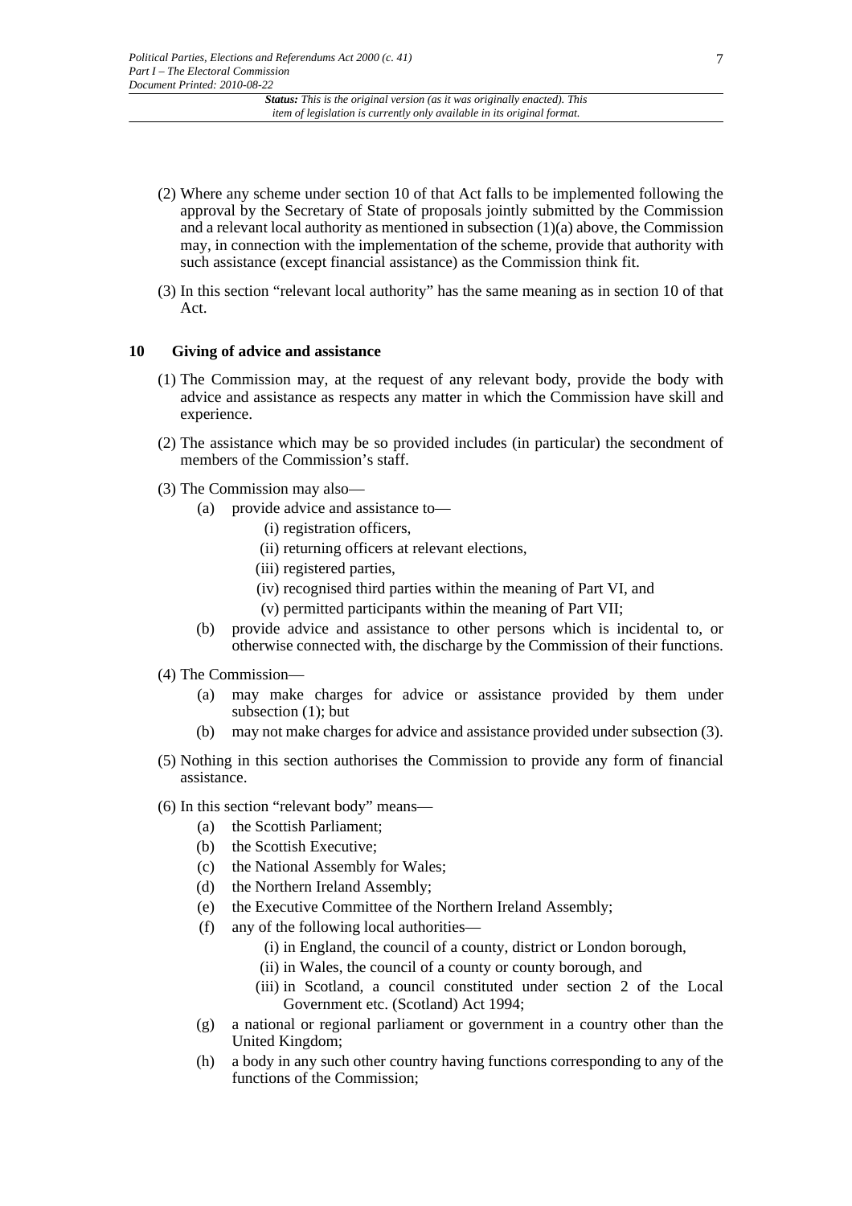(2) Where any scheme under section 10 of that Act falls to be implemented following the approval by the Secretary of State of proposals jointly submitted by the Commission and a relevant local authority as mentioned in subsection (1)(a) above, the Commission may, in connection with the implementation of the scheme, provide that authority with such assistance (except financial assistance) as the Commission think fit.

(3) In this section "relevant local authority" has the same meaning as in section 10 of that Act.

### 10 Giving of advice and assistance

(1) The Commission may, at the request of any relevant body, provide the body with advice and assistance as respects any matter in which the Commission have skill and experience.

(2) The assistance which may be so provided includes (in particular) the secondment of members of the Commission's staff.

(3) The Commission may also—

- (a) provide advice and assistance to—
  - (i) registration officers,
  - (ii) returning officers at relevant elections,
  - (iii) registered parties,
  - (iv) recognised third parties within the meaning of Part VI, and
  - (v) permitted participants within the meaning of Part VII;
- (b) provide advice and assistance to other persons which is incidental to, or otherwise connected with, the discharge by the Commission of their functions.

(4) The Commission—

- (a) may make charges for advice or assistance provided by them under subsection (1); but
- (b) may not make charges for advice and assistance provided under subsection (3).

(5) Nothing in this section authorises the Commission to provide any form of financial assistance.

(6) In this section "relevant body" means—

- (a) the Scottish Parliament;
- (b) the Scottish Executive;
- (c) the National Assembly for Wales;
- (d) the Northern Ireland Assembly;
- (e) the Executive Committee of the Northern Ireland Assembly;
- (f) any of the following local authorities—
  - (i) in England, the council of a county, district or London borough,
  - (ii) in Wales, the council of a county or county borough, and
  - (iii) in Scotland, a council constituted under section 2 of the Local Government etc. (Scotland) Act 1994;
- (g) a national or regional parliament or government in a country other than the United Kingdom;
- (h) a body in any such other country having functions corresponding to any of the functions of the Commission;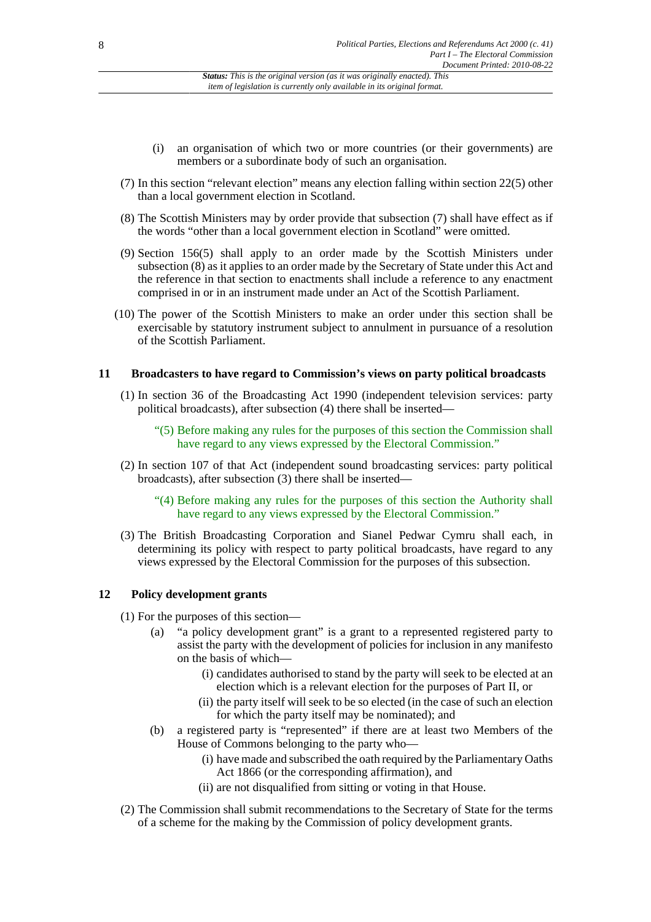(i) an organisation of which two or more countries (or their governments) are members or a subordinate body of such an organisation.

(7) In this section "relevant election" means any election falling within section 22(5) other than a local government election in Scotland.

(8) The Scottish Ministers may by order provide that subsection (7) shall have effect as if the words "other than a local government election in Scotland" were omitted.

(9) Section 156(5) shall apply to an order made by the Scottish Ministers under subsection (8) as it applies to an order made by the Secretary of State under this Act and the reference in that section to enactments shall include a reference to any enactment comprised in or in an instrument made under an Act of the Scottish Parliament.

(10) The power of the Scottish Ministers to make an order under this section shall be exercisable by statutory instrument subject to annulment in pursuance of a resolution of the Scottish Parliament.

### 11 Broadcasters to have regard to Commission's views on party political broadcasts

(1) In section 36 of the Broadcasting Act 1990 (independent television services: party political broadcasts), after subsection (4) there shall be inserted—

> "(5) Before making any rules for the purposes of this section the Commission shall have regard to any views expressed by the Electoral Commission."

(2) In section 107 of that Act (independent sound broadcasting services: party political broadcasts), after subsection (3) there shall be inserted—

> "(4) Before making any rules for the purposes of this section the Authority shall have regard to any views expressed by the Electoral Commission."

(3) The British Broadcasting Corporation and Sianel Pedwar Cymru shall each, in determining its policy with respect to party political broadcasts, have regard to any views expressed by the Electoral Commission for the purposes of this subsection.

### 12 Policy development grants

(1) For the purposes of this section—

- (a) "a policy development grant" is a grant to a represented registered party to assist the party with the development of policies for inclusion in any manifesto on the basis of which—
  - (i) candidates authorised to stand by the party will seek to be elected at an election which is a relevant election for the purposes of Part II, or
  - (ii) the party itself will seek to be so elected (in the case of such an election for which the party itself may be nominated); and
- (b) a registered party is "represented" if there are at least two Members of the House of Commons belonging to the party who—
  - (i) have made and subscribed the oath required by the Parliamentary Oaths Act 1866 (or the corresponding affirmation), and
  - (ii) are not disqualified from sitting or voting in that House.

(2) The Commission shall submit recommendations to the Secretary of State for the terms of a scheme for the making by the Commission of policy development grants.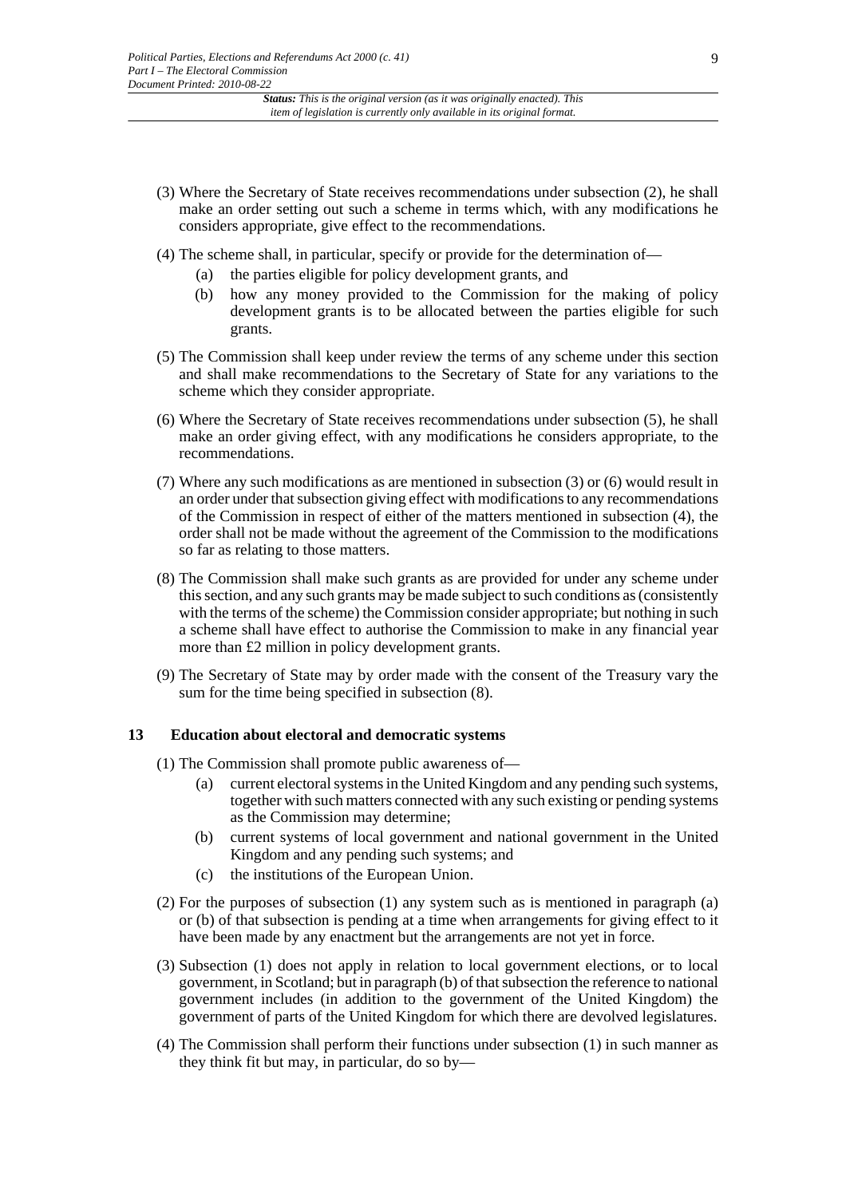(3) Where the Secretary of State receives recommendations under subsection (2), he shall make an order setting out such a scheme in terms which, with any modifications he considers appropriate, give effect to the recommendations.

(4) The scheme shall, in particular, specify or provide for the determination of—

- (a) the parties eligible for policy development grants, and
- (b) how any money provided to the Commission for the making of policy development grants is to be allocated between the parties eligible for such grants.

(5) The Commission shall keep under review the terms of any scheme under this section and shall make recommendations to the Secretary of State for any variations to the scheme which they consider appropriate.

(6) Where the Secretary of State receives recommendations under subsection (5), he shall make an order giving effect, with any modifications he considers appropriate, to the recommendations.

(7) Where any such modifications as are mentioned in subsection (3) or (6) would result in an order under that subsection giving effect with modifications to any recommendations of the Commission in respect of either of the matters mentioned in subsection (4), the order shall not be made without the agreement of the Commission to the modifications so far as relating to those matters.

(8) The Commission shall make such grants as are provided for under any scheme under this section, and any such grants may be made subject to such conditions as (consistently with the terms of the scheme) the Commission consider appropriate; but nothing in such a scheme shall have effect to authorise the Commission to make in any financial year more than £2 million in policy development grants.

(9) The Secretary of State may by order made with the consent of the Treasury vary the sum for the time being specified in subsection (8).

## 13 Education about electoral and democratic systems

(1) The Commission shall promote public awareness of—

- (a) current electoral systems in the United Kingdom and any pending such systems, together with such matters connected with any such existing or pending systems as the Commission may determine;
- (b) current systems of local government and national government in the United Kingdom and any pending such systems; and
- (c) the institutions of the European Union.

(2) For the purposes of subsection (1) any system such as is mentioned in paragraph (a) or (b) of that subsection is pending at a time when arrangements for giving effect to it have been made by any enactment but the arrangements are not yet in force.

(3) Subsection (1) does not apply in relation to local government elections, or to local government, in Scotland; but in paragraph (b) of that subsection the reference to national government includes (in addition to the government of the United Kingdom) the government of parts of the United Kingdom for which there are devolved legislatures.

(4) The Commission shall perform their functions under subsection (1) in such manner as they think fit but may, in particular, do so by—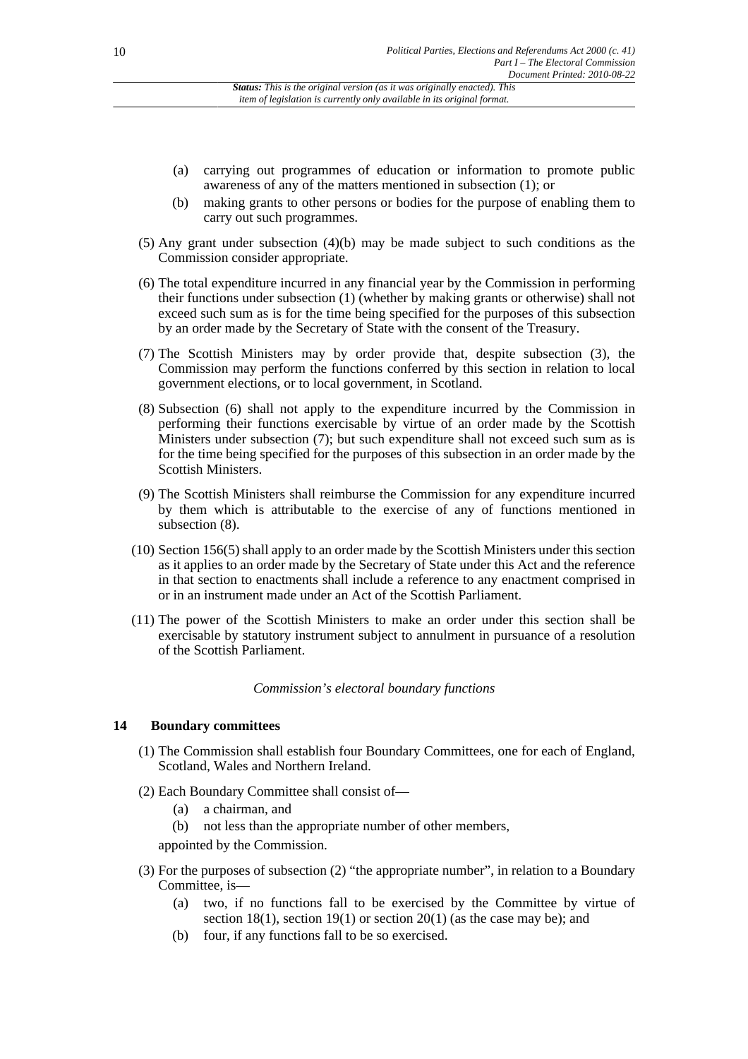(a) carrying out programmes of education or information to promote public awareness of any of the matters mentioned in subsection (1); or

(b) making grants to other persons or bodies for the purpose of enabling them to carry out such programmes.

(5) Any grant under subsection (4)(b) may be made subject to such conditions as the Commission consider appropriate.

(6) The total expenditure incurred in any financial year by the Commission in performing their functions under subsection (1) (whether by making grants or otherwise) shall not exceed such sum as is for the time being specified for the purposes of this subsection by an order made by the Secretary of State with the consent of the Treasury.

(7) The Scottish Ministers may by order provide that, despite subsection (3), the Commission may perform the functions conferred by this section in relation to local government elections, or to local government, in Scotland.

(8) Subsection (6) shall not apply to the expenditure incurred by the Commission in performing their functions exercisable by virtue of an order made by the Scottish Ministers under subsection (7); but such expenditure shall not exceed such sum as is for the time being specified for the purposes of this subsection in an order made by the Scottish Ministers.

(9) The Scottish Ministers shall reimburse the Commission for any expenditure incurred by them which is attributable to the exercise of any of functions mentioned in subsection (8).

(10) Section 156(5) shall apply to an order made by the Scottish Ministers under this section as it applies to an order made by the Secretary of State under this Act and the reference in that section to enactments shall include a reference to any enactment comprised in or in an instrument made under an Act of the Scottish Parliament.

(11) The power of the Scottish Ministers to make an order under this section shall be exercisable by statutory instrument subject to annulment in pursuance of a resolution of the Scottish Parliament.

*Commission's electoral boundary functions*

## 14 Boundary committees

(1) The Commission shall establish four Boundary Committees, one for each of England, Scotland, Wales and Northern Ireland.

(2) Each Boundary Committee shall consist of—

(a) a chairman, and

(b) not less than the appropriate number of other members,

appointed by the Commission.

(3) For the purposes of subsection (2) "the appropriate number", in relation to a Boundary Committee, is—

(a) two, if no functions fall to be exercised by the Committee by virtue of section 18(1), section 19(1) or section 20(1) (as the case may be); and

(b) four, if any functions fall to be so exercised.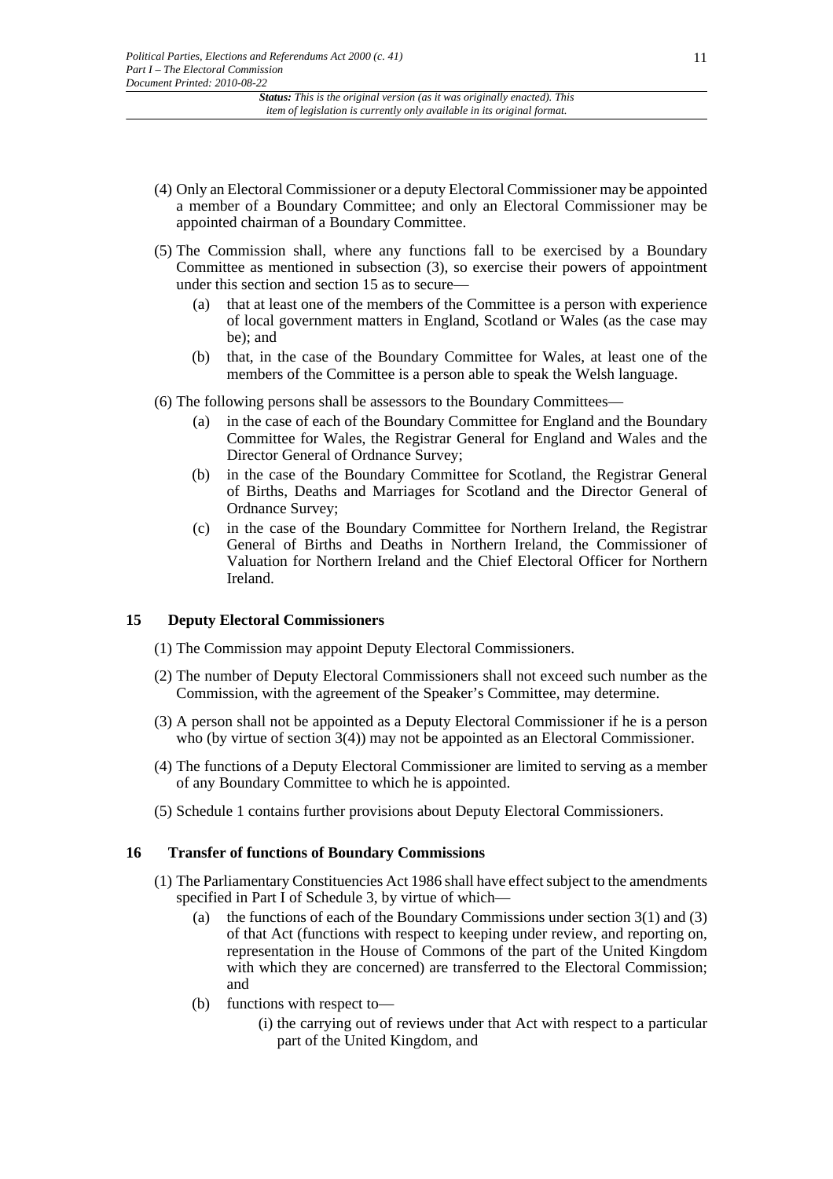(4) Only an Electoral Commissioner or a deputy Electoral Commissioner may be appointed a member of a Boundary Committee; and only an Electoral Commissioner may be appointed chairman of a Boundary Committee.

(5) The Commission shall, where any functions fall to be exercised by a Boundary Committee as mentioned in subsection (3), so exercise their powers of appointment under this section and section 15 as to secure—

- (a) that at least one of the members of the Committee is a person with experience of local government matters in England, Scotland or Wales (as the case may be); and
- (b) that, in the case of the Boundary Committee for Wales, at least one of the members of the Committee is a person able to speak the Welsh language.

(6) The following persons shall be assessors to the Boundary Committees—

- (a) in the case of each of the Boundary Committee for England and the Boundary Committee for Wales, the Registrar General for England and Wales and the Director General of Ordnance Survey;
- (b) in the case of the Boundary Committee for Scotland, the Registrar General of Births, Deaths and Marriages for Scotland and the Director General of Ordnance Survey;
- (c) in the case of the Boundary Committee for Northern Ireland, the Registrar General of Births and Deaths in Northern Ireland, the Commissioner of Valuation for Northern Ireland and the Chief Electoral Officer for Northern Ireland.

## 15 Deputy Electoral Commissioners

(1) The Commission may appoint Deputy Electoral Commissioners.

(2) The number of Deputy Electoral Commissioners shall not exceed such number as the Commission, with the agreement of the Speaker's Committee, may determine.

(3) A person shall not be appointed as a Deputy Electoral Commissioner if he is a person who (by virtue of section 3(4)) may not be appointed as an Electoral Commissioner.

(4) The functions of a Deputy Electoral Commissioner are limited to serving as a member of any Boundary Committee to which he is appointed.

(5) Schedule 1 contains further provisions about Deputy Electoral Commissioners.

## 16 Transfer of functions of Boundary Commissions

(1) The Parliamentary Constituencies Act 1986 shall have effect subject to the amendments specified in Part I of Schedule 3, by virtue of which—

- (a) the functions of each of the Boundary Commissions under section 3(1) and (3) of that Act (functions with respect to keeping under review, and reporting on, representation in the House of Commons of the part of the United Kingdom with which they are concerned) are transferred to the Electoral Commission; and
- (b) functions with respect to—
  - (i) the carrying out of reviews under that Act with respect to a particular part of the United Kingdom, and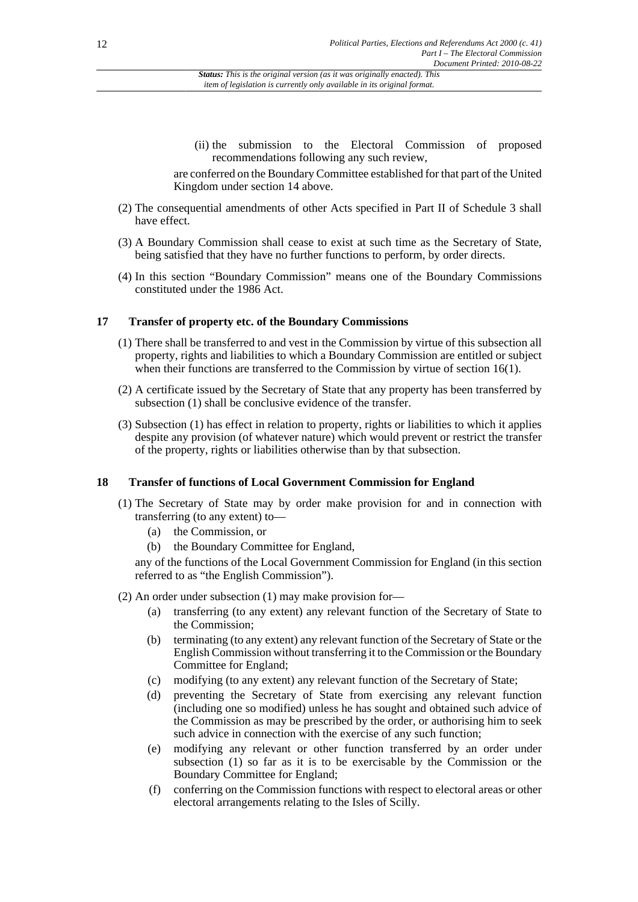(ii) the submission to the Electoral Commission of proposed recommendations following any such review,

are conferred on the Boundary Committee established for that part of the United Kingdom under section 14 above.

(2) The consequential amendments of other Acts specified in Part II of Schedule 3 shall have effect.

(3) A Boundary Commission shall cease to exist at such time as the Secretary of State, being satisfied that they have no further functions to perform, by order directs.

(4) In this section "Boundary Commission" means one of the Boundary Commissions constituted under the 1986 Act.

## 17 Transfer of property etc. of the Boundary Commissions

(1) There shall be transferred to and vest in the Commission by virtue of this subsection all property, rights and liabilities to which a Boundary Commission are entitled or subject when their functions are transferred to the Commission by virtue of section 16(1).

(2) A certificate issued by the Secretary of State that any property has been transferred by subsection (1) shall be conclusive evidence of the transfer.

(3) Subsection (1) has effect in relation to property, rights or liabilities to which it applies despite any provision (of whatever nature) which would prevent or restrict the transfer of the property, rights or liabilities otherwise than by that subsection.

## 18 Transfer of functions of Local Government Commission for England

(1) The Secretary of State may by order make provision for and in connection with transferring (to any extent) to—

- (a) the Commission, or
- (b) the Boundary Committee for England,

any of the functions of the Local Government Commission for England (in this section referred to as "the English Commission").

(2) An order under subsection (1) may make provision for—

- (a) transferring (to any extent) any relevant function of the Secretary of State to the Commission;
- (b) terminating (to any extent) any relevant function of the Secretary of State or the English Commission without transferring it to the Commission or the Boundary Committee for England;
- (c) modifying (to any extent) any relevant function of the Secretary of State;
- (d) preventing the Secretary of State from exercising any relevant function (including one so modified) unless he has sought and obtained such advice of the Commission as may be prescribed by the order, or authorising him to seek such advice in connection with the exercise of any such function;
- (e) modifying any relevant or other function transferred by an order under subsection (1) so far as it is to be exercisable by the Commission or the Boundary Committee for England;
- (f) conferring on the Commission functions with respect to electoral areas or other electoral arrangements relating to the Isles of Scilly.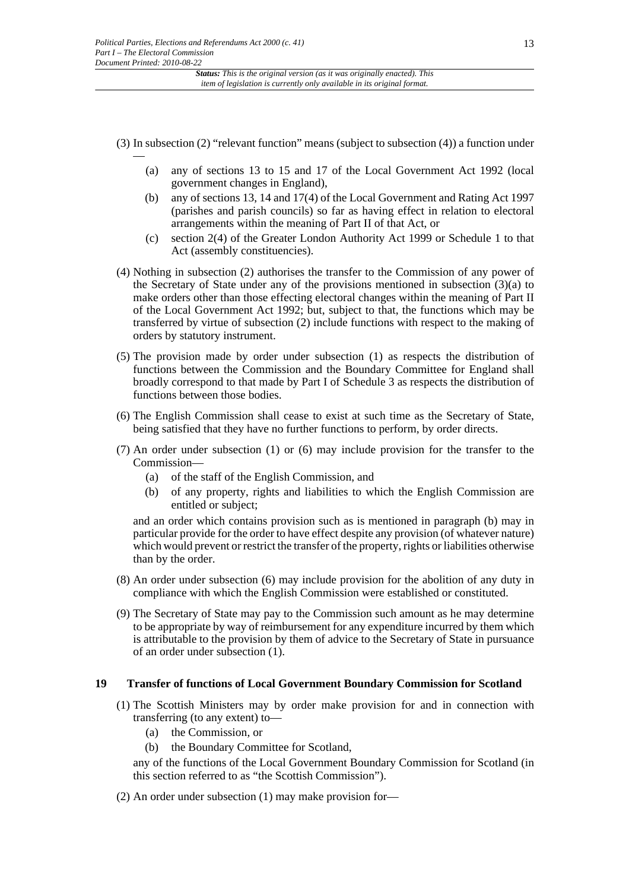(3) In subsection (2) "relevant function" means (subject to subsection (4)) a function under —

  (a) any of sections 13 to 15 and 17 of the Local Government Act 1992 (local government changes in England),

  (b) any of sections 13, 14 and 17(4) of the Local Government and Rating Act 1997 (parishes and parish councils) so far as having effect in relation to electoral arrangements within the meaning of Part II of that Act, or

  (c) section 2(4) of the Greater London Authority Act 1999 or Schedule 1 to that Act (assembly constituencies).

(4) Nothing in subsection (2) authorises the transfer to the Commission of any power of the Secretary of State under any of the provisions mentioned in subsection (3)(a) to make orders other than those effecting electoral changes within the meaning of Part II of the Local Government Act 1992; but, subject to that, the functions which may be transferred by virtue of subsection (2) include functions with respect to the making of orders by statutory instrument.

(5) The provision made by order under subsection (1) as respects the distribution of functions between the Commission and the Boundary Committee for England shall broadly correspond to that made by Part I of Schedule 3 as respects the distribution of functions between those bodies.

(6) The English Commission shall cease to exist at such time as the Secretary of State, being satisfied that they have no further functions to perform, by order directs.

(7) An order under subsection (1) or (6) may include provision for the transfer to the Commission—

  (a) of the staff of the English Commission, and

  (b) of any property, rights and liabilities to which the English Commission are entitled or subject;

and an order which contains provision such as is mentioned in paragraph (b) may in particular provide for the order to have effect despite any provision (of whatever nature) which would prevent or restrict the transfer of the property, rights or liabilities otherwise than by the order.

(8) An order under subsection (6) may include provision for the abolition of any duty in compliance with which the English Commission were established or constituted.

(9) The Secretary of State may pay to the Commission such amount as he may determine to be appropriate by way of reimbursement for any expenditure incurred by them which is attributable to the provision by them of advice to the Secretary of State in pursuance of an order under subsection (1).

## 19 Transfer of functions of Local Government Boundary Commission for Scotland

(1) The Scottish Ministers may by order make provision for and in connection with transferring (to any extent) to—

  (a) the Commission, or

  (b) the Boundary Committee for Scotland,

any of the functions of the Local Government Boundary Commission for Scotland (in this section referred to as "the Scottish Commission").

(2) An order under subsection (1) may make provision for—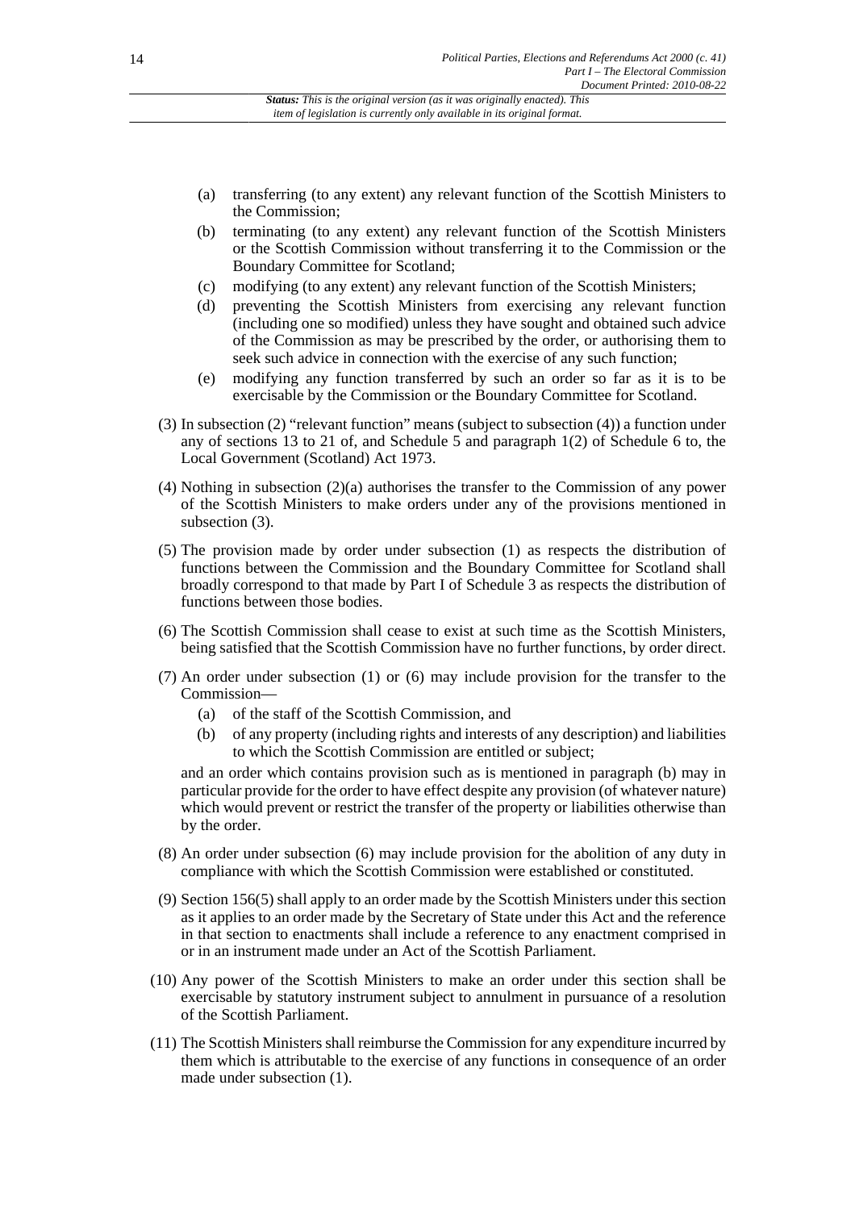(a) transferring (to any extent) any relevant function of the Scottish Ministers to the Commission;

(b) terminating (to any extent) any relevant function of the Scottish Ministers or the Scottish Commission without transferring it to the Commission or the Boundary Committee for Scotland;

(c) modifying (to any extent) any relevant function of the Scottish Ministers;

(d) preventing the Scottish Ministers from exercising any relevant function (including one so modified) unless they have sought and obtained such advice of the Commission as may be prescribed by the order, or authorising them to seek such advice in connection with the exercise of any such function;

(e) modifying any function transferred by such an order so far as it is to be exercisable by the Commission or the Boundary Committee for Scotland.

(3) In subsection (2) "relevant function" means (subject to subsection (4)) a function under any of sections 13 to 21 of, and Schedule 5 and paragraph 1(2) of Schedule 6 to, the Local Government (Scotland) Act 1973.

(4) Nothing in subsection (2)(a) authorises the transfer to the Commission of any power of the Scottish Ministers to make orders under any of the provisions mentioned in subsection (3).

(5) The provision made by order under subsection (1) as respects the distribution of functions between the Commission and the Boundary Committee for Scotland shall broadly correspond to that made by Part I of Schedule 3 as respects the distribution of functions between those bodies.

(6) The Scottish Commission shall cease to exist at such time as the Scottish Ministers, being satisfied that the Scottish Commission have no further functions, by order direct.

(7) An order under subsection (1) or (6) may include provision for the transfer to the Commission—

(a) of the staff of the Scottish Commission, and

(b) of any property (including rights and interests of any description) and liabilities to which the Scottish Commission are entitled or subject;

and an order which contains provision such as is mentioned in paragraph (b) may in particular provide for the order to have effect despite any provision (of whatever nature) which would prevent or restrict the transfer of the property or liabilities otherwise than by the order.

(8) An order under subsection (6) may include provision for the abolition of any duty in compliance with which the Scottish Commission were established or constituted.

(9) Section 156(5) shall apply to an order made by the Scottish Ministers under this section as it applies to an order made by the Secretary of State under this Act and the reference in that section to enactments shall include a reference to any enactment comprised in or in an instrument made under an Act of the Scottish Parliament.

(10) Any power of the Scottish Ministers to make an order under this section shall be exercisable by statutory instrument subject to annulment in pursuance of a resolution of the Scottish Parliament.

(11) The Scottish Ministers shall reimburse the Commission for any expenditure incurred by them which is attributable to the exercise of any functions in consequence of an order made under subsection (1).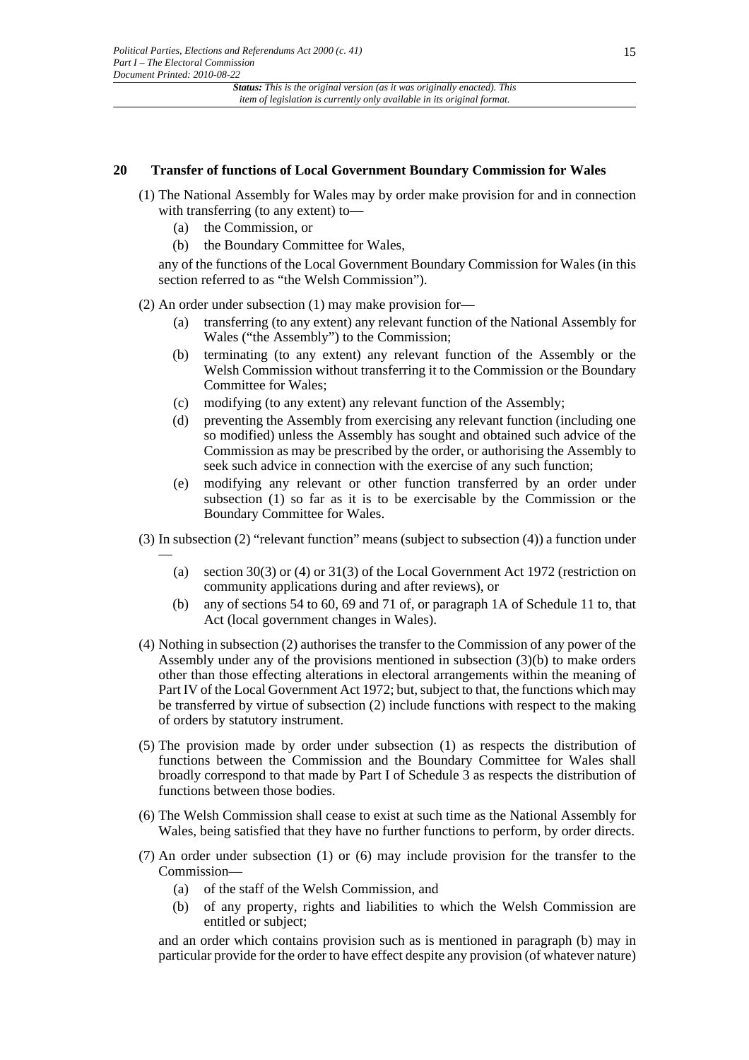## 20 Transfer of functions of Local Government Boundary Commission for Wales

(1) The National Assembly for Wales may by order make provision for and in connection with transferring (to any extent) to—

(a) the Commission, or

(b) the Boundary Committee for Wales,

any of the functions of the Local Government Boundary Commission for Wales (in this section referred to as "the Welsh Commission").

(2) An order under subsection (1) may make provision for—

(a) transferring (to any extent) any relevant function of the National Assembly for Wales ("the Assembly") to the Commission;

(b) terminating (to any extent) any relevant function of the Assembly or the Welsh Commission without transferring it to the Commission or the Boundary Committee for Wales;

(c) modifying (to any extent) any relevant function of the Assembly;

(d) preventing the Assembly from exercising any relevant function (including one so modified) unless the Assembly has sought and obtained such advice of the Commission as may be prescribed by the order, or authorising the Assembly to seek such advice in connection with the exercise of any such function;

(e) modifying any relevant or other function transferred by an order under subsection (1) so far as it is to be exercisable by the Commission or the Boundary Committee for Wales.

(3) In subsection (2) "relevant function" means (subject to subsection (4)) a function under —

(a) section 30(3) or (4) or 31(3) of the Local Government Act 1972 (restriction on community applications during and after reviews), or

(b) any of sections 54 to 60, 69 and 71 of, or paragraph 1A of Schedule 11 to, that Act (local government changes in Wales).

(4) Nothing in subsection (2) authorises the transfer to the Commission of any power of the Assembly under any of the provisions mentioned in subsection (3)(b) to make orders other than those effecting alterations in electoral arrangements within the meaning of Part IV of the Local Government Act 1972; but, subject to that, the functions which may be transferred by virtue of subsection (2) include functions with respect to the making of orders by statutory instrument.

(5) The provision made by order under subsection (1) as respects the distribution of functions between the Commission and the Boundary Committee for Wales shall broadly correspond to that made by Part I of Schedule 3 as respects the distribution of functions between those bodies.

(6) The Welsh Commission shall cease to exist at such time as the National Assembly for Wales, being satisfied that they have no further functions to perform, by order directs.

(7) An order under subsection (1) or (6) may include provision for the transfer to the Commission—

(a) of the staff of the Welsh Commission, and

(b) of any property, rights and liabilities to which the Welsh Commission are entitled or subject;

and an order which contains provision such as is mentioned in paragraph (b) may in particular provide for the order to have effect despite any provision (of whatever nature)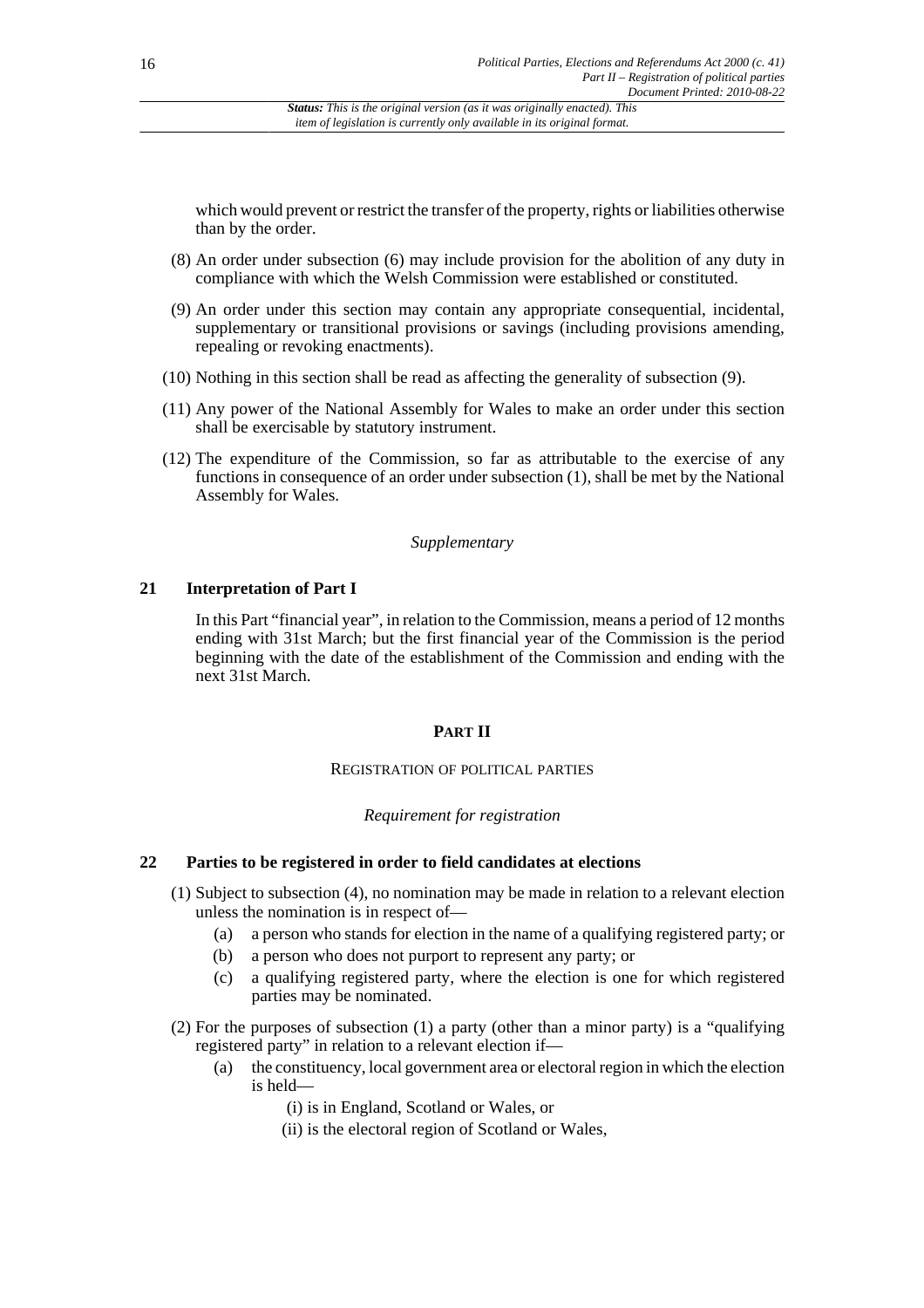which would prevent or restrict the transfer of the property, rights or liabilities otherwise than by the order.

(8) An order under subsection (6) may include provision for the abolition of any duty in compliance with which the Welsh Commission were established or constituted.

(9) An order under this section may contain any appropriate consequential, incidental, supplementary or transitional provisions or savings (including provisions amending, repealing or revoking enactments).

(10) Nothing in this section shall be read as affecting the generality of subsection (9).

(11) Any power of the National Assembly for Wales to make an order under this section shall be exercisable by statutory instrument.

(12) The expenditure of the Commission, so far as attributable to the exercise of any functions in consequence of an order under subsection (1), shall be met by the National Assembly for Wales.

*Supplementary*

### 21 Interpretation of Part I

In this Part "financial year", in relation to the Commission, means a period of 12 months ending with 31st March; but the first financial year of the Commission is the period beginning with the date of the establishment of the Commission and ending with the next 31st March.

## PART II

REGISTRATION OF POLITICAL PARTIES

*Requirement for registration*

### 22 Parties to be registered in order to field candidates at elections

(1) Subject to subsection (4), no nomination may be made in relation to a relevant election unless the nomination is in respect of—

- (a) a person who stands for election in the name of a qualifying registered party; or
- (b) a person who does not purport to represent any party; or
- (c) a qualifying registered party, where the election is one for which registered parties may be nominated.

(2) For the purposes of subsection (1) a party (other than a minor party) is a "qualifying registered party" in relation to a relevant election if—

- (a) the constituency, local government area or electoral region in which the election is held—
  - (i) is in England, Scotland or Wales, or
  - (ii) is the electoral region of Scotland or Wales,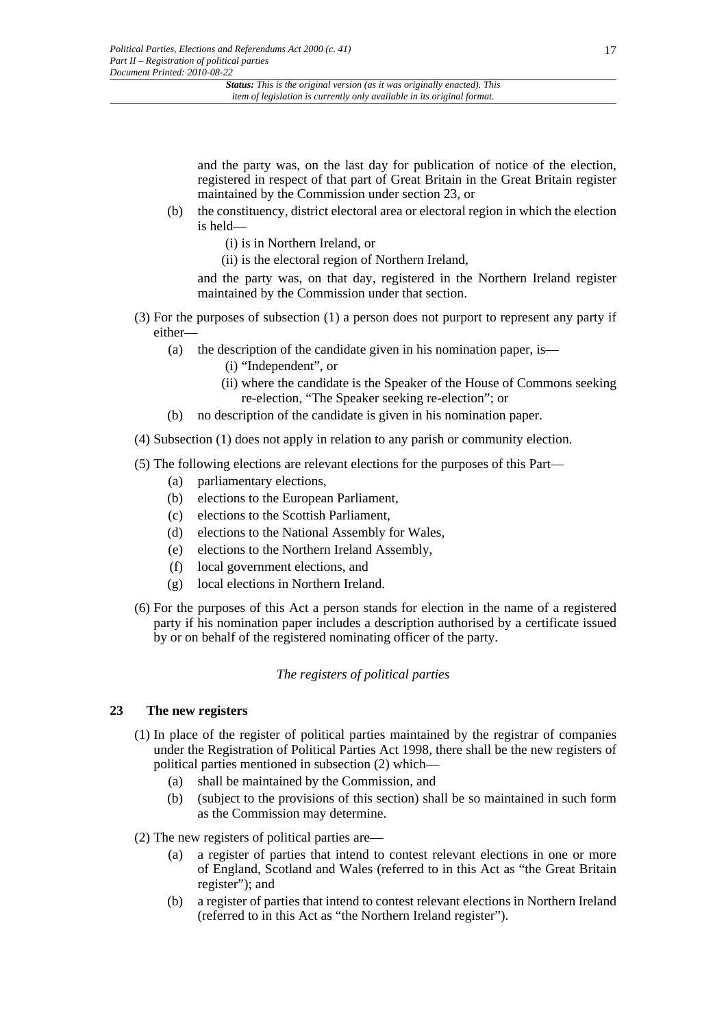and the party was, on the last day for publication of notice of the election, registered in respect of that part of Great Britain in the Great Britain register maintained by the Commission under section 23, or

(b) the constituency, district electoral area or electoral region in which the election is held—

(i) is in Northern Ireland, or

(ii) is the electoral region of Northern Ireland,

and the party was, on that day, registered in the Northern Ireland register maintained by the Commission under that section.

(3) For the purposes of subsection (1) a person does not purport to represent any party if either—

(a) the description of the candidate given in his nomination paper, is—

(i) "Independent", or

(ii) where the candidate is the Speaker of the House of Commons seeking re-election, "The Speaker seeking re-election"; or

(b) no description of the candidate is given in his nomination paper.

(4) Subsection (1) does not apply in relation to any parish or community election.

(5) The following elections are relevant elections for the purposes of this Part—

(a) parliamentary elections,

(b) elections to the European Parliament,

(c) elections to the Scottish Parliament,

(d) elections to the National Assembly for Wales,

(e) elections to the Northern Ireland Assembly,

(f) local government elections, and

(g) local elections in Northern Ireland.

(6) For the purposes of this Act a person stands for election in the name of a registered party if his nomination paper includes a description authorised by a certificate issued by or on behalf of the registered nominating officer of the party.

*The registers of political parties*

## 23 The new registers

(1) In place of the register of political parties maintained by the registrar of companies under the Registration of Political Parties Act 1998, there shall be the new registers of political parties mentioned in subsection (2) which—

(a) shall be maintained by the Commission, and

(b) (subject to the provisions of this section) shall be so maintained in such form as the Commission may determine.

(2) The new registers of political parties are—

(a) a register of parties that intend to contest relevant elections in one or more of England, Scotland and Wales (referred to in this Act as "the Great Britain register"); and

(b) a register of parties that intend to contest relevant elections in Northern Ireland (referred to in this Act as "the Northern Ireland register").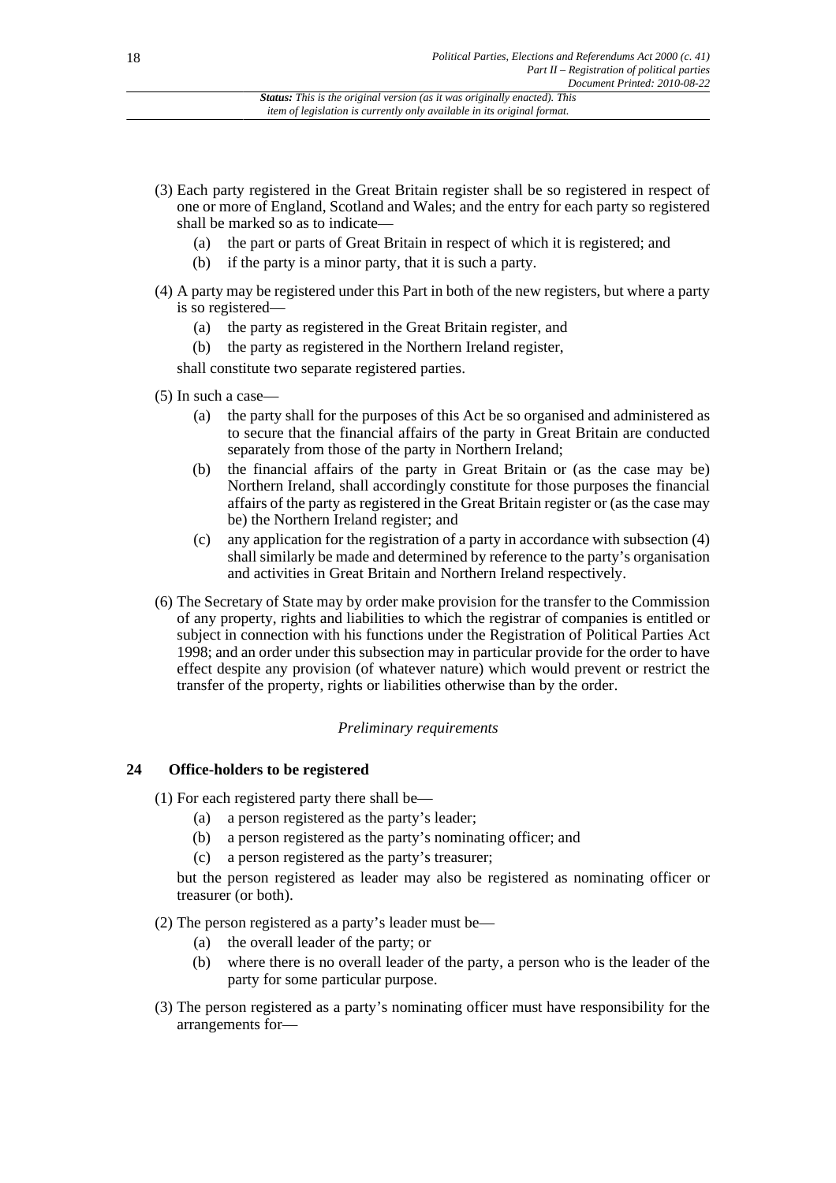(3) Each party registered in the Great Britain register shall be so registered in respect of one or more of England, Scotland and Wales; and the entry for each party so registered shall be marked so as to indicate—

   (a) the part or parts of Great Britain in respect of which it is registered; and

   (b) if the party is a minor party, that it is such a party.

(4) A party may be registered under this Part in both of the new registers, but where a party is so registered—

   (a) the party as registered in the Great Britain register, and

   (b) the party as registered in the Northern Ireland register,

   shall constitute two separate registered parties.

(5) In such a case—

   (a) the party shall for the purposes of this Act be so organised and administered as to secure that the financial affairs of the party in Great Britain are conducted separately from those of the party in Northern Ireland;

   (b) the financial affairs of the party in Great Britain or (as the case may be) Northern Ireland, shall accordingly constitute for those purposes the financial affairs of the party as registered in the Great Britain register or (as the case may be) the Northern Ireland register; and

   (c) any application for the registration of a party in accordance with subsection (4) shall similarly be made and determined by reference to the party's organisation and activities in Great Britain and Northern Ireland respectively.

(6) The Secretary of State may by order make provision for the transfer to the Commission of any property, rights and liabilities to which the registrar of companies is entitled or subject in connection with his functions under the Registration of Political Parties Act 1998; and an order under this subsection may in particular provide for the order to have effect despite any provision (of whatever nature) which would prevent or restrict the transfer of the property, rights or liabilities otherwise than by the order.

*Preliminary requirements*

## 24 Office-holders to be registered

(1) For each registered party there shall be—

   (a) a person registered as the party's leader;

   (b) a person registered as the party's nominating officer; and

   (c) a person registered as the party's treasurer;

   but the person registered as leader may also be registered as nominating officer or treasurer (or both).

(2) The person registered as a party's leader must be—

   (a) the overall leader of the party; or

   (b) where there is no overall leader of the party, a person who is the leader of the party for some particular purpose.

(3) The person registered as a party's nominating officer must have responsibility for the arrangements for—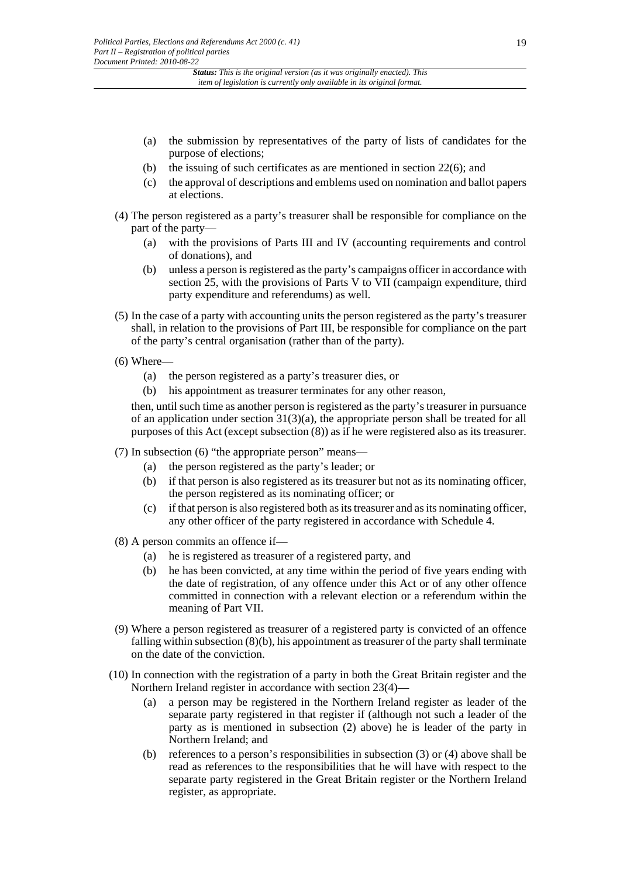(a) the submission by representatives of the party of lists of candidates for the purpose of elections;

(b) the issuing of such certificates as are mentioned in section 22(6); and

(c) the approval of descriptions and emblems used on nomination and ballot papers at elections.

(4) The person registered as a party's treasurer shall be responsible for compliance on the part of the party—

(a) with the provisions of Parts III and IV (accounting requirements and control of donations), and

(b) unless a person is registered as the party's campaigns officer in accordance with section 25, with the provisions of Parts V to VII (campaign expenditure, third party expenditure and referendums) as well.

(5) In the case of a party with accounting units the person registered as the party's treasurer shall, in relation to the provisions of Part III, be responsible for compliance on the part of the party's central organisation (rather than of the party).

(6) Where—

(a) the person registered as a party's treasurer dies, or

(b) his appointment as treasurer terminates for any other reason,

then, until such time as another person is registered as the party's treasurer in pursuance of an application under section 31(3)(a), the appropriate person shall be treated for all purposes of this Act (except subsection (8)) as if he were registered also as its treasurer.

(7) In subsection (6) "the appropriate person" means—

(a) the person registered as the party's leader; or

(b) if that person is also registered as its treasurer but not as its nominating officer, the person registered as its nominating officer; or

(c) if that person is also registered both as its treasurer and as its nominating officer, any other officer of the party registered in accordance with Schedule 4.

(8) A person commits an offence if—

(a) he is registered as treasurer of a registered party, and

(b) he has been convicted, at any time within the period of five years ending with the date of registration, of any offence under this Act or of any other offence committed in connection with a relevant election or a referendum within the meaning of Part VII.

(9) Where a person registered as treasurer of a registered party is convicted of an offence falling within subsection (8)(b), his appointment as treasurer of the party shall terminate on the date of the conviction.

(10) In connection with the registration of a party in both the Great Britain register and the Northern Ireland register in accordance with section 23(4)—

(a) a person may be registered in the Northern Ireland register as leader of the separate party registered in that register if (although not such a leader of the party as is mentioned in subsection (2) above) he is leader of the party in Northern Ireland; and

(b) references to a person's responsibilities in subsection (3) or (4) above shall be read as references to the responsibilities that he will have with respect to the separate party registered in the Great Britain register or the Northern Ireland register, as appropriate.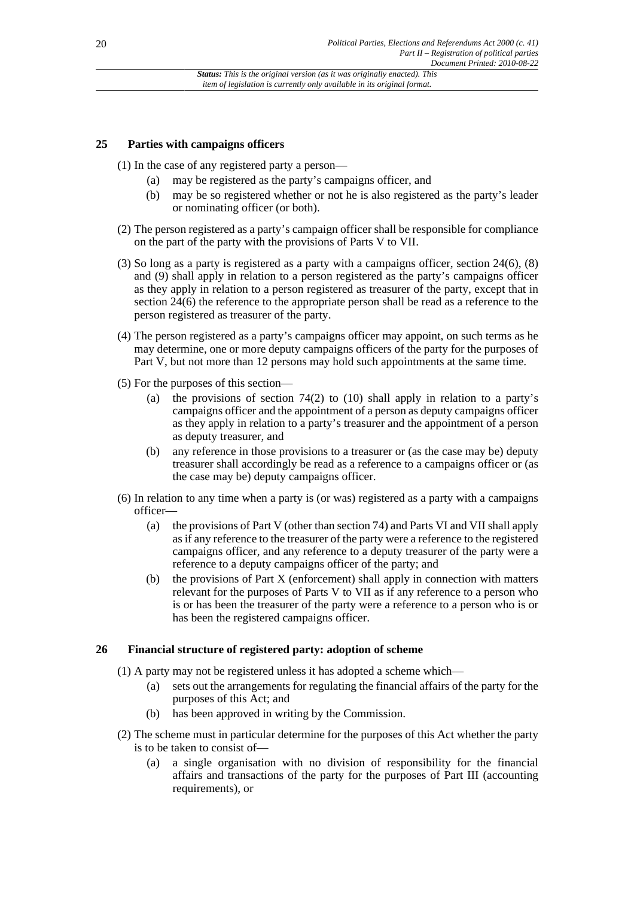## 25 Parties with campaigns officers

(1) In the case of any registered party a person—

- (a) may be registered as the party's campaigns officer, and
- (b) may be so registered whether or not he is also registered as the party's leader or nominating officer (or both).

(2) The person registered as a party's campaign officer shall be responsible for compliance on the part of the party with the provisions of Parts V to VII.

(3) So long as a party is registered as a party with a campaigns officer, section 24(6), (8) and (9) shall apply in relation to a person registered as the party's campaigns officer as they apply in relation to a person registered as treasurer of the party, except that in section 24(6) the reference to the appropriate person shall be read as a reference to the person registered as treasurer of the party.

(4) The person registered as a party's campaigns officer may appoint, on such terms as he may determine, one or more deputy campaigns officers of the party for the purposes of Part V, but not more than 12 persons may hold such appointments at the same time.

(5) For the purposes of this section—

- (a) the provisions of section 74(2) to (10) shall apply in relation to a party's campaigns officer and the appointment of a person as deputy campaigns officer as they apply in relation to a party's treasurer and the appointment of a person as deputy treasurer, and
- (b) any reference in those provisions to a treasurer or (as the case may be) deputy treasurer shall accordingly be read as a reference to a campaigns officer or (as the case may be) deputy campaigns officer.

(6) In relation to any time when a party is (or was) registered as a party with a campaigns officer—

- (a) the provisions of Part V (other than section 74) and Parts VI and VII shall apply as if any reference to the treasurer of the party were a reference to the registered campaigns officer, and any reference to a deputy treasurer of the party were a reference to a deputy campaigns officer of the party; and
- (b) the provisions of Part X (enforcement) shall apply in connection with matters relevant for the purposes of Parts V to VII as if any reference to a person who is or has been the treasurer of the party were a reference to a person who is or has been the registered campaigns officer.

## 26 Financial structure of registered party: adoption of scheme

(1) A party may not be registered unless it has adopted a scheme which—

- (a) sets out the arrangements for regulating the financial affairs of the party for the purposes of this Act; and
- (b) has been approved in writing by the Commission.

(2) The scheme must in particular determine for the purposes of this Act whether the party is to be taken to consist of—

- (a) a single organisation with no division of responsibility for the financial affairs and transactions of the party for the purposes of Part III (accounting requirements), or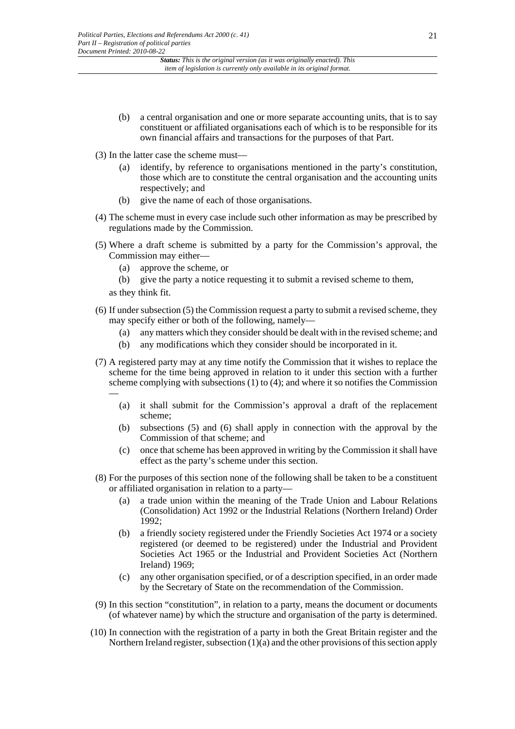(b) a central organisation and one or more separate accounting units, that is to say constituent or affiliated organisations each of which is to be responsible for its own financial affairs and transactions for the purposes of that Part.

(3) In the latter case the scheme must—

(a) identify, by reference to organisations mentioned in the party's constitution, those which are to constitute the central organisation and the accounting units respectively; and

(b) give the name of each of those organisations.

(4) The scheme must in every case include such other information as may be prescribed by regulations made by the Commission.

(5) Where a draft scheme is submitted by a party for the Commission's approval, the Commission may either—

(a) approve the scheme, or

(b) give the party a notice requesting it to submit a revised scheme to them,

as they think fit.

(6) If under subsection (5) the Commission request a party to submit a revised scheme, they may specify either or both of the following, namely—

(a) any matters which they consider should be dealt with in the revised scheme; and

(b) any modifications which they consider should be incorporated in it.

(7) A registered party may at any time notify the Commission that it wishes to replace the scheme for the time being approved in relation to it under this section with a further scheme complying with subsections (1) to (4); and where it so notifies the Commission —

(a) it shall submit for the Commission's approval a draft of the replacement scheme;

(b) subsections (5) and (6) shall apply in connection with the approval by the Commission of that scheme; and

(c) once that scheme has been approved in writing by the Commission it shall have effect as the party's scheme under this section.

(8) For the purposes of this section none of the following shall be taken to be a constituent or affiliated organisation in relation to a party—

(a) a trade union within the meaning of the Trade Union and Labour Relations (Consolidation) Act 1992 or the Industrial Relations (Northern Ireland) Order 1992;

(b) a friendly society registered under the Friendly Societies Act 1974 or a society registered (or deemed to be registered) under the Industrial and Provident Societies Act 1965 or the Industrial and Provident Societies Act (Northern Ireland) 1969;

(c) any other organisation specified, or of a description specified, in an order made by the Secretary of State on the recommendation of the Commission.

(9) In this section "constitution", in relation to a party, means the document or documents (of whatever name) by which the structure and organisation of the party is determined.

(10) In connection with the registration of a party in both the Great Britain register and the Northern Ireland register, subsection (1)(a) and the other provisions of this section apply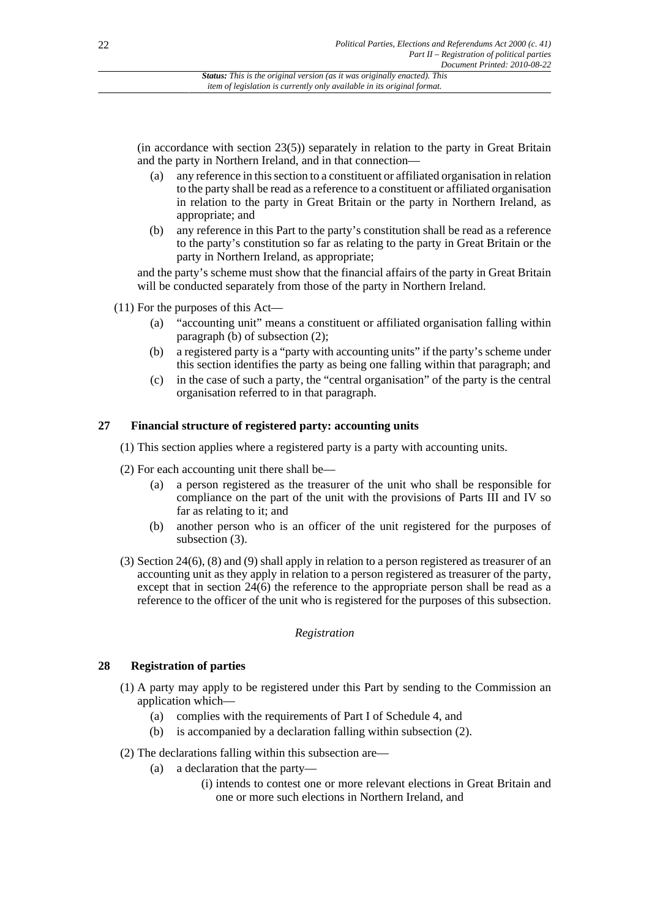(in accordance with section 23(5)) separately in relation to the party in Great Britain and the party in Northern Ireland, and in that connection—

(a) any reference in this section to a constituent or affiliated organisation in relation to the party shall be read as a reference to a constituent or affiliated organisation in relation to the party in Great Britain or the party in Northern Ireland, as appropriate; and

(b) any reference in this Part to the party's constitution shall be read as a reference to the party's constitution so far as relating to the party in Great Britain or the party in Northern Ireland, as appropriate;

and the party's scheme must show that the financial affairs of the party in Great Britain will be conducted separately from those of the party in Northern Ireland.

(11) For the purposes of this Act—

(a) "accounting unit" means a constituent or affiliated organisation falling within paragraph (b) of subsection (2);

(b) a registered party is a "party with accounting units" if the party's scheme under this section identifies the party as being one falling within that paragraph; and

(c) in the case of such a party, the "central organisation" of the party is the central organisation referred to in that paragraph.

## 27 Financial structure of registered party: accounting units

(1) This section applies where a registered party is a party with accounting units.

(2) For each accounting unit there shall be—

(a) a person registered as the treasurer of the unit who shall be responsible for compliance on the part of the unit with the provisions of Parts III and IV so far as relating to it; and

(b) another person who is an officer of the unit registered for the purposes of subsection (3).

(3) Section 24(6), (8) and (9) shall apply in relation to a person registered as treasurer of an accounting unit as they apply in relation to a person registered as treasurer of the party, except that in section 24(6) the reference to the appropriate person shall be read as a reference to the officer of the unit who is registered for the purposes of this subsection.

*Registration*

## 28 Registration of parties

(1) A party may apply to be registered under this Part by sending to the Commission an application which—

(a) complies with the requirements of Part I of Schedule 4, and

(b) is accompanied by a declaration falling within subsection (2).

(2) The declarations falling within this subsection are—

(a) a declaration that the party—

(i) intends to contest one or more relevant elections in Great Britain and one or more such elections in Northern Ireland, and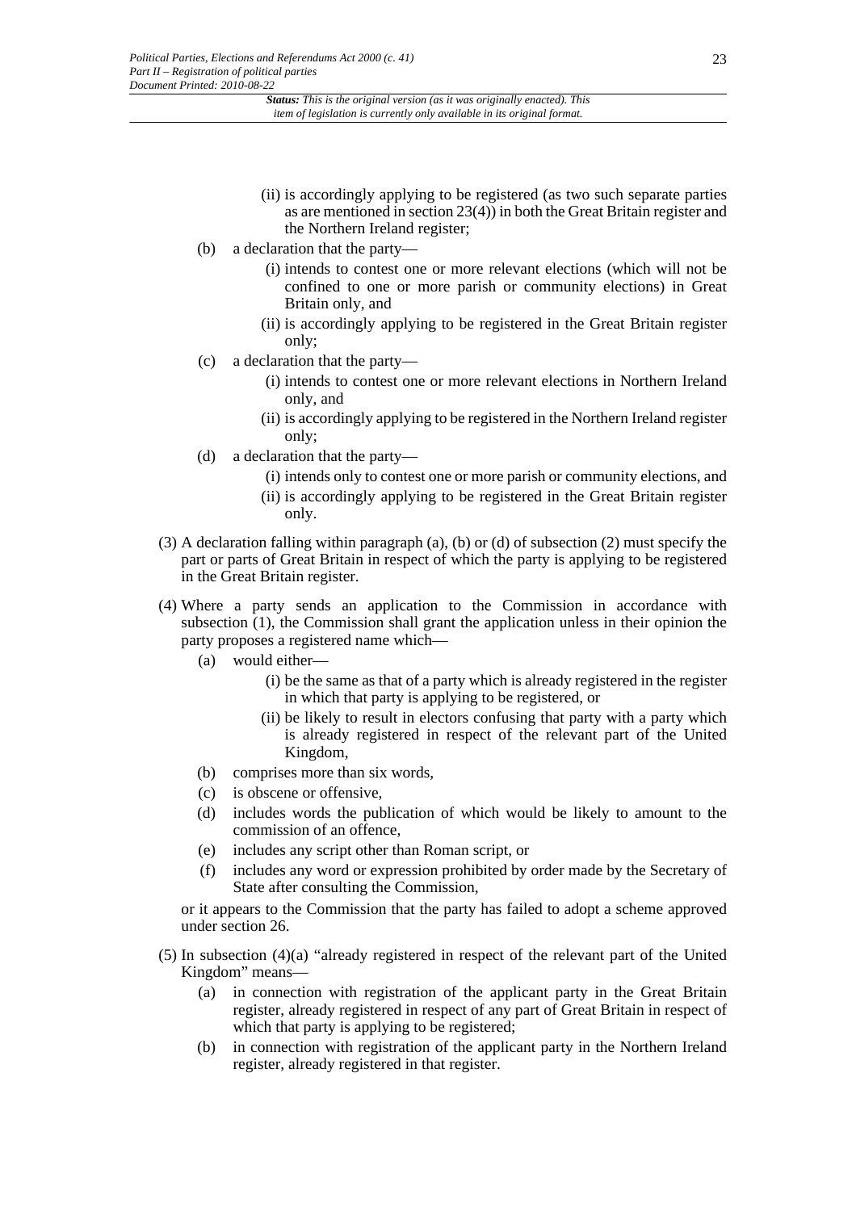(ii) is accordingly applying to be registered (as two such separate parties as are mentioned in section 23(4)) in both the Great Britain register and the Northern Ireland register;

(b) a declaration that the party—

(i) intends to contest one or more relevant elections (which will not be confined to one or more parish or community elections) in Great Britain only, and

(ii) is accordingly applying to be registered in the Great Britain register only;

(c) a declaration that the party—

(i) intends to contest one or more relevant elections in Northern Ireland only, and

(ii) is accordingly applying to be registered in the Northern Ireland register only;

(d) a declaration that the party—

(i) intends only to contest one or more parish or community elections, and

(ii) is accordingly applying to be registered in the Great Britain register only.

(3) A declaration falling within paragraph (a), (b) or (d) of subsection (2) must specify the part or parts of Great Britain in respect of which the party is applying to be registered in the Great Britain register.

(4) Where a party sends an application to the Commission in accordance with subsection (1), the Commission shall grant the application unless in their opinion the party proposes a registered name which—

(a) would either—

(i) be the same as that of a party which is already registered in the register in which that party is applying to be registered, or

(ii) be likely to result in electors confusing that party with a party which is already registered in respect of the relevant part of the United Kingdom,

(b) comprises more than six words,

(c) is obscene or offensive,

(d) includes words the publication of which would be likely to amount to the commission of an offence,

(e) includes any script other than Roman script, or

(f) includes any word or expression prohibited by order made by the Secretary of State after consulting the Commission,

or it appears to the Commission that the party has failed to adopt a scheme approved under section 26.

(5) In subsection (4)(a) "already registered in respect of the relevant part of the United Kingdom" means—

(a) in connection with registration of the applicant party in the Great Britain register, already registered in respect of any part of Great Britain in respect of which that party is applying to be registered;

(b) in connection with registration of the applicant party in the Northern Ireland register, already registered in that register.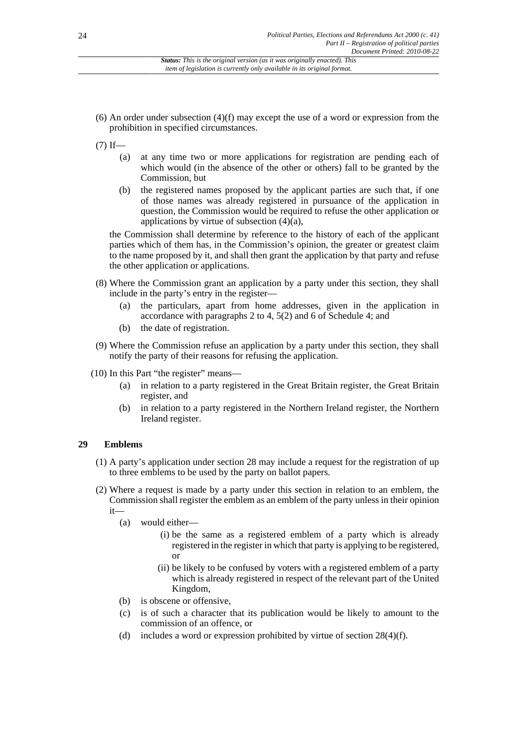(6) An order under subsection (4)(f) may except the use of a word or expression from the prohibition in specified circumstances.

(7) If—

(a) at any time two or more applications for registration are pending each of which would (in the absence of the other or others) fall to be granted by the Commission, but

(b) the registered names proposed by the applicant parties are such that, if one of those names was already registered in pursuance of the application in question, the Commission would be required to refuse the other application or applications by virtue of subsection (4)(a),

the Commission shall determine by reference to the history of each of the applicant parties which of them has, in the Commission's opinion, the greater or greatest claim to the name proposed by it, and shall then grant the application by that party and refuse the other application or applications.

(8) Where the Commission grant an application by a party under this section, they shall include in the party's entry in the register—

(a) the particulars, apart from home addresses, given in the application in accordance with paragraphs 2 to 4, 5(2) and 6 of Schedule 4; and

(b) the date of registration.

(9) Where the Commission refuse an application by a party under this section, they shall notify the party of their reasons for refusing the application.

(10) In this Part "the register" means—

(a) in relation to a party registered in the Great Britain register, the Great Britain register, and

(b) in relation to a party registered in the Northern Ireland register, the Northern Ireland register.

## 29 Emblems

(1) A party's application under section 28 may include a request for the registration of up to three emblems to be used by the party on ballot papers.

(2) Where a request is made by a party under this section in relation to an emblem, the Commission shall register the emblem as an emblem of the party unless in their opinion it—

(a) would either—

(i) be the same as a registered emblem of a party which is already registered in the register in which that party is applying to be registered, or

(ii) be likely to be confused by voters with a registered emblem of a party which is already registered in respect of the relevant part of the United Kingdom,

(b) is obscene or offensive,

(c) is of such a character that its publication would be likely to amount to the commission of an offence, or

(d) includes a word or expression prohibited by virtue of section 28(4)(f).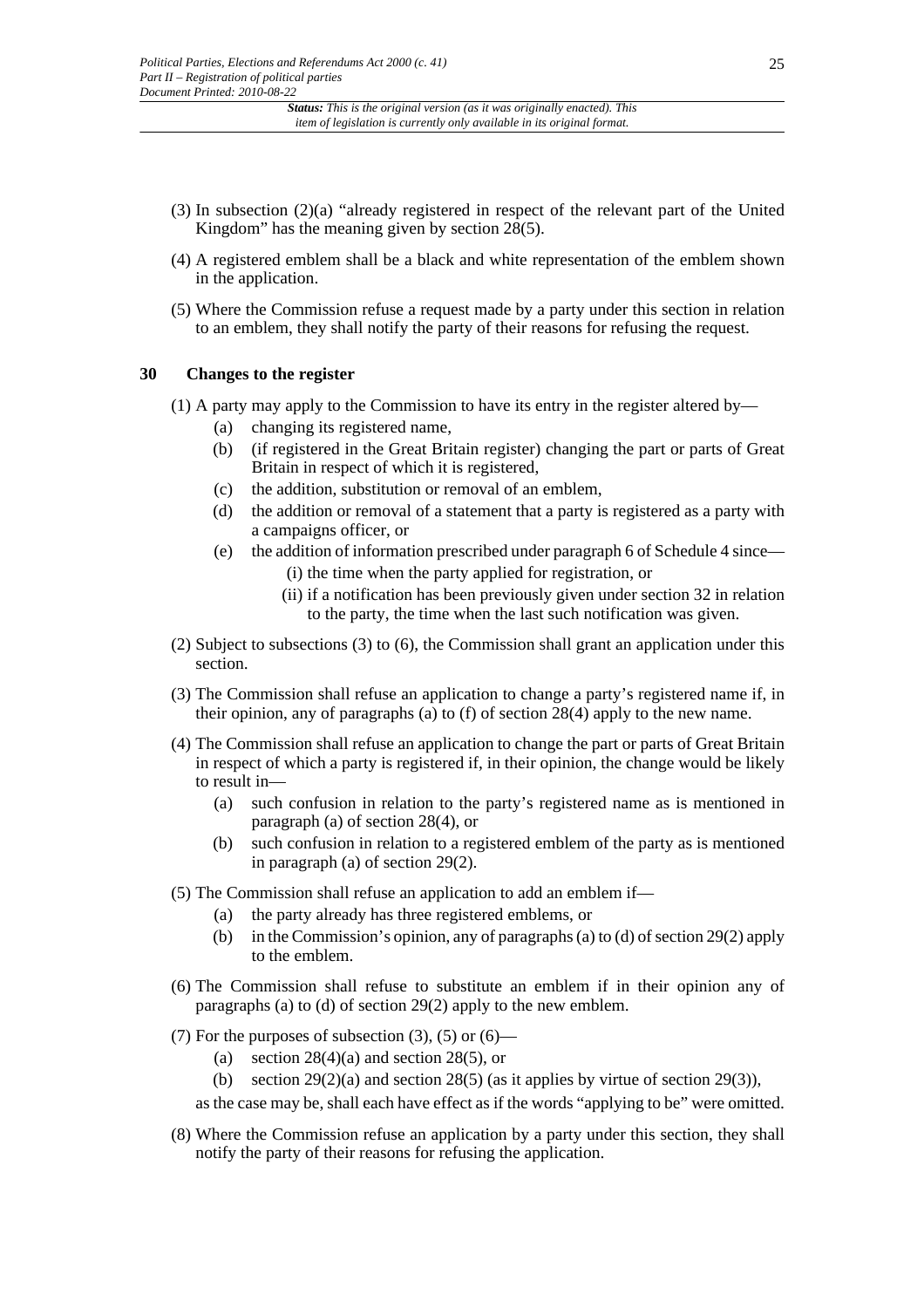(3) In subsection (2)(a) "already registered in respect of the relevant part of the United Kingdom" has the meaning given by section 28(5).

(4) A registered emblem shall be a black and white representation of the emblem shown in the application.

(5) Where the Commission refuse a request made by a party under this section in relation to an emblem, they shall notify the party of their reasons for refusing the request.

### 30 Changes to the register

(1) A party may apply to the Commission to have its entry in the register altered by—

- (a) changing its registered name,
- (b) (if registered in the Great Britain register) changing the part or parts of Great Britain in respect of which it is registered,
- (c) the addition, substitution or removal of an emblem,
- (d) the addition or removal of a statement that a party is registered as a party with a campaigns officer, or
- (e) the addition of information prescribed under paragraph 6 of Schedule 4 since—
  - (i) the time when the party applied for registration, or
  - (ii) if a notification has been previously given under section 32 in relation to the party, the time when the last such notification was given.

(2) Subject to subsections (3) to (6), the Commission shall grant an application under this section.

(3) The Commission shall refuse an application to change a party's registered name if, in their opinion, any of paragraphs (a) to (f) of section 28(4) apply to the new name.

(4) The Commission shall refuse an application to change the part or parts of Great Britain in respect of which a party is registered if, in their opinion, the change would be likely to result in—

- (a) such confusion in relation to the party's registered name as is mentioned in paragraph (a) of section 28(4), or
- (b) such confusion in relation to a registered emblem of the party as is mentioned in paragraph (a) of section 29(2).

(5) The Commission shall refuse an application to add an emblem if—

- (a) the party already has three registered emblems, or
- (b) in the Commission's opinion, any of paragraphs (a) to (d) of section 29(2) apply to the emblem.

(6) The Commission shall refuse to substitute an emblem if in their opinion any of paragraphs (a) to (d) of section 29(2) apply to the new emblem.

(7) For the purposes of subsection (3), (5) or (6)—

- (a) section 28(4)(a) and section 28(5), or
- (b) section 29(2)(a) and section 28(5) (as it applies by virtue of section 29(3)),

as the case may be, shall each have effect as if the words "applying to be" were omitted.

(8) Where the Commission refuse an application by a party under this section, they shall notify the party of their reasons for refusing the application.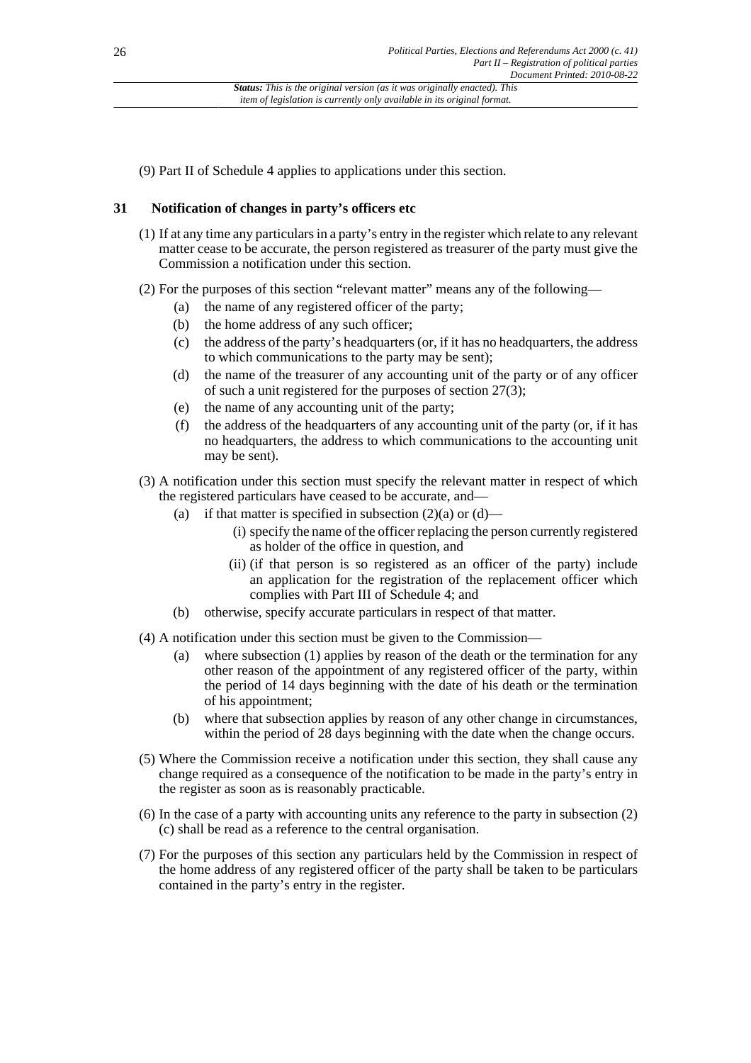(9) Part II of Schedule 4 applies to applications under this section.

## 31 Notification of changes in party's officers etc

(1) If at any time any particulars in a party's entry in the register which relate to any relevant matter cease to be accurate, the person registered as treasurer of the party must give the Commission a notification under this section.

(2) For the purposes of this section "relevant matter" means any of the following—

- (a) the name of any registered officer of the party;
- (b) the home address of any such officer;
- (c) the address of the party's headquarters (or, if it has no headquarters, the address to which communications to the party may be sent);
- (d) the name of the treasurer of any accounting unit of the party or of any officer of such a unit registered for the purposes of section 27(3);
- (e) the name of any accounting unit of the party;
- (f) the address of the headquarters of any accounting unit of the party (or, if it has no headquarters, the address to which communications to the accounting unit may be sent).

(3) A notification under this section must specify the relevant matter in respect of which the registered particulars have ceased to be accurate, and—

- (a) if that matter is specified in subsection (2)(a) or (d)—
  - (i) specify the name of the officer replacing the person currently registered as holder of the office in question, and
  - (ii) (if that person is so registered as an officer of the party) include an application for the registration of the replacement officer which complies with Part III of Schedule 4; and
- (b) otherwise, specify accurate particulars in respect of that matter.

(4) A notification under this section must be given to the Commission—

- (a) where subsection (1) applies by reason of the death or the termination for any other reason of the appointment of any registered officer of the party, within the period of 14 days beginning with the date of his death or the termination of his appointment;
- (b) where that subsection applies by reason of any other change in circumstances, within the period of 28 days beginning with the date when the change occurs.

(5) Where the Commission receive a notification under this section, they shall cause any change required as a consequence of the notification to be made in the party's entry in the register as soon as is reasonably practicable.

(6) In the case of a party with accounting units any reference to the party in subsection (2)(c) shall be read as a reference to the central organisation.

(7) For the purposes of this section any particulars held by the Commission in respect of the home address of any registered officer of the party shall be taken to be particulars contained in the party's entry in the register.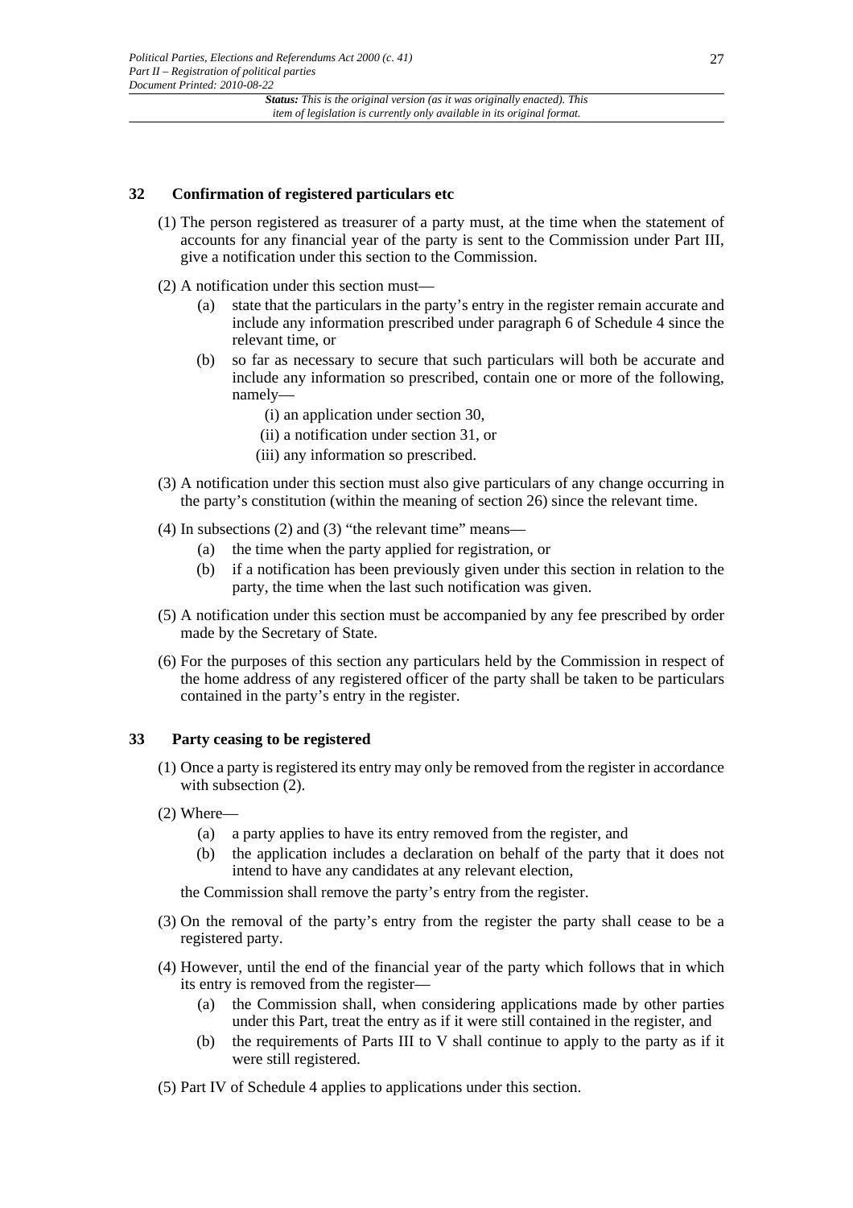### 32 Confirmation of registered particulars etc

(1) The person registered as treasurer of a party must, at the time when the statement of accounts for any financial year of the party is sent to the Commission under Part III, give a notification under this section to the Commission.

(2) A notification under this section must—

- (a) state that the particulars in the party's entry in the register remain accurate and include any information prescribed under paragraph 6 of Schedule 4 since the relevant time, or
- (b) so far as necessary to secure that such particulars will both be accurate and include any information so prescribed, contain one or more of the following, namely—
  - (i) an application under section 30,
  - (ii) a notification under section 31, or
  - (iii) any information so prescribed.

(3) A notification under this section must also give particulars of any change occurring in the party's constitution (within the meaning of section 26) since the relevant time.

(4) In subsections (2) and (3) "the relevant time" means—

- (a) the time when the party applied for registration, or
- (b) if a notification has been previously given under this section in relation to the party, the time when the last such notification was given.

(5) A notification under this section must be accompanied by any fee prescribed by order made by the Secretary of State.

(6) For the purposes of this section any particulars held by the Commission in respect of the home address of any registered officer of the party shall be taken to be particulars contained in the party's entry in the register.

### 33 Party ceasing to be registered

(1) Once a party is registered its entry may only be removed from the register in accordance with subsection (2).

(2) Where—

- (a) a party applies to have its entry removed from the register, and
- (b) the application includes a declaration on behalf of the party that it does not intend to have any candidates at any relevant election,

the Commission shall remove the party's entry from the register.

(3) On the removal of the party's entry from the register the party shall cease to be a registered party.

(4) However, until the end of the financial year of the party which follows that in which its entry is removed from the register—

- (a) the Commission shall, when considering applications made by other parties under this Part, treat the entry as if it were still contained in the register, and
- (b) the requirements of Parts III to V shall continue to apply to the party as if it were still registered.

(5) Part IV of Schedule 4 applies to applications under this section.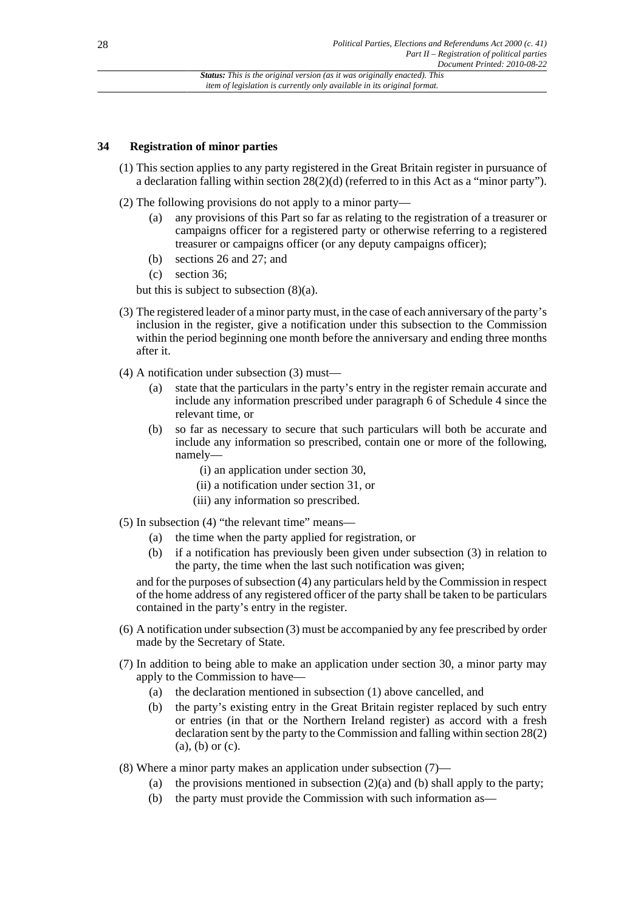## 34 Registration of minor parties

(1) This section applies to any party registered in the Great Britain register in pursuance of a declaration falling within section 28(2)(d) (referred to in this Act as a "minor party").

(2) The following provisions do not apply to a minor party—

- (a) any provisions of this Part so far as relating to the registration of a treasurer or campaigns officer for a registered party or otherwise referring to a registered treasurer or campaigns officer (or any deputy campaigns officer);
- (b) sections 26 and 27; and
- (c) section 36;

but this is subject to subsection (8)(a).

(3) The registered leader of a minor party must, in the case of each anniversary of the party's inclusion in the register, give a notification under this subsection to the Commission within the period beginning one month before the anniversary and ending three months after it.

(4) A notification under subsection (3) must—

- (a) state that the particulars in the party's entry in the register remain accurate and include any information prescribed under paragraph 6 of Schedule 4 since the relevant time, or
- (b) so far as necessary to secure that such particulars will both be accurate and include any information so prescribed, contain one or more of the following, namely—
  - (i) an application under section 30,
  - (ii) a notification under section 31, or
  - (iii) any information so prescribed.

(5) In subsection (4) "the relevant time" means—

- (a) the time when the party applied for registration, or
- (b) if a notification has previously been given under subsection (3) in relation to the party, the time when the last such notification was given;

and for the purposes of subsection (4) any particulars held by the Commission in respect of the home address of any registered officer of the party shall be taken to be particulars contained in the party's entry in the register.

(6) A notification under subsection (3) must be accompanied by any fee prescribed by order made by the Secretary of State.

(7) In addition to being able to make an application under section 30, a minor party may apply to the Commission to have—

- (a) the declaration mentioned in subsection (1) above cancelled, and
- (b) the party's existing entry in the Great Britain register replaced by such entry or entries (in that or the Northern Ireland register) as accord with a fresh declaration sent by the party to the Commission and falling within section 28(2) (a), (b) or (c).

(8) Where a minor party makes an application under subsection (7)—

- (a) the provisions mentioned in subsection (2)(a) and (b) shall apply to the party;
- (b) the party must provide the Commission with such information as—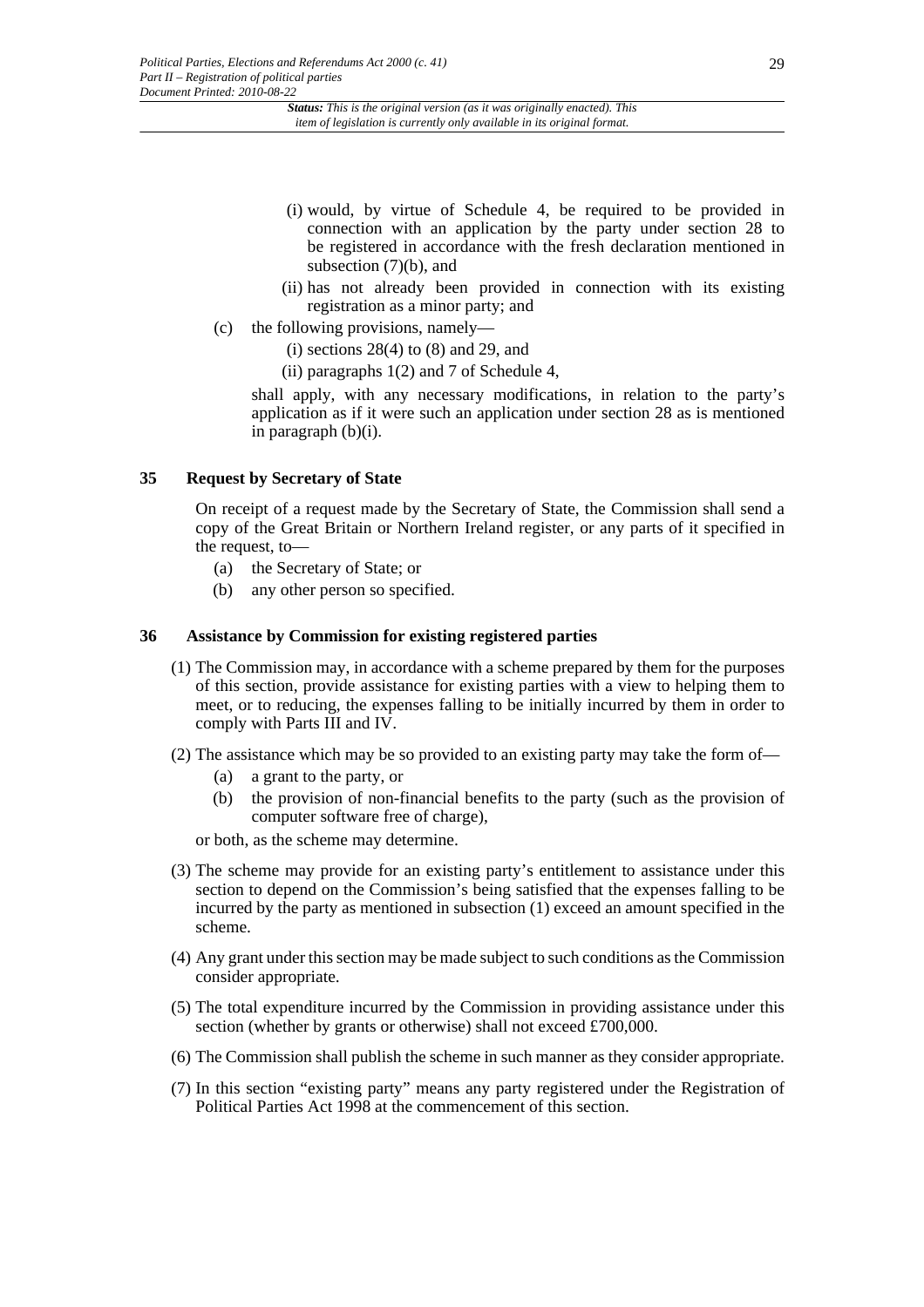(i) would, by virtue of Schedule 4, be required to be provided in connection with an application by the party under section 28 to be registered in accordance with the fresh declaration mentioned in subsection (7)(b), and

(ii) has not already been provided in connection with its existing registration as a minor party; and

(c) the following provisions, namely—

(i) sections 28(4) to (8) and 29, and

(ii) paragraphs 1(2) and 7 of Schedule 4,

shall apply, with any necessary modifications, in relation to the party's application as if it were such an application under section 28 as is mentioned in paragraph (b)(i).

### 35 Request by Secretary of State

On receipt of a request made by the Secretary of State, the Commission shall send a copy of the Great Britain or Northern Ireland register, or any parts of it specified in the request, to—

(a) the Secretary of State; or

(b) any other person so specified.

### 36 Assistance by Commission for existing registered parties

(1) The Commission may, in accordance with a scheme prepared by them for the purposes of this section, provide assistance for existing parties with a view to helping them to meet, or to reducing, the expenses falling to be initially incurred by them in order to comply with Parts III and IV.

(2) The assistance which may be so provided to an existing party may take the form of—

(a) a grant to the party, or

(b) the provision of non-financial benefits to the party (such as the provision of computer software free of charge),

or both, as the scheme may determine.

(3) The scheme may provide for an existing party's entitlement to assistance under this section to depend on the Commission's being satisfied that the expenses falling to be incurred by the party as mentioned in subsection (1) exceed an amount specified in the scheme.

(4) Any grant under this section may be made subject to such conditions as the Commission consider appropriate.

(5) The total expenditure incurred by the Commission in providing assistance under this section (whether by grants or otherwise) shall not exceed £700,000.

(6) The Commission shall publish the scheme in such manner as they consider appropriate.

(7) In this section "existing party" means any party registered under the Registration of Political Parties Act 1998 at the commencement of this section.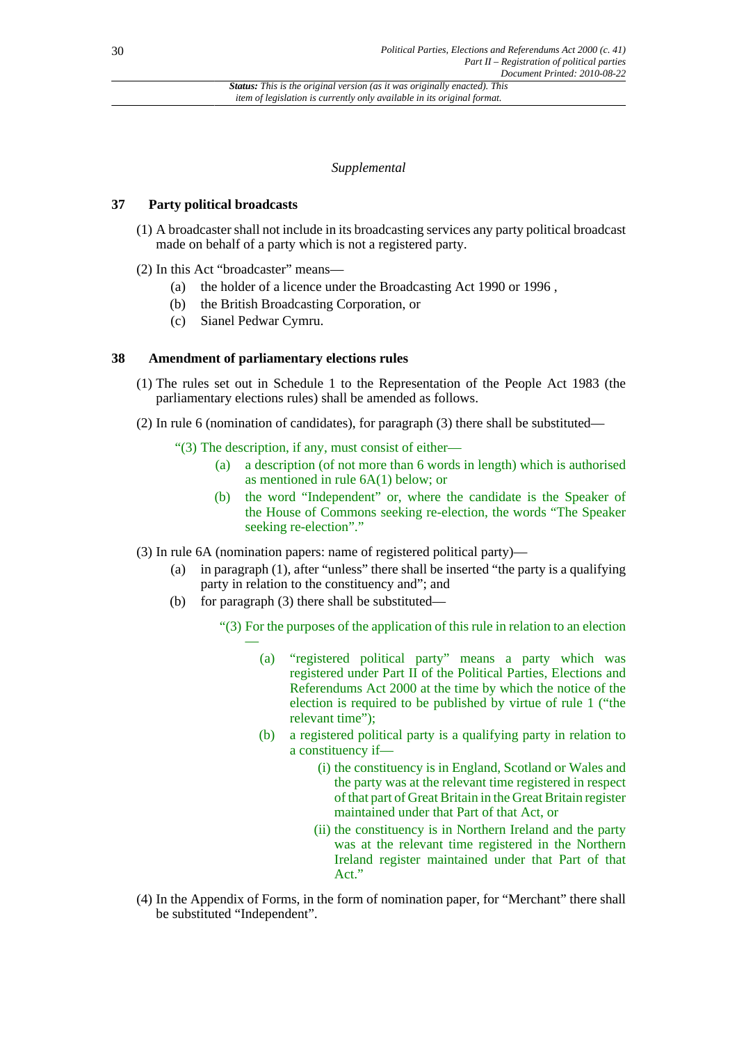*Supplemental*

## 37 Party political broadcasts

(1) A broadcaster shall not include in its broadcasting services any party political broadcast made on behalf of a party which is not a registered party.

(2) In this Act "broadcaster" means—

- (a) the holder of a licence under the Broadcasting Act 1990 or 1996 ,
- (b) the British Broadcasting Corporation, or
- (c) Sianel Pedwar Cymru.

## 38 Amendment of parliamentary elections rules

(1) The rules set out in Schedule 1 to the Representation of the People Act 1983 (the parliamentary elections rules) shall be amended as follows.

(2) In rule 6 (nomination of candidates), for paragraph (3) there shall be substituted—

> "(3) The description, if any, must consist of either—
>
> - (a) a description (of not more than 6 words in length) which is authorised as mentioned in rule 6A(1) below; or
> - (b) the word "Independent" or, where the candidate is the Speaker of the House of Commons seeking re-election, the words "The Speaker seeking re-election"."

(3) In rule 6A (nomination papers: name of registered political party)—

- (a) in paragraph (1), after "unless" there shall be inserted "the party is a qualifying party in relation to the constituency and"; and
- (b) for paragraph (3) there shall be substituted—

> "(3) For the purposes of the application of this rule in relation to an election —
>
> - (a) "registered political party" means a party which was registered under Part II of the Political Parties, Elections and Referendums Act 2000 at the time by which the notice of the election is required to be published by virtue of rule 1 ("the relevant time");
> - (b) a registered political party is a qualifying party in relation to a constituency if—
>   - (i) the constituency is in England, Scotland or Wales and the party was at the relevant time registered in respect of that part of Great Britain in the Great Britain register maintained under that Part of that Act, or
>   - (ii) the constituency is in Northern Ireland and the party was at the relevant time registered in the Northern Ireland register maintained under that Part of that Act."

(4) In the Appendix of Forms, in the form of nomination paper, for "Merchant" there shall be substituted "Independent".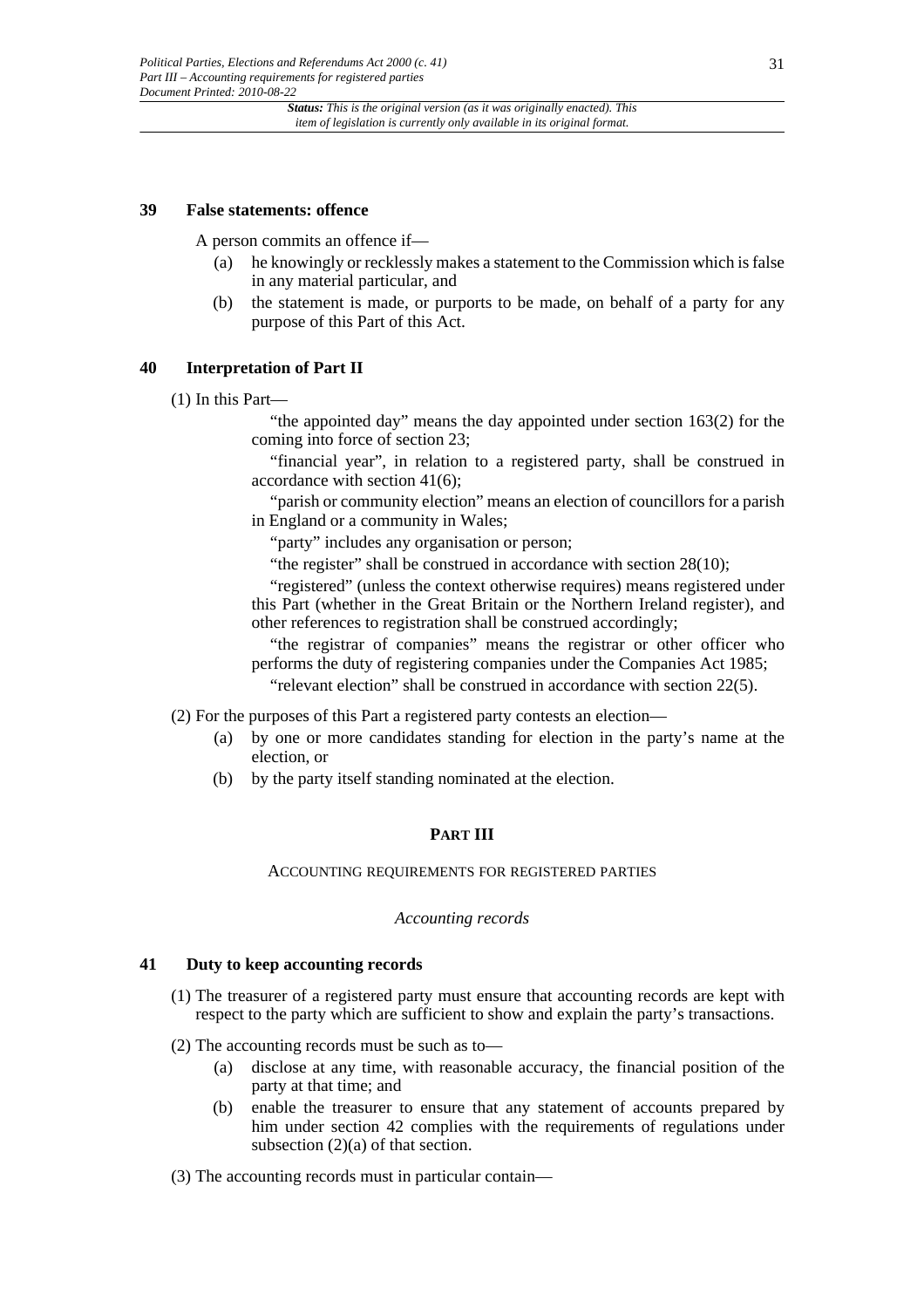### 39 False statements: offence

A person commits an offence if—

- (a) he knowingly or recklessly makes a statement to the Commission which is false in any material particular, and
- (b) the statement is made, or purports to be made, on behalf of a party for any purpose of this Part of this Act.

### 40 Interpretation of Part II

(1) In this Part—

"the appointed day" means the day appointed under section 163(2) for the coming into force of section 23;

"financial year", in relation to a registered party, shall be construed in accordance with section 41(6);

"parish or community election" means an election of councillors for a parish in England or a community in Wales;

"party" includes any organisation or person;

"the register" shall be construed in accordance with section 28(10);

"registered" (unless the context otherwise requires) means registered under this Part (whether in the Great Britain or the Northern Ireland register), and other references to registration shall be construed accordingly;

"the registrar of companies" means the registrar or other officer who performs the duty of registering companies under the Companies Act 1985;

"relevant election" shall be construed in accordance with section 22(5).

(2) For the purposes of this Part a registered party contests an election—

- (a) by one or more candidates standing for election in the party's name at the election, or
- (b) by the party itself standing nominated at the election.

## PART III

ACCOUNTING REQUIREMENTS FOR REGISTERED PARTIES

*Accounting records*

### 41 Duty to keep accounting records

(1) The treasurer of a registered party must ensure that accounting records are kept with respect to the party which are sufficient to show and explain the party's transactions.

(2) The accounting records must be such as to—

- (a) disclose at any time, with reasonable accuracy, the financial position of the party at that time; and
- (b) enable the treasurer to ensure that any statement of accounts prepared by him under section 42 complies with the requirements of regulations under subsection (2)(a) of that section.

(3) The accounting records must in particular contain—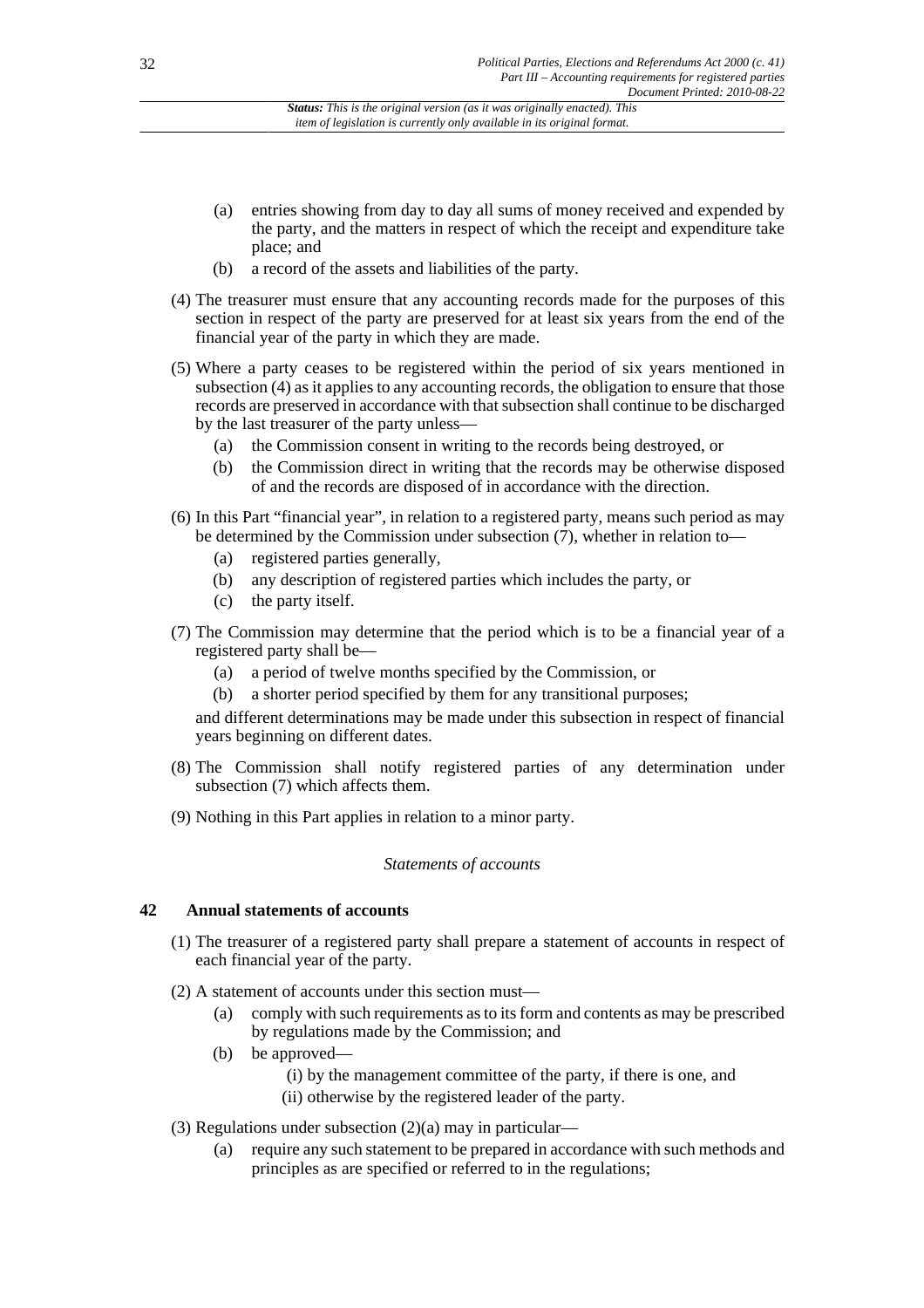(a) entries showing from day to day all sums of money received and expended by the party, and the matters in respect of which the receipt and expenditure take place; and

(b) a record of the assets and liabilities of the party.

(4) The treasurer must ensure that any accounting records made for the purposes of this section in respect of the party are preserved for at least six years from the end of the financial year of the party in which they are made.

(5) Where a party ceases to be registered within the period of six years mentioned in subsection (4) as it applies to any accounting records, the obligation to ensure that those records are preserved in accordance with that subsection shall continue to be discharged by the last treasurer of the party unless—

(a) the Commission consent in writing to the records being destroyed, or

(b) the Commission direct in writing that the records may be otherwise disposed of and the records are disposed of in accordance with the direction.

(6) In this Part "financial year", in relation to a registered party, means such period as may be determined by the Commission under subsection (7), whether in relation to—

(a) registered parties generally,

(b) any description of registered parties which includes the party, or

(c) the party itself.

(7) The Commission may determine that the period which is to be a financial year of a registered party shall be—

(a) a period of twelve months specified by the Commission, or

(b) a shorter period specified by them for any transitional purposes;

and different determinations may be made under this subsection in respect of financial years beginning on different dates.

(8) The Commission shall notify registered parties of any determination under subsection (7) which affects them.

(9) Nothing in this Part applies in relation to a minor party.

*Statements of accounts*

## 42 Annual statements of accounts

(1) The treasurer of a registered party shall prepare a statement of accounts in respect of each financial year of the party.

(2) A statement of accounts under this section must—

(a) comply with such requirements as to its form and contents as may be prescribed by regulations made by the Commission; and

(b) be approved—

(i) by the management committee of the party, if there is one, and

(ii) otherwise by the registered leader of the party.

(3) Regulations under subsection (2)(a) may in particular—

(a) require any such statement to be prepared in accordance with such methods and principles as are specified or referred to in the regulations;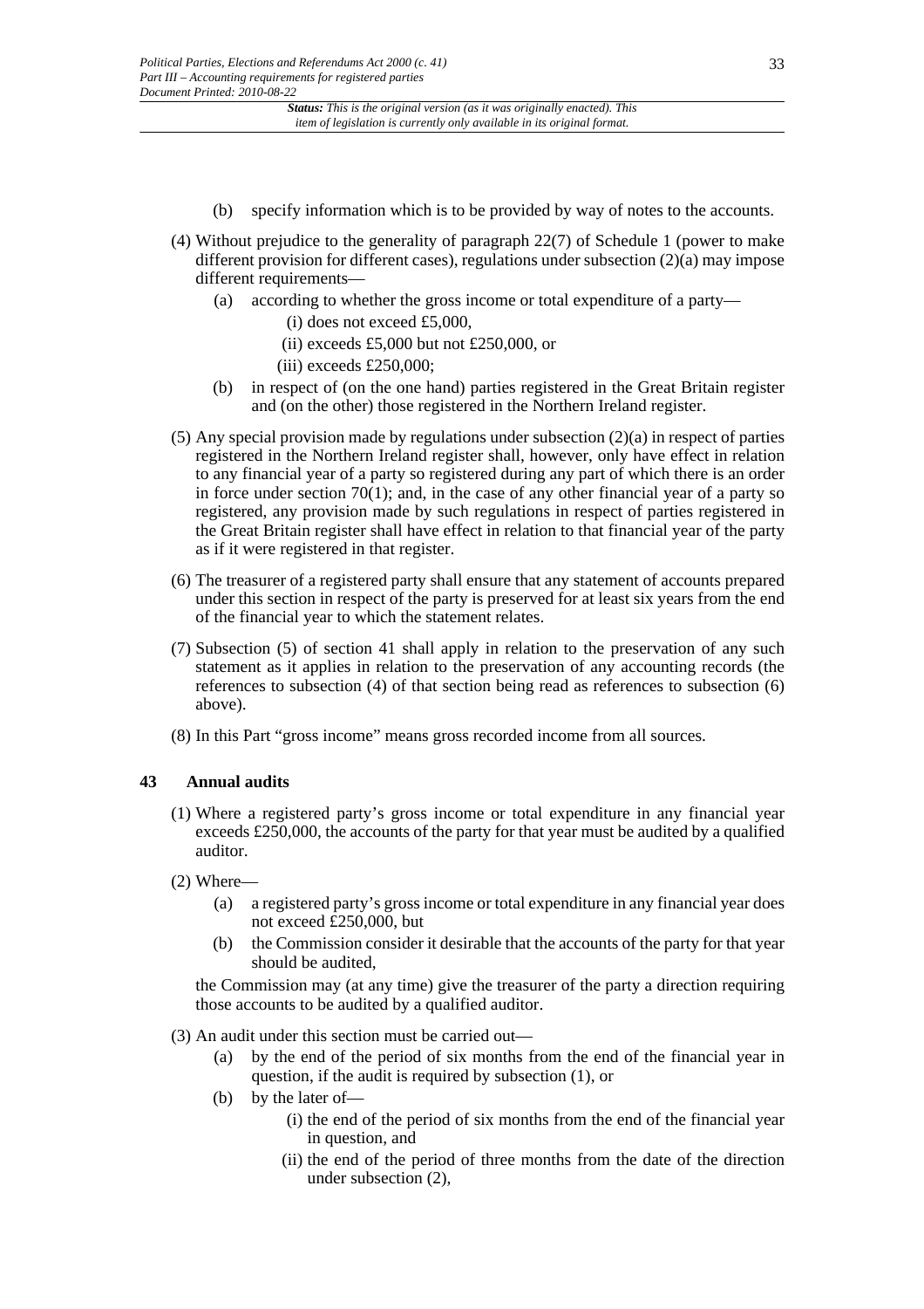(b) specify information which is to be provided by way of notes to the accounts.

(4) Without prejudice to the generality of paragraph 22(7) of Schedule 1 (power to make different provision for different cases), regulations under subsection (2)(a) may impose different requirements—

(a) according to whether the gross income or total expenditure of a party—

(i) does not exceed £5,000,

(ii) exceeds £5,000 but not £250,000, or

(iii) exceeds £250,000;

(b) in respect of (on the one hand) parties registered in the Great Britain register and (on the other) those registered in the Northern Ireland register.

(5) Any special provision made by regulations under subsection (2)(a) in respect of parties registered in the Northern Ireland register shall, however, only have effect in relation to any financial year of a party so registered during any part of which there is an order in force under section 70(1); and, in the case of any other financial year of a party so registered, any provision made by such regulations in respect of parties registered in the Great Britain register shall have effect in relation to that financial year of the party as if it were registered in that register.

(6) The treasurer of a registered party shall ensure that any statement of accounts prepared under this section in respect of the party is preserved for at least six years from the end of the financial year to which the statement relates.

(7) Subsection (5) of section 41 shall apply in relation to the preservation of any such statement as it applies in relation to the preservation of any accounting records (the references to subsection (4) of that section being read as references to subsection (6) above).

(8) In this Part "gross income" means gross recorded income from all sources.

### 43 Annual audits

(1) Where a registered party's gross income or total expenditure in any financial year exceeds £250,000, the accounts of the party for that year must be audited by a qualified auditor.

(2) Where—

(a) a registered party's gross income or total expenditure in any financial year does not exceed £250,000, but

(b) the Commission consider it desirable that the accounts of the party for that year should be audited,

the Commission may (at any time) give the treasurer of the party a direction requiring those accounts to be audited by a qualified auditor.

(3) An audit under this section must be carried out—

(a) by the end of the period of six months from the end of the financial year in question, if the audit is required by subsection (1), or

(b) by the later of—

(i) the end of the period of six months from the end of the financial year in question, and

(ii) the end of the period of three months from the date of the direction under subsection (2),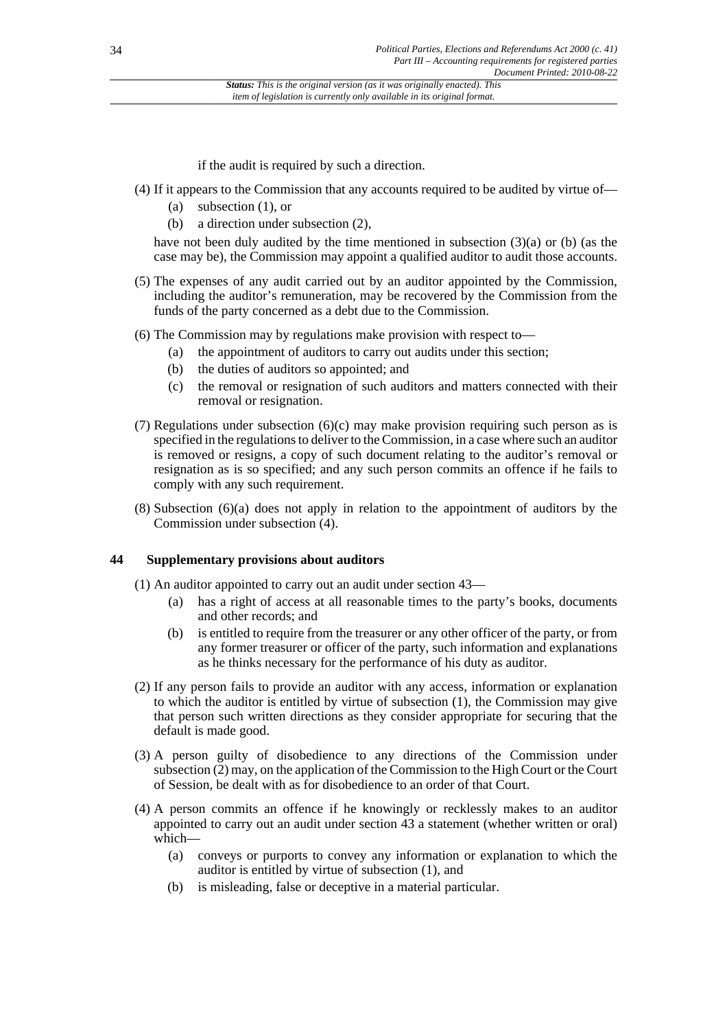if the audit is required by such a direction.

(4) If it appears to the Commission that any accounts required to be audited by virtue of—

- (a) subsection (1), or
- (b) a direction under subsection (2),

have not been duly audited by the time mentioned in subsection (3)(a) or (b) (as the case may be), the Commission may appoint a qualified auditor to audit those accounts.

(5) The expenses of any audit carried out by an auditor appointed by the Commission, including the auditor's remuneration, may be recovered by the Commission from the funds of the party concerned as a debt due to the Commission.

(6) The Commission may by regulations make provision with respect to—

- (a) the appointment of auditors to carry out audits under this section;
- (b) the duties of auditors so appointed; and
- (c) the removal or resignation of such auditors and matters connected with their removal or resignation.

(7) Regulations under subsection (6)(c) may make provision requiring such person as is specified in the regulations to deliver to the Commission, in a case where such an auditor is removed or resigns, a copy of such document relating to the auditor's removal or resignation as is so specified; and any such person commits an offence if he fails to comply with any such requirement.

(8) Subsection (6)(a) does not apply in relation to the appointment of auditors by the Commission under subsection (4).

## 44 Supplementary provisions about auditors

(1) An auditor appointed to carry out an audit under section 43—

- (a) has a right of access at all reasonable times to the party's books, documents and other records; and
- (b) is entitled to require from the treasurer or any other officer of the party, or from any former treasurer or officer of the party, such information and explanations as he thinks necessary for the performance of his duty as auditor.

(2) If any person fails to provide an auditor with any access, information or explanation to which the auditor is entitled by virtue of subsection (1), the Commission may give that person such written directions as they consider appropriate for securing that the default is made good.

(3) A person guilty of disobedience to any directions of the Commission under subsection (2) may, on the application of the Commission to the High Court or the Court of Session, be dealt with as for disobedience to an order of that Court.

(4) A person commits an offence if he knowingly or recklessly makes to an auditor appointed to carry out an audit under section 43 a statement (whether written or oral) which—

- (a) conveys or purports to convey any information or explanation to which the auditor is entitled by virtue of subsection (1), and
- (b) is misleading, false or deceptive in a material particular.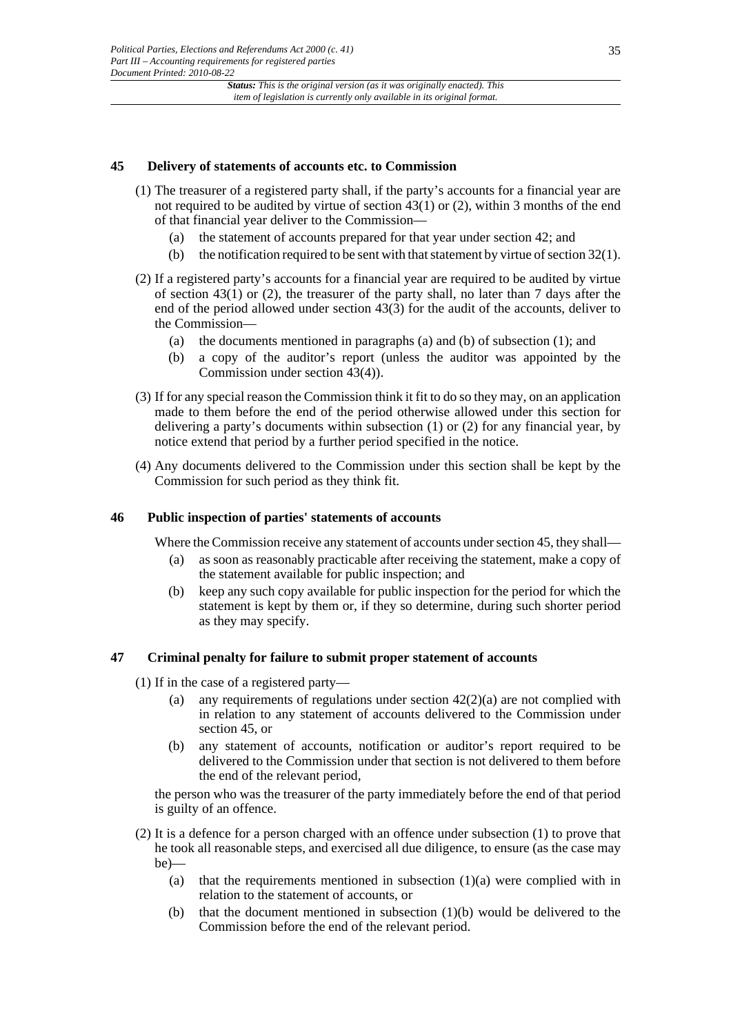## 45 Delivery of statements of accounts etc. to Commission

(1) The treasurer of a registered party shall, if the party's accounts for a financial year are not required to be audited by virtue of section 43(1) or (2), within 3 months of the end of that financial year deliver to the Commission—

- (a) the statement of accounts prepared for that year under section 42; and
- (b) the notification required to be sent with that statement by virtue of section 32(1).

(2) If a registered party's accounts for a financial year are required to be audited by virtue of section 43(1) or (2), the treasurer of the party shall, no later than 7 days after the end of the period allowed under section 43(3) for the audit of the accounts, deliver to the Commission—

- (a) the documents mentioned in paragraphs (a) and (b) of subsection (1); and
- (b) a copy of the auditor's report (unless the auditor was appointed by the Commission under section 43(4)).

(3) If for any special reason the Commission think it fit to do so they may, on an application made to them before the end of the period otherwise allowed under this section for delivering a party's documents within subsection (1) or (2) for any financial year, by notice extend that period by a further period specified in the notice.

(4) Any documents delivered to the Commission under this section shall be kept by the Commission for such period as they think fit.

## 46 Public inspection of parties' statements of accounts

Where the Commission receive any statement of accounts under section 45, they shall—

- (a) as soon as reasonably practicable after receiving the statement, make a copy of the statement available for public inspection; and
- (b) keep any such copy available for public inspection for the period for which the statement is kept by them or, if they so determine, during such shorter period as they may specify.

## 47 Criminal penalty for failure to submit proper statement of accounts

(1) If in the case of a registered party—

- (a) any requirements of regulations under section 42(2)(a) are not complied with in relation to any statement of accounts delivered to the Commission under section 45, or
- (b) any statement of accounts, notification or auditor's report required to be delivered to the Commission under that section is not delivered to them before the end of the relevant period,

the person who was the treasurer of the party immediately before the end of that period is guilty of an offence.

(2) It is a defence for a person charged with an offence under subsection (1) to prove that he took all reasonable steps, and exercised all due diligence, to ensure (as the case may be)—

- (a) that the requirements mentioned in subsection (1)(a) were complied with in relation to the statement of accounts, or
- (b) that the document mentioned in subsection (1)(b) would be delivered to the Commission before the end of the relevant period.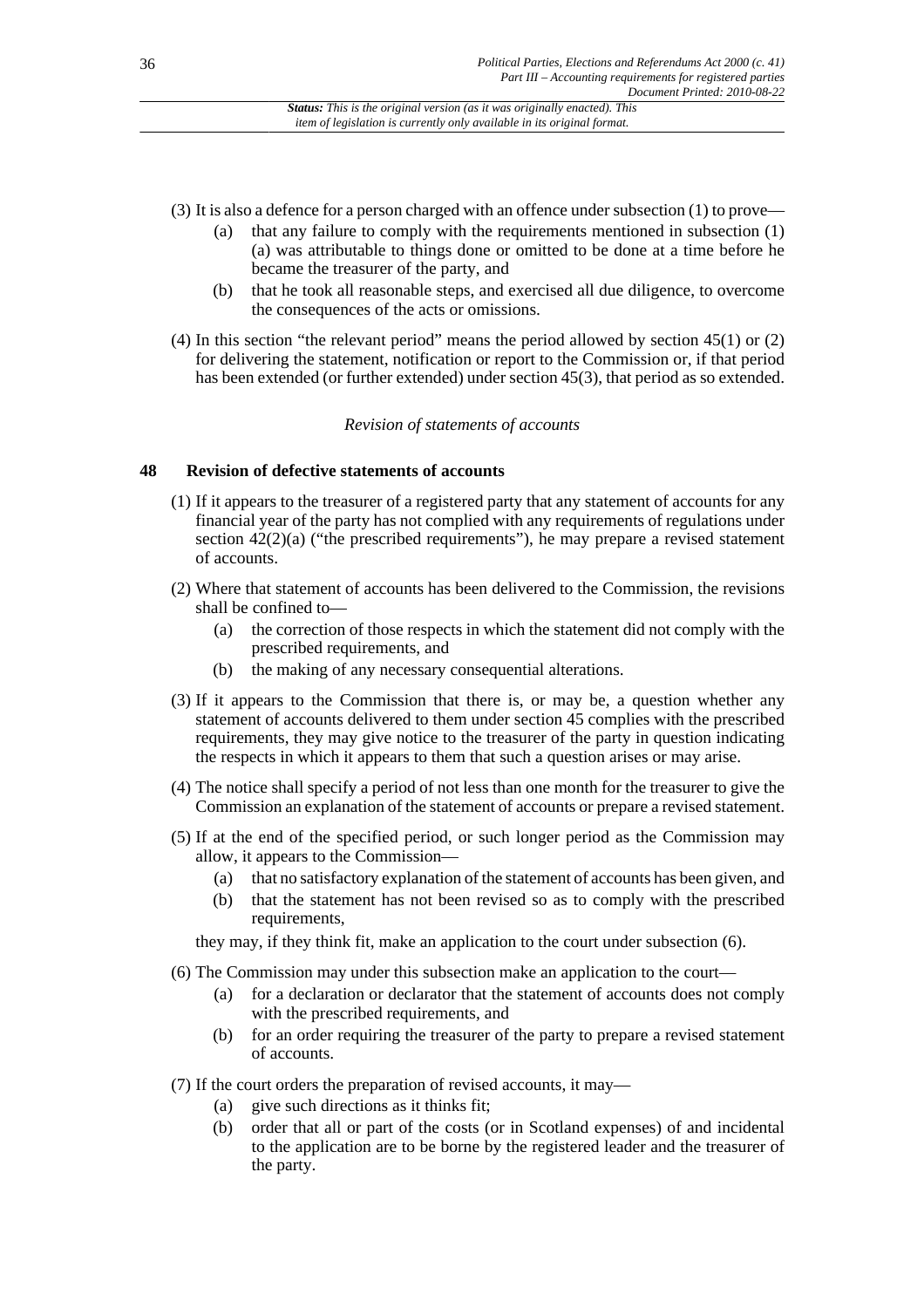(3) It is also a defence for a person charged with an offence under subsection (1) to prove—

(a) that any failure to comply with the requirements mentioned in subsection (1)(a) was attributable to things done or omitted to be done at a time before he became the treasurer of the party, and

(b) that he took all reasonable steps, and exercised all due diligence, to overcome the consequences of the acts or omissions.

(4) In this section "the relevant period" means the period allowed by section 45(1) or (2) for delivering the statement, notification or report to the Commission or, if that period has been extended (or further extended) under section 45(3), that period as so extended.

*Revision of statements of accounts*

### 48 Revision of defective statements of accounts

(1) If it appears to the treasurer of a registered party that any statement of accounts for any financial year of the party has not complied with any requirements of regulations under section 42(2)(a) ("the prescribed requirements"), he may prepare a revised statement of accounts.

(2) Where that statement of accounts has been delivered to the Commission, the revisions shall be confined to—

(a) the correction of those respects in which the statement did not comply with the prescribed requirements, and

(b) the making of any necessary consequential alterations.

(3) If it appears to the Commission that there is, or may be, a question whether any statement of accounts delivered to them under section 45 complies with the prescribed requirements, they may give notice to the treasurer of the party in question indicating the respects in which it appears to them that such a question arises or may arise.

(4) The notice shall specify a period of not less than one month for the treasurer to give the Commission an explanation of the statement of accounts or prepare a revised statement.

(5) If at the end of the specified period, or such longer period as the Commission may allow, it appears to the Commission—

(a) that no satisfactory explanation of the statement of accounts has been given, and

(b) that the statement has not been revised so as to comply with the prescribed requirements,

they may, if they think fit, make an application to the court under subsection (6).

(6) The Commission may under this subsection make an application to the court—

(a) for a declaration or declarator that the statement of accounts does not comply with the prescribed requirements, and

(b) for an order requiring the treasurer of the party to prepare a revised statement of accounts.

(7) If the court orders the preparation of revised accounts, it may—

(a) give such directions as it thinks fit;

(b) order that all or part of the costs (or in Scotland expenses) of and incidental to the application are to be borne by the registered leader and the treasurer of the party.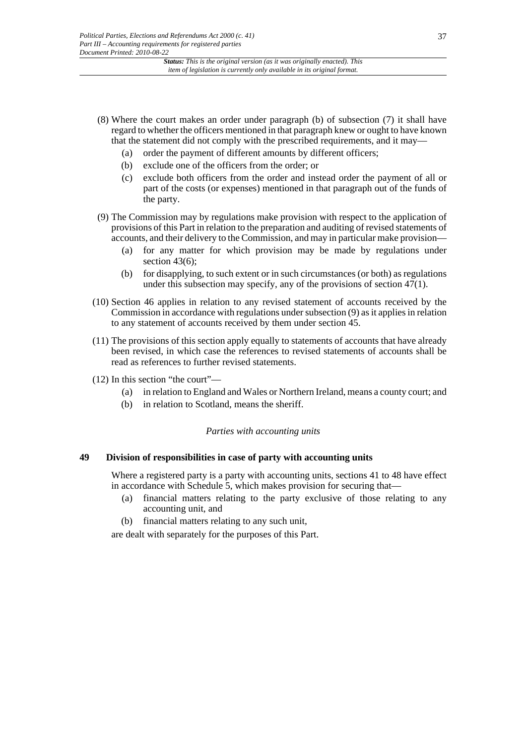(8) Where the court makes an order under paragraph (b) of subsection (7) it shall have regard to whether the officers mentioned in that paragraph knew or ought to have known that the statement did not comply with the prescribed requirements, and it may—

   (a) order the payment of different amounts by different officers;

   (b) exclude one of the officers from the order; or

   (c) exclude both officers from the order and instead order the payment of all or part of the costs (or expenses) mentioned in that paragraph out of the funds of the party.

(9) The Commission may by regulations make provision with respect to the application of provisions of this Part in relation to the preparation and auditing of revised statements of accounts, and their delivery to the Commission, and may in particular make provision—

   (a) for any matter for which provision may be made by regulations under section 43(6);

   (b) for disapplying, to such extent or in such circumstances (or both) as regulations under this subsection may specify, any of the provisions of section 47(1).

(10) Section 46 applies in relation to any revised statement of accounts received by the Commission in accordance with regulations under subsection (9) as it applies in relation to any statement of accounts received by them under section 45.

(11) The provisions of this section apply equally to statements of accounts that have already been revised, in which case the references to revised statements of accounts shall be read as references to further revised statements.

(12) In this section "the court"—

   (a) in relation to England and Wales or Northern Ireland, means a county court; and

   (b) in relation to Scotland, means the sheriff.

*Parties with accounting units*

## 49 Division of responsibilities in case of party with accounting units

Where a registered party is a party with accounting units, sections 41 to 48 have effect in accordance with Schedule 5, which makes provision for securing that—

   (a) financial matters relating to the party exclusive of those relating to any accounting unit, and

   (b) financial matters relating to any such unit,

are dealt with separately for the purposes of this Part.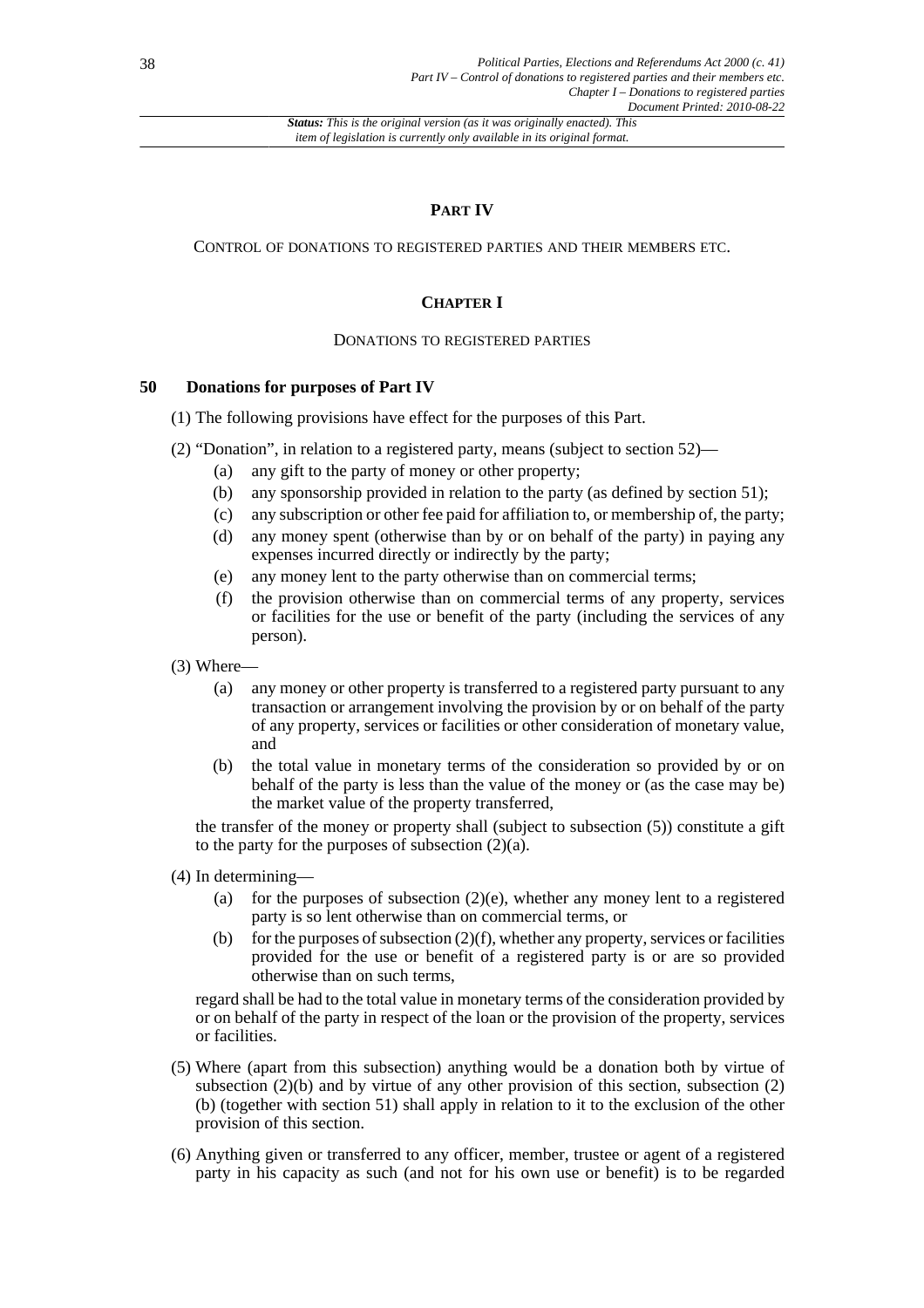## PART IV

CONTROL OF DONATIONS TO REGISTERED PARTIES AND THEIR MEMBERS ETC.

## CHAPTER I

DONATIONS TO REGISTERED PARTIES

### 50 Donations for purposes of Part IV

(1) The following provisions have effect for the purposes of this Part.

(2) "Donation", in relation to a registered party, means (subject to section 52)—

- (a) any gift to the party of money or other property;
- (b) any sponsorship provided in relation to the party (as defined by section 51);
- (c) any subscription or other fee paid for affiliation to, or membership of, the party;
- (d) any money spent (otherwise than by or on behalf of the party) in paying any expenses incurred directly or indirectly by the party;
- (e) any money lent to the party otherwise than on commercial terms;
- (f) the provision otherwise than on commercial terms of any property, services or facilities for the use or benefit of the party (including the services of any person).

(3) Where—

- (a) any money or other property is transferred to a registered party pursuant to any transaction or arrangement involving the provision by or on behalf of the party of any property, services or facilities or other consideration of monetary value, and
- (b) the total value in monetary terms of the consideration so provided by or on behalf of the party is less than the value of the money or (as the case may be) the market value of the property transferred,

the transfer of the money or property shall (subject to subsection (5)) constitute a gift to the party for the purposes of subsection (2)(a).

(4) In determining—

- (a) for the purposes of subsection (2)(e), whether any money lent to a registered party is so lent otherwise than on commercial terms, or
- (b) for the purposes of subsection (2)(f), whether any property, services or facilities provided for the use or benefit of a registered party is or are so provided otherwise than on such terms,

regard shall be had to the total value in monetary terms of the consideration provided by or on behalf of the party in respect of the loan or the provision of the property, services or facilities.

(5) Where (apart from this subsection) anything would be a donation both by virtue of subsection (2)(b) and by virtue of any other provision of this section, subsection (2)(b) (together with section 51) shall apply in relation to it to the exclusion of the other provision of this section.

(6) Anything given or transferred to any officer, member, trustee or agent of a registered party in his capacity as such (and not for his own use or benefit) is to be regarded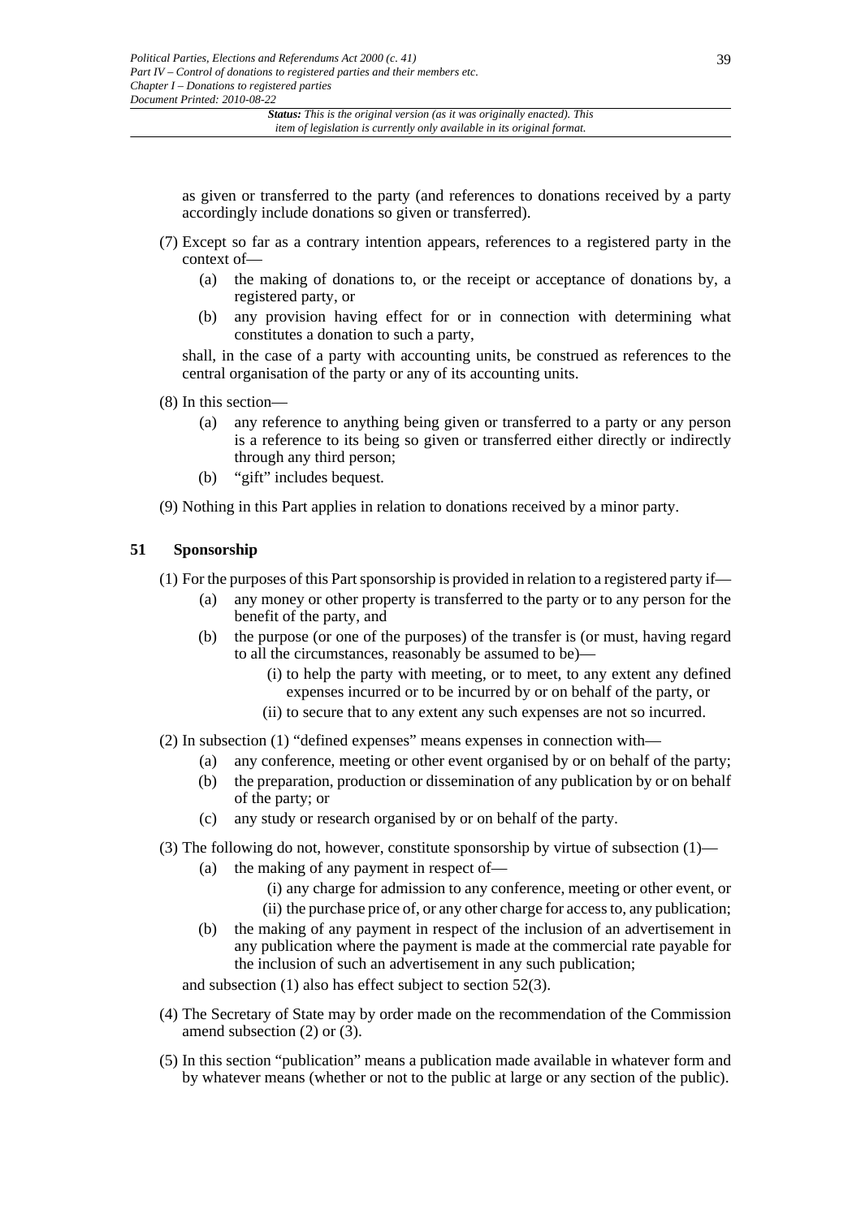as given or transferred to the party (and references to donations received by a party accordingly include donations so given or transferred).

(7) Except so far as a contrary intention appears, references to a registered party in the context of—

- (a) the making of donations to, or the receipt or acceptance of donations by, a registered party, or
- (b) any provision having effect for or in connection with determining what constitutes a donation to such a party,

shall, in the case of a party with accounting units, be construed as references to the central organisation of the party or any of its accounting units.

(8) In this section—

- (a) any reference to anything being given or transferred to a party or any person is a reference to its being so given or transferred either directly or indirectly through any third person;
- (b) "gift" includes bequest.

(9) Nothing in this Part applies in relation to donations received by a minor party.

## 51 Sponsorship

(1) For the purposes of this Part sponsorship is provided in relation to a registered party if—

- (a) any money or other property is transferred to the party or to any person for the benefit of the party, and
- (b) the purpose (or one of the purposes) of the transfer is (or must, having regard to all the circumstances, reasonably be assumed to be)—
  - (i) to help the party with meeting, or to meet, to any extent any defined expenses incurred or to be incurred by or on behalf of the party, or
  - (ii) to secure that to any extent any such expenses are not so incurred.

(2) In subsection (1) "defined expenses" means expenses in connection with—

- (a) any conference, meeting or other event organised by or on behalf of the party;
- (b) the preparation, production or dissemination of any publication by or on behalf of the party; or
- (c) any study or research organised by or on behalf of the party.

(3) The following do not, however, constitute sponsorship by virtue of subsection (1)—

- (a) the making of any payment in respect of—
  - (i) any charge for admission to any conference, meeting or other event, or
  - (ii) the purchase price of, or any other charge for access to, any publication;
- (b) the making of any payment in respect of the inclusion of an advertisement in any publication where the payment is made at the commercial rate payable for the inclusion of such an advertisement in any such publication;

and subsection (1) also has effect subject to section 52(3).

(4) The Secretary of State may by order made on the recommendation of the Commission amend subsection (2) or (3).

(5) In this section "publication" means a publication made available in whatever form and by whatever means (whether or not to the public at large or any section of the public).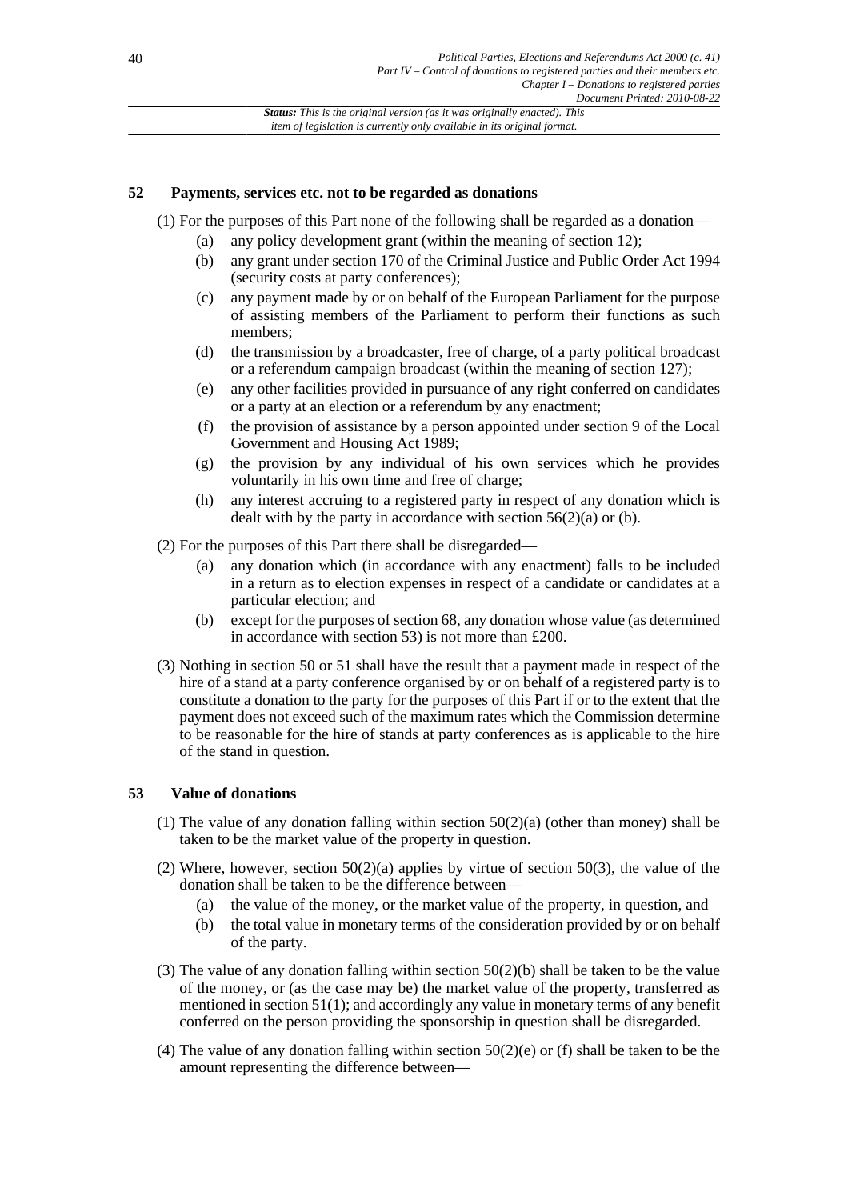## 52 Payments, services etc. not to be regarded as donations

(1) For the purposes of this Part none of the following shall be regarded as a donation—

- (a) any policy development grant (within the meaning of section 12);
- (b) any grant under section 170 of the Criminal Justice and Public Order Act 1994 (security costs at party conferences);
- (c) any payment made by or on behalf of the European Parliament for the purpose of assisting members of the Parliament to perform their functions as such members;
- (d) the transmission by a broadcaster, free of charge, of a party political broadcast or a referendum campaign broadcast (within the meaning of section 127);
- (e) any other facilities provided in pursuance of any right conferred on candidates or a party at an election or a referendum by any enactment;
- (f) the provision of assistance by a person appointed under section 9 of the Local Government and Housing Act 1989;
- (g) the provision by any individual of his own services which he provides voluntarily in his own time and free of charge;
- (h) any interest accruing to a registered party in respect of any donation which is dealt with by the party in accordance with section 56(2)(a) or (b).

(2) For the purposes of this Part there shall be disregarded—

- (a) any donation which (in accordance with any enactment) falls to be included in a return as to election expenses in respect of a candidate or candidates at a particular election; and
- (b) except for the purposes of section 68, any donation whose value (as determined in accordance with section 53) is not more than £200.

(3) Nothing in section 50 or 51 shall have the result that a payment made in respect of the hire of a stand at a party conference organised by or on behalf of a registered party is to constitute a donation to the party for the purposes of this Part if or to the extent that the payment does not exceed such of the maximum rates which the Commission determine to be reasonable for the hire of stands at party conferences as is applicable to the hire of the stand in question.

## 53 Value of donations

(1) The value of any donation falling within section 50(2)(a) (other than money) shall be taken to be the market value of the property in question.

(2) Where, however, section 50(2)(a) applies by virtue of section 50(3), the value of the donation shall be taken to be the difference between—

- (a) the value of the money, or the market value of the property, in question, and
- (b) the total value in monetary terms of the consideration provided by or on behalf of the party.

(3) The value of any donation falling within section 50(2)(b) shall be taken to be the value of the money, or (as the case may be) the market value of the property, transferred as mentioned in section 51(1); and accordingly any value in monetary terms of any benefit conferred on the person providing the sponsorship in question shall be disregarded.

(4) The value of any donation falling within section 50(2)(e) or (f) shall be taken to be the amount representing the difference between—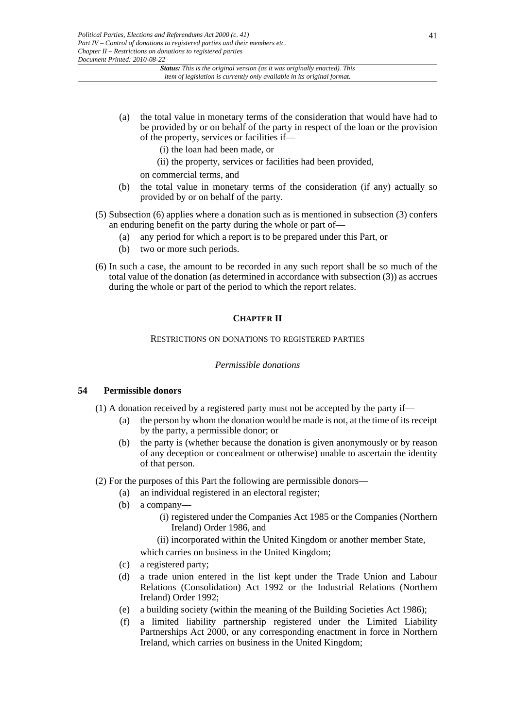(a) the total value in monetary terms of the consideration that would have had to be provided by or on behalf of the party in respect of the loan or the provision of the property, services or facilities if—

(i) the loan had been made, or

(ii) the property, services or facilities had been provided,

on commercial terms, and

(b) the total value in monetary terms of the consideration (if any) actually so provided by or on behalf of the party.

(5) Subsection (6) applies where a donation such as is mentioned in subsection (3) confers an enduring benefit on the party during the whole or part of—

(a) any period for which a report is to be prepared under this Part, or

(b) two or more such periods.

(6) In such a case, the amount to be recorded in any such report shall be so much of the total value of the donation (as determined in accordance with subsection (3)) as accrues during the whole or part of the period to which the report relates.

## CHAPTER II

RESTRICTIONS ON DONATIONS TO REGISTERED PARTIES

*Permissible donations*

### 54 Permissible donors

(1) A donation received by a registered party must not be accepted by the party if—

(a) the person by whom the donation would be made is not, at the time of its receipt by the party, a permissible donor; or

(b) the party is (whether because the donation is given anonymously or by reason of any deception or concealment or otherwise) unable to ascertain the identity of that person.

(2) For the purposes of this Part the following are permissible donors—

(a) an individual registered in an electoral register;

(b) a company—

(i) registered under the Companies Act 1985 or the Companies (Northern Ireland) Order 1986, and

(ii) incorporated within the United Kingdom or another member State,

which carries on business in the United Kingdom;

(c) a registered party;

(d) a trade union entered in the list kept under the Trade Union and Labour Relations (Consolidation) Act 1992 or the Industrial Relations (Northern Ireland) Order 1992;

(e) a building society (within the meaning of the Building Societies Act 1986);

(f) a limited liability partnership registered under the Limited Liability Partnerships Act 2000, or any corresponding enactment in force in Northern Ireland, which carries on business in the United Kingdom;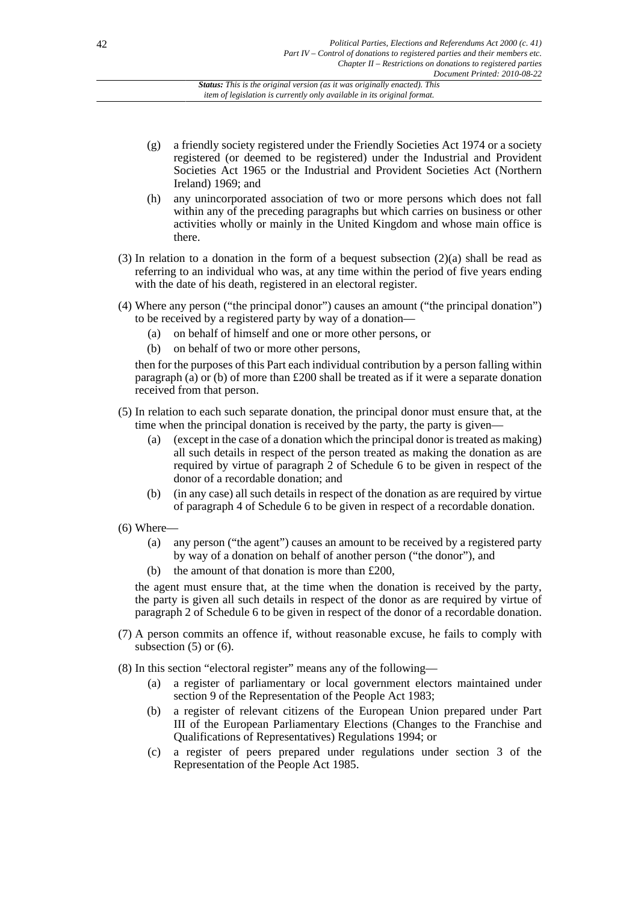(g) a friendly society registered under the Friendly Societies Act 1974 or a society registered (or deemed to be registered) under the Industrial and Provident Societies Act 1965 or the Industrial and Provident Societies Act (Northern Ireland) 1969; and

(h) any unincorporated association of two or more persons which does not fall within any of the preceding paragraphs but which carries on business or other activities wholly or mainly in the United Kingdom and whose main office is there.

(3) In relation to a donation in the form of a bequest subsection (2)(a) shall be read as referring to an individual who was, at any time within the period of five years ending with the date of his death, registered in an electoral register.

(4) Where any person ("the principal donor") causes an amount ("the principal donation") to be received by a registered party by way of a donation—

(a) on behalf of himself and one or more other persons, or

(b) on behalf of two or more other persons,

then for the purposes of this Part each individual contribution by a person falling within paragraph (a) or (b) of more than £200 shall be treated as if it were a separate donation received from that person.

(5) In relation to each such separate donation, the principal donor must ensure that, at the time when the principal donation is received by the party, the party is given—

(a) (except in the case of a donation which the principal donor is treated as making) all such details in respect of the person treated as making the donation as are required by virtue of paragraph 2 of Schedule 6 to be given in respect of the donor of a recordable donation; and

(b) (in any case) all such details in respect of the donation as are required by virtue of paragraph 4 of Schedule 6 to be given in respect of a recordable donation.

(6) Where—

(a) any person ("the agent") causes an amount to be received by a registered party by way of a donation on behalf of another person ("the donor"), and

(b) the amount of that donation is more than £200,

the agent must ensure that, at the time when the donation is received by the party, the party is given all such details in respect of the donor as are required by virtue of paragraph 2 of Schedule 6 to be given in respect of the donor of a recordable donation.

(7) A person commits an offence if, without reasonable excuse, he fails to comply with subsection (5) or (6).

(8) In this section "electoral register" means any of the following—

(a) a register of parliamentary or local government electors maintained under section 9 of the Representation of the People Act 1983;

(b) a register of relevant citizens of the European Union prepared under Part III of the European Parliamentary Elections (Changes to the Franchise and Qualifications of Representatives) Regulations 1994; or

(c) a register of peers prepared under regulations under section 3 of the Representation of the People Act 1985.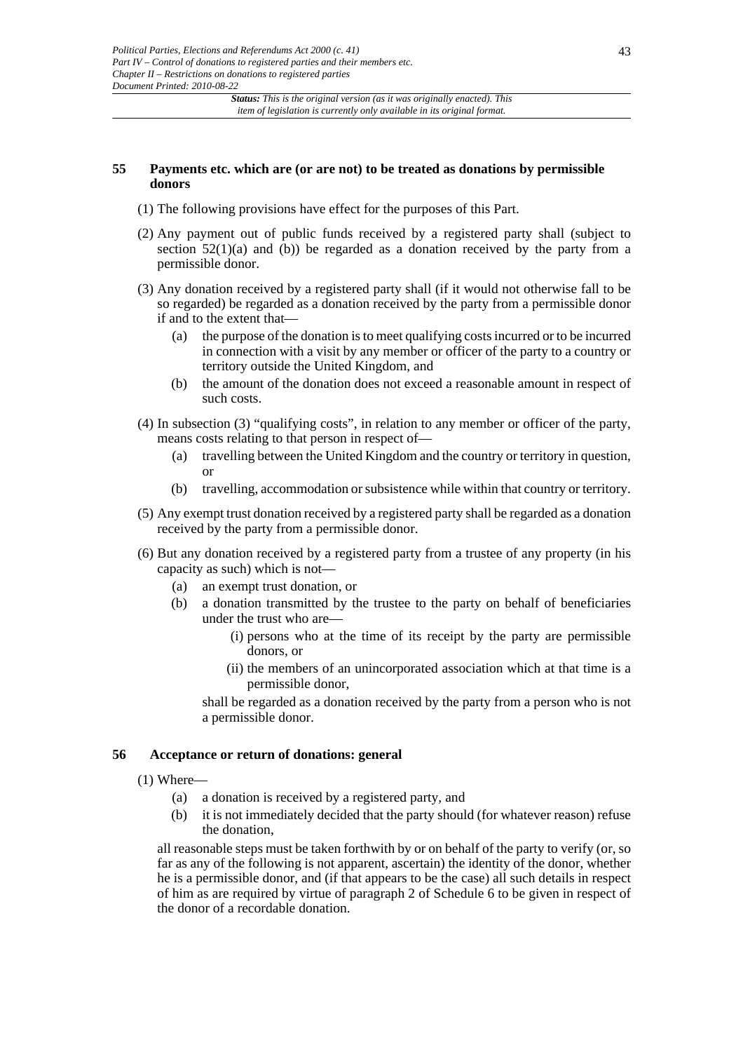### 55 Payments etc. which are (or are not) to be treated as donations by permissible donors

(1) The following provisions have effect for the purposes of this Part.

(2) Any payment out of public funds received by a registered party shall (subject to section 52(1)(a) and (b)) be regarded as a donation received by the party from a permissible donor.

(3) Any donation received by a registered party shall (if it would not otherwise fall to be so regarded) be regarded as a donation received by the party from a permissible donor if and to the extent that—

- (a) the purpose of the donation is to meet qualifying costs incurred or to be incurred in connection with a visit by any member or officer of the party to a country or territory outside the United Kingdom, and
- (b) the amount of the donation does not exceed a reasonable amount in respect of such costs.

(4) In subsection (3) "qualifying costs", in relation to any member or officer of the party, means costs relating to that person in respect of—

- (a) travelling between the United Kingdom and the country or territory in question, or
- (b) travelling, accommodation or subsistence while within that country or territory.

(5) Any exempt trust donation received by a registered party shall be regarded as a donation received by the party from a permissible donor.

(6) But any donation received by a registered party from a trustee of any property (in his capacity as such) which is not—

- (a) an exempt trust donation, or
- (b) a donation transmitted by the trustee to the party on behalf of beneficiaries under the trust who are—
  - (i) persons who at the time of its receipt by the party are permissible donors, or
  - (ii) the members of an unincorporated association which at that time is a permissible donor,

shall be regarded as a donation received by the party from a person who is not a permissible donor.

### 56 Acceptance or return of donations: general

(1) Where—

- (a) a donation is received by a registered party, and
- (b) it is not immediately decided that the party should (for whatever reason) refuse the donation,

all reasonable steps must be taken forthwith by or on behalf of the party to verify (or, so far as any of the following is not apparent, ascertain) the identity of the donor, whether he is a permissible donor, and (if that appears to be the case) all such details in respect of him as are required by virtue of paragraph 2 of Schedule 6 to be given in respect of the donor of a recordable donation.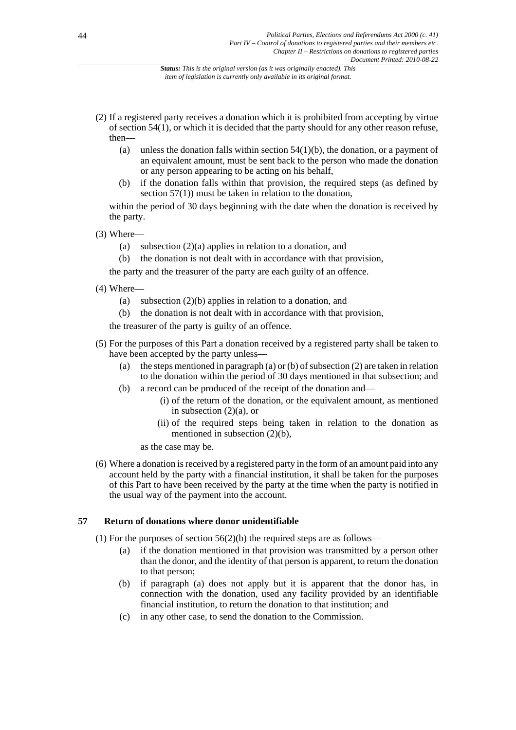(2) If a registered party receives a donation which it is prohibited from accepting by virtue of section 54(1), or which it is decided that the party should for any other reason refuse, then—

   (a) unless the donation falls within section 54(1)(b), the donation, or a payment of an equivalent amount, must be sent back to the person who made the donation or any person appearing to be acting on his behalf,

   (b) if the donation falls within that provision, the required steps (as defined by section 57(1)) must be taken in relation to the donation,

   within the period of 30 days beginning with the date when the donation is received by the party.

(3) Where—

   (a) subsection (2)(a) applies in relation to a donation, and

   (b) the donation is not dealt with in accordance with that provision,

   the party and the treasurer of the party are each guilty of an offence.

(4) Where—

   (a) subsection (2)(b) applies in relation to a donation, and

   (b) the donation is not dealt with in accordance with that provision,

   the treasurer of the party is guilty of an offence.

(5) For the purposes of this Part a donation received by a registered party shall be taken to have been accepted by the party unless—

   (a) the steps mentioned in paragraph (a) or (b) of subsection (2) are taken in relation to the donation within the period of 30 days mentioned in that subsection; and

   (b) a record can be produced of the receipt of the donation and—

      (i) of the return of the donation, or the equivalent amount, as mentioned in subsection (2)(a), or

      (ii) of the required steps being taken in relation to the donation as mentioned in subsection (2)(b),

   as the case may be.

(6) Where a donation is received by a registered party in the form of an amount paid into any account held by the party with a financial institution, it shall be taken for the purposes of this Part to have been received by the party at the time when the party is notified in the usual way of the payment into the account.

### 57 Return of donations where donor unidentifiable

(1) For the purposes of section 56(2)(b) the required steps are as follows—

   (a) if the donation mentioned in that provision was transmitted by a person other than the donor, and the identity of that person is apparent, to return the donation to that person;

   (b) if paragraph (a) does not apply but it is apparent that the donor has, in connection with the donation, used any facility provided by an identifiable financial institution, to return the donation to that institution; and

   (c) in any other case, to send the donation to the Commission.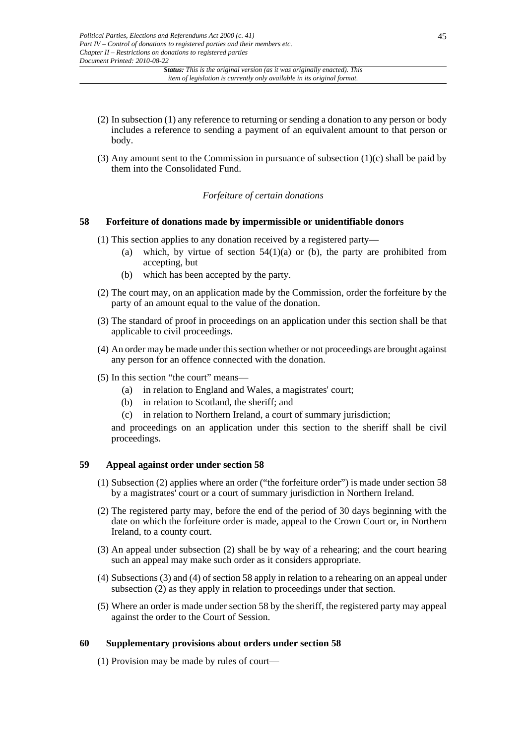(2) In subsection (1) any reference to returning or sending a donation to any person or body includes a reference to sending a payment of an equivalent amount to that person or body.

(3) Any amount sent to the Commission in pursuance of subsection (1)(c) shall be paid by them into the Consolidated Fund.

*Forfeiture of certain donations*

### 58 Forfeiture of donations made by impermissible or unidentifiable donors

(1) This section applies to any donation received by a registered party—

- (a) which, by virtue of section 54(1)(a) or (b), the party are prohibited from accepting, but
- (b) which has been accepted by the party.

(2) The court may, on an application made by the Commission, order the forfeiture by the party of an amount equal to the value of the donation.

(3) The standard of proof in proceedings on an application under this section shall be that applicable to civil proceedings.

(4) An order may be made under this section whether or not proceedings are brought against any person for an offence connected with the donation.

(5) In this section "the court" means—

- (a) in relation to England and Wales, a magistrates' court;
- (b) in relation to Scotland, the sheriff; and
- (c) in relation to Northern Ireland, a court of summary jurisdiction;

and proceedings on an application under this section to the sheriff shall be civil proceedings.

### 59 Appeal against order under section 58

(1) Subsection (2) applies where an order ("the forfeiture order") is made under section 58 by a magistrates' court or a court of summary jurisdiction in Northern Ireland.

(2) The registered party may, before the end of the period of 30 days beginning with the date on which the forfeiture order is made, appeal to the Crown Court or, in Northern Ireland, to a county court.

(3) An appeal under subsection (2) shall be by way of a rehearing; and the court hearing such an appeal may make such order as it considers appropriate.

(4) Subsections (3) and (4) of section 58 apply in relation to a rehearing on an appeal under subsection (2) as they apply in relation to proceedings under that section.

(5) Where an order is made under section 58 by the sheriff, the registered party may appeal against the order to the Court of Session.

### 60 Supplementary provisions about orders under section 58

(1) Provision may be made by rules of court—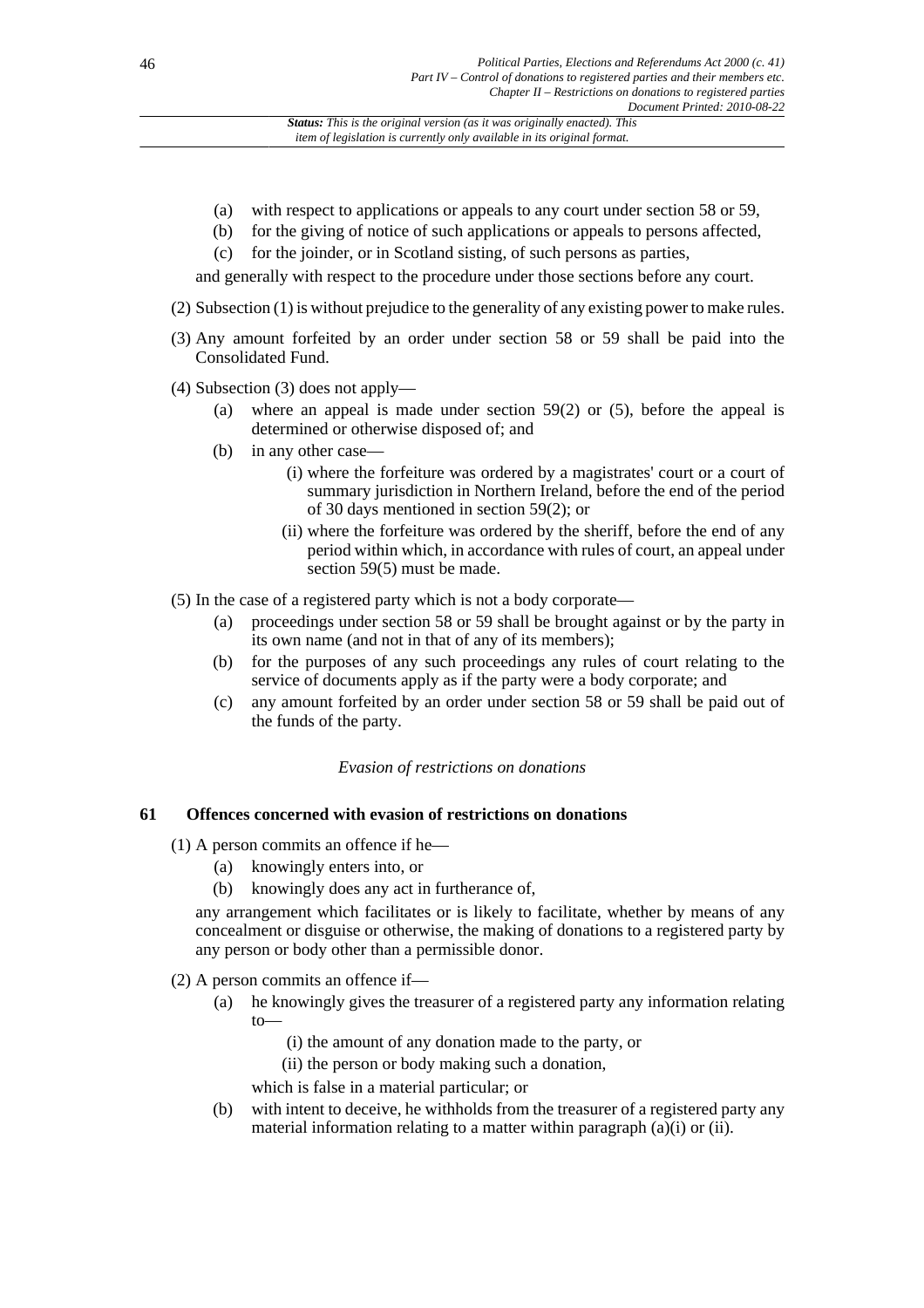- (a) with respect to applications or appeals to any court under section 58 or 59,
- (b) for the giving of notice of such applications or appeals to persons affected,
- (c) for the joinder, or in Scotland sisting, of such persons as parties,

and generally with respect to the procedure under those sections before any court.

(2) Subsection (1) is without prejudice to the generality of any existing power to make rules.

(3) Any amount forfeited by an order under section 58 or 59 shall be paid into the Consolidated Fund.

(4) Subsection (3) does not apply—

- (a) where an appeal is made under section 59(2) or (5), before the appeal is determined or otherwise disposed of; and
- (b) in any other case—
  - (i) where the forfeiture was ordered by a magistrates' court or a court of summary jurisdiction in Northern Ireland, before the end of the period of 30 days mentioned in section 59(2); or
  - (ii) where the forfeiture was ordered by the sheriff, before the end of any period within which, in accordance with rules of court, an appeal under section 59(5) must be made.

(5) In the case of a registered party which is not a body corporate—

- (a) proceedings under section 58 or 59 shall be brought against or by the party in its own name (and not in that of any of its members);
- (b) for the purposes of any such proceedings any rules of court relating to the service of documents apply as if the party were a body corporate; and
- (c) any amount forfeited by an order under section 58 or 59 shall be paid out of the funds of the party.

*Evasion of restrictions on donations*

### 61 Offences concerned with evasion of restrictions on donations

(1) A person commits an offence if he—

- (a) knowingly enters into, or
- (b) knowingly does any act in furtherance of,

any arrangement which facilitates or is likely to facilitate, whether by means of any concealment or disguise or otherwise, the making of donations to a registered party by any person or body other than a permissible donor.

(2) A person commits an offence if—

- (a) he knowingly gives the treasurer of a registered party any information relating to—
  - (i) the amount of any donation made to the party, or
  - (ii) the person or body making such a donation,

  which is false in a material particular; or
- (b) with intent to deceive, he withholds from the treasurer of a registered party any material information relating to a matter within paragraph (a)(i) or (ii).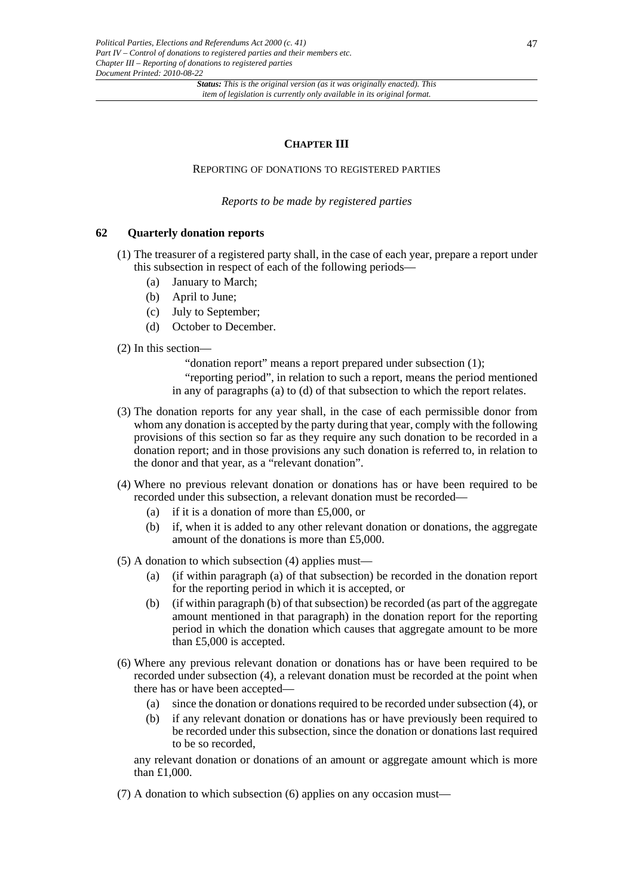## CHAPTER III

REPORTING OF DONATIONS TO REGISTERED PARTIES

*Reports to be made by registered parties*

### 62 Quarterly donation reports

(1) The treasurer of a registered party shall, in the case of each year, prepare a report under this subsection in respect of each of the following periods—

- (a) January to March;
- (b) April to June;
- (c) July to September;
- (d) October to December.

(2) In this section—

"donation report" means a report prepared under subsection (1);

"reporting period", in relation to such a report, means the period mentioned in any of paragraphs (a) to (d) of that subsection to which the report relates.

(3) The donation reports for any year shall, in the case of each permissible donor from whom any donation is accepted by the party during that year, comply with the following provisions of this section so far as they require any such donation to be recorded in a donation report; and in those provisions any such donation is referred to, in relation to the donor and that year, as a "relevant donation".

(4) Where no previous relevant donation or donations has or have been required to be recorded under this subsection, a relevant donation must be recorded—

- (a) if it is a donation of more than £5,000, or
- (b) if, when it is added to any other relevant donation or donations, the aggregate amount of the donations is more than £5,000.

(5) A donation to which subsection (4) applies must—

- (a) (if within paragraph (a) of that subsection) be recorded in the donation report for the reporting period in which it is accepted, or
- (b) (if within paragraph (b) of that subsection) be recorded (as part of the aggregate amount mentioned in that paragraph) in the donation report for the reporting period in which the donation which causes that aggregate amount to be more than £5,000 is accepted.

(6) Where any previous relevant donation or donations has or have been required to be recorded under subsection (4), a relevant donation must be recorded at the point when there has or have been accepted—

- (a) since the donation or donations required to be recorded under subsection (4), or
- (b) if any relevant donation or donations has or have previously been required to be recorded under this subsection, since the donation or donations last required to be so recorded,

any relevant donation or donations of an amount or aggregate amount which is more than £1,000.

(7) A donation to which subsection (6) applies on any occasion must—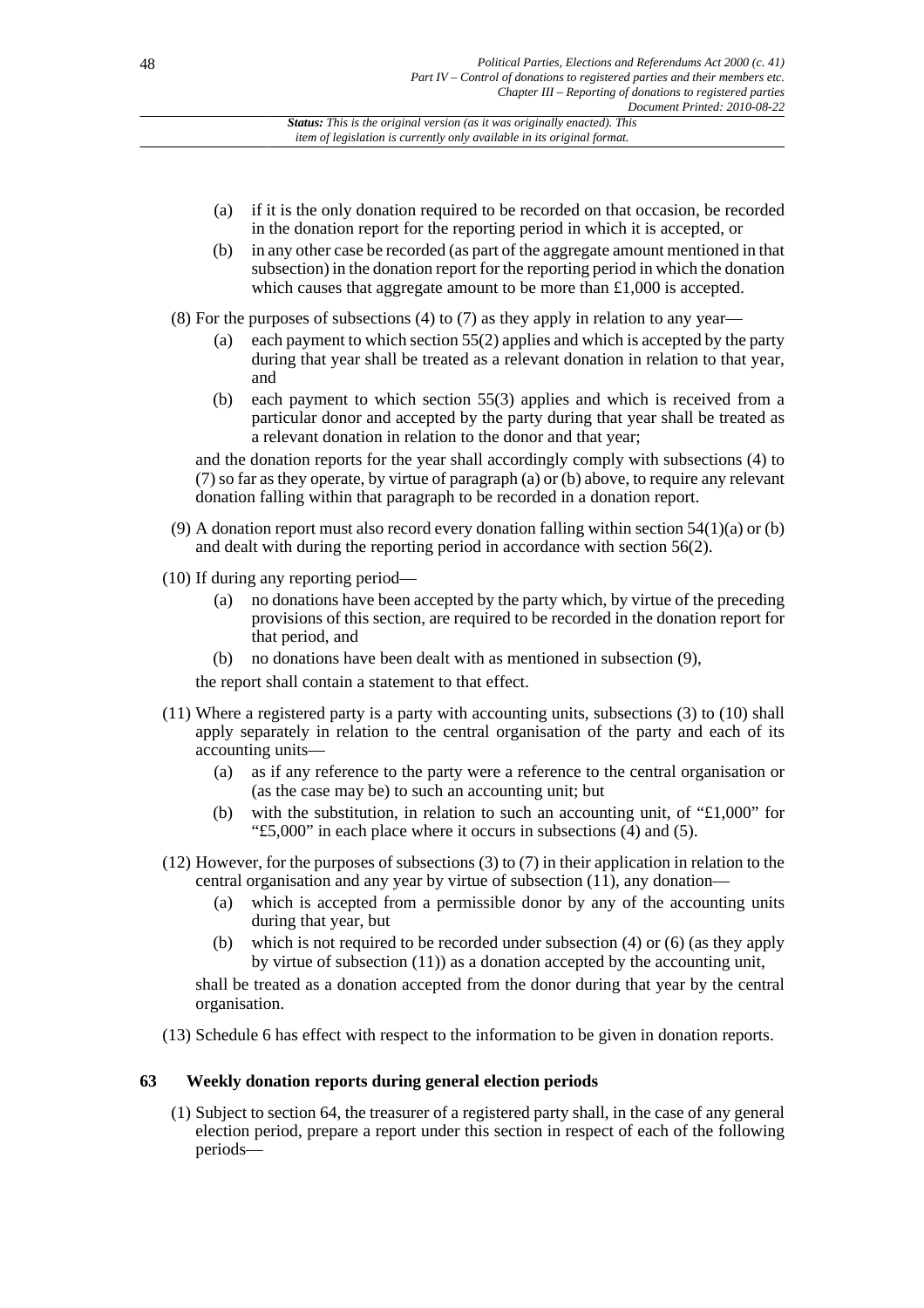(a) if it is the only donation required to be recorded on that occasion, be recorded in the donation report for the reporting period in which it is accepted, or

(b) in any other case be recorded (as part of the aggregate amount mentioned in that subsection) in the donation report for the reporting period in which the donation which causes that aggregate amount to be more than £1,000 is accepted.

(8) For the purposes of subsections (4) to (7) as they apply in relation to any year—

(a) each payment to which section 55(2) applies and which is accepted by the party during that year shall be treated as a relevant donation in relation to that year, and

(b) each payment to which section 55(3) applies and which is received from a particular donor and accepted by the party during that year shall be treated as a relevant donation in relation to the donor and that year;

and the donation reports for the year shall accordingly comply with subsections (4) to (7) so far as they operate, by virtue of paragraph (a) or (b) above, to require any relevant donation falling within that paragraph to be recorded in a donation report.

(9) A donation report must also record every donation falling within section 54(1)(a) or (b) and dealt with during the reporting period in accordance with section 56(2).

(10) If during any reporting period—

(a) no donations have been accepted by the party which, by virtue of the preceding provisions of this section, are required to be recorded in the donation report for that period, and

(b) no donations have been dealt with as mentioned in subsection (9),

the report shall contain a statement to that effect.

(11) Where a registered party is a party with accounting units, subsections (3) to (10) shall apply separately in relation to the central organisation of the party and each of its accounting units—

(a) as if any reference to the party were a reference to the central organisation or (as the case may be) to such an accounting unit; but

(b) with the substitution, in relation to such an accounting unit, of "£1,000" for "£5,000" in each place where it occurs in subsections (4) and (5).

(12) However, for the purposes of subsections (3) to (7) in their application in relation to the central organisation and any year by virtue of subsection (11), any donation—

(a) which is accepted from a permissible donor by any of the accounting units during that year, but

(b) which is not required to be recorded under subsection (4) or (6) (as they apply by virtue of subsection (11)) as a donation accepted by the accounting unit,

shall be treated as a donation accepted from the donor during that year by the central organisation.

(13) Schedule 6 has effect with respect to the information to be given in donation reports.

### 63 Weekly donation reports during general election periods

(1) Subject to section 64, the treasurer of a registered party shall, in the case of any general election period, prepare a report under this section in respect of each of the following periods—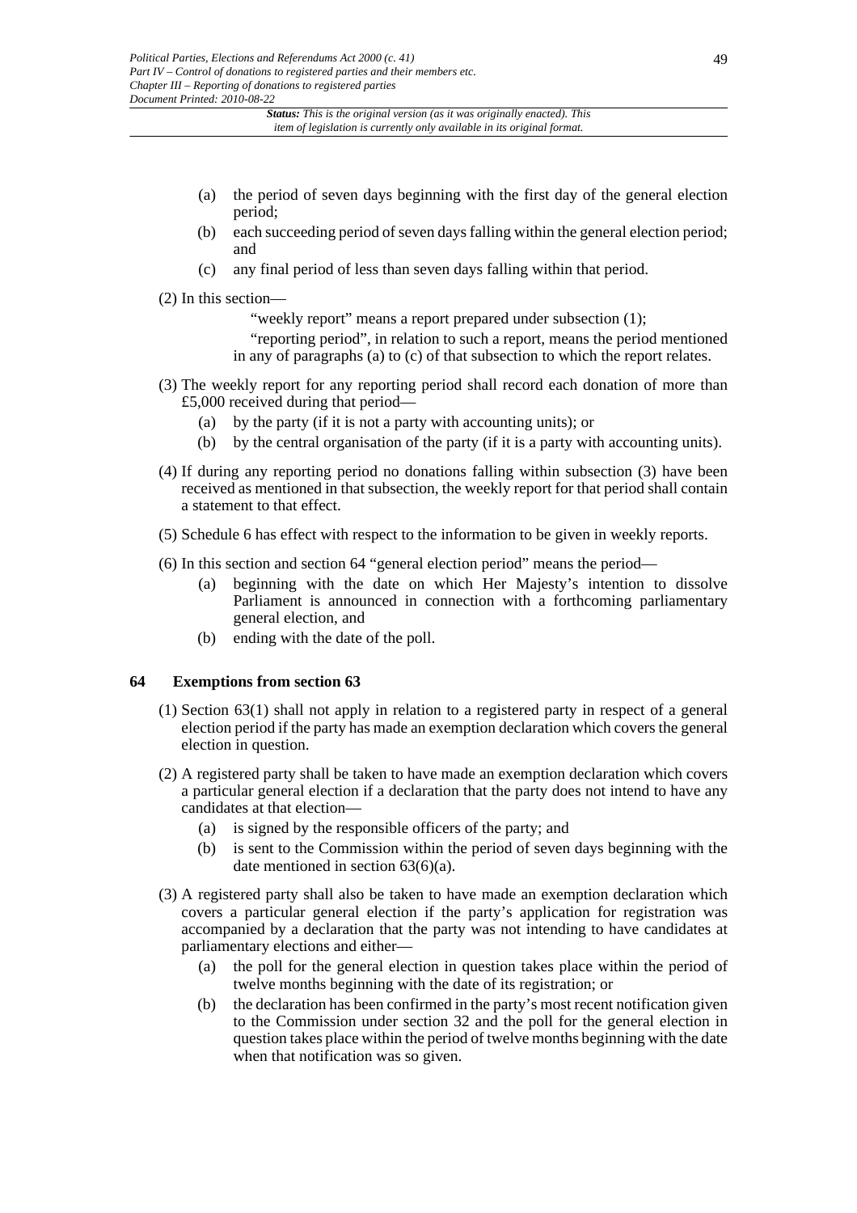(a) the period of seven days beginning with the first day of the general election period;

(b) each succeeding period of seven days falling within the general election period; and

(c) any final period of less than seven days falling within that period.

(2) In this section—

"weekly report" means a report prepared under subsection (1);

"reporting period", in relation to such a report, means the period mentioned in any of paragraphs (a) to (c) of that subsection to which the report relates.

(3) The weekly report for any reporting period shall record each donation of more than £5,000 received during that period—

(a) by the party (if it is not a party with accounting units); or

(b) by the central organisation of the party (if it is a party with accounting units).

(4) If during any reporting period no donations falling within subsection (3) have been received as mentioned in that subsection, the weekly report for that period shall contain a statement to that effect.

(5) Schedule 6 has effect with respect to the information to be given in weekly reports.

(6) In this section and section 64 "general election period" means the period—

(a) beginning with the date on which Her Majesty's intention to dissolve Parliament is announced in connection with a forthcoming parliamentary general election, and

(b) ending with the date of the poll.

### 64 Exemptions from section 63

(1) Section 63(1) shall not apply in relation to a registered party in respect of a general election period if the party has made an exemption declaration which covers the general election in question.

(2) A registered party shall be taken to have made an exemption declaration which covers a particular general election if a declaration that the party does not intend to have any candidates at that election—

(a) is signed by the responsible officers of the party; and

(b) is sent to the Commission within the period of seven days beginning with the date mentioned in section 63(6)(a).

(3) A registered party shall also be taken to have made an exemption declaration which covers a particular general election if the party's application for registration was accompanied by a declaration that the party was not intending to have candidates at parliamentary elections and either—

(a) the poll for the general election in question takes place within the period of twelve months beginning with the date of its registration; or

(b) the declaration has been confirmed in the party's most recent notification given to the Commission under section 32 and the poll for the general election in question takes place within the period of twelve months beginning with the date when that notification was so given.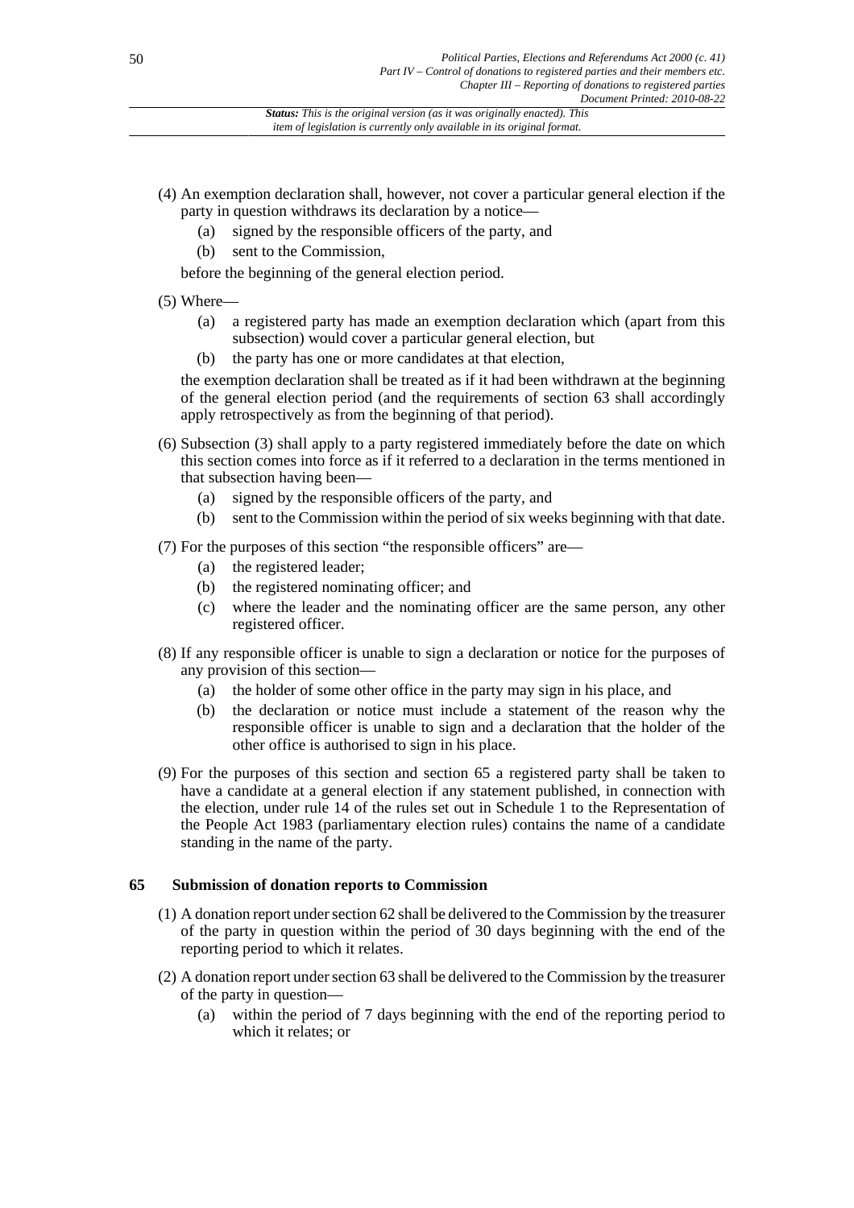(4) An exemption declaration shall, however, not cover a particular general election if the party in question withdraws its declaration by a notice—

   (a) signed by the responsible officers of the party, and

   (b) sent to the Commission,

   before the beginning of the general election period.

(5) Where—

   (a) a registered party has made an exemption declaration which (apart from this subsection) would cover a particular general election, but

   (b) the party has one or more candidates at that election,

   the exemption declaration shall be treated as if it had been withdrawn at the beginning of the general election period (and the requirements of section 63 shall accordingly apply retrospectively as from the beginning of that period).

(6) Subsection (3) shall apply to a party registered immediately before the date on which this section comes into force as if it referred to a declaration in the terms mentioned in that subsection having been—

   (a) signed by the responsible officers of the party, and

   (b) sent to the Commission within the period of six weeks beginning with that date.

(7) For the purposes of this section "the responsible officers" are—

   (a) the registered leader;

   (b) the registered nominating officer; and

   (c) where the leader and the nominating officer are the same person, any other registered officer.

(8) If any responsible officer is unable to sign a declaration or notice for the purposes of any provision of this section—

   (a) the holder of some other office in the party may sign in his place, and

   (b) the declaration or notice must include a statement of the reason why the responsible officer is unable to sign and a declaration that the holder of the other office is authorised to sign in his place.

(9) For the purposes of this section and section 65 a registered party shall be taken to have a candidate at a general election if any statement published, in connection with the election, under rule 14 of the rules set out in Schedule 1 to the Representation of the People Act 1983 (parliamentary election rules) contains the name of a candidate standing in the name of the party.

### 65 Submission of donation reports to Commission

(1) A donation report under section 62 shall be delivered to the Commission by the treasurer of the party in question within the period of 30 days beginning with the end of the reporting period to which it relates.

(2) A donation report under section 63 shall be delivered to the Commission by the treasurer of the party in question—

   (a) within the period of 7 days beginning with the end of the reporting period to which it relates; or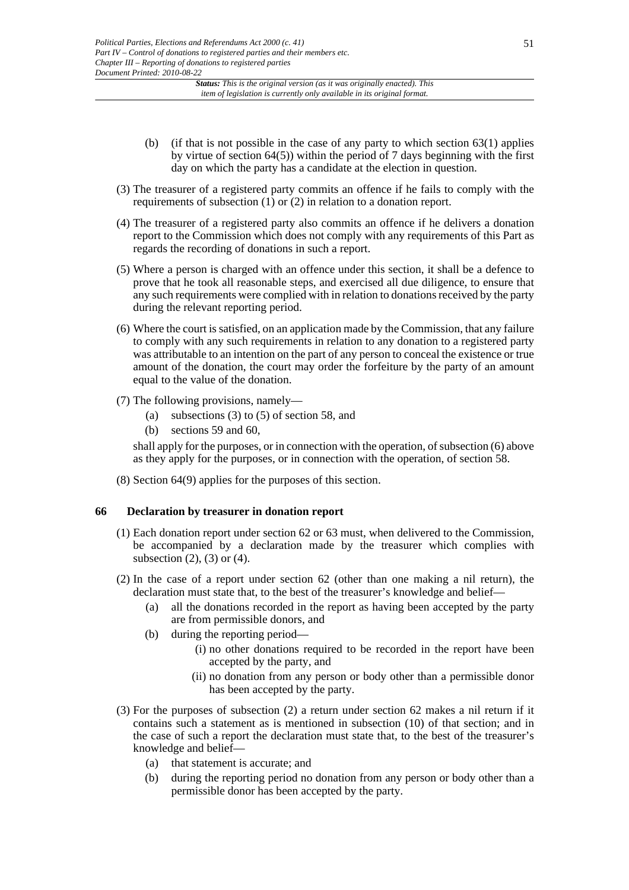(b) (if that is not possible in the case of any party to which section 63(1) applies by virtue of section 64(5)) within the period of 7 days beginning with the first day on which the party has a candidate at the election in question.

(3) The treasurer of a registered party commits an offence if he fails to comply with the requirements of subsection (1) or (2) in relation to a donation report.

(4) The treasurer of a registered party also commits an offence if he delivers a donation report to the Commission which does not comply with any requirements of this Part as regards the recording of donations in such a report.

(5) Where a person is charged with an offence under this section, it shall be a defence to prove that he took all reasonable steps, and exercised all due diligence, to ensure that any such requirements were complied with in relation to donations received by the party during the relevant reporting period.

(6) Where the court is satisfied, on an application made by the Commission, that any failure to comply with any such requirements in relation to any donation to a registered party was attributable to an intention on the part of any person to conceal the existence or true amount of the donation, the court may order the forfeiture by the party of an amount equal to the value of the donation.

(7) The following provisions, namely—

(a) subsections (3) to (5) of section 58, and

(b) sections 59 and 60,

shall apply for the purposes, or in connection with the operation, of subsection (6) above as they apply for the purposes, or in connection with the operation, of section 58.

(8) Section 64(9) applies for the purposes of this section.

## 66 Declaration by treasurer in donation report

(1) Each donation report under section 62 or 63 must, when delivered to the Commission, be accompanied by a declaration made by the treasurer which complies with subsection (2), (3) or (4).

(2) In the case of a report under section 62 (other than one making a nil return), the declaration must state that, to the best of the treasurer's knowledge and belief—

(a) all the donations recorded in the report as having been accepted by the party are from permissible donors, and

(b) during the reporting period—

(i) no other donations required to be recorded in the report have been accepted by the party, and

(ii) no donation from any person or body other than a permissible donor has been accepted by the party.

(3) For the purposes of subsection (2) a return under section 62 makes a nil return if it contains such a statement as is mentioned in subsection (10) of that section; and in the case of such a report the declaration must state that, to the best of the treasurer's knowledge and belief—

(a) that statement is accurate; and

(b) during the reporting period no donation from any person or body other than a permissible donor has been accepted by the party.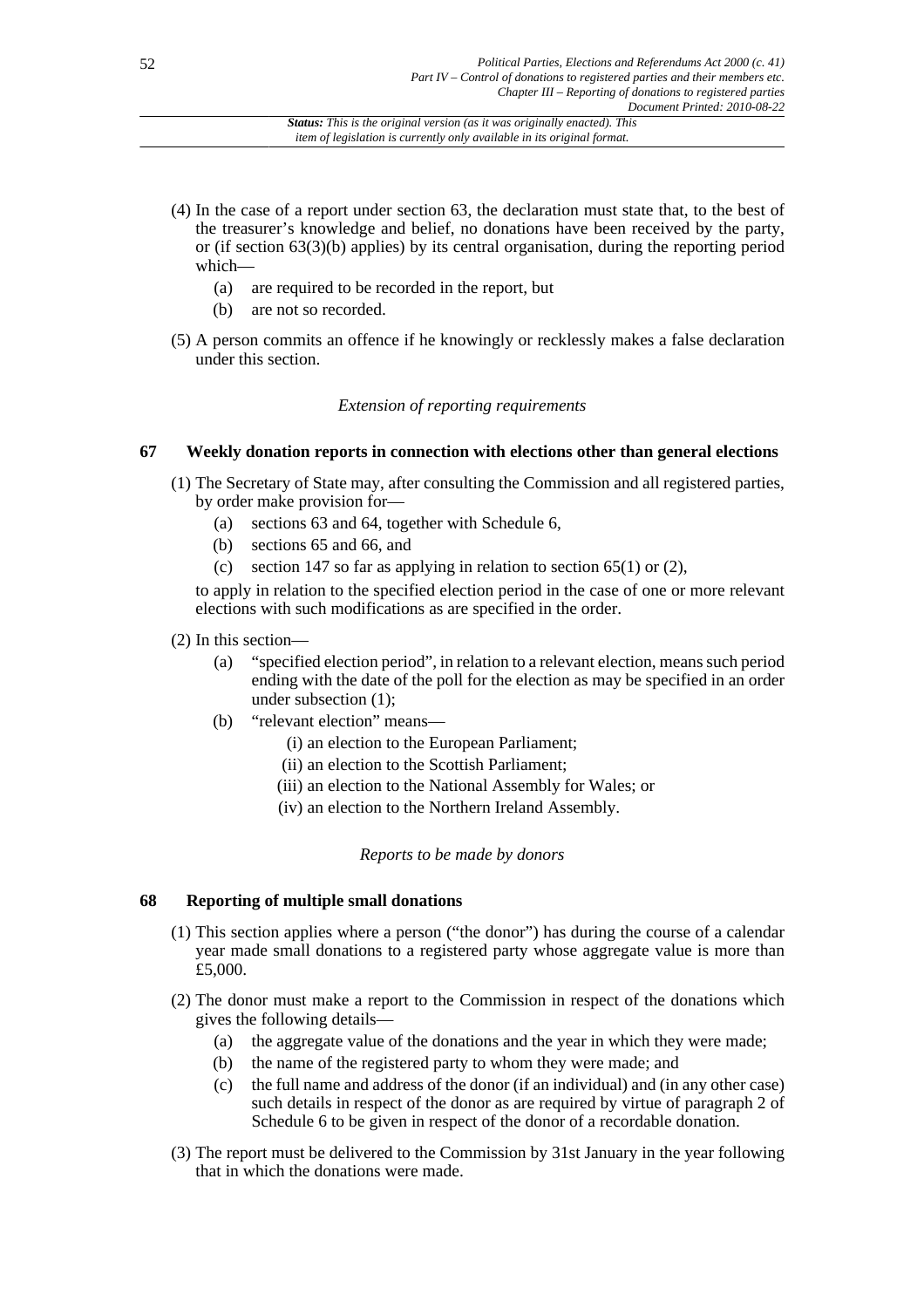(4) In the case of a report under section 63, the declaration must state that, to the best of the treasurer's knowledge and belief, no donations have been received by the party, or (if section 63(3)(b) applies) by its central organisation, during the reporting period which—

  (a) are required to be recorded in the report, but
  (b) are not so recorded.

(5) A person commits an offence if he knowingly or recklessly makes a false declaration under this section.

*Extension of reporting requirements*

### 67 Weekly donation reports in connection with elections other than general elections

(1) The Secretary of State may, after consulting the Commission and all registered parties, by order make provision for—

  (a) sections 63 and 64, together with Schedule 6,
  (b) sections 65 and 66, and
  (c) section 147 so far as applying in relation to section 65(1) or (2),

to apply in relation to the specified election period in the case of one or more relevant elections with such modifications as are specified in the order.

(2) In this section—

  (a) "specified election period", in relation to a relevant election, means such period ending with the date of the poll for the election as may be specified in an order under subsection (1);
  (b) "relevant election" means—
    (i) an election to the European Parliament;
    (ii) an election to the Scottish Parliament;
    (iii) an election to the National Assembly for Wales; or
    (iv) an election to the Northern Ireland Assembly.

*Reports to be made by donors*

### 68 Reporting of multiple small donations

(1) This section applies where a person ("the donor") has during the course of a calendar year made small donations to a registered party whose aggregate value is more than £5,000.

(2) The donor must make a report to the Commission in respect of the donations which gives the following details—

  (a) the aggregate value of the donations and the year in which they were made;
  (b) the name of the registered party to whom they were made; and
  (c) the full name and address of the donor (if an individual) and (in any other case) such details in respect of the donor as are required by virtue of paragraph 2 of Schedule 6 to be given in respect of the donor of a recordable donation.

(3) The report must be delivered to the Commission by 31st January in the year following that in which the donations were made.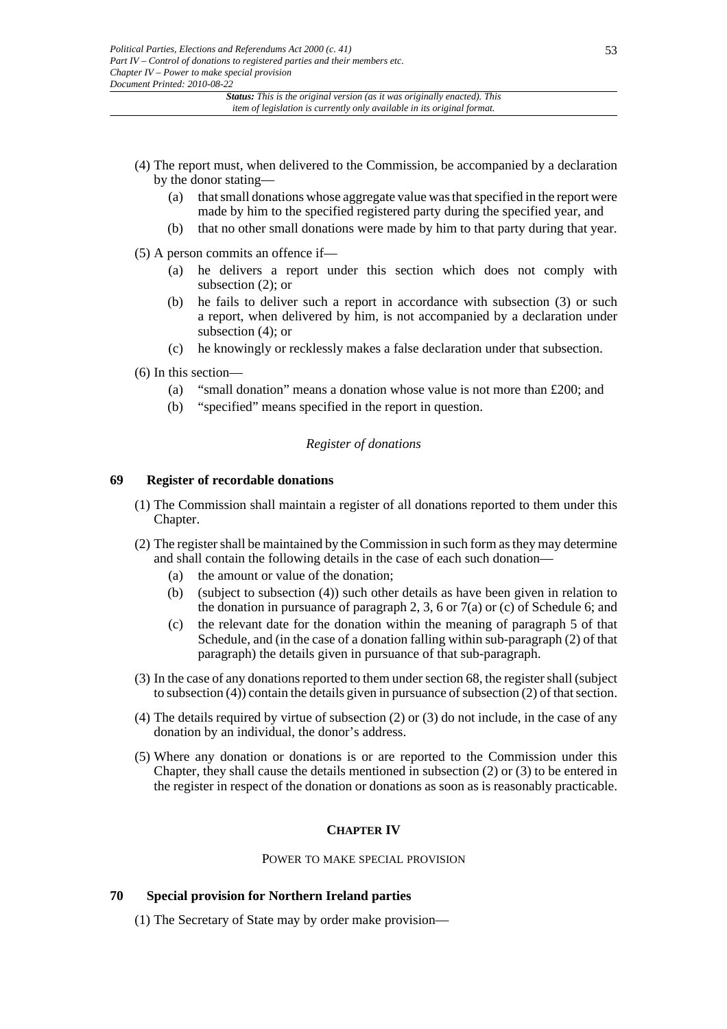(4) The report must, when delivered to the Commission, be accompanied by a declaration by the donor stating—

(a) that small donations whose aggregate value was that specified in the report were made by him to the specified registered party during the specified year, and

(b) that no other small donations were made by him to that party during that year.

(5) A person commits an offence if—

(a) he delivers a report under this section which does not comply with subsection (2); or

(b) he fails to deliver such a report in accordance with subsection (3) or such a report, when delivered by him, is not accompanied by a declaration under subsection (4); or

(c) he knowingly or recklessly makes a false declaration under that subsection.

(6) In this section—

(a) "small donation" means a donation whose value is not more than £200; and

(b) "specified" means specified in the report in question.

*Register of donations*

**69 Register of recordable donations**

(1) The Commission shall maintain a register of all donations reported to them under this Chapter.

(2) The register shall be maintained by the Commission in such form as they may determine and shall contain the following details in the case of each such donation—

(a) the amount or value of the donation;

(b) (subject to subsection (4)) such other details as have been given in relation to the donation in pursuance of paragraph 2, 3, 6 or 7(a) or (c) of Schedule 6; and

(c) the relevant date for the donation within the meaning of paragraph 5 of that Schedule, and (in the case of a donation falling within sub-paragraph (2) of that paragraph) the details given in pursuance of that sub-paragraph.

(3) In the case of any donations reported to them under section 68, the register shall (subject to subsection (4)) contain the details given in pursuance of subsection (2) of that section.

(4) The details required by virtue of subsection (2) or (3) do not include, in the case of any donation by an individual, the donor's address.

(5) Where any donation or donations is or are reported to the Commission under this Chapter, they shall cause the details mentioned in subsection (2) or (3) to be entered in the register in respect of the donation or donations as soon as is reasonably practicable.

## CHAPTER IV

### POWER TO MAKE SPECIAL PROVISION

**70 Special provision for Northern Ireland parties**

(1) The Secretary of State may by order make provision—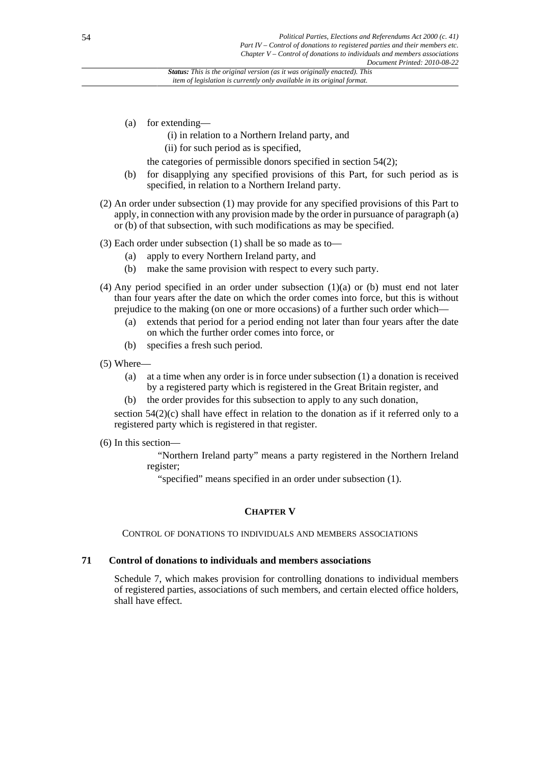(a) for extending—

  (i) in relation to a Northern Ireland party, and

  (ii) for such period as is specified,

  the categories of permissible donors specified in section 54(2);

(b) for disapplying any specified provisions of this Part, for such period as is specified, in relation to a Northern Ireland party.

(2) An order under subsection (1) may provide for any specified provisions of this Part to apply, in connection with any provision made by the order in pursuance of paragraph (a) or (b) of that subsection, with such modifications as may be specified.

(3) Each order under subsection (1) shall be so made as to—

  (a) apply to every Northern Ireland party, and

  (b) make the same provision with respect to every such party.

(4) Any period specified in an order under subsection (1)(a) or (b) must end not later than four years after the date on which the order comes into force, but this is without prejudice to the making (on one or more occasions) of a further such order which—

  (a) extends that period for a period ending not later than four years after the date on which the further order comes into force, or

  (b) specifies a fresh such period.

(5) Where—

  (a) at a time when any order is in force under subsection (1) a donation is received by a registered party which is registered in the Great Britain register, and

  (b) the order provides for this subsection to apply to any such donation,

section 54(2)(c) shall have effect in relation to the donation as if it referred only to a registered party which is registered in that register.

(6) In this section—

"Northern Ireland party" means a party registered in the Northern Ireland register;

"specified" means specified in an order under subsection (1).

## CHAPTER V

CONTROL OF DONATIONS TO INDIVIDUALS AND MEMBERS ASSOCIATIONS

### 71 Control of donations to individuals and members associations

Schedule 7, which makes provision for controlling donations to individual members of registered parties, associations of such members, and certain elected office holders, shall have effect.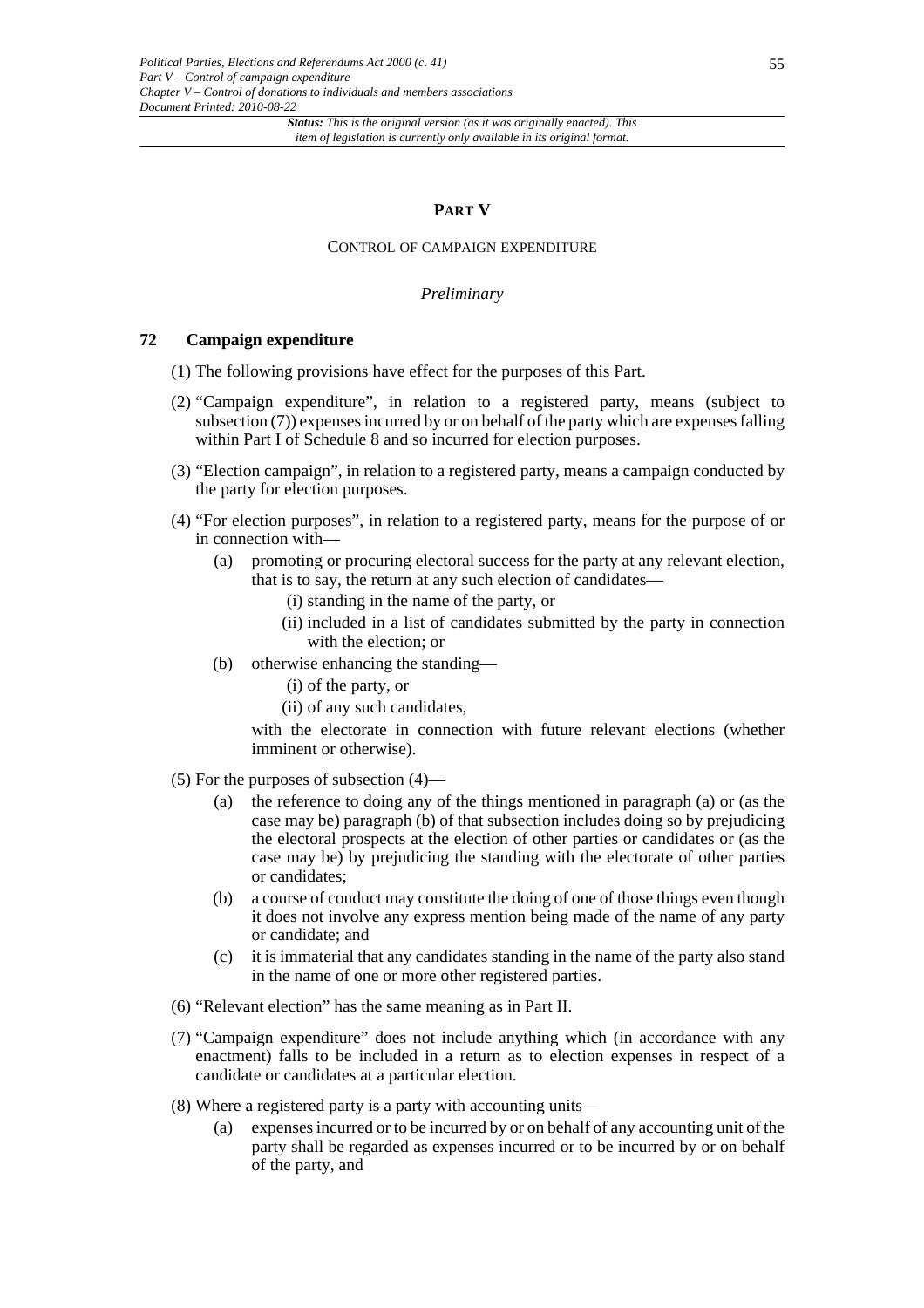## PART V

### CONTROL OF CAMPAIGN EXPENDITURE

*Preliminary*

### 72 Campaign expenditure

(1) The following provisions have effect for the purposes of this Part.

(2) "Campaign expenditure", in relation to a registered party, means (subject to subsection (7)) expenses incurred by or on behalf of the party which are expenses falling within Part I of Schedule 8 and so incurred for election purposes.

(3) "Election campaign", in relation to a registered party, means a campaign conducted by the party for election purposes.

(4) "For election purposes", in relation to a registered party, means for the purpose of or in connection with—

- (a) promoting or procuring electoral success for the party at any relevant election, that is to say, the return at any such election of candidates—
  - (i) standing in the name of the party, or
  - (ii) included in a list of candidates submitted by the party in connection with the election; or
- (b) otherwise enhancing the standing—
  - (i) of the party, or
  - (ii) of any such candidates,

  with the electorate in connection with future relevant elections (whether imminent or otherwise).

(5) For the purposes of subsection (4)—

- (a) the reference to doing any of the things mentioned in paragraph (a) or (as the case may be) paragraph (b) of that subsection includes doing so by prejudicing the electoral prospects at the election of other parties or candidates or (as the case may be) by prejudicing the standing with the electorate of other parties or candidates;
- (b) a course of conduct may constitute the doing of one of those things even though it does not involve any express mention being made of the name of any party or candidate; and
- (c) it is immaterial that any candidates standing in the name of the party also stand in the name of one or more other registered parties.

(6) "Relevant election" has the same meaning as in Part II.

(7) "Campaign expenditure" does not include anything which (in accordance with any enactment) falls to be included in a return as to election expenses in respect of a candidate or candidates at a particular election.

(8) Where a registered party is a party with accounting units—

- (a) expenses incurred or to be incurred by or on behalf of any accounting unit of the party shall be regarded as expenses incurred or to be incurred by or on behalf of the party, and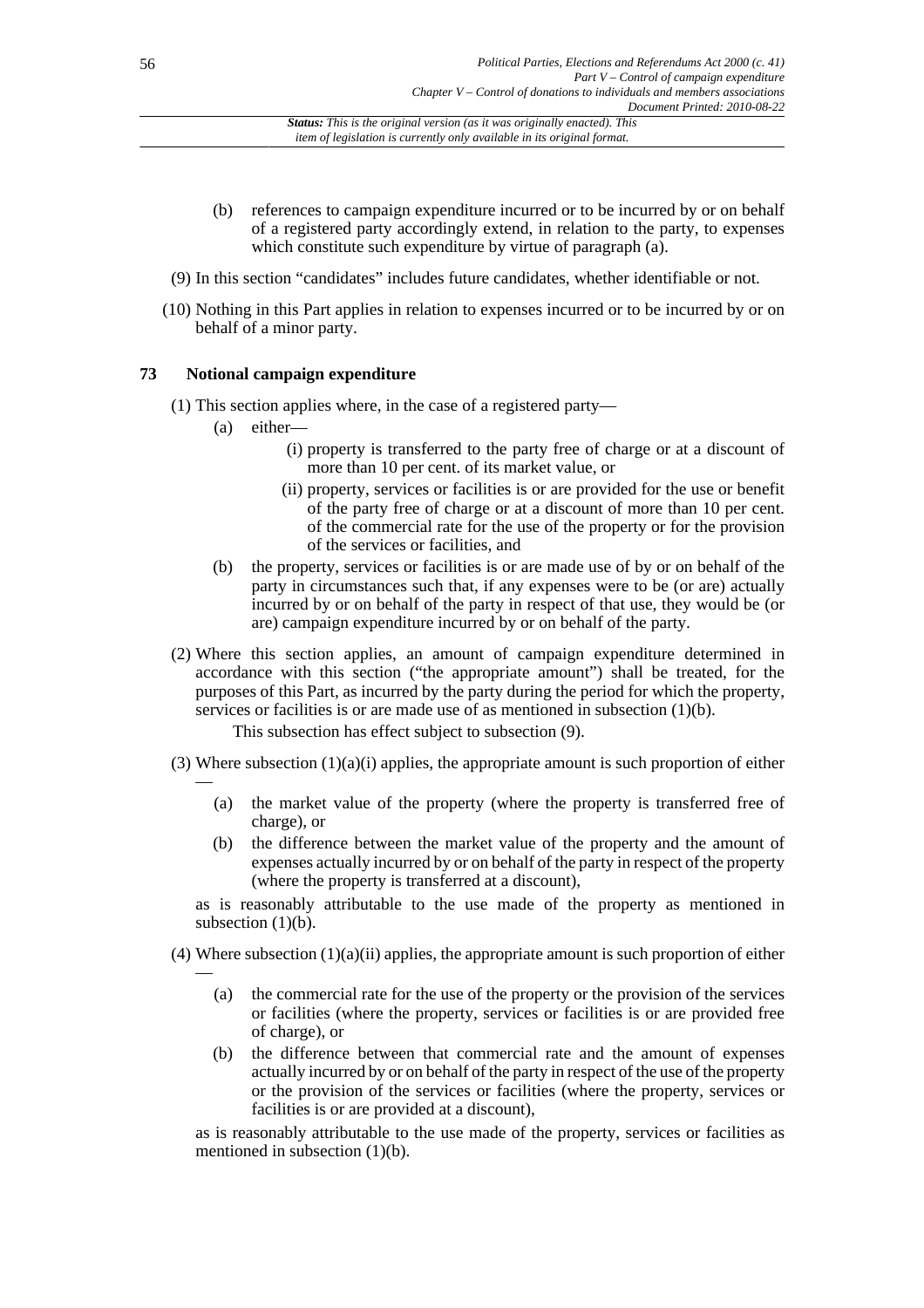(b) references to campaign expenditure incurred or to be incurred by or on behalf of a registered party accordingly extend, in relation to the party, to expenses which constitute such expenditure by virtue of paragraph (a).

(9) In this section "candidates" includes future candidates, whether identifiable or not.

(10) Nothing in this Part applies in relation to expenses incurred or to be incurred by or on behalf of a minor party.

### 73 Notional campaign expenditure

(1) This section applies where, in the case of a registered party—

- (a) either—
  - (i) property is transferred to the party free of charge or at a discount of more than 10 per cent. of its market value, or
  - (ii) property, services or facilities is or are provided for the use or benefit of the party free of charge or at a discount of more than 10 per cent. of the commercial rate for the use of the property or for the provision of the services or facilities, and
- (b) the property, services or facilities is or are made use of by or on behalf of the party in circumstances such that, if any expenses were to be (or are) actually incurred by or on behalf of the party in respect of that use, they would be (or are) campaign expenditure incurred by or on behalf of the party.

(2) Where this section applies, an amount of campaign expenditure determined in accordance with this section ("the appropriate amount") shall be treated, for the purposes of this Part, as incurred by the party during the period for which the property, services or facilities is or are made use of as mentioned in subsection (1)(b).

This subsection has effect subject to subsection (9).

(3) Where subsection (1)(a)(i) applies, the appropriate amount is such proportion of either —

- (a) the market value of the property (where the property is transferred free of charge), or
- (b) the difference between the market value of the property and the amount of expenses actually incurred by or on behalf of the party in respect of the property (where the property is transferred at a discount),

as is reasonably attributable to the use made of the property as mentioned in subsection (1)(b).

(4) Where subsection (1)(a)(ii) applies, the appropriate amount is such proportion of either —

- (a) the commercial rate for the use of the property or the provision of the services or facilities (where the property, services or facilities is or are provided free of charge), or
- (b) the difference between that commercial rate and the amount of expenses actually incurred by or on behalf of the party in respect of the use of the property or the provision of the services or facilities (where the property, services or facilities is or are provided at a discount),

as is reasonably attributable to the use made of the property, services or facilities as mentioned in subsection (1)(b).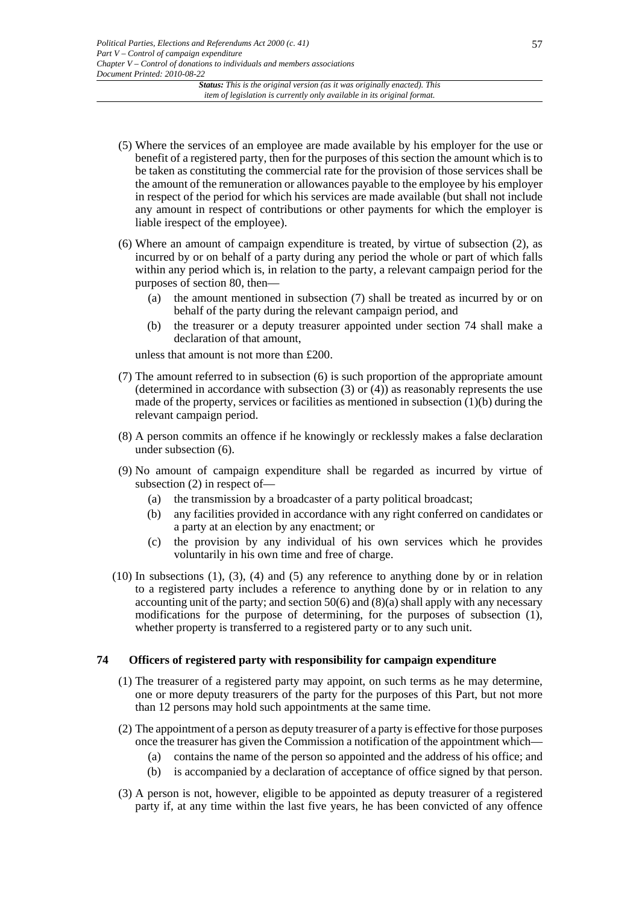(5) Where the services of an employee are made available by his employer for the use or benefit of a registered party, then for the purposes of this section the amount which is to be taken as constituting the commercial rate for the provision of those services shall be the amount of the remuneration or allowances payable to the employee by his employer in respect of the period for which his services are made available (but shall not include any amount in respect of contributions or other payments for which the employer is liable irespect of the employee).

(6) Where an amount of campaign expenditure is treated, by virtue of subsection (2), as incurred by or on behalf of a party during any period the whole or part of which falls within any period which is, in relation to the party, a relevant campaign period for the purposes of section 80, then—

(a) the amount mentioned in subsection (7) shall be treated as incurred by or on behalf of the party during the relevant campaign period, and

(b) the treasurer or a deputy treasurer appointed under section 74 shall make a declaration of that amount,

unless that amount is not more than £200.

(7) The amount referred to in subsection (6) is such proportion of the appropriate amount (determined in accordance with subsection (3) or (4)) as reasonably represents the use made of the property, services or facilities as mentioned in subsection (1)(b) during the relevant campaign period.

(8) A person commits an offence if he knowingly or recklessly makes a false declaration under subsection (6).

(9) No amount of campaign expenditure shall be regarded as incurred by virtue of subsection (2) in respect of—

(a) the transmission by a broadcaster of a party political broadcast;

(b) any facilities provided in accordance with any right conferred on candidates or a party at an election by any enactment; or

(c) the provision by any individual of his own services which he provides voluntarily in his own time and free of charge.

(10) In subsections (1), (3), (4) and (5) any reference to anything done by or in relation to a registered party includes a reference to anything done by or in relation to any accounting unit of the party; and section 50(6) and (8)(a) shall apply with any necessary modifications for the purpose of determining, for the purposes of subsection (1), whether property is transferred to a registered party or to any such unit.

## 74 Officers of registered party with responsibility for campaign expenditure

(1) The treasurer of a registered party may appoint, on such terms as he may determine, one or more deputy treasurers of the party for the purposes of this Part, but not more than 12 persons may hold such appointments at the same time.

(2) The appointment of a person as deputy treasurer of a party is effective for those purposes once the treasurer has given the Commission a notification of the appointment which—

(a) contains the name of the person so appointed and the address of his office; and

(b) is accompanied by a declaration of acceptance of office signed by that person.

(3) A person is not, however, eligible to be appointed as deputy treasurer of a registered party if, at any time within the last five years, he has been convicted of any offence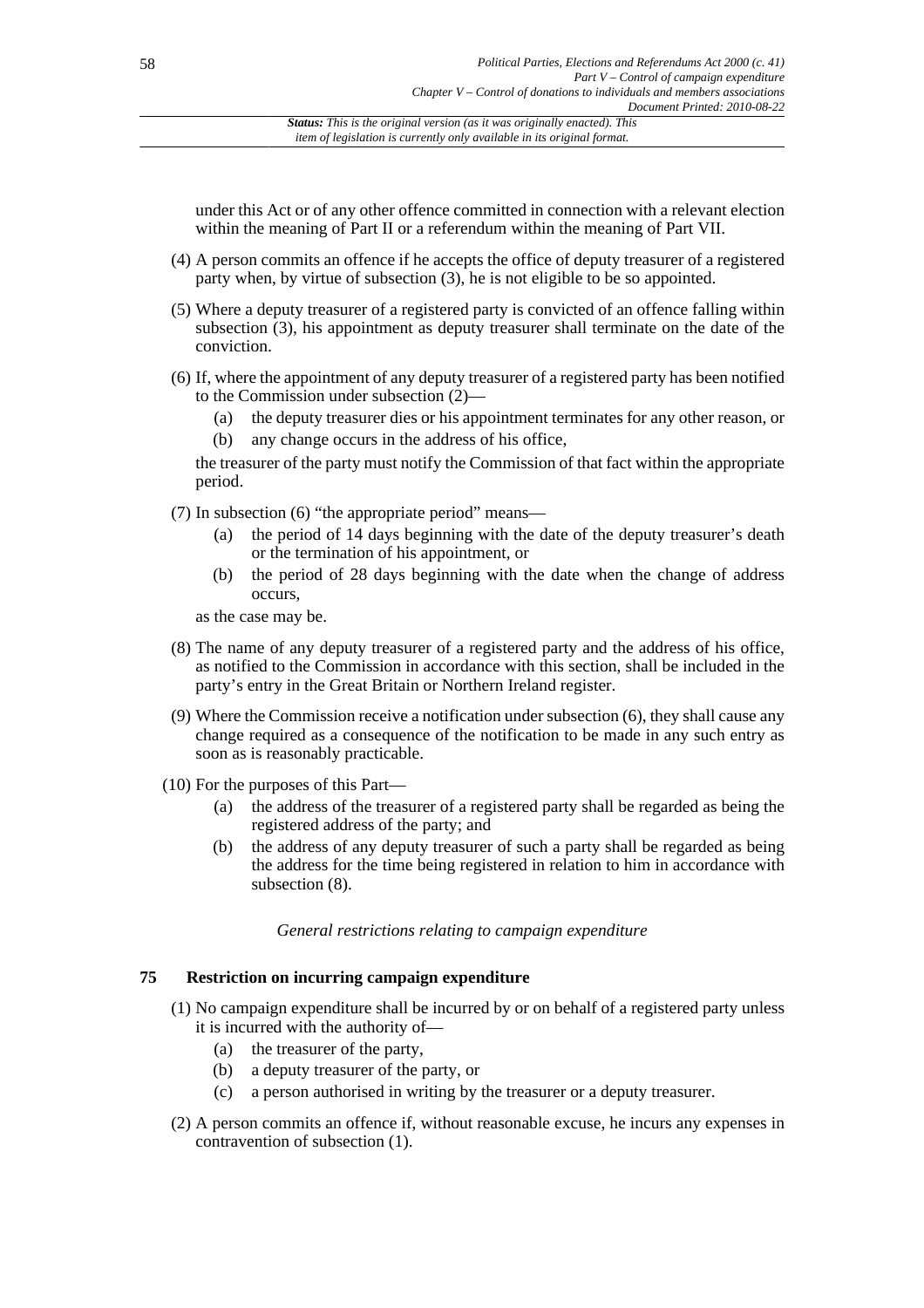under this Act or of any other offence committed in connection with a relevant election within the meaning of Part II or a referendum within the meaning of Part VII.

(4) A person commits an offence if he accepts the office of deputy treasurer of a registered party when, by virtue of subsection (3), he is not eligible to be so appointed.

(5) Where a deputy treasurer of a registered party is convicted of an offence falling within subsection (3), his appointment as deputy treasurer shall terminate on the date of the conviction.

(6) If, where the appointment of any deputy treasurer of a registered party has been notified to the Commission under subsection (2)—

(a) the deputy treasurer dies or his appointment terminates for any other reason, or

(b) any change occurs in the address of his office,

the treasurer of the party must notify the Commission of that fact within the appropriate period.

(7) In subsection (6) "the appropriate period" means—

(a) the period of 14 days beginning with the date of the deputy treasurer's death or the termination of his appointment, or

(b) the period of 28 days beginning with the date when the change of address occurs,

as the case may be.

(8) The name of any deputy treasurer of a registered party and the address of his office, as notified to the Commission in accordance with this section, shall be included in the party's entry in the Great Britain or Northern Ireland register.

(9) Where the Commission receive a notification under subsection (6), they shall cause any change required as a consequence of the notification to be made in any such entry as soon as is reasonably practicable.

(10) For the purposes of this Part—

(a) the address of the treasurer of a registered party shall be regarded as being the registered address of the party; and

(b) the address of any deputy treasurer of such a party shall be regarded as being the address for the time being registered in relation to him in accordance with subsection (8).

*General restrictions relating to campaign expenditure*

## 75 Restriction on incurring campaign expenditure

(1) No campaign expenditure shall be incurred by or on behalf of a registered party unless it is incurred with the authority of—

(a) the treasurer of the party,

(b) a deputy treasurer of the party, or

(c) a person authorised in writing by the treasurer or a deputy treasurer.

(2) A person commits an offence if, without reasonable excuse, he incurs any expenses in contravention of subsection (1).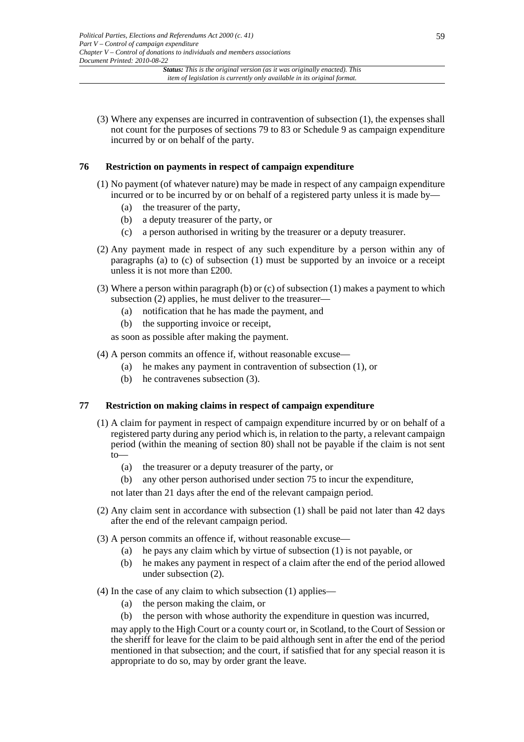(3) Where any expenses are incurred in contravention of subsection (1), the expenses shall not count for the purposes of sections 79 to 83 or Schedule 9 as campaign expenditure incurred by or on behalf of the party.

## 76 Restriction on payments in respect of campaign expenditure

(1) No payment (of whatever nature) may be made in respect of any campaign expenditure incurred or to be incurred by or on behalf of a registered party unless it is made by—

- (a) the treasurer of the party,
- (b) a deputy treasurer of the party, or
- (c) a person authorised in writing by the treasurer or a deputy treasurer.

(2) Any payment made in respect of any such expenditure by a person within any of paragraphs (a) to (c) of subsection (1) must be supported by an invoice or a receipt unless it is not more than £200.

(3) Where a person within paragraph (b) or (c) of subsection (1) makes a payment to which subsection (2) applies, he must deliver to the treasurer—

- (a) notification that he has made the payment, and
- (b) the supporting invoice or receipt,

as soon as possible after making the payment.

(4) A person commits an offence if, without reasonable excuse—

- (a) he makes any payment in contravention of subsection (1), or
- (b) he contravenes subsection (3).

## 77 Restriction on making claims in respect of campaign expenditure

(1) A claim for payment in respect of campaign expenditure incurred by or on behalf of a registered party during any period which is, in relation to the party, a relevant campaign period (within the meaning of section 80) shall not be payable if the claim is not sent to—

- (a) the treasurer or a deputy treasurer of the party, or
- (b) any other person authorised under section 75 to incur the expenditure,

not later than 21 days after the end of the relevant campaign period.

(2) Any claim sent in accordance with subsection (1) shall be paid not later than 42 days after the end of the relevant campaign period.

(3) A person commits an offence if, without reasonable excuse—

- (a) he pays any claim which by virtue of subsection (1) is not payable, or
- (b) he makes any payment in respect of a claim after the end of the period allowed under subsection (2).

(4) In the case of any claim to which subsection (1) applies—

- (a) the person making the claim, or
- (b) the person with whose authority the expenditure in question was incurred,

may apply to the High Court or a county court or, in Scotland, to the Court of Session or the sheriff for leave for the claim to be paid although sent in after the end of the period mentioned in that subsection; and the court, if satisfied that for any special reason it is appropriate to do so, may by order grant the leave.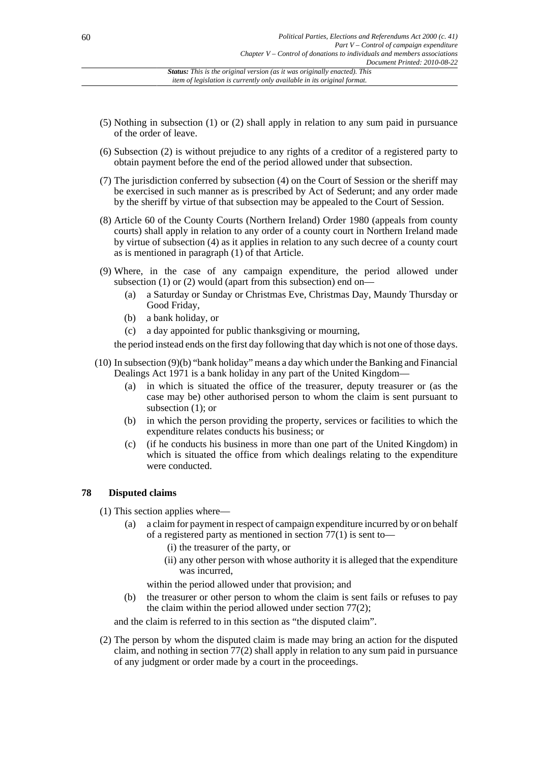(5) Nothing in subsection (1) or (2) shall apply in relation to any sum paid in pursuance of the order of leave.

(6) Subsection (2) is without prejudice to any rights of a creditor of a registered party to obtain payment before the end of the period allowed under that subsection.

(7) The jurisdiction conferred by subsection (4) on the Court of Session or the sheriff may be exercised in such manner as is prescribed by Act of Sederunt; and any order made by the sheriff by virtue of that subsection may be appealed to the Court of Session.

(8) Article 60 of the County Courts (Northern Ireland) Order 1980 (appeals from county courts) shall apply in relation to any order of a county court in Northern Ireland made by virtue of subsection (4) as it applies in relation to any such decree of a county court as is mentioned in paragraph (1) of that Article.

(9) Where, in the case of any campaign expenditure, the period allowed under subsection (1) or (2) would (apart from this subsection) end on—

- (a) a Saturday or Sunday or Christmas Eve, Christmas Day, Maundy Thursday or Good Friday,
- (b) a bank holiday, or
- (c) a day appointed for public thanksgiving or mourning,

the period instead ends on the first day following that day which is not one of those days.

(10) In subsection (9)(b) "bank holiday" means a day which under the Banking and Financial Dealings Act 1971 is a bank holiday in any part of the United Kingdom—

- (a) in which is situated the office of the treasurer, deputy treasurer or (as the case may be) other authorised person to whom the claim is sent pursuant to subsection (1); or
- (b) in which the person providing the property, services or facilities to which the expenditure relates conducts his business; or
- (c) (if he conducts his business in more than one part of the United Kingdom) in which is situated the office from which dealings relating to the expenditure were conducted.

## 78 Disputed claims

(1) This section applies where—

- (a) a claim for payment in respect of campaign expenditure incurred by or on behalf of a registered party as mentioned in section 77(1) is sent to—
  - (i) the treasurer of the party, or
  - (ii) any other person with whose authority it is alleged that the expenditure was incurred,

  within the period allowed under that provision; and
- (b) the treasurer or other person to whom the claim is sent fails or refuses to pay the claim within the period allowed under section 77(2);

and the claim is referred to in this section as "the disputed claim".

(2) The person by whom the disputed claim is made may bring an action for the disputed claim, and nothing in section 77(2) shall apply in relation to any sum paid in pursuance of any judgment or order made by a court in the proceedings.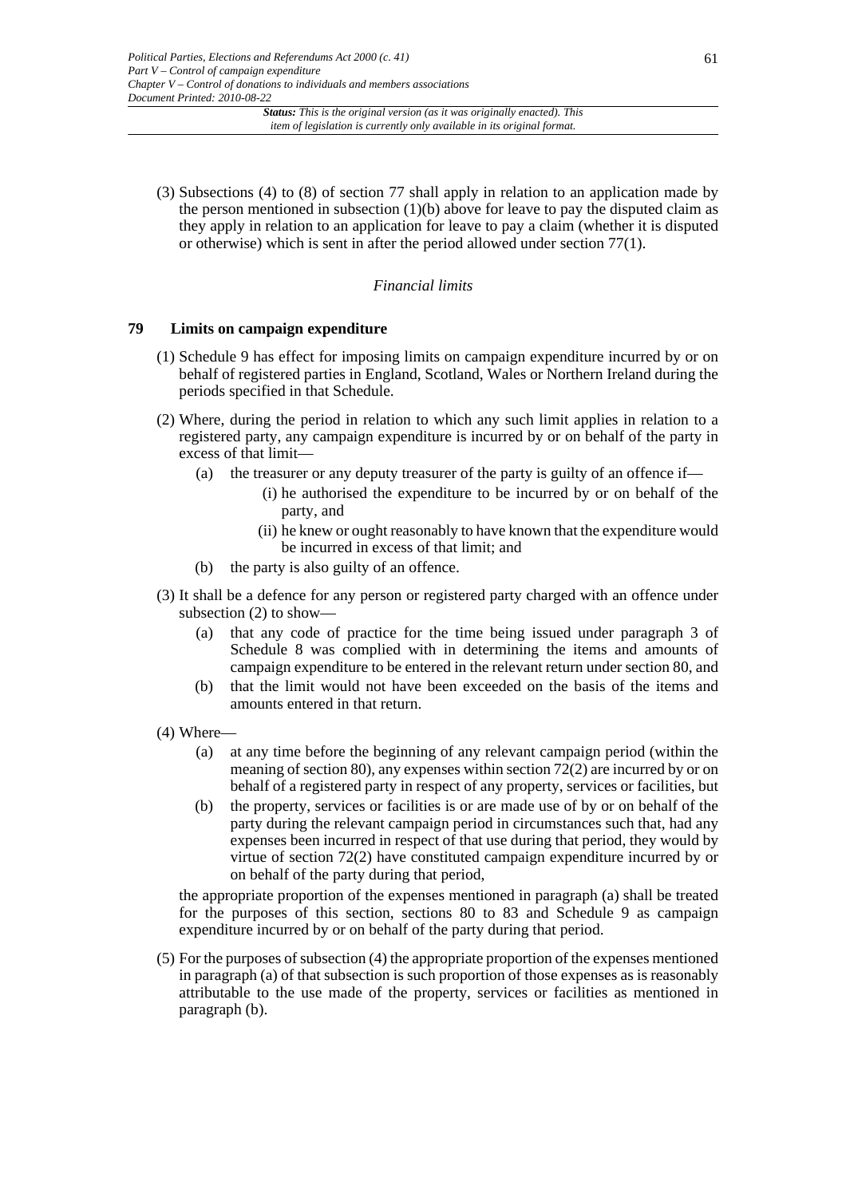(3) Subsections (4) to (8) of section 77 shall apply in relation to an application made by the person mentioned in subsection (1)(b) above for leave to pay the disputed claim as they apply in relation to an application for leave to pay a claim (whether it is disputed or otherwise) which is sent in after the period allowed under section 77(1).

*Financial limits*

### 79 Limits on campaign expenditure

(1) Schedule 9 has effect for imposing limits on campaign expenditure incurred by or on behalf of registered parties in England, Scotland, Wales or Northern Ireland during the periods specified in that Schedule.

(2) Where, during the period in relation to which any such limit applies in relation to a registered party, any campaign expenditure is incurred by or on behalf of the party in excess of that limit—

- (a) the treasurer or any deputy treasurer of the party is guilty of an offence if—
  - (i) he authorised the expenditure to be incurred by or on behalf of the party, and
  - (ii) he knew or ought reasonably to have known that the expenditure would be incurred in excess of that limit; and
- (b) the party is also guilty of an offence.

(3) It shall be a defence for any person or registered party charged with an offence under subsection (2) to show—

- (a) that any code of practice for the time being issued under paragraph 3 of Schedule 8 was complied with in determining the items and amounts of campaign expenditure to be entered in the relevant return under section 80, and
- (b) that the limit would not have been exceeded on the basis of the items and amounts entered in that return.

(4) Where—

- (a) at any time before the beginning of any relevant campaign period (within the meaning of section 80), any expenses within section 72(2) are incurred by or on behalf of a registered party in respect of any property, services or facilities, but
- (b) the property, services or facilities is or are made use of by or on behalf of the party during the relevant campaign period in circumstances such that, had any expenses been incurred in respect of that use during that period, they would by virtue of section 72(2) have constituted campaign expenditure incurred by or on behalf of the party during that period,

the appropriate proportion of the expenses mentioned in paragraph (a) shall be treated for the purposes of this section, sections 80 to 83 and Schedule 9 as campaign expenditure incurred by or on behalf of the party during that period.

(5) For the purposes of subsection (4) the appropriate proportion of the expenses mentioned in paragraph (a) of that subsection is such proportion of those expenses as is reasonably attributable to the use made of the property, services or facilities as mentioned in paragraph (b).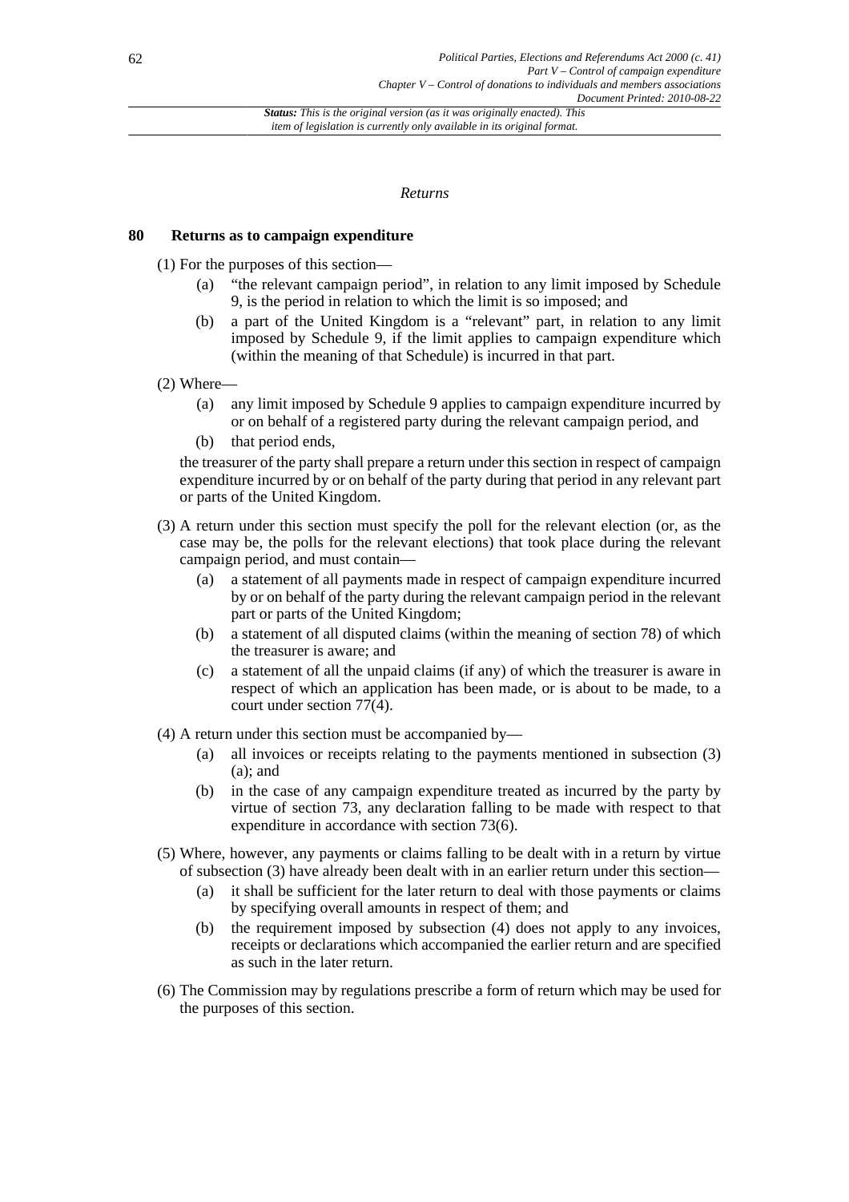*Returns*

### 80 Returns as to campaign expenditure

(1) For the purposes of this section—

- (a) "the relevant campaign period", in relation to any limit imposed by Schedule 9, is the period in relation to which the limit is so imposed; and
- (b) a part of the United Kingdom is a "relevant" part, in relation to any limit imposed by Schedule 9, if the limit applies to campaign expenditure which (within the meaning of that Schedule) is incurred in that part.

(2) Where—

- (a) any limit imposed by Schedule 9 applies to campaign expenditure incurred by or on behalf of a registered party during the relevant campaign period, and
- (b) that period ends,

the treasurer of the party shall prepare a return under this section in respect of campaign expenditure incurred by or on behalf of the party during that period in any relevant part or parts of the United Kingdom.

(3) A return under this section must specify the poll for the relevant election (or, as the case may be, the polls for the relevant elections) that took place during the relevant campaign period, and must contain—

- (a) a statement of all payments made in respect of campaign expenditure incurred by or on behalf of the party during the relevant campaign period in the relevant part or parts of the United Kingdom;
- (b) a statement of all disputed claims (within the meaning of section 78) of which the treasurer is aware; and
- (c) a statement of all the unpaid claims (if any) of which the treasurer is aware in respect of which an application has been made, or is about to be made, to a court under section 77(4).

(4) A return under this section must be accompanied by—

- (a) all invoices or receipts relating to the payments mentioned in subsection (3)(a); and
- (b) in the case of any campaign expenditure treated as incurred by the party by virtue of section 73, any declaration falling to be made with respect to that expenditure in accordance with section 73(6).

(5) Where, however, any payments or claims falling to be dealt with in a return by virtue of subsection (3) have already been dealt with in an earlier return under this section—

- (a) it shall be sufficient for the later return to deal with those payments or claims by specifying overall amounts in respect of them; and
- (b) the requirement imposed by subsection (4) does not apply to any invoices, receipts or declarations which accompanied the earlier return and are specified as such in the later return.

(6) The Commission may by regulations prescribe a form of return which may be used for the purposes of this section.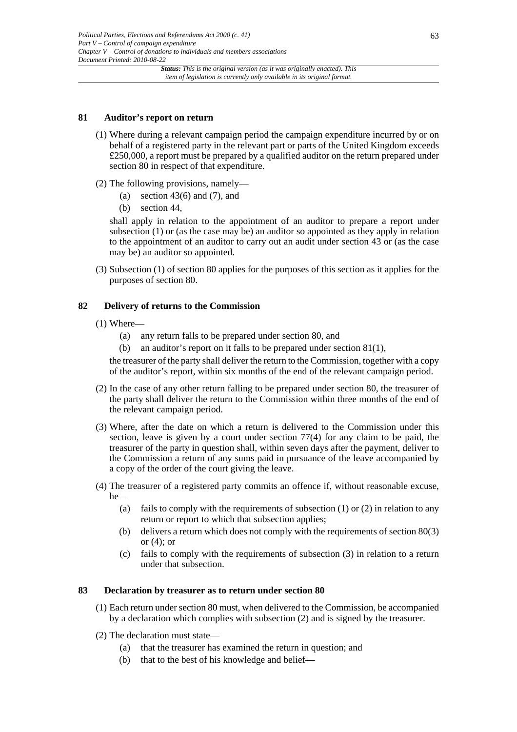## 81 Auditor's report on return

(1) Where during a relevant campaign period the campaign expenditure incurred by or on behalf of a registered party in the relevant part or parts of the United Kingdom exceeds £250,000, a report must be prepared by a qualified auditor on the return prepared under section 80 in respect of that expenditure.

(2) The following provisions, namely—

- (a) section 43(6) and (7), and
- (b) section 44,

shall apply in relation to the appointment of an auditor to prepare a report under subsection (1) or (as the case may be) an auditor so appointed as they apply in relation to the appointment of an auditor to carry out an audit under section 43 or (as the case may be) an auditor so appointed.

(3) Subsection (1) of section 80 applies for the purposes of this section as it applies for the purposes of section 80.

## 82 Delivery of returns to the Commission

(1) Where—

- (a) any return falls to be prepared under section 80, and
- (b) an auditor's report on it falls to be prepared under section 81(1),

the treasurer of the party shall deliver the return to the Commission, together with a copy of the auditor's report, within six months of the end of the relevant campaign period.

(2) In the case of any other return falling to be prepared under section 80, the treasurer of the party shall deliver the return to the Commission within three months of the end of the relevant campaign period.

(3) Where, after the date on which a return is delivered to the Commission under this section, leave is given by a court under section 77(4) for any claim to be paid, the treasurer of the party in question shall, within seven days after the payment, deliver to the Commission a return of any sums paid in pursuance of the leave accompanied by a copy of the order of the court giving the leave.

(4) The treasurer of a registered party commits an offence if, without reasonable excuse, he—

- (a) fails to comply with the requirements of subsection (1) or (2) in relation to any return or report to which that subsection applies;
- (b) delivers a return which does not comply with the requirements of section 80(3) or (4); or
- (c) fails to comply with the requirements of subsection (3) in relation to a return under that subsection.

## 83 Declaration by treasurer as to return under section 80

(1) Each return under section 80 must, when delivered to the Commission, be accompanied by a declaration which complies with subsection (2) and is signed by the treasurer.

(2) The declaration must state—

- (a) that the treasurer has examined the return in question; and
- (b) that to the best of his knowledge and belief—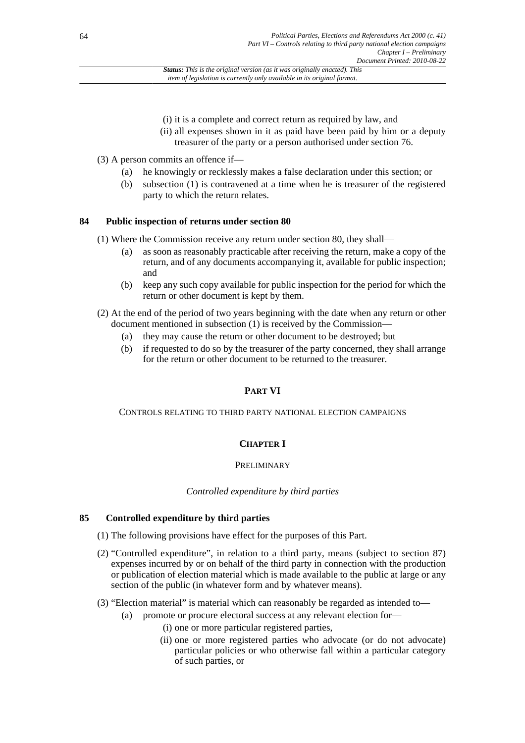(i) it is a complete and correct return as required by law, and

(ii) all expenses shown in it as paid have been paid by him or a deputy treasurer of the party or a person authorised under section 76.

(3) A person commits an offence if—

(a) he knowingly or recklessly makes a false declaration under this section; or

(b) subsection (1) is contravened at a time when he is treasurer of the registered party to which the return relates.

### 84 Public inspection of returns under section 80

(1) Where the Commission receive any return under section 80, they shall—

(a) as soon as reasonably practicable after receiving the return, make a copy of the return, and of any documents accompanying it, available for public inspection; and

(b) keep any such copy available for public inspection for the period for which the return or other document is kept by them.

(2) At the end of the period of two years beginning with the date when any return or other document mentioned in subsection (1) is received by the Commission—

(a) they may cause the return or other document to be destroyed; but

(b) if requested to do so by the treasurer of the party concerned, they shall arrange for the return or other document to be returned to the treasurer.

## PART VI

CONTROLS RELATING TO THIRD PARTY NATIONAL ELECTION CAMPAIGNS

## CHAPTER I

PRELIMINARY

*Controlled expenditure by third parties*

### 85 Controlled expenditure by third parties

(1) The following provisions have effect for the purposes of this Part.

(2) "Controlled expenditure", in relation to a third party, means (subject to section 87) expenses incurred by or on behalf of the third party in connection with the production or publication of election material which is made available to the public at large or any section of the public (in whatever form and by whatever means).

(3) "Election material" is material which can reasonably be regarded as intended to—

(a) promote or procure electoral success at any relevant election for—

(i) one or more particular registered parties,

(ii) one or more registered parties who advocate (or do not advocate) particular policies or who otherwise fall within a particular category of such parties, or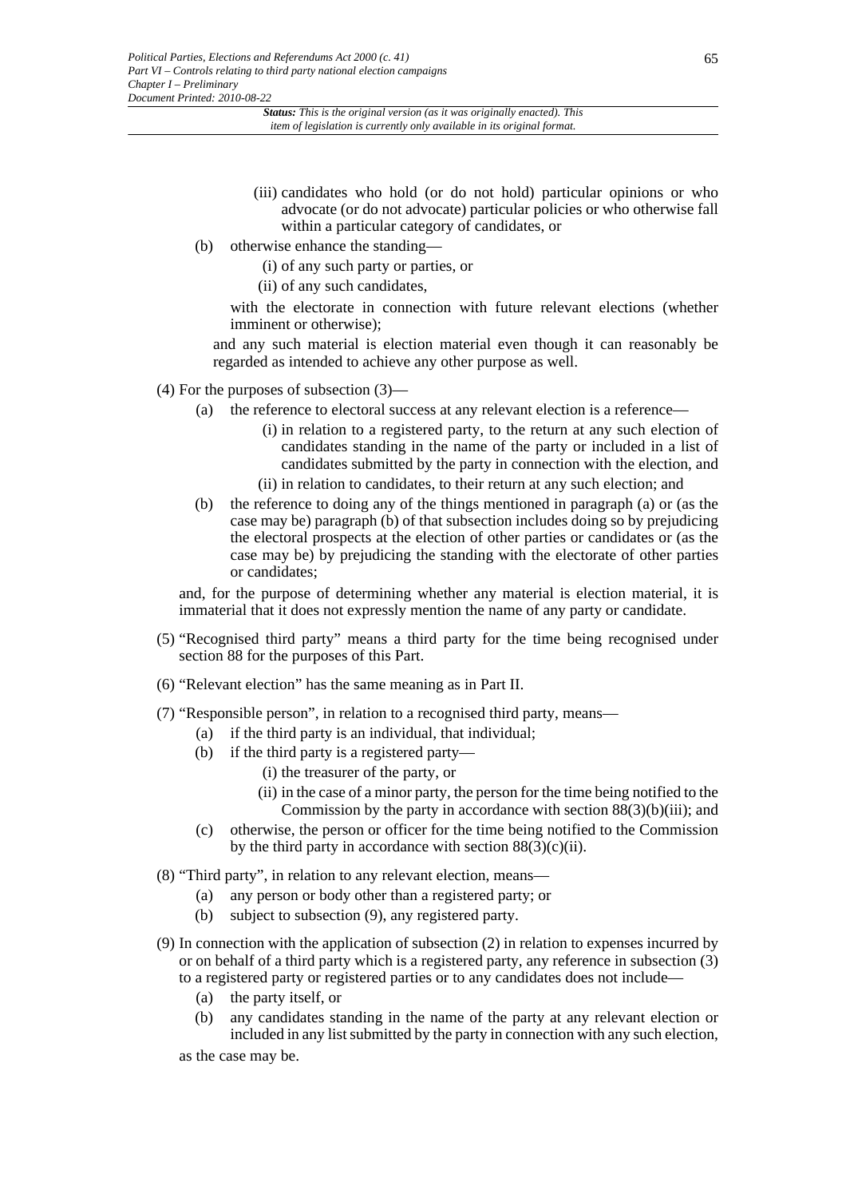(iii) candidates who hold (or do not hold) particular opinions or who advocate (or do not advocate) particular policies or who otherwise fall within a particular category of candidates, or

(b) otherwise enhance the standing—

(i) of any such party or parties, or

(ii) of any such candidates,

with the electorate in connection with future relevant elections (whether imminent or otherwise);

and any such material is election material even though it can reasonably be regarded as intended to achieve any other purpose as well.

(4) For the purposes of subsection (3)—

(a) the reference to electoral success at any relevant election is a reference—

(i) in relation to a registered party, to the return at any such election of candidates standing in the name of the party or included in a list of candidates submitted by the party in connection with the election, and

(ii) in relation to candidates, to their return at any such election; and

(b) the reference to doing any of the things mentioned in paragraph (a) or (as the case may be) paragraph (b) of that subsection includes doing so by prejudicing the electoral prospects at the election of other parties or candidates or (as the case may be) by prejudicing the standing with the electorate of other parties or candidates;

and, for the purpose of determining whether any material is election material, it is immaterial that it does not expressly mention the name of any party or candidate.

(5) "Recognised third party" means a third party for the time being recognised under section 88 for the purposes of this Part.

(6) "Relevant election" has the same meaning as in Part II.

(7) "Responsible person", in relation to a recognised third party, means—

(a) if the third party is an individual, that individual;

(b) if the third party is a registered party—

(i) the treasurer of the party, or

(ii) in the case of a minor party, the person for the time being notified to the Commission by the party in accordance with section 88(3)(b)(iii); and

(c) otherwise, the person or officer for the time being notified to the Commission by the third party in accordance with section 88(3)(c)(ii).

(8) "Third party", in relation to any relevant election, means—

(a) any person or body other than a registered party; or

(b) subject to subsection (9), any registered party.

(9) In connection with the application of subsection (2) in relation to expenses incurred by or on behalf of a third party which is a registered party, any reference in subsection (3) to a registered party or registered parties or to any candidates does not include—

(a) the party itself, or

(b) any candidates standing in the name of the party at any relevant election or included in any list submitted by the party in connection with any such election,

as the case may be.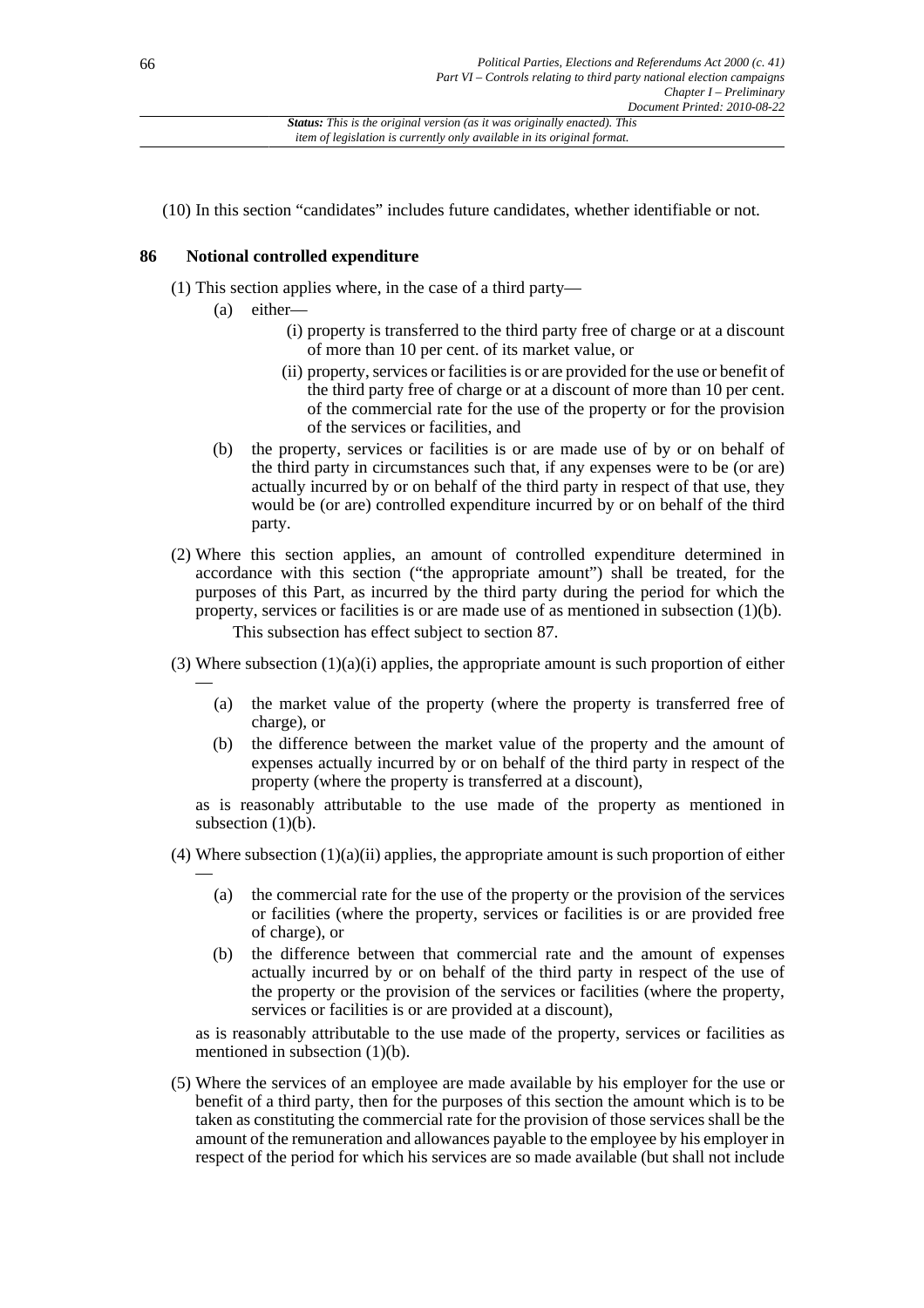(10) In this section "candidates" includes future candidates, whether identifiable or not.

## 86 Notional controlled expenditure

(1) This section applies where, in the case of a third party—

(a) either—

(i) property is transferred to the third party free of charge or at a discount of more than 10 per cent. of its market value, or

(ii) property, services or facilities is or are provided for the use or benefit of the third party free of charge or at a discount of more than 10 per cent. of the commercial rate for the use of the property or for the provision of the services or facilities, and

(b) the property, services or facilities is or are made use of by or on behalf of the third party in circumstances such that, if any expenses were to be (or are) actually incurred by or on behalf of the third party in respect of that use, they would be (or are) controlled expenditure incurred by or on behalf of the third party.

(2) Where this section applies, an amount of controlled expenditure determined in accordance with this section ("the appropriate amount") shall be treated, for the purposes of this Part, as incurred by the third party during the period for which the property, services or facilities is or are made use of as mentioned in subsection (1)(b).

This subsection has effect subject to section 87.

(3) Where subsection (1)(a)(i) applies, the appropriate amount is such proportion of either —

(a) the market value of the property (where the property is transferred free of charge), or

(b) the difference between the market value of the property and the amount of expenses actually incurred by or on behalf of the third party in respect of the property (where the property is transferred at a discount),

as is reasonably attributable to the use made of the property as mentioned in subsection (1)(b).

(4) Where subsection (1)(a)(ii) applies, the appropriate amount is such proportion of either —

(a) the commercial rate for the use of the property or the provision of the services or facilities (where the property, services or facilities is or are provided free of charge), or

(b) the difference between that commercial rate and the amount of expenses actually incurred by or on behalf of the third party in respect of the use of the property or the provision of the services or facilities (where the property, services or facilities is or are provided at a discount),

as is reasonably attributable to the use made of the property, services or facilities as mentioned in subsection (1)(b).

(5) Where the services of an employee are made available by his employer for the use or benefit of a third party, then for the purposes of this section the amount which is to be taken as constituting the commercial rate for the provision of those services shall be the amount of the remuneration and allowances payable to the employee by his employer in respect of the period for which his services are so made available (but shall not include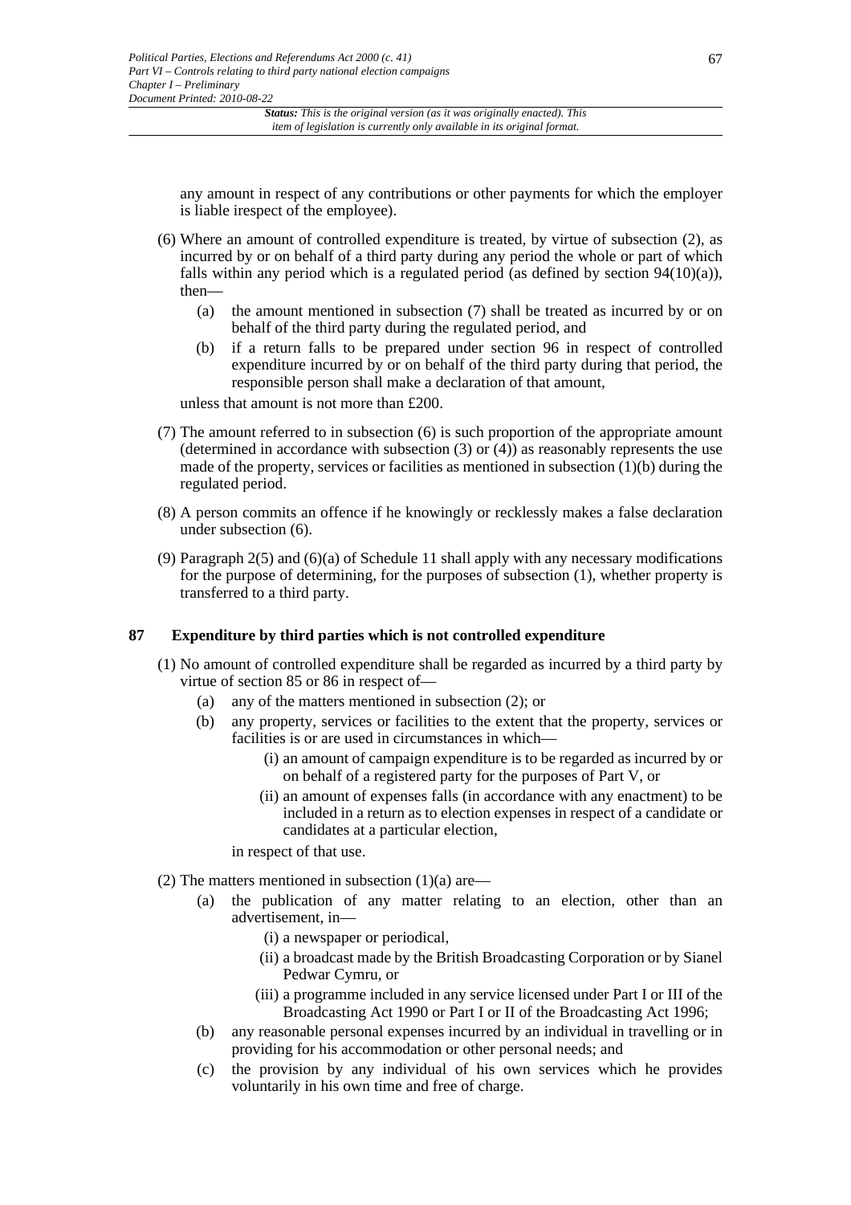any amount in respect of any contributions or other payments for which the employer is liable irespect of the employee).

(6) Where an amount of controlled expenditure is treated, by virtue of subsection (2), as incurred by or on behalf of a third party during any period the whole or part of which falls within any period which is a regulated period (as defined by section 94(10)(a)), then—

  (a) the amount mentioned in subsection (7) shall be treated as incurred by or on behalf of the third party during the regulated period, and

  (b) if a return falls to be prepared under section 96 in respect of controlled expenditure incurred by or on behalf of the third party during that period, the responsible person shall make a declaration of that amount,

unless that amount is not more than £200.

(7) The amount referred to in subsection (6) is such proportion of the appropriate amount (determined in accordance with subsection (3) or (4)) as reasonably represents the use made of the property, services or facilities as mentioned in subsection (1)(b) during the regulated period.

(8) A person commits an offence if he knowingly or recklessly makes a false declaration under subsection (6).

(9) Paragraph 2(5) and (6)(a) of Schedule 11 shall apply with any necessary modifications for the purpose of determining, for the purposes of subsection (1), whether property is transferred to a third party.

### 87 Expenditure by third parties which is not controlled expenditure

(1) No amount of controlled expenditure shall be regarded as incurred by a third party by virtue of section 85 or 86 in respect of—

  (a) any of the matters mentioned in subsection (2); or

  (b) any property, services or facilities to the extent that the property, services or facilities is or are used in circumstances in which—

    (i) an amount of campaign expenditure is to be regarded as incurred by or on behalf of a registered party for the purposes of Part V, or

    (ii) an amount of expenses falls (in accordance with any enactment) to be included in a return as to election expenses in respect of a candidate or candidates at a particular election,

  in respect of that use.

(2) The matters mentioned in subsection (1)(a) are—

  (a) the publication of any matter relating to an election, other than an advertisement, in—

    (i) a newspaper or periodical,

    (ii) a broadcast made by the British Broadcasting Corporation or by Sianel Pedwar Cymru, or

    (iii) a programme included in any service licensed under Part I or III of the Broadcasting Act 1990 or Part I or II of the Broadcasting Act 1996;

  (b) any reasonable personal expenses incurred by an individual in travelling or in providing for his accommodation or other personal needs; and

  (c) the provision by any individual of his own services which he provides voluntarily in his own time and free of charge.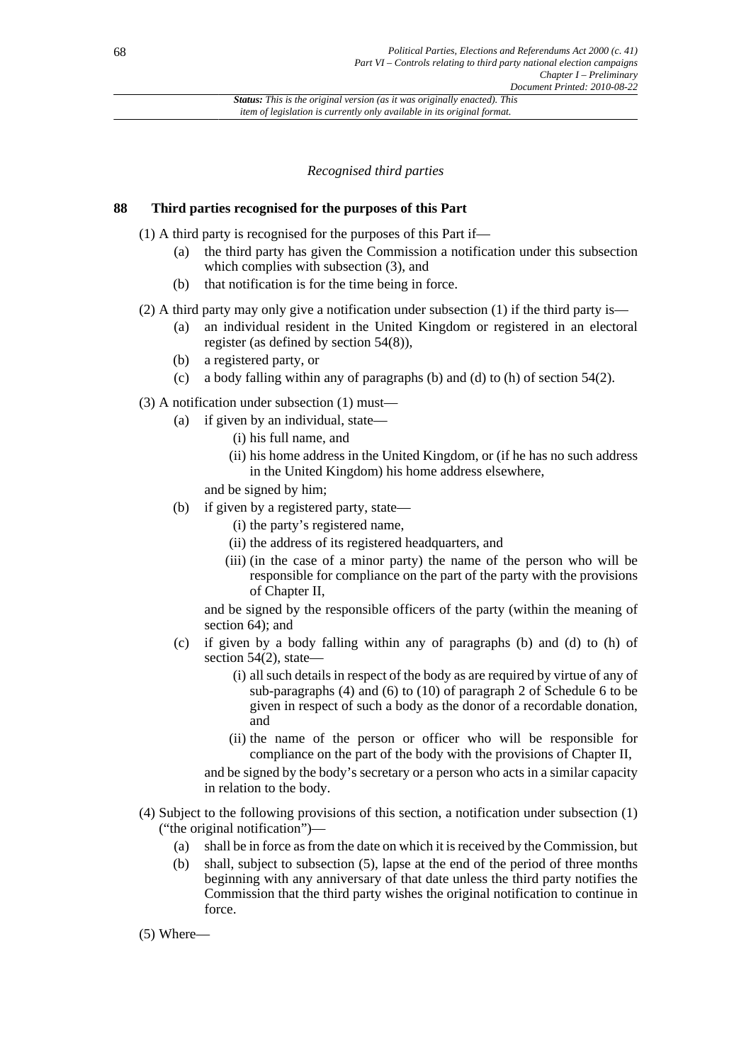*Recognised third parties*

## 88 Third parties recognised for the purposes of this Part

(1) A third party is recognised for the purposes of this Part if—

- (a) the third party has given the Commission a notification under this subsection which complies with subsection (3), and
- (b) that notification is for the time being in force.

(2) A third party may only give a notification under subsection (1) if the third party is—

- (a) an individual resident in the United Kingdom or registered in an electoral register (as defined by section 54(8)),
- (b) a registered party, or
- (c) a body falling within any of paragraphs (b) and (d) to (h) of section 54(2).

(3) A notification under subsection (1) must—

- (a) if given by an individual, state—
  - (i) his full name, and
  - (ii) his home address in the United Kingdom, or (if he has no such address in the United Kingdom) his home address elsewhere,

  and be signed by him;
- (b) if given by a registered party, state—
  - (i) the party's registered name,
  - (ii) the address of its registered headquarters, and
  - (iii) (in the case of a minor party) the name of the person who will be responsible for compliance on the part of the party with the provisions of Chapter II,

  and be signed by the responsible officers of the party (within the meaning of section 64); and
- (c) if given by a body falling within any of paragraphs (b) and (d) to (h) of section 54(2), state—
  - (i) all such details in respect of the body as are required by virtue of any of sub-paragraphs (4) and (6) to (10) of paragraph 2 of Schedule 6 to be given in respect of such a body as the donor of a recordable donation, and
  - (ii) the name of the person or officer who will be responsible for compliance on the part of the body with the provisions of Chapter II,

  and be signed by the body's secretary or a person who acts in a similar capacity in relation to the body.

(4) Subject to the following provisions of this section, a notification under subsection (1) ("the original notification")—

- (a) shall be in force as from the date on which it is received by the Commission, but
- (b) shall, subject to subsection (5), lapse at the end of the period of three months beginning with any anniversary of that date unless the third party notifies the Commission that the third party wishes the original notification to continue in force.

(5) Where—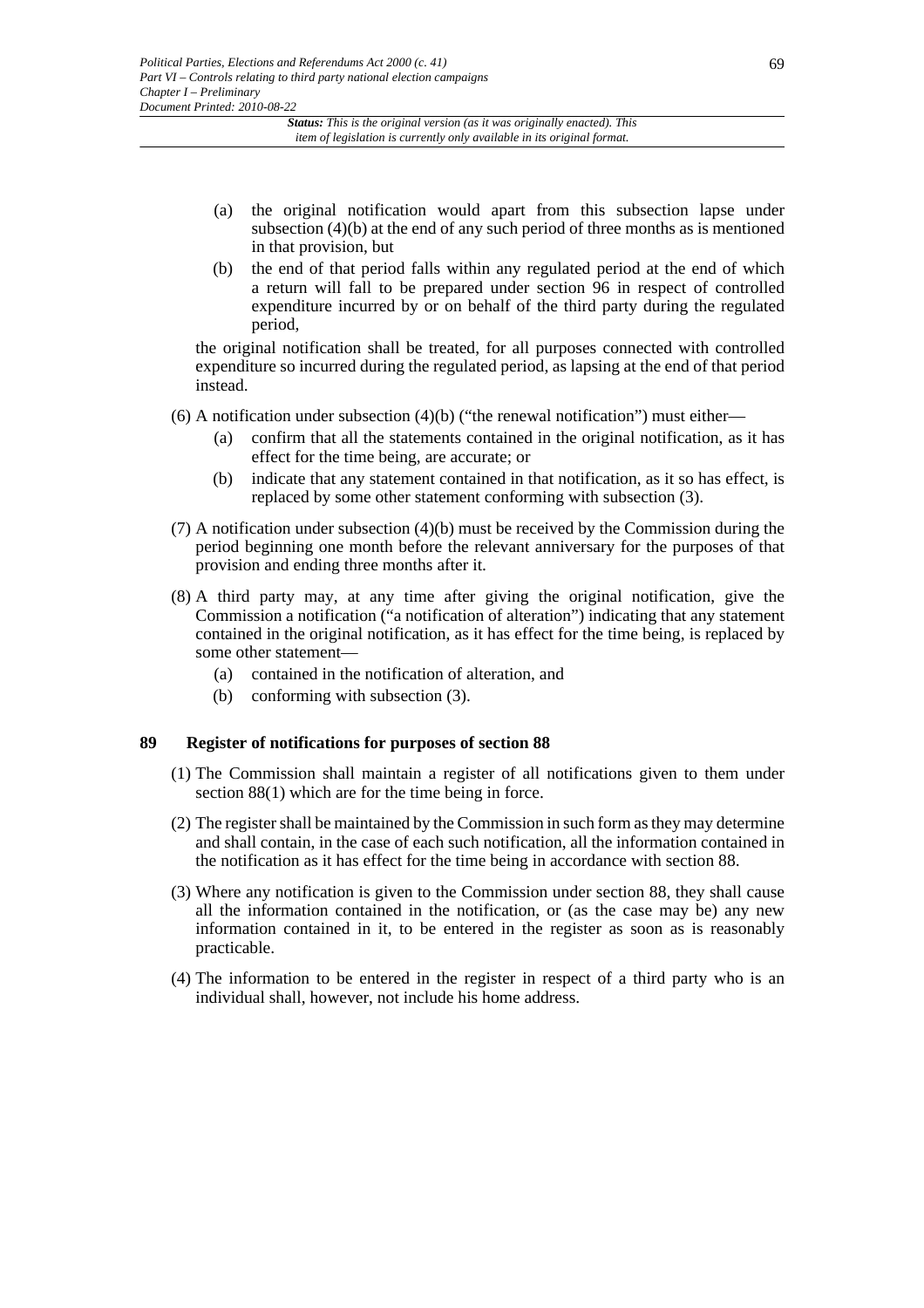(a) the original notification would apart from this subsection lapse under subsection (4)(b) at the end of any such period of three months as is mentioned in that provision, but

(b) the end of that period falls within any regulated period at the end of which a return will fall to be prepared under section 96 in respect of controlled expenditure incurred by or on behalf of the third party during the regulated period,

the original notification shall be treated, for all purposes connected with controlled expenditure so incurred during the regulated period, as lapsing at the end of that period instead.

(6) A notification under subsection (4)(b) ("the renewal notification") must either—

(a) confirm that all the statements contained in the original notification, as it has effect for the time being, are accurate; or

(b) indicate that any statement contained in that notification, as it so has effect, is replaced by some other statement conforming with subsection (3).

(7) A notification under subsection (4)(b) must be received by the Commission during the period beginning one month before the relevant anniversary for the purposes of that provision and ending three months after it.

(8) A third party may, at any time after giving the original notification, give the Commission a notification ("a notification of alteration") indicating that any statement contained in the original notification, as it has effect for the time being, is replaced by some other statement—

(a) contained in the notification of alteration, and

(b) conforming with subsection (3).

### 89 Register of notifications for purposes of section 88

(1) The Commission shall maintain a register of all notifications given to them under section 88(1) which are for the time being in force.

(2) The register shall be maintained by the Commission in such form as they may determine and shall contain, in the case of each such notification, all the information contained in the notification as it has effect for the time being in accordance with section 88.

(3) Where any notification is given to the Commission under section 88, they shall cause all the information contained in the notification, or (as the case may be) any new information contained in it, to be entered in the register as soon as is reasonably practicable.

(4) The information to be entered in the register in respect of a third party who is an individual shall, however, not include his home address.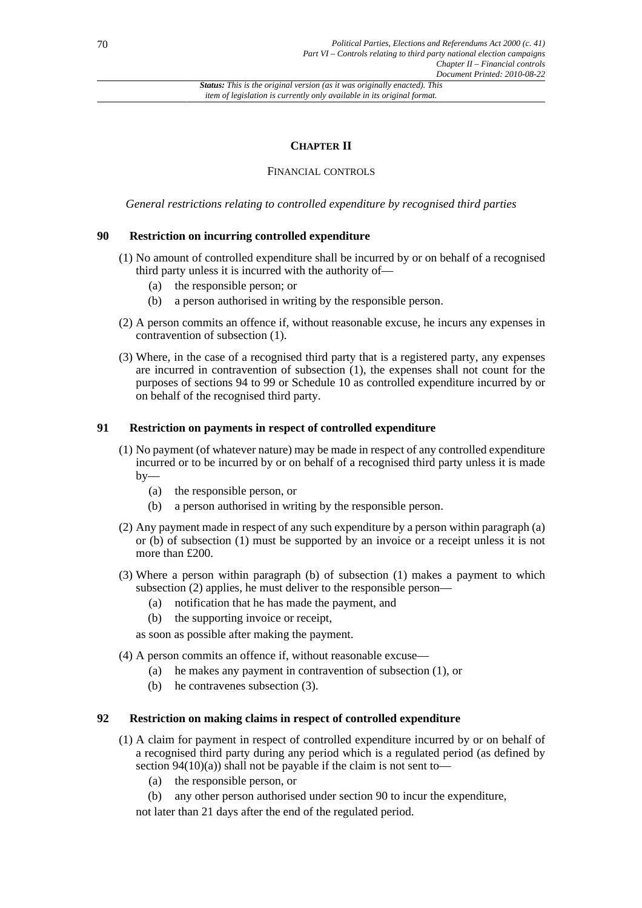## CHAPTER II

FINANCIAL CONTROLS

*General restrictions relating to controlled expenditure by recognised third parties*

### 90 Restriction on incurring controlled expenditure

(1) No amount of controlled expenditure shall be incurred by or on behalf of a recognised third party unless it is incurred with the authority of—

- (a) the responsible person; or
- (b) a person authorised in writing by the responsible person.

(2) A person commits an offence if, without reasonable excuse, he incurs any expenses in contravention of subsection (1).

(3) Where, in the case of a recognised third party that is a registered party, any expenses are incurred in contravention of subsection (1), the expenses shall not count for the purposes of sections 94 to 99 or Schedule 10 as controlled expenditure incurred by or on behalf of the recognised third party.

### 91 Restriction on payments in respect of controlled expenditure

(1) No payment (of whatever nature) may be made in respect of any controlled expenditure incurred or to be incurred by or on behalf of a recognised third party unless it is made by—

- (a) the responsible person, or
- (b) a person authorised in writing by the responsible person.

(2) Any payment made in respect of any such expenditure by a person within paragraph (a) or (b) of subsection (1) must be supported by an invoice or a receipt unless it is not more than £200.

(3) Where a person within paragraph (b) of subsection (1) makes a payment to which subsection (2) applies, he must deliver to the responsible person—

- (a) notification that he has made the payment, and
- (b) the supporting invoice or receipt,

as soon as possible after making the payment.

(4) A person commits an offence if, without reasonable excuse—

- (a) he makes any payment in contravention of subsection (1), or
- (b) he contravenes subsection (3).

### 92 Restriction on making claims in respect of controlled expenditure

(1) A claim for payment in respect of controlled expenditure incurred by or on behalf of a recognised third party during any period which is a regulated period (as defined by section 94(10)(a)) shall not be payable if the claim is not sent to—

- (a) the responsible person, or
- (b) any other person authorised under section 90 to incur the expenditure,

not later than 21 days after the end of the regulated period.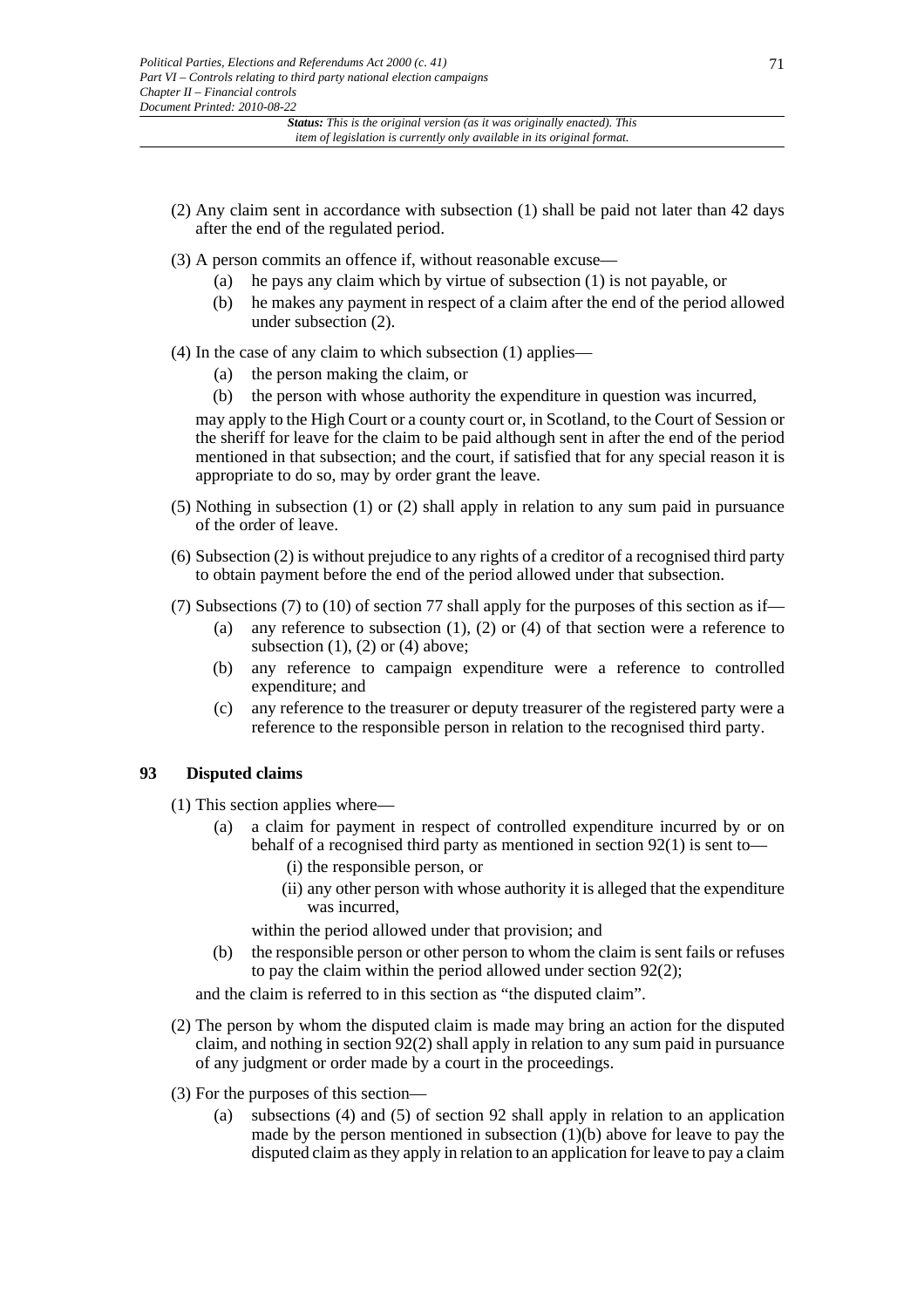(2) Any claim sent in accordance with subsection (1) shall be paid not later than 42 days after the end of the regulated period.

(3) A person commits an offence if, without reasonable excuse—

- (a) he pays any claim which by virtue of subsection (1) is not payable, or
- (b) he makes any payment in respect of a claim after the end of the period allowed under subsection (2).

(4) In the case of any claim to which subsection (1) applies—

- (a) the person making the claim, or
- (b) the person with whose authority the expenditure in question was incurred,

may apply to the High Court or a county court or, in Scotland, to the Court of Session or the sheriff for leave for the claim to be paid although sent in after the end of the period mentioned in that subsection; and the court, if satisfied that for any special reason it is appropriate to do so, may by order grant the leave.

(5) Nothing in subsection (1) or (2) shall apply in relation to any sum paid in pursuance of the order of leave.

(6) Subsection (2) is without prejudice to any rights of a creditor of a recognised third party to obtain payment before the end of the period allowed under that subsection.

(7) Subsections (7) to (10) of section 77 shall apply for the purposes of this section as if—

- (a) any reference to subsection (1), (2) or (4) of that section were a reference to subsection (1), (2) or (4) above;
- (b) any reference to campaign expenditure were a reference to controlled expenditure; and
- (c) any reference to the treasurer or deputy treasurer of the registered party were a reference to the responsible person in relation to the recognised third party.

### 93 Disputed claims

(1) This section applies where—

- (a) a claim for payment in respect of controlled expenditure incurred by or on behalf of a recognised third party as mentioned in section 92(1) is sent to—
  - (i) the responsible person, or
  - (ii) any other person with whose authority it is alleged that the expenditure was incurred,

  within the period allowed under that provision; and
- (b) the responsible person or other person to whom the claim is sent fails or refuses to pay the claim within the period allowed under section 92(2);

and the claim is referred to in this section as "the disputed claim".

(2) The person by whom the disputed claim is made may bring an action for the disputed claim, and nothing in section 92(2) shall apply in relation to any sum paid in pursuance of any judgment or order made by a court in the proceedings.

(3) For the purposes of this section—

- (a) subsections (4) and (5) of section 92 shall apply in relation to an application made by the person mentioned in subsection (1)(b) above for leave to pay the disputed claim as they apply in relation to an application for leave to pay a claim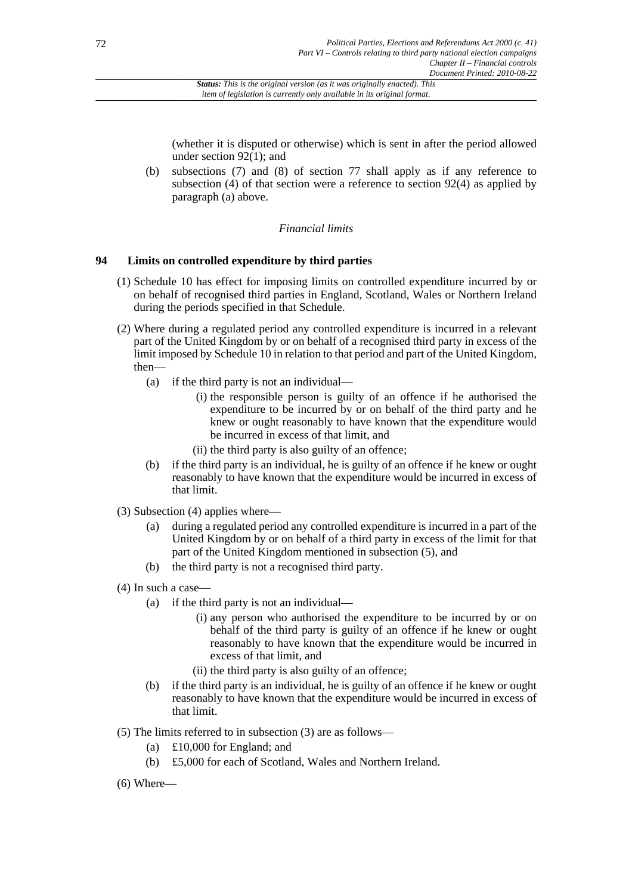(whether it is disputed or otherwise) which is sent in after the period allowed under section 92(1); and

(b) subsections (7) and (8) of section 77 shall apply as if any reference to subsection (4) of that section were a reference to section 92(4) as applied by paragraph (a) above.

*Financial limits*

## 94 Limits on controlled expenditure by third parties

(1) Schedule 10 has effect for imposing limits on controlled expenditure incurred by or on behalf of recognised third parties in England, Scotland, Wales or Northern Ireland during the periods specified in that Schedule.

(2) Where during a regulated period any controlled expenditure is incurred in a relevant part of the United Kingdom by or on behalf of a recognised third party in excess of the limit imposed by Schedule 10 in relation to that period and part of the United Kingdom, then—

- (a) if the third party is not an individual—
  - (i) the responsible person is guilty of an offence if he authorised the expenditure to be incurred by or on behalf of the third party and he knew or ought reasonably to have known that the expenditure would be incurred in excess of that limit, and
  - (ii) the third party is also guilty of an offence;
- (b) if the third party is an individual, he is guilty of an offence if he knew or ought reasonably to have known that the expenditure would be incurred in excess of that limit.

(3) Subsection (4) applies where—

- (a) during a regulated period any controlled expenditure is incurred in a part of the United Kingdom by or on behalf of a third party in excess of the limit for that part of the United Kingdom mentioned in subsection (5), and
- (b) the third party is not a recognised third party.

(4) In such a case—

- (a) if the third party is not an individual—
  - (i) any person who authorised the expenditure to be incurred by or on behalf of the third party is guilty of an offence if he knew or ought reasonably to have known that the expenditure would be incurred in excess of that limit, and
  - (ii) the third party is also guilty of an offence;
- (b) if the third party is an individual, he is guilty of an offence if he knew or ought reasonably to have known that the expenditure would be incurred in excess of that limit.

(5) The limits referred to in subsection (3) are as follows—

- (a) £10,000 for England; and
- (b) £5,000 for each of Scotland, Wales and Northern Ireland.

(6) Where—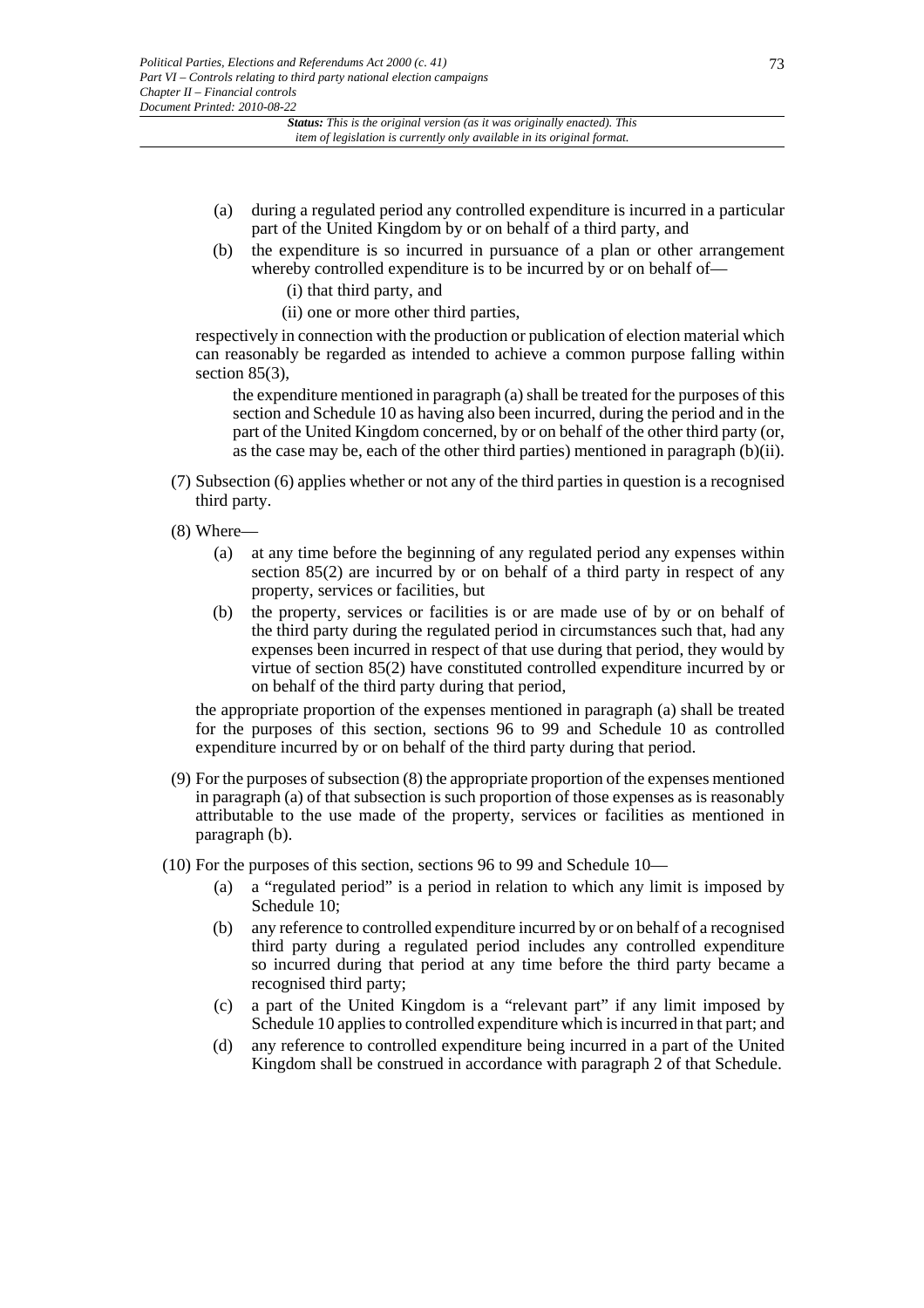(a) during a regulated period any controlled expenditure is incurred in a particular part of the United Kingdom by or on behalf of a third party, and

(b) the expenditure is so incurred in pursuance of a plan or other arrangement whereby controlled expenditure is to be incurred by or on behalf of—

  (i) that third party, and

  (ii) one or more other third parties,

respectively in connection with the production or publication of election material which can reasonably be regarded as intended to achieve a common purpose falling within section 85(3),

the expenditure mentioned in paragraph (a) shall be treated for the purposes of this section and Schedule 10 as having also been incurred, during the period and in the part of the United Kingdom concerned, by or on behalf of the other third party (or, as the case may be, each of the other third parties) mentioned in paragraph (b)(ii).

(7) Subsection (6) applies whether or not any of the third parties in question is a recognised third party.

(8) Where—

(a) at any time before the beginning of any regulated period any expenses within section 85(2) are incurred by or on behalf of a third party in respect of any property, services or facilities, but

(b) the property, services or facilities is or are made use of by or on behalf of the third party during the regulated period in circumstances such that, had any expenses been incurred in respect of that use during that period, they would by virtue of section 85(2) have constituted controlled expenditure incurred by or on behalf of the third party during that period,

the appropriate proportion of the expenses mentioned in paragraph (a) shall be treated for the purposes of this section, sections 96 to 99 and Schedule 10 as controlled expenditure incurred by or on behalf of the third party during that period.

(9) For the purposes of subsection (8) the appropriate proportion of the expenses mentioned in paragraph (a) of that subsection is such proportion of those expenses as is reasonably attributable to the use made of the property, services or facilities as mentioned in paragraph (b).

(10) For the purposes of this section, sections 96 to 99 and Schedule 10—

(a) a "regulated period" is a period in relation to which any limit is imposed by Schedule 10;

(b) any reference to controlled expenditure incurred by or on behalf of a recognised third party during a regulated period includes any controlled expenditure so incurred during that period at any time before the third party became a recognised third party;

(c) a part of the United Kingdom is a "relevant part" if any limit imposed by Schedule 10 applies to controlled expenditure which is incurred in that part; and

(d) any reference to controlled expenditure being incurred in a part of the United Kingdom shall be construed in accordance with paragraph 2 of that Schedule.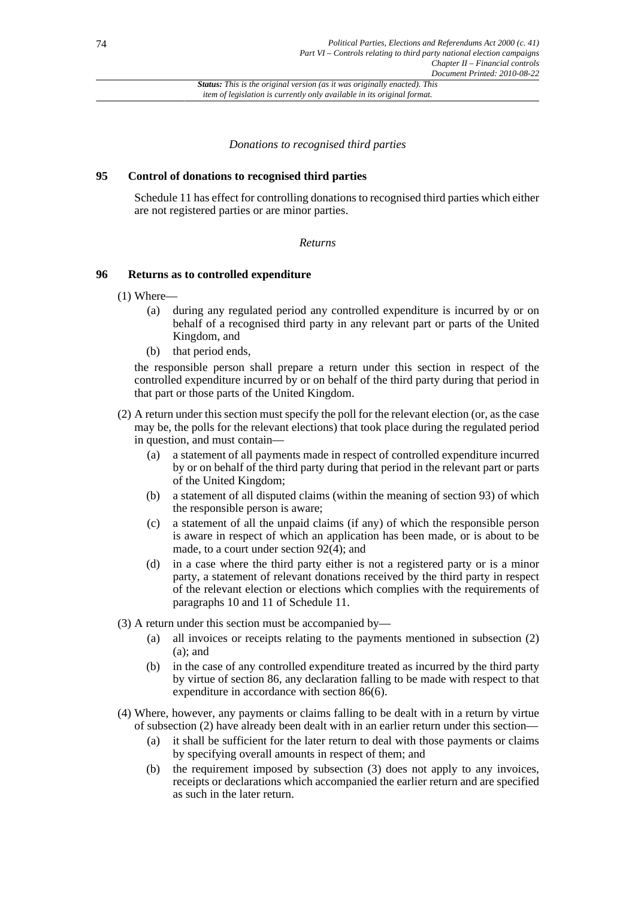*Donations to recognised third parties*

## 95 Control of donations to recognised third parties

Schedule 11 has effect for controlling donations to recognised third parties which either are not registered parties or are minor parties.

*Returns*

## 96 Returns as to controlled expenditure

(1) Where—

- (a) during any regulated period any controlled expenditure is incurred by or on behalf of a recognised third party in any relevant part or parts of the United Kingdom, and
- (b) that period ends,

the responsible person shall prepare a return under this section in respect of the controlled expenditure incurred by or on behalf of the third party during that period in that part or those parts of the United Kingdom.

(2) A return under this section must specify the poll for the relevant election (or, as the case may be, the polls for the relevant elections) that took place during the regulated period in question, and must contain—

- (a) a statement of all payments made in respect of controlled expenditure incurred by or on behalf of the third party during that period in the relevant part or parts of the United Kingdom;
- (b) a statement of all disputed claims (within the meaning of section 93) of which the responsible person is aware;
- (c) a statement of all the unpaid claims (if any) of which the responsible person is aware in respect of which an application has been made, or is about to be made, to a court under section 92(4); and
- (d) in a case where the third party either is not a registered party or is a minor party, a statement of relevant donations received by the third party in respect of the relevant election or elections which complies with the requirements of paragraphs 10 and 11 of Schedule 11.

(3) A return under this section must be accompanied by—

- (a) all invoices or receipts relating to the payments mentioned in subsection (2)(a); and
- (b) in the case of any controlled expenditure treated as incurred by the third party by virtue of section 86, any declaration falling to be made with respect to that expenditure in accordance with section 86(6).

(4) Where, however, any payments or claims falling to be dealt with in a return by virtue of subsection (2) have already been dealt with in an earlier return under this section—

- (a) it shall be sufficient for the later return to deal with those payments or claims by specifying overall amounts in respect of them; and
- (b) the requirement imposed by subsection (3) does not apply to any invoices, receipts or declarations which accompanied the earlier return and are specified as such in the later return.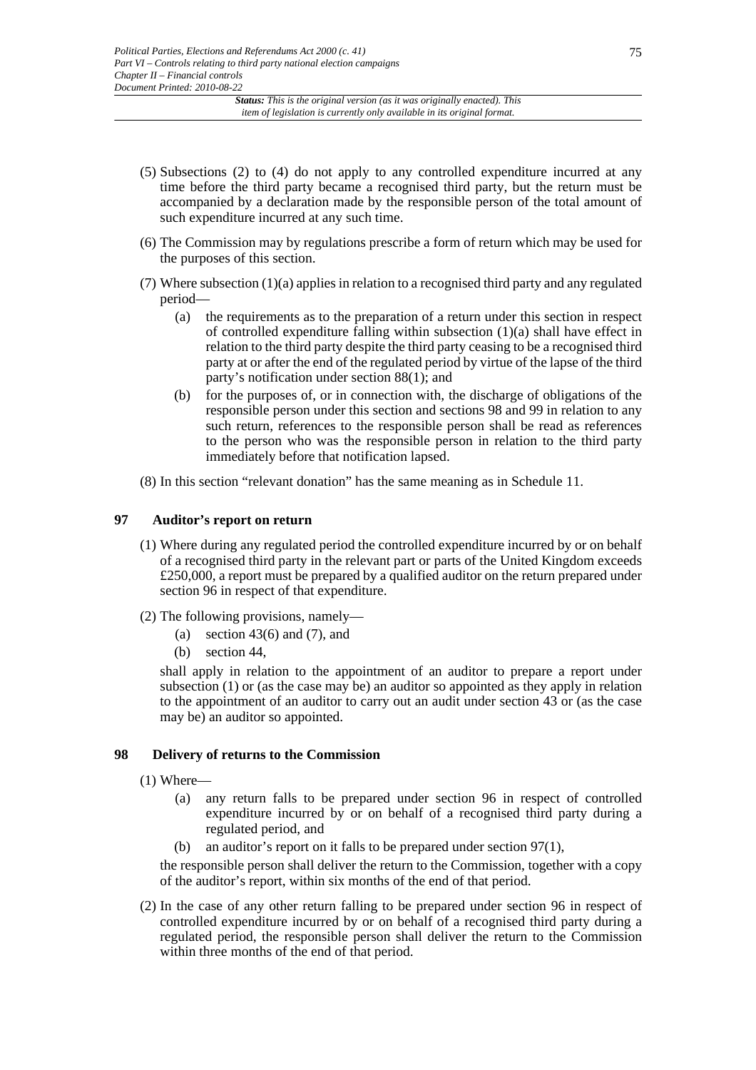(5) Subsections (2) to (4) do not apply to any controlled expenditure incurred at any time before the third party became a recognised third party, but the return must be accompanied by a declaration made by the responsible person of the total amount of such expenditure incurred at any such time.

(6) The Commission may by regulations prescribe a form of return which may be used for the purposes of this section.

(7) Where subsection (1)(a) applies in relation to a recognised third party and any regulated period—

- (a) the requirements as to the preparation of a return under this section in respect of controlled expenditure falling within subsection (1)(a) shall have effect in relation to the third party despite the third party ceasing to be a recognised third party at or after the end of the regulated period by virtue of the lapse of the third party's notification under section 88(1); and
- (b) for the purposes of, or in connection with, the discharge of obligations of the responsible person under this section and sections 98 and 99 in relation to any such return, references to the responsible person shall be read as references to the person who was the responsible person in relation to the third party immediately before that notification lapsed.

(8) In this section "relevant donation" has the same meaning as in Schedule 11.

## 97 Auditor's report on return

(1) Where during any regulated period the controlled expenditure incurred by or on behalf of a recognised third party in the relevant part or parts of the United Kingdom exceeds £250,000, a report must be prepared by a qualified auditor on the return prepared under section 96 in respect of that expenditure.

(2) The following provisions, namely—

- (a) section 43(6) and (7), and
- (b) section 44,

shall apply in relation to the appointment of an auditor to prepare a report under subsection (1) or (as the case may be) an auditor so appointed as they apply in relation to the appointment of an auditor to carry out an audit under section 43 or (as the case may be) an auditor so appointed.

## 98 Delivery of returns to the Commission

(1) Where—

- (a) any return falls to be prepared under section 96 in respect of controlled expenditure incurred by or on behalf of a recognised third party during a regulated period, and
- (b) an auditor's report on it falls to be prepared under section 97(1),

the responsible person shall deliver the return to the Commission, together with a copy of the auditor's report, within six months of the end of that period.

(2) In the case of any other return falling to be prepared under section 96 in respect of controlled expenditure incurred by or on behalf of a recognised third party during a regulated period, the responsible person shall deliver the return to the Commission within three months of the end of that period.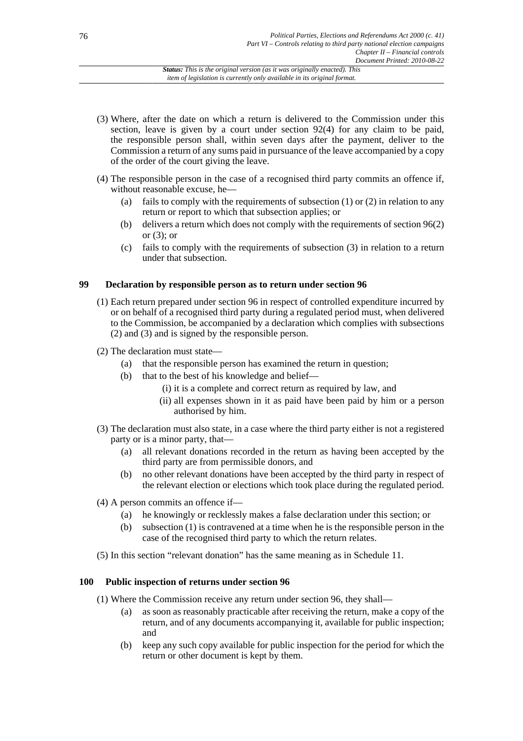(3) Where, after the date on which a return is delivered to the Commission under this section, leave is given by a court under section 92(4) for any claim to be paid, the responsible person shall, within seven days after the payment, deliver to the Commission a return of any sums paid in pursuance of the leave accompanied by a copy of the order of the court giving the leave.

(4) The responsible person in the case of a recognised third party commits an offence if, without reasonable excuse, he—

- (a) fails to comply with the requirements of subsection (1) or (2) in relation to any return or report to which that subsection applies; or
- (b) delivers a return which does not comply with the requirements of section 96(2) or (3); or
- (c) fails to comply with the requirements of subsection (3) in relation to a return under that subsection.

## 99 Declaration by responsible person as to return under section 96

(1) Each return prepared under section 96 in respect of controlled expenditure incurred by or on behalf of a recognised third party during a regulated period must, when delivered to the Commission, be accompanied by a declaration which complies with subsections (2) and (3) and is signed by the responsible person.

(2) The declaration must state—

- (a) that the responsible person has examined the return in question;
- (b) that to the best of his knowledge and belief—
  - (i) it is a complete and correct return as required by law, and
  - (ii) all expenses shown in it as paid have been paid by him or a person authorised by him.

(3) The declaration must also state, in a case where the third party either is not a registered party or is a minor party, that—

- (a) all relevant donations recorded in the return as having been accepted by the third party are from permissible donors, and
- (b) no other relevant donations have been accepted by the third party in respect of the relevant election or elections which took place during the regulated period.

(4) A person commits an offence if—

- (a) he knowingly or recklessly makes a false declaration under this section; or
- (b) subsection (1) is contravened at a time when he is the responsible person in the case of the recognised third party to which the return relates.

(5) In this section "relevant donation" has the same meaning as in Schedule 11.

## 100 Public inspection of returns under section 96

(1) Where the Commission receive any return under section 96, they shall—

- (a) as soon as reasonably practicable after receiving the return, make a copy of the return, and of any documents accompanying it, available for public inspection; and
- (b) keep any such copy available for public inspection for the period for which the return or other document is kept by them.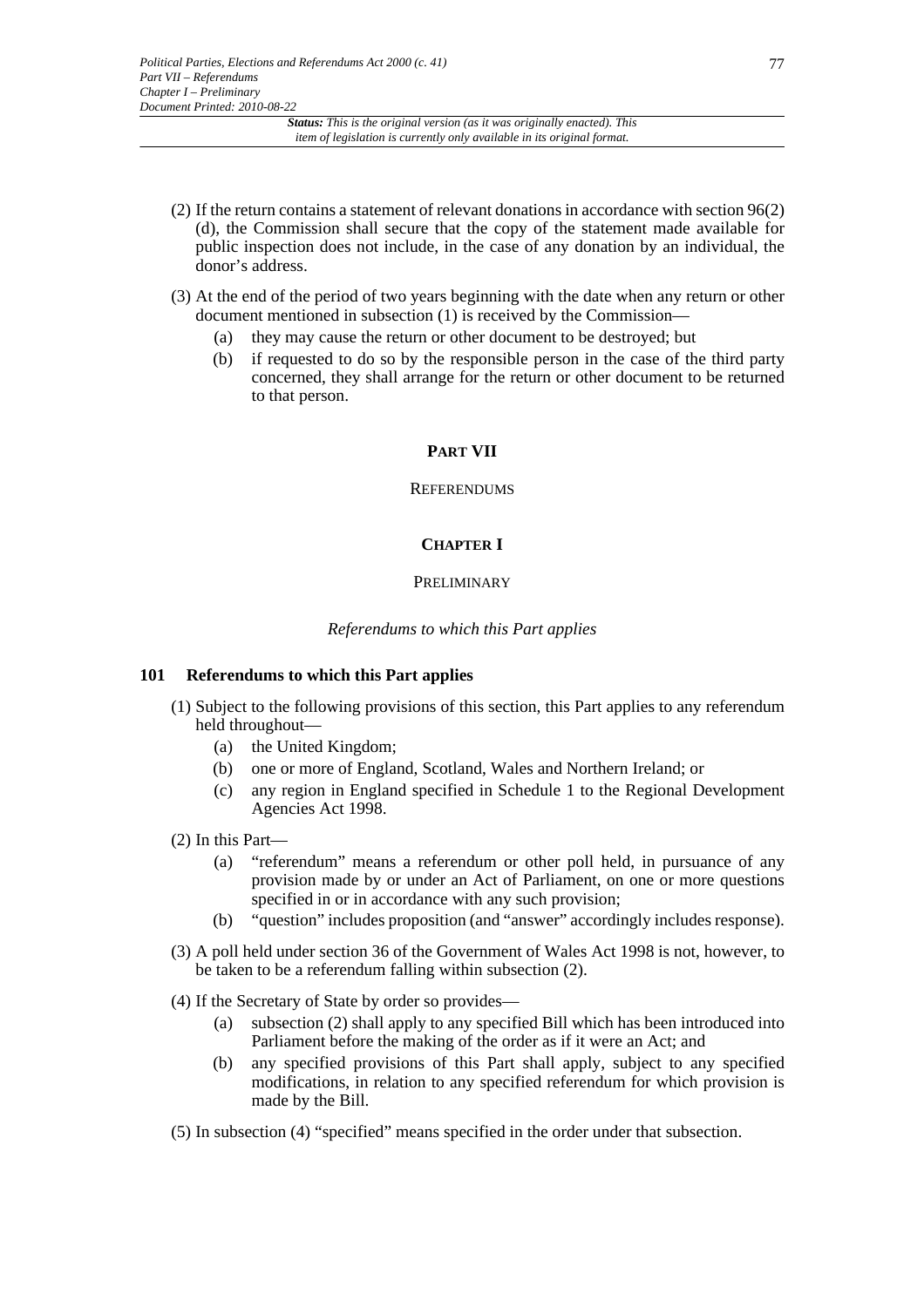(2) If the return contains a statement of relevant donations in accordance with section 96(2)(d), the Commission shall secure that the copy of the statement made available for public inspection does not include, in the case of any donation by an individual, the donor's address.

(3) At the end of the period of two years beginning with the date when any return or other document mentioned in subsection (1) is received by the Commission—

- (a) they may cause the return or other document to be destroyed; but
- (b) if requested to do so by the responsible person in the case of the third party concerned, they shall arrange for the return or other document to be returned to that person.

# PART VII

# REFERENDUMS

## CHAPTER I

## PRELIMINARY

*Referendums to which this Part applies*

### 101 Referendums to which this Part applies

(1) Subject to the following provisions of this section, this Part applies to any referendum held throughout—

- (a) the United Kingdom;
- (b) one or more of England, Scotland, Wales and Northern Ireland; or
- (c) any region in England specified in Schedule 1 to the Regional Development Agencies Act 1998.

(2) In this Part—

- (a) "referendum" means a referendum or other poll held, in pursuance of any provision made by or under an Act of Parliament, on one or more questions specified in or in accordance with any such provision;
- (b) "question" includes proposition (and "answer" accordingly includes response).

(3) A poll held under section 36 of the Government of Wales Act 1998 is not, however, to be taken to be a referendum falling within subsection (2).

(4) If the Secretary of State by order so provides—

- (a) subsection (2) shall apply to any specified Bill which has been introduced into Parliament before the making of the order as if it were an Act; and
- (b) any specified provisions of this Part shall apply, subject to any specified modifications, in relation to any specified referendum for which provision is made by the Bill.

(5) In subsection (4) "specified" means specified in the order under that subsection.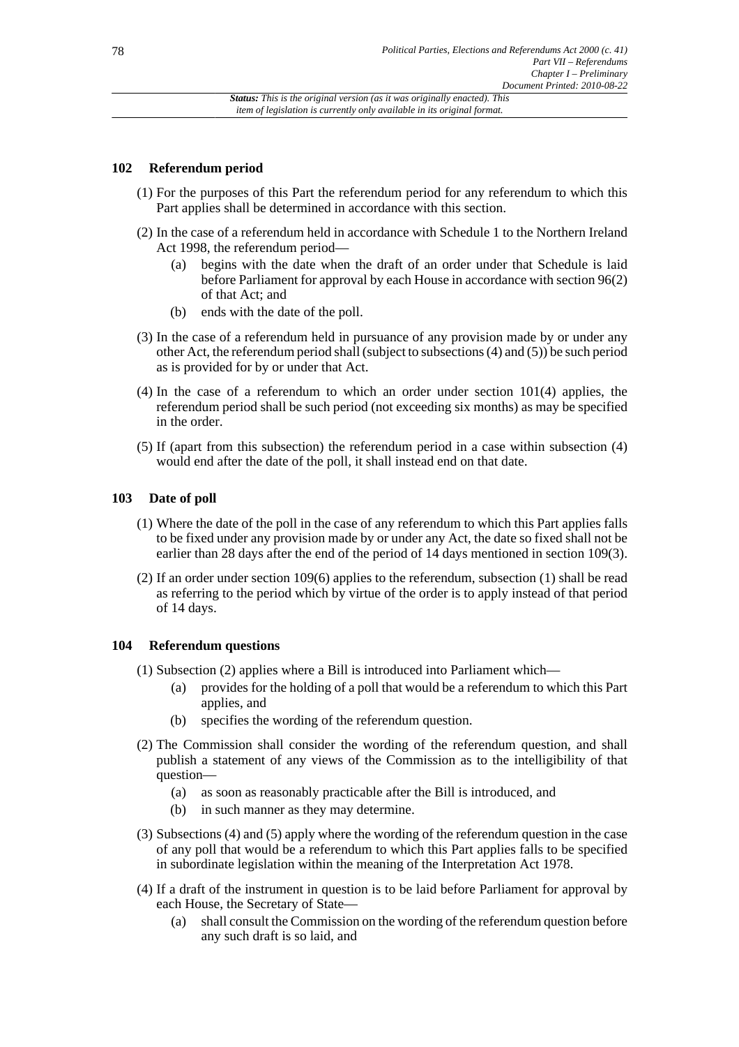### 102 Referendum period

(1) For the purposes of this Part the referendum period for any referendum to which this Part applies shall be determined in accordance with this section.

(2) In the case of a referendum held in accordance with Schedule 1 to the Northern Ireland Act 1998, the referendum period—

- (a) begins with the date when the draft of an order under that Schedule is laid before Parliament for approval by each House in accordance with section 96(2) of that Act; and
- (b) ends with the date of the poll.

(3) In the case of a referendum held in pursuance of any provision made by or under any other Act, the referendum period shall (subject to subsections (4) and (5)) be such period as is provided for by or under that Act.

(4) In the case of a referendum to which an order under section 101(4) applies, the referendum period shall be such period (not exceeding six months) as may be specified in the order.

(5) If (apart from this subsection) the referendum period in a case within subsection (4) would end after the date of the poll, it shall instead end on that date.

### 103 Date of poll

(1) Where the date of the poll in the case of any referendum to which this Part applies falls to be fixed under any provision made by or under any Act, the date so fixed shall not be earlier than 28 days after the end of the period of 14 days mentioned in section 109(3).

(2) If an order under section 109(6) applies to the referendum, subsection (1) shall be read as referring to the period which by virtue of the order is to apply instead of that period of 14 days.

### 104 Referendum questions

(1) Subsection (2) applies where a Bill is introduced into Parliament which—

- (a) provides for the holding of a poll that would be a referendum to which this Part applies, and
- (b) specifies the wording of the referendum question.

(2) The Commission shall consider the wording of the referendum question, and shall publish a statement of any views of the Commission as to the intelligibility of that question—

- (a) as soon as reasonably practicable after the Bill is introduced, and
- (b) in such manner as they may determine.

(3) Subsections (4) and (5) apply where the wording of the referendum question in the case of any poll that would be a referendum to which this Part applies falls to be specified in subordinate legislation within the meaning of the Interpretation Act 1978.

(4) If a draft of the instrument in question is to be laid before Parliament for approval by each House, the Secretary of State—

- (a) shall consult the Commission on the wording of the referendum question before any such draft is so laid, and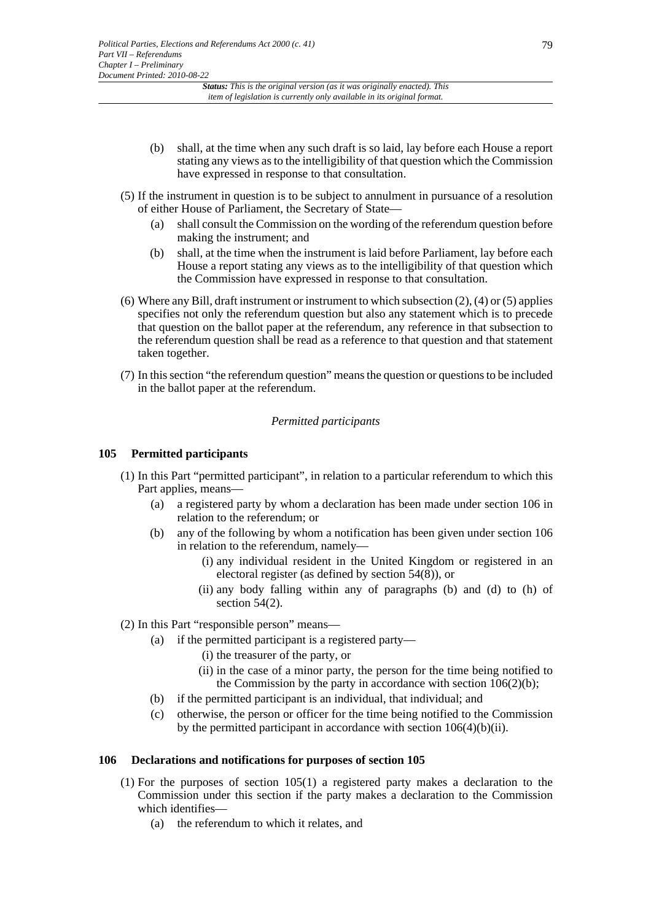(b) shall, at the time when any such draft is so laid, lay before each House a report stating any views as to the intelligibility of that question which the Commission have expressed in response to that consultation.

(5) If the instrument in question is to be subject to annulment in pursuance of a resolution of either House of Parliament, the Secretary of State—

(a) shall consult the Commission on the wording of the referendum question before making the instrument; and

(b) shall, at the time when the instrument is laid before Parliament, lay before each House a report stating any views as to the intelligibility of that question which the Commission have expressed in response to that consultation.

(6) Where any Bill, draft instrument or instrument to which subsection (2), (4) or (5) applies specifies not only the referendum question but also any statement which is to precede that question on the ballot paper at the referendum, any reference in that subsection to the referendum question shall be read as a reference to that question and that statement taken together.

(7) In this section "the referendum question" means the question or questions to be included in the ballot paper at the referendum.

*Permitted participants*

### 105 Permitted participants

(1) In this Part "permitted participant", in relation to a particular referendum to which this Part applies, means—

(a) a registered party by whom a declaration has been made under section 106 in relation to the referendum; or

(b) any of the following by whom a notification has been given under section 106 in relation to the referendum, namely—

(i) any individual resident in the United Kingdom or registered in an electoral register (as defined by section 54(8)), or

(ii) any body falling within any of paragraphs (b) and (d) to (h) of section 54(2).

(2) In this Part "responsible person" means—

(a) if the permitted participant is a registered party—

(i) the treasurer of the party, or

(ii) in the case of a minor party, the person for the time being notified to the Commission by the party in accordance with section 106(2)(b);

(b) if the permitted participant is an individual, that individual; and

(c) otherwise, the person or officer for the time being notified to the Commission by the permitted participant in accordance with section 106(4)(b)(ii).

### 106 Declarations and notifications for purposes of section 105

(1) For the purposes of section 105(1) a registered party makes a declaration to the Commission under this section if the party makes a declaration to the Commission which identifies—

(a) the referendum to which it relates, and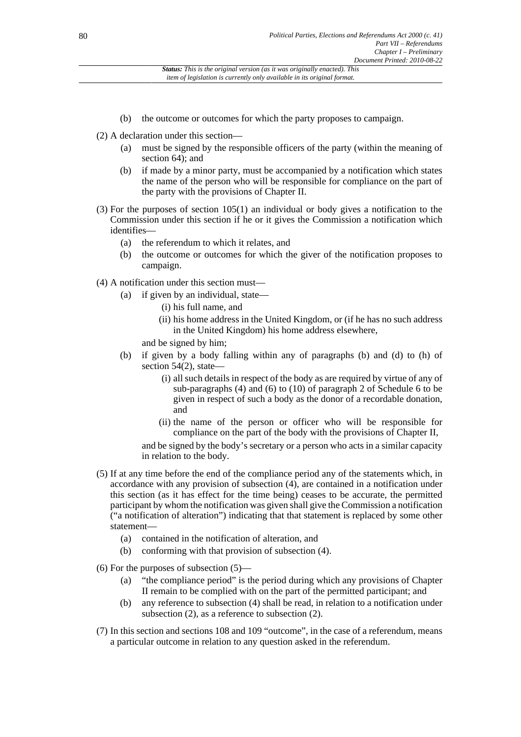(b) the outcome or outcomes for which the party proposes to campaign.

(2) A declaration under this section—

(a) must be signed by the responsible officers of the party (within the meaning of section 64); and

(b) if made by a minor party, must be accompanied by a notification which states the name of the person who will be responsible for compliance on the part of the party with the provisions of Chapter II.

(3) For the purposes of section 105(1) an individual or body gives a notification to the Commission under this section if he or it gives the Commission a notification which identifies—

(a) the referendum to which it relates, and

(b) the outcome or outcomes for which the giver of the notification proposes to campaign.

(4) A notification under this section must—

(a) if given by an individual, state—

(i) his full name, and

(ii) his home address in the United Kingdom, or (if he has no such address in the United Kingdom) his home address elsewhere,

and be signed by him;

(b) if given by a body falling within any of paragraphs (b) and (d) to (h) of section 54(2), state—

(i) all such details in respect of the body as are required by virtue of any of sub-paragraphs (4) and (6) to (10) of paragraph 2 of Schedule 6 to be given in respect of such a body as the donor of a recordable donation, and

(ii) the name of the person or officer who will be responsible for compliance on the part of the body with the provisions of Chapter II,

and be signed by the body's secretary or a person who acts in a similar capacity in relation to the body.

(5) If at any time before the end of the compliance period any of the statements which, in accordance with any provision of subsection (4), are contained in a notification under this section (as it has effect for the time being) ceases to be accurate, the permitted participant by whom the notification was given shall give the Commission a notification ("a notification of alteration") indicating that that statement is replaced by some other statement—

(a) contained in the notification of alteration, and

(b) conforming with that provision of subsection (4).

(6) For the purposes of subsection (5)—

(a) "the compliance period" is the period during which any provisions of Chapter II remain to be complied with on the part of the permitted participant; and

(b) any reference to subsection (4) shall be read, in relation to a notification under subsection (2), as a reference to subsection (2).

(7) In this section and sections 108 and 109 "outcome", in the case of a referendum, means a particular outcome in relation to any question asked in the referendum.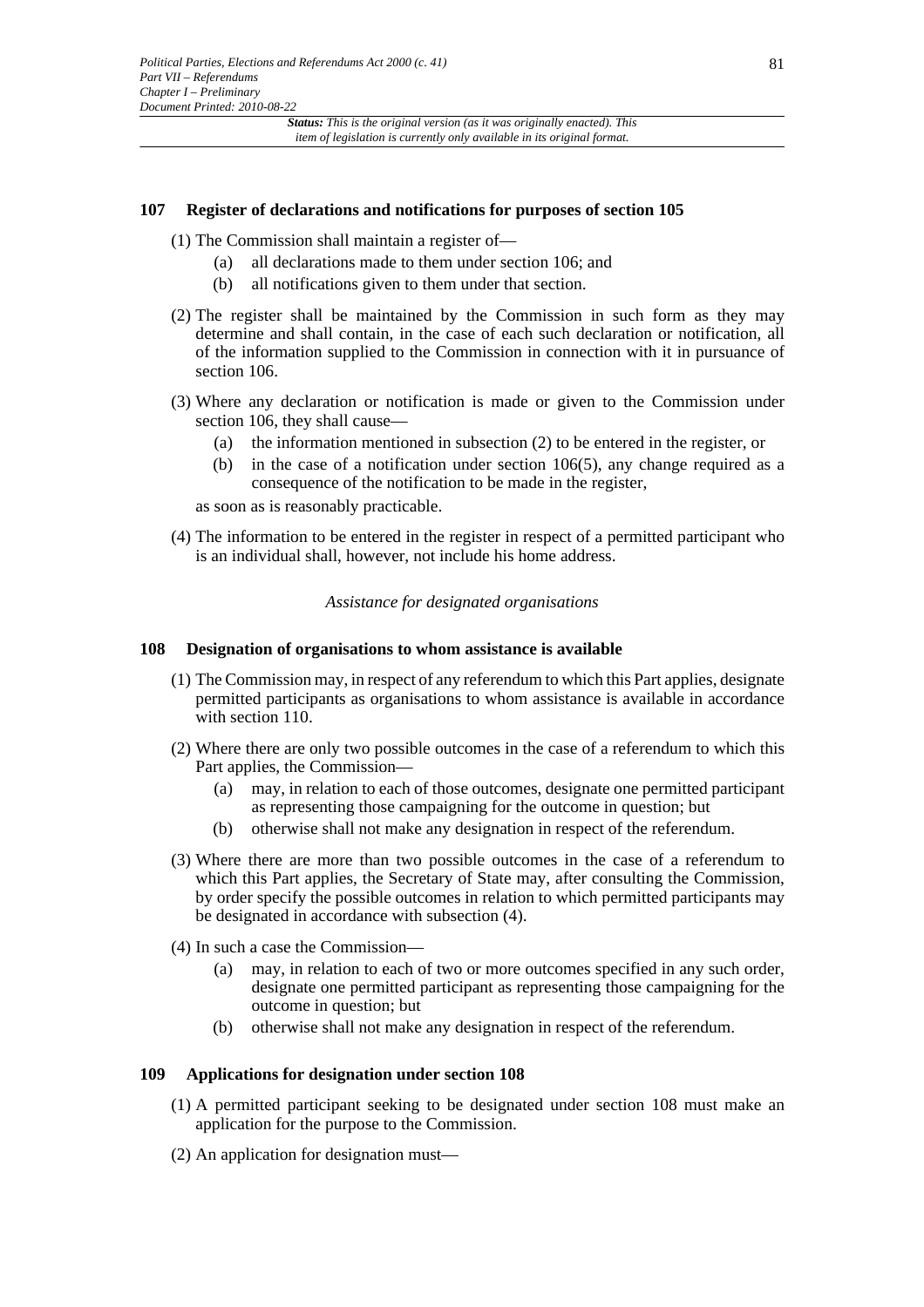### 107 Register of declarations and notifications for purposes of section 105

(1) The Commission shall maintain a register of—

- (a) all declarations made to them under section 106; and
- (b) all notifications given to them under that section.

(2) The register shall be maintained by the Commission in such form as they may determine and shall contain, in the case of each such declaration or notification, all of the information supplied to the Commission in connection with it in pursuance of section 106.

(3) Where any declaration or notification is made or given to the Commission under section 106, they shall cause—

- (a) the information mentioned in subsection (2) to be entered in the register, or
- (b) in the case of a notification under section 106(5), any change required as a consequence of the notification to be made in the register,

as soon as is reasonably practicable.

(4) The information to be entered in the register in respect of a permitted participant who is an individual shall, however, not include his home address.

*Assistance for designated organisations*

### 108 Designation of organisations to whom assistance is available

(1) The Commission may, in respect of any referendum to which this Part applies, designate permitted participants as organisations to whom assistance is available in accordance with section 110.

(2) Where there are only two possible outcomes in the case of a referendum to which this Part applies, the Commission—

- (a) may, in relation to each of those outcomes, designate one permitted participant as representing those campaigning for the outcome in question; but
- (b) otherwise shall not make any designation in respect of the referendum.

(3) Where there are more than two possible outcomes in the case of a referendum to which this Part applies, the Secretary of State may, after consulting the Commission, by order specify the possible outcomes in relation to which permitted participants may be designated in accordance with subsection (4).

(4) In such a case the Commission—

- (a) may, in relation to each of two or more outcomes specified in any such order, designate one permitted participant as representing those campaigning for the outcome in question; but
- (b) otherwise shall not make any designation in respect of the referendum.

### 109 Applications for designation under section 108

(1) A permitted participant seeking to be designated under section 108 must make an application for the purpose to the Commission.

(2) An application for designation must—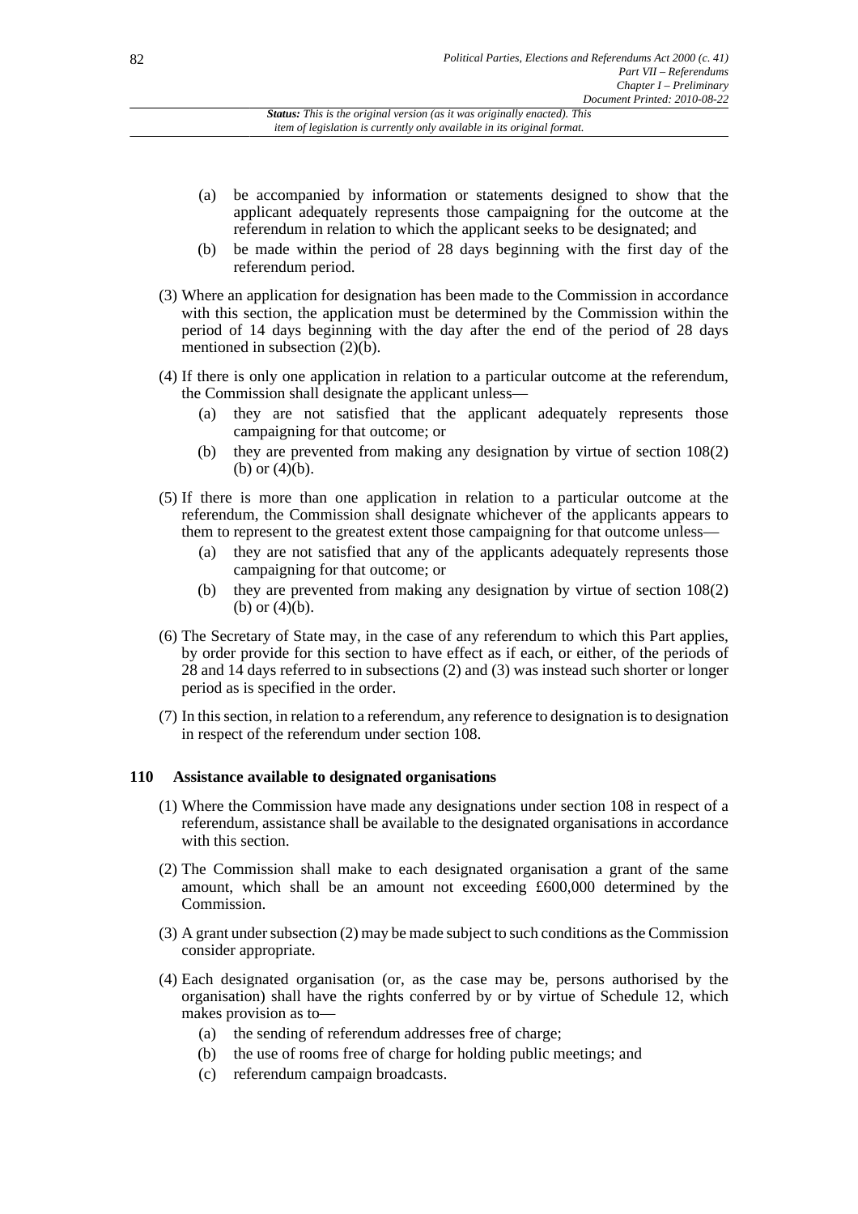(a) be accompanied by information or statements designed to show that the applicant adequately represents those campaigning for the outcome at the referendum in relation to which the applicant seeks to be designated; and

(b) be made within the period of 28 days beginning with the first day of the referendum period.

(3) Where an application for designation has been made to the Commission in accordance with this section, the application must be determined by the Commission within the period of 14 days beginning with the day after the end of the period of 28 days mentioned in subsection (2)(b).

(4) If there is only one application in relation to a particular outcome at the referendum, the Commission shall designate the applicant unless—

(a) they are not satisfied that the applicant adequately represents those campaigning for that outcome; or

(b) they are prevented from making any designation by virtue of section 108(2)(b) or (4)(b).

(5) If there is more than one application in relation to a particular outcome at the referendum, the Commission shall designate whichever of the applicants appears to them to represent to the greatest extent those campaigning for that outcome unless—

(a) they are not satisfied that any of the applicants adequately represents those campaigning for that outcome; or

(b) they are prevented from making any designation by virtue of section 108(2)(b) or (4)(b).

(6) The Secretary of State may, in the case of any referendum to which this Part applies, by order provide for this section to have effect as if each, or either, of the periods of 28 and 14 days referred to in subsections (2) and (3) was instead such shorter or longer period as is specified in the order.

(7) In this section, in relation to a referendum, any reference to designation is to designation in respect of the referendum under section 108.

### 110 Assistance available to designated organisations

(1) Where the Commission have made any designations under section 108 in respect of a referendum, assistance shall be available to the designated organisations in accordance with this section.

(2) The Commission shall make to each designated organisation a grant of the same amount, which shall be an amount not exceeding £600,000 determined by the Commission.

(3) A grant under subsection (2) may be made subject to such conditions as the Commission consider appropriate.

(4) Each designated organisation (or, as the case may be, persons authorised by the organisation) shall have the rights conferred by or by virtue of Schedule 12, which makes provision as to—

(a) the sending of referendum addresses free of charge;

(b) the use of rooms free of charge for holding public meetings; and

(c) referendum campaign broadcasts.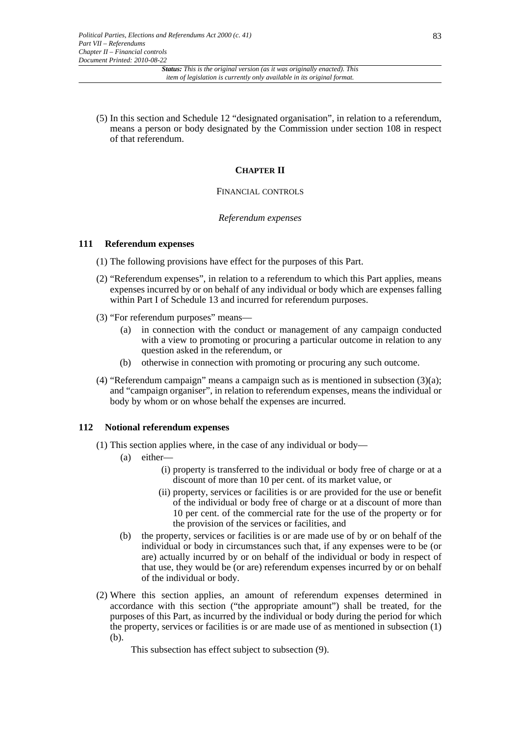(5) In this section and Schedule 12 "designated organisation", in relation to a referendum, means a person or body designated by the Commission under section 108 in respect of that referendum.

## CHAPTER II

### FINANCIAL CONTROLS

*Referendum expenses*

#### 111 Referendum expenses

(1) The following provisions have effect for the purposes of this Part.

(2) "Referendum expenses", in relation to a referendum to which this Part applies, means expenses incurred by or on behalf of any individual or body which are expenses falling within Part I of Schedule 13 and incurred for referendum purposes.

(3) "For referendum purposes" means—

- (a) in connection with the conduct or management of any campaign conducted with a view to promoting or procuring a particular outcome in relation to any question asked in the referendum, or
- (b) otherwise in connection with promoting or procuring any such outcome.

(4) "Referendum campaign" means a campaign such as is mentioned in subsection (3)(a); and "campaign organiser", in relation to referendum expenses, means the individual or body by whom or on whose behalf the expenses are incurred.

#### 112 Notional referendum expenses

(1) This section applies where, in the case of any individual or body—

- (a) either—
  - (i) property is transferred to the individual or body free of charge or at a discount of more than 10 per cent. of its market value, or
  - (ii) property, services or facilities is or are provided for the use or benefit of the individual or body free of charge or at a discount of more than 10 per cent. of the commercial rate for the use of the property or for the provision of the services or facilities, and
- (b) the property, services or facilities is or are made use of by or on behalf of the individual or body in circumstances such that, if any expenses were to be (or are) actually incurred by or on behalf of the individual or body in respect of that use, they would be (or are) referendum expenses incurred by or on behalf of the individual or body.

(2) Where this section applies, an amount of referendum expenses determined in accordance with this section ("the appropriate amount") shall be treated, for the purposes of this Part, as incurred by the individual or body during the period for which the property, services or facilities is or are made use of as mentioned in subsection (1)(b).

This subsection has effect subject to subsection (9).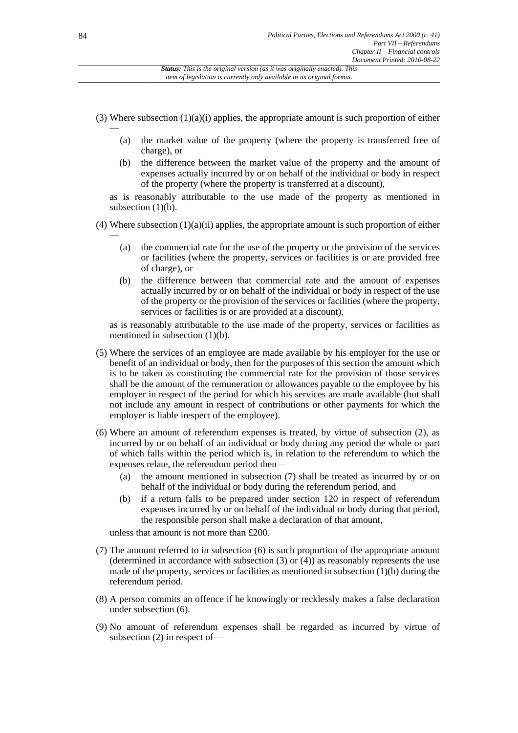(3) Where subsection (1)(a)(i) applies, the appropriate amount is such proportion of either—

- (a) the market value of the property (where the property is transferred free of charge), or
- (b) the difference between the market value of the property and the amount of expenses actually incurred by or on behalf of the individual or body in respect of the property (where the property is transferred at a discount),

as is reasonably attributable to the use made of the property as mentioned in subsection (1)(b).

(4) Where subsection (1)(a)(ii) applies, the appropriate amount is such proportion of either—

- (a) the commercial rate for the use of the property or the provision of the services or facilities (where the property, services or facilities is or are provided free of charge), or
- (b) the difference between that commercial rate and the amount of expenses actually incurred by or on behalf of the individual or body in respect of the use of the property or the provision of the services or facilities (where the property, services or facilities is or are provided at a discount),

as is reasonably attributable to the use made of the property, services or facilities as mentioned in subsection (1)(b).

(5) Where the services of an employee are made available by his employer for the use or benefit of an individual or body, then for the purposes of this section the amount which is to be taken as constituting the commercial rate for the provision of those services shall be the amount of the remuneration or allowances payable to the employee by his employer in respect of the period for which his services are made available (but shall not include any amount in respect of contributions or other payments for which the employer is liable irespect of the employee).

(6) Where an amount of referendum expenses is treated, by virtue of subsection (2), as incurred by or on behalf of an individual or body during any period the whole or part of which falls within the period which is, in relation to the referendum to which the expenses relate, the referendum period then—

- (a) the amount mentioned in subsection (7) shall be treated as incurred by or on behalf of the individual or body during the referendum period, and
- (b) if a return falls to be prepared under section 120 in respect of referendum expenses incurred by or on behalf of the individual or body during that period, the responsible person shall make a declaration of that amount,

unless that amount is not more than £200.

(7) The amount referred to in subsection (6) is such proportion of the appropriate amount (determined in accordance with subsection (3) or (4)) as reasonably represents the use made of the property, services or facilities as mentioned in subsection (1)(b) during the referendum period.

(8) A person commits an offence if he knowingly or recklessly makes a false declaration under subsection (6).

(9) No amount of referendum expenses shall be regarded as incurred by virtue of subsection (2) in respect of—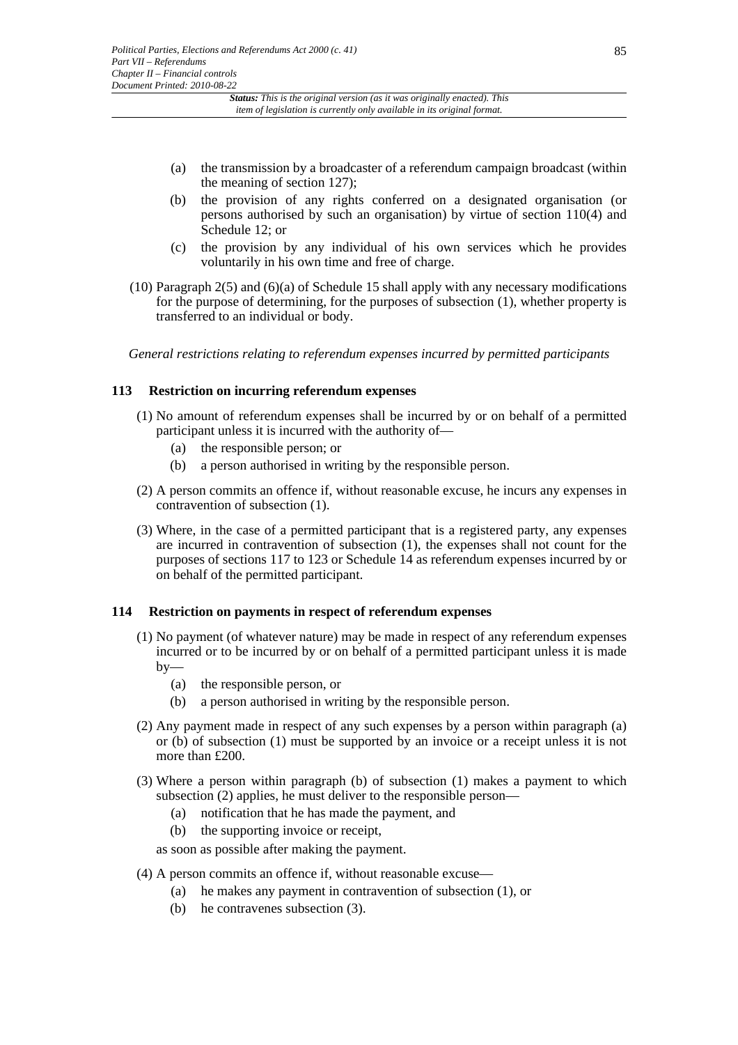- (a) the transmission by a broadcaster of a referendum campaign broadcast (within the meaning of section 127);
- (b) the provision of any rights conferred on a designated organisation (or persons authorised by such an organisation) by virtue of section 110(4) and Schedule 12; or
- (c) the provision by any individual of his own services which he provides voluntarily in his own time and free of charge.

(10) Paragraph 2(5) and (6)(a) of Schedule 15 shall apply with any necessary modifications for the purpose of determining, for the purposes of subsection (1), whether property is transferred to an individual or body.

*General restrictions relating to referendum expenses incurred by permitted participants*

### 113 Restriction on incurring referendum expenses

(1) No amount of referendum expenses shall be incurred by or on behalf of a permitted participant unless it is incurred with the authority of—

- (a) the responsible person; or
- (b) a person authorised in writing by the responsible person.

(2) A person commits an offence if, without reasonable excuse, he incurs any expenses in contravention of subsection (1).

(3) Where, in the case of a permitted participant that is a registered party, any expenses are incurred in contravention of subsection (1), the expenses shall not count for the purposes of sections 117 to 123 or Schedule 14 as referendum expenses incurred by or on behalf of the permitted participant.

### 114 Restriction on payments in respect of referendum expenses

(1) No payment (of whatever nature) may be made in respect of any referendum expenses incurred or to be incurred by or on behalf of a permitted participant unless it is made by—

- (a) the responsible person, or
- (b) a person authorised in writing by the responsible person.

(2) Any payment made in respect of any such expenses by a person within paragraph (a) or (b) of subsection (1) must be supported by an invoice or a receipt unless it is not more than £200.

(3) Where a person within paragraph (b) of subsection (1) makes a payment to which subsection (2) applies, he must deliver to the responsible person—

- (a) notification that he has made the payment, and
- (b) the supporting invoice or receipt,

as soon as possible after making the payment.

(4) A person commits an offence if, without reasonable excuse—

- (a) he makes any payment in contravention of subsection (1), or
- (b) he contravenes subsection (3).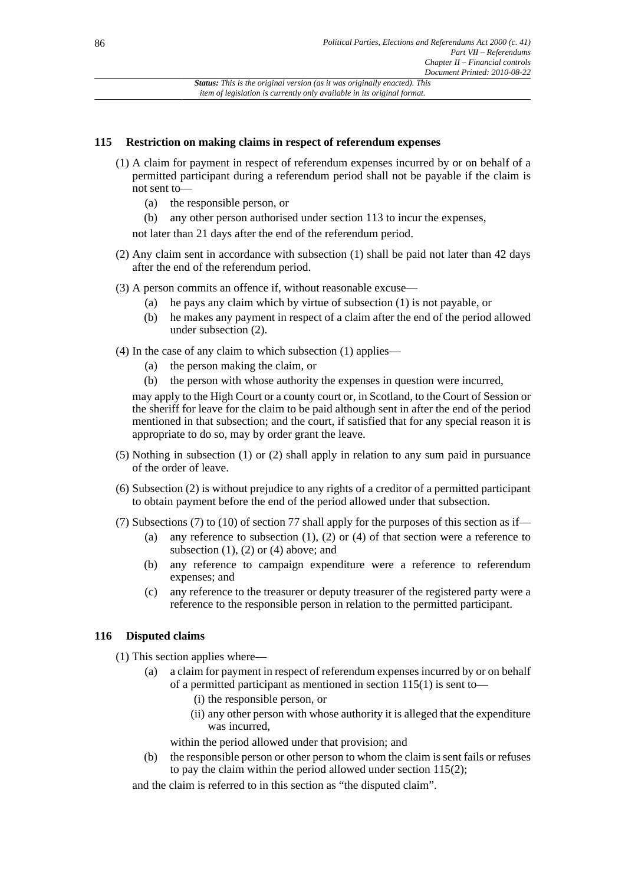## 115 Restriction on making claims in respect of referendum expenses

(1) A claim for payment in respect of referendum expenses incurred by or on behalf of a permitted participant during a referendum period shall not be payable if the claim is not sent to—

- (a) the responsible person, or
- (b) any other person authorised under section 113 to incur the expenses,

not later than 21 days after the end of the referendum period.

(2) Any claim sent in accordance with subsection (1) shall be paid not later than 42 days after the end of the referendum period.

(3) A person commits an offence if, without reasonable excuse—

- (a) he pays any claim which by virtue of subsection (1) is not payable, or
- (b) he makes any payment in respect of a claim after the end of the period allowed under subsection (2).

(4) In the case of any claim to which subsection (1) applies—

- (a) the person making the claim, or
- (b) the person with whose authority the expenses in question were incurred,

may apply to the High Court or a county court or, in Scotland, to the Court of Session or the sheriff for leave for the claim to be paid although sent in after the end of the period mentioned in that subsection; and the court, if satisfied that for any special reason it is appropriate to do so, may by order grant the leave.

(5) Nothing in subsection (1) or (2) shall apply in relation to any sum paid in pursuance of the order of leave.

(6) Subsection (2) is without prejudice to any rights of a creditor of a permitted participant to obtain payment before the end of the period allowed under that subsection.

(7) Subsections (7) to (10) of section 77 shall apply for the purposes of this section as if—

- (a) any reference to subsection (1), (2) or (4) of that section were a reference to subsection (1), (2) or (4) above; and
- (b) any reference to campaign expenditure were a reference to referendum expenses; and
- (c) any reference to the treasurer or deputy treasurer of the registered party were a reference to the responsible person in relation to the permitted participant.

## 116 Disputed claims

(1) This section applies where—

- (a) a claim for payment in respect of referendum expenses incurred by or on behalf of a permitted participant as mentioned in section 115(1) is sent to—
  - (i) the responsible person, or
  - (ii) any other person with whose authority it is alleged that the expenditure was incurred,

  within the period allowed under that provision; and
- (b) the responsible person or other person to whom the claim is sent fails or refuses to pay the claim within the period allowed under section 115(2);

and the claim is referred to in this section as "the disputed claim".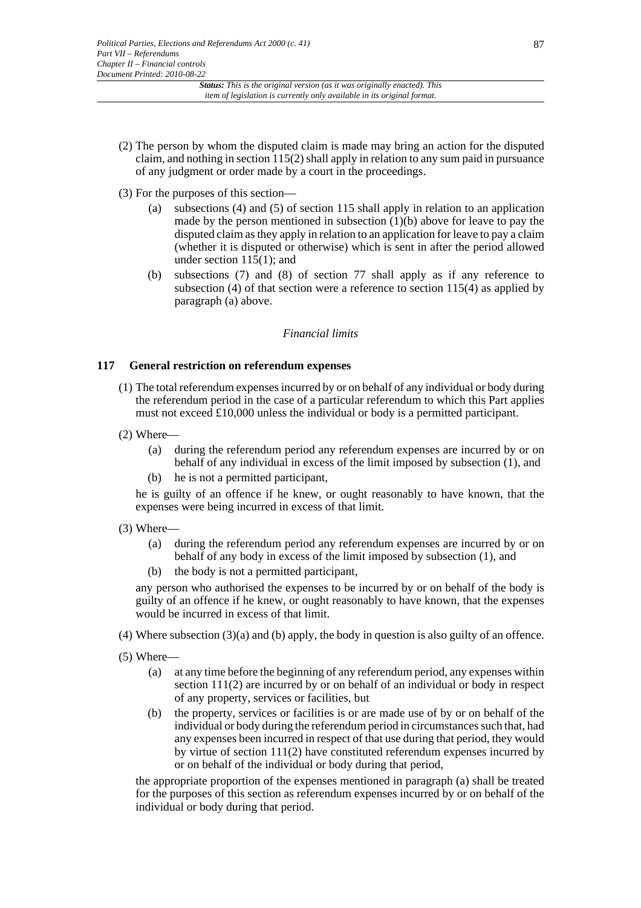(2) The person by whom the disputed claim is made may bring an action for the disputed claim, and nothing in section 115(2) shall apply in relation to any sum paid in pursuance of any judgment or order made by a court in the proceedings.

(3) For the purposes of this section—

(a) subsections (4) and (5) of section 115 shall apply in relation to an application made by the person mentioned in subsection (1)(b) above for leave to pay the disputed claim as they apply in relation to an application for leave to pay a claim (whether it is disputed or otherwise) which is sent in after the period allowed under section 115(1); and

(b) subsections (7) and (8) of section 77 shall apply as if any reference to subsection (4) of that section were a reference to section 115(4) as applied by paragraph (a) above.

*Financial limits*

### 117 General restriction on referendum expenses

(1) The total referendum expenses incurred by or on behalf of any individual or body during the referendum period in the case of a particular referendum to which this Part applies must not exceed £10,000 unless the individual or body is a permitted participant.

(2) Where—

(a) during the referendum period any referendum expenses are incurred by or on behalf of any individual in excess of the limit imposed by subsection (1), and

(b) he is not a permitted participant,

he is guilty of an offence if he knew, or ought reasonably to have known, that the expenses were being incurred in excess of that limit.

(3) Where—

(a) during the referendum period any referendum expenses are incurred by or on behalf of any body in excess of the limit imposed by subsection (1), and

(b) the body is not a permitted participant,

any person who authorised the expenses to be incurred by or on behalf of the body is guilty of an offence if he knew, or ought reasonably to have known, that the expenses would be incurred in excess of that limit.

(4) Where subsection (3)(a) and (b) apply, the body in question is also guilty of an offence.

(5) Where—

(a) at any time before the beginning of any referendum period, any expenses within section 111(2) are incurred by or on behalf of an individual or body in respect of any property, services or facilities, but

(b) the property, services or facilities is or are made use of by or on behalf of the individual or body during the referendum period in circumstances such that, had any expenses been incurred in respect of that use during that period, they would by virtue of section 111(2) have constituted referendum expenses incurred by or on behalf of the individual or body during that period,

the appropriate proportion of the expenses mentioned in paragraph (a) shall be treated for the purposes of this section as referendum expenses incurred by or on behalf of the individual or body during that period.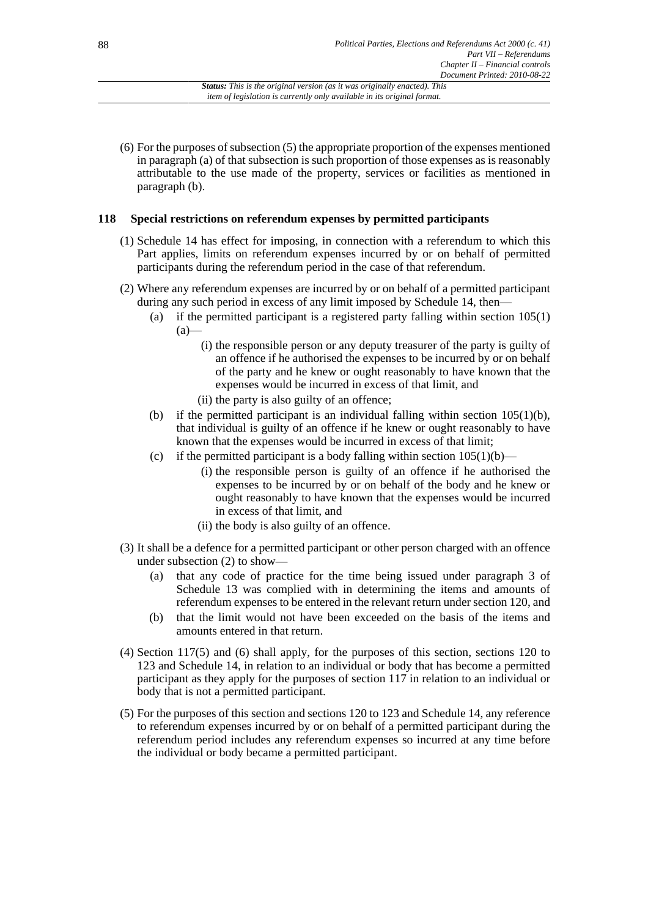(6) For the purposes of subsection (5) the appropriate proportion of the expenses mentioned in paragraph (a) of that subsection is such proportion of those expenses as is reasonably attributable to the use made of the property, services or facilities as mentioned in paragraph (b).

## 118 Special restrictions on referendum expenses by permitted participants

(1) Schedule 14 has effect for imposing, in connection with a referendum to which this Part applies, limits on referendum expenses incurred by or on behalf of permitted participants during the referendum period in the case of that referendum.

(2) Where any referendum expenses are incurred by or on behalf of a permitted participant during any such period in excess of any limit imposed by Schedule 14, then—

- (a) if the permitted participant is a registered party falling within section 105(1)(a)—
  - (i) the responsible person or any deputy treasurer of the party is guilty of an offence if he authorised the expenses to be incurred by or on behalf of the party and he knew or ought reasonably to have known that the expenses would be incurred in excess of that limit, and
  - (ii) the party is also guilty of an offence;
- (b) if the permitted participant is an individual falling within section 105(1)(b), that individual is guilty of an offence if he knew or ought reasonably to have known that the expenses would be incurred in excess of that limit;
- (c) if the permitted participant is a body falling within section 105(1)(b)—
  - (i) the responsible person is guilty of an offence if he authorised the expenses to be incurred by or on behalf of the body and he knew or ought reasonably to have known that the expenses would be incurred in excess of that limit, and
  - (ii) the body is also guilty of an offence.

(3) It shall be a defence for a permitted participant or other person charged with an offence under subsection (2) to show—

- (a) that any code of practice for the time being issued under paragraph 3 of Schedule 13 was complied with in determining the items and amounts of referendum expenses to be entered in the relevant return under section 120, and
- (b) that the limit would not have been exceeded on the basis of the items and amounts entered in that return.

(4) Section 117(5) and (6) shall apply, for the purposes of this section, sections 120 to 123 and Schedule 14, in relation to an individual or body that has become a permitted participant as they apply for the purposes of section 117 in relation to an individual or body that is not a permitted participant.

(5) For the purposes of this section and sections 120 to 123 and Schedule 14, any reference to referendum expenses incurred by or on behalf of a permitted participant during the referendum period includes any referendum expenses so incurred at any time before the individual or body became a permitted participant.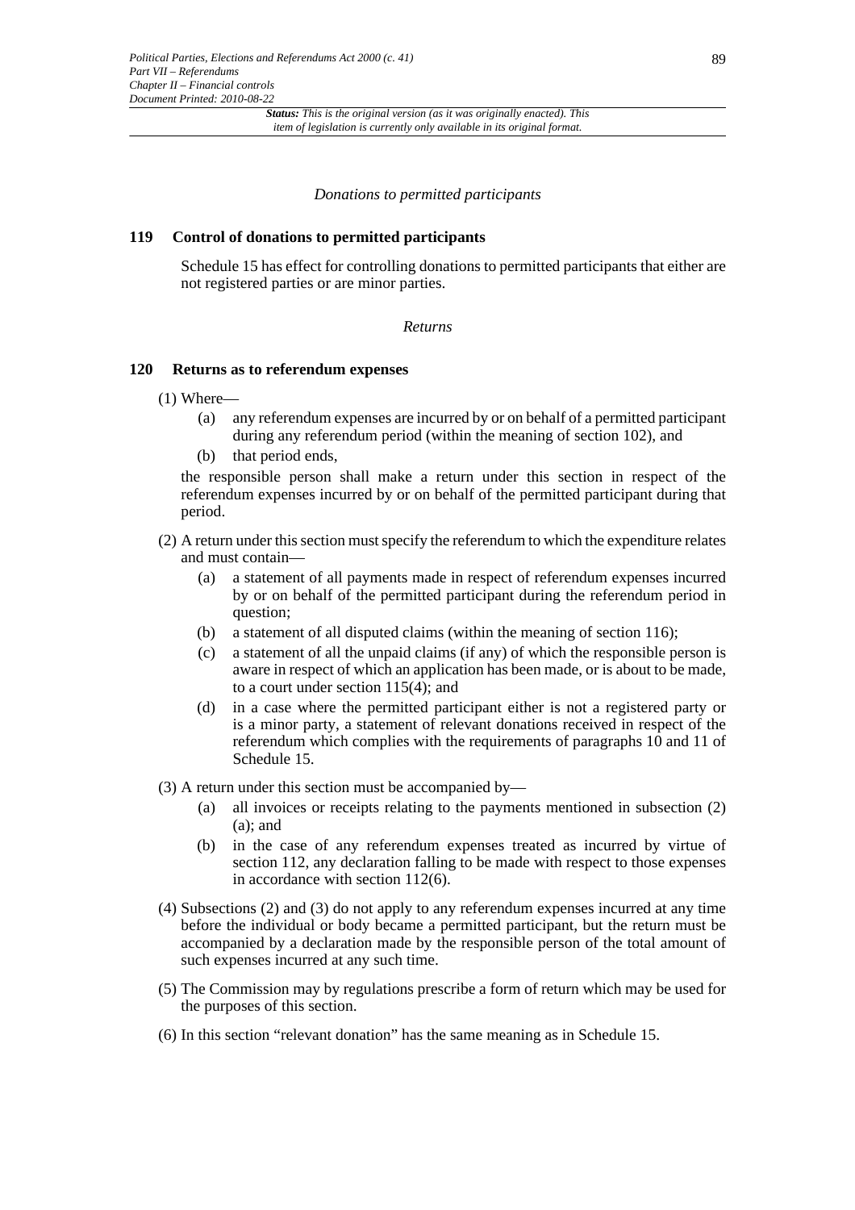*Donations to permitted participants*

### 119 Control of donations to permitted participants

Schedule 15 has effect for controlling donations to permitted participants that either are not registered parties or are minor parties.

*Returns*

### 120 Returns as to referendum expenses

(1) Where—

- (a) any referendum expenses are incurred by or on behalf of a permitted participant during any referendum period (within the meaning of section 102), and
- (b) that period ends,

the responsible person shall make a return under this section in respect of the referendum expenses incurred by or on behalf of the permitted participant during that period.

(2) A return under this section must specify the referendum to which the expenditure relates and must contain—

- (a) a statement of all payments made in respect of referendum expenses incurred by or on behalf of the permitted participant during the referendum period in question;
- (b) a statement of all disputed claims (within the meaning of section 116);
- (c) a statement of all the unpaid claims (if any) of which the responsible person is aware in respect of which an application has been made, or is about to be made, to a court under section 115(4); and
- (d) in a case where the permitted participant either is not a registered party or is a minor party, a statement of relevant donations received in respect of the referendum which complies with the requirements of paragraphs 10 and 11 of Schedule 15.

(3) A return under this section must be accompanied by—

- (a) all invoices or receipts relating to the payments mentioned in subsection (2)(a); and
- (b) in the case of any referendum expenses treated as incurred by virtue of section 112, any declaration falling to be made with respect to those expenses in accordance with section 112(6).

(4) Subsections (2) and (3) do not apply to any referendum expenses incurred at any time before the individual or body became a permitted participant, but the return must be accompanied by a declaration made by the responsible person of the total amount of such expenses incurred at any such time.

(5) The Commission may by regulations prescribe a form of return which may be used for the purposes of this section.

(6) In this section "relevant donation" has the same meaning as in Schedule 15.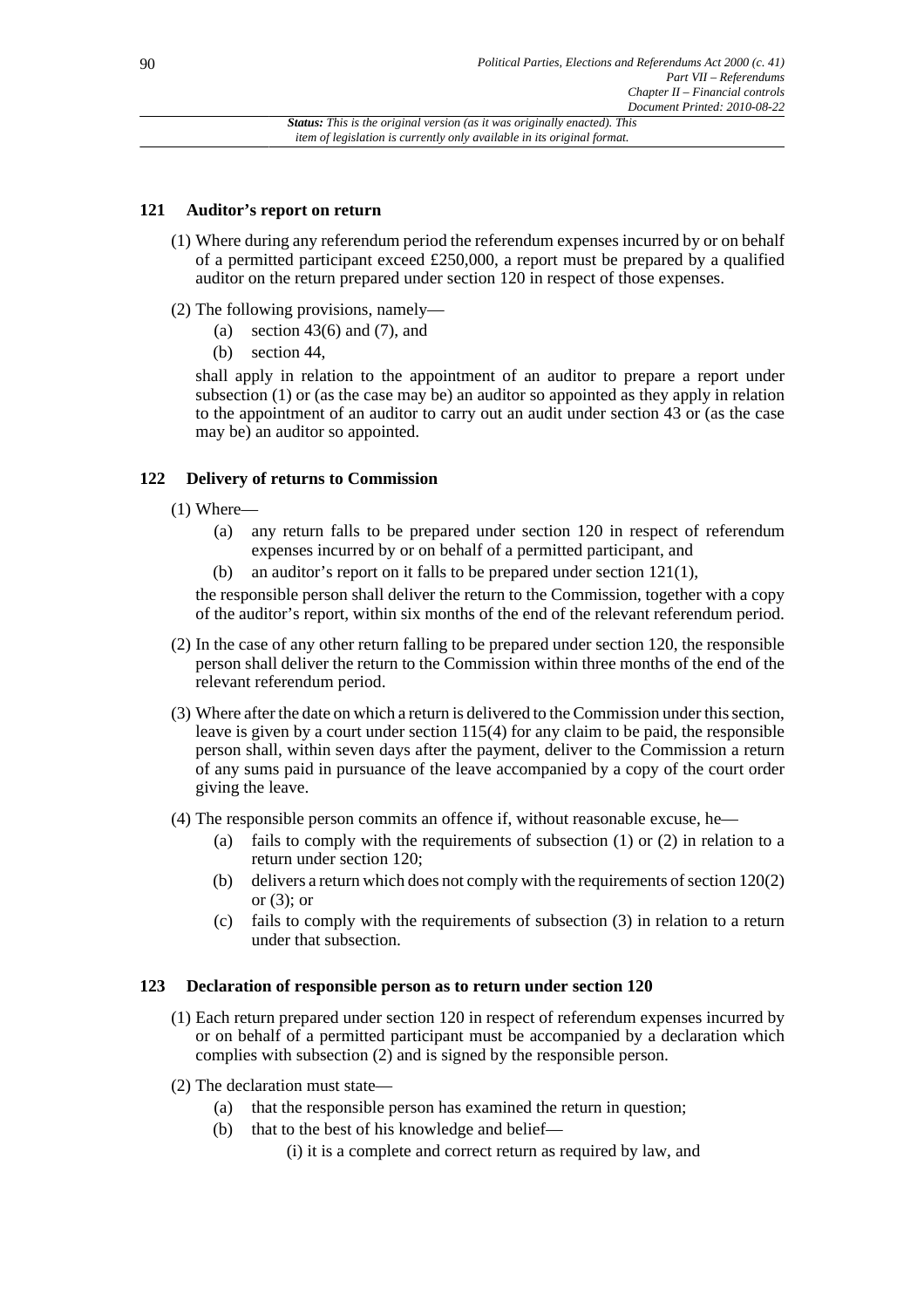### 121 Auditor's report on return

(1) Where during any referendum period the referendum expenses incurred by or on behalf of a permitted participant exceed £250,000, a report must be prepared by a qualified auditor on the return prepared under section 120 in respect of those expenses.

(2) The following provisions, namely—

- (a) section 43(6) and (7), and
- (b) section 44,

shall apply in relation to the appointment of an auditor to prepare a report under subsection (1) or (as the case may be) an auditor so appointed as they apply in relation to the appointment of an auditor to carry out an audit under section 43 or (as the case may be) an auditor so appointed.

### 122 Delivery of returns to Commission

(1) Where—

- (a) any return falls to be prepared under section 120 in respect of referendum expenses incurred by or on behalf of a permitted participant, and
- (b) an auditor's report on it falls to be prepared under section 121(1),

the responsible person shall deliver the return to the Commission, together with a copy of the auditor's report, within six months of the end of the relevant referendum period.

(2) In the case of any other return falling to be prepared under section 120, the responsible person shall deliver the return to the Commission within three months of the end of the relevant referendum period.

(3) Where after the date on which a return is delivered to the Commission under this section, leave is given by a court under section 115(4) for any claim to be paid, the responsible person shall, within seven days after the payment, deliver to the Commission a return of any sums paid in pursuance of the leave accompanied by a copy of the court order giving the leave.

(4) The responsible person commits an offence if, without reasonable excuse, he—

- (a) fails to comply with the requirements of subsection (1) or (2) in relation to a return under section 120;
- (b) delivers a return which does not comply with the requirements of section 120(2) or (3); or
- (c) fails to comply with the requirements of subsection (3) in relation to a return under that subsection.

### 123 Declaration of responsible person as to return under section 120

(1) Each return prepared under section 120 in respect of referendum expenses incurred by or on behalf of a permitted participant must be accompanied by a declaration which complies with subsection (2) and is signed by the responsible person.

(2) The declaration must state—

- (a) that the responsible person has examined the return in question;
- (b) that to the best of his knowledge and belief—
  - (i) it is a complete and correct return as required by law, and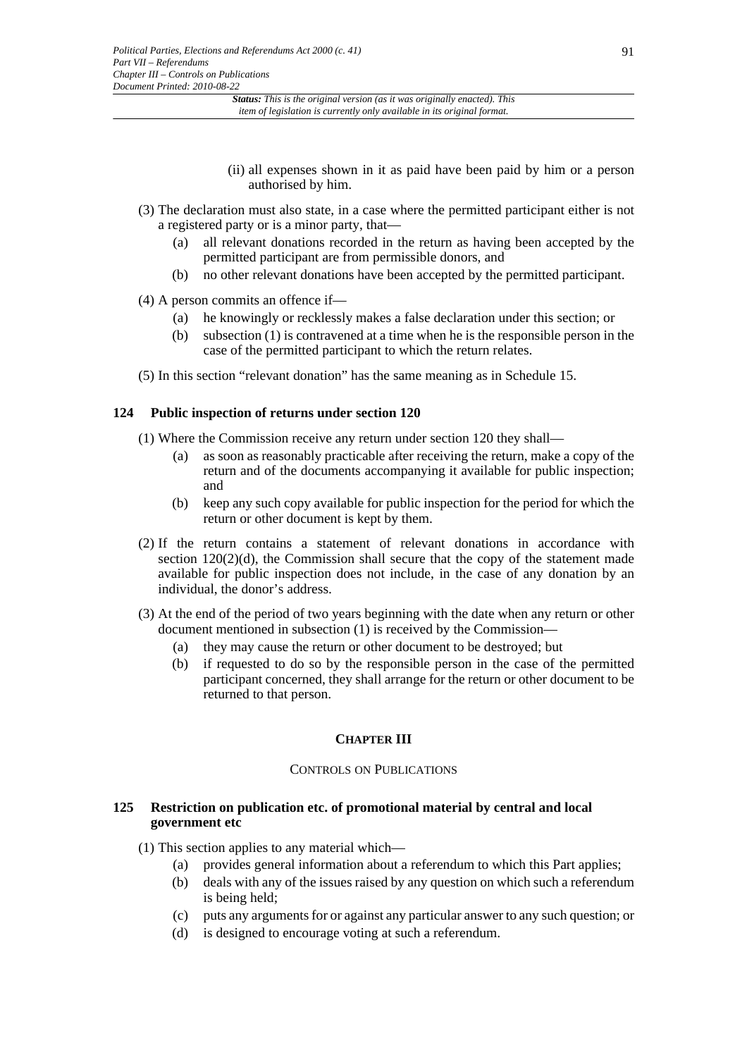(ii) all expenses shown in it as paid have been paid by him or a person authorised by him.

(3) The declaration must also state, in a case where the permitted participant either is not a registered party or is a minor party, that—

- (a) all relevant donations recorded in the return as having been accepted by the permitted participant are from permissible donors, and
- (b) no other relevant donations have been accepted by the permitted participant.

(4) A person commits an offence if—

- (a) he knowingly or recklessly makes a false declaration under this section; or
- (b) subsection (1) is contravened at a time when he is the responsible person in the case of the permitted participant to which the return relates.

(5) In this section "relevant donation" has the same meaning as in Schedule 15.

### 124 Public inspection of returns under section 120

(1) Where the Commission receive any return under section 120 they shall—

- (a) as soon as reasonably practicable after receiving the return, make a copy of the return and of the documents accompanying it available for public inspection; and
- (b) keep any such copy available for public inspection for the period for which the return or other document is kept by them.

(2) If the return contains a statement of relevant donations in accordance with section 120(2)(d), the Commission shall secure that the copy of the statement made available for public inspection does not include, in the case of any donation by an individual, the donor's address.

(3) At the end of the period of two years beginning with the date when any return or other document mentioned in subsection (1) is received by the Commission—

- (a) they may cause the return or other document to be destroyed; but
- (b) if requested to do so by the responsible person in the case of the permitted participant concerned, they shall arrange for the return or other document to be returned to that person.

## CHAPTER III

### CONTROLS ON PUBLICATIONS

### 125 Restriction on publication etc. of promotional material by central and local government etc

(1) This section applies to any material which—

- (a) provides general information about a referendum to which this Part applies;
- (b) deals with any of the issues raised by any question on which such a referendum is being held;
- (c) puts any arguments for or against any particular answer to any such question; or
- (d) is designed to encourage voting at such a referendum.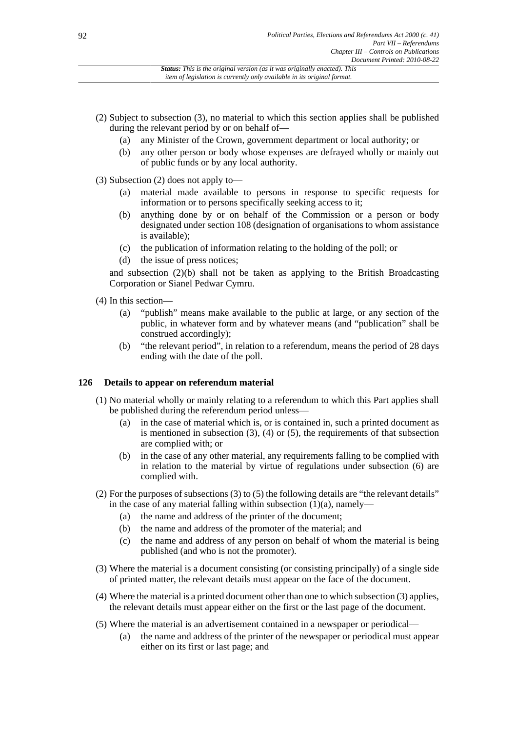(2) Subject to subsection (3), no material to which this section applies shall be published during the relevant period by or on behalf of—

- (a) any Minister of the Crown, government department or local authority; or
- (b) any other person or body whose expenses are defrayed wholly or mainly out of public funds or by any local authority.

(3) Subsection (2) does not apply to—

- (a) material made available to persons in response to specific requests for information or to persons specifically seeking access to it;
- (b) anything done by or on behalf of the Commission or a person or body designated under section 108 (designation of organisations to whom assistance is available);
- (c) the publication of information relating to the holding of the poll; or
- (d) the issue of press notices;

and subsection (2)(b) shall not be taken as applying to the British Broadcasting Corporation or Sianel Pedwar Cymru.

(4) In this section—

- (a) "publish" means make available to the public at large, or any section of the public, in whatever form and by whatever means (and "publication" shall be construed accordingly);
- (b) "the relevant period", in relation to a referendum, means the period of 28 days ending with the date of the poll.

### 126 Details to appear on referendum material

(1) No material wholly or mainly relating to a referendum to which this Part applies shall be published during the referendum period unless—

- (a) in the case of material which is, or is contained in, such a printed document as is mentioned in subsection (3), (4) or (5), the requirements of that subsection are complied with; or
- (b) in the case of any other material, any requirements falling to be complied with in relation to the material by virtue of regulations under subsection (6) are complied with.

(2) For the purposes of subsections (3) to (5) the following details are "the relevant details" in the case of any material falling within subsection (1)(a), namely—

- (a) the name and address of the printer of the document;
- (b) the name and address of the promoter of the material; and
- (c) the name and address of any person on behalf of whom the material is being published (and who is not the promoter).

(3) Where the material is a document consisting (or consisting principally) of a single side of printed matter, the relevant details must appear on the face of the document.

(4) Where the material is a printed document other than one to which subsection (3) applies, the relevant details must appear either on the first or the last page of the document.

(5) Where the material is an advertisement contained in a newspaper or periodical—

- (a) the name and address of the printer of the newspaper or periodical must appear either on its first or last page; and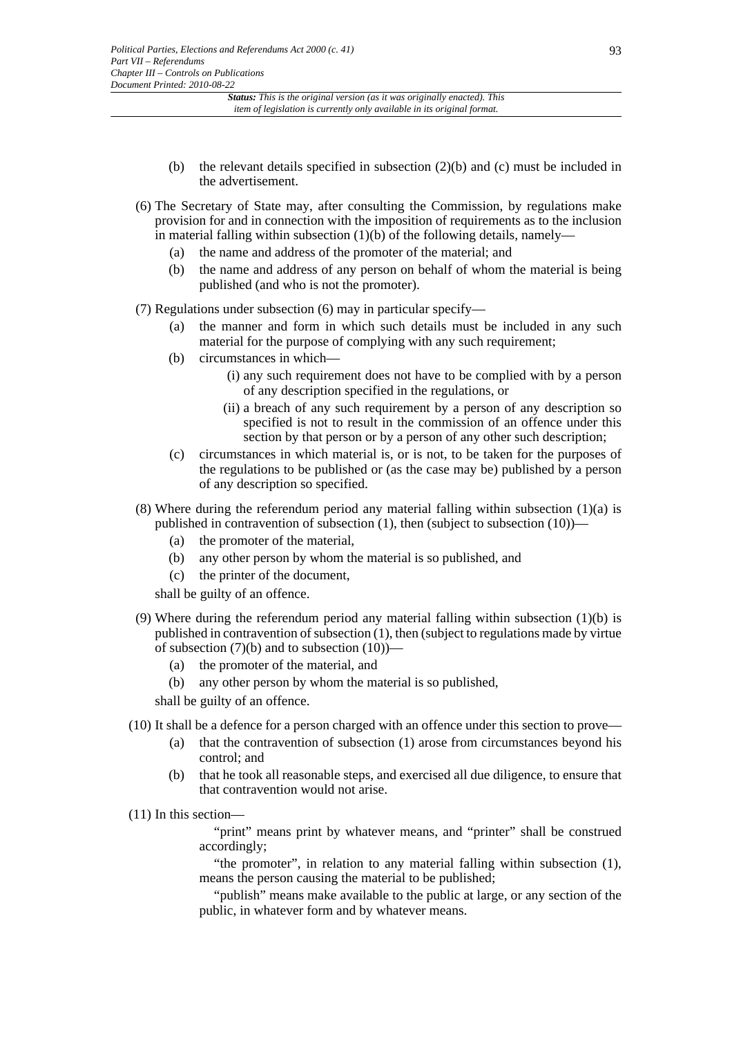(b) the relevant details specified in subsection (2)(b) and (c) must be included in the advertisement.

(6) The Secretary of State may, after consulting the Commission, by regulations make provision for and in connection with the imposition of requirements as to the inclusion in material falling within subsection (1)(b) of the following details, namely—

(a) the name and address of the promoter of the material; and

(b) the name and address of any person on behalf of whom the material is being published (and who is not the promoter).

(7) Regulations under subsection (6) may in particular specify—

(a) the manner and form in which such details must be included in any such material for the purpose of complying with any such requirement;

(b) circumstances in which—

(i) any such requirement does not have to be complied with by a person of any description specified in the regulations, or

(ii) a breach of any such requirement by a person of any description so specified is not to result in the commission of an offence under this section by that person or by a person of any other such description;

(c) circumstances in which material is, or is not, to be taken for the purposes of the regulations to be published or (as the case may be) published by a person of any description so specified.

(8) Where during the referendum period any material falling within subsection (1)(a) is published in contravention of subsection (1), then (subject to subsection (10))—

(a) the promoter of the material,

(b) any other person by whom the material is so published, and

(c) the printer of the document,

shall be guilty of an offence.

(9) Where during the referendum period any material falling within subsection (1)(b) is published in contravention of subsection (1), then (subject to regulations made by virtue of subsection (7)(b) and to subsection (10))—

(a) the promoter of the material, and

(b) any other person by whom the material is so published,

shall be guilty of an offence.

(10) It shall be a defence for a person charged with an offence under this section to prove—

(a) that the contravention of subsection (1) arose from circumstances beyond his control; and

(b) that he took all reasonable steps, and exercised all due diligence, to ensure that that contravention would not arise.

(11) In this section—

"print" means print by whatever means, and "printer" shall be construed accordingly;

"the promoter", in relation to any material falling within subsection (1), means the person causing the material to be published;

"publish" means make available to the public at large, or any section of the public, in whatever form and by whatever means.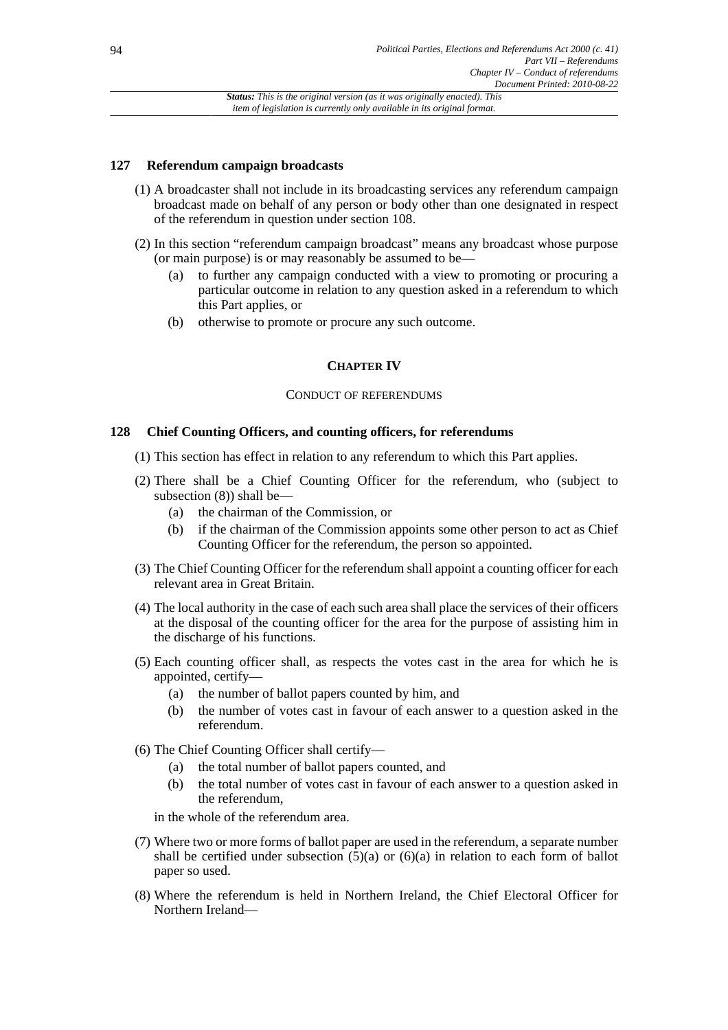## 127 Referendum campaign broadcasts

(1) A broadcaster shall not include in its broadcasting services any referendum campaign broadcast made on behalf of any person or body other than one designated in respect of the referendum in question under section 108.

(2) In this section "referendum campaign broadcast" means any broadcast whose purpose (or main purpose) is or may reasonably be assumed to be—

- (a) to further any campaign conducted with a view to promoting or procuring a particular outcome in relation to any question asked in a referendum to which this Part applies, or
- (b) otherwise to promote or procure any such outcome.

# CHAPTER IV

### CONDUCT OF REFERENDUMS

## 128 Chief Counting Officers, and counting officers, for referendums

(1) This section has effect in relation to any referendum to which this Part applies.

(2) There shall be a Chief Counting Officer for the referendum, who (subject to subsection (8)) shall be—

- (a) the chairman of the Commission, or
- (b) if the chairman of the Commission appoints some other person to act as Chief Counting Officer for the referendum, the person so appointed.

(3) The Chief Counting Officer for the referendum shall appoint a counting officer for each relevant area in Great Britain.

(4) The local authority in the case of each such area shall place the services of their officers at the disposal of the counting officer for the area for the purpose of assisting him in the discharge of his functions.

(5) Each counting officer shall, as respects the votes cast in the area for which he is appointed, certify—

- (a) the number of ballot papers counted by him, and
- (b) the number of votes cast in favour of each answer to a question asked in the referendum.

(6) The Chief Counting Officer shall certify—

- (a) the total number of ballot papers counted, and
- (b) the total number of votes cast in favour of each answer to a question asked in the referendum,

in the whole of the referendum area.

(7) Where two or more forms of ballot paper are used in the referendum, a separate number shall be certified under subsection (5)(a) or (6)(a) in relation to each form of ballot paper so used.

(8) Where the referendum is held in Northern Ireland, the Chief Electoral Officer for Northern Ireland—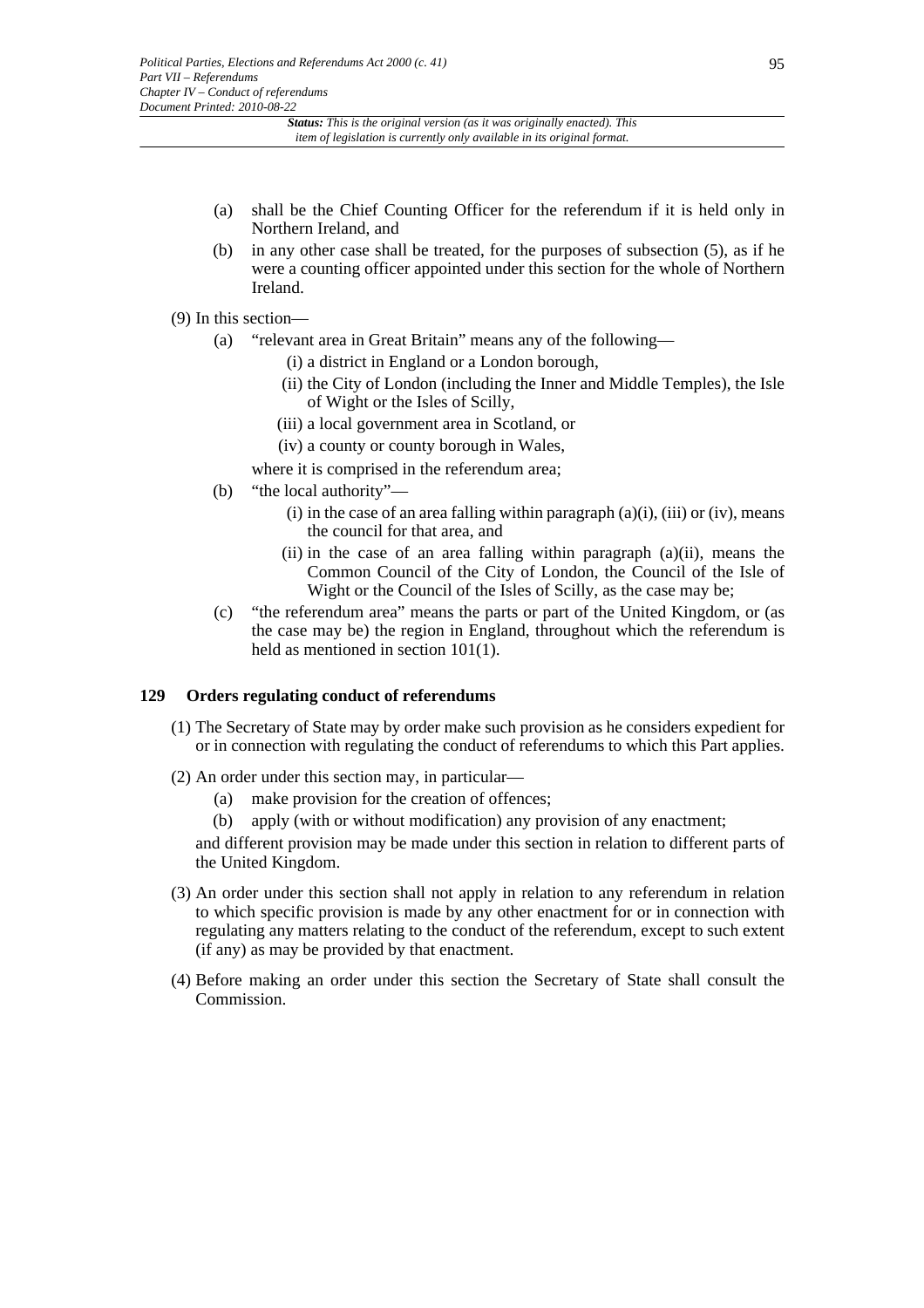- (a) shall be the Chief Counting Officer for the referendum if it is held only in Northern Ireland, and
- (b) in any other case shall be treated, for the purposes of subsection (5), as if he were a counting officer appointed under this section for the whole of Northern Ireland.

(9) In this section—

- (a) "relevant area in Great Britain" means any of the following—
  - (i) a district in England or a London borough,
  - (ii) the City of London (including the Inner and Middle Temples), the Isle of Wight or the Isles of Scilly,
  - (iii) a local government area in Scotland, or
  - (iv) a county or county borough in Wales,

  where it is comprised in the referendum area;
- (b) "the local authority"—
  - (i) in the case of an area falling within paragraph (a)(i), (iii) or (iv), means the council for that area, and
  - (ii) in the case of an area falling within paragraph (a)(ii), means the Common Council of the City of London, the Council of the Isle of Wight or the Council of the Isles of Scilly, as the case may be;
- (c) "the referendum area" means the parts or part of the United Kingdom, or (as the case may be) the region in England, throughout which the referendum is held as mentioned in section 101(1).

### 129 Orders regulating conduct of referendums

(1) The Secretary of State may by order make such provision as he considers expedient for or in connection with regulating the conduct of referendums to which this Part applies.

(2) An order under this section may, in particular—

- (a) make provision for the creation of offences;
- (b) apply (with or without modification) any provision of any enactment;

and different provision may be made under this section in relation to different parts of the United Kingdom.

(3) An order under this section shall not apply in relation to any referendum in relation to which specific provision is made by any other enactment for or in connection with regulating any matters relating to the conduct of the referendum, except to such extent (if any) as may be provided by that enactment.

(4) Before making an order under this section the Secretary of State shall consult the Commission.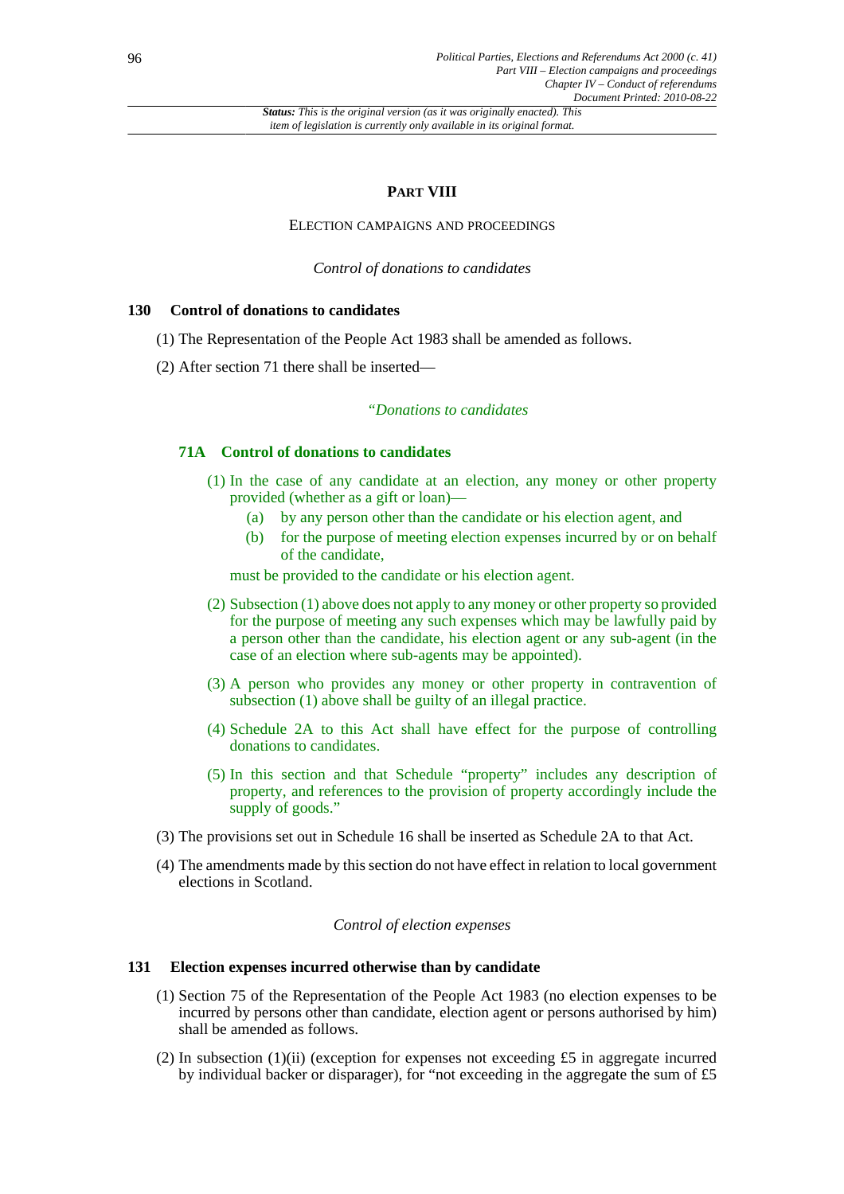# PART VIII

## ELECTION CAMPAIGNS AND PROCEEDINGS

*Control of donations to candidates*

### 130 Control of donations to candidates

(1) The Representation of the People Act 1983 shall be amended as follows.

(2) After section 71 there shall be inserted—

*"Donations to candidates*

**71A Control of donations to candidates**

(1) In the case of any candidate at an election, any money or other property provided (whether as a gift or loan)—

(a) by any person other than the candidate or his election agent, and

(b) for the purpose of meeting election expenses incurred by or on behalf of the candidate,

must be provided to the candidate or his election agent.

(2) Subsection (1) above does not apply to any money or other property so provided for the purpose of meeting any such expenses which may be lawfully paid by a person other than the candidate, his election agent or any sub-agent (in the case of an election where sub-agents may be appointed).

(3) A person who provides any money or other property in contravention of subsection (1) above shall be guilty of an illegal practice.

(4) Schedule 2A to this Act shall have effect for the purpose of controlling donations to candidates.

(5) In this section and that Schedule "property" includes any description of property, and references to the provision of property accordingly include the supply of goods."

(3) The provisions set out in Schedule 16 shall be inserted as Schedule 2A to that Act.

(4) The amendments made by this section do not have effect in relation to local government elections in Scotland.

*Control of election expenses*

### 131 Election expenses incurred otherwise than by candidate

(1) Section 75 of the Representation of the People Act 1983 (no election expenses to be incurred by persons other than candidate, election agent or persons authorised by him) shall be amended as follows.

(2) In subsection (1)(ii) (exception for expenses not exceeding £5 in aggregate incurred by individual backer or disparager), for "not exceeding in the aggregate the sum of £5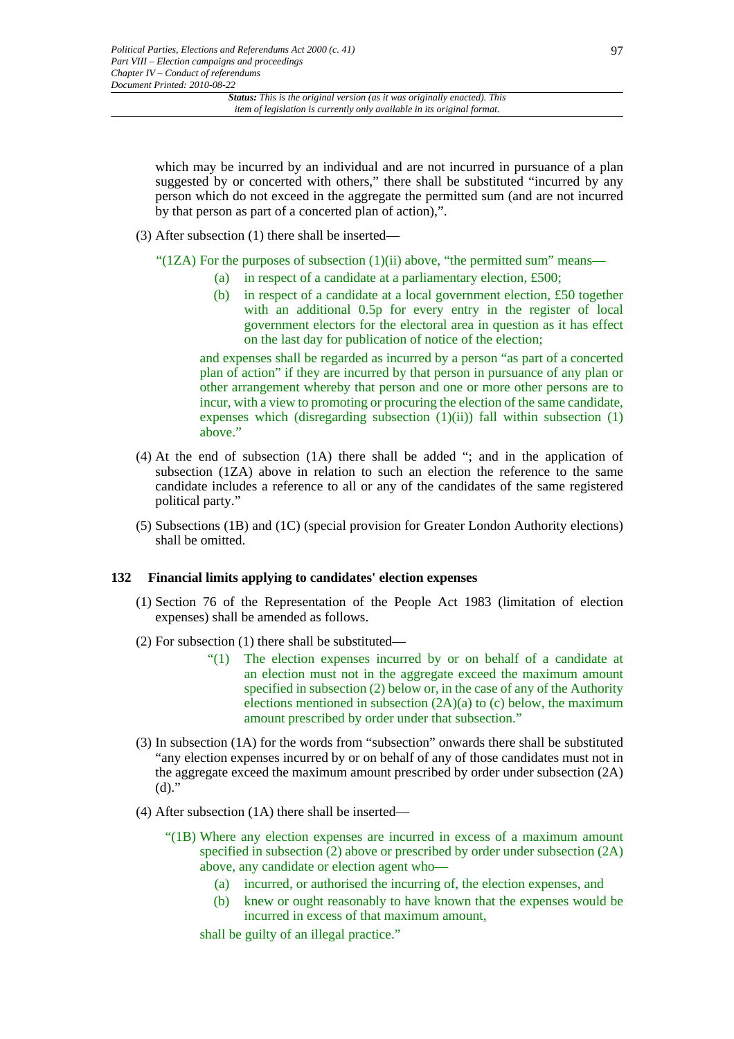which may be incurred by an individual and are not incurred in pursuance of a plan suggested by or concerted with others," there shall be substituted "incurred by any person which do not exceed in the aggregate the permitted sum (and are not incurred by that person as part of a concerted plan of action),".

(3) After subsection (1) there shall be inserted—

"(1ZA) For the purposes of subsection (1)(ii) above, "the permitted sum" means—

(a) in respect of a candidate at a parliamentary election, £500;

(b) in respect of a candidate at a local government election, £50 together with an additional 0.5p for every entry in the register of local government electors for the electoral area in question as it has effect on the last day for publication of notice of the election;

and expenses shall be regarded as incurred by a person "as part of a concerted plan of action" if they are incurred by that person in pursuance of any plan or other arrangement whereby that person and one or more other persons are to incur, with a view to promoting or procuring the election of the same candidate, expenses which (disregarding subsection (1)(ii)) fall within subsection (1) above."

(4) At the end of subsection (1A) there shall be added "; and in the application of subsection (1ZA) above in relation to such an election the reference to the same candidate includes a reference to all or any of the candidates of the same registered political party."

(5) Subsections (1B) and (1C) (special provision for Greater London Authority elections) shall be omitted.

**132 Financial limits applying to candidates' election expenses**

(1) Section 76 of the Representation of the People Act 1983 (limitation of election expenses) shall be amended as follows.

(2) For subsection (1) there shall be substituted—

"(1) The election expenses incurred by or on behalf of a candidate at an election must not in the aggregate exceed the maximum amount specified in subsection (2) below or, in the case of any of the Authority elections mentioned in subsection (2A)(a) to (c) below, the maximum amount prescribed by order under that subsection."

(3) In subsection (1A) for the words from "subsection" onwards there shall be substituted "any election expenses incurred by or on behalf of any of those candidates must not in the aggregate exceed the maximum amount prescribed by order under subsection (2A)(d)."

(4) After subsection (1A) there shall be inserted—

"(1B) Where any election expenses are incurred in excess of a maximum amount specified in subsection (2) above or prescribed by order under subsection (2A) above, any candidate or election agent who—

(a) incurred, or authorised the incurring of, the election expenses, and

(b) knew or ought reasonably to have known that the expenses would be incurred in excess of that maximum amount,

shall be guilty of an illegal practice."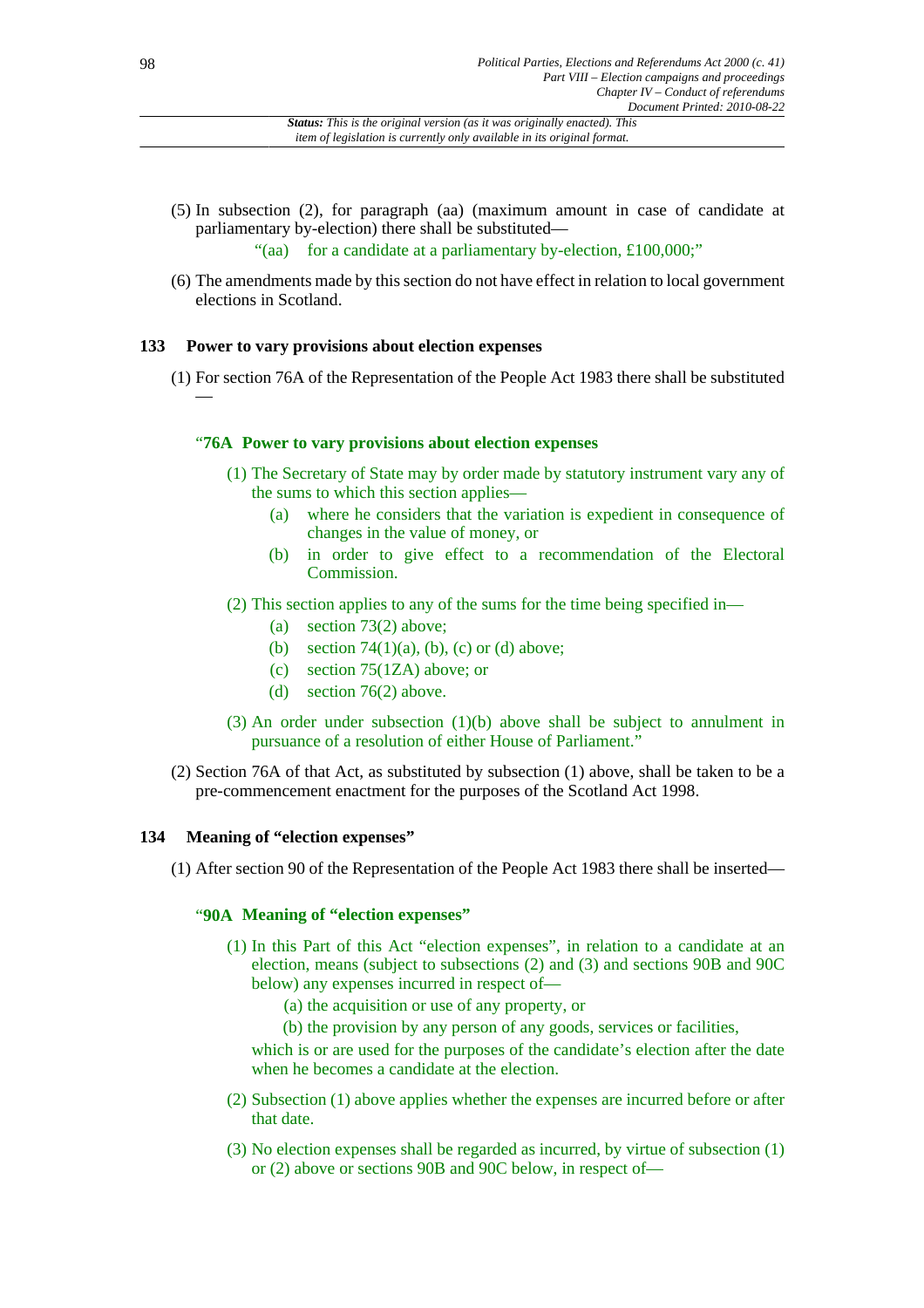(5) In subsection (2), for paragraph (aa) (maximum amount in case of candidate at parliamentary by-election) there shall be substituted—

"(aa) for a candidate at a parliamentary by-election, £100,000;"

(6) The amendments made by this section do not have effect in relation to local government elections in Scotland.

### 133 Power to vary provisions about election expenses

(1) For section 76A of the Representation of the People Act 1983 there shall be substituted —

#### "76A Power to vary provisions about election expenses

(1) The Secretary of State may by order made by statutory instrument vary any of the sums to which this section applies—

- (a) where he considers that the variation is expedient in consequence of changes in the value of money, or
- (b) in order to give effect to a recommendation of the Electoral Commission.

(2) This section applies to any of the sums for the time being specified in—

- (a) section 73(2) above;
- (b) section 74(1)(a), (b), (c) or (d) above;
- (c) section 75(1ZA) above; or
- (d) section 76(2) above.

(3) An order under subsection (1)(b) above shall be subject to annulment in pursuance of a resolution of either House of Parliament."

(2) Section 76A of that Act, as substituted by subsection (1) above, shall be taken to be a pre-commencement enactment for the purposes of the Scotland Act 1998.

### 134 Meaning of "election expenses"

(1) After section 90 of the Representation of the People Act 1983 there shall be inserted—

#### "90A Meaning of "election expenses"

(1) In this Part of this Act "election expenses", in relation to a candidate at an election, means (subject to subsections (2) and (3) and sections 90B and 90C below) any expenses incurred in respect of—

(a) the acquisition or use of any property, or

(b) the provision by any person of any goods, services or facilities,

which is or are used for the purposes of the candidate's election after the date when he becomes a candidate at the election.

(2) Subsection (1) above applies whether the expenses are incurred before or after that date.

(3) No election expenses shall be regarded as incurred, by virtue of subsection (1) or (2) above or sections 90B and 90C below, in respect of—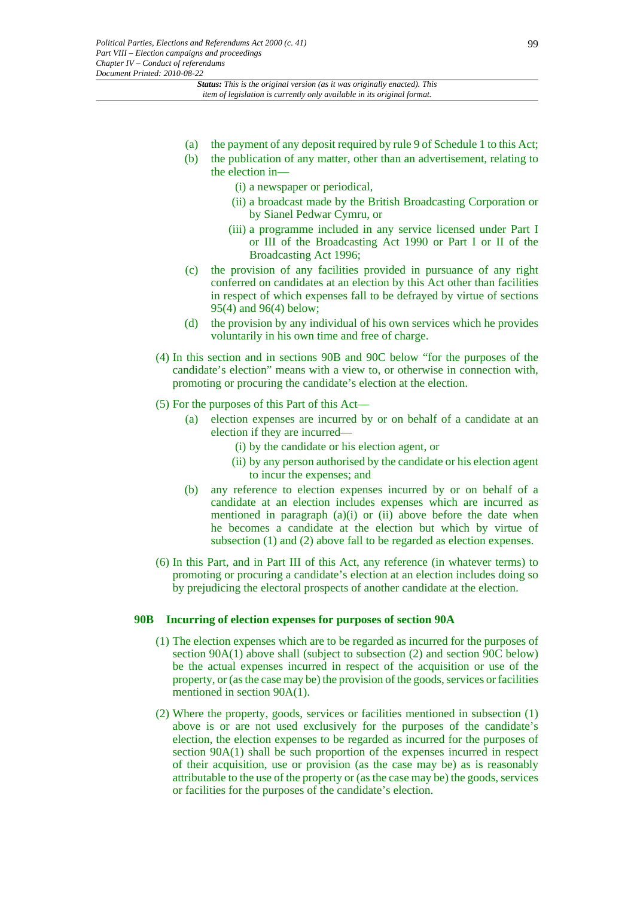(a) the payment of any deposit required by rule 9 of Schedule 1 to this Act;

(b) the publication of any matter, other than an advertisement, relating to the election in—

 (i) a newspaper or periodical,

 (ii) a broadcast made by the British Broadcasting Corporation or by Sianel Pedwar Cymru, or

 (iii) a programme included in any service licensed under Part I or III of the Broadcasting Act 1990 or Part I or II of the Broadcasting Act 1996;

(c) the provision of any facilities provided in pursuance of any right conferred on candidates at an election by this Act other than facilities in respect of which expenses fall to be defrayed by virtue of sections 95(4) and 96(4) below;

(d) the provision by any individual of his own services which he provides voluntarily in his own time and free of charge.

(4) In this section and in sections 90B and 90C below "for the purposes of the candidate's election" means with a view to, or otherwise in connection with, promoting or procuring the candidate's election at the election.

(5) For the purposes of this Part of this Act—

(a) election expenses are incurred by or on behalf of a candidate at an election if they are incurred—

 (i) by the candidate or his election agent, or

 (ii) by any person authorised by the candidate or his election agent to incur the expenses; and

(b) any reference to election expenses incurred by or on behalf of a candidate at an election includes expenses which are incurred as mentioned in paragraph (a)(i) or (ii) above before the date when he becomes a candidate at the election but which by virtue of subsection (1) and (2) above fall to be regarded as election expenses.

(6) In this Part, and in Part III of this Act, any reference (in whatever terms) to promoting or procuring a candidate's election at an election includes doing so by prejudicing the electoral prospects of another candidate at the election.

### 90B Incurring of election expenses for purposes of section 90A

(1) The election expenses which are to be regarded as incurred for the purposes of section 90A(1) above shall (subject to subsection (2) and section 90C below) be the actual expenses incurred in respect of the acquisition or use of the property, or (as the case may be) the provision of the goods, services or facilities mentioned in section 90A(1).

(2) Where the property, goods, services or facilities mentioned in subsection (1) above is or are not used exclusively for the purposes of the candidate's election, the election expenses to be regarded as incurred for the purposes of section 90A(1) shall be such proportion of the expenses incurred in respect of their acquisition, use or provision (as the case may be) as is reasonably attributable to the use of the property or (as the case may be) the goods, services or facilities for the purposes of the candidate's election.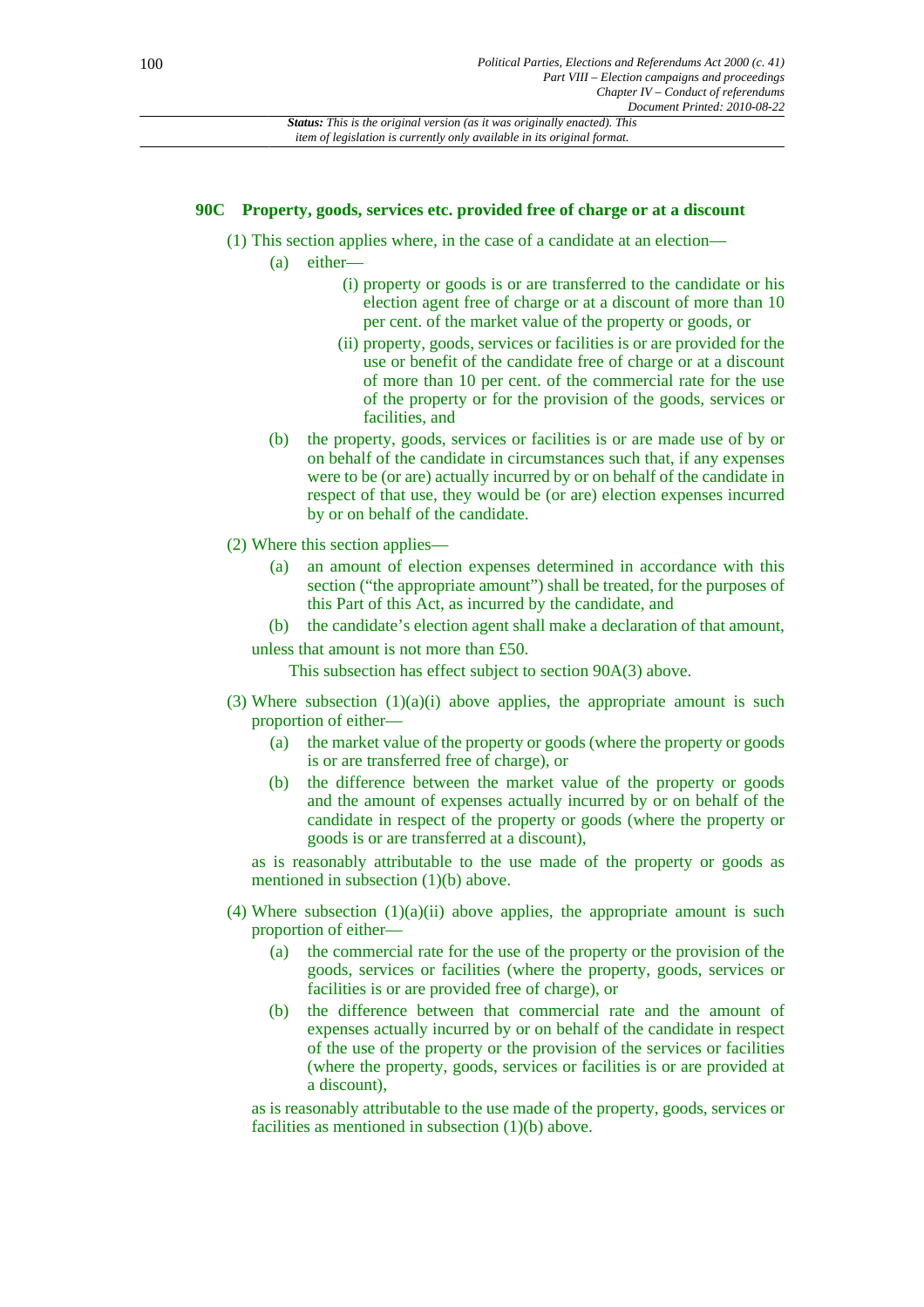### 90C Property, goods, services etc. provided free of charge or at a discount

(1) This section applies where, in the case of a candidate at an election—

(a) either—

(i) property or goods is or are transferred to the candidate or his election agent free of charge or at a discount of more than 10 per cent. of the market value of the property or goods, or

(ii) property, goods, services or facilities is or are provided for the use or benefit of the candidate free of charge or at a discount of more than 10 per cent. of the commercial rate for the use of the property or for the provision of the goods, services or facilities, and

(b) the property, goods, services or facilities is or are made use of by or on behalf of the candidate in circumstances such that, if any expenses were to be (or are) actually incurred by or on behalf of the candidate in respect of that use, they would be (or are) election expenses incurred by or on behalf of the candidate.

(2) Where this section applies—

(a) an amount of election expenses determined in accordance with this section ("the appropriate amount") shall be treated, for the purposes of this Part of this Act, as incurred by the candidate, and

(b) the candidate's election agent shall make a declaration of that amount,

unless that amount is not more than £50.

This subsection has effect subject to section 90A(3) above.

(3) Where subsection (1)(a)(i) above applies, the appropriate amount is such proportion of either—

(a) the market value of the property or goods (where the property or goods is or are transferred free of charge), or

(b) the difference between the market value of the property or goods and the amount of expenses actually incurred by or on behalf of the candidate in respect of the property or goods (where the property or goods is or are transferred at a discount),

as is reasonably attributable to the use made of the property or goods as mentioned in subsection (1)(b) above.

(4) Where subsection (1)(a)(ii) above applies, the appropriate amount is such proportion of either—

(a) the commercial rate for the use of the property or the provision of the goods, services or facilities (where the property, goods, services or facilities is or are provided free of charge), or

(b) the difference between that commercial rate and the amount of expenses actually incurred by or on behalf of the candidate in respect of the use of the property or the provision of the services or facilities (where the property, goods, services or facilities is or are provided at a discount),

as is reasonably attributable to the use made of the property, goods, services or facilities as mentioned in subsection (1)(b) above.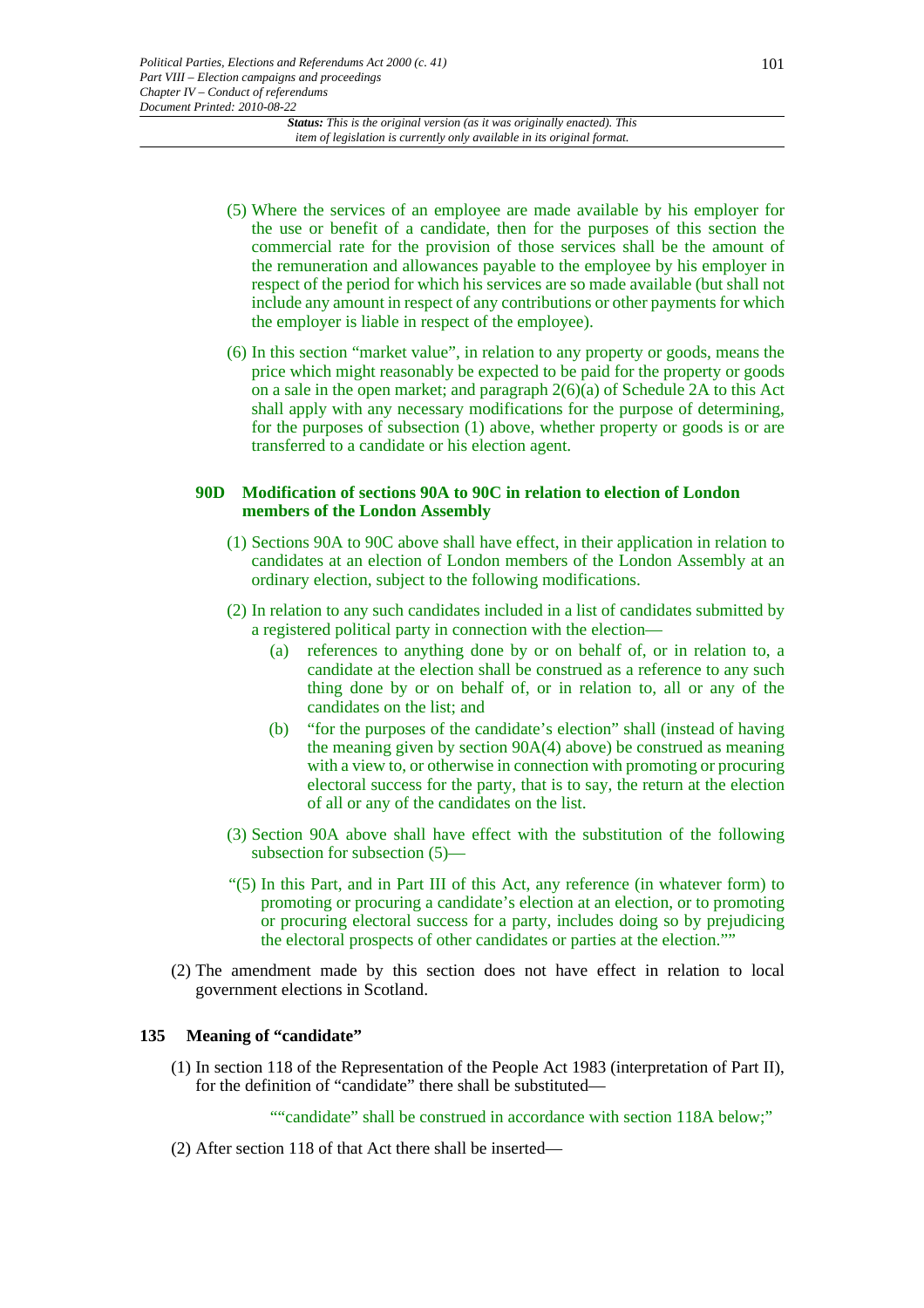(5) Where the services of an employee are made available by his employer for the use or benefit of a candidate, then for the purposes of this section the commercial rate for the provision of those services shall be the amount of the remuneration and allowances payable to the employee by his employer in respect of the period for which his services are so made available (but shall not include any amount in respect of any contributions or other payments for which the employer is liable in respect of the employee).

(6) In this section "market value", in relation to any property or goods, means the price which might reasonably be expected to be paid for the property or goods on a sale in the open market; and paragraph 2(6)(a) of Schedule 2A to this Act shall apply with any necessary modifications for the purpose of determining, for the purposes of subsection (1) above, whether property or goods is or are transferred to a candidate or his election agent.

**90D Modification of sections 90A to 90C in relation to election of London members of the London Assembly**

(1) Sections 90A to 90C above shall have effect, in their application in relation to candidates at an election of London members of the London Assembly at an ordinary election, subject to the following modifications.

(2) In relation to any such candidates included in a list of candidates submitted by a registered political party in connection with the election—

(a) references to anything done by or on behalf of, or in relation to, a candidate at the election shall be construed as a reference to any such thing done by or on behalf of, or in relation to, all or any of the candidates on the list; and

(b) "for the purposes of the candidate's election" shall (instead of having the meaning given by section 90A(4) above) be construed as meaning with a view to, or otherwise in connection with promoting or procuring electoral success for the party, that is to say, the return at the election of all or any of the candidates on the list.

(3) Section 90A above shall have effect with the substitution of the following subsection for subsection (5)—

"(5) In this Part, and in Part III of this Act, any reference (in whatever form) to promoting or procuring a candidate's election at an election, or to promoting or procuring electoral success for a party, includes doing so by prejudicing the electoral prospects of other candidates or parties at the election.""

(2) The amendment made by this section does not have effect in relation to local government elections in Scotland.

**135 Meaning of "candidate"**

(1) In section 118 of the Representation of the People Act 1983 (interpretation of Part II), for the definition of "candidate" there shall be substituted—

""candidate" shall be construed in accordance with section 118A below;"

(2) After section 118 of that Act there shall be inserted—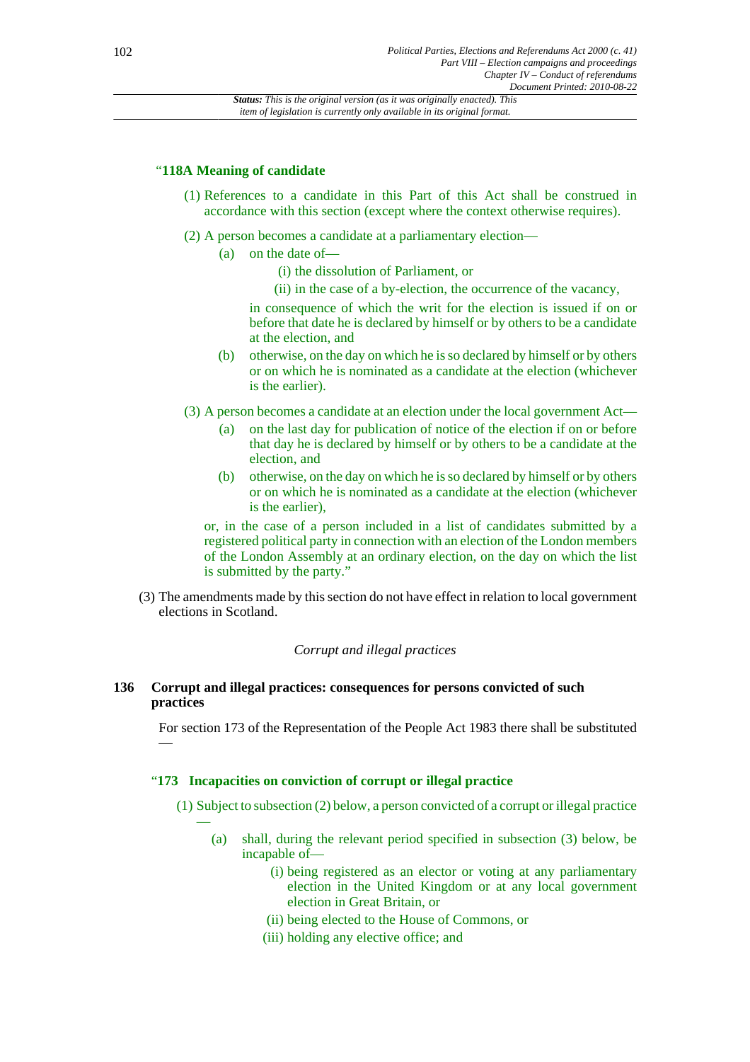"**118A Meaning of candidate**

(1) References to a candidate in this Part of this Act shall be construed in accordance with this section (except where the context otherwise requires).

(2) A person becomes a candidate at a parliamentary election—

(a) on the date of—

(i) the dissolution of Parliament, or

(ii) in the case of a by-election, the occurrence of the vacancy,

in consequence of which the writ for the election is issued if on or before that date he is declared by himself or by others to be a candidate at the election, and

(b) otherwise, on the day on which he is so declared by himself or by others or on which he is nominated as a candidate at the election (whichever is the earlier).

(3) A person becomes a candidate at an election under the local government Act—

(a) on the last day for publication of notice of the election if on or before that day he is declared by himself or by others to be a candidate at the election, and

(b) otherwise, on the day on which he is so declared by himself or by others or on which he is nominated as a candidate at the election (whichever is the earlier),

or, in the case of a person included in a list of candidates submitted by a registered political party in connection with an election of the London members of the London Assembly at an ordinary election, on the day on which the list is submitted by the party."

(3) The amendments made by this section do not have effect in relation to local government elections in Scotland.

*Corrupt and illegal practices*

### 136 Corrupt and illegal practices: consequences for persons convicted of such practices

For section 173 of the Representation of the People Act 1983 there shall be substituted —

"**173 Incapacities on conviction of corrupt or illegal practice**

(1) Subject to subsection (2) below, a person convicted of a corrupt or illegal practice —

(a) shall, during the relevant period specified in subsection (3) below, be incapable of—

(i) being registered as an elector or voting at any parliamentary election in the United Kingdom or at any local government election in Great Britain, or

(ii) being elected to the House of Commons, or

(iii) holding any elective office; and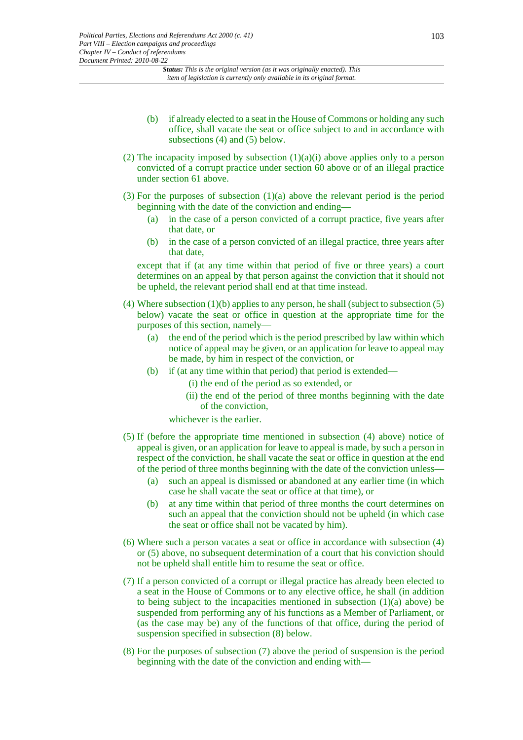(b) if already elected to a seat in the House of Commons or holding any such office, shall vacate the seat or office subject to and in accordance with subsections (4) and (5) below.

(2) The incapacity imposed by subsection (1)(a)(i) above applies only to a person convicted of a corrupt practice under section 60 above or of an illegal practice under section 61 above.

(3) For the purposes of subsection (1)(a) above the relevant period is the period beginning with the date of the conviction and ending—

  (a) in the case of a person convicted of a corrupt practice, five years after that date, or

  (b) in the case of a person convicted of an illegal practice, three years after that date,

  except that if (at any time within that period of five or three years) a court determines on an appeal by that person against the conviction that it should not be upheld, the relevant period shall end at that time instead.

(4) Where subsection (1)(b) applies to any person, he shall (subject to subsection (5) below) vacate the seat or office in question at the appropriate time for the purposes of this section, namely—

  (a) the end of the period which is the period prescribed by law within which notice of appeal may be given, or an application for leave to appeal may be made, by him in respect of the conviction, or

  (b) if (at any time within that period) that period is extended—

    (i) the end of the period as so extended, or

    (ii) the end of the period of three months beginning with the date of the conviction,

  whichever is the earlier.

(5) If (before the appropriate time mentioned in subsection (4) above) notice of appeal is given, or an application for leave to appeal is made, by such a person in respect of the conviction, he shall vacate the seat or office in question at the end of the period of three months beginning the date of the conviction unless—

  (a) such an appeal is dismissed or abandoned at any earlier time (in which case he shall vacate the seat or office at that time), or

  (b) at any time within that period of three months the court determines on such an appeal that the conviction should not be upheld (in which case the seat or office shall not be vacated by him).

(6) Where such a person vacates a seat or office in accordance with subsection (4) or (5) above, no subsequent determination of a court that his conviction should not be upheld shall entitle him to resume the seat or office.

(7) If a person convicted of a corrupt or illegal practice has already been elected to a seat in the House of Commons or to any elective office, he shall (in addition to being subject to the incapacities mentioned in subsection (1)(a) above) be suspended from performing any of his functions as a Member of Parliament, or (as the case may be) any of the functions of that office, during the period of suspension specified in subsection (8) below.

(8) For the purposes of subsection (7) above the period of suspension is the period beginning with the date of the conviction and ending with—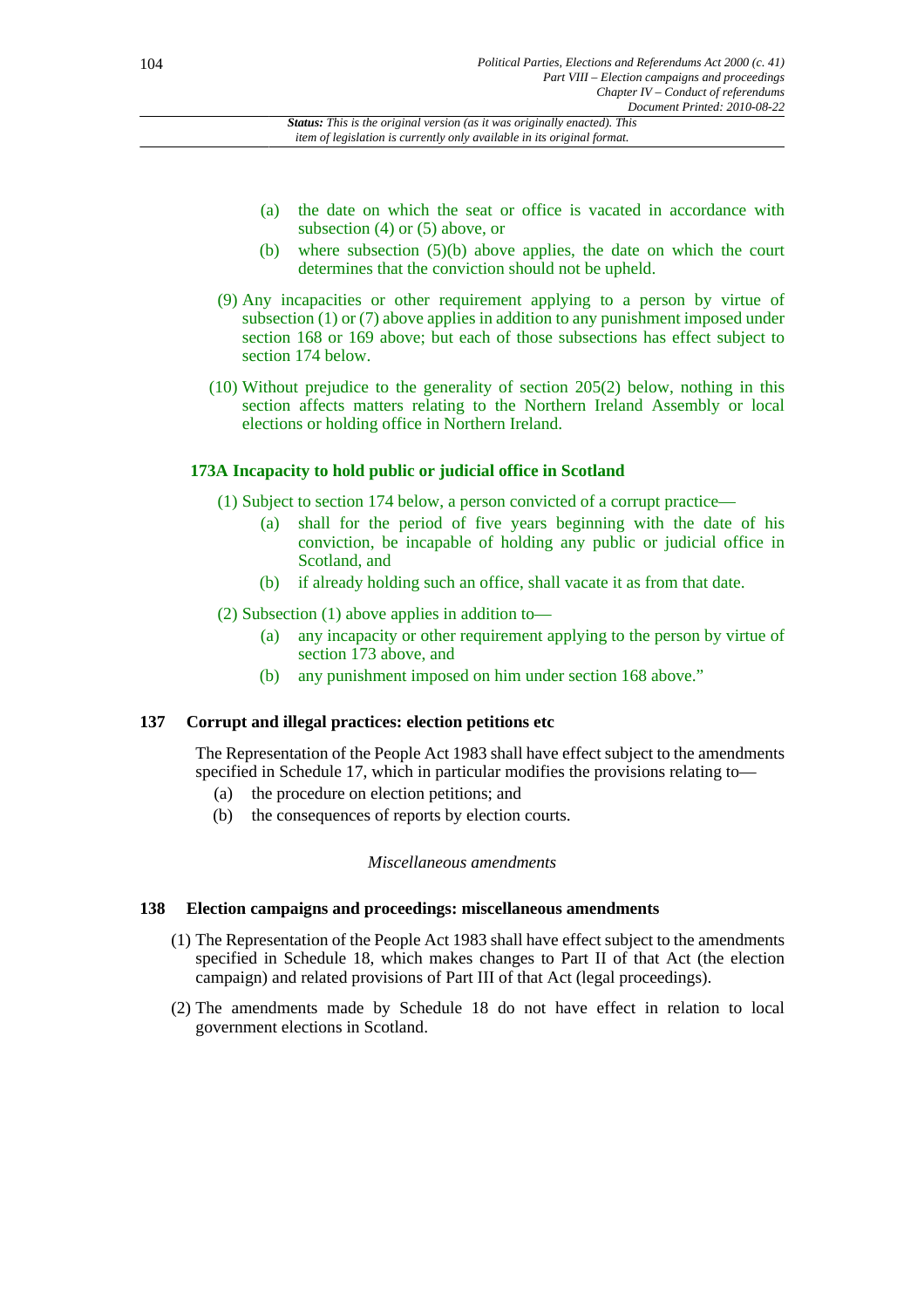(a) the date on which the seat or office is vacated in accordance with subsection (4) or (5) above, or

(b) where subsection (5)(b) above applies, the date on which the court determines that the conviction should not be upheld.

(9) Any incapacities or other requirement applying to a person by virtue of subsection (1) or (7) above applies in addition to any punishment imposed under section 168 or 169 above; but each of those subsections has effect subject to section 174 below.

(10) Without prejudice to the generality of section 205(2) below, nothing in this section affects matters relating to the Northern Ireland Assembly or local elections or holding office in Northern Ireland.

**173A Incapacity to hold public or judicial office in Scotland**

(1) Subject to section 174 below, a person convicted of a corrupt practice—

(a) shall for the period of five years beginning with the date of his conviction, be incapable of holding any public or judicial office in Scotland, and

(b) if already holding such an office, shall vacate it as from that date.

(2) Subsection (1) above applies in addition to—

(a) any incapacity or other requirement applying to the person by virtue of section 173 above, and

(b) any punishment imposed on him under section 168 above."

## 137 Corrupt and illegal practices: election petitions etc

The Representation of the People Act 1983 shall have effect subject to the amendments specified in Schedule 17, which in particular modifies the provisions relating to—

(a) the procedure on election petitions; and

(b) the consequences of reports by election courts.

*Miscellaneous amendments*

## 138 Election campaigns and proceedings: miscellaneous amendments

(1) The Representation of the People Act 1983 shall have effect subject to the amendments specified in Schedule 18, which makes changes to Part II of that Act (the election campaign) and related provisions of Part III of that Act (legal proceedings).

(2) The amendments made by Schedule 18 do not have effect in relation to local government elections in Scotland.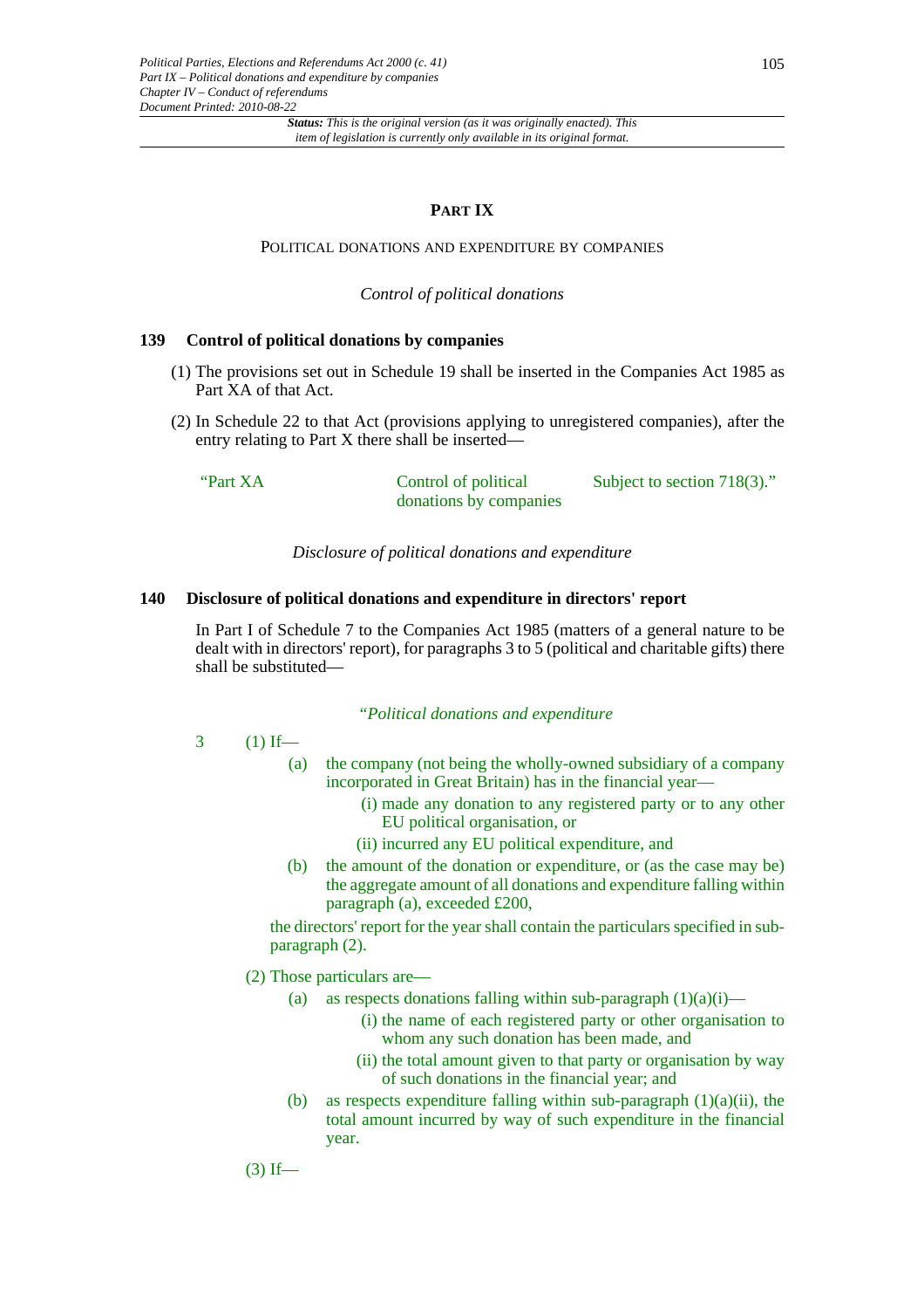## PART IX

### POLITICAL DONATIONS AND EXPENDITURE BY COMPANIES

*Control of political donations*

**139 Control of political donations by companies**

(1) The provisions set out in Schedule 19 shall be inserted in the Companies Act 1985 as Part XA of that Act.

(2) In Schedule 22 to that Act (provisions applying to unregistered companies), after the entry relating to Part X there shall be inserted—

| | | |
|---|---|---|
| "Part XA | Control of political donations by companies | Subject to section 718(3)." |

*Disclosure of political donations and expenditure*

**140 Disclosure of political donations and expenditure in directors' report**

In Part I of Schedule 7 to the Companies Act 1985 (matters of a general nature to be dealt with in directors' report), for paragraphs 3 to 5 (political and charitable gifts) there shall be substituted—

*"Political donations and expenditure*

3 (1) If—

(a) the company (not being the wholly-owned subsidiary of a company incorporated in Great Britain) has in the financial year—

(i) made any donation to any registered party or to any other EU political organisation, or

(ii) incurred any EU political expenditure, and

(b) the amount of the donation or expenditure, or (as the case may be) the aggregate amount of all donations and expenditure falling within paragraph (a), exceeded £200,

the directors' report for the year shall contain the particulars specified in sub-paragraph (2).

(2) Those particulars are—

(a) as respects donations falling within sub-paragraph (1)(a)(i)—

(i) the name of each registered party or other organisation to whom any such donation has been made, and

(ii) the total amount given to that party or organisation by way of such donations in the financial year; and

(b) as respects expenditure falling within sub-paragraph (1)(a)(ii), the total amount incurred by way of such expenditure in the financial year.

(3) If—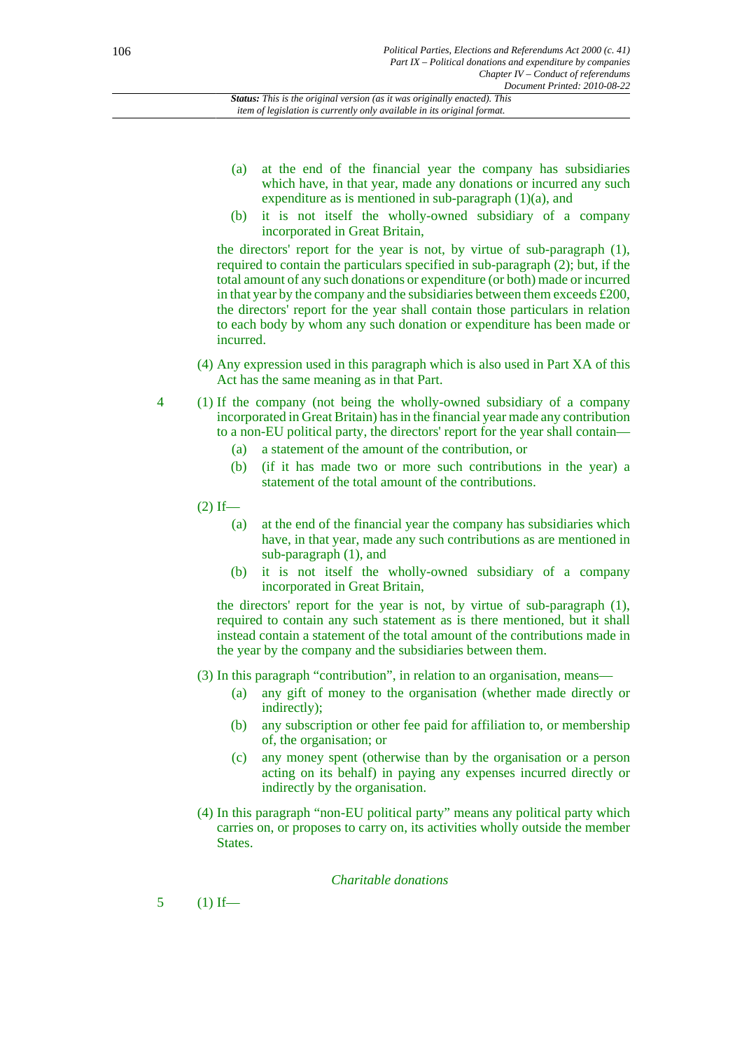(a) at the end of the financial year the company has subsidiaries which have, in that year, made any donations or incurred any such expenditure as is mentioned in sub-paragraph (1)(a), and

(b) it is not itself the wholly-owned subsidiary of a company incorporated in Great Britain,

the directors' report for the year is not, by virtue of sub-paragraph (1), required to contain the particulars specified in sub-paragraph (2); but, if the total amount of any such donations or expenditure (or both) made or incurred in that year by the company and the subsidiaries between them exceeds £200, the directors' report for the year shall contain those particulars in relation to each body by whom any such donation or expenditure has been made or incurred.

(4) Any expression used in this paragraph which is also used in Part XA of this Act has the same meaning as in that Part.

4 (1) If the company (not being the wholly-owned subsidiary of a company incorporated in Great Britain) has in the financial year made any contribution to a non-EU political party, the directors' report for the year shall contain—

(a) a statement of the amount of the contribution, or

(b) (if it has made two or more such contributions in the year) a statement of the total amount of the contributions.

(2) If—

(a) at the end of the financial year the company has subsidiaries which have, in that year, made any such contributions as are mentioned in sub-paragraph (1), and

(b) it is not itself the wholly-owned subsidiary of a company incorporated in Great Britain,

the directors' report for the year is not, by virtue of sub-paragraph (1), required to contain any such statement as is there mentioned, but it shall instead contain a statement of the total amount of the contributions made in the year by the company and the subsidiaries between them.

(3) In this paragraph "contribution", in relation to an organisation, means—

(a) any gift of money to the organisation (whether made directly or indirectly);

(b) any subscription or other fee paid for affiliation to, or membership of, the organisation; or

(c) any money spent (otherwise than by the organisation or a person acting on its behalf) in paying any expenses incurred directly or indirectly by the organisation.

(4) In this paragraph "non-EU political party" means any political party which carries on, or proposes to carry on, its activities wholly outside the member States.

*Charitable donations*

5 (1) If—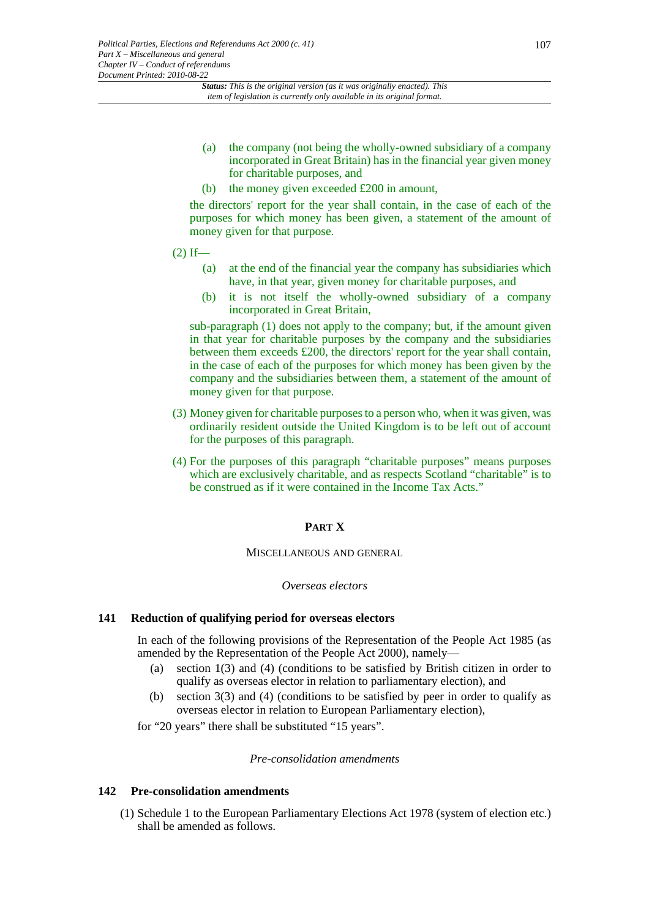(a) the company (not being the wholly-owned subsidiary of a company incorporated in Great Britain) has in the financial year given money for charitable purposes, and

(b) the money given exceeded £200 in amount,

the directors' report for the year shall contain, in the case of each of the purposes for which money has been given, a statement of the amount of money given for that purpose.

(2) If—

(a) at the end of the financial year the company has subsidiaries which have, in that year, given money for charitable purposes, and

(b) it is not itself the wholly-owned subsidiary of a company incorporated in Great Britain,

sub-paragraph (1) does not apply to the company; but, if the amount given in that year for charitable purposes by the company and the subsidiaries between them exceeds £200, the directors' report for the year shall contain, in the case of each of the purposes for which money has been given by the company and the subsidiaries between them, a statement of the amount of money given for that purpose.

(3) Money given for charitable purposes to a person who, when it was given, was ordinarily resident outside the United Kingdom is to be left out of account for the purposes of this paragraph.

(4) For the purposes of this paragraph "charitable purposes" means purposes which are exclusively charitable, and as respects Scotland "charitable" is to be construed as if it were contained in the Income Tax Acts."

## PART X

### MISCELLANEOUS AND GENERAL

*Overseas electors*

### 141 Reduction of qualifying period for overseas electors

In each of the following provisions of the Representation of the People Act 1985 (as amended by the Representation of the People Act 2000), namely—

(a) section 1(3) and (4) (conditions to be satisfied by British citizen in order to qualify as overseas elector in relation to parliamentary election), and

(b) section 3(3) and (4) (conditions to be satisfied by peer in order to qualify as overseas elector in relation to European Parliamentary election),

for "20 years" there shall be substituted "15 years".

*Pre-consolidation amendments*

### 142 Pre-consolidation amendments

(1) Schedule 1 to the European Parliamentary Elections Act 1978 (system of election etc.) shall be amended as follows.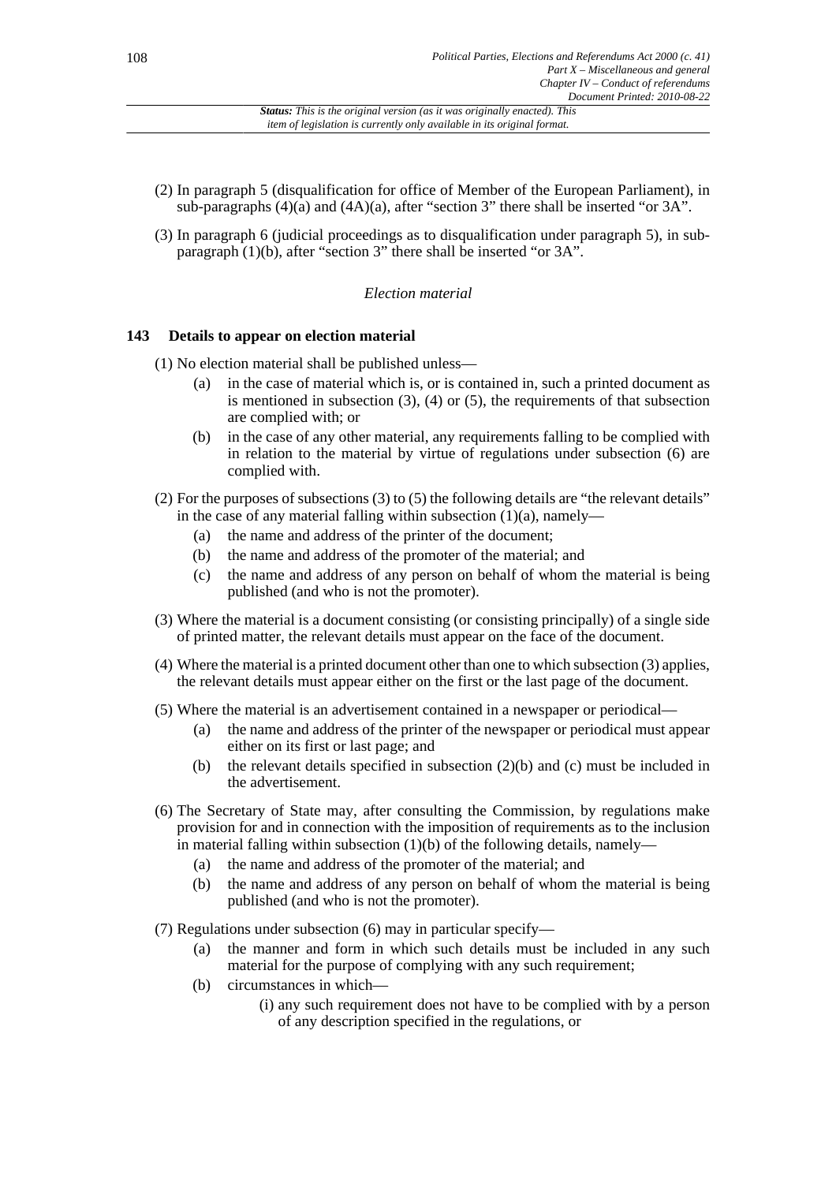(2) In paragraph 5 (disqualification for office of Member of the European Parliament), in sub-paragraphs (4)(a) and (4A)(a), after "section 3" there shall be inserted "or 3A".

(3) In paragraph 6 (judicial proceedings as to disqualification under paragraph 5), in sub-paragraph (1)(b), after "section 3" there shall be inserted "or 3A".

*Election material*

**143 Details to appear on election material**

(1) No election material shall be published unless—

(a) in the case of material which is, or is contained in, such a printed document as is mentioned in subsection (3), (4) or (5), the requirements of that subsection are complied with; or

(b) in the case of any other material, any requirements falling to be complied with in relation to the material by virtue of regulations under subsection (6) are complied with.

(2) For the purposes of subsections (3) to (5) the following details are "the relevant details" in the case of any material falling within subsection (1)(a), namely—

(a) the name and address of the printer of the document;

(b) the name and address of the promoter of the material; and

(c) the name and address of any person on behalf of whom the material is being published (and who is not the promoter).

(3) Where the material is a document consisting (or consisting principally) of a single side of printed matter, the relevant details must appear on the face of the document.

(4) Where the material is a printed document other than one to which subsection (3) applies, the relevant details must appear either on the first or the last page of the document.

(5) Where the material is an advertisement contained in a newspaper or periodical—

(a) the name and address of the printer of the newspaper or periodical must appear either on its first or last page; and

(b) the relevant details specified in subsection (2)(b) and (c) must be included in the advertisement.

(6) The Secretary of State may, after consulting the Commission, by regulations make provision for and in connection with the imposition of requirements as to the inclusion in material falling within subsection (1)(b) of the following details, namely—

(a) the name and address of the promoter of the material; and

(b) the name and address of any person on behalf of whom the material is being published (and who is not the promoter).

(7) Regulations under subsection (6) may in particular specify—

(a) the manner and form in which such details must be included in any such material for the purpose of complying with any such requirement;

(b) circumstances in which—

(i) any such requirement does not have to be complied with by a person of any description specified in the regulations, or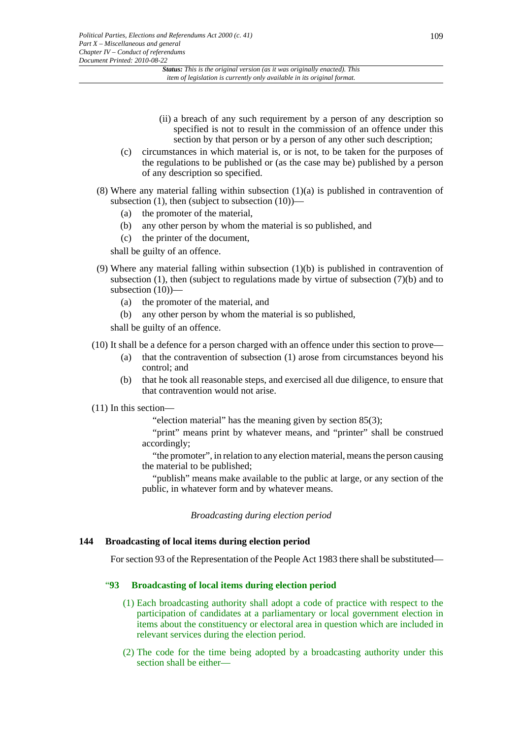(ii) a breach of any such requirement by a person of any description so specified is not to result in the commission of an offence under this section by that person or by a person of any other such description;

(c) circumstances in which material is, or is not, to be taken for the purposes of the regulations to be published or (as the case may be) published by a person of any description so specified.

(8) Where any material falling within subsection (1)(a) is published in contravention of subsection (1), then (subject to subsection (10))—

(a) the promoter of the material,

(b) any other person by whom the material is so published, and

(c) the printer of the document,

shall be guilty of an offence.

(9) Where any material falling within subsection (1)(b) is published in contravention of subsection (1), then (subject to regulations made by virtue of subsection (7)(b) and to subsection (10))—

(a) the promoter of the material, and

(b) any other person by whom the material is so published,

shall be guilty of an offence.

(10) It shall be a defence for a person charged with an offence under this section to prove—

(a) that the contravention of subsection (1) arose from circumstances beyond his control; and

(b) that he took all reasonable steps, and exercised all due diligence, to ensure that that contravention would not arise.

(11) In this section—

"election material" has the meaning given by section 85(3);

"print" means print by whatever means, and "printer" shall be construed accordingly;

"the promoter", in relation to any election material, means the person causing the material to be published;

"publish" means make available to the public at large, or any section of the public, in whatever form and by whatever means.

*Broadcasting during election period*

### 144 Broadcasting of local items during election period

For section 93 of the Representation of the People Act 1983 there shall be substituted—

#### "93 Broadcasting of local items during election period

(1) Each broadcasting authority shall adopt a code of practice with respect to the participation of candidates at a parliamentary or local government election in items about the constituency or electoral area in question which are included in relevant services during the election period.

(2) The code for the time being adopted by a broadcasting authority under this section shall be either—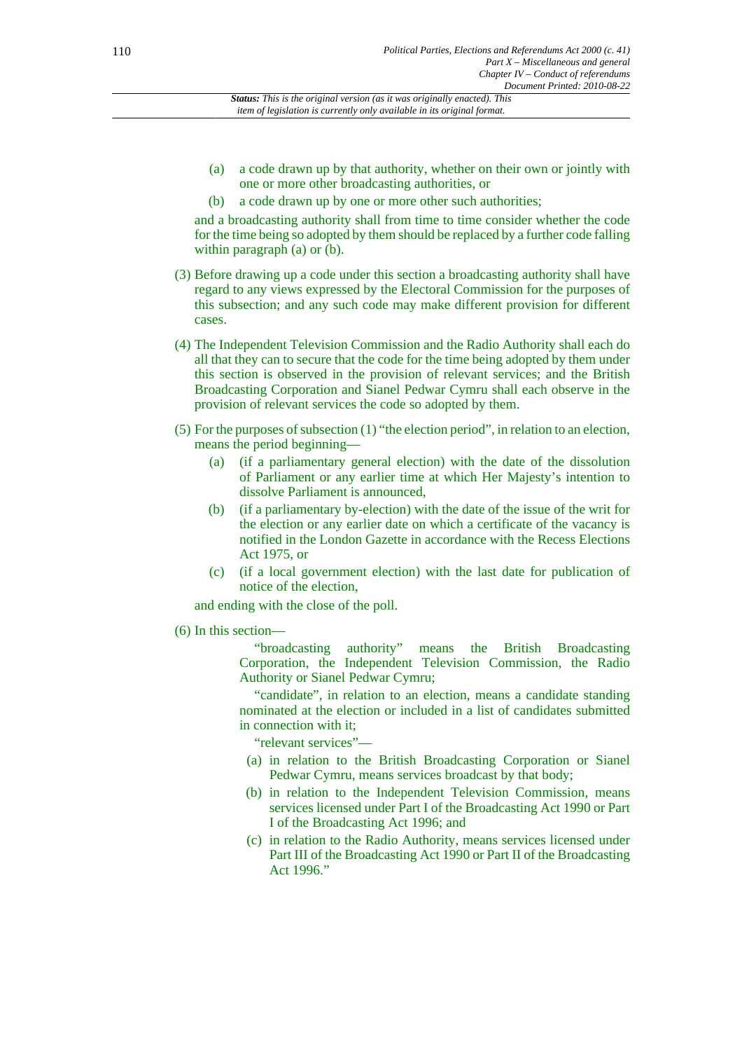(a) a code drawn up by that authority, whether on their own or jointly with one or more other broadcasting authorities, or

(b) a code drawn up by one or more other such authorities;

and a broadcasting authority shall from time to time consider whether the code for the time being so adopted by them should be replaced by a further code falling within paragraph (a) or (b).

(3) Before drawing up a code under this section a broadcasting authority shall have regard to any views expressed by the Electoral Commission for the purposes of this subsection; and any such code may make different provision for different cases.

(4) The Independent Television Commission and the Radio Authority shall each do all that they can to secure that the code for the time being adopted by them under this section is observed in the provision of relevant services; and the British Broadcasting Corporation and Sianel Pedwar Cymru shall each observe in the provision of relevant services the code so adopted by them.

(5) For the purposes of subsection (1) "the election period", in relation to an election, means the period beginning—

(a) (if a parliamentary general election) with the date of the dissolution of Parliament or any earlier time at which Her Majesty's intention to dissolve Parliament is announced,

(b) (if a parliamentary by-election) with the date of the issue of the writ for the election or any earlier date on which a certificate of the vacancy is notified in the London Gazette in accordance with the Recess Elections Act 1975, or

(c) (if a local government election) with the last date for publication of notice of the election,

and ending with the close of the poll.

(6) In this section—

"broadcasting authority" means the British Broadcasting Corporation, the Independent Television Commission, the Radio Authority or Sianel Pedwar Cymru;

"candidate", in relation to an election, means a candidate standing nominated at the election or included in a list of candidates submitted in connection with it;

"relevant services"—

(a) in relation to the British Broadcasting Corporation or Sianel Pedwar Cymru, means services broadcast by that body;

(b) in relation to the Independent Television Commission, means services licensed under Part I of the Broadcasting Act 1990 or Part I of the Broadcasting Act 1996; and

(c) in relation to the Radio Authority, means services licensed under Part III of the Broadcasting Act 1990 or Part II of the Broadcasting Act 1996."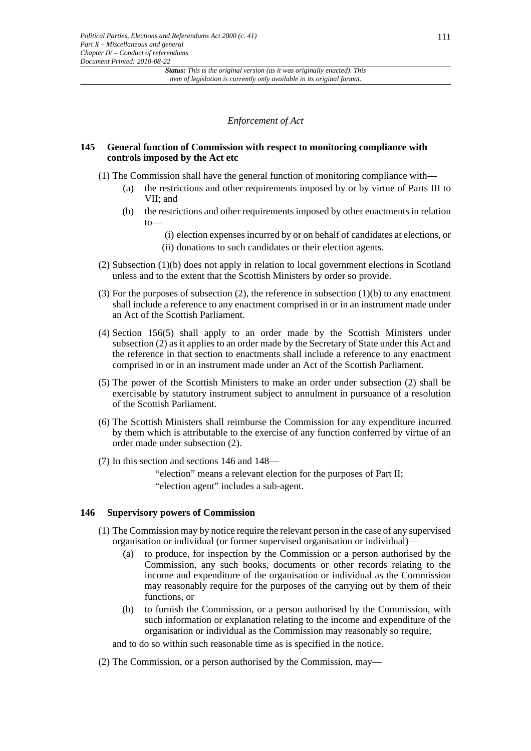*Enforcement of Act*

**145 General function of Commission with respect to monitoring compliance with controls imposed by the Act etc**

(1) The Commission shall have the general function of monitoring compliance with—

- (a) the restrictions and other requirements imposed by or by virtue of Parts III to VII; and
- (b) the restrictions and other requirements imposed by other enactments in relation to—
  - (i) election expenses incurred by or on behalf of candidates at elections, or
  - (ii) donations to such candidates or their election agents.

(2) Subsection (1)(b) does not apply in relation to local government elections in Scotland unless and to the extent that the Scottish Ministers by order so provide.

(3) For the purposes of subsection (2), the reference in subsection (1)(b) to any enactment shall include a reference to any enactment comprised in or in an instrument made under an Act of the Scottish Parliament.

(4) Section 156(5) shall apply to an order made by the Scottish Ministers under subsection (2) as it applies to an order made by the Secretary of State under this Act and the reference in that section to enactments shall include a reference to any enactment comprised in or in an instrument made under an Act of the Scottish Parliament.

(5) The power of the Scottish Ministers to make an order under subsection (2) shall be exercisable by statutory instrument subject to annulment in pursuance of a resolution of the Scottish Parliament.

(6) The Scottish Ministers shall reimburse the Commission for any expenditure incurred by them which is attributable to the exercise of any function conferred by virtue of an order made under subsection (2).

(7) In this section and sections 146 and 148—

"election" means a relevant election for the purposes of Part II;

"election agent" includes a sub-agent.

**146 Supervisory powers of Commission**

(1) The Commission may by notice require the relevant person in the case of any supervised organisation or individual (or former supervised organisation or individual)—

- (a) to produce, for inspection by the Commission or a person authorised by the Commission, any such books, documents or other records relating to the income and expenditure of the organisation or individual as the Commission may reasonably require for the purposes of the carrying out by them of their functions, or
- (b) to furnish the Commission, or a person authorised by the Commission, with such information or explanation relating to the income and expenditure of the organisation or individual as the Commission may reasonably so require,

and to do so within such reasonable time as is specified in the notice.

(2) The Commission, or a person authorised by the Commission, may—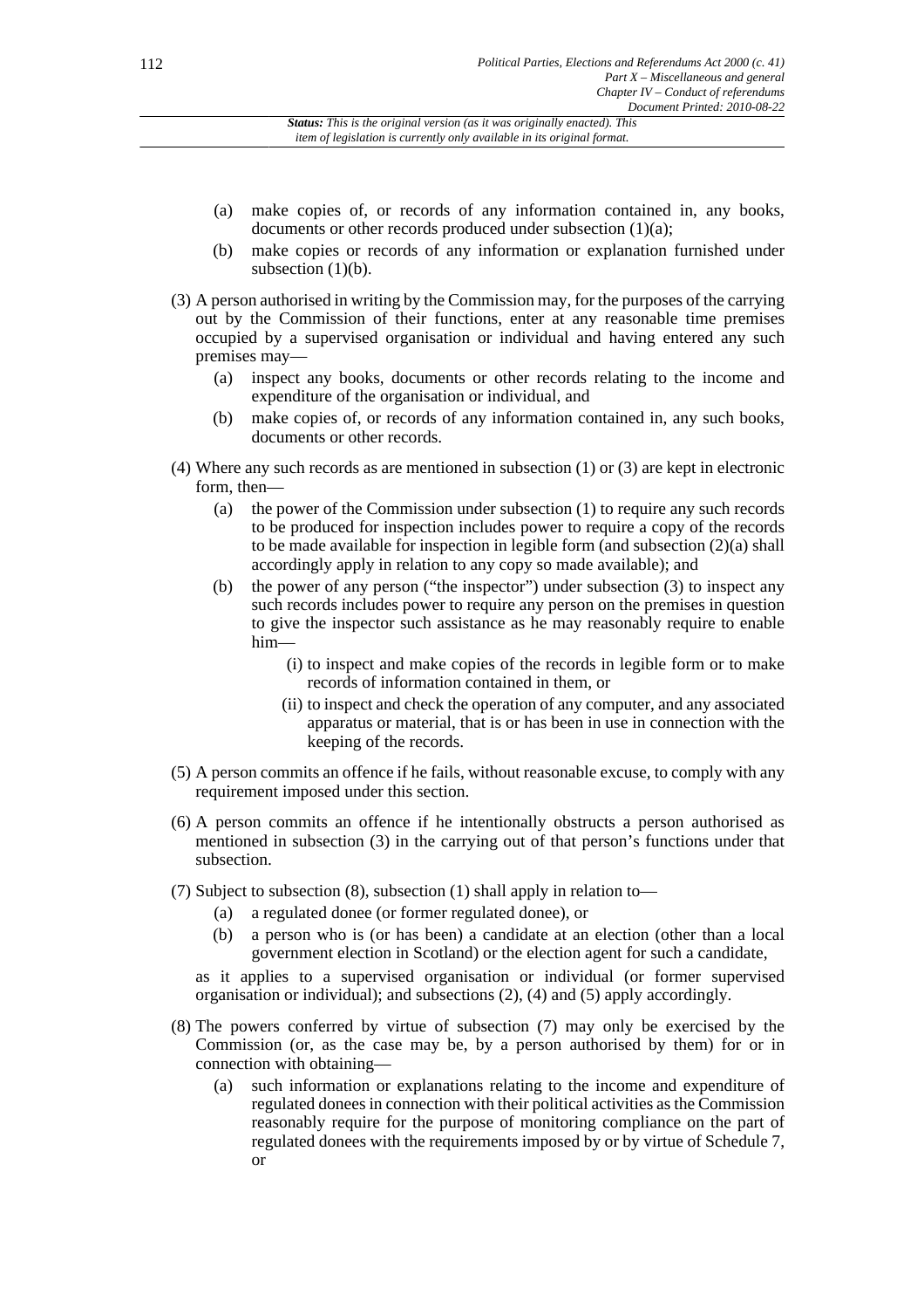(a) make copies of, or records of any information contained in, any books, documents or other records produced under subsection (1)(a);

(b) make copies or records of any information or explanation furnished under subsection (1)(b).

(3) A person authorised in writing by the Commission may, for the purposes of the carrying out by the Commission of their functions, enter at any reasonable time premises occupied by a supervised organisation or individual and having entered any such premises may—

(a) inspect any books, documents or other records relating to the income and expenditure of the organisation or individual, and

(b) make copies of, or records of any information contained in, any such books, documents or other records.

(4) Where any such records as are mentioned in subsection (1) or (3) are kept in electronic form, then—

(a) the power of the Commission under subsection (1) to require any such records to be produced for inspection includes power to require a copy of the records to be made available for inspection in legible form (and subsection (2)(a) shall accordingly apply in relation to any copy so made available); and

(b) the power of any person ("the inspector") under subsection (3) to inspect any such records includes power to require any person on the premises in question to give the inspector such assistance as he may reasonably require to enable him—

(i) to inspect and make copies of the records in legible form or to make records of information contained in them, or

(ii) to inspect and check the operation of any computer, and any associated apparatus or material, that is or has been in use in connection with the keeping of the records.

(5) A person commits an offence if he fails, without reasonable excuse, to comply with any requirement imposed under this section.

(6) A person commits an offence if he intentionally obstructs a person authorised as mentioned in subsection (3) in the carrying out of that person's functions under that subsection.

(7) Subject to subsection (8), subsection (1) shall apply in relation to—

(a) a regulated donee (or former regulated donee), or

(b) a person who is (or has been) a candidate at an election (other than a local government election in Scotland) or the election agent for such a candidate,

as it applies to a supervised organisation or individual (or former supervised organisation or individual); and subsections (2), (4) and (5) apply accordingly.

(8) The powers conferred by virtue of subsection (7) may only be exercised by the Commission (or, as the case may be, by a person authorised by them) for or in connection with obtaining—

(a) such information or explanations relating to the income and expenditure of regulated donees in connection with their political activities as the Commission reasonably require for the purpose of monitoring compliance on the part of regulated donees with the requirements imposed by or by virtue of Schedule 7, or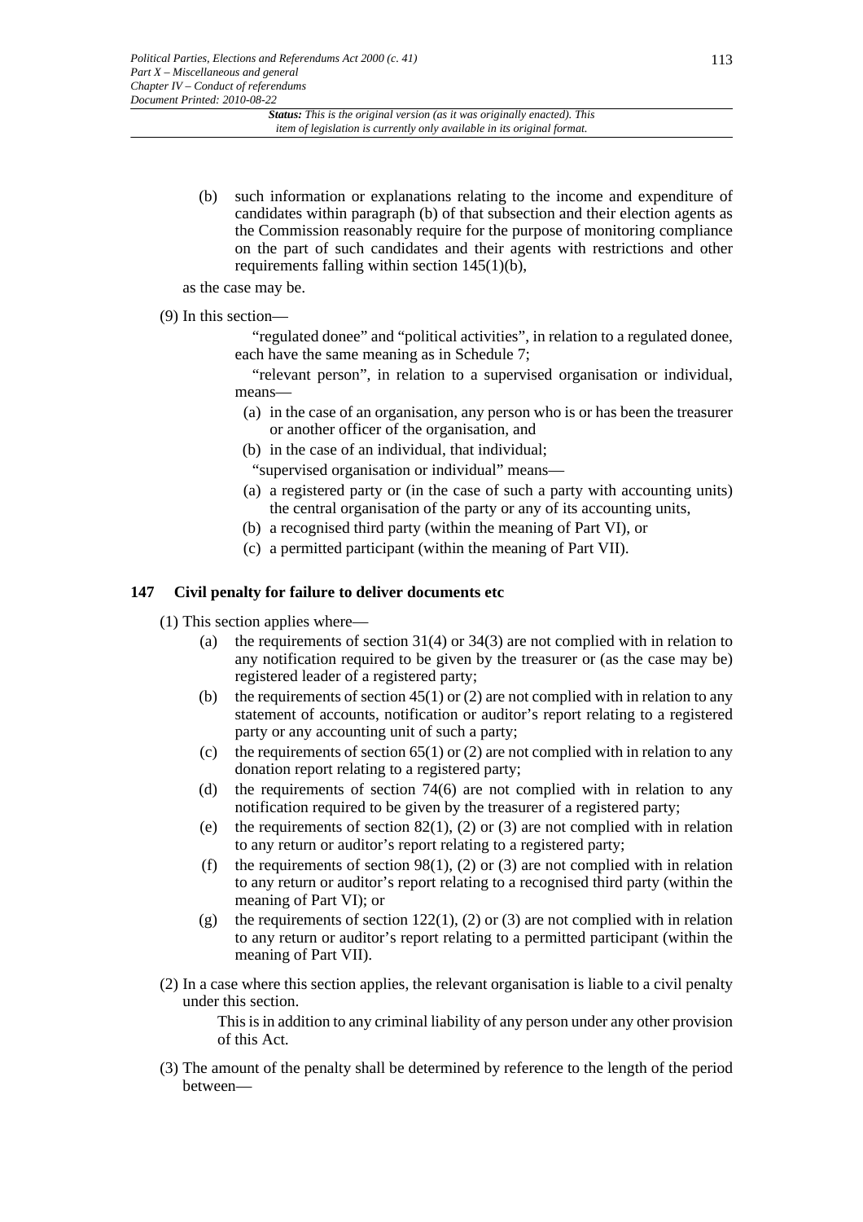(b) such information or explanations relating to the income and expenditure of candidates within paragraph (b) of that subsection and their election agents as the Commission reasonably require for the purpose of monitoring compliance on the part of such candidates and their agents with restrictions and other requirements falling within section 145(1)(b),

as the case may be.

(9) In this section—

"regulated donee" and "political activities", in relation to a regulated donee, each have the same meaning as in Schedule 7;

"relevant person", in relation to a supervised organisation or individual, means—

(a) in the case of an organisation, any person who is or has been the treasurer or another officer of the organisation, and

(b) in the case of an individual, that individual;

"supervised organisation or individual" means—

(a) a registered party or (in the case of such a party with accounting units) the central organisation of the party or any of its accounting units,

(b) a recognised third party (within the meaning of Part VI), or

(c) a permitted participant (within the meaning of Part VII).

## 147 Civil penalty for failure to deliver documents etc

(1) This section applies where—

(a) the requirements of section 31(4) or 34(3) are not complied with in relation to any notification required to be given by the treasurer or (as the case may be) registered leader of a registered party;

(b) the requirements of section 45(1) or (2) are not complied with in relation to any statement of accounts, notification or auditor's report relating to a registered party or any accounting unit of such a party;

(c) the requirements of section 65(1) or (2) are not complied with in relation to any donation report relating to a registered party;

(d) the requirements of section 74(6) are not complied with in relation to any notification required to be given by the treasurer of a registered party;

(e) the requirements of section 82(1), (2) or (3) are not complied with in relation to any return or auditor's report relating to a registered party;

(f) the requirements of section 98(1), (2) or (3) are not complied with in relation to any return or auditor's report relating to a recognised third party (within the meaning of Part VI); or

(g) the requirements of section 122(1), (2) or (3) are not complied with in relation to any return or auditor's report relating to a permitted participant (within the meaning of Part VII).

(2) In a case where this section applies, the relevant organisation is liable to a civil penalty under this section.

This is in addition to any criminal liability of any person under any other provision of this Act.

(3) The amount of the penalty shall be determined by reference to the length of the period between—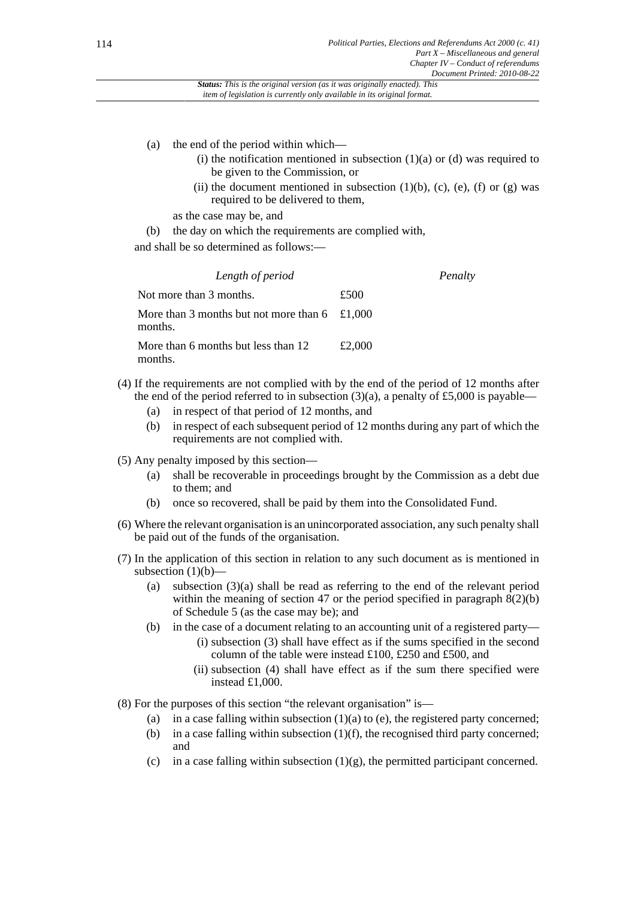(a) the end of the period within which—

  (i) the notification mentioned in subsection (1)(a) or (d) was required to be given to the Commission, or

  (ii) the document mentioned in subsection (1)(b), (c), (e), (f) or (g) was required to be delivered to them,

as the case may be, and

(b) the day on which the requirements are complied with,

and shall be so determined as follows:—

| *Length of period* | *Penalty* |
|---|---|
| Not more than 3 months. | £500 |
| More than 3 months but not more than 6 months. | £1,000 |
| More than 6 months but less than 12 months. | £2,000 |

(4) If the requirements are not complied with by the end of the period of 12 months after the end of the period referred to in subsection (3)(a), a penalty of £5,000 is payable—

  (a) in respect of that period of 12 months, and

  (b) in respect of each subsequent period of 12 months during any part of which the requirements are not complied with.

(5) Any penalty imposed by this section—

  (a) shall be recoverable in proceedings brought by the Commission as a debt due to them; and

  (b) once so recovered, shall be paid by them into the Consolidated Fund.

(6) Where the relevant organisation is an unincorporated association, any such penalty shall be paid out of the funds of the organisation.

(7) In the application of this section in relation to any such document as is mentioned in subsection (1)(b)—

  (a) subsection (3)(a) shall be read as referring to the end of the relevant period within the meaning of section 47 or the period specified in paragraph 8(2)(b) of Schedule 5 (as the case may be); and

  (b) in the case of a document relating to an accounting unit of a registered party—

    (i) subsection (3) shall have effect as if the sums specified in the second column of the table were instead £100, £250 and £500, and

    (ii) subsection (4) shall have effect as if the sum there specified were instead £1,000.

(8) For the purposes of this section "the relevant organisation" is—

  (a) in a case falling within subsection (1)(a) to (e), the registered party concerned;

  (b) in a case falling within subsection (1)(f), the recognised third party concerned; and

  (c) in a case falling within subsection (1)(g), the permitted participant concerned.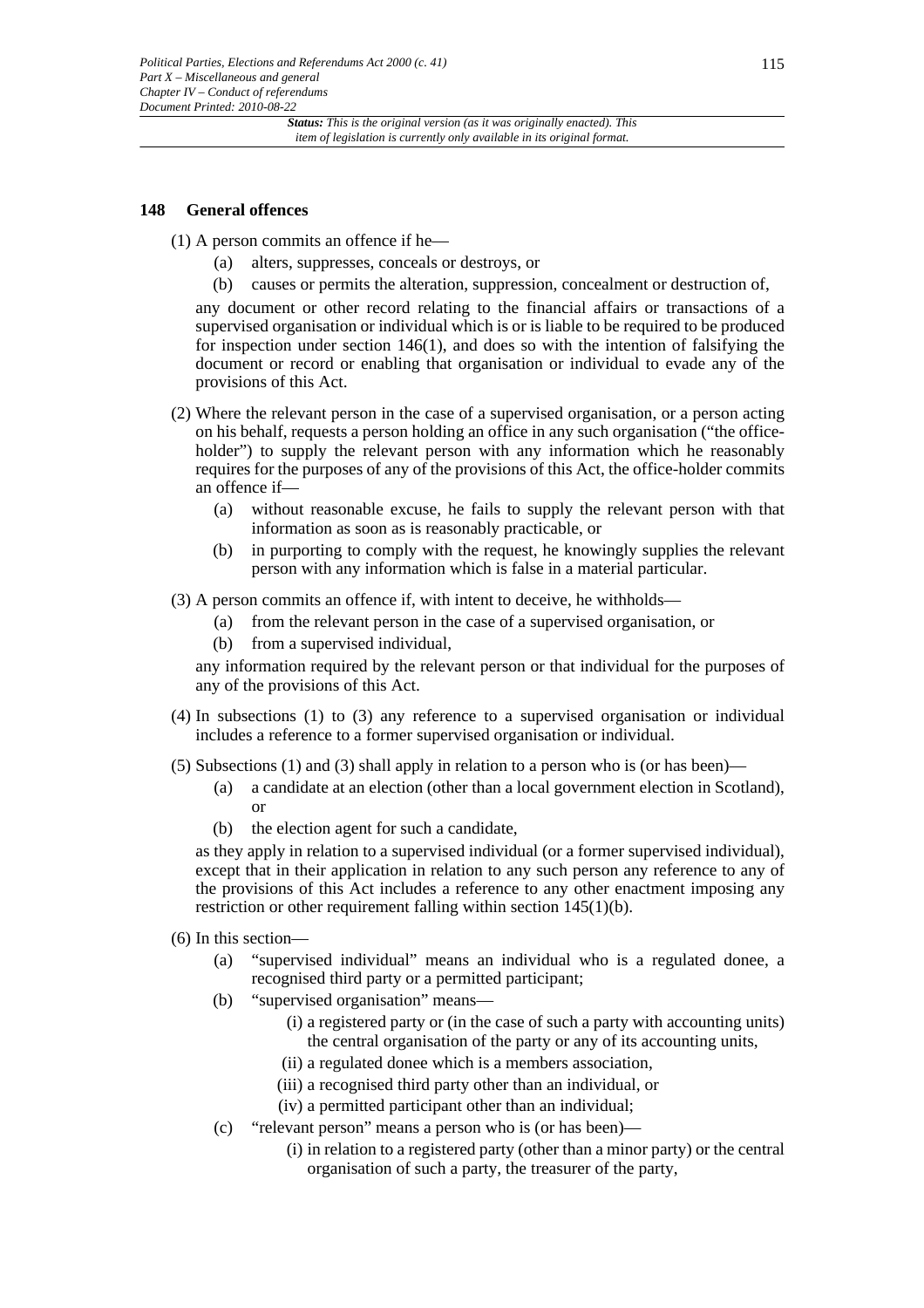### 148 General offences

(1) A person commits an offence if he—

  (a) alters, suppresses, conceals or destroys, or

  (b) causes or permits the alteration, suppression, concealment or destruction of,

any document or other record relating to the financial affairs or transactions of a supervised organisation or individual which is or is liable to be required to be produced for inspection under section 146(1), and does so with the intention of falsifying the document or record or enabling that organisation or individual to evade any of the provisions of this Act.

(2) Where the relevant person in the case of a supervised organisation, or a person acting on his behalf, requests a person holding an office in any such organisation ("the office-holder") to supply the relevant person with any information which he reasonably requires for the purposes of any of the provisions of this Act, the office-holder commits an offence if—

  (a) without reasonable excuse, he fails to supply the relevant person with that information as soon as is reasonably practicable, or

  (b) in purporting to comply with the request, he knowingly supplies the relevant person with any information which is false in a material particular.

(3) A person commits an offence if, with intent to deceive, he withholds—

  (a) from the relevant person in the case of a supervised organisation, or

  (b) from a supervised individual,

any information required by the relevant person or that individual for the purposes of any of the provisions of this Act.

(4) In subsections (1) to (3) any reference to a supervised organisation or individual includes a reference to a former supervised organisation or individual.

(5) Subsections (1) and (3) shall apply in relation to a person who is (or has been)—

  (a) a candidate at an election (other than a local government election in Scotland), or

  (b) the election agent for such a candidate,

as they apply in relation to a supervised individual (or a former supervised individual), except that in their application in relation to any such person any reference to any of the provisions of this Act includes a reference to any other enactment imposing any restriction or other requirement falling within section 145(1)(b).

(6) In this section—

  (a) "supervised individual" means an individual who is a regulated donee, a recognised third party or a permitted participant;

  (b) "supervised organisation" means—

    (i) a registered party or (in the case of such a party with accounting units) the central organisation of the party or any of its accounting units,

    (ii) a regulated donee which is a members association,

    (iii) a recognised third party other than an individual, or

    (iv) a permitted participant other than an individual;

  (c) "relevant person" means a person who is (or has been)—

    (i) in relation to a registered party (other than a minor party) or the central organisation of such a party, the treasurer of the party,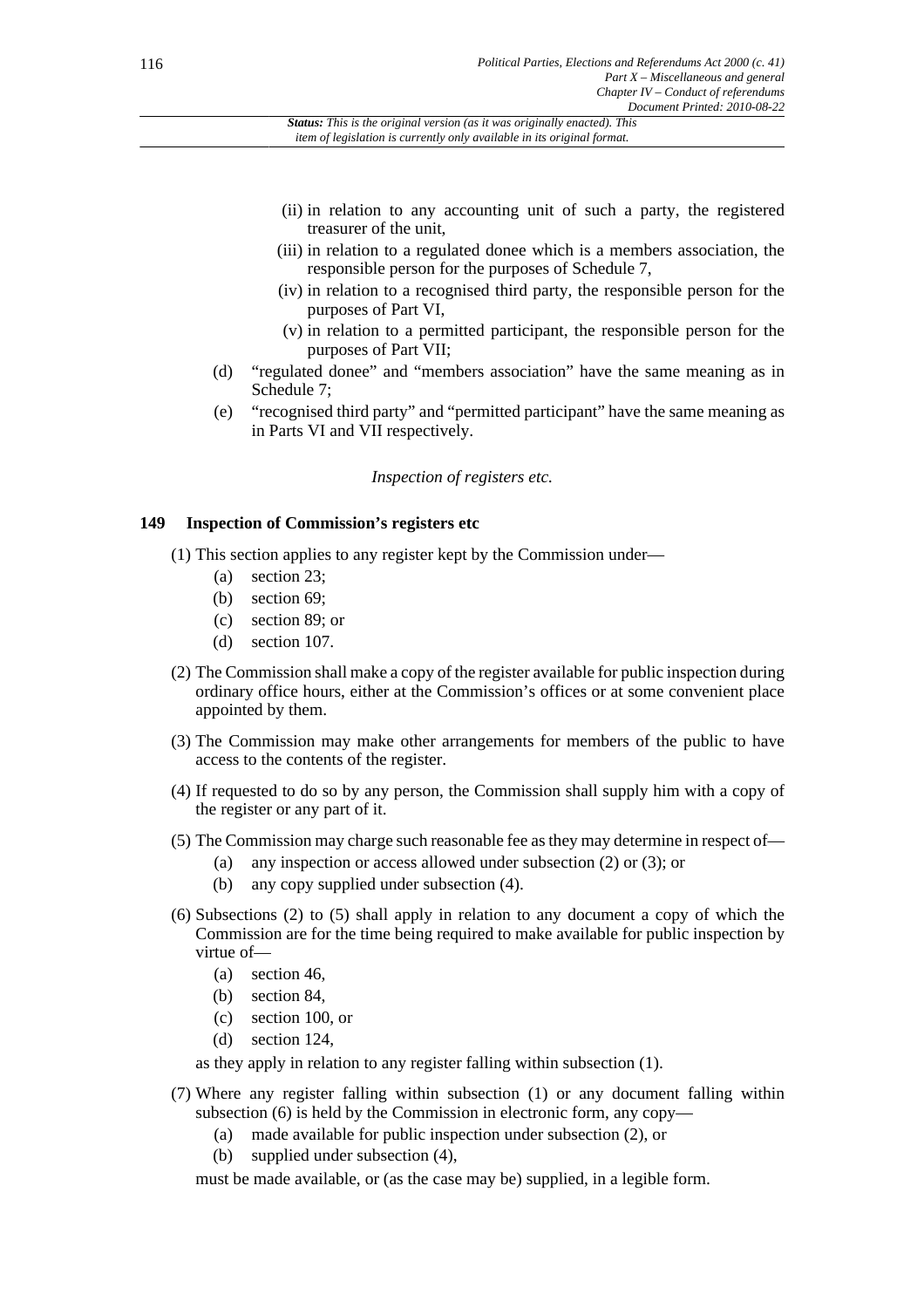(ii) in relation to any accounting unit of such a party, the registered treasurer of the unit,

(iii) in relation to a regulated donee which is a members association, the responsible person for the purposes of Schedule 7,

(iv) in relation to a recognised third party, the responsible person for the purposes of Part VI,

(v) in relation to a permitted participant, the responsible person for the purposes of Part VII;

(d) "regulated donee" and "members association" have the same meaning as in Schedule 7;

(e) "recognised third party" and "permitted participant" have the same meaning as in Parts VI and VII respectively.

*Inspection of registers etc.*

### 149 Inspection of Commission's registers etc

(1) This section applies to any register kept by the Commission under—

(a) section 23;

(b) section 69;

(c) section 89; or

(d) section 107.

(2) The Commission shall make a copy of the register available for public inspection during ordinary office hours, either at the Commission's offices or at some convenient place appointed by them.

(3) The Commission may make other arrangements for members of the public to have access to the contents of the register.

(4) If requested to do so by any person, the Commission shall supply him with a copy of the register or any part of it.

(5) The Commission may charge such reasonable fee as they may determine in respect of—

(a) any inspection or access allowed under subsection (2) or (3); or

(b) any copy supplied under subsection (4).

(6) Subsections (2) to (5) shall apply in relation to any document a copy of which the Commission are for the time being required to make available for public inspection by virtue of—

(a) section 46,

(b) section 84,

(c) section 100, or

(d) section 124,

as they apply in relation to any register falling within subsection (1).

(7) Where any register falling within subsection (1) or any document falling within subsection (6) is held by the Commission in electronic form, any copy—

(a) made available for public inspection under subsection (2), or

(b) supplied under subsection (4),

must be made available, or (as the case may be) supplied, in a legible form.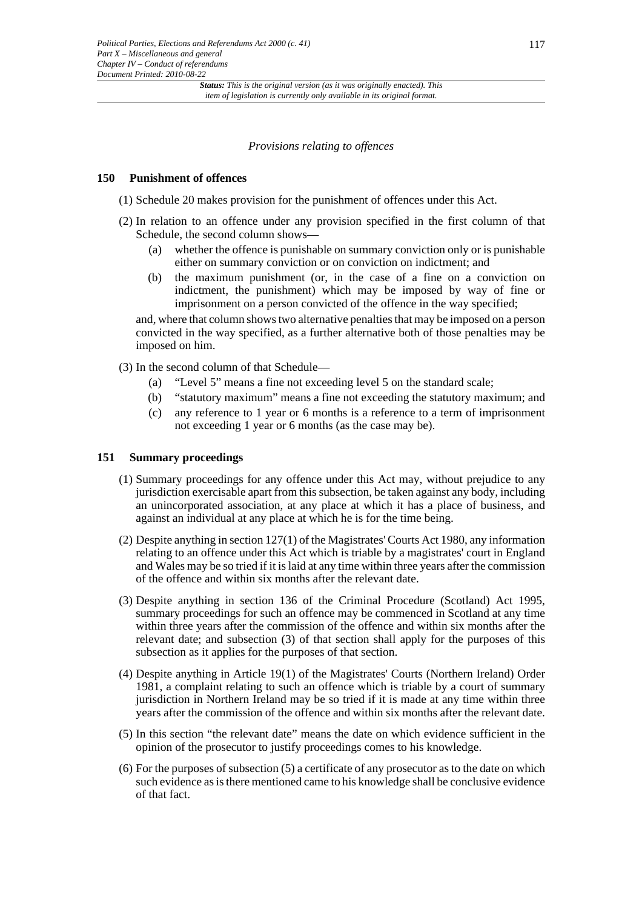*Provisions relating to offences*

## 150 Punishment of offences

(1) Schedule 20 makes provision for the punishment of offences under this Act.

(2) In relation to an offence under any provision specified in the first column of that Schedule, the second column shows—

- (a) whether the offence is punishable on summary conviction only or is punishable either on summary conviction or on conviction on indictment; and
- (b) the maximum punishment (or, in the case of a fine on a conviction on indictment, the punishment) which may be imposed by way of fine or imprisonment on a person convicted of the offence in the way specified;

and, where that column shows two alternative penalties that may be imposed on a person convicted in the way specified, as a further alternative both of those penalties may be imposed on him.

(3) In the second column of that Schedule—

- (a) "Level 5" means a fine not exceeding level 5 on the standard scale;
- (b) "statutory maximum" means a fine not exceeding the statutory maximum; and
- (c) any reference to 1 year or 6 months is a reference to a term of imprisonment not exceeding 1 year or 6 months (as the case may be).

## 151 Summary proceedings

(1) Summary proceedings for any offence under this Act may, without prejudice to any jurisdiction exercisable apart from this subsection, be taken against any body, including an unincorporated association, at any place at which it has a place of business, and against an individual at any place at which he is for the time being.

(2) Despite anything in section 127(1) of the Magistrates' Courts Act 1980, any information relating to an offence under this Act which is triable by a magistrates' court in England and Wales may be so tried if it is laid at any time within three years after the commission of the offence and within six months after the relevant date.

(3) Despite anything in section 136 of the Criminal Procedure (Scotland) Act 1995, summary proceedings for such an offence may be commenced in Scotland at any time within three years after the commission of the offence and within six months after the relevant date; and subsection (3) of that section shall apply for the purposes of this subsection as it applies for the purposes of that section.

(4) Despite anything in Article 19(1) of the Magistrates' Courts (Northern Ireland) Order 1981, a complaint relating to such an offence which is triable by a court of summary jurisdiction in Northern Ireland may be so tried if it is made at any time within three years after the commission of the offence and within six months after the relevant date.

(5) In this section "the relevant date" means the date on which evidence sufficient in the opinion of the prosecutor to justify proceedings comes to his knowledge.

(6) For the purposes of subsection (5) a certificate of any prosecutor as to the date on which such evidence as is there mentioned came to his knowledge shall be conclusive evidence of that fact.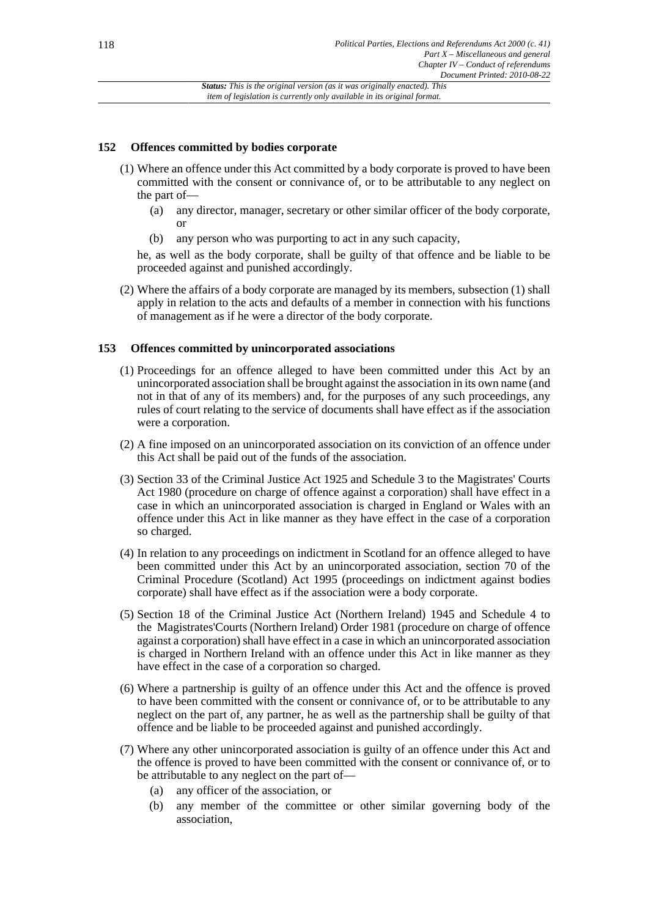### 152 Offences committed by bodies corporate

(1) Where an offence under this Act committed by a body corporate is proved to have been committed with the consent or connivance of, or to be attributable to any neglect on the part of—

- (a) any director, manager, secretary or other similar officer of the body corporate, or
- (b) any person who was purporting to act in any such capacity,

he, as well as the body corporate, shall be guilty of that offence and be liable to be proceeded against and punished accordingly.

(2) Where the affairs of a body corporate are managed by its members, subsection (1) shall apply in relation to the acts and defaults of a member in connection with his functions of management as if he were a director of the body corporate.

### 153 Offences committed by unincorporated associations

(1) Proceedings for an offence alleged to have been committed under this Act by an unincorporated association shall be brought against the association in its own name (and not in that of any of its members) and, for the purposes of any such proceedings, any rules of court relating to the service of documents shall have effect as if the association were a corporation.

(2) A fine imposed on an unincorporated association on its conviction of an offence under this Act shall be paid out of the funds of the association.

(3) Section 33 of the Criminal Justice Act 1925 and Schedule 3 to the Magistrates' Courts Act 1980 (procedure on charge of offence against a corporation) shall have effect in a case in which an unincorporated association is charged in England or Wales with an offence under this Act in like manner as they have effect in the case of a corporation so charged.

(4) In relation to any proceedings on indictment in Scotland for an offence alleged to have been committed under this Act by an unincorporated association, section 70 of the Criminal Procedure (Scotland) Act 1995 (proceedings on indictment against bodies corporate) shall have effect as if the association were a body corporate.

(5) Section 18 of the Criminal Justice Act (Northern Ireland) 1945 and Schedule 4 to the Magistrates'Courts (Northern Ireland) Order 1981 (procedure on charge of offence against a corporation) shall have effect in a case in which an unincorporated association is charged in Northern Ireland with an offence under this Act in like manner as they have effect in the case of a corporation so charged.

(6) Where a partnership is guilty of an offence under this Act and the offence is proved to have been committed with the consent or connivance of, or to be attributable to any neglect on the part of, any partner, he as well as the partnership shall be guilty of that offence and be liable to be proceeded against and punished accordingly.

(7) Where any other unincorporated association is guilty of an offence under this Act and the offence is proved to have been committed with the consent or connivance of, or to be attributable to any neglect on the part of—

- (a) any officer of the association, or
- (b) any member of the committee or other similar governing body of the association,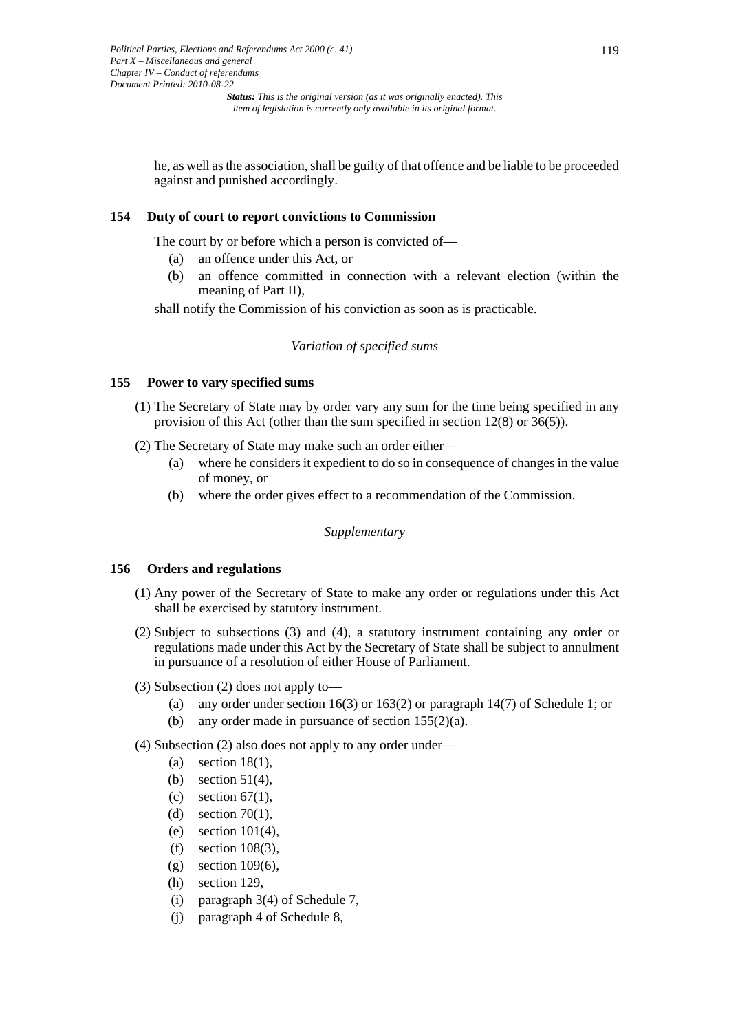he, as well as the association, shall be guilty of that offence and be liable to be proceeded against and punished accordingly.

### 154 Duty of court to report convictions to Commission

The court by or before which a person is convicted of—

- (a) an offence under this Act, or
- (b) an offence committed in connection with a relevant election (within the meaning of Part II),

shall notify the Commission of his conviction as soon as is practicable.

*Variation of specified sums*

### 155 Power to vary specified sums

(1) The Secretary of State may by order vary any sum for the time being specified in any provision of this Act (other than the sum specified in section 12(8) or 36(5)).

(2) The Secretary of State may make such an order either—

- (a) where he considers it expedient to do so in consequence of changes in the value of money, or
- (b) where the order gives effect to a recommendation of the Commission.

*Supplementary*

### 156 Orders and regulations

(1) Any power of the Secretary of State to make any order or regulations under this Act shall be exercised by statutory instrument.

(2) Subject to subsections (3) and (4), a statutory instrument containing any order or regulations made under this Act by the Secretary of State shall be subject to annulment in pursuance of a resolution of either House of Parliament.

(3) Subsection (2) does not apply to—

- (a) any order under section 16(3) or 163(2) or paragraph 14(7) of Schedule 1; or
- (b) any order made in pursuance of section 155(2)(a).

(4) Subsection (2) also does not apply to any order under—

- (a) section 18(1),
- (b) section 51(4),
- (c) section 67(1),
- (d) section 70(1),
- (e) section 101(4),
- (f) section 108(3),
- (g) section 109(6),
- (h) section 129,
- (i) paragraph 3(4) of Schedule 7,
- (j) paragraph 4 of Schedule 8,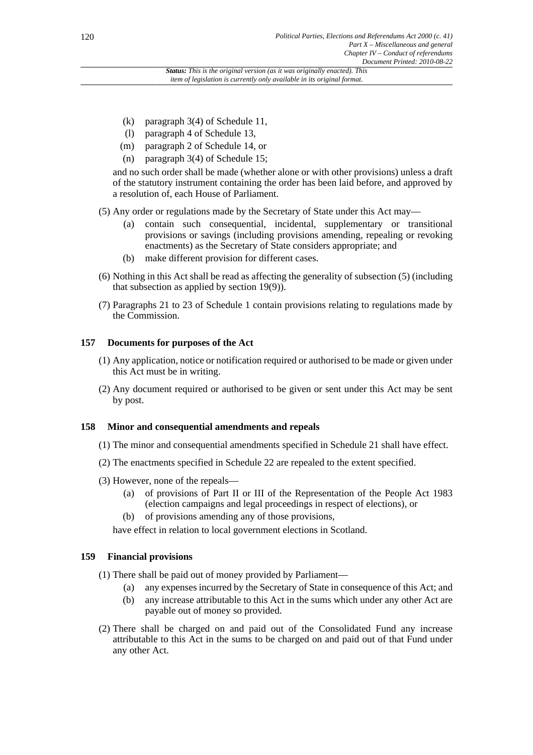(k) paragraph 3(4) of Schedule 11,
(l) paragraph 4 of Schedule 13,
(m) paragraph 2 of Schedule 14, or
(n) paragraph 3(4) of Schedule 15;

and no such order shall be made (whether alone or with other provisions) unless a draft of the statutory instrument containing the order has been laid before, and approved by a resolution of, each House of Parliament.

(5) Any order or regulations made by the Secretary of State under this Act may—

(a) contain such consequential, incidental, supplementary or transitional provisions or savings (including provisions amending, repealing or revoking enactments) as the Secretary of State considers appropriate; and
(b) make different provision for different cases.

(6) Nothing in this Act shall be read as affecting the generality of subsection (5) (including that subsection as applied by section 19(9)).

(7) Paragraphs 21 to 23 of Schedule 1 contain provisions relating to regulations made by the Commission.

### 157 Documents for purposes of the Act

(1) Any application, notice or notification required or authorised to be made or given under this Act must be in writing.

(2) Any document required or authorised to be given or sent under this Act may be sent by post.

### 158 Minor and consequential amendments and repeals

(1) The minor and consequential amendments specified in Schedule 21 shall have effect.

(2) The enactments specified in Schedule 22 are repealed to the extent specified.

(3) However, none of the repeals—

(a) of provisions of Part II or III of the Representation of the People Act 1983 (election campaigns and legal proceedings in respect of elections), or
(b) of provisions amending any of those provisions,

have effect in relation to local government elections in Scotland.

### 159 Financial provisions

(1) There shall be paid out of money provided by Parliament—

(a) any expenses incurred by the Secretary of State in consequence of this Act; and
(b) any increase attributable to this Act in the sums which under any other Act are payable out of money so provided.

(2) There shall be charged on and paid out of the Consolidated Fund any increase attributable to this Act in the sums to be charged on and paid out of that Fund under any other Act.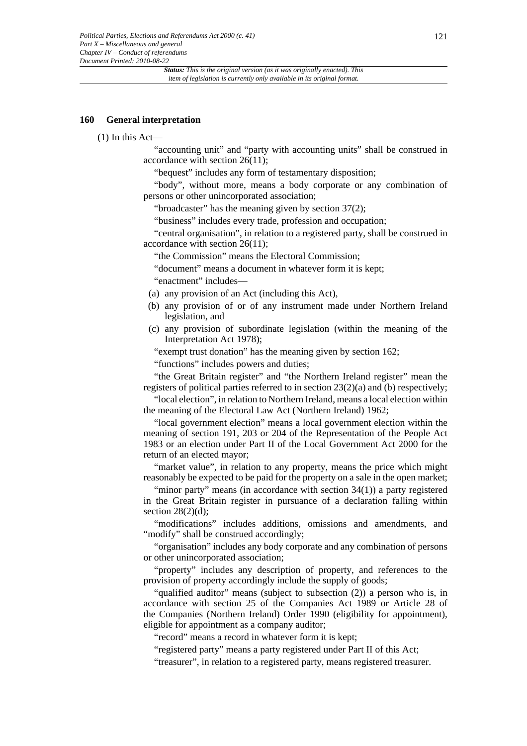### 160 General interpretation

(1) In this Act—

"accounting unit" and "party with accounting units" shall be construed in accordance with section 26(11);

"bequest" includes any form of testamentary disposition;

"body", without more, means a body corporate or any combination of persons or other unincorporated association;

"broadcaster" has the meaning given by section 37(2);

"business" includes every trade, profession and occupation;

"central organisation", in relation to a registered party, shall be construed in accordance with section 26(11);

"the Commission" means the Electoral Commission;

"document" means a document in whatever form it is kept;

"enactment" includes—

- (a) any provision of an Act (including this Act),
- (b) any provision of or of any instrument made under Northern Ireland legislation, and
- (c) any provision of subordinate legislation (within the meaning of the Interpretation Act 1978);

"exempt trust donation" has the meaning given by section 162;

"functions" includes powers and duties;

"the Great Britain register" and "the Northern Ireland register" mean the registers of political parties referred to in section 23(2)(a) and (b) respectively;

"local election", in relation to Northern Ireland, means a local election within the meaning of the Electoral Law Act (Northern Ireland) 1962;

"local government election" means a local government election within the meaning of section 191, 203 or 204 of the Representation of the People Act 1983 or an election under Part II of the Local Government Act 2000 for the return of an elected mayor;

"market value", in relation to any property, means the price which might reasonably be expected to be paid for the property on a sale in the open market;

"minor party" means (in accordance with section 34(1)) a party registered in the Great Britain register in pursuance of a declaration falling within section 28(2)(d);

"modifications" includes additions, omissions and amendments, and "modify" shall be construed accordingly;

"organisation" includes any body corporate and any combination of persons or other unincorporated association;

"property" includes any description of property, and references to the provision of property accordingly include the supply of goods;

"qualified auditor" means (subject to subsection (2)) a person who is, in accordance with section 25 of the Companies Act 1989 or Article 28 of the Companies (Northern Ireland) Order 1990 (eligibility for appointment), eligible for appointment as a company auditor;

"record" means a record in whatever form it is kept;

"registered party" means a party registered under Part II of this Act;

"treasurer", in relation to a registered party, means registered treasurer.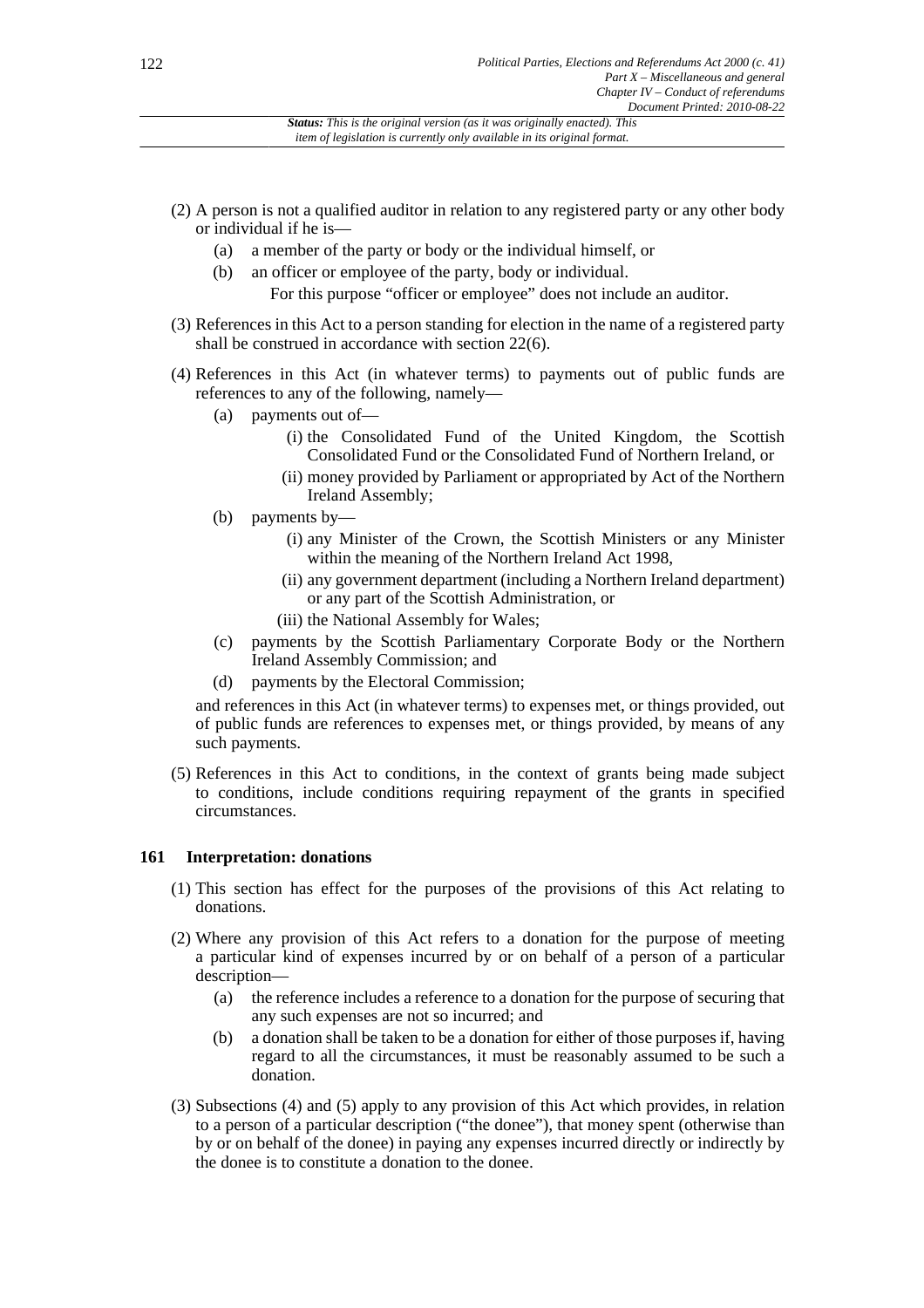(2) A person is not a qualified auditor in relation to any registered party or any other body or individual if he is—

  (a) a member of the party or body or the individual himself, or

  (b) an officer or employee of the party, body or individual.

  For this purpose "officer or employee" does not include an auditor.

(3) References in this Act to a person standing for election in the name of a registered party shall be construed in accordance with section 22(6).

(4) References in this Act (in whatever terms) to payments out of public funds are references to any of the following, namely—

  (a) payments out of—

    (i) the Consolidated Fund of the United Kingdom, the Scottish Consolidated Fund or the Consolidated Fund of Northern Ireland, or

    (ii) money provided by Parliament or appropriated by Act of the Northern Ireland Assembly;

  (b) payments by—

    (i) any Minister of the Crown, the Scottish Ministers or any Minister within the meaning of the Northern Ireland Act 1998,

    (ii) any government department (including a Northern Ireland department) or any part of the Scottish Administration, or

    (iii) the National Assembly for Wales;

  (c) payments by the Scottish Parliamentary Corporate Body or the Northern Ireland Assembly Commission; and

  (d) payments by the Electoral Commission;

  and references in this Act (in whatever terms) to expenses met, or things provided, out of public funds are references to expenses met, or things provided, by means of any such payments.

(5) References in this Act to conditions, in the context of grants being made subject to conditions, include conditions requiring repayment of the grants in specified circumstances.

## 161 Interpretation: donations

(1) This section has effect for the purposes of the provisions of this Act relating to donations.

(2) Where any provision of this Act refers to a donation for the purpose of meeting a particular kind of expenses incurred by or on behalf of a person of a particular description—

  (a) the reference includes a reference to a donation for the purpose of securing that any such expenses are not so incurred; and

  (b) a donation shall be taken to be a donation for either of those purposes if, having regard to all the circumstances, it must be reasonably assumed to be such a donation.

(3) Subsections (4) and (5) apply to any provision of this Act which provides, in relation to a person of a particular description ("the donee"), that money spent (otherwise than by or on behalf of the donee) in paying any expenses incurred directly or indirectly by the donee is to constitute a donation to the donee.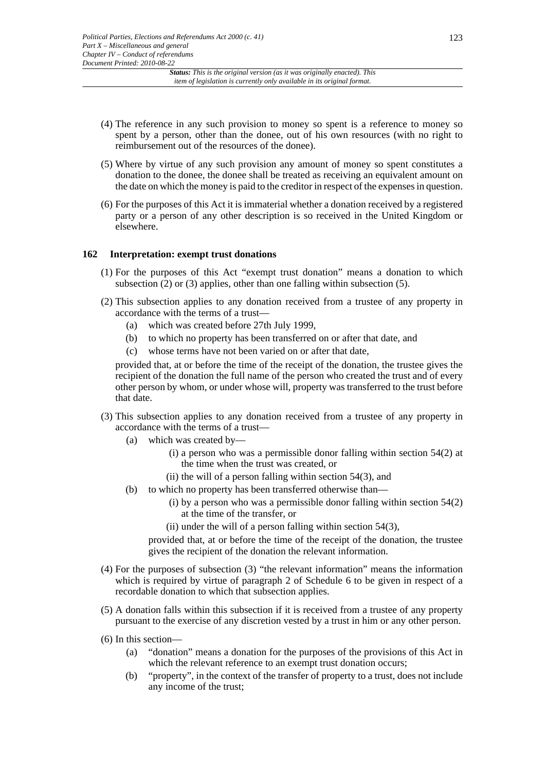(4) The reference in any such provision to money so spent is a reference to money so spent by a person, other than the donee, out of his own resources (with no right to reimbursement out of the resources of the donee).

(5) Where by virtue of any such provision any amount of money so spent constitutes a donation to the donee, the donee shall be treated as receiving an equivalent amount on the date on which the money is paid to the creditor in respect of the expenses in question.

(6) For the purposes of this Act it is immaterial whether a donation received by a registered party or a person of any other description is so received in the United Kingdom or elsewhere.

### 162 Interpretation: exempt trust donations

(1) For the purposes of this Act "exempt trust donation" means a donation to which subsection (2) or (3) applies, other than one falling within subsection (5).

(2) This subsection applies to any donation received from a trustee of any property in accordance with the terms of a trust—

- (a) which was created before 27th July 1999,
- (b) to which no property has been transferred on or after that date, and
- (c) whose terms have not been varied on or after that date,

provided that, at or before the time of the receipt of the donation, the trustee gives the recipient of the donation the full name of the person who created the trust and of every other person by whom, or under whose will, property was transferred to the trust before that date.

(3) This subsection applies to any donation received from a trustee of any property in accordance with the terms of a trust—

- (a) which was created by—
  - (i) a person who was a permissible donor falling within section 54(2) at the time when the trust was created, or
  - (ii) the will of a person falling within section 54(3), and
- (b) to which no property has been transferred otherwise than—
  - (i) by a person who was a permissible donor falling within section 54(2) at the time of the transfer, or
  - (ii) under the will of a person falling within section 54(3),

  provided that, at or before the time of the receipt of the donation, the trustee gives the recipient of the donation the relevant information.

(4) For the purposes of subsection (3) "the relevant information" means the information which is required by virtue of paragraph 2 of Schedule 6 to be given in respect of a recordable donation to which that subsection applies.

(5) A donation falls within this subsection if it is received from a trustee of any property pursuant to the exercise of any discretion vested by a trust in him or any other person.

(6) In this section—

- (a) "donation" means a donation for the purposes of the provisions of this Act in which the relevant reference to an exempt trust donation occurs;
- (b) "property", in the context of the transfer of property to a trust, does not include any income of the trust;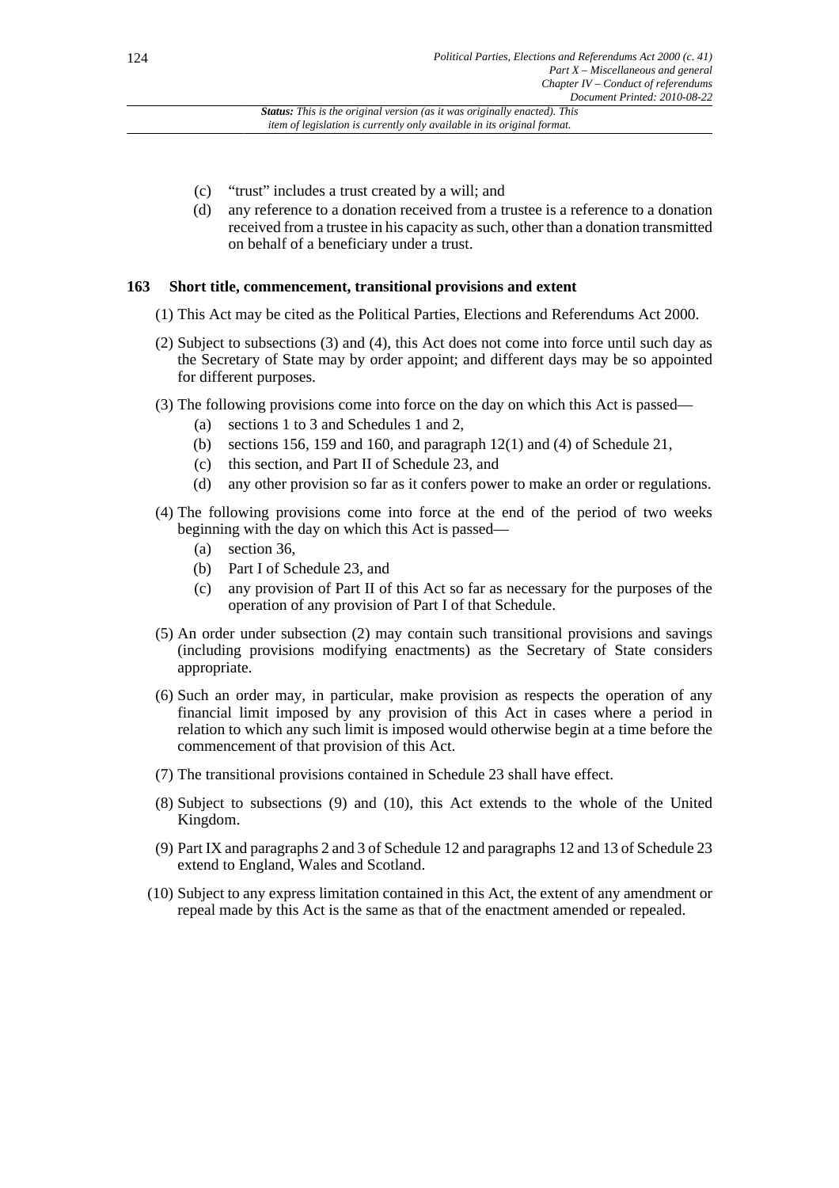(c) "trust" includes a trust created by a will; and

(d) any reference to a donation received from a trustee is a reference to a donation received from a trustee in his capacity as such, other than a donation transmitted on behalf of a beneficiary under a trust.

## 163 Short title, commencement, transitional provisions and extent

(1) This Act may be cited as the Political Parties, Elections and Referendums Act 2000.

(2) Subject to subsections (3) and (4), this Act does not come into force until such day as the Secretary of State may by order appoint; and different days may be so appointed for different purposes.

(3) The following provisions come into force on the day on which this Act is passed—

- (a) sections 1 to 3 and Schedules 1 and 2,
- (b) sections 156, 159 and 160, and paragraph 12(1) and (4) of Schedule 21,
- (c) this section, and Part II of Schedule 23, and
- (d) any other provision so far as it confers power to make an order or regulations.

(4) The following provisions come into force at the end of the period of two weeks beginning with the day on which this Act is passed—

- (a) section 36,
- (b) Part I of Schedule 23, and
- (c) any provision of Part II of this Act so far as necessary for the purposes of the operation of any provision of Part I of that Schedule.

(5) An order under subsection (2) may contain such transitional provisions and savings (including provisions modifying enactments) as the Secretary of State considers appropriate.

(6) Such an order may, in particular, make provision as respects the operation of any financial limit imposed by any provision of this Act in cases where a period in relation to which any such limit is imposed would otherwise begin at a time before the commencement of that provision of this Act.

(7) The transitional provisions contained in Schedule 23 shall have effect.

(8) Subject to subsections (9) and (10), this Act extends to the whole of the United Kingdom.

(9) Part IX and paragraphs 2 and 3 of Schedule 12 and paragraphs 12 and 13 of Schedule 23 extend to England, Wales and Scotland.

(10) Subject to any express limitation contained in this Act, the extent of any amendment or repeal made by this Act is the same as that of the enactment amended or repealed.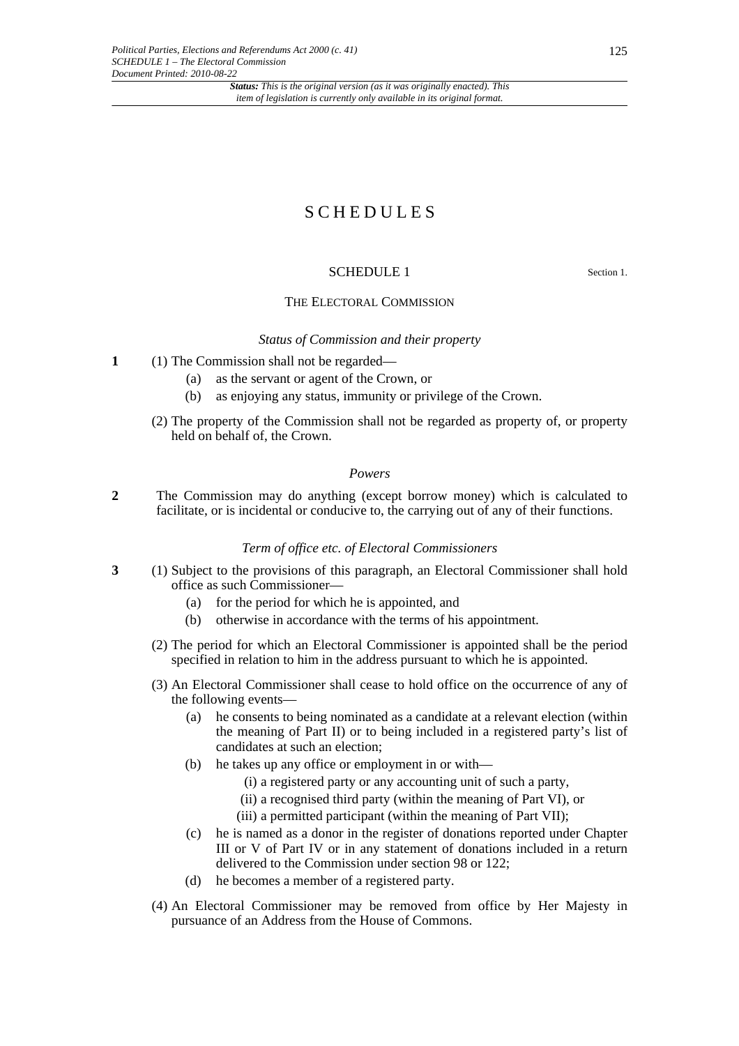# SCHEDULES

## SCHEDULE 1

Section 1.

### THE ELECTORAL COMMISSION

*Status of Commission and their property*

**1** (1) The Commission shall not be regarded—

(a) as the servant or agent of the Crown, or

(b) as enjoying any status, immunity or privilege of the Crown.

(2) The property of the Commission shall not be regarded as property of, or property held on behalf of, the Crown.

*Powers*

**2** The Commission may do anything (except borrow money) which is calculated to facilitate, or is incidental or conducive to, the carrying out of any of their functions.

*Term of office etc. of Electoral Commissioners*

**3** (1) Subject to the provisions of this paragraph, an Electoral Commissioner shall hold office as such Commissioner—

(a) for the period for which he is appointed, and

(b) otherwise in accordance with the terms of his appointment.

(2) The period for which an Electoral Commissioner is appointed shall be the period specified in relation to him in the address pursuant to which he is appointed.

(3) An Electoral Commissioner shall cease to hold office on the occurrence of any of the following events—

(a) he consents to being nominated as a candidate at a relevant election (within the meaning of Part II) or to being included in a registered party's list of candidates at such an election;

(b) he takes up any office or employment in or with—

(i) a registered party or any accounting unit of such a party,

(ii) a recognised third party (within the meaning of Part VI), or

(iii) a permitted participant (within the meaning of Part VII);

(c) he is named as a donor in the register of donations reported under Chapter III or V of Part IV or in any statement of donations included in a return delivered to the Commission under section 98 or 122;

(d) he becomes a member of a registered party.

(4) An Electoral Commissioner may be removed from office by Her Majesty in pursuance of an Address from the House of Commons.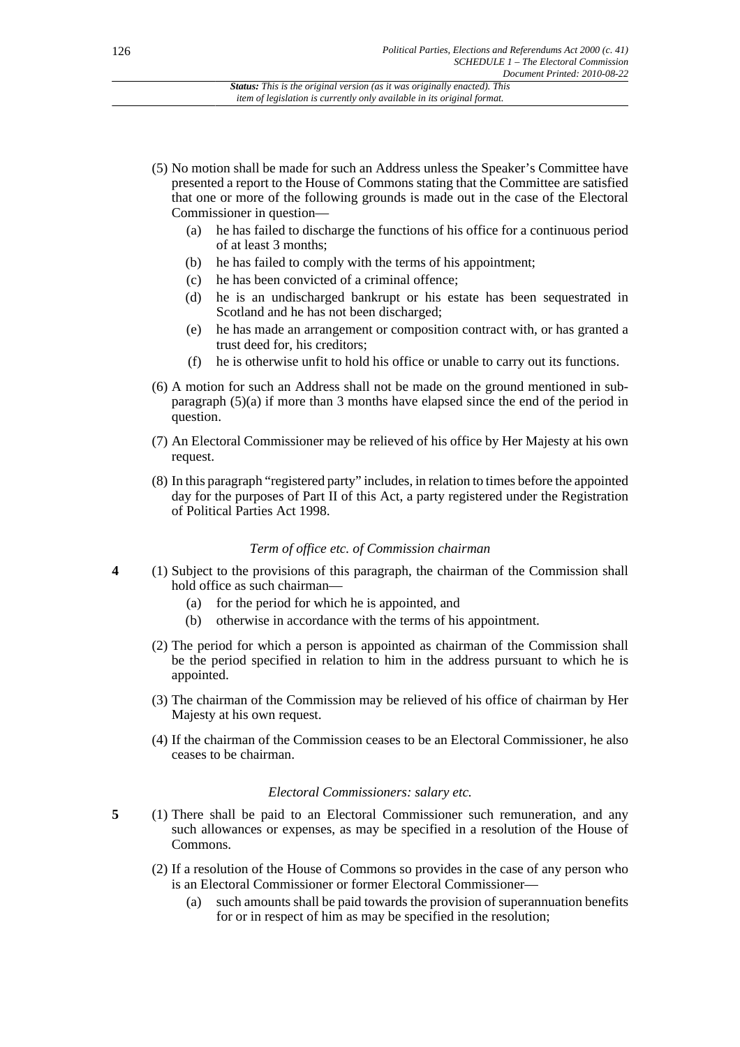(5) No motion shall be made for such an Address unless the Speaker's Committee have presented a report to the House of Commons stating that the Committee are satisfied that one or more of the following grounds is made out in the case of the Electoral Commissioner in question—

- (a) he has failed to discharge the functions of his office for a continuous period of at least 3 months;
- (b) he has failed to comply with the terms of his appointment;
- (c) he has been convicted of a criminal offence;
- (d) he is an undischarged bankrupt or his estate has been sequestrated in Scotland and he has not been discharged;
- (e) he has made an arrangement or composition contract with, or has granted a trust deed for, his creditors;
- (f) he is otherwise unfit to hold his office or unable to carry out its functions.

(6) A motion for such an Address shall not be made on the ground mentioned in sub-paragraph (5)(a) if more than 3 months have elapsed since the end of the period in question.

(7) An Electoral Commissioner may be relieved of his office by Her Majesty at his own request.

(8) In this paragraph "registered party" includes, in relation to times before the appointed day for the purposes of Part II of this Act, a party registered under the Registration of Political Parties Act 1998.

*Term of office etc. of Commission chairman*

**4** (1) Subject to the provisions of this paragraph, the chairman of the Commission shall hold office as such chairman—

- (a) for the period for which he is appointed, and
- (b) otherwise in accordance with the terms of his appointment.

(2) The period for which a person is appointed as chairman of the Commission shall be the period specified in relation to him in the address pursuant to which he is appointed.

(3) The chairman of the Commission may be relieved of his office of chairman by Her Majesty at his own request.

(4) If the chairman of the Commission ceases to be an Electoral Commissioner, he also ceases to be chairman.

*Electoral Commissioners: salary etc.*

**5** (1) There shall be paid to an Electoral Commissioner such remuneration, and any such allowances or expenses, as may be specified in a resolution of the House of Commons.

(2) If a resolution of the House of Commons so provides in the case of any person who is an Electoral Commissioner or former Electoral Commissioner—

- (a) such amounts shall be paid towards the provision of superannuation benefits for or in respect of him as may be specified in the resolution;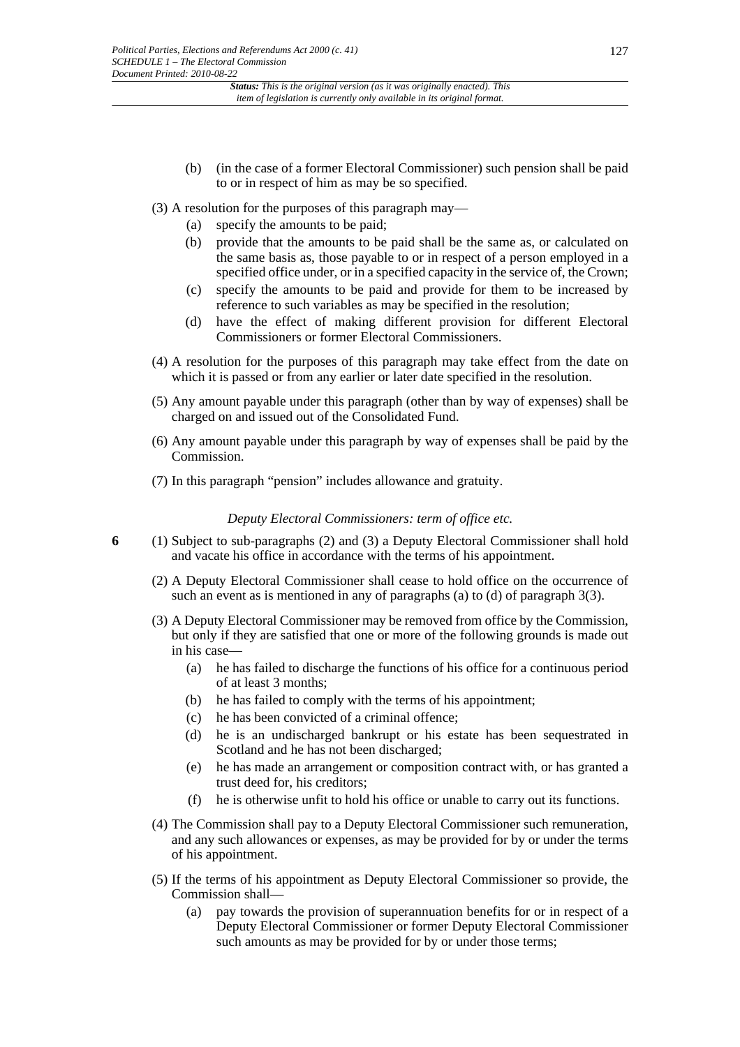(b) (in the case of a former Electoral Commissioner) such pension shall be paid to or in respect of him as may be so specified.

(3) A resolution for the purposes of this paragraph may—

(a) specify the amounts to be paid;

(b) provide that the amounts to be paid shall be the same as, or calculated on the same basis as, those payable to or in respect of a person employed in a specified office under, or in a specified capacity in the service of, the Crown;

(c) specify the amounts to be paid and provide for them to be increased by reference to such variables as may be specified in the resolution;

(d) have the effect of making different provision for different Electoral Commissioners or former Electoral Commissioners.

(4) A resolution for the purposes of this paragraph may take effect from the date on which it is passed or from any earlier or later date specified in the resolution.

(5) Any amount payable under this paragraph (other than by way of expenses) shall be charged on and issued out of the Consolidated Fund.

(6) Any amount payable under this paragraph by way of expenses shall be paid by the Commission.

(7) In this paragraph "pension" includes allowance and gratuity.

*Deputy Electoral Commissioners: term of office etc.*

**6** (1) Subject to sub-paragraphs (2) and (3) a Deputy Electoral Commissioner shall hold and vacate his office in accordance with the terms of his appointment.

(2) A Deputy Electoral Commissioner shall cease to hold office on the occurrence of such an event as is mentioned in any of paragraphs (a) to (d) of paragraph 3(3).

(3) A Deputy Electoral Commissioner may be removed from office by the Commission, but only if they are satisfied that one or more of the following grounds is made out in his case—

(a) he has failed to discharge the functions of his office for a continuous period of at least 3 months;

(b) he has failed to comply with the terms of his appointment;

(c) he has been convicted of a criminal offence;

(d) he is an undischarged bankrupt or his estate has been sequestrated in Scotland and he has not been discharged;

(e) he has made an arrangement or composition contract with, or has granted a trust deed for, his creditors;

(f) he is otherwise unfit to hold his office or unable to carry out its functions.

(4) The Commission shall pay to a Deputy Electoral Commissioner such remuneration, and any such allowances or expenses, as may be provided for by or under the terms of his appointment.

(5) If the terms of his appointment as Deputy Electoral Commissioner so provide, the Commission shall—

(a) pay towards the provision of superannuation benefits for or in respect of a Deputy Electoral Commissioner or former Deputy Electoral Commissioner such amounts as may be provided for by or under those terms;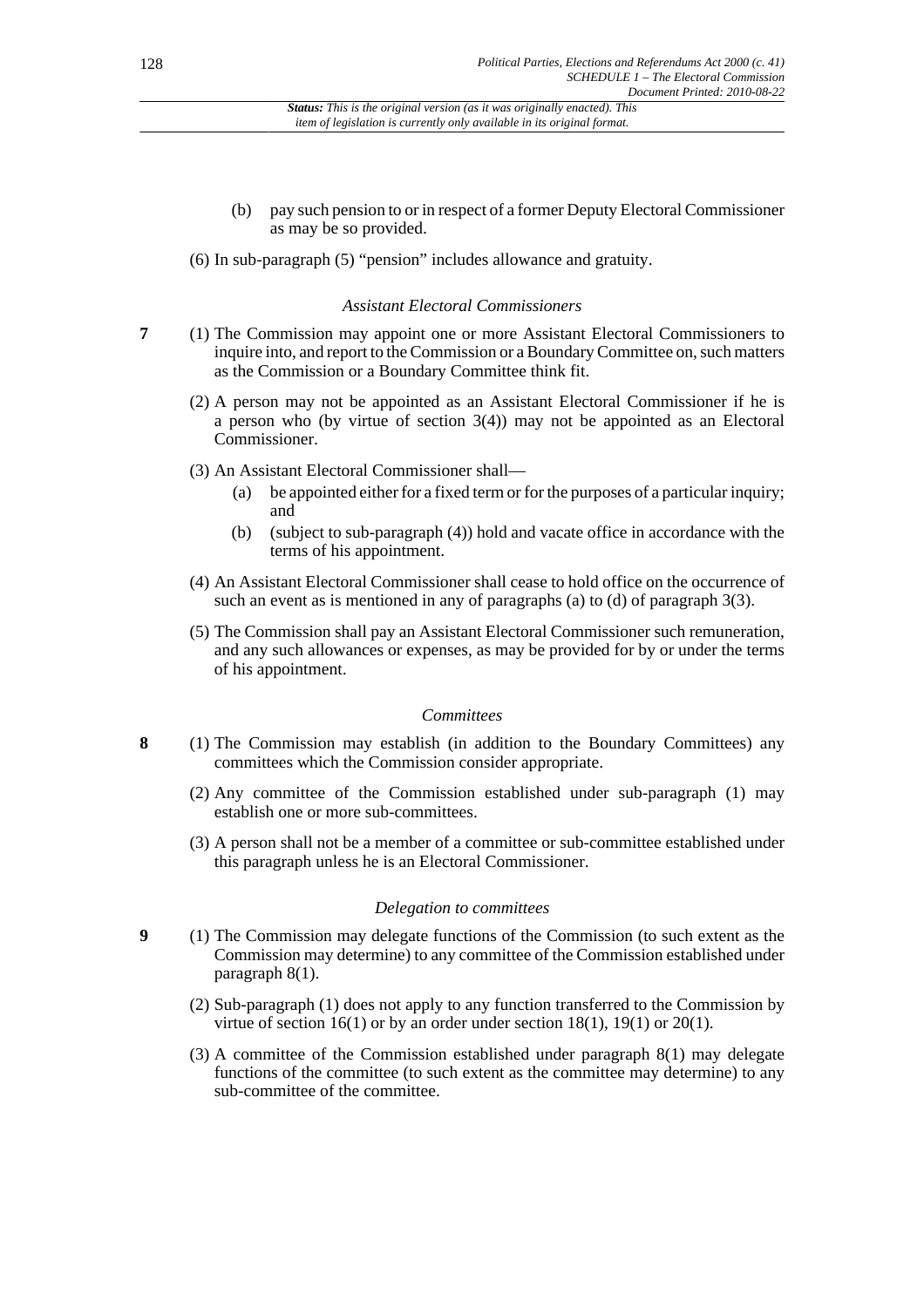(b) pay such pension to or in respect of a former Deputy Electoral Commissioner as may be so provided.

(6) In sub-paragraph (5) "pension" includes allowance and gratuity.

*Assistant Electoral Commissioners*

**7** (1) The Commission may appoint one or more Assistant Electoral Commissioners to inquire into, and report to the Commission or a Boundary Committee on, such matters as the Commission or a Boundary Committee think fit.

(2) A person may not be appointed as an Assistant Electoral Commissioner if he is a person who (by virtue of section 3(4)) may not be appointed as an Electoral Commissioner.

(3) An Assistant Electoral Commissioner shall—

- (a) be appointed either for a fixed term or for the purposes of a particular inquiry; and
- (b) (subject to sub-paragraph (4)) hold and vacate office in accordance with the terms of his appointment.

(4) An Assistant Electoral Commissioner shall cease to hold office on the occurrence of such an event as is mentioned in any of paragraphs (a) to (d) of paragraph 3(3).

(5) The Commission shall pay an Assistant Electoral Commissioner such remuneration, and any such allowances or expenses, as may be provided for by or under the terms of his appointment.

*Committees*

**8** (1) The Commission may establish (in addition to the Boundary Committees) any committees which the Commission consider appropriate.

(2) Any committee of the Commission established under sub-paragraph (1) may establish one or more sub-committees.

(3) A person shall not be a member of a committee or sub-committee established under this paragraph unless he is an Electoral Commissioner.

*Delegation to committees*

**9** (1) The Commission may delegate functions of the Commission (to such extent as the Commission may determine) to any committee of the Commission established under paragraph 8(1).

(2) Sub-paragraph (1) does not apply to any function transferred to the Commission by virtue of section 16(1) or by an order under section 18(1), 19(1) or 20(1).

(3) A committee of the Commission established under paragraph 8(1) may delegate functions of the committee (to such extent as the committee may determine) to any sub-committee of the committee.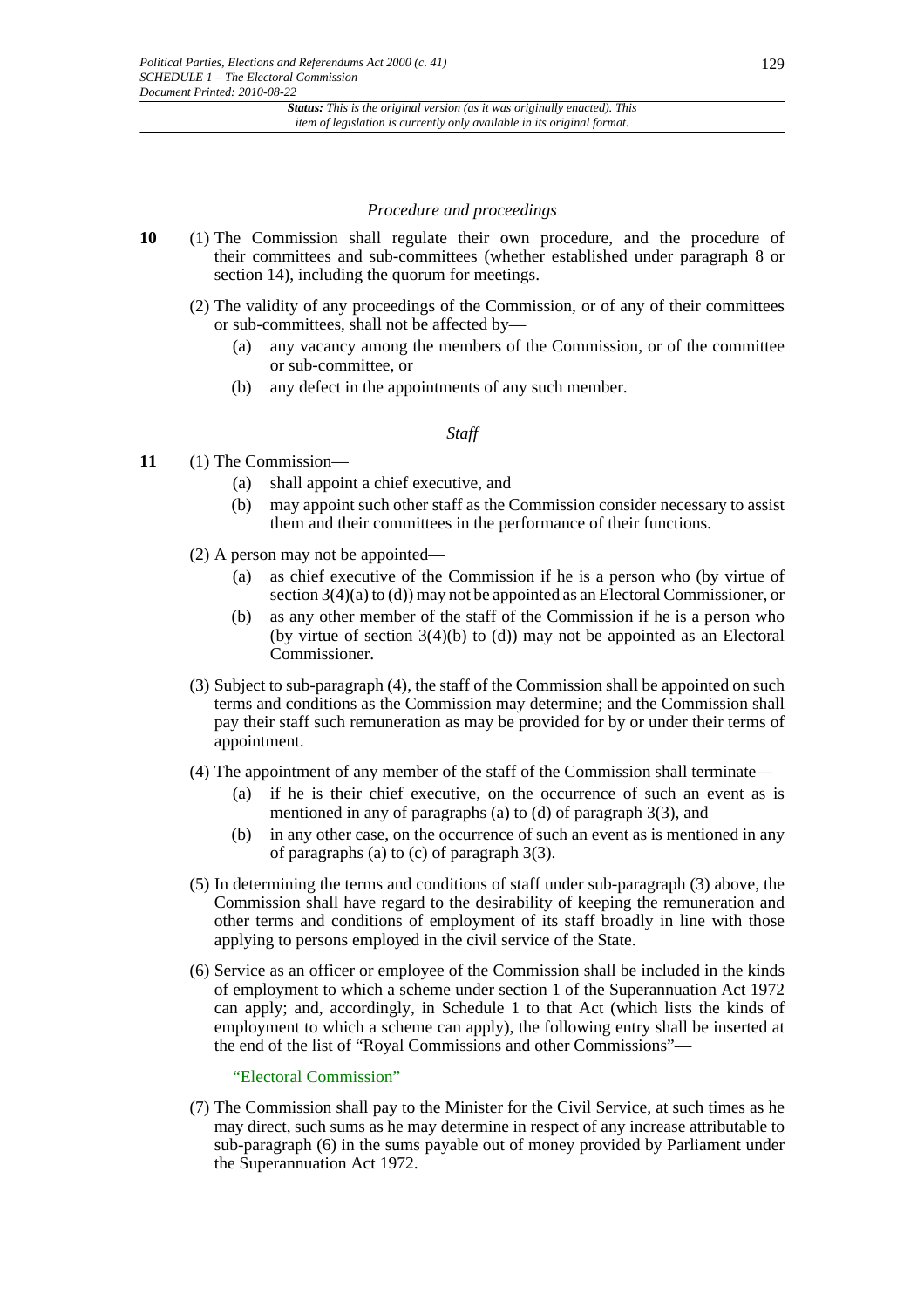*Procedure and proceedings*

**10** (1) The Commission shall regulate their own procedure, and the procedure of their committees and sub-committees (whether established under paragraph 8 or section 14), including the quorum for meetings.

(2) The validity of any proceedings of the Commission, or of any of their committees or sub-committees, shall not be affected by—

(a) any vacancy among the members of the Commission, or of the committee or sub-committee, or

(b) any defect in the appointments of any such member.

*Staff*

**11** (1) The Commission—

(a) shall appoint a chief executive, and

(b) may appoint such other staff as the Commission consider necessary to assist them and their committees in the performance of their functions.

(2) A person may not be appointed—

(a) as chief executive of the Commission if he is a person who (by virtue of section 3(4)(a) to (d)) may not be appointed as an Electoral Commissioner, or

(b) as any other member of the staff of the Commission if he is a person who (by virtue of section 3(4)(b) to (d)) may not be appointed as an Electoral Commissioner.

(3) Subject to sub-paragraph (4), the staff of the Commission shall be appointed on such terms and conditions as the Commission may determine; and the Commission shall pay their staff such remuneration as may be provided for by or under their terms of appointment.

(4) The appointment of any member of the staff of the Commission shall terminate—

(a) if he is their chief executive, on the occurrence of such an event as is mentioned in any of paragraphs (a) to (d) of paragraph 3(3), and

(b) in any other case, on the occurrence of such an event as is mentioned in any of paragraphs (a) to (c) of paragraph 3(3).

(5) In determining the terms and conditions of staff under sub-paragraph (3) above, the Commission shall have regard to the desirability of keeping the remuneration and other terms and conditions of employment of its staff broadly in line with those applying to persons employed in the civil service of the State.

(6) Service as an officer or employee of the Commission shall be included in the kinds of employment to which a scheme under section 1 of the Superannuation Act 1972 can apply; and, accordingly, in Schedule 1 to that Act (which lists the kinds of employment to which a scheme can apply), the following entry shall be inserted at the end of the list of "Royal Commissions and other Commissions"—

"Electoral Commission"

(7) The Commission shall pay to the Minister for the Civil Service, at such times as he may direct, such sums as he may determine in respect of any increase attributable to sub-paragraph (6) in the sums payable out of money provided by Parliament under the Superannuation Act 1972.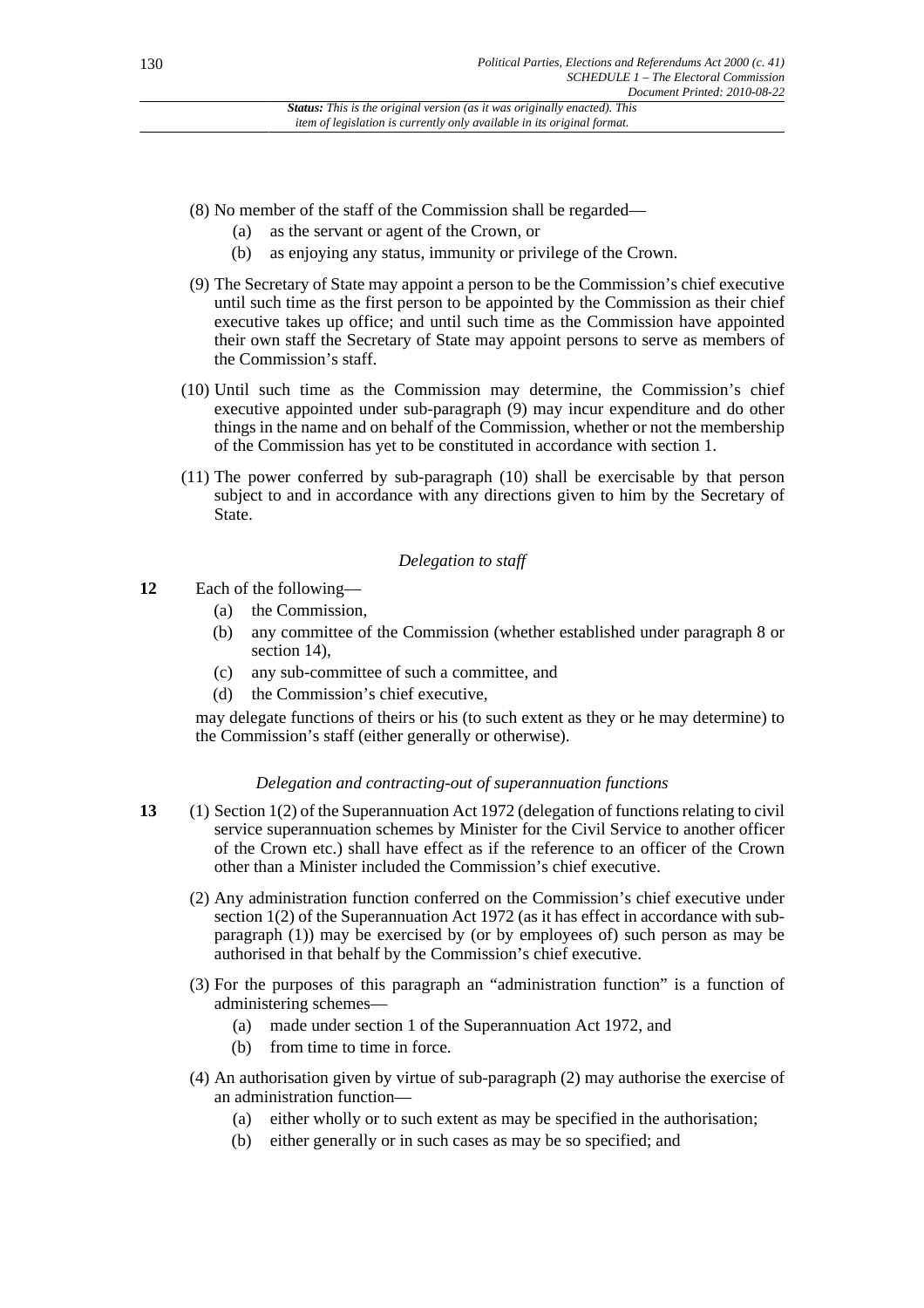(8) No member of the staff of the Commission shall be regarded—

(a) as the servant or agent of the Crown, or

(b) as enjoying any status, immunity or privilege of the Crown.

(9) The Secretary of State may appoint a person to be the Commission's chief executive until such time as the first person to be appointed by the Commission as their chief executive takes up office; and until such time as the Commission have appointed their own staff the Secretary of State may appoint persons to serve as members of the Commission's staff.

(10) Until such time as the Commission may determine, the Commission's chief executive appointed under sub-paragraph (9) may incur expenditure and do other things in the name and on behalf of the Commission, whether or not the membership of the Commission has yet to be constituted in accordance with section 1.

(11) The power conferred by sub-paragraph (10) shall be exercisable by that person subject to and in accordance with any directions given to him by the Secretary of State.

*Delegation to staff*

**12** Each of the following—

(a) the Commission,

(b) any committee of the Commission (whether established under paragraph 8 or section 14),

(c) any sub-committee of such a committee, and

(d) the Commission's chief executive,

may delegate functions of theirs or his (to such extent as they or he may determine) to the Commission's staff (either generally or otherwise).

*Delegation and contracting-out of superannuation functions*

**13** (1) Section 1(2) of the Superannuation Act 1972 (delegation of functions relating to civil service superannuation schemes by Minister for the Civil Service to another officer of the Crown etc.) shall have effect as if the reference to an officer of the Crown other than a Minister included the Commission's chief executive.

(2) Any administration function conferred on the Commission's chief executive under section 1(2) of the Superannuation Act 1972 (as it has effect in accordance with sub-paragraph (1)) may be exercised by (or by employees of) such person as may be authorised in that behalf by the Commission's chief executive.

(3) For the purposes of this paragraph an "administration function" is a function of administering schemes—

(a) made under section 1 of the Superannuation Act 1972, and

(b) from time to time in force.

(4) An authorisation given by virtue of sub-paragraph (2) may authorise the exercise of an administration function—

(a) either wholly or to such extent as may be specified in the authorisation;

(b) either generally or in such cases as may be so specified; and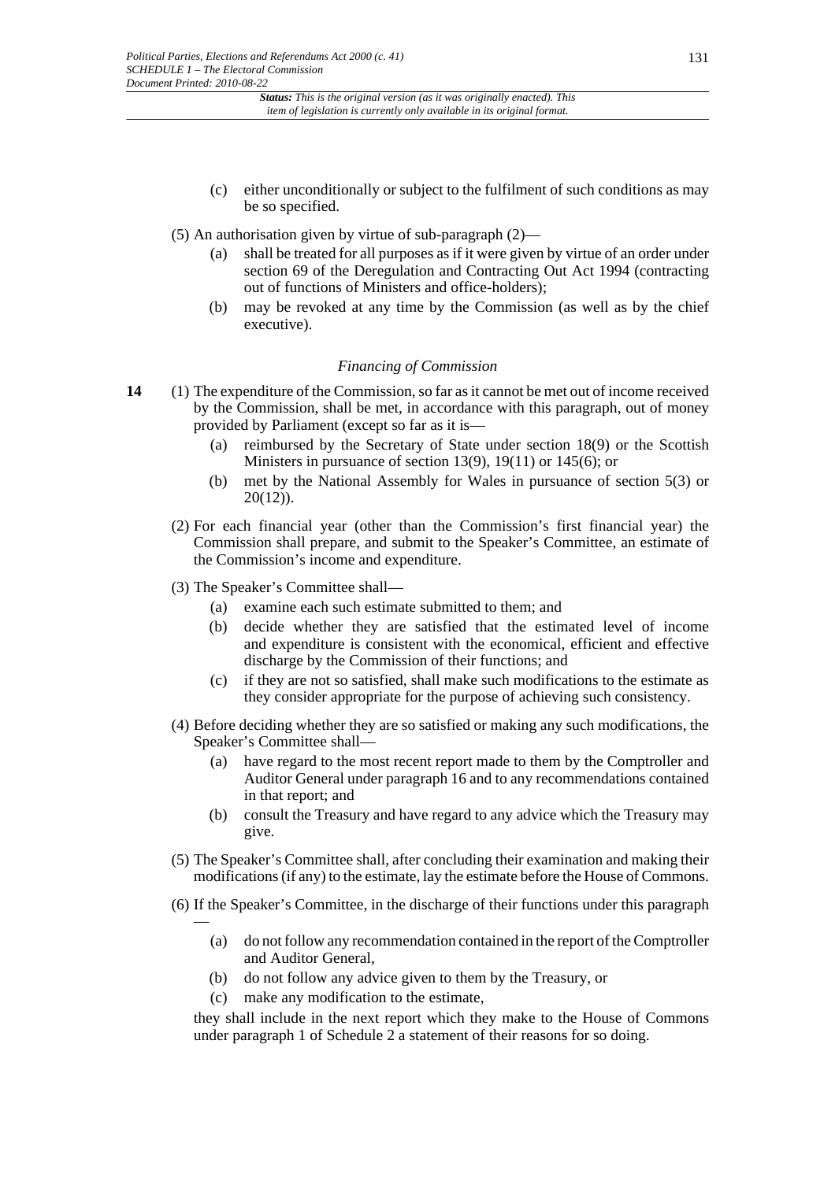(c) either unconditionally or subject to the fulfilment of such conditions as may be so specified.

(5) An authorisation given by virtue of sub-paragraph (2)—

(a) shall be treated for all purposes as if it were given by virtue of an order under section 69 of the Deregulation and Contracting Out Act 1994 (contracting out of functions of Ministers and office-holders);

(b) may be revoked at any time by the Commission (as well as by the chief executive).

*Financing of Commission*

**14** (1) The expenditure of the Commission, so far as it cannot be met out of income received by the Commission, shall be met, in accordance with this paragraph, out of money provided by Parliament (except so far as it is—

(a) reimbursed by the Secretary of State under section 18(9) or the Scottish Ministers in pursuance of section 13(9), 19(11) or 145(6); or

(b) met by the National Assembly for Wales in pursuance of section 5(3) or 20(12)).

(2) For each financial year (other than the Commission's first financial year) the Commission shall prepare, and submit to the Speaker's Committee, an estimate of the Commission's income and expenditure.

(3) The Speaker's Committee shall—

(a) examine each such estimate submitted to them; and

(b) decide whether they are satisfied that the estimated level of income and expenditure is consistent with the economical, efficient and effective discharge by the Commission of their functions; and

(c) if they are not so satisfied, shall make such modifications to the estimate as they consider appropriate for the purpose of achieving such consistency.

(4) Before deciding whether they are so satisfied or making any such modifications, the Speaker's Committee shall—

(a) have regard to the most recent report made to them by the Comptroller and Auditor General under paragraph 16 and to any recommendations contained in that report; and

(b) consult the Treasury and have regard to any advice which the Treasury may give.

(5) The Speaker's Committee shall, after concluding their examination and making their modifications (if any) to the estimate, lay the estimate before the House of Commons.

(6) If the Speaker's Committee, in the discharge of their functions under this paragraph —

(a) do not follow any recommendation contained in the report of the Comptroller and Auditor General,

(b) do not follow any advice given to them by the Treasury, or

(c) make any modification to the estimate,

they shall include in the next report which they make to the House of Commons under paragraph 1 of Schedule 2 a statement of their reasons for so doing.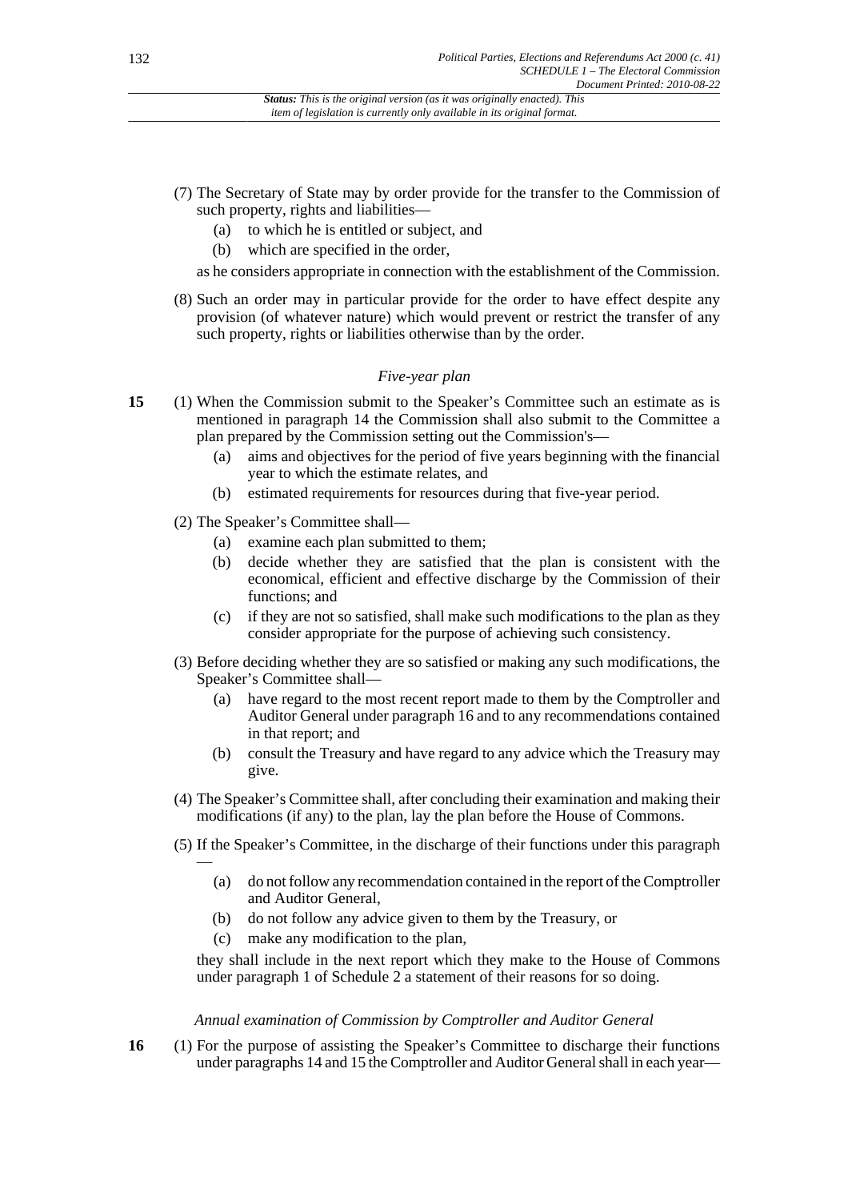(7) The Secretary of State may by order provide for the transfer to the Commission of such property, rights and liabilities—

  (a) to which he is entitled or subject, and

  (b) which are specified in the order,

as he considers appropriate in connection with the establishment of the Commission.

(8) Such an order may in particular provide for the order to have effect despite any provision (of whatever nature) which would prevent or restrict the transfer of any such property, rights or liabilities otherwise than by the order.

*Five-year plan*

**15** (1) When the Commission submit to the Speaker's Committee such an estimate as is mentioned in paragraph 14 the Commission shall also submit to the Committee a plan prepared by the Commission setting out the Commission's—

  (a) aims and objectives for the period of five years beginning with the financial year to which the estimate relates, and

  (b) estimated requirements for resources during that five-year period.

(2) The Speaker's Committee shall—

  (a) examine each plan submitted to them;

  (b) decide whether they are satisfied that the plan is consistent with the economical, efficient and effective discharge by the Commission of their functions; and

  (c) if they are not so satisfied, shall make such modifications to the plan as they consider appropriate for the purpose of achieving such consistency.

(3) Before deciding whether they are so satisfied or making any such modifications, the Speaker's Committee shall—

  (a) have regard to the most recent report made to them by the Comptroller and Auditor General under paragraph 16 and to any recommendations contained in that report; and

  (b) consult the Treasury and have regard to any advice which the Treasury may give.

(4) The Speaker's Committee shall, after concluding their examination and making their modifications (if any) to the plan, lay the plan before the House of Commons.

(5) If the Speaker's Committee, in the discharge of their functions under this paragraph —

  (a) do not follow any recommendation contained in the report of the Comptroller and Auditor General,

  (b) do not follow any advice given to them by the Treasury, or

  (c) make any modification to the plan,

they shall include in the next report which they make to the House of Commons under paragraph 1 of Schedule 2 a statement of their reasons for so doing.

*Annual examination of Commission by Comptroller and Auditor General*

**16** (1) For the purpose of assisting the Speaker's Committee to discharge their functions under paragraphs 14 and 15 the Comptroller and Auditor General shall in each year—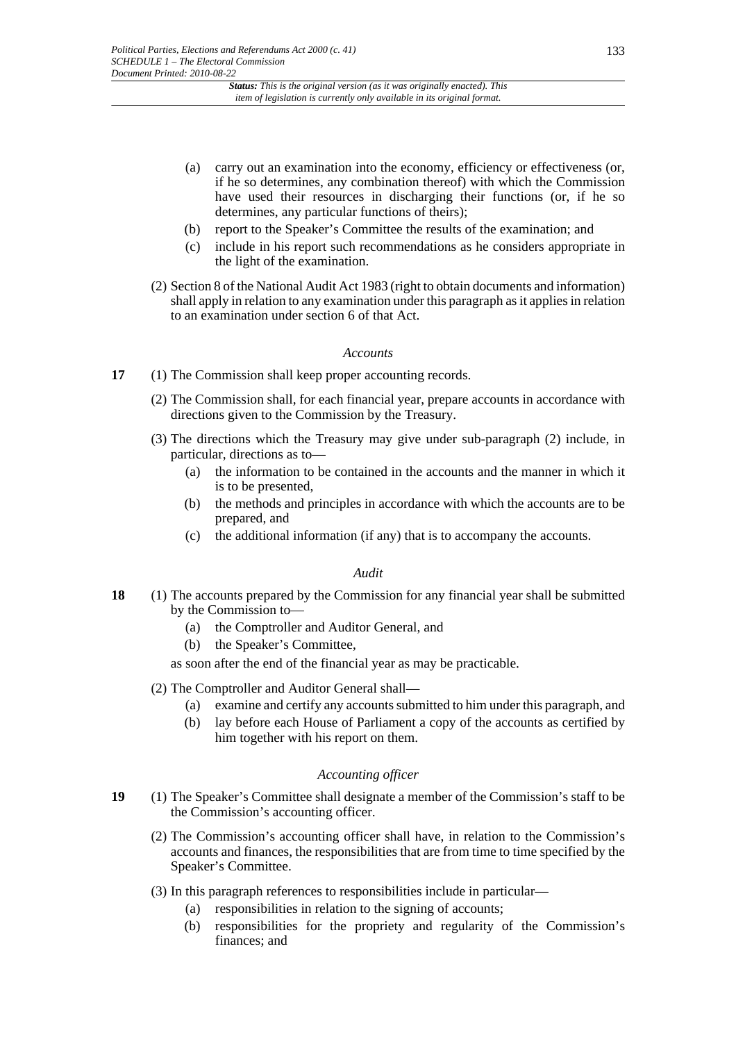- (a) carry out an examination into the economy, efficiency or effectiveness (or, if he so determines, any combination thereof) with which the Commission have used their resources in discharging their functions (or, if he so determines, any particular functions of theirs);
- (b) report to the Speaker's Committee the results of the examination; and
- (c) include in his report such recommendations as he considers appropriate in the light of the examination.

(2) Section 8 of the National Audit Act 1983 (right to obtain documents and information) shall apply in relation to any examination under this paragraph as it applies in relation to an examination under section 6 of that Act.

*Accounts*

**17** (1) The Commission shall keep proper accounting records.

(2) The Commission shall, for each financial year, prepare accounts in accordance with directions given to the Commission by the Treasury.

(3) The directions which the Treasury may give under sub-paragraph (2) include, in particular, directions as to—

- (a) the information to be contained in the accounts and the manner in which it is to be presented,
- (b) the methods and principles in accordance with which the accounts are to be prepared, and
- (c) the additional information (if any) that is to accompany the accounts.

*Audit*

**18** (1) The accounts prepared by the Commission for any financial year shall be submitted by the Commission to—

- (a) the Comptroller and Auditor General, and
- (b) the Speaker's Committee,

as soon after the end of the financial year as may be practicable.

(2) The Comptroller and Auditor General shall—

- (a) examine and certify any accounts submitted to him under this paragraph, and
- (b) lay before each House of Parliament a copy of the accounts as certified by him together with his report on them.

*Accounting officer*

**19** (1) The Speaker's Committee shall designate a member of the Commission's staff to be the Commission's accounting officer.

(2) The Commission's accounting officer shall have, in relation to the Commission's accounts and finances, the responsibilities that are from time to time specified by the Speaker's Committee.

(3) In this paragraph references to responsibilities include in particular—

- (a) responsibilities in relation to the signing of accounts;
- (b) responsibilities for the propriety and regularity of the Commission's finances; and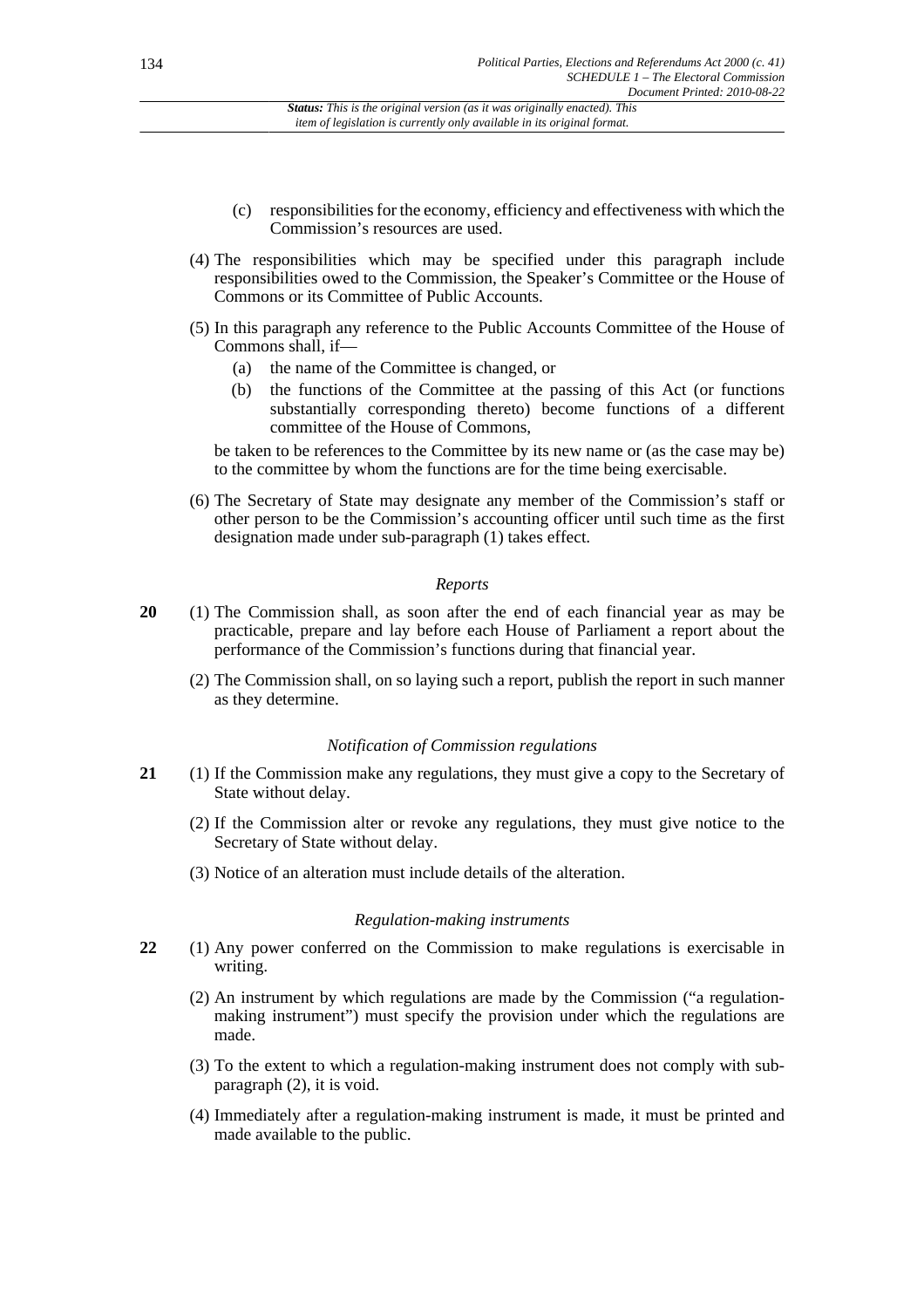(c) responsibilities for the economy, efficiency and effectiveness with which the Commission's resources are used.

(4) The responsibilities which may be specified under this paragraph include responsibilities owed to the Commission, the Speaker's Committee or the House of Commons or its Committee of Public Accounts.

(5) In this paragraph any reference to the Public Accounts Committee of the House of Commons shall, if—

(a) the name of the Committee is changed, or

(b) the functions of the Committee at the passing of this Act (or functions substantially corresponding thereto) become functions of a different committee of the House of Commons,

be taken to be references to the Committee by its new name or (as the case may be) to the committee by whom the functions are for the time being exercisable.

(6) The Secretary of State may designate any member of the Commission's staff or other person to be the Commission's accounting officer until such time as the first designation made under sub-paragraph (1) takes effect.

*Reports*

**20** (1) The Commission shall, as soon after the end of each financial year as may be practicable, prepare and lay before each House of Parliament a report about the performance of the Commission's functions during that financial year.

(2) The Commission shall, on so laying such a report, publish the report in such manner as they determine.

*Notification of Commission regulations*

**21** (1) If the Commission make any regulations, they must give a copy to the Secretary of State without delay.

(2) If the Commission alter or revoke any regulations, they must give notice to the Secretary of State without delay.

(3) Notice of an alteration must include details of the alteration.

*Regulation-making instruments*

**22** (1) Any power conferred on the Commission to make regulations is exercisable in writing.

(2) An instrument by which regulations are made by the Commission ("a regulation-making instrument") must specify the provision under which the regulations are made.

(3) To the extent to which a regulation-making instrument does not comply with sub-paragraph (2), it is void.

(4) Immediately after a regulation-making instrument is made, it must be printed and made available to the public.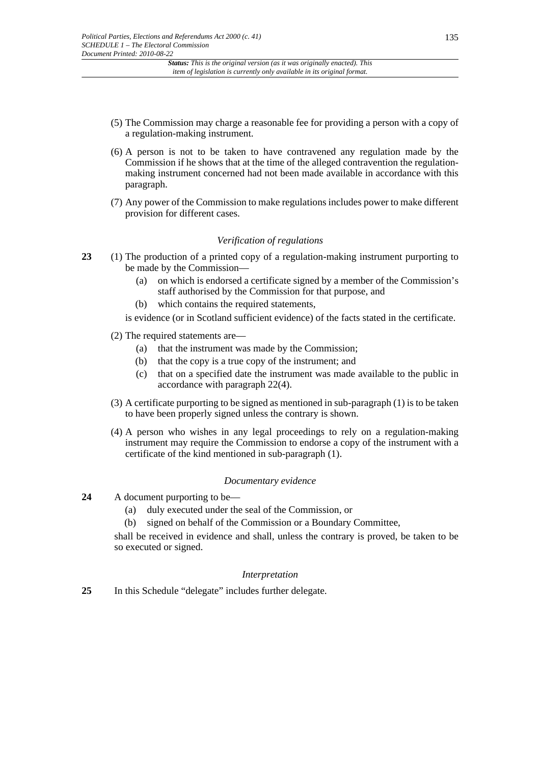(5) The Commission may charge a reasonable fee for providing a person with a copy of a regulation-making instrument.

(6) A person is not to be taken to have contravened any regulation made by the Commission if he shows that at the time of the alleged contravention the regulation-making instrument concerned had not been made available in accordance with this paragraph.

(7) Any power of the Commission to make regulations includes power to make different provision for different cases.

*Verification of regulations*

**23** (1) The production of a printed copy of a regulation-making instrument purporting to be made by the Commission—

(a) on which is endorsed a certificate signed by a member of the Commission's staff authorised by the Commission for that purpose, and

(b) which contains the required statements,

is evidence (or in Scotland sufficient evidence) of the facts stated in the certificate.

(2) The required statements are—

(a) that the instrument was made by the Commission;

(b) that the copy is a true copy of the instrument; and

(c) that on a specified date the instrument was made available to the public in accordance with paragraph 22(4).

(3) A certificate purporting to be signed as mentioned in sub-paragraph (1) is to be taken to have been properly signed unless the contrary is shown.

(4) A person who wishes in any legal proceedings to rely on a regulation-making instrument may require the Commission to endorse a copy of the instrument with a certificate of the kind mentioned in sub-paragraph (1).

*Documentary evidence*

**24** A document purporting to be—

(a) duly executed under the seal of the Commission, or

(b) signed on behalf of the Commission or a Boundary Committee,

shall be received in evidence and shall, unless the contrary is proved, be taken to be so executed or signed.

*Interpretation*

**25** In this Schedule "delegate" includes further delegate.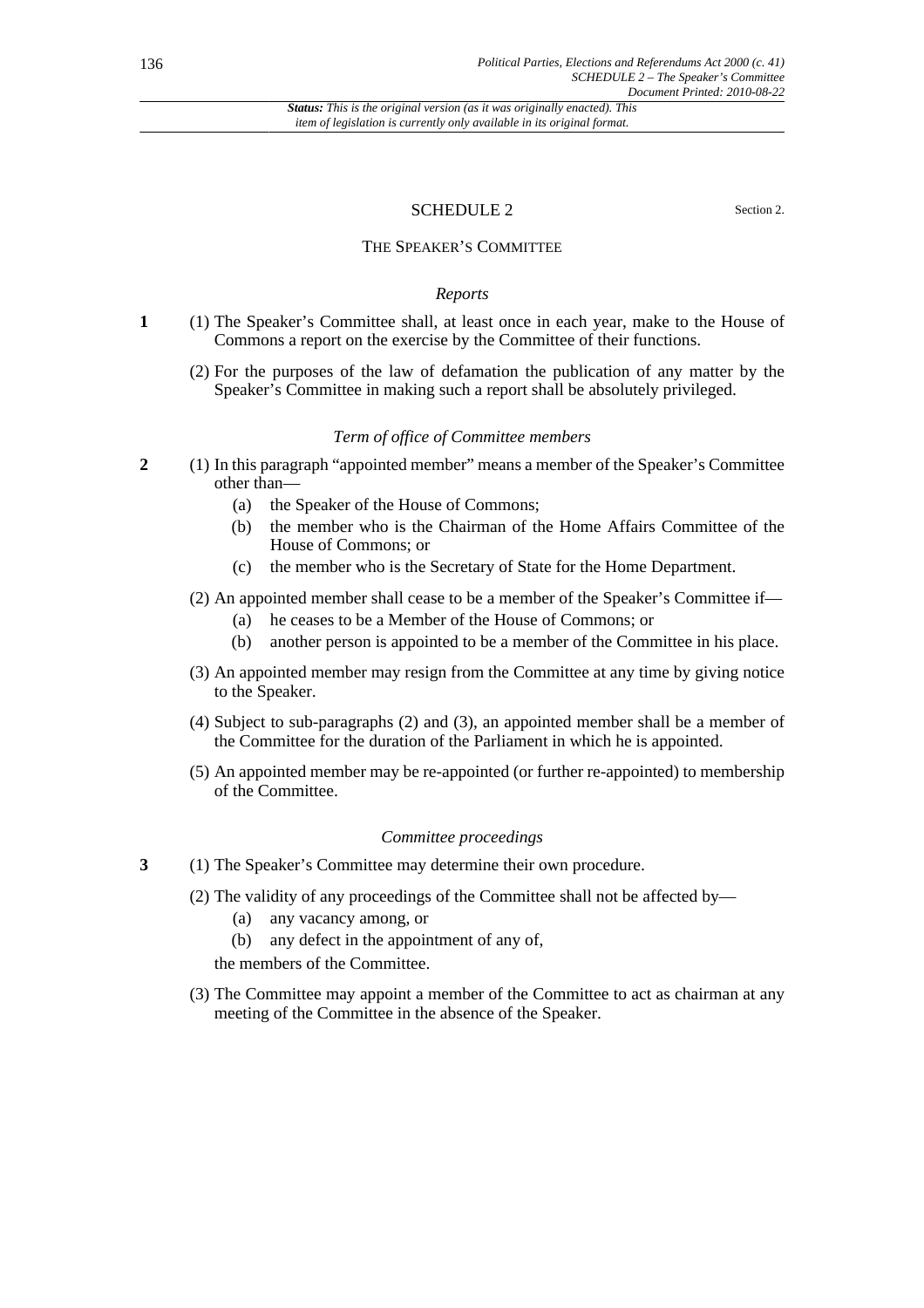## SCHEDULE 2

Section 2.

### THE SPEAKER'S COMMITTEE

*Reports*

**1** (1) The Speaker's Committee shall, at least once in each year, make to the House of Commons a report on the exercise by the Committee of their functions.

(2) For the purposes of the law of defamation the publication of any matter by the Speaker's Committee in making such a report shall be absolutely privileged.

*Term of office of Committee members*

**2** (1) In this paragraph "appointed member" means a member of the Speaker's Committee other than—

(a) the Speaker of the House of Commons;

(b) the member who is the Chairman of the Home Affairs Committee of the House of Commons; or

(c) the member who is the Secretary of State for the Home Department.

(2) An appointed member shall cease to be a member of the Speaker's Committee if—

(a) he ceases to be a Member of the House of Commons; or

(b) another person is appointed to be a member of the Committee in his place.

(3) An appointed member may resign from the Committee at any time by giving notice to the Speaker.

(4) Subject to sub-paragraphs (2) and (3), an appointed member shall be a member of the Committee for the duration of the Parliament in which he is appointed.

(5) An appointed member may be re-appointed (or further re-appointed) to membership of the Committee.

*Committee proceedings*

**3** (1) The Speaker's Committee may determine their own procedure.

(2) The validity of any proceedings of the Committee shall not be affected by—

(a) any vacancy among, or

(b) any defect in the appointment of any of,

the members of the Committee.

(3) The Committee may appoint a member of the Committee to act as chairman at any meeting of the Committee in the absence of the Speaker.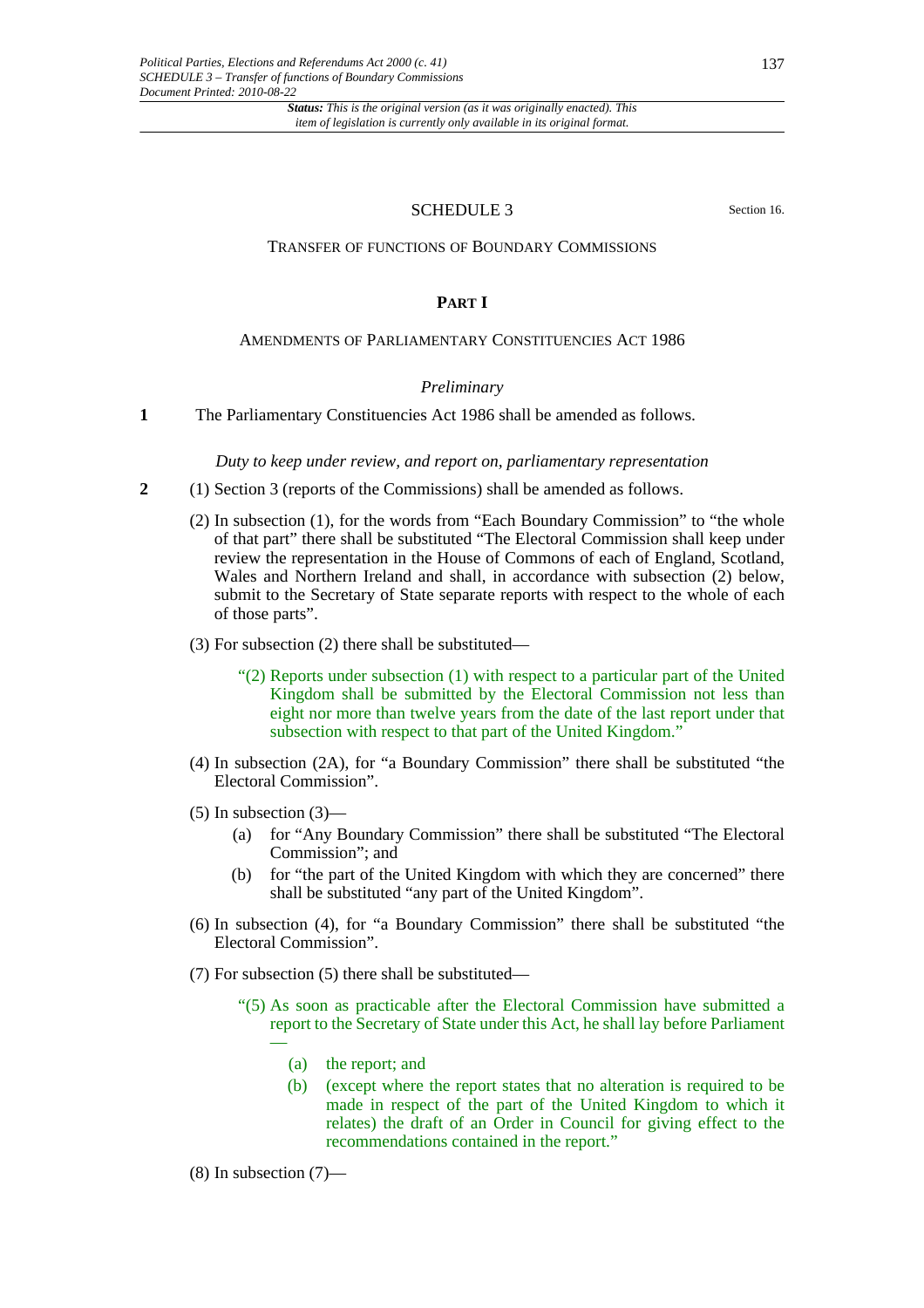## SCHEDULE 3

Section 16.

### TRANSFER OF FUNCTIONS OF BOUNDARY COMMISSIONS

#### PART I

##### AMENDMENTS OF PARLIAMENTARY CONSTITUENCIES ACT 1986

*Preliminary*

**1** The Parliamentary Constituencies Act 1986 shall be amended as follows.

*Duty to keep under review, and report on, parliamentary representation*

**2** (1) Section 3 (reports of the Commissions) shall be amended as follows.

(2) In subsection (1), for the words from "Each Boundary Commission" to "the whole of that part" there shall be substituted "The Electoral Commission shall keep under review the representation in the House of Commons of each of England, Scotland, Wales and Northern Ireland and shall, in accordance with subsection (2) below, submit to the Secretary of State separate reports with respect to the whole of each of those parts".

(3) For subsection (2) there shall be substituted—

> "(2) Reports under subsection (1) with respect to a particular part of the United Kingdom shall be submitted by the Electoral Commission not less than eight nor more than twelve years from the date of the last report under that subsection with respect to that part of the United Kingdom."

(4) In subsection (2A), for "a Boundary Commission" there shall be substituted "the Electoral Commission".

(5) In subsection (3)—

- (a) for "Any Boundary Commission" there shall be substituted "The Electoral Commission"; and
- (b) for "the part of the United Kingdom with which they are concerned" there shall be substituted "any part of the United Kingdom".

(6) In subsection (4), for "a Boundary Commission" there shall be substituted "the Electoral Commission".

(7) For subsection (5) there shall be substituted—

> "(5) As soon as practicable after the Electoral Commission have submitted a report to the Secretary of State under this Act, he shall lay before Parliament—
>
> - (a) the report; and
> - (b) (except where the report states that no alteration is required to be made in respect of the part of the United Kingdom to which it relates) the draft of an Order in Council for giving effect to the recommendations contained in the report."

(8) In subsection (7)—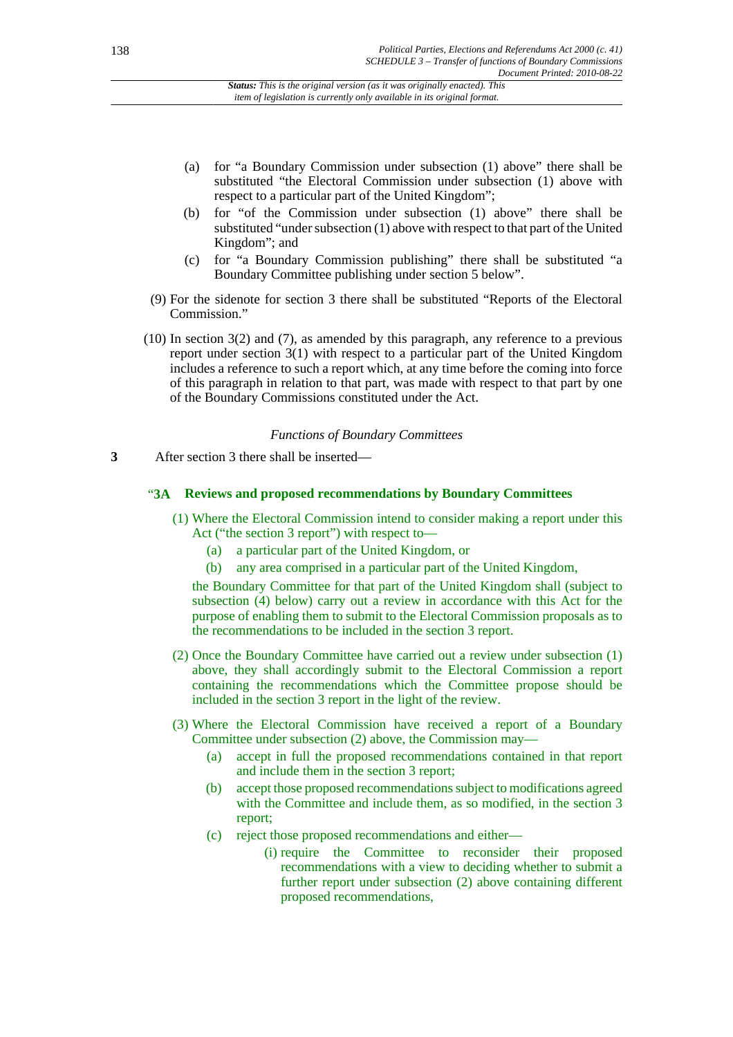(a) for "a Boundary Commission under subsection (1) above" there shall be substituted "the Electoral Commission under subsection (1) above with respect to a particular part of the United Kingdom";

(b) for "of the Commission under subsection (1) above" there shall be substituted "under subsection (1) above with respect to that part of the United Kingdom"; and

(c) for "a Boundary Commission publishing" there shall be substituted "a Boundary Committee publishing under section 5 below".

(9) For the sidenote for section 3 there shall be substituted "Reports of the Electoral Commission."

(10) In section 3(2) and (7), as amended by this paragraph, any reference to a previous report under section 3(1) with respect to a particular part of the United Kingdom includes a reference to such a report which, at any time before the coming into force of this paragraph in relation to that part, was made with respect to that part by one of the Boundary Commissions constituted under the Act.

*Functions of Boundary Committees*

**3** After section 3 there shall be inserted—

"**3A Reviews and proposed recommendations by Boundary Committees**

(1) Where the Electoral Commission intend to consider making a report under this Act ("the section 3 report") with respect to—

(a) a particular part of the United Kingdom, or

(b) any area comprised in a particular part of the United Kingdom,

the Boundary Committee for that part of the United Kingdom shall (subject to subsection (4) below) carry out a review in accordance with this Act for the purpose of enabling them to submit to the Electoral Commission proposals as to the recommendations to be included in the section 3 report.

(2) Once the Boundary Committee have carried out a review under subsection (1) above, they shall accordingly submit to the Electoral Commission a report containing the recommendations which the Committee propose should be included in the section 3 report in the light of the review.

(3) Where the Electoral Commission have received a report of a Boundary Committee under subsection (2) above, the Commission may—

(a) accept in full the proposed recommendations contained in that report and include them in the section 3 report;

(b) accept those proposed recommendations subject to modifications agreed with the Committee and include them, as so modified, in the section 3 report;

(c) reject those proposed recommendations and either—

(i) require the Committee to reconsider their proposed recommendations with a view to deciding whether to submit a further report under subsection (2) above containing different proposed recommendations,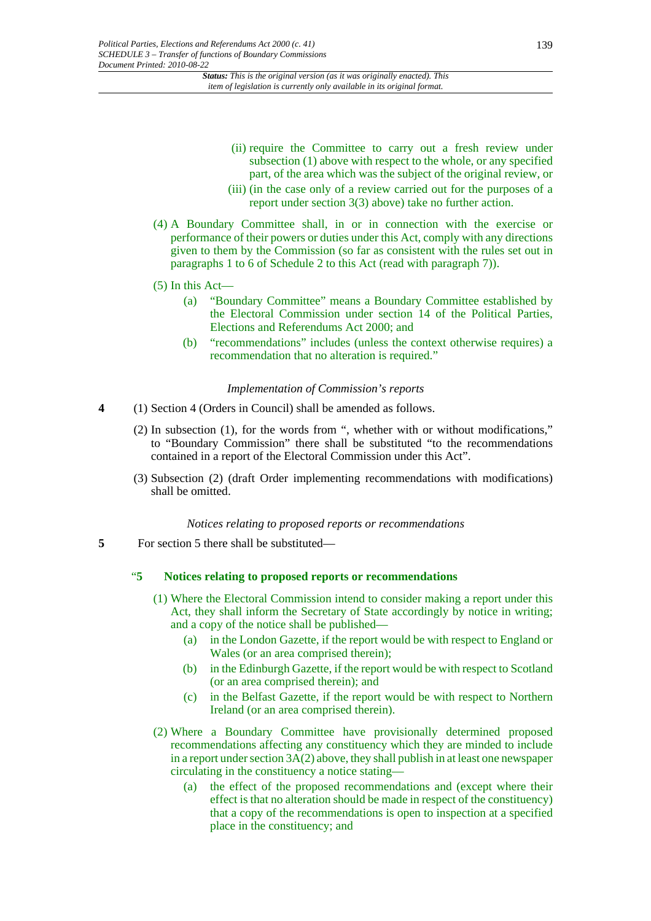(ii) require the Committee to carry out a fresh review under subsection (1) above with respect to the whole, or any specified part, of the area which was the subject of the original review, or

(iii) (in the case only of a review carried out for the purposes of a report under section 3(3) above) take no further action.

(4) A Boundary Committee shall, in or in connection with the exercise or performance of their powers or duties under this Act, comply with any directions given to them by the Commission (so far as consistent with the rules set out in paragraphs 1 to 6 of Schedule 2 to this Act (read with paragraph 7)).

(5) In this Act—

(a) "Boundary Committee" means a Boundary Committee established by the Electoral Commission under section 14 of the Political Parties, Elections and Referendums Act 2000; and

(b) "recommendations" includes (unless the context otherwise requires) a recommendation that no alteration is required."

*Implementation of Commission's reports*

**4** (1) Section 4 (Orders in Council) shall be amended as follows.

(2) In subsection (1), for the words from ", whether with or without modifications," to "Boundary Commission" there shall be substituted "to the recommendations contained in a report of the Electoral Commission under this Act".

(3) Subsection (2) (draft Order implementing recommendations with modifications) shall be omitted.

*Notices relating to proposed reports or recommendations*

**5** For section 5 there shall be substituted—

"**5 Notices relating to proposed reports or recommendations**

(1) Where the Electoral Commission intend to consider making a report under this Act, they shall inform the Secretary of State accordingly by notice in writing; and a copy of the notice shall be published—

(a) in the London Gazette, if the report would be with respect to England or Wales (or an area comprised therein);

(b) in the Edinburgh Gazette, if the report would be with respect to Scotland (or an area comprised therein); and

(c) in the Belfast Gazette, if the report would be with respect to Northern Ireland (or an area comprised therein).

(2) Where a Boundary Committee have provisionally determined proposed recommendations affecting any constituency which they are minded to include in a report under section 3A(2) above, they shall publish in at least one newspaper circulating in the constituency a notice stating—

(a) the effect of the proposed recommendations and (except where their effect is that no alteration should be made in respect of the constituency) that a copy of the recommendations is open to inspection at a specified place in the constituency; and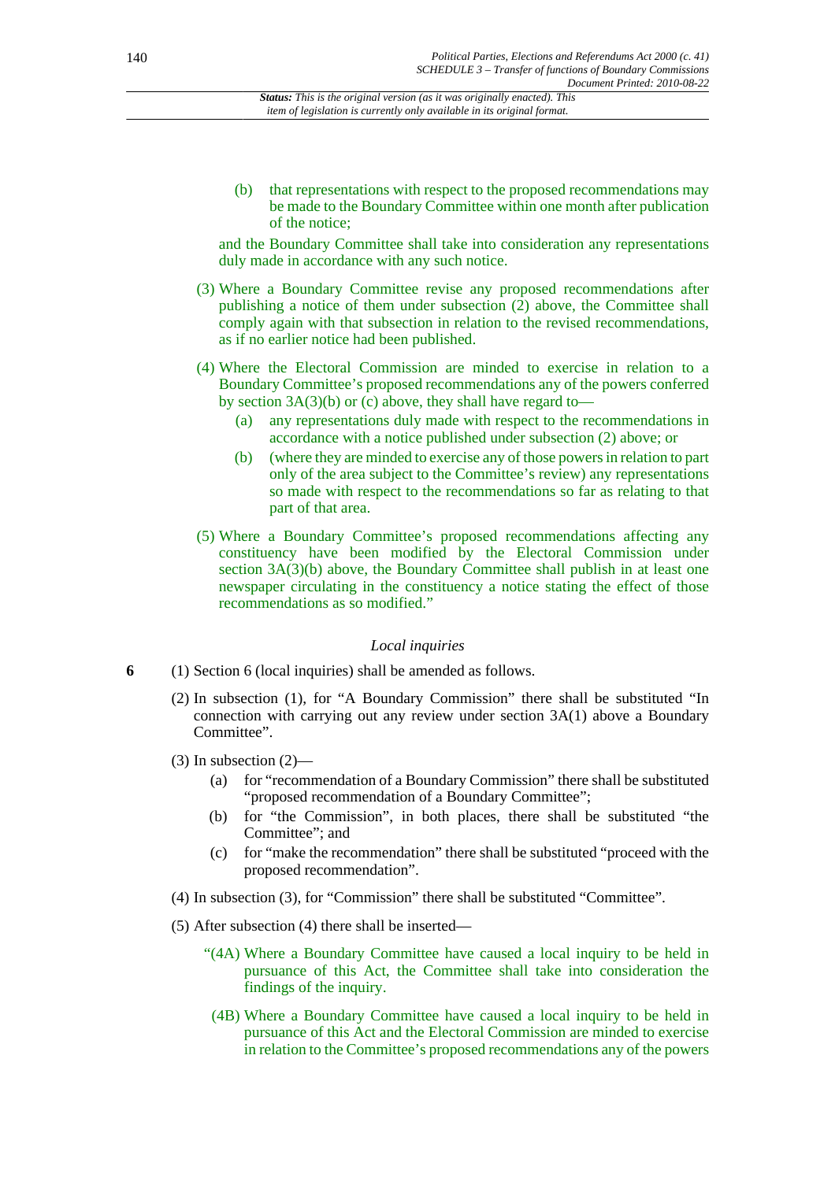(b) that representations with respect to the proposed recommendations may be made to the Boundary Committee within one month after publication of the notice;

and the Boundary Committee shall take into consideration any representations duly made in accordance with any such notice.

(3) Where a Boundary Committee revise any proposed recommendations after publishing a notice of them under subsection (2) above, the Committee shall comply again with that subsection in relation to the revised recommendations, as if no earlier notice had been published.

(4) Where the Electoral Commission are minded to exercise in relation to a Boundary Committee's proposed recommendations any of the powers conferred by section 3A(3)(b) or (c) above, they shall have regard to—

(a) any representations duly made with respect to the recommendations in accordance with a notice published under subsection (2) above; or

(b) (where they are minded to exercise any of those powers in relation to part only of the area subject to the Committee's review) any representations so made with respect to the recommendations so far as relating to that part of that area.

(5) Where a Boundary Committee's proposed recommendations affecting any constituency have been modified by the Electoral Commission under section 3A(3)(b) above, the Boundary Committee shall publish in at least one newspaper circulating in the constituency a notice stating the effect of those recommendations as so modified."

*Local inquiries*

**6** (1) Section 6 (local inquiries) shall be amended as follows.

(2) In subsection (1), for "A Boundary Commission" there shall be substituted "In connection with carrying out any review under section 3A(1) above a Boundary Committee".

(3) In subsection (2)—

(a) for "recommendation of a Boundary Commission" there shall be substituted "proposed recommendation of a Boundary Committee";

(b) for "the Commission", in both places, there shall be substituted "the Committee"; and

(c) for "make the recommendation" there shall be substituted "proceed with the proposed recommendation".

(4) In subsection (3), for "Commission" there shall be substituted "Committee".

(5) After subsection (4) there shall be inserted—

"(4A) Where a Boundary Committee have caused a local inquiry to be held in pursuance of this Act, the Committee shall take into consideration the findings of the inquiry.

(4B) Where a Boundary Committee have caused a local inquiry to be held in pursuance of this Act and the Electoral Commission are minded to exercise in relation to the Committee's proposed recommendations any of the powers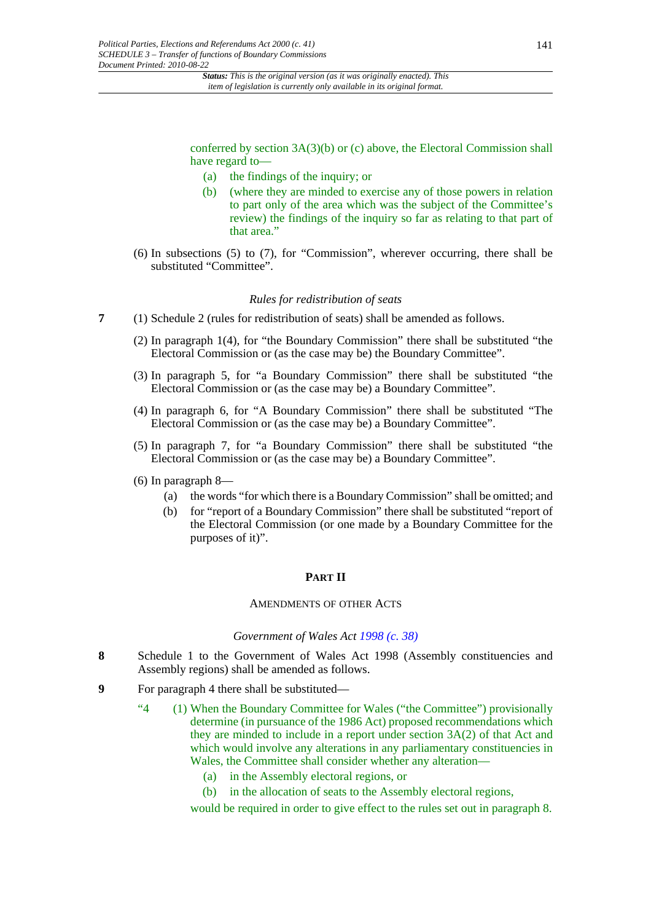conferred by section 3A(3)(b) or (c) above, the Electoral Commission shall have regard to—

(a) the findings of the inquiry; or

(b) (where they are minded to exercise any of those powers in relation to part only of the area which was the subject of the Committee's review) the findings of the inquiry so far as relating to that part of that area."

(6) In subsections (5) to (7), for "Commission", wherever occurring, there shall be substituted "Committee".

*Rules for redistribution of seats*

**7** (1) Schedule 2 (rules for redistribution of seats) shall be amended as follows.

(2) In paragraph 1(4), for "the Boundary Commission" there shall be substituted "the Electoral Commission or (as the case may be) the Boundary Committee".

(3) In paragraph 5, for "a Boundary Commission" there shall be substituted "the Electoral Commission or (as the case may be) a Boundary Committee".

(4) In paragraph 6, for "A Boundary Commission" there shall be substituted "The Electoral Commission or (as the case may be) a Boundary Committee".

(5) In paragraph 7, for "a Boundary Commission" there shall be substituted "the Electoral Commission or (as the case may be) a Boundary Committee".

(6) In paragraph 8—

(a) the words "for which there is a Boundary Commission" shall be omitted; and

(b) for "report of a Boundary Commission" there shall be substituted "report of the Electoral Commission (or one made by a Boundary Committee for the purposes of it)".

## PART II

### AMENDMENTS OF OTHER ACTS

*Government of Wales Act 1998 (c. 38)*

**8** Schedule 1 to the Government of Wales Act 1998 (Assembly constituencies and Assembly regions) shall be amended as follows.

**9** For paragraph 4 there shall be substituted—

"4 (1) When the Boundary Committee for Wales ("the Committee") provisionally determine (in pursuance of the 1986 Act) proposed recommendations which they are minded to include in a report under section 3A(2) of that Act and which would involve any alterations in any parliamentary constituencies in Wales, the Committee shall consider whether any alteration—

(a) in the Assembly electoral regions, or

(b) in the allocation of seats to the Assembly electoral regions,

would be required in order to give effect to the rules set out in paragraph 8.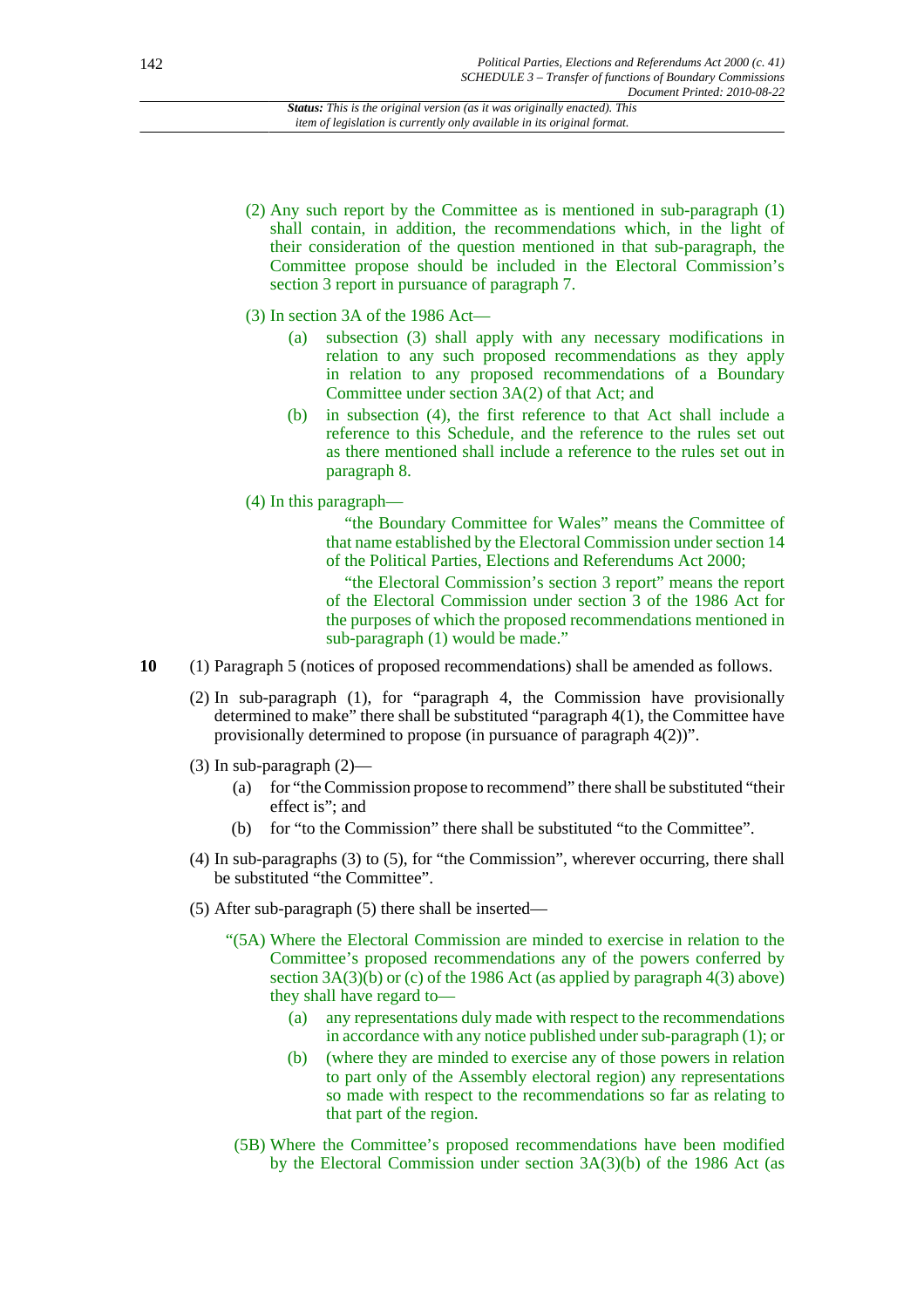(2) Any such report by the Committee as is mentioned in sub-paragraph (1) shall contain, in addition, the recommendations which, in the light of their consideration of the question mentioned in that sub-paragraph, the Committee propose should be included in the Electoral Commission's section 3 report in pursuance of paragraph 7.

(3) In section 3A of the 1986 Act—

(a) subsection (3) shall apply with any necessary modifications in relation to any such proposed recommendations as they apply in relation to any proposed recommendations of a Boundary Committee under section 3A(2) of that Act; and

(b) in subsection (4), the first reference to that Act shall include a reference to this Schedule, and the reference to the rules set out as there mentioned shall include a reference to the rules set out in paragraph 8.

(4) In this paragraph—

"the Boundary Committee for Wales" means the Committee of that name established by the Electoral Commission under section 14 of the Political Parties, Elections and Referendums Act 2000;

"the Electoral Commission's section 3 report" means the report of the Electoral Commission under section 3 of the 1986 Act for the purposes of which the proposed recommendations mentioned in sub-paragraph (1) would be made."

**10** (1) Paragraph 5 (notices of proposed recommendations) shall be amended as follows.

(2) In sub-paragraph (1), for "paragraph 4, the Commission have provisionally determined to make" there shall be substituted "paragraph 4(1), the Committee have provisionally determined to propose (in pursuance of paragraph 4(2))".

(3) In sub-paragraph (2)—

(a) for "the Commission propose to recommend" there shall be substituted "their effect is"; and

(b) for "to the Commission" there shall be substituted "to the Committee".

(4) In sub-paragraphs (3) to (5), for "the Commission", wherever occurring, there shall be substituted "the Committee".

(5) After sub-paragraph (5) there shall be inserted—

"(5A) Where the Electoral Commission are minded to exercise in relation to the Committee's proposed recommendations any of the powers conferred by section 3A(3)(b) or (c) of the 1986 Act (as applied by paragraph 4(3) above) they shall have regard to—

(a) any representations duly made with respect to the recommendations in accordance with any notice published under sub-paragraph (1); or

(b) (where they are minded to exercise any of those powers in relation to part only of the Assembly electoral region) any representations so made with respect to the recommendations so far as relating to that part of the region.

(5B) Where the Committee's proposed recommendations have been modified by the Electoral Commission under section 3A(3)(b) of the 1986 Act (as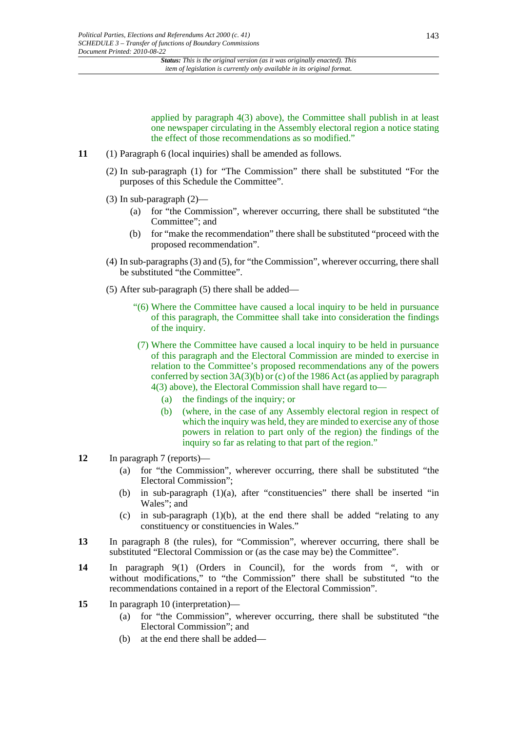applied by paragraph 4(3) above), the Committee shall publish in at least one newspaper circulating in the Assembly electoral region a notice stating the effect of those recommendations as so modified."

**11** (1) Paragraph 6 (local inquiries) shall be amended as follows.

(2) In sub-paragraph (1) for "The Commission" there shall be substituted "For the purposes of this Schedule the Committee".

(3) In sub-paragraph (2)—

(a) for "the Commission", wherever occurring, there shall be substituted "the Committee"; and

(b) for "make the recommendation" there shall be substituted "proceed with the proposed recommendation".

(4) In sub-paragraphs (3) and (5), for "the Commission", wherever occurring, there shall be substituted "the Committee".

(5) After sub-paragraph (5) there shall be added—

"(6) Where the Committee have caused a local inquiry to be held in pursuance of this paragraph, the Committee shall take into consideration the findings of the inquiry.

(7) Where the Committee have caused a local inquiry to be held in pursuance of this paragraph and the Electoral Commission are minded to exercise in relation to the Committee's proposed recommendations any of the powers conferred by section 3A(3)(b) or (c) of the 1986 Act (as applied by paragraph 4(3) above), the Electoral Commission shall have regard to—

(a) the findings of the inquiry; or

(b) (where, in the case of any Assembly electoral region in respect of which the inquiry was held, they are minded to exercise any of those powers in relation to part only of the region) the findings of the inquiry so far as relating to that part of the region."

**12** In paragraph 7 (reports)—

(a) for "the Commission", wherever occurring, there shall be substituted "the Electoral Commission";

(b) in sub-paragraph (1)(a), after "constituencies" there shall be inserted "in Wales"; and

(c) in sub-paragraph (1)(b), at the end there shall be added "relating to any constituency or constituencies in Wales."

**13** In paragraph 8 (the rules), for "Commission", wherever occurring, there shall be substituted "Electoral Commission or (as the case may be) the Committee".

**14** In paragraph 9(1) (Orders in Council), for the words from ", with or without modifications," to "the Commission" there shall be substituted "to the recommendations contained in a report of the Electoral Commission".

**15** In paragraph 10 (interpretation)—

(a) for "the Commission", wherever occurring, there shall be substituted "the Electoral Commission"; and

(b) at the end there shall be added—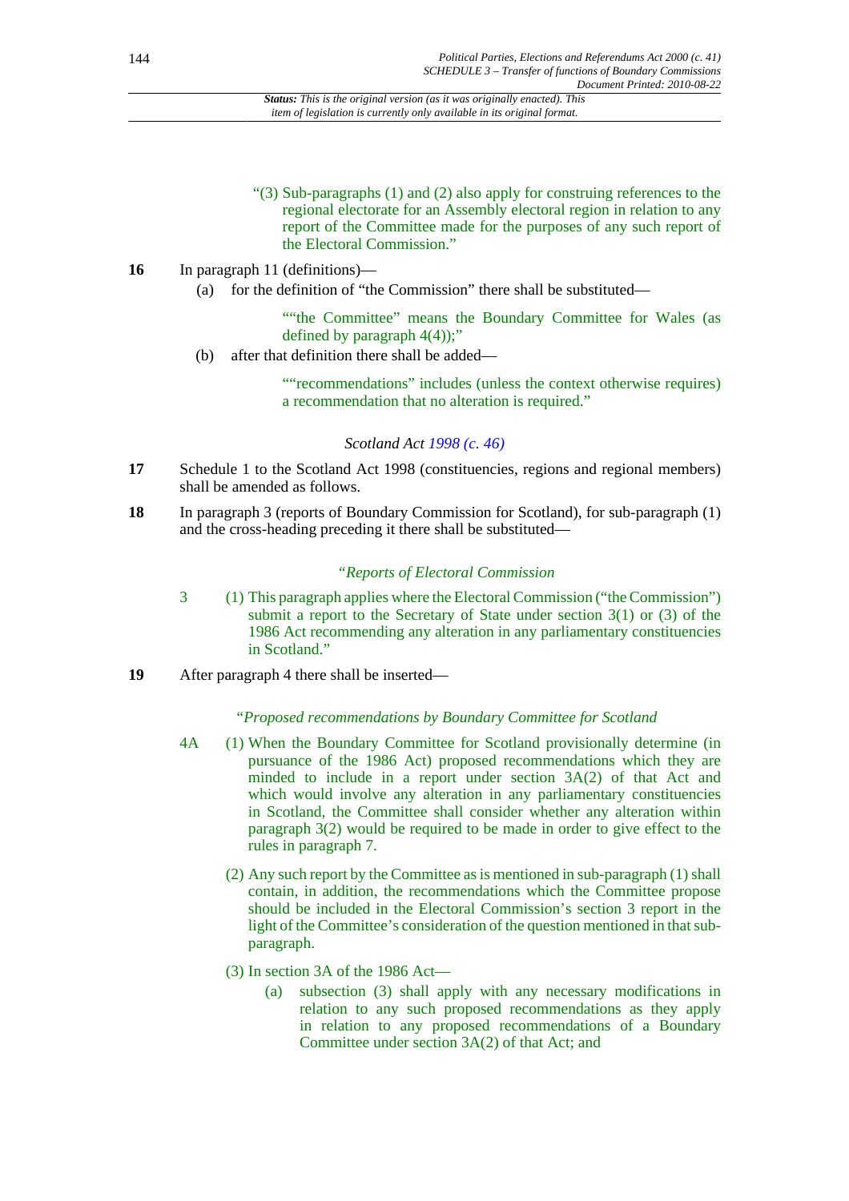"(3) Sub-paragraphs (1) and (2) also apply for construing references to the regional electorate for an Assembly electoral region in relation to any report of the Committee made for the purposes of any such report of the Electoral Commission."

**16** In paragraph 11 (definitions)—

(a) for the definition of "the Commission" there shall be substituted—

> ""the Committee" means the Boundary Committee for Wales (as defined by paragraph 4(4));"

(b) after that definition there shall be added—

> ""recommendations" includes (unless the context otherwise requires) a recommendation that no alteration is required."

*Scotland Act 1998 (c. 46)*

**17** Schedule 1 to the Scotland Act 1998 (constituencies, regions and regional members) shall be amended as follows.

**18** In paragraph 3 (reports of Boundary Commission for Scotland), for sub-paragraph (1) and the cross-heading preceding it there shall be substituted—

*"Reports of Electoral Commission*

3 (1) This paragraph applies where the Electoral Commission ("the Commission") submit a report to the Secretary of State under section 3(1) or (3) of the 1986 Act recommending any alteration in any parliamentary constituencies in Scotland."

**19** After paragraph 4 there shall be inserted—

*"Proposed recommendations by Boundary Committee for Scotland*

4A (1) When the Boundary Committee for Scotland provisionally determine (in pursuance of the 1986 Act) proposed recommendations which they are minded to include in a report under section 3A(2) of that Act and which would involve any alteration in any parliamentary constituencies in Scotland, the Committee shall consider whether any alteration within paragraph 3(2) would be required to be made in order to give effect to the rules in paragraph 7.

(2) Any such report by the Committee as is mentioned in sub-paragraph (1) shall contain, in addition, the recommendations which the Committee propose should be included in the Electoral Commission's section 3 report in the light of the Committee's consideration of the question mentioned in that sub-paragraph.

(3) In section 3A of the 1986 Act—

(a) subsection (3) shall apply with any necessary modifications in relation to any such proposed recommendations as they apply in relation to any proposed recommendations of a Boundary Committee under section 3A(2) of that Act; and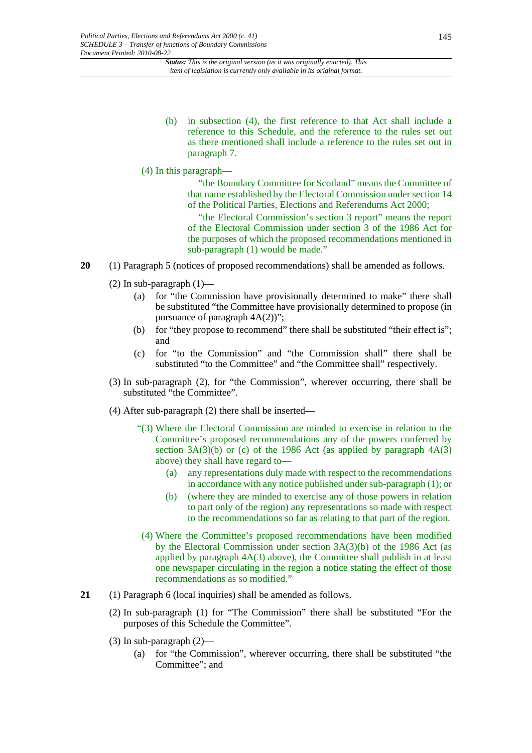(b) in subsection (4), the first reference to that Act shall include a reference to this Schedule, and the reference to the rules set out as there mentioned shall include a reference to the rules set out in paragraph 7.

(4) In this paragraph—

"the Boundary Committee for Scotland" means the Committee of that name established by the Electoral Commission under section 14 of the Political Parties, Elections and Referendums Act 2000;

"the Electoral Commission's section 3 report" means the report of the Electoral Commission under section 3 of the 1986 Act for the purposes of which the proposed recommendations mentioned in sub-paragraph (1) would be made."

**20** (1) Paragraph 5 (notices of proposed recommendations) shall be amended as follows.

(2) In sub-paragraph (1)—

(a) for "the Commission have provisionally determined to make" there shall be substituted "the Committee have provisionally determined to propose (in pursuance of paragraph 4A(2))";

(b) for "they propose to recommend" there shall be substituted "their effect is"; and

(c) for "to the Commission" and "the Commission shall" there shall be substituted "to the Committee" and "the Committee shall" respectively.

(3) In sub-paragraph (2), for "the Commission", wherever occurring, there shall be substituted "the Committee".

(4) After sub-paragraph (2) there shall be inserted—

"(3) Where the Electoral Commission are minded to exercise in relation to the Committee's proposed recommendations any of the powers conferred by section 3A(3)(b) or (c) of the 1986 Act (as applied by paragraph 4A(3) above) they shall have regard to—

(a) any representations duly made with respect to the recommendations in accordance with any notice published under sub-paragraph (1); or

(b) (where they are minded to exercise any of those powers in relation to part only of the region) any representations so made with respect to the recommendations so far as relating to that part of the region.

(4) Where the Committee's proposed recommendations have been modified by the Electoral Commission under section 3A(3)(b) of the 1986 Act (as applied by paragraph 4A(3) above), the Committee shall publish in at least one newspaper circulating in the region a notice stating the effect of those recommendations as so modified."

**21** (1) Paragraph 6 (local inquiries) shall be amended as follows.

(2) In sub-paragraph (1) for "The Commission" there shall be substituted "For the purposes of this Schedule the Committee".

(3) In sub-paragraph (2)—

(a) for "the Commission", wherever occurring, there shall be substituted "the Committee"; and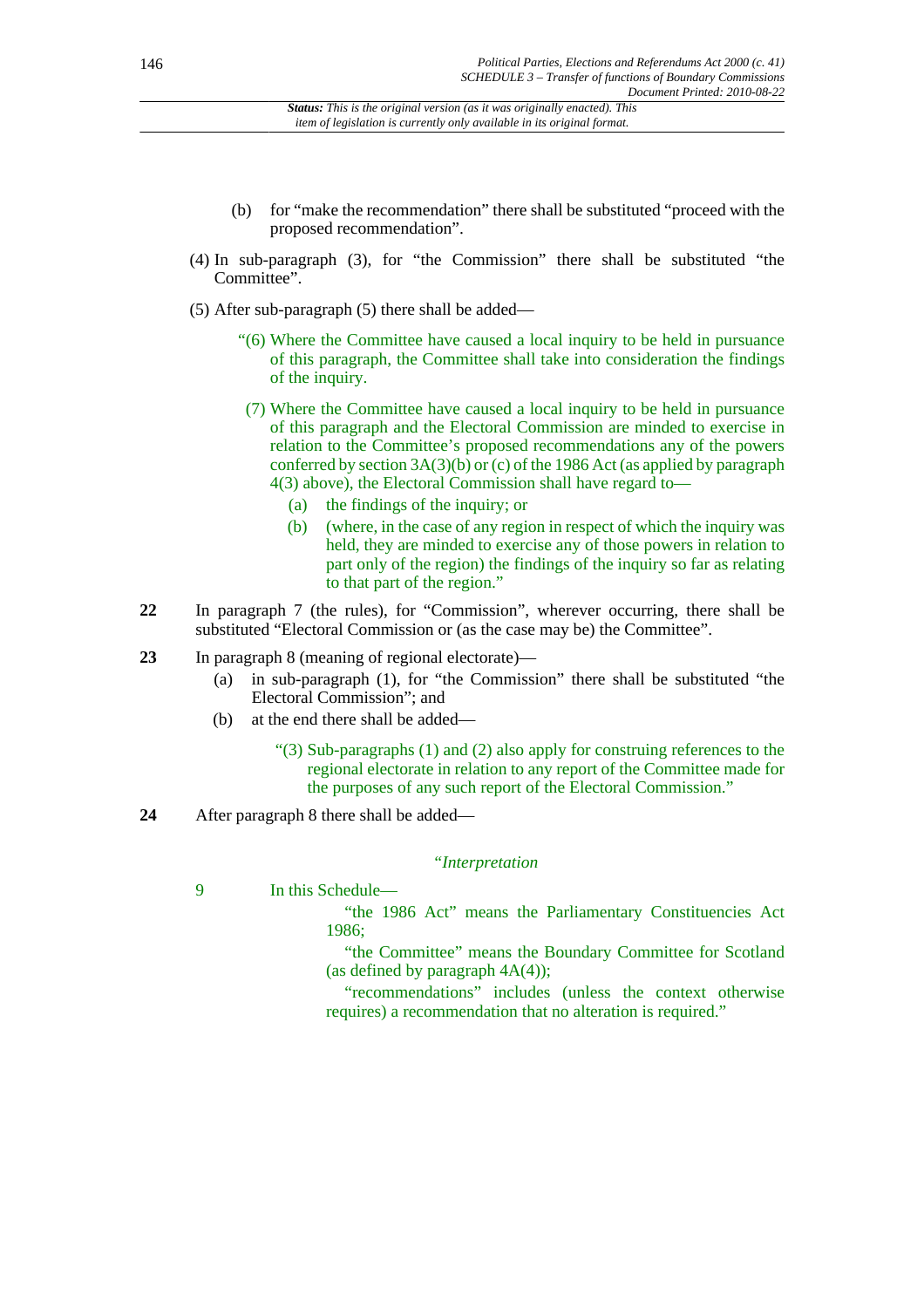(b) for "make the recommendation" there shall be substituted "proceed with the proposed recommendation".

(4) In sub-paragraph (3), for "the Commission" there shall be substituted "the Committee".

(5) After sub-paragraph (5) there shall be added—

"(6) Where the Committee have caused a local inquiry to be held in pursuance of this paragraph, the Committee shall take into consideration the findings of the inquiry.

(7) Where the Committee have caused a local inquiry to be held in pursuance of this paragraph and the Electoral Commission are minded to exercise in relation to the Committee's proposed recommendations any of the powers conferred by section 3A(3)(b) or (c) of the 1986 Act (as applied by paragraph 4(3) above), the Electoral Commission shall have regard to—

(a) the findings of the inquiry; or

(b) (where, in the case of any region in respect of which the inquiry was held, they are minded to exercise any of those powers in relation to part only of the region) the findings of the inquiry so far as relating to that part of the region."

**22** In paragraph 7 (the rules), for "Commission", wherever occurring, there shall be substituted "Electoral Commission or (as the case may be) the Committee".

**23** In paragraph 8 (meaning of regional electorate)—

(a) in sub-paragraph (1), for "the Commission" there shall be substituted "the Electoral Commission"; and

(b) at the end there shall be added—

"(3) Sub-paragraphs (1) and (2) also apply for construing references to the regional electorate in relation to any report of the Committee made for the purposes of any such report of the Electoral Commission."

**24** After paragraph 8 there shall be added—

*"Interpretation*

9 In this Schedule—

"the 1986 Act" means the Parliamentary Constituencies Act 1986;

"the Committee" means the Boundary Committee for Scotland (as defined by paragraph 4A(4));

"recommendations" includes (unless the context otherwise requires) a recommendation that no alteration is required."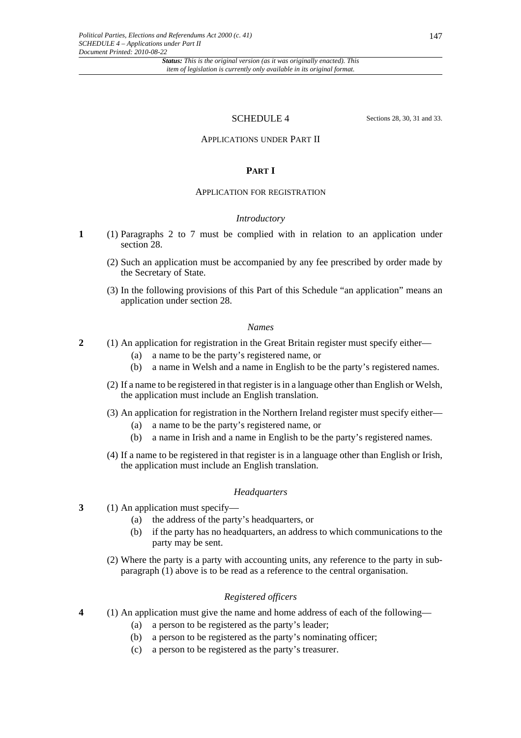# SCHEDULE 4

Sections 28, 30, 31 and 33.

## APPLICATIONS UNDER PART II

### PART I

#### APPLICATION FOR REGISTRATION

*Introductory*

**1** (1) Paragraphs 2 to 7 must be complied with in relation to an application under section 28.

(2) Such an application must be accompanied by any fee prescribed by order made by the Secretary of State.

(3) In the following provisions of this Part of this Schedule "an application" means an application under section 28.

*Names*

**2** (1) An application for registration in the Great Britain register must specify either—

(a) a name to be the party's registered name, or

(b) a name in Welsh and a name in English to be the party's registered names.

(2) If a name to be registered in that register is in a language other than English or Welsh, the application must include an English translation.

(3) An application for registration in the Northern Ireland register must specify either—

(a) a name to be the party's registered name, or

(b) a name in Irish and a name in English to be the party's registered names.

(4) If a name to be registered in that register is in a language other than English or Irish, the application must include an English translation.

*Headquarters*

**3** (1) An application must specify—

(a) the address of the party's headquarters, or

(b) if the party has no headquarters, an address to which communications to the party may be sent.

(2) Where the party is a party with accounting units, any reference to the party in sub-paragraph (1) above is to be read as a reference to the central organisation.

*Registered officers*

**4** (1) An application must give the name and home address of each of the following—

(a) a person to be registered as the party's leader;

(b) a person to be registered as the party's nominating officer;

(c) a person to be registered as the party's treasurer.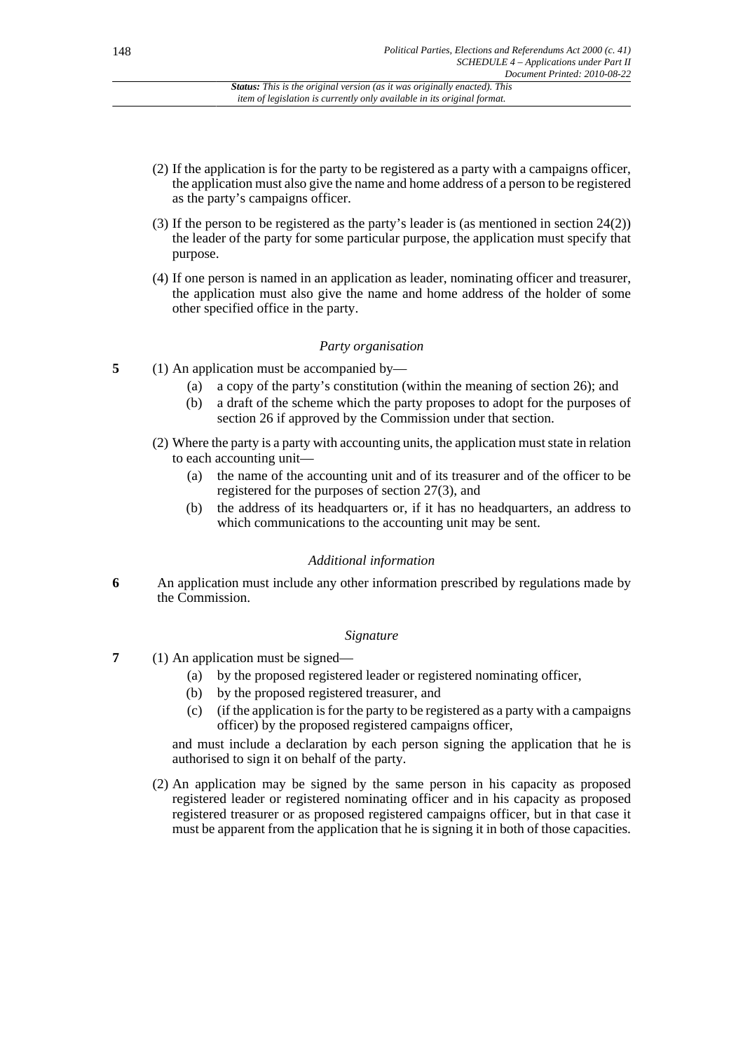(2) If the application is for the party to be registered as a party with a campaigns officer, the application must also give the name and home address of a person to be registered as the party's campaigns officer.

(3) If the person to be registered as the party's leader is (as mentioned in section 24(2)) the leader of the party for some particular purpose, the application must specify that purpose.

(4) If one person is named in an application as leader, nominating officer and treasurer, the application must also give the name and home address of the holder of some other specified office in the party.

*Party organisation*

**5** (1) An application must be accompanied by—

(a) a copy of the party's constitution (within the meaning of section 26); and

(b) a draft of the scheme which the party proposes to adopt for the purposes of section 26 if approved by the Commission under that section.

(2) Where the party is a party with accounting units, the application must state in relation to each accounting unit—

(a) the name of the accounting unit and of its treasurer and of the officer to be registered for the purposes of section 27(3), and

(b) the address of its headquarters or, if it has no headquarters, an address to which communications to the accounting unit may be sent.

*Additional information*

**6** An application must include any other information prescribed by regulations made by the Commission.

*Signature*

**7** (1) An application must be signed—

(a) by the proposed registered leader or registered nominating officer,

(b) by the proposed registered treasurer, and

(c) (if the application is for the party to be registered as a party with a campaigns officer) by the proposed registered campaigns officer,

and must include a declaration by each person signing the application that he is authorised to sign it on behalf of the party.

(2) An application may be signed by the same person in his capacity as proposed registered leader or registered nominating officer and in his capacity as proposed registered treasurer or as proposed registered campaigns officer, but in that case it must be apparent from the application that he is signing it in both of those capacities.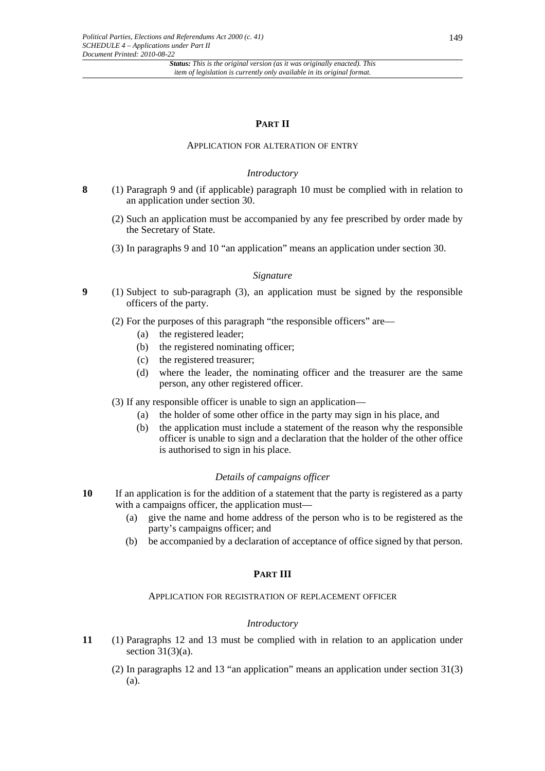## PART II

### APPLICATION FOR ALTERATION OF ENTRY

*Introductory*

**8** (1) Paragraph 9 and (if applicable) paragraph 10 must be complied with in relation to an application under section 30.

(2) Such an application must be accompanied by any fee prescribed by order made by the Secretary of State.

(3) In paragraphs 9 and 10 "an application" means an application under section 30.

*Signature*

**9** (1) Subject to sub-paragraph (3), an application must be signed by the responsible officers of the party.

(2) For the purposes of this paragraph "the responsible officers" are—

- (a) the registered leader;
- (b) the registered nominating officer;
- (c) the registered treasurer;
- (d) where the leader, the nominating officer and the treasurer are the same person, any other registered officer.

(3) If any responsible officer is unable to sign an application—

- (a) the holder of some other office in the party may sign in his place, and
- (b) the application must include a statement of the reason why the responsible officer is unable to sign and a declaration that the holder of the other office is authorised to sign in his place.

*Details of campaigns officer*

**10** If an application is for the addition of a statement that the party is registered as a party with a campaigns officer, the application must—

- (a) give the name and home address of the person who is to be registered as the party's campaigns officer; and
- (b) be accompanied by a declaration of acceptance of office signed by that person.

## PART III

### APPLICATION FOR REGISTRATION OF REPLACEMENT OFFICER

*Introductory*

**11** (1) Paragraphs 12 and 13 must be complied with in relation to an application under section 31(3)(a).

(2) In paragraphs 12 and 13 "an application" means an application under section 31(3)(a).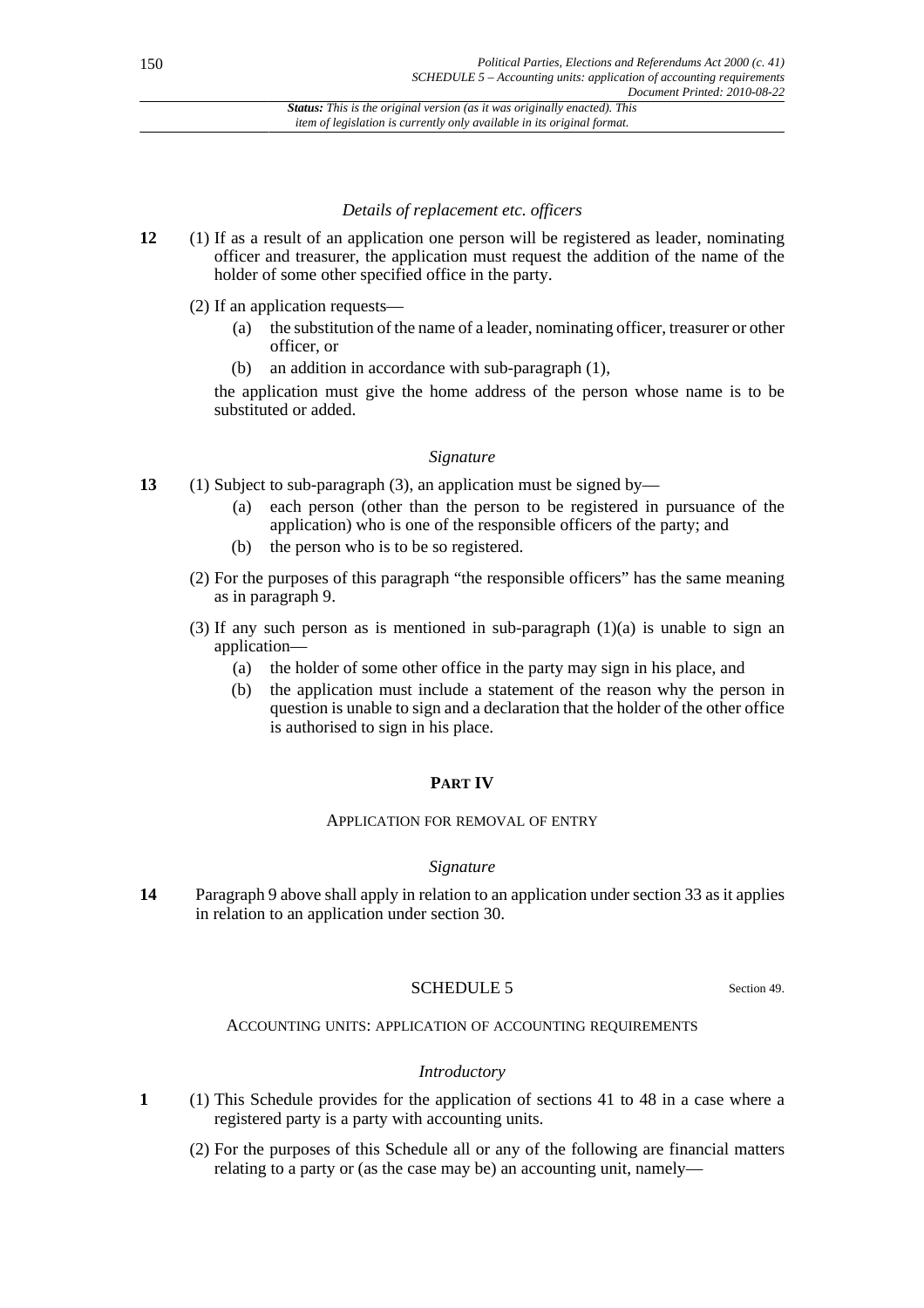*Details of replacement etc. officers*

**12** (1) If as a result of an application one person will be registered as leader, nominating officer and treasurer, the application must request the addition of the name of the holder of some other specified office in the party.

(2) If an application requests—

(a) the substitution of the name of a leader, nominating officer, treasurer or other officer, or

(b) an addition in accordance with sub-paragraph (1),

the application must give the home address of the person whose name is to be substituted or added.

*Signature*

**13** (1) Subject to sub-paragraph (3), an application must be signed by—

(a) each person (other than the person to be registered in pursuance of the application) who is one of the responsible officers of the party; and

(b) the person who is to be so registered.

(2) For the purposes of this paragraph "the responsible officers" has the same meaning as in paragraph 9.

(3) If any such person as is mentioned in sub-paragraph (1)(a) is unable to sign an application—

(a) the holder of some other office in the party may sign in his place, and

(b) the application must include a statement of the reason why the person in question is unable to sign and a declaration that the holder of the other office is authorised to sign in his place.

## PART IV

### APPLICATION FOR REMOVAL OF ENTRY

*Signature*

**14** Paragraph 9 above shall apply in relation to an application under section 33 as it applies in relation to an application under section 30.

## SCHEDULE 5

Section 49.

### ACCOUNTING UNITS: APPLICATION OF ACCOUNTING REQUIREMENTS

*Introductory*

**1** (1) This Schedule provides for the application of sections 41 to 48 in a case where a registered party is a party with accounting units.

(2) For the purposes of this Schedule all or any of the following are financial matters relating to a party or (as the case may be) an accounting unit, namely—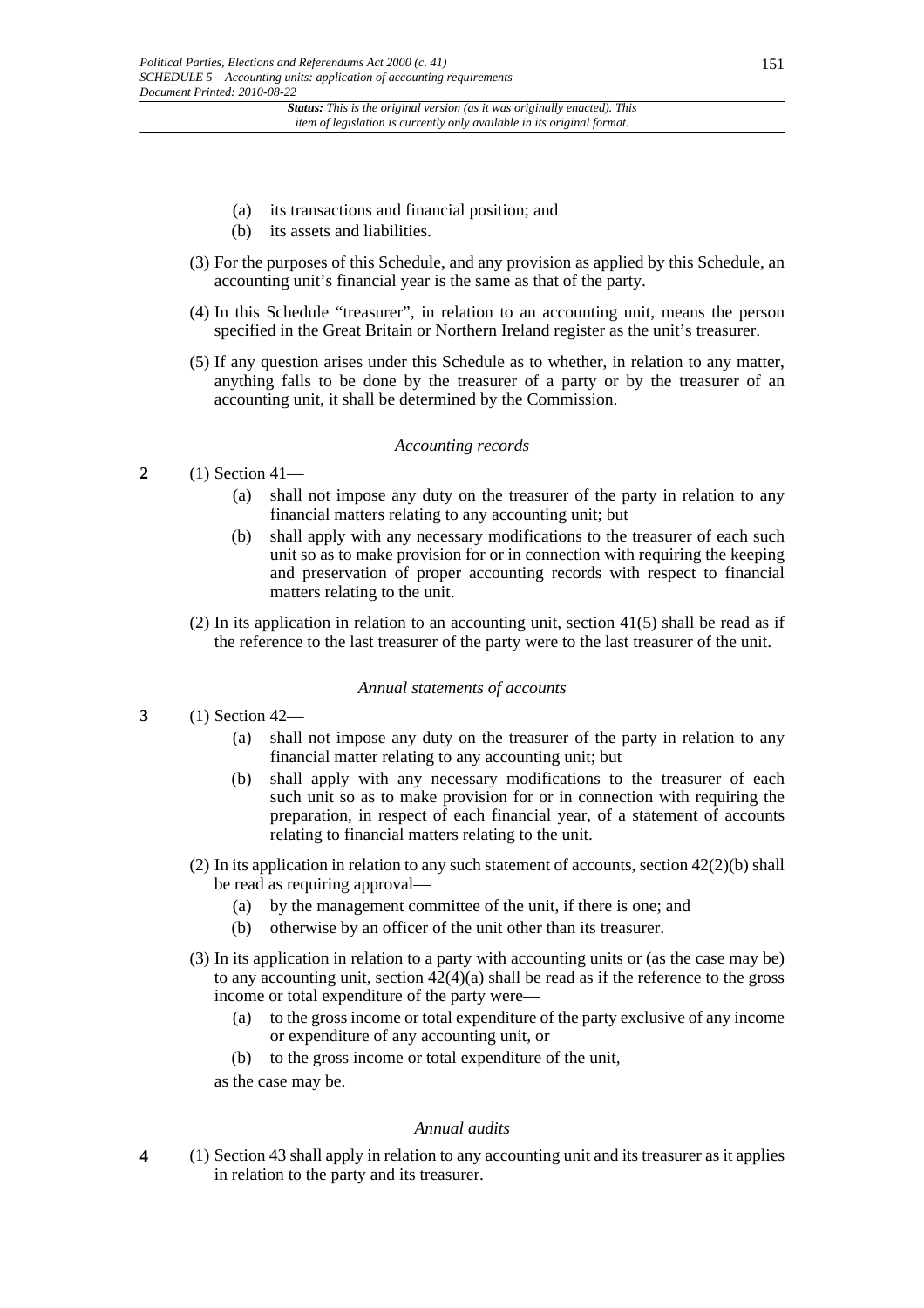(a) its transactions and financial position; and

(b) its assets and liabilities.

(3) For the purposes of this Schedule, and any provision as applied by this Schedule, an accounting unit's financial year is the same as that of the party.

(4) In this Schedule "treasurer", in relation to an accounting unit, means the person specified in the Great Britain or Northern Ireland register as the unit's treasurer.

(5) If any question arises under this Schedule as to whether, in relation to any matter, anything falls to be done by the treasurer of a party or by the treasurer of an accounting unit, it shall be determined by the Commission.

### *Accounting records*

**2** (1) Section 41—

(a) shall not impose any duty on the treasurer of the party in relation to any financial matters relating to any accounting unit; but

(b) shall apply with any necessary modifications to the treasurer of each such unit so as to make provision for or in connection with requiring the keeping and preservation of proper accounting records with respect to financial matters relating to the unit.

(2) In its application in relation to an accounting unit, section 41(5) shall be read as if the reference to the last treasurer of the party were to the last treasurer of the unit.

### *Annual statements of accounts*

**3** (1) Section 42—

(a) shall not impose any duty on the treasurer of the party in relation to any financial matter relating to any accounting unit; but

(b) shall apply with any necessary modifications to the treasurer of each such unit so as to make provision for or in connection with requiring the preparation, in respect of each financial year, of a statement of accounts relating to financial matters relating to the unit.

(2) In its application in relation to any such statement of accounts, section 42(2)(b) shall be read as requiring approval—

(a) by the management committee of the unit, if there is one; and

(b) otherwise by an officer of the unit other than its treasurer.

(3) In its application in relation to a party with accounting units or (as the case may be) to any accounting unit, section 42(4)(a) shall be read as if the reference to the gross income or total expenditure of the party were—

(a) to the gross income or total expenditure of the party exclusive of any income or expenditure of any accounting unit, or

(b) to the gross income or total expenditure of the unit,

as the case may be.

### *Annual audits*

**4** (1) Section 43 shall apply in relation to any accounting unit and its treasurer as it applies in relation to the party and its treasurer.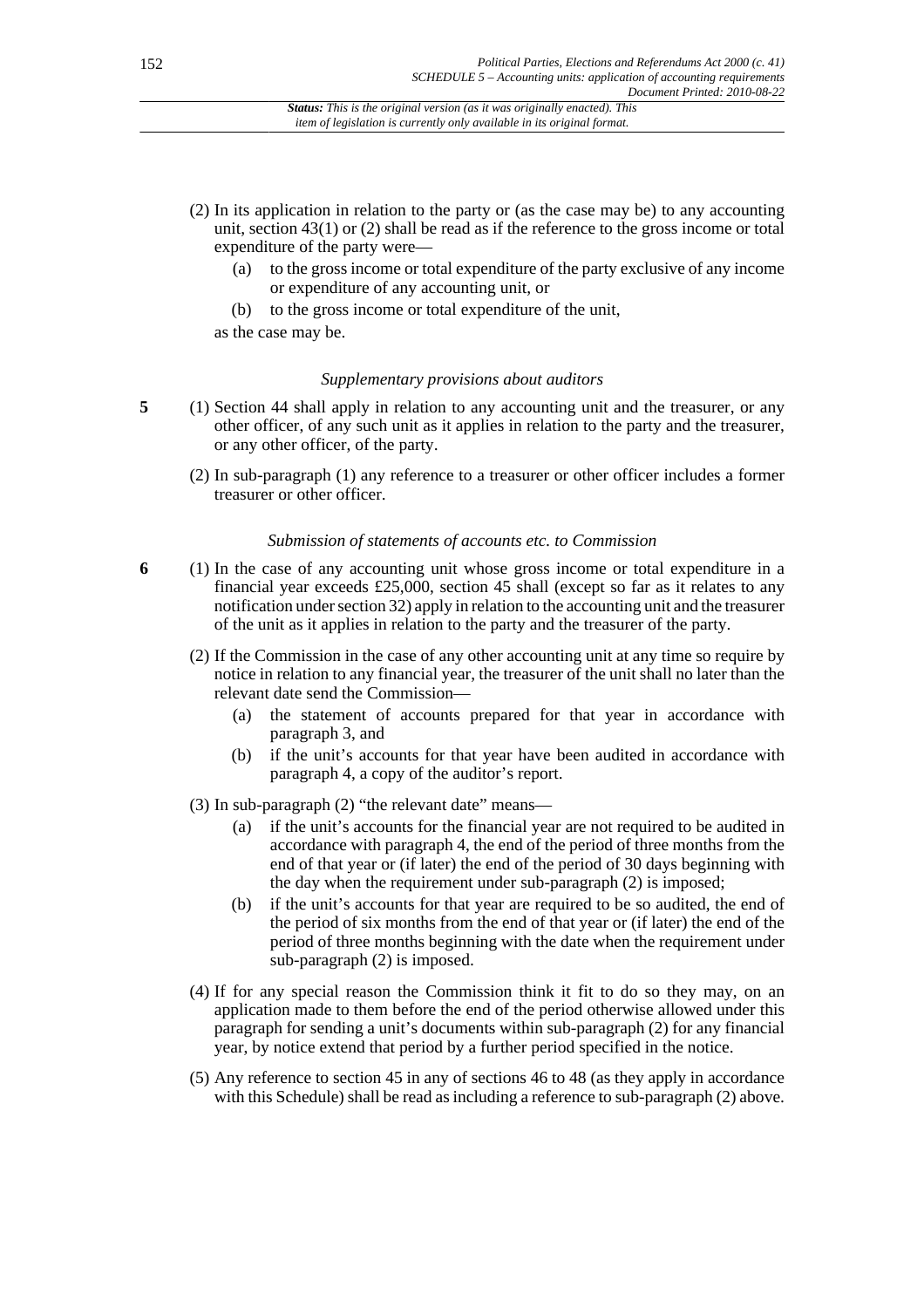(2) In its application in relation to the party or (as the case may be) to any accounting unit, section 43(1) or (2) shall be read as if the reference to the gross income or total expenditure of the party were—

(a) to the gross income or total expenditure of the party exclusive of any income or expenditure of any accounting unit, or

(b) to the gross income or total expenditure of the unit,

as the case may be.

*Supplementary provisions about auditors*

**5** (1) Section 44 shall apply in relation to any accounting unit and the treasurer, or any other officer, of any such unit as it applies in relation to the party and the treasurer, or any other officer, of the party.

(2) In sub-paragraph (1) any reference to a treasurer or other officer includes a former treasurer or other officer.

*Submission of statements of accounts etc. to Commission*

**6** (1) In the case of any accounting unit whose gross income or total expenditure in a financial year exceeds £25,000, section 45 shall (except so far as it relates to any notification under section 32) apply in relation to the accounting unit and the treasurer of the unit as it applies in relation to the party and the treasurer of the party.

(2) If the Commission in the case of any other accounting unit at any time so require by notice in relation to any financial year, the treasurer of the unit shall no later than the relevant date send the Commission—

(a) the statement of accounts prepared for that year in accordance with paragraph 3, and

(b) if the unit's accounts for that year have been audited in accordance with paragraph 4, a copy of the auditor's report.

(3) In sub-paragraph (2) "the relevant date" means—

(a) if the unit's accounts for the financial year are not required to be audited in accordance with paragraph 4, the end of the period of three months from the end of that year or (if later) the end of the period of 30 days beginning with the day when the requirement under sub-paragraph (2) is imposed;

(b) if the unit's accounts for that year are required to be so audited, the end of the period of six months from the end of that year or (if later) the end of the period of three months beginning with the date when the requirement under sub-paragraph (2) is imposed.

(4) If for any special reason the Commission think it fit to do so they may, on an application made to them before the end of the period otherwise allowed under this paragraph for sending a unit's documents within sub-paragraph (2) for any financial year, by notice extend that period by a further period specified in the notice.

(5) Any reference to section 45 in any of sections 46 to 48 (as they apply in accordance with this Schedule) shall be read as including a reference to sub-paragraph (2) above.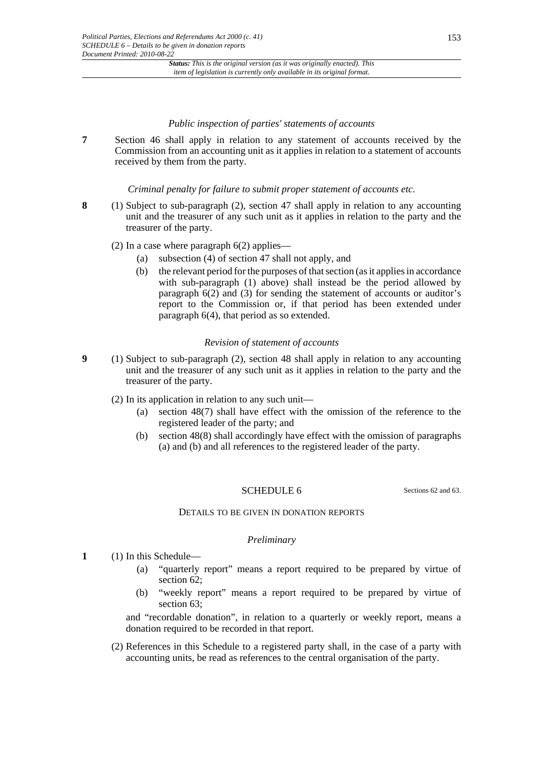*Public inspection of parties' statements of accounts*

**7** Section 46 shall apply in relation to any statement of accounts received by the Commission from an accounting unit as it applies in relation to a statement of accounts received by them from the party.

*Criminal penalty for failure to submit proper statement of accounts etc.*

**8** (1) Subject to sub-paragraph (2), section 47 shall apply in relation to any accounting unit and the treasurer of any such unit as it applies in relation to the party and the treasurer of the party.

(2) In a case where paragraph 6(2) applies—

- (a) subsection (4) of section 47 shall not apply, and
- (b) the relevant period for the purposes of that section (as it applies in accordance with sub-paragraph (1) above) shall instead be the period allowed by paragraph 6(2) and (3) for sending the statement of accounts or auditor's report to the Commission or, if that period has been extended under paragraph 6(4), that period as so extended.

*Revision of statement of accounts*

**9** (1) Subject to sub-paragraph (2), section 48 shall apply in relation to any accounting unit and the treasurer of any such unit as it applies in relation to the party and the treasurer of the party.

(2) In its application in relation to any such unit—

- (a) section 48(7) shall have effect with the omission of the reference to the registered leader of the party; and
- (b) section 48(8) shall accordingly have effect with the omission of paragraphs (a) and (b) and all references to the registered leader of the party.

## SCHEDULE 6

Sections 62 and 63.

DETAILS TO BE GIVEN IN DONATION REPORTS

*Preliminary*

**1** (1) In this Schedule—

- (a) "quarterly report" means a report required to be prepared by virtue of section 62;
- (b) "weekly report" means a report required to be prepared by virtue of section 63;

and "recordable donation", in relation to a quarterly or weekly report, means a donation required to be recorded in that report.

(2) References in this Schedule to a registered party shall, in the case of a party with accounting units, be read as references to the central organisation of the party.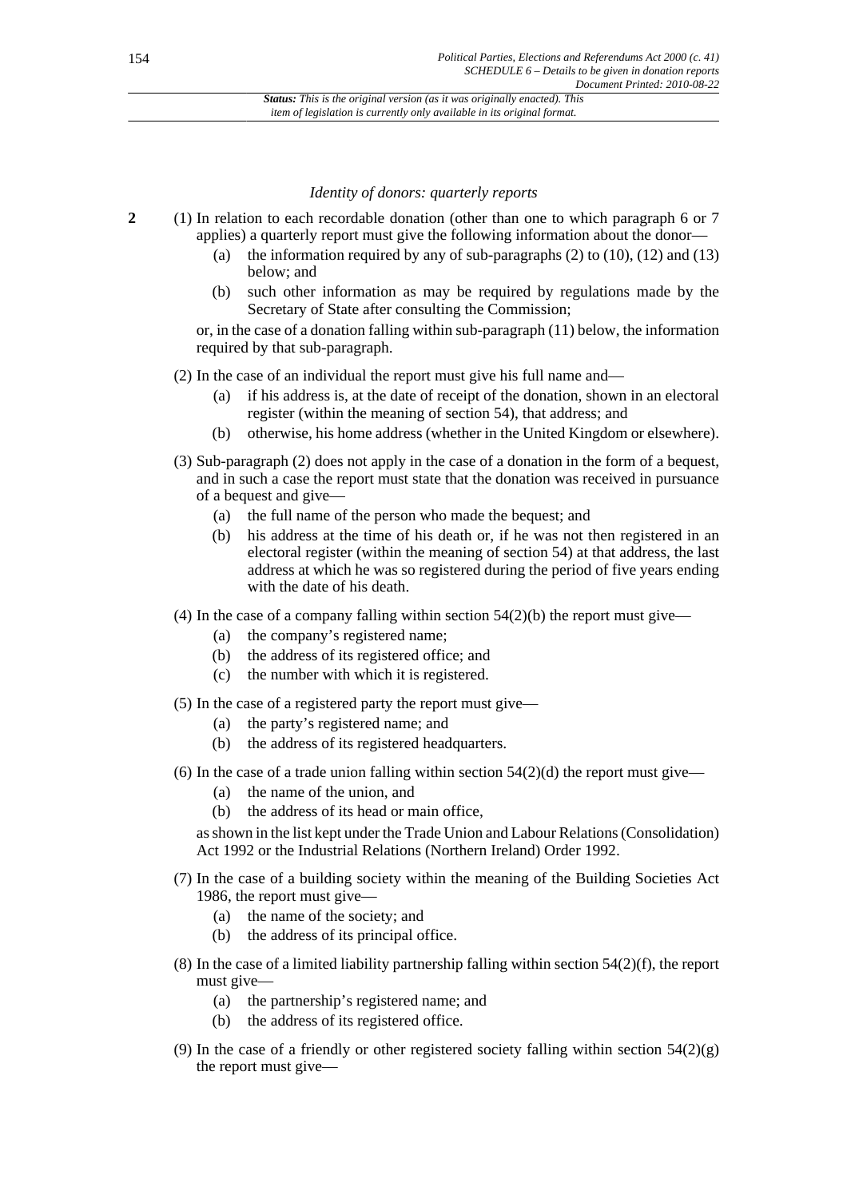*Identity of donors: quarterly reports*

**2** (1) In relation to each recordable donation (other than one to which paragraph 6 or 7 applies) a quarterly report must give the following information about the donor—

(a) the information required by any of sub-paragraphs (2) to (10), (12) and (13) below; and

(b) such other information as may be required by regulations made by the Secretary of State after consulting the Commission;

or, in the case of a donation falling within sub-paragraph (11) below, the information required by that sub-paragraph.

(2) In the case of an individual the report must give his full name and—

(a) if his address is, at the date of receipt of the donation, shown in an electoral register (within the meaning of section 54), that address; and

(b) otherwise, his home address (whether in the United Kingdom or elsewhere).

(3) Sub-paragraph (2) does not apply in the case of a donation in the form of a bequest, and in such a case the report must state that the donation was received in pursuance of a bequest and give—

(a) the full name of the person who made the bequest; and

(b) his address at the time of his death or, if he was not then registered in an electoral register (within the meaning of section 54) at that address, the last address at which he was so registered during the period of five years ending with the date of his death.

(4) In the case of a company falling within section 54(2)(b) the report must give—

(a) the company's registered name;

(b) the address of its registered office; and

(c) the number with which it is registered.

(5) In the case of a registered party the report must give—

(a) the party's registered name; and

(b) the address of its registered headquarters.

(6) In the case of a trade union falling within section 54(2)(d) the report must give—

(a) the name of the union, and

(b) the address of its head or main office,

as shown in the list kept under the Trade Union and Labour Relations (Consolidation) Act 1992 or the Industrial Relations (Northern Ireland) Order 1992.

(7) In the case of a building society within the meaning of the Building Societies Act 1986, the report must give—

(a) the name of the society; and

(b) the address of its principal office.

(8) In the case of a limited liability partnership falling within section 54(2)(f), the report must give—

(a) the partnership's registered name; and

(b) the address of its registered office.

(9) In the case of a friendly or other registered society falling within section 54(2)(g) the report must give—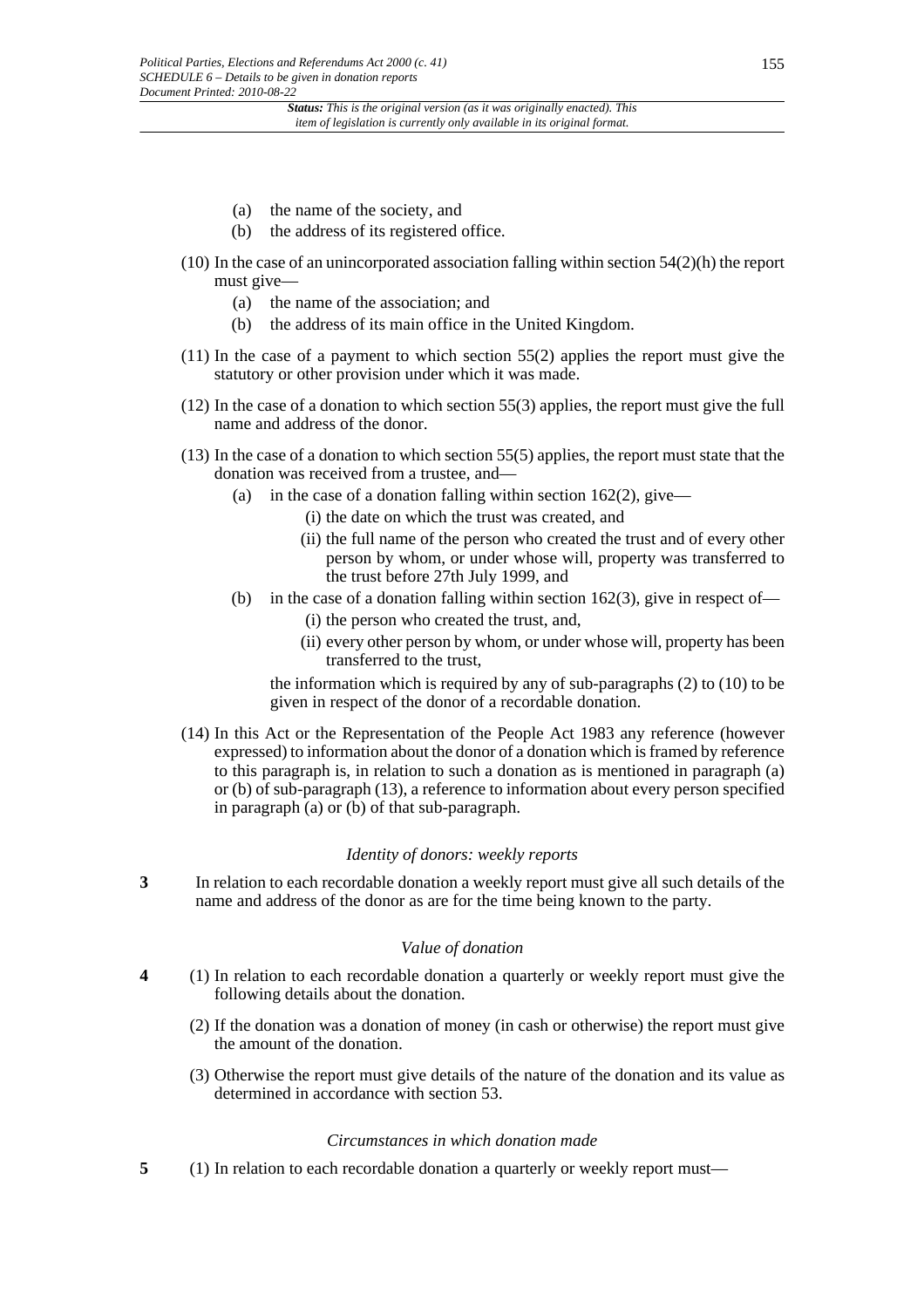- (a) the name of the society, and
- (b) the address of its registered office.

(10) In the case of an unincorporated association falling within section 54(2)(h) the report must give—

- (a) the name of the association; and
- (b) the address of its main office in the United Kingdom.

(11) In the case of a payment to which section 55(2) applies the report must give the statutory or other provision under which it was made.

(12) In the case of a donation to which section 55(3) applies, the report must give the full name and address of the donor.

(13) In the case of a donation to which section 55(5) applies, the report must state that the donation was received from a trustee, and—

- (a) in the case of a donation falling within section 162(2), give—
  - (i) the date on which the trust was created, and
  - (ii) the full name of the person who created the trust and of every other person by whom, or under whose will, property was transferred to the trust before 27th July 1999, and
- (b) in the case of a donation falling within section 162(3), give in respect of—
  - (i) the person who created the trust, and,
  - (ii) every other person by whom, or under whose will, property has been transferred to the trust,

  the information which is required by any of sub-paragraphs (2) to (10) to be given in respect of the donor of a recordable donation.

(14) In this Act or the Representation of the People Act 1983 any reference (however expressed) to information about the donor of a donation which is framed by reference to this paragraph is, in relation to such a donation as is mentioned in paragraph (a) or (b) of sub-paragraph (13), a reference to information about every person specified in paragraph (a) or (b) of that sub-paragraph.

*Identity of donors: weekly reports*

**3** In relation to each recordable donation a weekly report must give all such details of the name and address of the donor as are for the time being known to the party.

*Value of donation*

**4** (1) In relation to each recordable donation a quarterly or weekly report must give the following details about the donation.

(2) If the donation was a donation of money (in cash or otherwise) the report must give the amount of the donation.

(3) Otherwise the report must give details of the nature of the donation and its value as determined in accordance with section 53.

*Circumstances in which donation made*

**5** (1) In relation to each recordable donation a quarterly or weekly report must—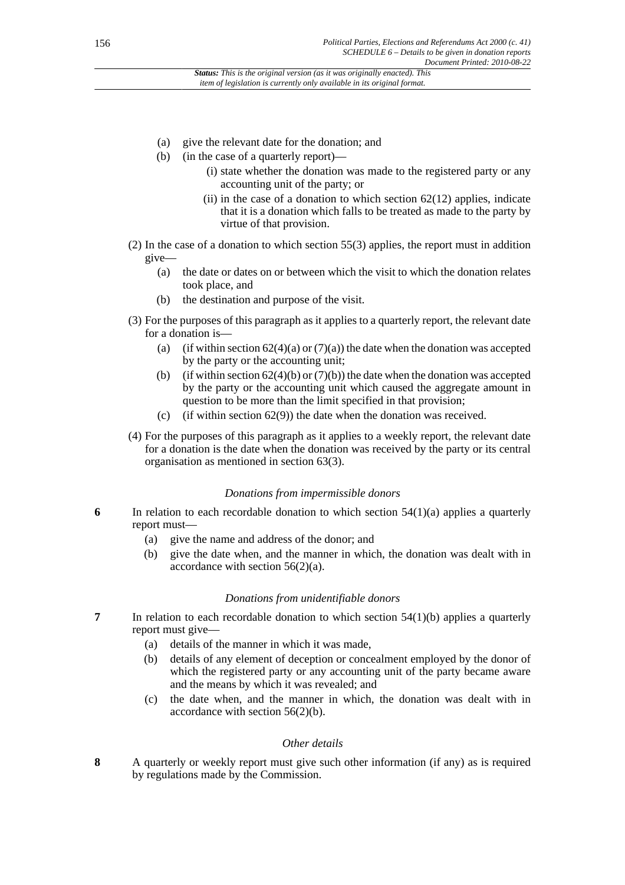(a) give the relevant date for the donation; and

(b) (in the case of a quarterly report)—

(i) state whether the donation was made to the registered party or any accounting unit of the party; or

(ii) in the case of a donation to which section 62(12) applies, indicate that it is a donation which falls to be treated as made to the party by virtue of that provision.

(2) In the case of a donation to which section 55(3) applies, the report must in addition give—

(a) the date or dates on or between which the visit to which the donation relates took place, and

(b) the destination and purpose of the visit.

(3) For the purposes of this paragraph as it applies to a quarterly report, the relevant date for a donation is—

(a) (if within section 62(4)(a) or (7)(a)) the date when the donation was accepted by the party or the accounting unit;

(b) (if within section 62(4)(b) or (7)(b)) the date when the donation was accepted by the party or the accounting unit which caused the aggregate amount in question to be more than the limit specified in that provision;

(c) (if within section 62(9)) the date when the donation was received.

(4) For the purposes of this paragraph as it applies to a weekly report, the relevant date for a donation is the date when the donation was received by the party or its central organisation as mentioned in section 63(3).

*Donations from impermissible donors*

**6** In relation to each recordable donation to which section 54(1)(a) applies a quarterly report must—

(a) give the name and address of the donor; and

(b) give the date when, and the manner in which, the donation was dealt with in accordance with section 56(2)(a).

*Donations from unidentifiable donors*

**7** In relation to each recordable donation to which section 54(1)(b) applies a quarterly report must give—

(a) details of the manner in which it was made,

(b) details of any element of deception or concealment employed by the donor of which the registered party or any accounting unit of the party became aware and the means by which it was revealed; and

(c) the date when, and the manner in which, the donation was dealt with in accordance with section 56(2)(b).

*Other details*

**8** A quarterly or weekly report must give such other information (if any) as is required by regulations made by the Commission.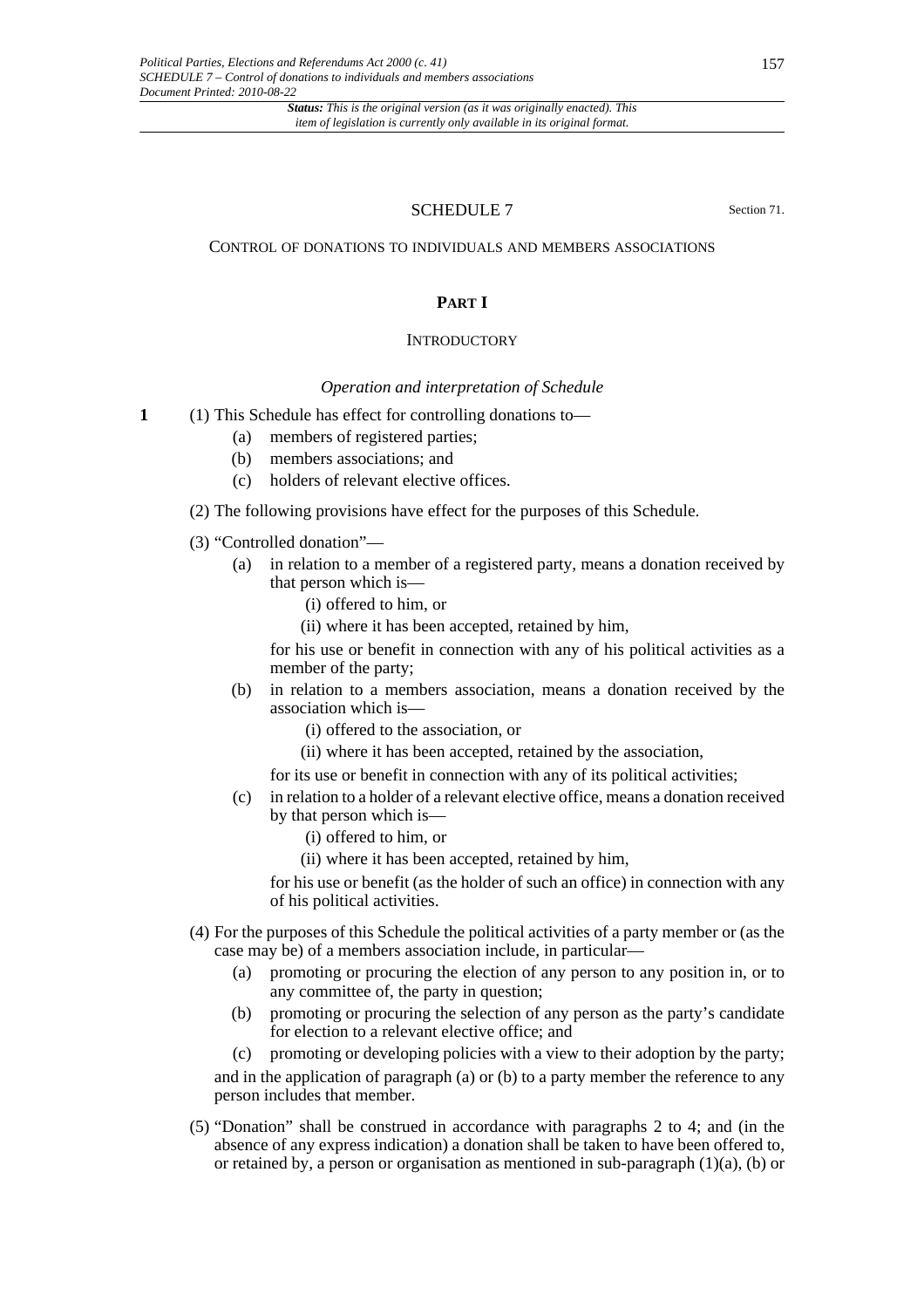# SCHEDULE 7

Section 71.

## CONTROL OF DONATIONS TO INDIVIDUALS AND MEMBERS ASSOCIATIONS

### PART I

#### INTRODUCTORY

*Operation and interpretation of Schedule*

**1** (1) This Schedule has effect for controlling donations to—

(a) members of registered parties;

(b) members associations; and

(c) holders of relevant elective offices.

(2) The following provisions have effect for the purposes of this Schedule.

(3) "Controlled donation"—

(a) in relation to a member of a registered party, means a donation received by that person which is—

(i) offered to him, or

(ii) where it has been accepted, retained by him,

for his use or benefit in connection with any of his political activities as a member of the party;

(b) in relation to a members association, means a donation received by the association which is—

(i) offered to the association, or

(ii) where it has been accepted, retained by the association,

for its use or benefit in connection with any of its political activities;

(c) in relation to a holder of a relevant elective office, means a donation received by that person which is—

(i) offered to him, or

(ii) where it has been accepted, retained by him,

for his use or benefit (as the holder of such an office) in connection with any of his political activities.

(4) For the purposes of this Schedule the political activities of a party member or (as the case may be) of a members association include, in particular—

(a) promoting or procuring the election of any person to any position in, or to any committee of, the party in question;

(b) promoting or procuring the selection of any person as the party's candidate for election to a relevant elective office; and

(c) promoting or developing policies with a view to their adoption by the party;

and in the application of paragraph (a) or (b) to a party member the reference to any person includes that member.

(5) "Donation" shall be construed in accordance with paragraphs 2 to 4; and (in the absence of any express indication) a donation shall be taken to have been offered to, or retained by, a person or organisation as mentioned in sub-paragraph (1)(a), (b) or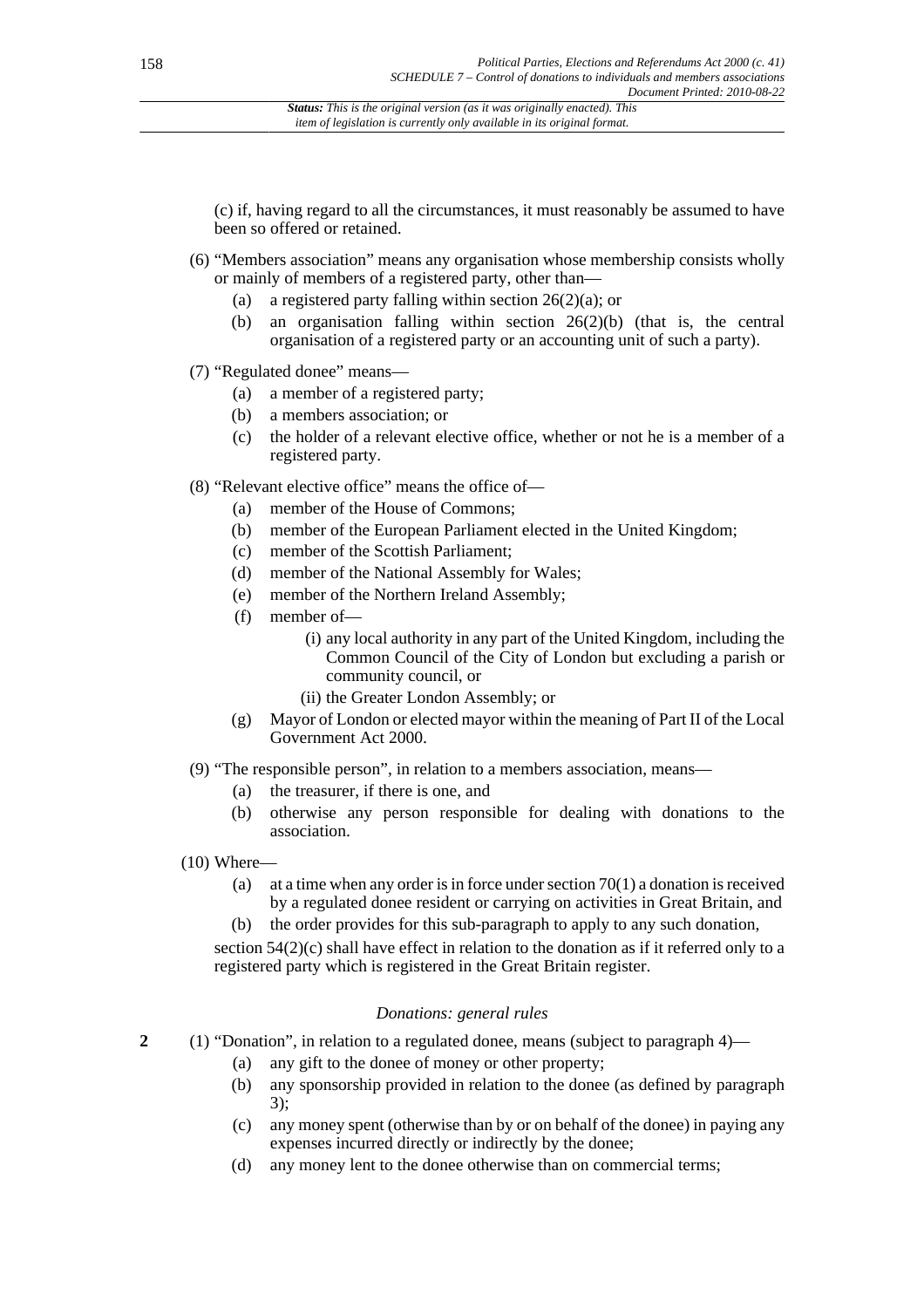(c) if, having regard to all the circumstances, it must reasonably be assumed to have been so offered or retained.

(6) "Members association" means any organisation whose membership consists wholly or mainly of members of a registered party, other than—

- (a) a registered party falling within section 26(2)(a); or
- (b) an organisation falling within section 26(2)(b) (that is, the central organisation of a registered party or an accounting unit of such a party).

(7) "Regulated donee" means—

- (a) a member of a registered party;
- (b) a members association; or
- (c) the holder of a relevant elective office, whether or not he is a member of a registered party.

(8) "Relevant elective office" means the office of—

- (a) member of the House of Commons;
- (b) member of the European Parliament elected in the United Kingdom;
- (c) member of the Scottish Parliament;
- (d) member of the National Assembly for Wales;
- (e) member of the Northern Ireland Assembly;
- (f) member of—
  - (i) any local authority in any part of the United Kingdom, including the Common Council of the City of London but excluding a parish or community council, or
  - (ii) the Greater London Assembly; or
- (g) Mayor of London or elected mayor within the meaning of Part II of the Local Government Act 2000.

(9) "The responsible person", in relation to a members association, means—

- (a) the treasurer, if there is one, and
- (b) otherwise any person responsible for dealing with donations to the association.

(10) Where—

- (a) at a time when any order is in force under section 70(1) a donation is received by a regulated donee resident or carrying on activities in Great Britain, and
- (b) the order provides for this sub-paragraph to apply to any such donation,

section 54(2)(c) shall have effect in relation to the donation as if it referred only to a registered party which is registered in the Great Britain register.

### *Donations: general rules*

**2** (1) "Donation", in relation to a regulated donee, means (subject to paragraph 4)—

- (a) any gift to the donee of money or other property;
- (b) any sponsorship provided in relation to the donee (as defined by paragraph 3);
- (c) any money spent (otherwise than by or on behalf of the donee) in paying any expenses incurred directly or indirectly by the donee;
- (d) any money lent to the donee otherwise than on commercial terms;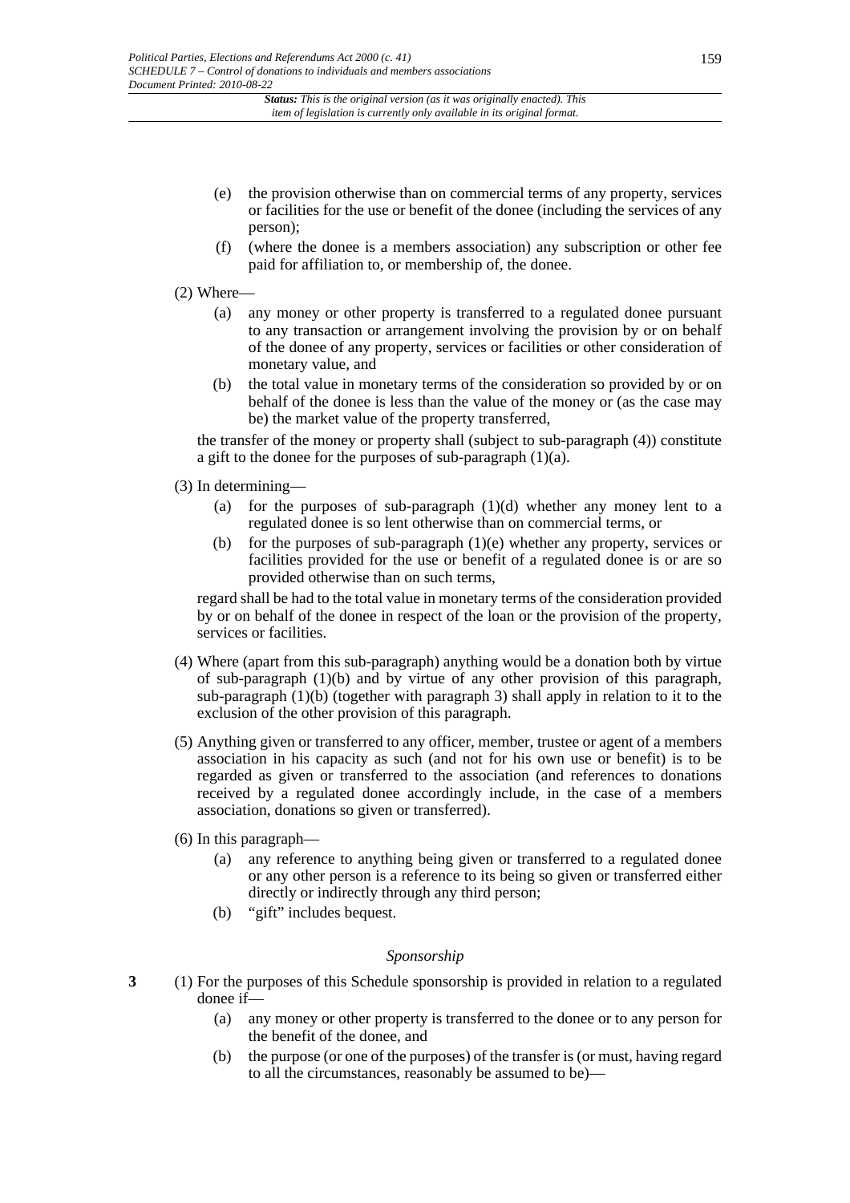(e) the provision otherwise than on commercial terms of any property, services or facilities for the use or benefit of the donee (including the services of any person);

(f) (where the donee is a members association) any subscription or other fee paid for affiliation to, or membership of, the donee.

(2) Where—

(a) any money or other property is transferred to a regulated donee pursuant to any transaction or arrangement involving the provision by or on behalf of the donee of any property, services or facilities or other consideration of monetary value, and

(b) the total value in monetary terms of the consideration so provided by or on behalf of the donee is less than the value of the money or (as the case may be) the market value of the property transferred,

the transfer of the money or property shall (subject to sub-paragraph (4)) constitute a gift to the donee for the purposes of sub-paragraph (1)(a).

(3) In determining—

(a) for the purposes of sub-paragraph (1)(d) whether any money lent to a regulated donee is so lent otherwise than on commercial terms, or

(b) for the purposes of sub-paragraph (1)(e) whether any property, services or facilities provided for the use or benefit of a regulated donee is or are so provided otherwise than on such terms,

regard shall be had to the total value in monetary terms of the consideration provided by or on behalf of the donee in respect of the loan or the provision of the property, services or facilities.

(4) Where (apart from this sub-paragraph) anything would be a donation both by virtue of sub-paragraph (1)(b) and by virtue of any other provision of this paragraph, sub-paragraph (1)(b) (together with paragraph 3) shall apply in relation to it to the exclusion of the other provision of this paragraph.

(5) Anything given or transferred to any officer, member, trustee or agent of a members association in his capacity as such (and not for his own use or benefit) is to be regarded as given or transferred to the association (and references to donations received by a regulated donee accordingly include, in the case of a members association, donations so given or transferred).

(6) In this paragraph—

(a) any reference to anything being given or transferred to a regulated donee or any other person is a reference to its being so given or transferred either directly or indirectly through any third person;

(b) "gift" includes bequest.

*Sponsorship*

**3** (1) For the purposes of this Schedule sponsorship is provided in relation to a regulated donee if—

(a) any money or other property is transferred to the donee or to any person for the benefit of the donee, and

(b) the purpose (or one of the purposes) of the transfer is (or must, having regard to all the circumstances, reasonably be assumed to be)—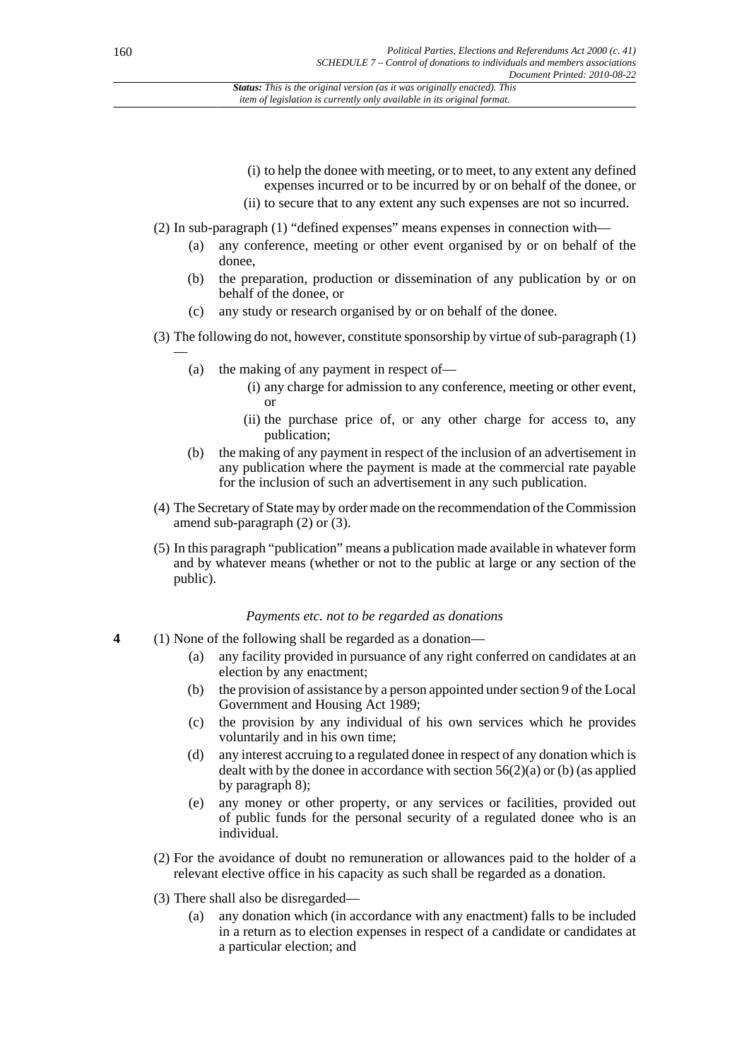(i) to help the donee with meeting, or to meet, to any extent any defined expenses incurred or to be incurred by or on behalf of the donee, or

(ii) to secure that to any extent any such expenses are not so incurred.

(2) In sub-paragraph (1) "defined expenses" means expenses in connection with—

(a) any conference, meeting or other event organised by or on behalf of the donee,

(b) the preparation, production or dissemination of any publication by or on behalf of the donee, or

(c) any study or research organised by or on behalf of the donee.

(3) The following do not, however, constitute sponsorship by virtue of sub-paragraph (1) —

(a) the making of any payment in respect of—

(i) any charge for admission to any conference, meeting or other event, or

(ii) the purchase price of, or any other charge for access to, any publication;

(b) the making of any payment in respect of the inclusion of an advertisement in any publication where the payment is made at the commercial rate payable for the inclusion of such an advertisement in any such publication.

(4) The Secretary of State may by order made on the recommendation of the Commission amend sub-paragraph (2) or (3).

(5) In this paragraph "publication" means a publication made available in whatever form and by whatever means (whether or not to the public at large or any section of the public).

*Payments etc. not to be regarded as donations*

**4** (1) None of the following shall be regarded as a donation—

(a) any facility provided in pursuance of any right conferred on candidates at an election by any enactment;

(b) the provision of assistance by a person appointed under section 9 of the Local Government and Housing Act 1989;

(c) the provision by any individual of his own services which he provides voluntarily and in his own time;

(d) any interest accruing to a regulated donee in respect of any donation which is dealt with by the donee in accordance with section 56(2)(a) or (b) (as applied by paragraph 8);

(e) any money or other property, or any services or facilities, provided out of public funds for the personal security of a regulated donee who is an individual.

(2) For the avoidance of doubt no remuneration or allowances paid to the holder of a relevant elective office in his capacity as such shall be regarded as a donation.

(3) There shall also be disregarded—

(a) any donation which (in accordance with any enactment) falls to be included in a return as to election expenses in respect of a candidate or candidates at a particular election; and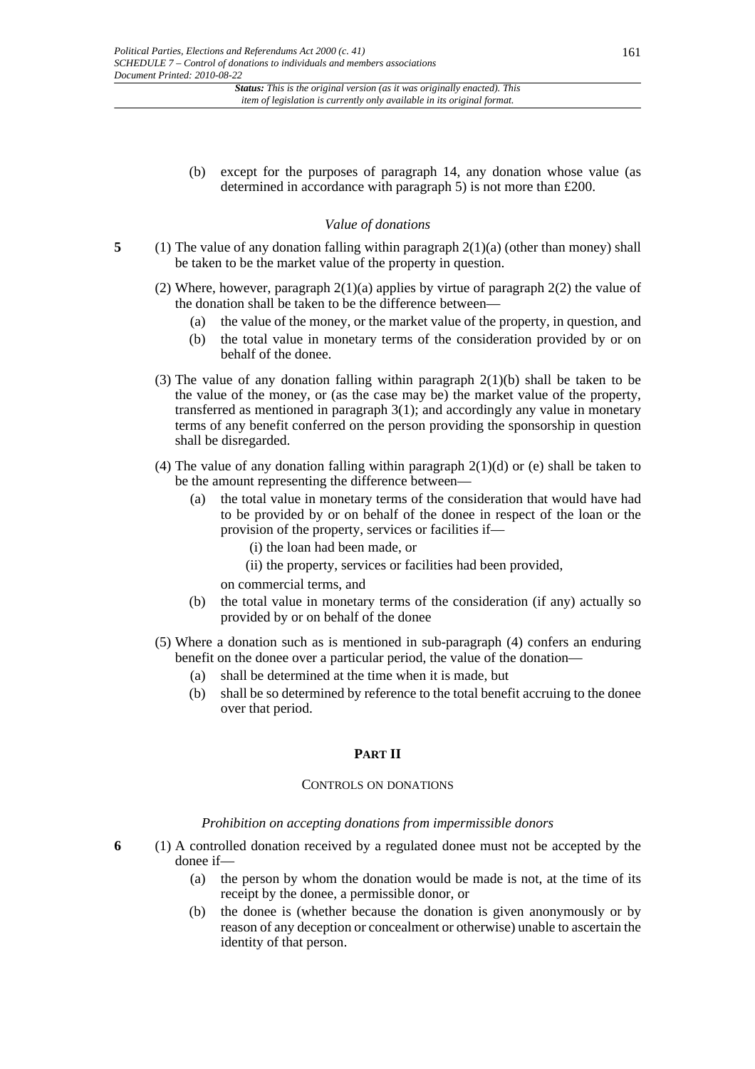(b) except for the purposes of paragraph 14, any donation whose value (as determined in accordance with paragraph 5) is not more than £200.

*Value of donations*

**5** (1) The value of any donation falling within paragraph 2(1)(a) (other than money) shall be taken to be the market value of the property in question.

(2) Where, however, paragraph 2(1)(a) applies by virtue of paragraph 2(2) the value of the donation shall be taken to be the difference between—

(a) the value of the money, or the market value of the property, in question, and

(b) the total value in monetary terms of the consideration provided by or on behalf of the donee.

(3) The value of any donation falling within paragraph 2(1)(b) shall be taken to be the value of the money, or (as the case may be) the market value of the property, transferred as mentioned in paragraph 3(1); and accordingly any value in monetary terms of any benefit conferred on the person providing the sponsorship in question shall be disregarded.

(4) The value of any donation falling within paragraph 2(1)(d) or (e) shall be taken to be the amount representing the difference between—

(a) the total value in monetary terms of the consideration that would have had to be provided by or on behalf of the donee in respect of the loan or the provision of the property, services or facilities if—

(i) the loan had been made, or

(ii) the property, services or facilities had been provided,

on commercial terms, and

(b) the total value in monetary terms of the consideration (if any) actually so provided by or on behalf of the donee

(5) Where a donation such as is mentioned in sub-paragraph (4) confers an enduring benefit on the donee over a particular period, the value of the donation—

(a) shall be determined at the time when it is made, but

(b) shall be so determined by reference to the total benefit accruing to the donee over that period.

## PART II

### CONTROLS ON DONATIONS

*Prohibition on accepting donations from impermissible donors*

**6** (1) A controlled donation received by a regulated donee must not be accepted by the donee if—

(a) the person by whom the donation would be made is not, at the time of its receipt by the donee, a permissible donor, or

(b) the donee is (whether because the donation is given anonymously or by reason of any deception or concealment or otherwise) unable to ascertain the identity of that person.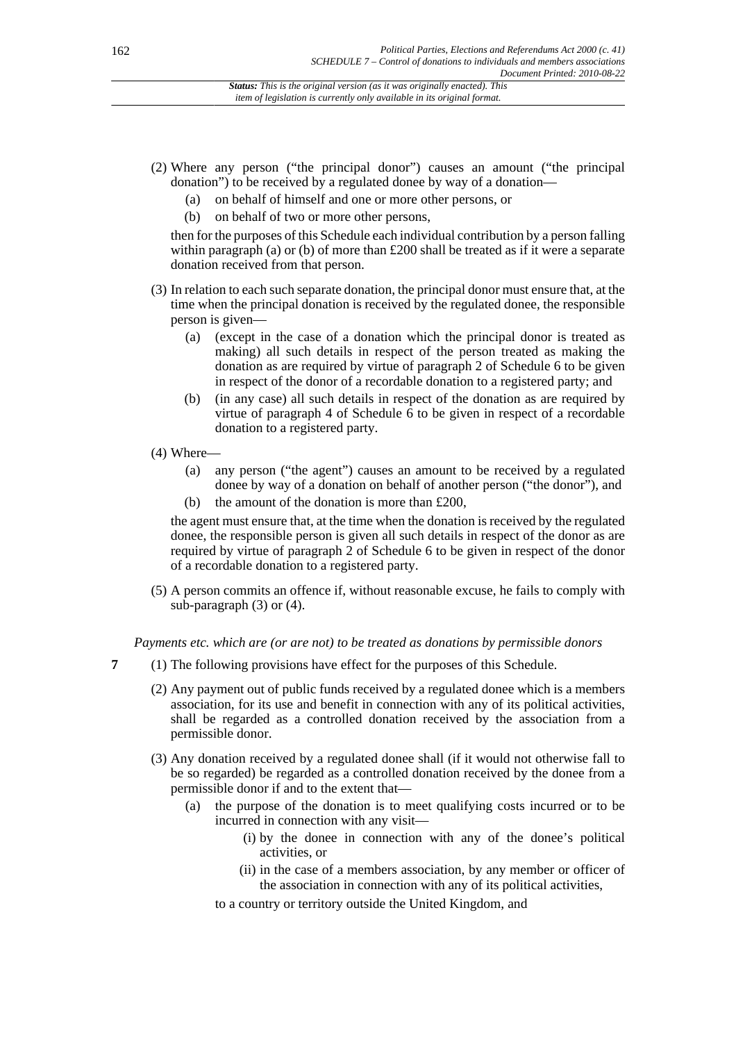(2) Where any person ("the principal donor") causes an amount ("the principal donation") to be received by a regulated donee by way of a donation—

   (a) on behalf of himself and one or more other persons, or

   (b) on behalf of two or more other persons,

   then for the purposes of this Schedule each individual contribution by a person falling within paragraph (a) or (b) of more than £200 shall be treated as if it were a separate donation received from that person.

(3) In relation to each such separate donation, the principal donor must ensure that, at the time when the principal donation is received by the regulated donee, the responsible person is given—

   (a) (except in the case of a donation which the principal donor is treated as making) all such details in respect of the person treated as making the donation as are required by virtue of paragraph 2 of Schedule 6 to be given in respect of the donor of a recordable donation to a registered party; and

   (b) (in any case) all such details in respect of the donation as are required by virtue of paragraph 4 of Schedule 6 to be given in respect of a recordable donation to a registered party.

(4) Where—

   (a) any person ("the agent") causes an amount to be received by a regulated donee by way of a donation on behalf of another person ("the donor"), and

   (b) the amount of the donation is more than £200,

   the agent must ensure that, at the time when the donation is received by the regulated donee, the responsible person is given all such details in respect of the donor as are required by virtue of paragraph 2 of Schedule 6 to be given in respect of the donor of a recordable donation to a registered party.

(5) A person commits an offence if, without reasonable excuse, he fails to comply with sub-paragraph (3) or (4).

*Payments etc. which are (or are not) to be treated as donations by permissible donors*

**7** (1) The following provisions have effect for the purposes of this Schedule.

(2) Any payment out of public funds received by a regulated donee which is a members association, for its use and benefit in connection with any of its political activities, shall be regarded as a controlled donation received by the association from a permissible donor.

(3) Any donation received by a regulated donee shall (if it would not otherwise fall to be so regarded) be regarded as a controlled donation received by the donee from a permissible donor if and to the extent that—

   (a) the purpose of the donation is to meet qualifying costs incurred or to be incurred in connection with any visit—

      (i) by the donee in connection with any of the donee's political activities, or

      (ii) in the case of a members association, by any member or officer of the association in connection with any of its political activities,

   to a country or territory outside the United Kingdom, and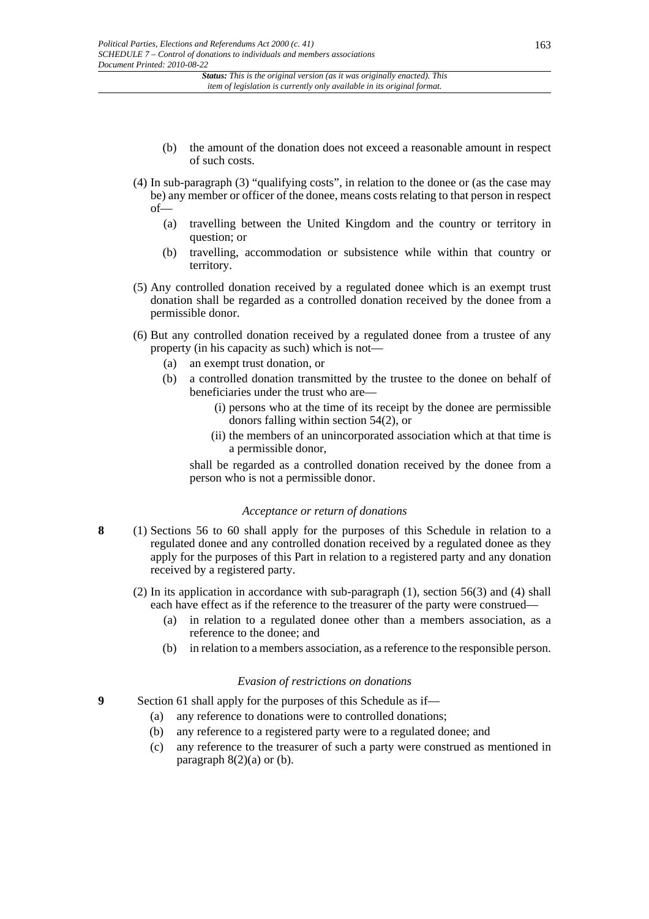(b) the amount of the donation does not exceed a reasonable amount in respect of such costs.

(4) In sub-paragraph (3) "qualifying costs", in relation to the donee or (as the case may be) any member or officer of the donee, means costs relating to that person in respect of—

(a) travelling between the United Kingdom and the country or territory in question; or

(b) travelling, accommodation or subsistence while within that country or territory.

(5) Any controlled donation received by a regulated donee which is an exempt trust donation shall be regarded as a controlled donation received by the donee from a permissible donor.

(6) But any controlled donation received by a regulated donee from a trustee of any property (in his capacity as such) which is not—

(a) an exempt trust donation, or

(b) a controlled donation transmitted by the trustee to the donee on behalf of beneficiaries under the trust who are—

(i) persons who at the time of its receipt by the donee are permissible donors falling within section 54(2), or

(ii) the members of an unincorporated association which at that time is a permissible donor,

shall be regarded as a controlled donation received by the donee from a person who is not a permissible donor.

*Acceptance or return of donations*

**8** (1) Sections 56 to 60 shall apply for the purposes of this Schedule in relation to a regulated donee and any controlled donation received by a regulated donee as they apply for the purposes of this Part in relation to a registered party and any donation received by a registered party.

(2) In its application in accordance with sub-paragraph (1), section 56(3) and (4) shall each have effect as if the reference to the treasurer of the party were construed—

(a) in relation to a regulated donee other than a members association, as a reference to the donee; and

(b) in relation to a members association, as a reference to the responsible person.

*Evasion of restrictions on donations*

**9** Section 61 shall apply for the purposes of this Schedule as if—

(a) any reference to donations were to controlled donations;

(b) any reference to a registered party were to a regulated donee; and

(c) any reference to the treasurer of such a party were construed as mentioned in paragraph 8(2)(a) or (b).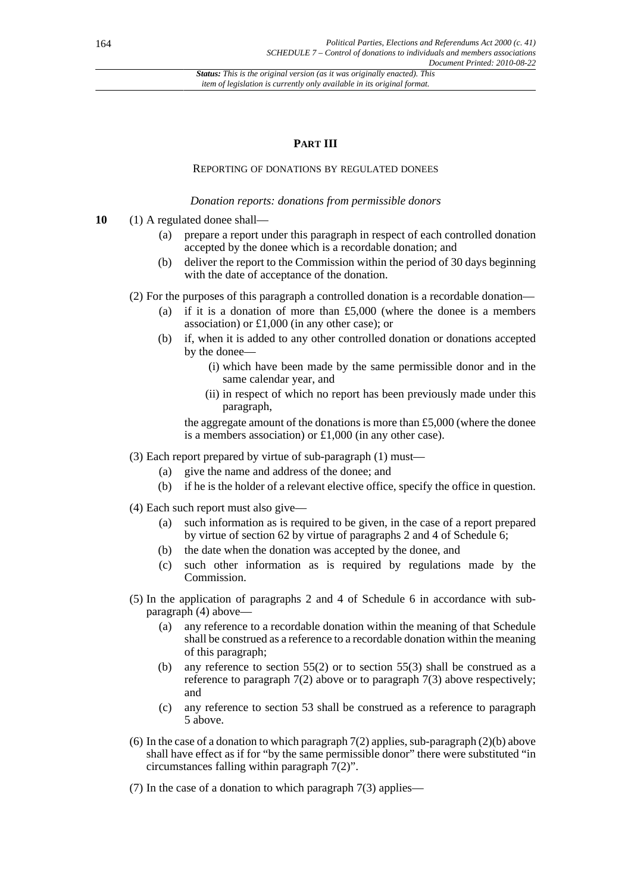## PART III

### REPORTING OF DONATIONS BY REGULATED DONEES

*Donation reports: donations from permissible donors*

**10** (1) A regulated donee shall—

- (a) prepare a report under this paragraph in respect of each controlled donation accepted by the donee which is a recordable donation; and
- (b) deliver the report to the Commission within the period of 30 days beginning with the date of acceptance of the donation.

(2) For the purposes of this paragraph a controlled donation is a recordable donation—

- (a) if it is a donation of more than £5,000 (where the donee is a members association) or £1,000 (in any other case); or
- (b) if, when it is added to any other controlled donation or donations accepted by the donee—
  - (i) which have been made by the same permissible donor and in the same calendar year, and
  - (ii) in respect of which no report has been previously made under this paragraph,

  the aggregate amount of the donations is more than £5,000 (where the donee is a members association) or £1,000 (in any other case).

(3) Each report prepared by virtue of sub-paragraph (1) must—

- (a) give the name and address of the donee; and
- (b) if he is the holder of a relevant elective office, specify the office in question.

(4) Each such report must also give—

- (a) such information as is required to be given, in the case of a report prepared by virtue of section 62 by virtue of paragraphs 2 and 4 of Schedule 6;
- (b) the date when the donation was accepted by the donee, and
- (c) such other information as is required by regulations made by the Commission.

(5) In the application of paragraphs 2 and 4 of Schedule 6 in accordance with sub-paragraph (4) above—

- (a) any reference to a recordable donation within the meaning of that Schedule shall be construed as a reference to a recordable donation within the meaning of this paragraph;
- (b) any reference to section 55(2) or to section 55(3) shall be construed as a reference to paragraph 7(2) above or to paragraph 7(3) above respectively; and
- (c) any reference to section 53 shall be construed as a reference to paragraph 5 above.

(6) In the case of a donation to which paragraph 7(2) applies, sub-paragraph (2)(b) above shall have effect as if for "by the same permissible donor" there were substituted "in circumstances falling within paragraph 7(2)".

(7) In the case of a donation to which paragraph 7(3) applies—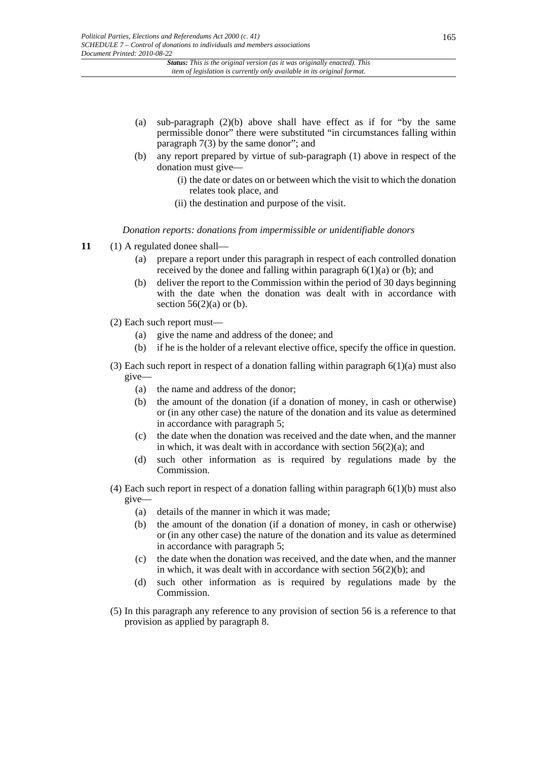(a) sub-paragraph (2)(b) above shall have effect as if for "by the same permissible donor" there were substituted "in circumstances falling within paragraph 7(3) by the same donor"; and

(b) any report prepared by virtue of sub-paragraph (1) above in respect of the donation must give—

(i) the date or dates on or between which the visit to which the donation relates took place, and

(ii) the destination and purpose of the visit.

*Donation reports: donations from impermissible or unidentifiable donors*

**11** (1) A regulated donee shall—

(a) prepare a report under this paragraph in respect of each controlled donation received by the donee and falling within paragraph 6(1)(a) or (b); and

(b) deliver the report to the Commission within the period of 30 days beginning with the date when the donation was dealt with in accordance with section 56(2)(a) or (b).

(2) Each such report must—

(a) give the name and address of the donee; and

(b) if he is the holder of a relevant elective office, specify the office in question.

(3) Each such report in respect of a donation falling within paragraph 6(1)(a) must also give—

(a) the name and address of the donor;

(b) the amount of the donation (if a donation of money, in cash or otherwise) or (in any other case) the nature of the donation and its value as determined in accordance with paragraph 5;

(c) the date when the donation was received and the date when, and the manner in which, it was dealt with in accordance with section 56(2)(a); and

(d) such other information as is required by regulations made by the Commission.

(4) Each such report in respect of a donation falling within paragraph 6(1)(b) must also give—

(a) details of the manner in which it was made;

(b) the amount of the donation (if a donation of money, in cash or otherwise) or (in any other case) the nature of the donation and its value as determined in accordance with paragraph 5;

(c) the date when the donation was received, and the date when, and the manner in which, it was dealt with in accordance with section 56(2)(b); and

(d) such other information as is required by regulations made by the Commission.

(5) In this paragraph any reference to any provision of section 56 is a reference to that provision as applied by paragraph 8.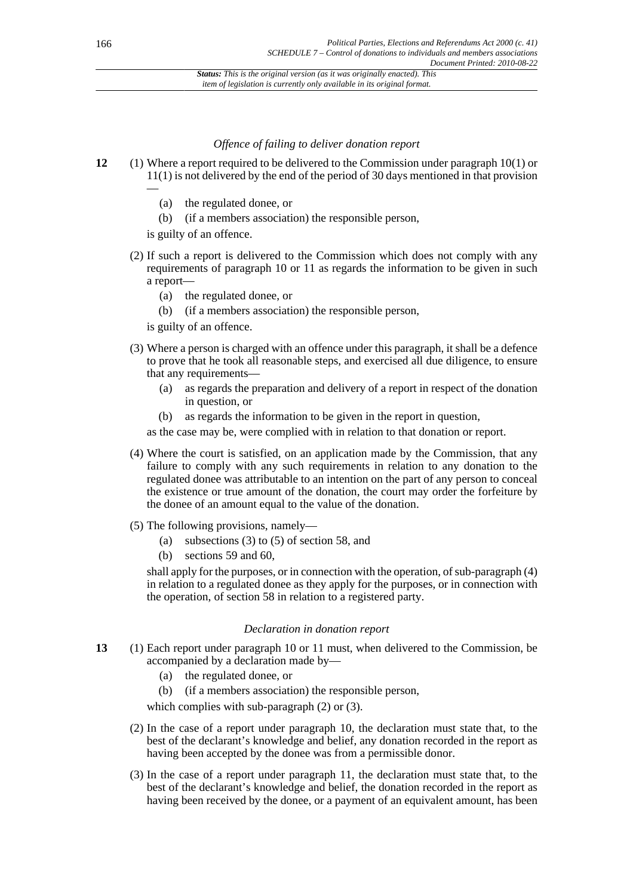*Offence of failing to deliver donation report*

**12** (1) Where a report required to be delivered to the Commission under paragraph 10(1) or 11(1) is not delivered by the end of the period of 30 days mentioned in that provision —

(a) the regulated donee, or

(b) (if a members association) the responsible person,

is guilty of an offence.

(2) If such a report is delivered to the Commission which does not comply with any requirements of paragraph 10 or 11 as regards the information to be given in such a report—

(a) the regulated donee, or

(b) (if a members association) the responsible person,

is guilty of an offence.

(3) Where a person is charged with an offence under this paragraph, it shall be a defence to prove that he took all reasonable steps, and exercised all due diligence, to ensure that any requirements—

(a) as regards the preparation and delivery of a report in respect of the donation in question, or

(b) as regards the information to be given in the report in question,

as the case may be, were complied with in relation to that donation or report.

(4) Where the court is satisfied, on an application made by the Commission, that any failure to comply with any such requirements in relation to any donation to the regulated donee was attributable to an intention on the part of any person to conceal the existence or true amount of the donation, the court may order the forfeiture by the donee of an amount equal to the value of the donation.

(5) The following provisions, namely—

(a) subsections (3) to (5) of section 58, and

(b) sections 59 and 60,

shall apply for the purposes, or in connection with the operation, of sub-paragraph (4) in relation to a regulated donee as they apply for the purposes, or in connection with the operation, of section 58 in relation to a registered party.

*Declaration in donation report*

**13** (1) Each report under paragraph 10 or 11 must, when delivered to the Commission, be accompanied by a declaration made by—

(a) the regulated donee, or

(b) (if a members association) the responsible person,

which complies with sub-paragraph (2) or (3).

(2) In the case of a report under paragraph 10, the declaration must state that, to the best of the declarant's knowledge and belief, any donation recorded in the report as having been accepted by the donee was from a permissible donor.

(3) In the case of a report under paragraph 11, the declaration must state that, to the best of the declarant's knowledge and belief, the donation recorded in the report as having been received by the donee, or a payment of an equivalent amount, has been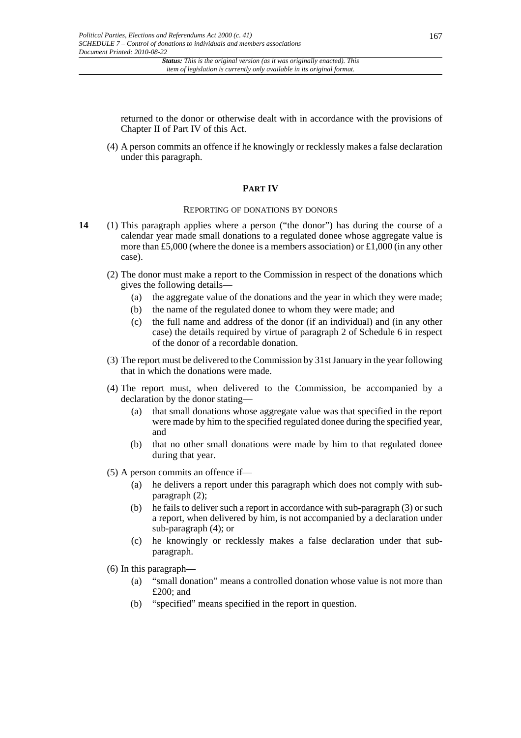returned to the donor or otherwise dealt with in accordance with the provisions of Chapter II of Part IV of this Act.

(4) A person commits an offence if he knowingly or recklessly makes a false declaration under this paragraph.

## PART IV

### REPORTING OF DONATIONS BY DONORS

**14** (1) This paragraph applies where a person ("the donor") has during the course of a calendar year made small donations to a regulated donee whose aggregate value is more than £5,000 (where the donee is a members association) or £1,000 (in any other case).

(2) The donor must make a report to the Commission in respect of the donations which gives the following details—

- (a) the aggregate value of the donations and the year in which they were made;
- (b) the name of the regulated donee to whom they were made; and
- (c) the full name and address of the donor (if an individual) and (in any other case) the details required by virtue of paragraph 2 of Schedule 6 in respect of the donor of a recordable donation.

(3) The report must be delivered to the Commission by 31st January in the year following that in which the donations were made.

(4) The report must, when delivered to the Commission, be accompanied by a declaration by the donor stating—

- (a) that small donations whose aggregate value was that specified in the report were made by him to the specified regulated donee during the specified year, and
- (b) that no other small donations were made by him to that regulated donee during that year.

(5) A person commits an offence if—

- (a) he delivers a report under this paragraph which does not comply with sub-paragraph (2);
- (b) he fails to deliver such a report in accordance with sub-paragraph (3) or such a report, when delivered by him, is not accompanied by a declaration under sub-paragraph (4); or
- (c) he knowingly or recklessly makes a false declaration under that sub-paragraph.

(6) In this paragraph—

- (a) "small donation" means a controlled donation whose value is not more than £200; and
- (b) "specified" means specified in the report in question.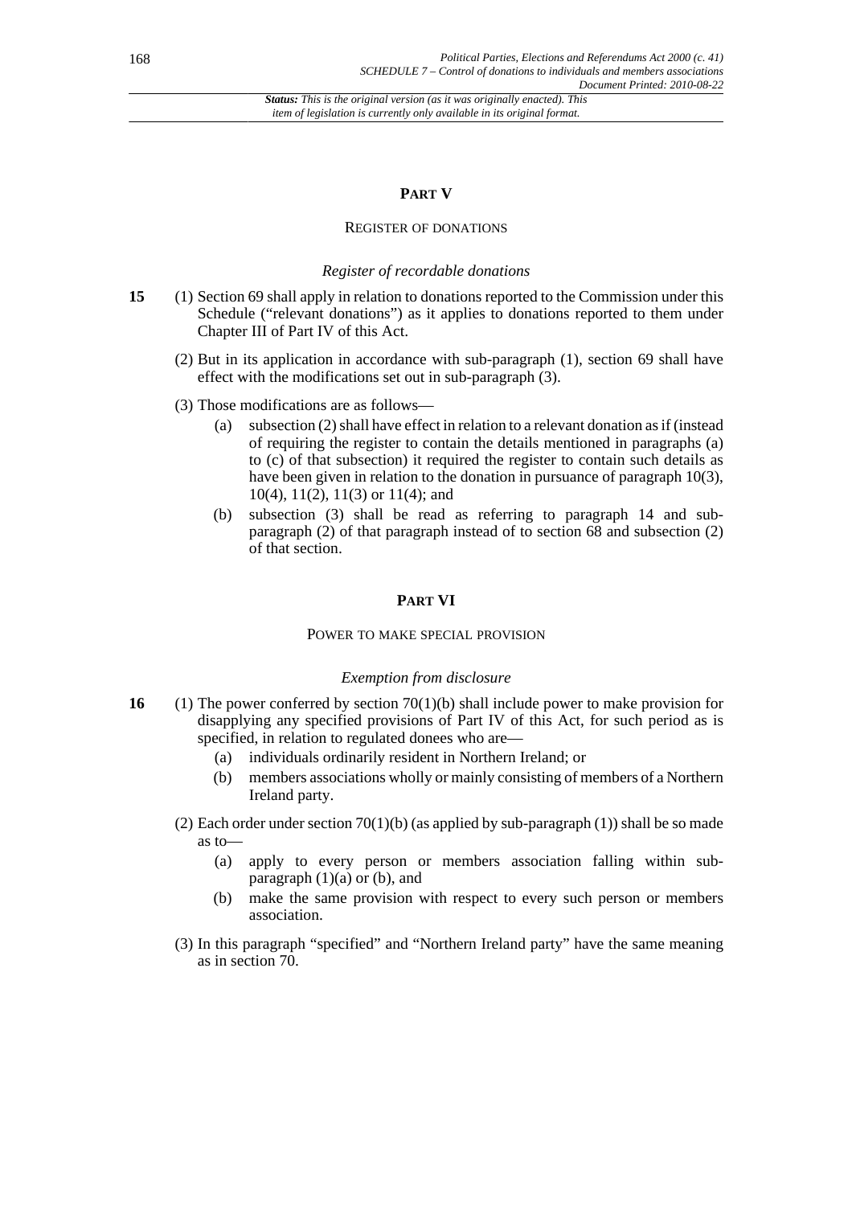## PART V

### REGISTER OF DONATIONS

*Register of recordable donations*

**15** (1) Section 69 shall apply in relation to donations reported to the Commission under this Schedule ("relevant donations") as it applies to donations reported to them under Chapter III of Part IV of this Act.

(2) But in its application in accordance with sub-paragraph (1), section 69 shall have effect with the modifications set out in sub-paragraph (3).

(3) Those modifications are as follows—

- (a) subsection (2) shall have effect in relation to a relevant donation as if (instead of requiring the register to contain the details mentioned in paragraphs (a) to (c) of that subsection) it required the register to contain such details as have been given in relation to the donation in pursuance of paragraph 10(3), 10(4), 11(2), 11(3) or 11(4); and
- (b) subsection (3) shall be read as referring to paragraph 14 and sub-paragraph (2) of that paragraph instead of to section 68 and subsection (2) of that section.

## PART VI

### POWER TO MAKE SPECIAL PROVISION

*Exemption from disclosure*

**16** (1) The power conferred by section 70(1)(b) shall include power to make provision for disapplying any specified provisions of Part IV of this Act, for such period as is specified, in relation to regulated donees who are—

- (a) individuals ordinarily resident in Northern Ireland; or
- (b) members associations wholly or mainly consisting of members of a Northern Ireland party.

(2) Each order under section 70(1)(b) (as applied by sub-paragraph (1)) shall be so made as to—

- (a) apply to every person or members association falling within sub-paragraph (1)(a) or (b), and
- (b) make the same provision with respect to every such person or members association.

(3) In this paragraph "specified" and "Northern Ireland party" have the same meaning as in section 70.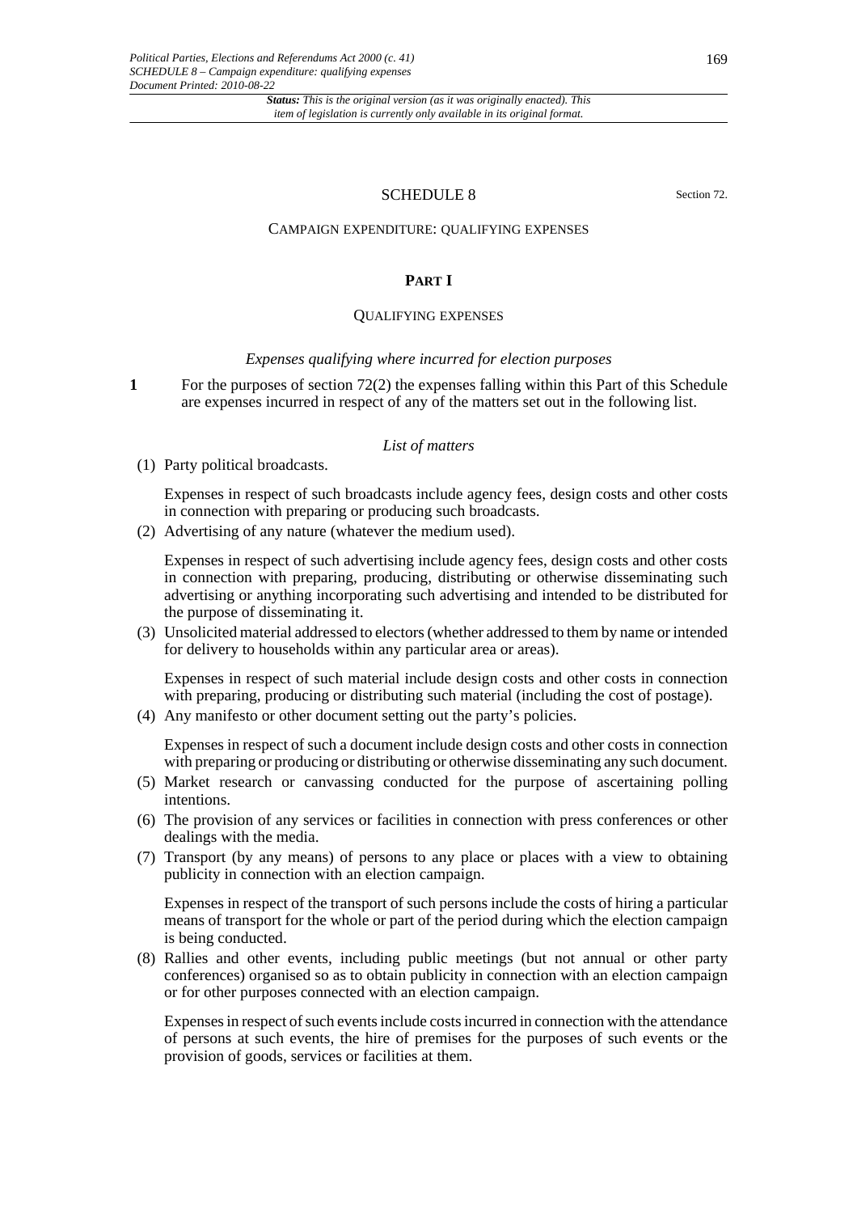# SCHEDULE 8

Section 72.

## CAMPAIGN EXPENDITURE: QUALIFYING EXPENSES

### PART I

### QUALIFYING EXPENSES

*Expenses qualifying where incurred for election purposes*

**1** For the purposes of section 72(2) the expenses falling within this Part of this Schedule are expenses incurred in respect of any of the matters set out in the following list.

*List of matters*

(1) Party political broadcasts.

Expenses in respect of such broadcasts include agency fees, design costs and other costs in connection with preparing or producing such broadcasts.

(2) Advertising of any nature (whatever the medium used).

Expenses in respect of such advertising include agency fees, design costs and other costs in connection with preparing, producing, distributing or otherwise disseminating such advertising or anything incorporating such advertising and intended to be distributed for the purpose of disseminating it.

(3) Unsolicited material addressed to electors (whether addressed to them by name or intended for delivery to households within any particular area or areas).

Expenses in respect of such material include design costs and other costs in connection with preparing, producing or distributing such material (including the cost of postage).

(4) Any manifesto or other document setting out the party's policies.

Expenses in respect of such a document include design costs and other costs in connection with preparing or producing or distributing or otherwise disseminating any such document.

(5) Market research or canvassing conducted for the purpose of ascertaining polling intentions.

(6) The provision of any services or facilities in connection with press conferences or other dealings with the media.

(7) Transport (by any means) of persons to any place or places with a view to obtaining publicity in connection with an election campaign.

Expenses in respect of the transport of such persons include the costs of hiring a particular means of transport for the whole or part of the period during which the election campaign is being conducted.

(8) Rallies and other events, including public meetings (but not annual or other party conferences) organised so as to obtain publicity in connection with an election campaign or for other purposes connected with an election campaign.

Expenses in respect of such events include costs incurred in connection with the attendance of persons at such events, the hire of premises for the purposes of such events or the provision of goods, services or facilities at them.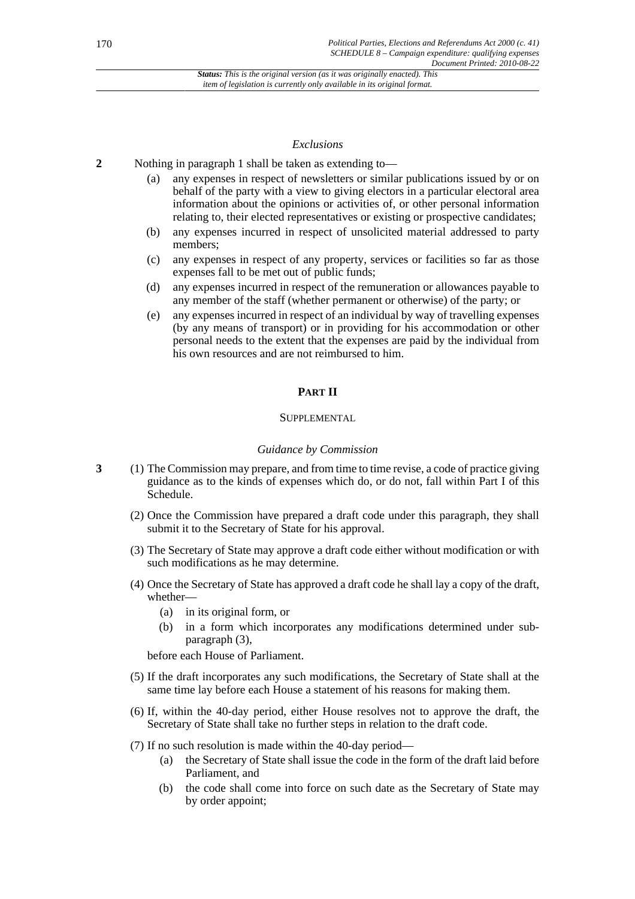*Exclusions*

**2** Nothing in paragraph 1 shall be taken as extending to—

(a) any expenses in respect of newsletters or similar publications issued by or on behalf of the party with a view to giving electors in a particular electoral area information about the opinions or activities of, or other personal information relating to, their elected representatives or existing or prospective candidates;

(b) any expenses incurred in respect of unsolicited material addressed to party members;

(c) any expenses in respect of any property, services or facilities so far as those expenses fall to be met out of public funds;

(d) any expenses incurred in respect of the remuneration or allowances payable to any member of the staff (whether permanent or otherwise) of the party; or

(e) any expenses incurred in respect of an individual by way of travelling expenses (by any means of transport) or in providing for his accommodation or other personal needs to the extent that the expenses are paid by the individual from his own resources and are not reimbursed to him.

## PART II

### SUPPLEMENTAL

*Guidance by Commission*

**3** (1) The Commission may prepare, and from time to time revise, a code of practice giving guidance as to the kinds of expenses which do, or do not, fall within Part I of this Schedule.

(2) Once the Commission have prepared a draft code under this paragraph, they shall submit it to the Secretary of State for his approval.

(3) The Secretary of State may approve a draft code either without modification or with such modifications as he may determine.

(4) Once the Secretary of State has approved a draft code he shall lay a copy of the draft, whether—

(a) in its original form, or

(b) in a form which incorporates any modifications determined under sub-paragraph (3),

before each House of Parliament.

(5) If the draft incorporates any such modifications, the Secretary of State shall at the same time lay before each House a statement of his reasons for making them.

(6) If, within the 40-day period, either House resolves not to approve the draft, the Secretary of State shall take no further steps in relation to the draft code.

(7) If no such resolution is made within the 40-day period—

(a) the Secretary of State shall issue the code in the form of the draft laid before Parliament, and

(b) the code shall come into force on such date as the Secretary of State may by order appoint;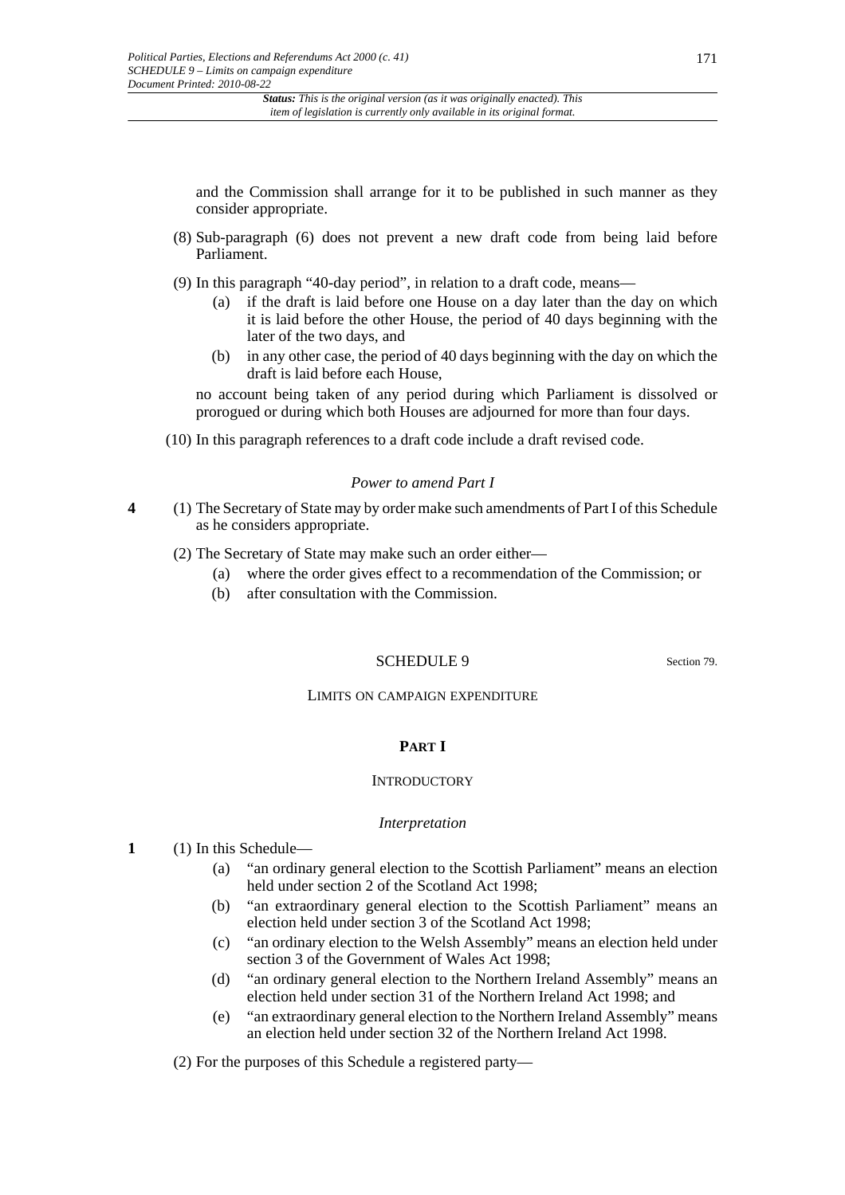and the Commission shall arrange for it to be published in such manner as they consider appropriate.

(8) Sub-paragraph (6) does not prevent a new draft code from being laid before Parliament.

(9) In this paragraph "40-day period", in relation to a draft code, means—

(a) if the draft is laid before one House on a day later than the day on which it is laid before the other House, the period of 40 days beginning with the later of the two days, and

(b) in any other case, the period of 40 days beginning with the day on which the draft is laid before each House,

no account being taken of any period during which Parliament is dissolved or prorogued or during which both Houses are adjourned for more than four days.

(10) In this paragraph references to a draft code include a draft revised code.

*Power to amend Part I*

**4** (1) The Secretary of State may by order make such amendments of Part I of this Schedule as he considers appropriate.

(2) The Secretary of State may make such an order either—

(a) where the order gives effect to a recommendation of the Commission; or

(b) after consultation with the Commission.

# SCHEDULE 9

Section 79.

## LIMITS ON CAMPAIGN EXPENDITURE

### PART I

#### INTRODUCTORY

*Interpretation*

**1** (1) In this Schedule—

(a) "an ordinary general election to the Scottish Parliament" means an election held under section 2 of the Scotland Act 1998;

(b) "an extraordinary general election to the Scottish Parliament" means an election held under section 3 of the Scotland Act 1998;

(c) "an ordinary election to the Welsh Assembly" means an election held under section 3 of the Government of Wales Act 1998;

(d) "an ordinary general election to the Northern Ireland Assembly" means an election held under section 31 of the Northern Ireland Act 1998; and

(e) "an extraordinary general election to the Northern Ireland Assembly" means an election held under section 32 of the Northern Ireland Act 1998.

(2) For the purposes of this Schedule a registered party—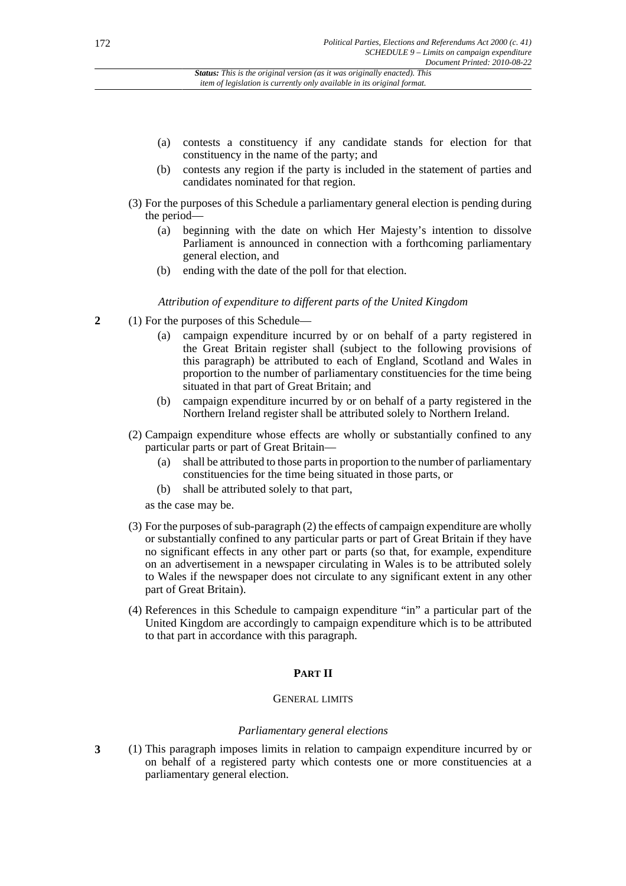- (a) contests a constituency if any candidate stands for election for that constituency in the name of the party; and
- (b) contests any region if the party is included in the statement of parties and candidates nominated for that region.

(3) For the purposes of this Schedule a parliamentary general election is pending during the period—

- (a) beginning with the date on which Her Majesty's intention to dissolve Parliament is announced in connection with a forthcoming parliamentary general election, and
- (b) ending with the date of the poll for that election.

*Attribution of expenditure to different parts of the United Kingdom*

**2** (1) For the purposes of this Schedule—

- (a) campaign expenditure incurred by or on behalf of a party registered in the Great Britain register shall (subject to the following provisions of this paragraph) be attributed to each of England, Scotland and Wales in proportion to the number of parliamentary constituencies for the time being situated in that part of Great Britain; and
- (b) campaign expenditure incurred by or on behalf of a party registered in the Northern Ireland register shall be attributed solely to Northern Ireland.

(2) Campaign expenditure whose effects are wholly or substantially confined to any particular parts or part of Great Britain—

- (a) shall be attributed to those parts in proportion to the number of parliamentary constituencies for the time being situated in those parts, or
- (b) shall be attributed solely to that part,

as the case may be.

(3) For the purposes of sub-paragraph (2) the effects of campaign expenditure are wholly or substantially confined to any particular parts or part of Great Britain if they have no significant effects in any other part or parts (so that, for example, expenditure on an advertisement in a newspaper circulating in Wales is to be attributed solely to Wales if the newspaper does not circulate to any significant extent in any other part of Great Britain).

(4) References in this Schedule to campaign expenditure "in" a particular part of the United Kingdom are accordingly to campaign expenditure which is to be attributed to that part in accordance with this paragraph.

## PART II

### GENERAL LIMITS

*Parliamentary general elections*

**3** (1) This paragraph imposes limits in relation to campaign expenditure incurred by or on behalf of a registered party which contests one or more constituencies at a parliamentary general election.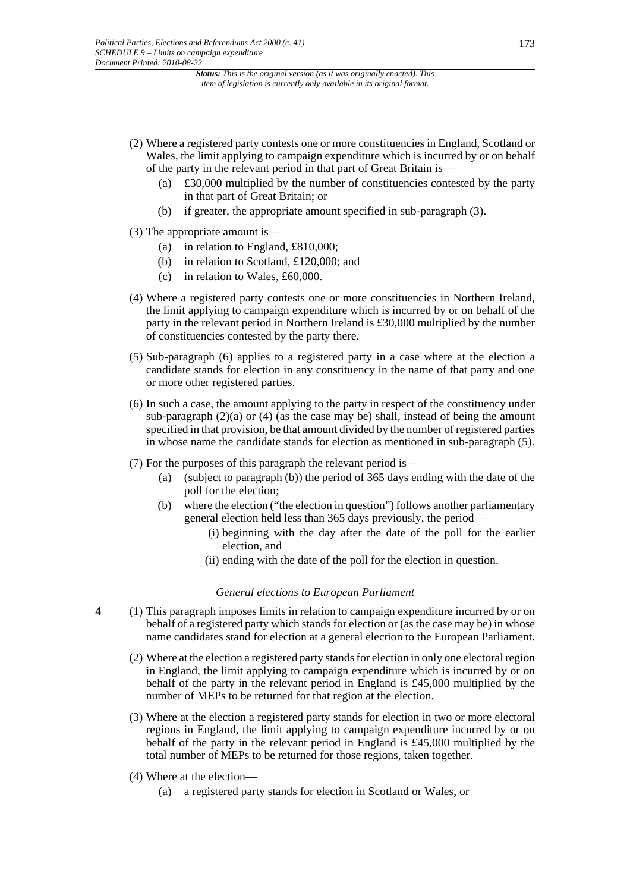(2) Where a registered party contests one or more constituencies in England, Scotland or Wales, the limit applying to campaign expenditure which is incurred by or on behalf of the party in the relevant period in that part of Great Britain is—

(a) £30,000 multiplied by the number of constituencies contested by the party in that part of Great Britain; or

(b) if greater, the appropriate amount specified in sub-paragraph (3).

(3) The appropriate amount is—

(a) in relation to England, £810,000;

(b) in relation to Scotland, £120,000; and

(c) in relation to Wales, £60,000.

(4) Where a registered party contests one or more constituencies in Northern Ireland, the limit applying to campaign expenditure which is incurred by or on behalf of the party in the relevant period in Northern Ireland is £30,000 multiplied by the number of constituencies contested by the party there.

(5) Sub-paragraph (6) applies to a registered party in a case where at the election a candidate stands for election in any constituency in the name of that party and one or more other registered parties.

(6) In such a case, the amount applying to the party in respect of the constituency under sub-paragraph (2)(a) or (4) (as the case may be) shall, instead of being the amount specified in that provision, be that amount divided by the number of registered parties in whose name the candidate stands for election as mentioned in sub-paragraph (5).

(7) For the purposes of this paragraph the relevant period is—

(a) (subject to paragraph (b)) the period of 365 days ending with the date of the poll for the election;

(b) where the election ("the election in question") follows another parliamentary general election held less than 365 days previously, the period—

(i) beginning with the day after the date of the poll for the earlier election, and

(ii) ending with the date of the poll for the election in question.

*General elections to European Parliament*

**4** (1) This paragraph imposes limits in relation to campaign expenditure incurred by or on behalf of a registered party which stands for election or (as the case may be) in whose name candidates stand for election at a general election to the European Parliament.

(2) Where at the election a registered party stands for election in only one electoral region in England, the limit applying to campaign expenditure which is incurred by or on behalf of the party in the relevant period in England is £45,000 multiplied by the number of MEPs to be returned for that region at the election.

(3) Where at the election a registered party stands for election in two or more electoral regions in England, the limit applying to campaign expenditure incurred by or on behalf of the party in the relevant period in England is £45,000 multiplied by the total number of MEPs to be returned for those regions, taken together.

(4) Where at the election—

(a) a registered party stands for election in Scotland or Wales, or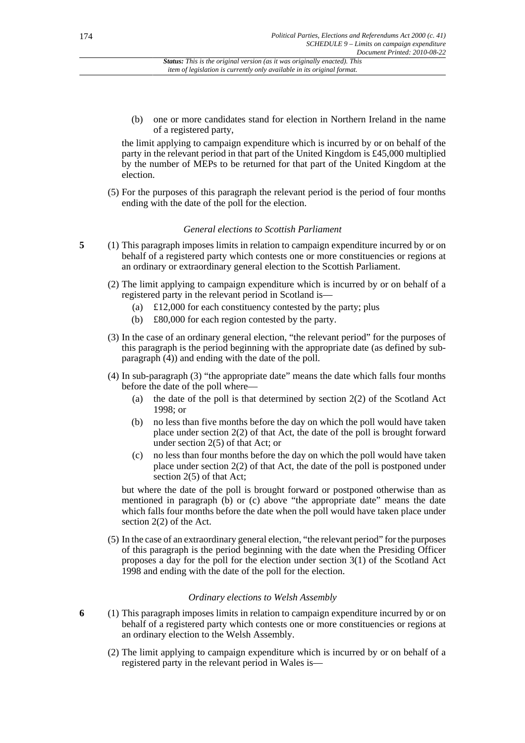(b) one or more candidates stand for election in Northern Ireland in the name of a registered party,

the limit applying to campaign expenditure which is incurred by or on behalf of the party in the relevant period in that part of the United Kingdom is £45,000 multiplied by the number of MEPs to be returned for that part of the United Kingdom at the election.

(5) For the purposes of this paragraph the relevant period is the period of four months ending with the date of the poll for the election.

*General elections to Scottish Parliament*

**5** (1) This paragraph imposes limits in relation to campaign expenditure incurred by or on behalf of a registered party which contests one or more constituencies or regions at an ordinary or extraordinary general election to the Scottish Parliament.

(2) The limit applying to campaign expenditure which is incurred by or on behalf of a registered party in the relevant period in Scotland is—

(a) £12,000 for each constituency contested by the party; plus

(b) £80,000 for each region contested by the party.

(3) In the case of an ordinary general election, "the relevant period" for the purposes of this paragraph is the period beginning with the appropriate date (as defined by sub-paragraph (4)) and ending with the date of the poll.

(4) In sub-paragraph (3) "the appropriate date" means the date which falls four months before the date of the poll where—

(a) the date of the poll is that determined by section 2(2) of the Scotland Act 1998; or

(b) no less than five months before the day on which the poll would have taken place under section 2(2) of that Act, the date of the poll is brought forward under section 2(5) of that Act; or

(c) no less than four months before the day on which the poll would have taken place under section 2(2) of that Act, the date of the poll is postponed under section 2(5) of that Act;

but where the date of the poll is brought forward or postponed otherwise than as mentioned in paragraph (b) or (c) above "the appropriate date" means the date which falls four months before the date when the poll would have taken place under section 2(2) of the Act.

(5) In the case of an extraordinary general election, "the relevant period" for the purposes of this paragraph is the period beginning with the date when the Presiding Officer proposes a day for the poll for the election under section 3(1) of the Scotland Act 1998 and ending with the date of the poll for the election.

*Ordinary elections to Welsh Assembly*

**6** (1) This paragraph imposes limits in relation to campaign expenditure incurred by or on behalf of a registered party which contests one or more constituencies or regions at an ordinary election to the Welsh Assembly.

(2) The limit applying to campaign expenditure which is incurred by or on behalf of a registered party in the relevant period in Wales is—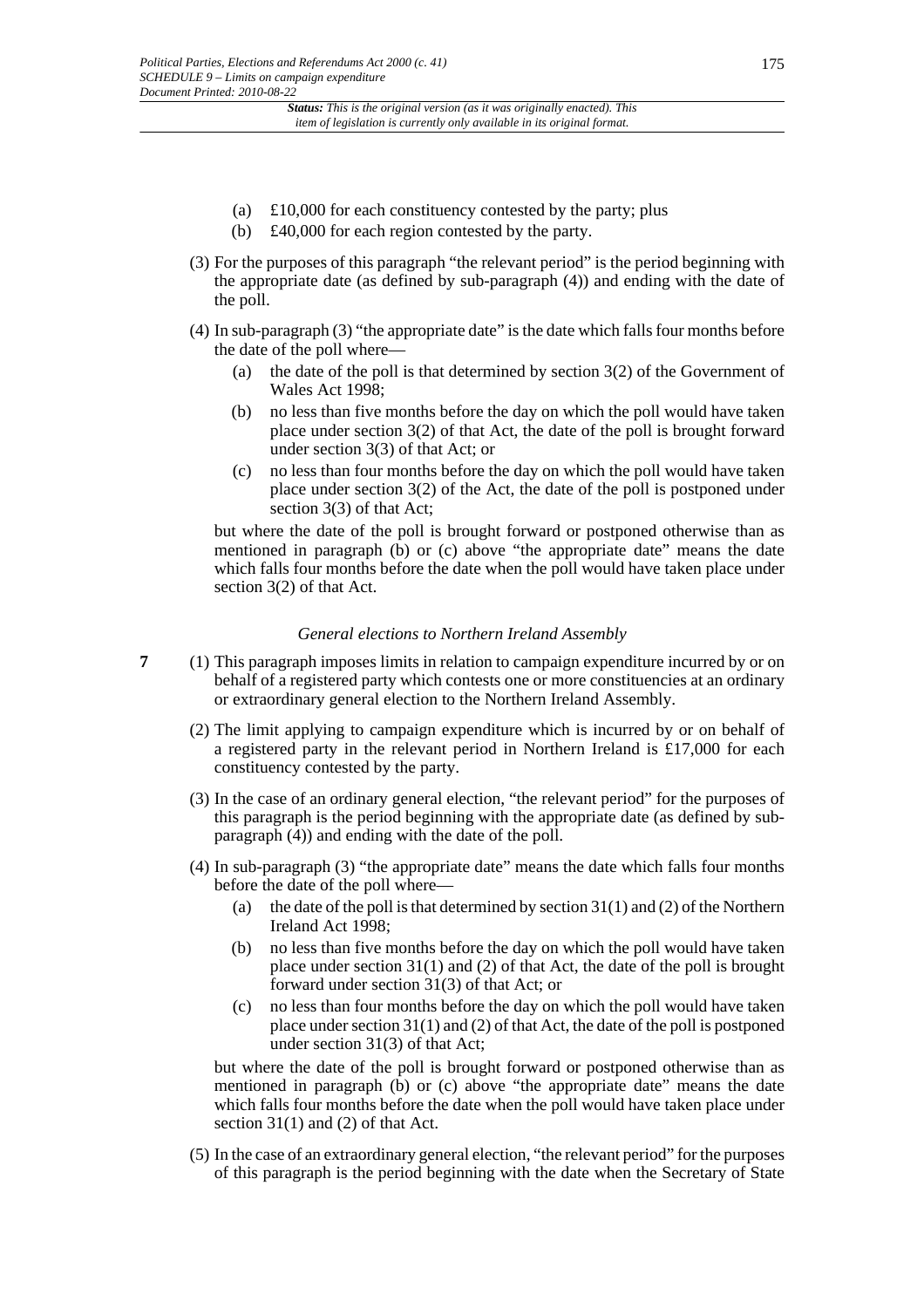(a) £10,000 for each constituency contested by the party; plus

(b) £40,000 for each region contested by the party.

(3) For the purposes of this paragraph "the relevant period" is the period beginning with the appropriate date (as defined by sub-paragraph (4)) and ending with the date of the poll.

(4) In sub-paragraph (3) "the appropriate date" is the date which falls four months before the date of the poll where—

(a) the date of the poll is that determined by section 3(2) of the Government of Wales Act 1998;

(b) no less than five months before the day on which the poll would have taken place under section 3(2) of that Act, the date of the poll is brought forward under section 3(3) of that Act; or

(c) no less than four months before the day on which the poll would have taken place under section 3(2) of the Act, the date of the poll is postponed under section 3(3) of that Act;

but where the date of the poll is brought forward or postponed otherwise than as mentioned in paragraph (b) or (c) above "the appropriate date" means the date which falls four months before the date when the poll would have taken place under section 3(2) of that Act.

### *General elections to Northern Ireland Assembly*

**7** (1) This paragraph imposes limits in relation to campaign expenditure incurred by or on behalf of a registered party which contests one or more constituencies at an ordinary or extraordinary general election to the Northern Ireland Assembly.

(2) The limit applying to campaign expenditure which is incurred by or on behalf of a registered party in the relevant period in Northern Ireland is £17,000 for each constituency contested by the party.

(3) In the case of an ordinary general election, "the relevant period" for the purposes of this paragraph is the period beginning with the appropriate date (as defined by sub-paragraph (4)) and ending with the date of the poll.

(4) In sub-paragraph (3) "the appropriate date" means the date which falls four months before the date of the poll where—

(a) the date of the poll is that determined by section 31(1) and (2) of the Northern Ireland Act 1998;

(b) no less than five months before the day on which the poll would have taken place under section 31(1) and (2) of that Act, the date of the poll is brought forward under section 31(3) of that Act; or

(c) no less than four months before the day on which the poll would have taken place under section 31(1) and (2) of that Act, the date of the poll is postponed under section 31(3) of that Act;

but where the date of the poll is brought forward or postponed otherwise than as mentioned in paragraph (b) or (c) above "the appropriate date" means the date which falls four months before the date when the poll would have taken place under section 31(1) and (2) of that Act.

(5) In the case of an extraordinary general election, "the relevant period" for the purposes of this paragraph is the period beginning with the date when the Secretary of State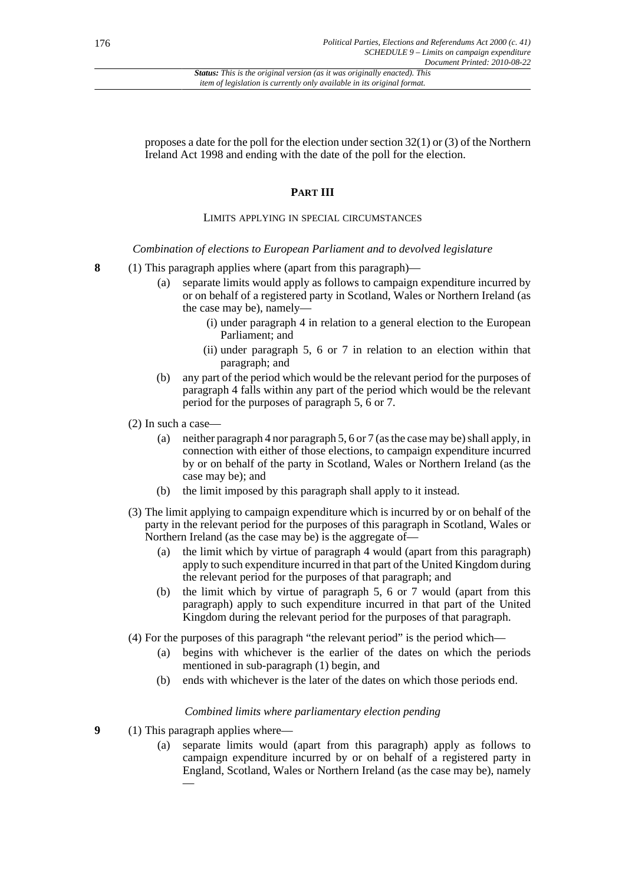proposes a date for the poll for the election under section 32(1) or (3) of the Northern Ireland Act 1998 and ending with the date of the poll for the election.

## PART III

### LIMITS APPLYING IN SPECIAL CIRCUMSTANCES

*Combination of elections to European Parliament and to devolved legislature*

**8** (1) This paragraph applies where (apart from this paragraph)—

- (a) separate limits would apply as follows to campaign expenditure incurred by or on behalf of a registered party in Scotland, Wales or Northern Ireland (as the case may be), namely—
  - (i) under paragraph 4 in relation to a general election to the European Parliament; and
  - (ii) under paragraph 5, 6 or 7 in relation to an election within that paragraph; and
- (b) any part of the period which would be the relevant period for the purposes of paragraph 4 falls within any part of the period which would be the relevant period for the purposes of paragraph 5, 6 or 7.

(2) In such a case—

- (a) neither paragraph 4 nor paragraph 5, 6 or 7 (as the case may be) shall apply, in connection with either of those elections, to campaign expenditure incurred by or on behalf of the party in Scotland, Wales or Northern Ireland (as the case may be); and
- (b) the limit imposed by this paragraph shall apply to it instead.

(3) The limit applying to campaign expenditure which is incurred by or on behalf of the party in the relevant period for the purposes of this paragraph in Scotland, Wales or Northern Ireland (as the case may be) is the aggregate of—

- (a) the limit which by virtue of paragraph 4 would (apart from this paragraph) apply to such expenditure incurred in that part of the United Kingdom during the relevant period for the purposes of that paragraph; and
- (b) the limit which by virtue of paragraph 5, 6 or 7 would (apart from this paragraph) apply to such expenditure incurred in that part of the United Kingdom during the relevant period for the purposes of that paragraph.

(4) For the purposes of this paragraph "the relevant period" is the period which—

- (a) begins with whichever is the earlier of the dates on which the periods mentioned in sub-paragraph (1) begin, and
- (b) ends with whichever is the later of the dates on which those periods end.

*Combined limits where parliamentary election pending*

**9** (1) This paragraph applies where—

- (a) separate limits would (apart from this paragraph) apply as follows to campaign expenditure incurred by or on behalf of a registered party in England, Scotland, Wales or Northern Ireland (as the case may be), namely —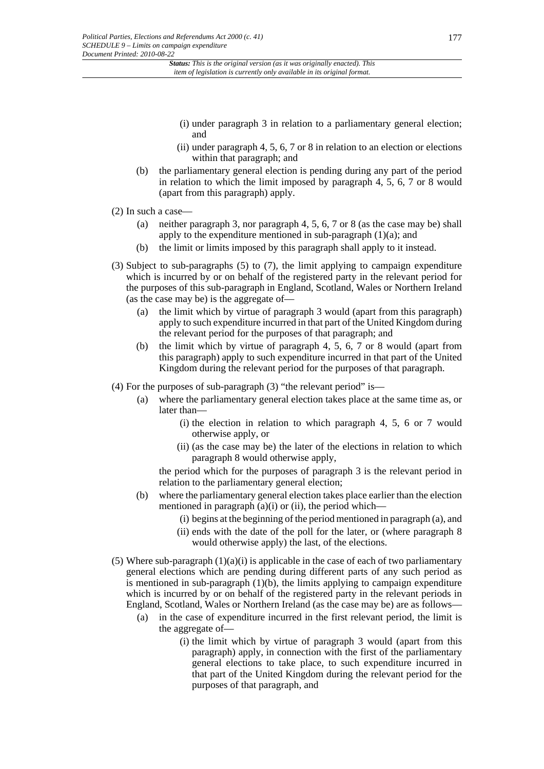(i) under paragraph 3 in relation to a parliamentary general election; and

(ii) under paragraph 4, 5, 6, 7 or 8 in relation to an election or elections within that paragraph; and

(b) the parliamentary general election is pending during any part of the period in relation to which the limit imposed by paragraph 4, 5, 6, 7 or 8 would (apart from this paragraph) apply.

(2) In such a case—

(a) neither paragraph 3, nor paragraph 4, 5, 6, 7 or 8 (as the case may be) shall apply to the expenditure mentioned in sub-paragraph (1)(a); and

(b) the limit or limits imposed by this paragraph shall apply to it instead.

(3) Subject to sub-paragraphs (5) to (7), the limit applying to campaign expenditure which is incurred by or on behalf of the registered party in the relevant period for the purposes of this sub-paragraph in England, Scotland, Wales or Northern Ireland (as the case may be) is the aggregate of—

(a) the limit which by virtue of paragraph 3 would (apart from this paragraph) apply to such expenditure incurred in that part of the United Kingdom during the relevant period for the purposes of that paragraph; and

(b) the limit which by virtue of paragraph 4, 5, 6, 7 or 8 would (apart from this paragraph) apply to such expenditure incurred in that part of the United Kingdom during the relevant period for the purposes of that paragraph.

(4) For the purposes of sub-paragraph (3) "the relevant period" is—

(a) where the parliamentary general election takes place at the same time as, or later than—

(i) the election in relation to which paragraph 4, 5, 6 or 7 would otherwise apply, or

(ii) (as the case may be) the later of the elections in relation to which paragraph 8 would otherwise apply,

the period which for the purposes of paragraph 3 is the relevant period in relation to the parliamentary general election;

(b) where the parliamentary general election takes place earlier than the election mentioned in paragraph (a)(i) or (ii), the period which—

(i) begins at the beginning of the period mentioned in paragraph (a), and

(ii) ends with the date of the poll for the later, or (where paragraph 8 would otherwise apply) the last, of the elections.

(5) Where sub-paragraph (1)(a)(i) is applicable in the case of each of two parliamentary general elections which are pending during different parts of any such period as is mentioned in sub-paragraph (1)(b), the limits applying to campaign expenditure which is incurred by or on behalf of the registered party in the relevant periods in England, Scotland, Wales or Northern Ireland (as the case may be) are as follows—

(a) in the case of expenditure incurred in the first relevant period, the limit is the aggregate of—

(i) the limit which by virtue of paragraph 3 would (apart from this paragraph) apply, in connection with the first of the parliamentary general elections to take place, to such expenditure incurred in that part of the United Kingdom during the relevant period for the purposes of that paragraph, and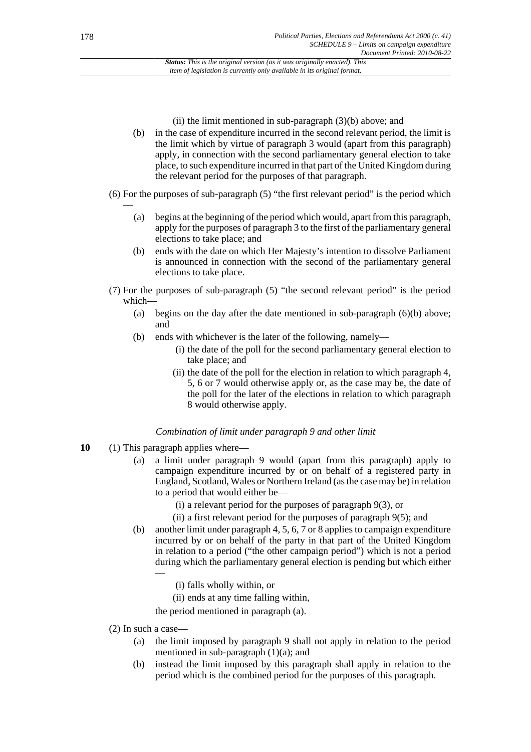(ii) the limit mentioned in sub-paragraph (3)(b) above; and

(b) in the case of expenditure incurred in the second relevant period, the limit is the limit which by virtue of paragraph 3 would (apart from this paragraph) apply, in connection with the second parliamentary general election to take place, to such expenditure incurred in that part of the United Kingdom during the relevant period for the purposes of that paragraph.

(6) For the purposes of sub-paragraph (5) "the first relevant period" is the period which —

(a) begins at the beginning of the period which would, apart from this paragraph, apply for the purposes of paragraph 3 to the first of the parliamentary general elections to take place; and

(b) ends with the date on which Her Majesty's intention to dissolve Parliament is announced in connection with the second of the parliamentary general elections to take place.

(7) For the purposes of sub-paragraph (5) "the second relevant period" is the period which—

(a) begins on the day after the date mentioned in sub-paragraph (6)(b) above; and

(b) ends with whichever is the later of the following, namely—

(i) the date of the poll for the second parliamentary general election to take place; and

(ii) the date of the poll for the election in relation to which paragraph 4, 5, 6 or 7 would otherwise apply or, as the case may be, the date of the poll for the later of the elections in relation to which paragraph 8 would otherwise apply.

*Combination of limit under paragraph 9 and other limit*

**10** (1) This paragraph applies where—

(a) a limit under paragraph 9 would (apart from this paragraph) apply to campaign expenditure incurred by or on behalf of a registered party in England, Scotland, Wales or Northern Ireland (as the case may be) in relation to a period that would either be—

(i) a relevant period for the purposes of paragraph 9(3), or

(ii) a first relevant period for the purposes of paragraph 9(5); and

(b) another limit under paragraph 4, 5, 6, 7 or 8 applies to campaign expenditure incurred by or on behalf of the party in that part of the United Kingdom in relation to a period ("the other campaign period") which is not a period during which the parliamentary general election is pending but which either —

(i) falls wholly within, or

(ii) ends at any time falling within,

the period mentioned in paragraph (a).

(2) In such a case—

(a) the limit imposed by paragraph 9 shall not apply in relation to the period mentioned in sub-paragraph (1)(a); and

(b) instead the limit imposed by this paragraph shall apply in relation to the period which is the combined period for the purposes of this paragraph.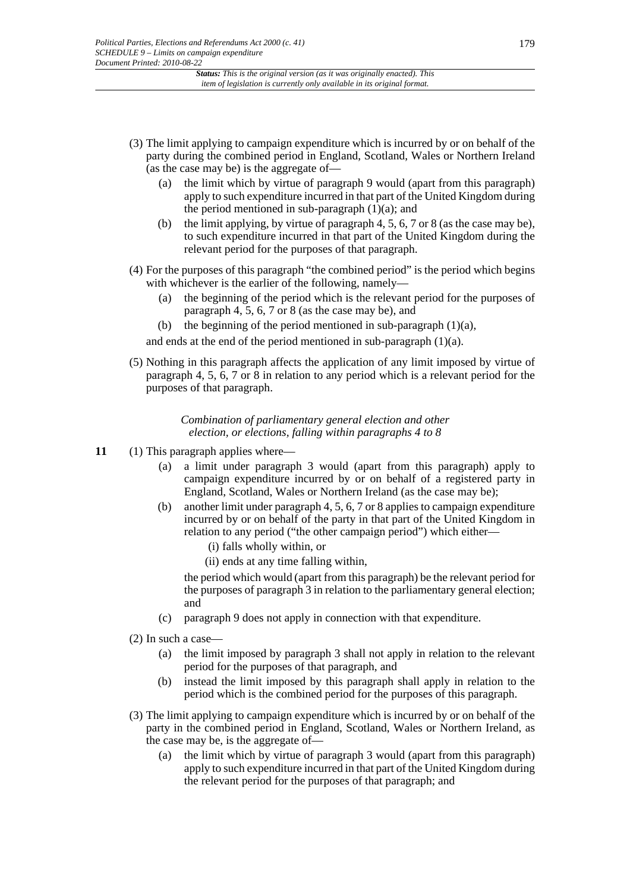(3) The limit applying to campaign expenditure which is incurred by or on behalf of the party during the combined period in England, Scotland, Wales or Northern Ireland (as the case may be) is the aggregate of—

(a) the limit which by virtue of paragraph 9 would (apart from this paragraph) apply to such expenditure incurred in that part of the United Kingdom during the period mentioned in sub-paragraph (1)(a); and

(b) the limit applying, by virtue of paragraph 4, 5, 6, 7 or 8 (as the case may be), to such expenditure incurred in that part of the United Kingdom during the relevant period for the purposes of that paragraph.

(4) For the purposes of this paragraph "the combined period" is the period which begins with whichever is the earlier of the following, namely—

(a) the beginning of the period which is the relevant period for the purposes of paragraph 4, 5, 6, 7 or 8 (as the case may be), and

(b) the beginning of the period mentioned in sub-paragraph (1)(a),

and ends at the end of the period mentioned in sub-paragraph (1)(a).

(5) Nothing in this paragraph affects the application of any limit imposed by virtue of paragraph 4, 5, 6, 7 or 8 in relation to any period which is a relevant period for the purposes of that paragraph.

*Combination of parliamentary general election and other election, or elections, falling within paragraphs 4 to 8*

**11** (1) This paragraph applies where—

(a) a limit under paragraph 3 would (apart from this paragraph) apply to campaign expenditure incurred by or on behalf of a registered party in England, Scotland, Wales or Northern Ireland (as the case may be);

(b) another limit under paragraph 4, 5, 6, 7 or 8 applies to campaign expenditure incurred by or on behalf of the party in that part of the United Kingdom in relation to any period ("the other campaign period") which either—

(i) falls wholly within, or

(ii) ends at any time falling within,

the period which would (apart from this paragraph) be the relevant period for the purposes of paragraph 3 in relation to the parliamentary general election; and

(c) paragraph 9 does not apply in connection with that expenditure.

(2) In such a case—

(a) the limit imposed by paragraph 3 shall not apply in relation to the relevant period for the purposes of that paragraph, and

(b) instead the limit imposed by this paragraph shall apply in relation to the period which is the combined period for the purposes of this paragraph.

(3) The limit applying to campaign expenditure which is incurred by or on behalf of the party in the combined period in England, Scotland, Wales or Northern Ireland, as the case may be, is the aggregate of—

(a) the limit which by virtue of paragraph 3 would (apart from this paragraph) apply to such expenditure incurred in that part of the United Kingdom during the relevant period for the purposes of that paragraph; and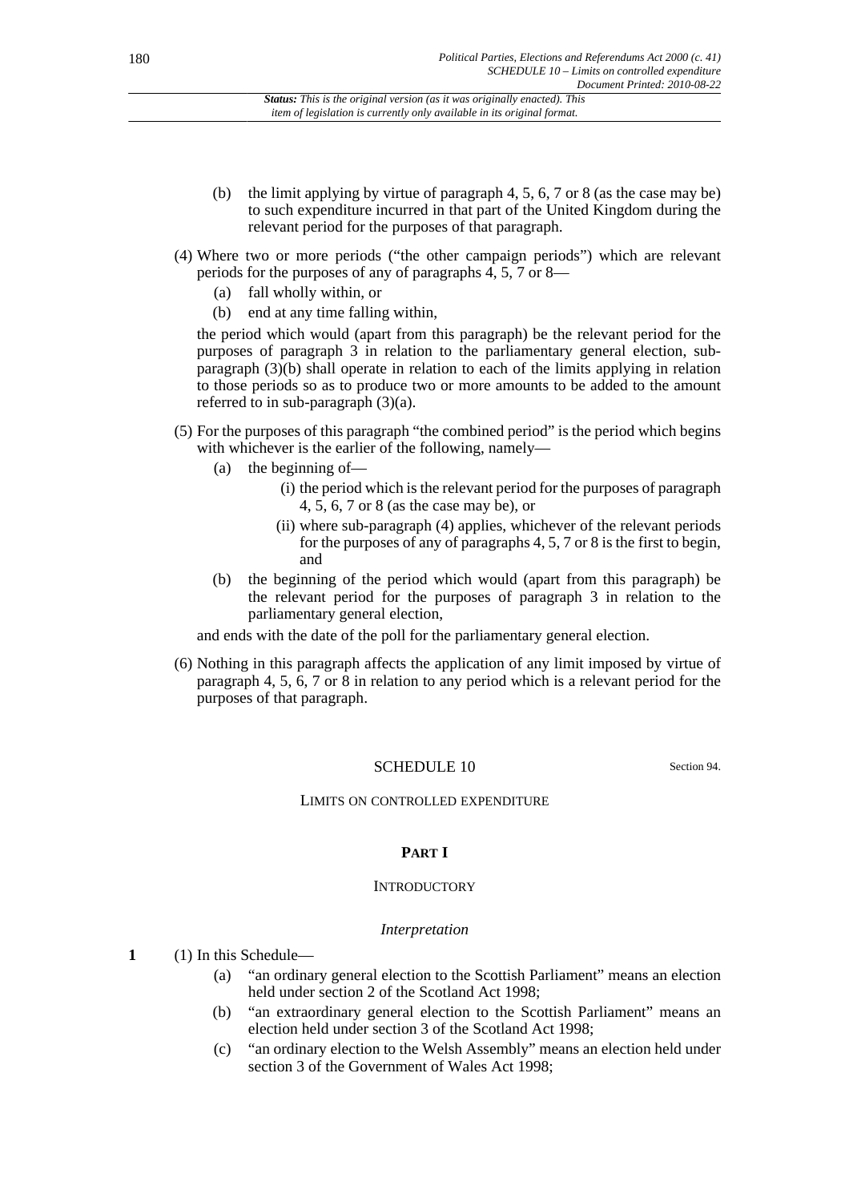(b) the limit applying by virtue of paragraph 4, 5, 6, 7 or 8 (as the case may be) to such expenditure incurred in that part of the United Kingdom during the relevant period for the purposes of that paragraph.

(4) Where two or more periods ("the other campaign periods") which are relevant periods for the purposes of any of paragraphs 4, 5, 7 or 8—

(a) fall wholly within, or

(b) end at any time falling within,

the period which would (apart from this paragraph) be the relevant period for the purposes of paragraph 3 in relation to the parliamentary general election, sub-paragraph (3)(b) shall operate in relation to each of the limits applying in relation to those periods so as to produce two or more amounts to be added to the amount referred to in sub-paragraph (3)(a).

(5) For the purposes of this paragraph "the combined period" is the period which begins with whichever is the earlier of the following, namely—

(a) the beginning of—

(i) the period which is the relevant period for the purposes of paragraph 4, 5, 6, 7 or 8 (as the case may be), or

(ii) where sub-paragraph (4) applies, whichever of the relevant periods for the purposes of any of paragraphs 4, 5, 7 or 8 is the first to begin, and

(b) the beginning of the period which would (apart from this paragraph) be the relevant period for the purposes of paragraph 3 in relation to the parliamentary general election,

and ends with the date of the poll for the parliamentary general election.

(6) Nothing in this paragraph affects the application of any limit imposed by virtue of paragraph 4, 5, 6, 7 or 8 in relation to any period which is a relevant period for the purposes of that paragraph.

## SCHEDULE 10

Section 94.

### LIMITS ON CONTROLLED EXPENDITURE

#### PART I

#### INTRODUCTORY

*Interpretation*

**1** (1) In this Schedule—

(a) "an ordinary general election to the Scottish Parliament" means an election held under section 2 of the Scotland Act 1998;

(b) "an extraordinary general election to the Scottish Parliament" means an election held under section 3 of the Scotland Act 1998;

(c) "an ordinary election to the Welsh Assembly" means an election held under section 3 of the Government of Wales Act 1998;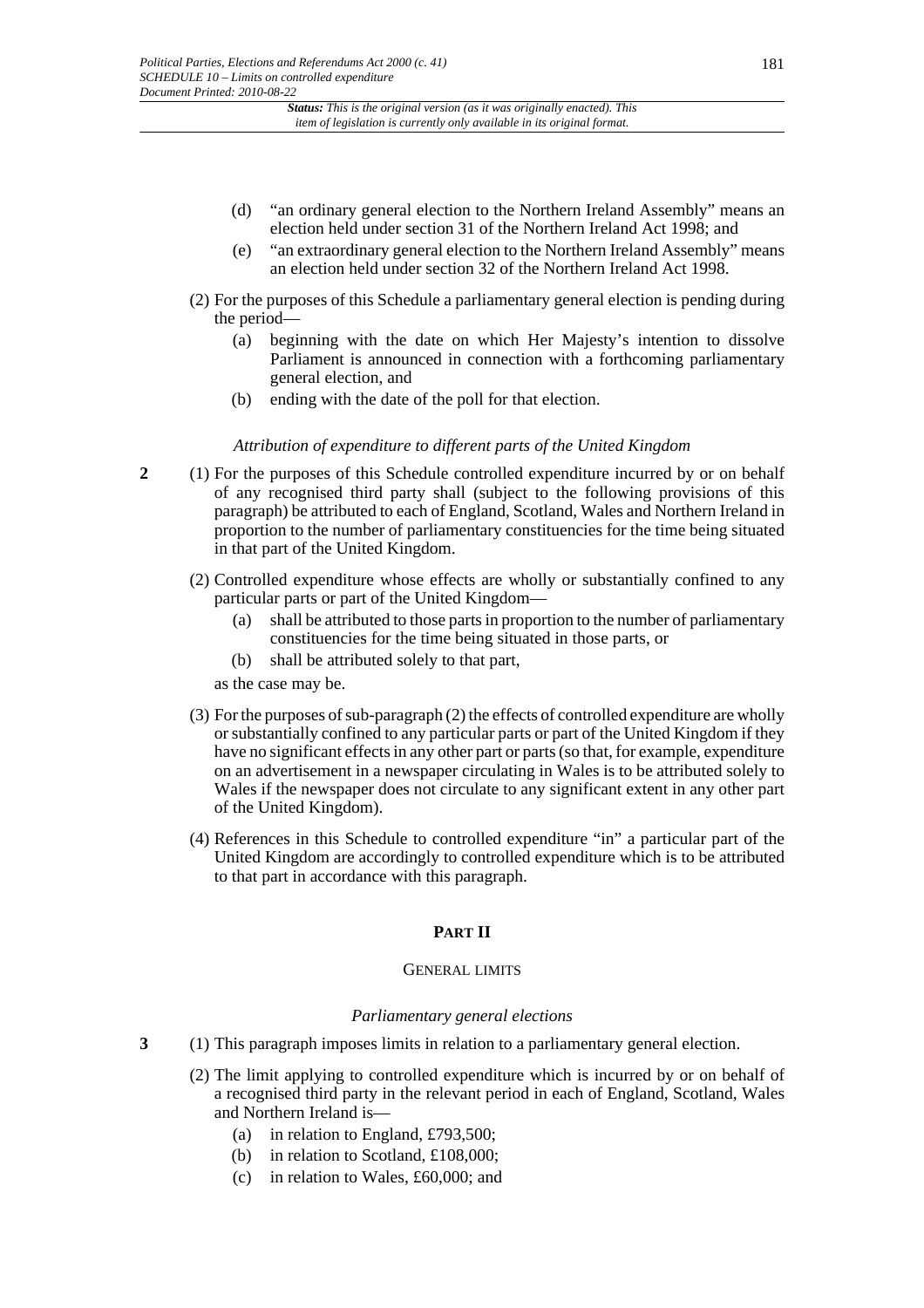(d) "an ordinary general election to the Northern Ireland Assembly" means an election held under section 31 of the Northern Ireland Act 1998; and

(e) "an extraordinary general election to the Northern Ireland Assembly" means an election held under section 32 of the Northern Ireland Act 1998.

(2) For the purposes of this Schedule a parliamentary general election is pending during the period—

(a) beginning with the date on which Her Majesty's intention to dissolve Parliament is announced in connection with a forthcoming parliamentary general election, and

(b) ending with the date of the poll for that election.

*Attribution of expenditure to different parts of the United Kingdom*

**2** (1) For the purposes of this Schedule controlled expenditure incurred by or on behalf of any recognised third party shall (subject to the following provisions of this paragraph) be attributed to each of England, Scotland, Wales and Northern Ireland in proportion to the number of parliamentary constituencies for the time being situated in that part of the United Kingdom.

(2) Controlled expenditure whose effects are wholly or substantially confined to any particular parts or part of the United Kingdom—

(a) shall be attributed to those parts in proportion to the number of parliamentary constituencies for the time being situated in those parts, or

(b) shall be attributed solely to that part,

as the case may be.

(3) For the purposes of sub-paragraph (2) the effects of controlled expenditure are wholly or substantially confined to any particular parts or part of the United Kingdom if they have no significant effects in any other part or parts (so that, for example, expenditure on an advertisement in a newspaper circulating in Wales is to be attributed solely to Wales if the newspaper does not circulate to any significant extent in any other part of the United Kingdom).

(4) References in this Schedule to controlled expenditure "in" a particular part of the United Kingdom are accordingly to controlled expenditure which is to be attributed to that part in accordance with this paragraph.

## PART II

### GENERAL LIMITS

*Parliamentary general elections*

**3** (1) This paragraph imposes limits in relation to a parliamentary general election.

(2) The limit applying to controlled expenditure which is incurred by or on behalf of a recognised third party in the relevant period in each of England, Scotland, Wales and Northern Ireland is—

(a) in relation to England, £793,500;

(b) in relation to Scotland, £108,000;

(c) in relation to Wales, £60,000; and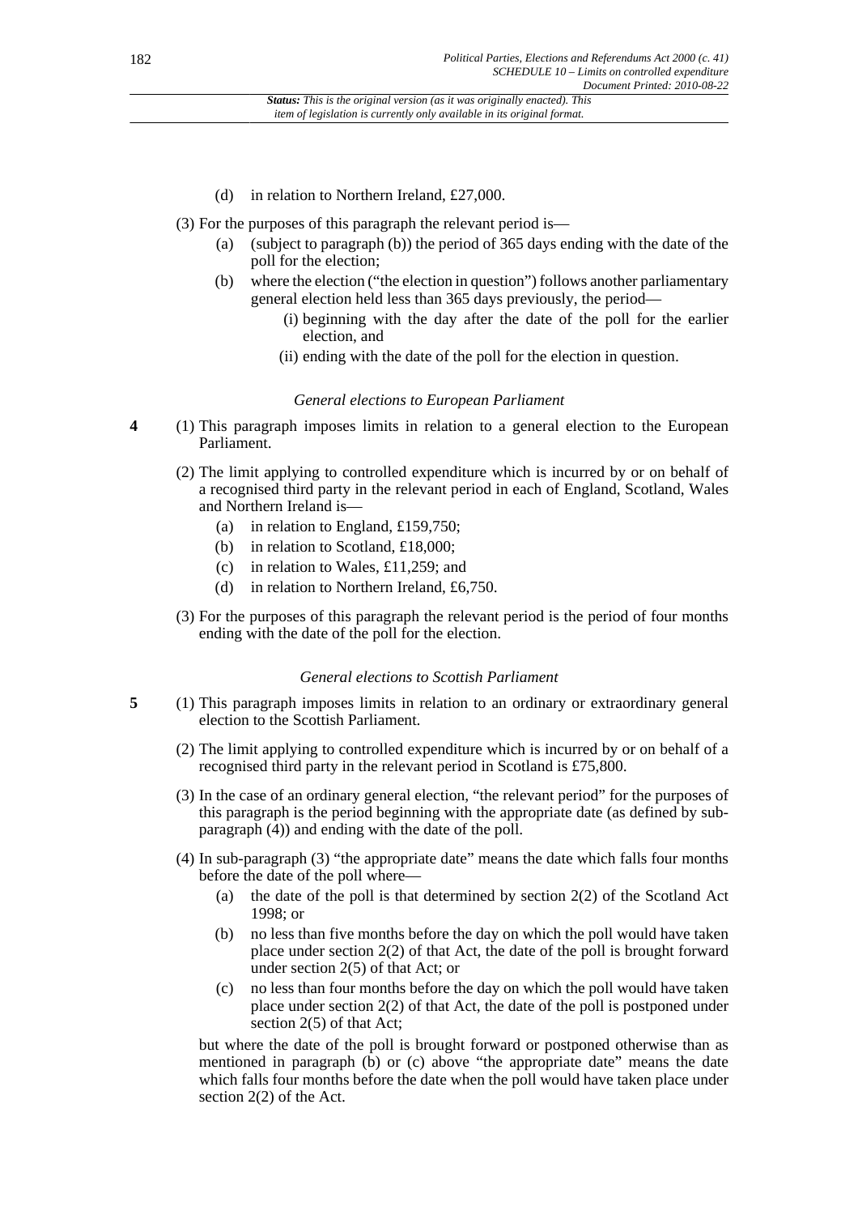(d) in relation to Northern Ireland, £27,000.

(3) For the purposes of this paragraph the relevant period is—

- (a) (subject to paragraph (b)) the period of 365 days ending with the date of the poll for the election;
- (b) where the election ("the election in question") follows another parliamentary general election held less than 365 days previously, the period—
  - (i) beginning with the day after the date of the poll for the earlier election, and
  - (ii) ending with the date of the poll for the election in question.

### *General elections to European Parliament*

**4** (1) This paragraph imposes limits in relation to a general election to the European Parliament.

(2) The limit applying to controlled expenditure which is incurred by or on behalf of a recognised third party in the relevant period in each of England, Scotland, Wales and Northern Ireland is—

- (a) in relation to England, £159,750;
- (b) in relation to Scotland, £18,000;
- (c) in relation to Wales, £11,259; and
- (d) in relation to Northern Ireland, £6,750.

(3) For the purposes of this paragraph the relevant period is the period of four months ending with the date of the poll for the election.

### *General elections to Scottish Parliament*

**5** (1) This paragraph imposes limits in relation to an ordinary or extraordinary general election to the Scottish Parliament.

(2) The limit applying to controlled expenditure which is incurred by or on behalf of a recognised third party in the relevant period in Scotland is £75,800.

(3) In the case of an ordinary general election, "the relevant period" for the purposes of this paragraph is the period beginning with the appropriate date (as defined by sub-paragraph (4)) and ending with the date of the poll.

(4) In sub-paragraph (3) "the appropriate date" means the date which falls four months before the date of the poll where—

- (a) the date of the poll is that determined by section 2(2) of the Scotland Act 1998; or
- (b) no less than five months before the day on which the poll would have taken place under section 2(2) of that Act, the date of the poll is brought forward under section 2(5) of that Act; or
- (c) no less than four months before the day on which the poll would have taken place under section 2(2) of that Act, the date of the poll is postponed under section 2(5) of that Act;

but where the date of the poll is brought forward or postponed otherwise than as mentioned in paragraph (b) or (c) above "the appropriate date" means the date which falls four months before the date when the poll would have taken place under section 2(2) of the Act.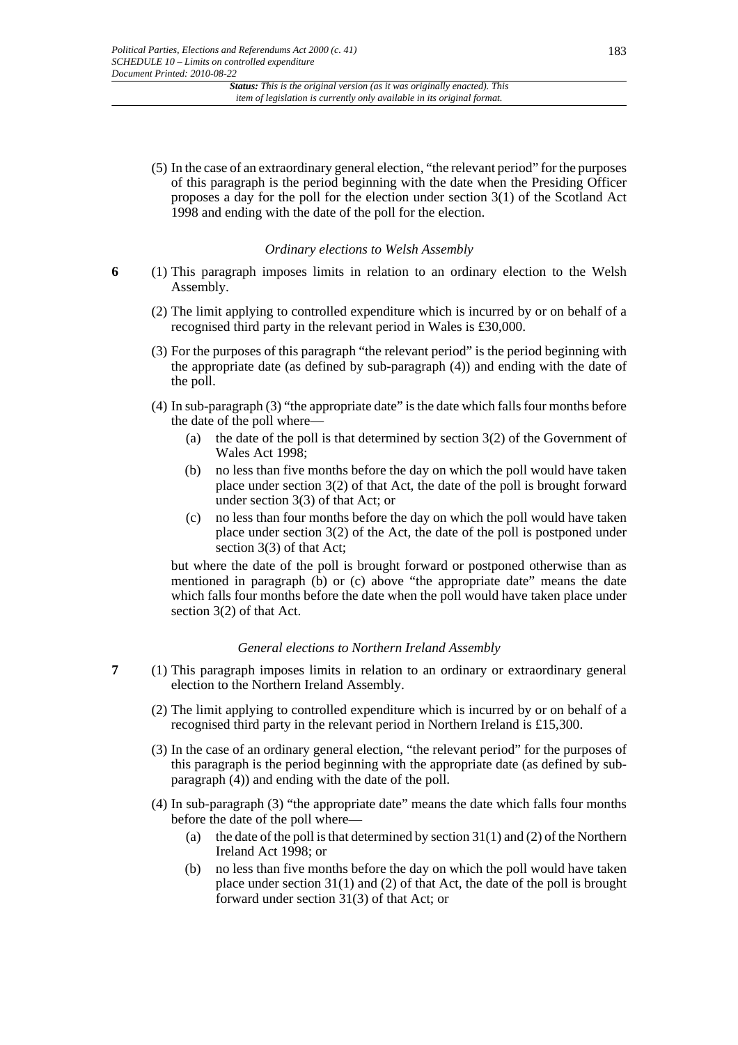(5) In the case of an extraordinary general election, "the relevant period" for the purposes of this paragraph is the period beginning with the date when the Presiding Officer proposes a day for the poll for the election under section 3(1) of the Scotland Act 1998 and ending with the date of the poll for the election.

*Ordinary elections to Welsh Assembly*

**6** (1) This paragraph imposes limits in relation to an ordinary election to the Welsh Assembly.

(2) The limit applying to controlled expenditure which is incurred by or on behalf of a recognised third party in the relevant period in Wales is £30,000.

(3) For the purposes of this paragraph "the relevant period" is the period beginning with the appropriate date (as defined by sub-paragraph (4)) and ending with the date of the poll.

(4) In sub-paragraph (3) "the appropriate date" is the date which falls four months before the date of the poll where—

- (a) the date of the poll is that determined by section 3(2) of the Government of Wales Act 1998;
- (b) no less than five months before the day on which the poll would have taken place under section 3(2) of that Act, the date of the poll is brought forward under section 3(3) of that Act; or
- (c) no less than four months before the day on which the poll would have taken place under section 3(2) of the Act, the date of the poll is postponed under section 3(3) of that Act;

but where the date of the poll is brought forward or postponed otherwise than as mentioned in paragraph (b) or (c) above "the appropriate date" means the date which falls four months before the date when the poll would have taken place under section 3(2) of that Act.

*General elections to Northern Ireland Assembly*

**7** (1) This paragraph imposes limits in relation to an ordinary or extraordinary general election to the Northern Ireland Assembly.

(2) The limit applying to controlled expenditure which is incurred by or on behalf of a recognised third party in the relevant period in Northern Ireland is £15,300.

(3) In the case of an ordinary general election, "the relevant period" for the purposes of this paragraph is the period beginning with the appropriate date (as defined by sub-paragraph (4)) and ending with the date of the poll.

(4) In sub-paragraph (3) "the appropriate date" means the date which falls four months before the date of the poll where—

- (a) the date of the poll is that determined by section 31(1) and (2) of the Northern Ireland Act 1998; or
- (b) no less than five months before the day on which the poll would have taken place under section 31(1) and (2) of that Act, the date of the poll is brought forward under section 31(3) of that Act; or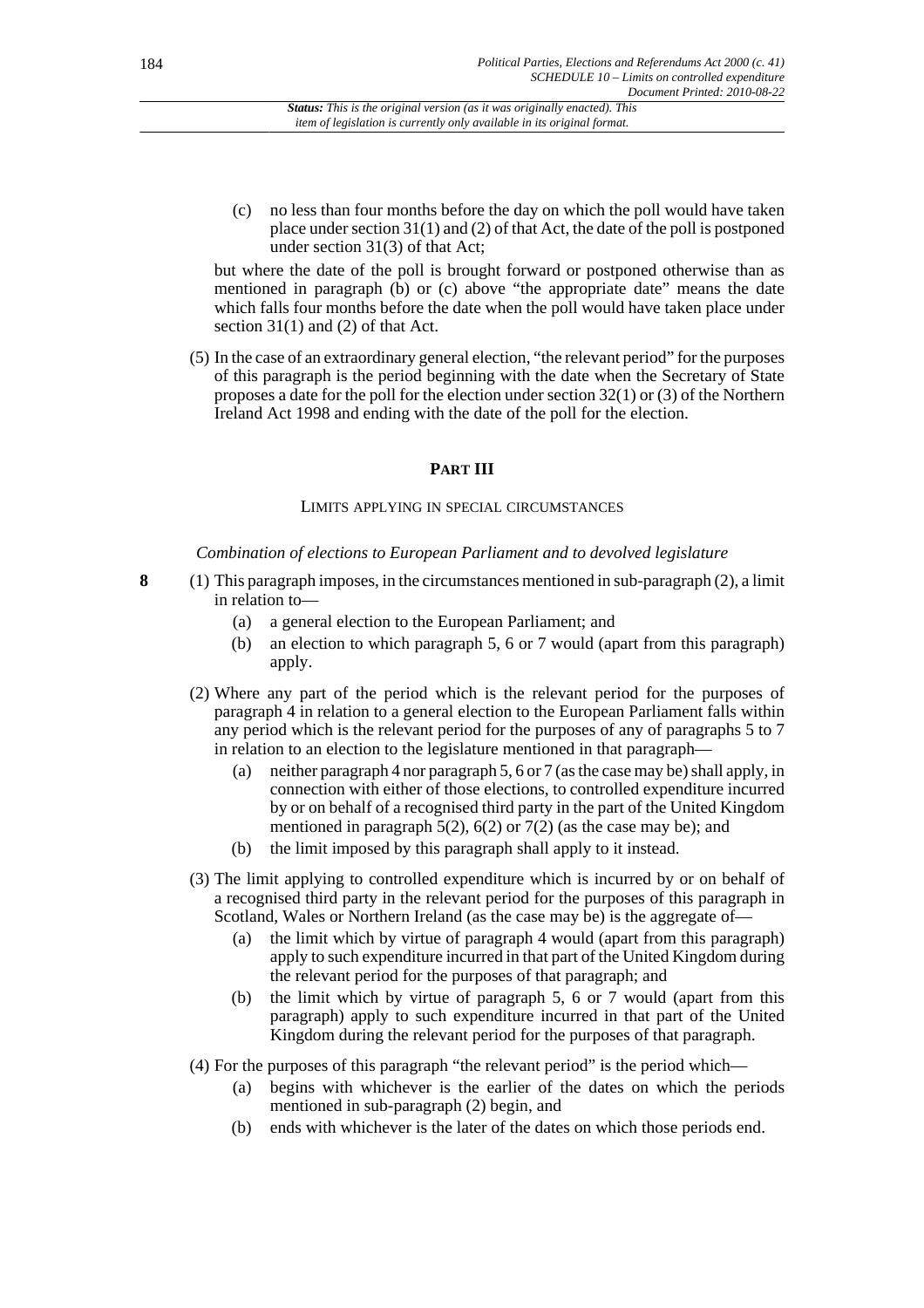(c) no less than four months before the day on which the poll would have taken place under section 31(1) and (2) of that Act, the date of the poll is postponed under section 31(3) of that Act;

but where the date of the poll is brought forward or postponed otherwise than as mentioned in paragraph (b) or (c) above "the appropriate date" means the date which falls four months before the date when the poll would have taken place under section 31(1) and (2) of that Act.

(5) In the case of an extraordinary general election, "the relevant period" for the purposes of this paragraph is the period beginning with the date when the Secretary of State proposes a date for the poll for the election under section 32(1) or (3) of the Northern Ireland Act 1998 and ending with the date of the poll for the election.

## PART III

### LIMITS APPLYING IN SPECIAL CIRCUMSTANCES

*Combination of elections to European Parliament and to devolved legislature*

**8** (1) This paragraph imposes, in the circumstances mentioned in sub-paragraph (2), a limit in relation to—

(a) a general election to the European Parliament; and

(b) an election to which paragraph 5, 6 or 7 would (apart from this paragraph) apply.

(2) Where any part of the period which is the relevant period for the purposes of paragraph 4 in relation to a general election to the European Parliament falls within any period which is the relevant period for the purposes of any of paragraphs 5 to 7 in relation to an election to the legislature mentioned in that paragraph—

(a) neither paragraph 4 nor paragraph 5, 6 or 7 (as the case may be) shall apply, in connection with either of those elections, to controlled expenditure incurred by or on behalf of a recognised third party in the part of the United Kingdom mentioned in paragraph 5(2), 6(2) or 7(2) (as the case may be); and

(b) the limit imposed by this paragraph shall apply to it instead.

(3) The limit applying to controlled expenditure which is incurred by or on behalf of a recognised third party in the relevant period for the purposes of this paragraph in Scotland, Wales or Northern Ireland (as the case may be) is the aggregate of—

(a) the limit which by virtue of paragraph 4 would (apart from this paragraph) apply to such expenditure incurred in that part of the United Kingdom during the relevant period for the purposes of that paragraph; and

(b) the limit which by virtue of paragraph 5, 6 or 7 would (apart from this paragraph) apply to such expenditure incurred in that part of the United Kingdom during the relevant period for the purposes of that paragraph.

(4) For the purposes of this paragraph "the relevant period" is the period which—

(a) begins with whichever is the earlier of the dates on which the periods mentioned in sub-paragraph (2) begin, and

(b) ends with whichever is the later of the dates on which those periods end.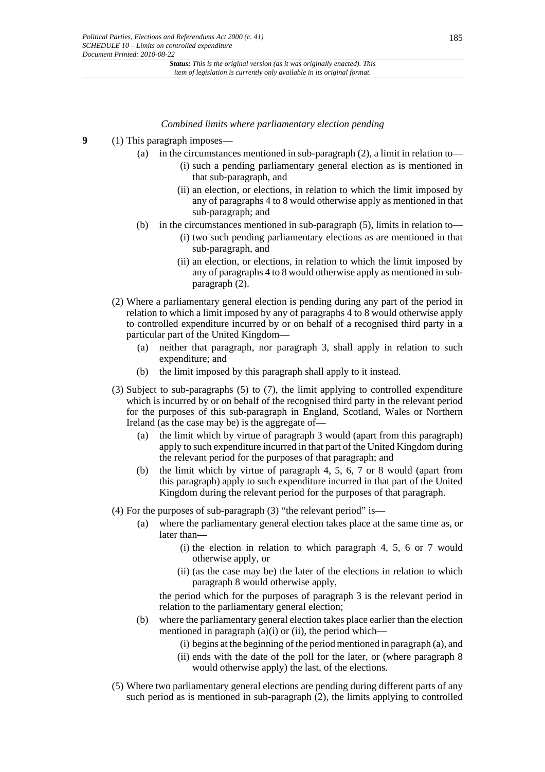*Combined limits where parliamentary election pending*

**9** (1) This paragraph imposes—

(a) in the circumstances mentioned in sub-paragraph (2), a limit in relation to—

(i) such a pending parliamentary general election as is mentioned in that sub-paragraph, and

(ii) an election, or elections, in relation to which the limit imposed by any of paragraphs 4 to 8 would otherwise apply as mentioned in that sub-paragraph; and

(b) in the circumstances mentioned in sub-paragraph (5), limits in relation to—

(i) two such pending parliamentary elections as are mentioned in that sub-paragraph, and

(ii) an election, or elections, in relation to which the limit imposed by any of paragraphs 4 to 8 would otherwise apply as mentioned in sub-paragraph (2).

(2) Where a parliamentary general election is pending during any part of the period in relation to which a limit imposed by any of paragraphs 4 to 8 would otherwise apply to controlled expenditure incurred by or on behalf of a recognised third party in a particular part of the United Kingdom—

(a) neither that paragraph, nor paragraph 3, shall apply in relation to such expenditure; and

(b) the limit imposed by this paragraph shall apply to it instead.

(3) Subject to sub-paragraphs (5) to (7), the limit applying to controlled expenditure which is incurred by or on behalf of the recognised third party in the relevant period for the purposes of this sub-paragraph in England, Scotland, Wales or Northern Ireland (as the case may be) is the aggregate of—

(a) the limit which by virtue of paragraph 3 would (apart from this paragraph) apply to such expenditure incurred in that part of the United Kingdom during the relevant period for the purposes of that paragraph; and

(b) the limit which by virtue of paragraph 4, 5, 6, 7 or 8 would (apart from this paragraph) apply to such expenditure incurred in that part of the United Kingdom during the relevant period for the purposes of that paragraph.

(4) For the purposes of sub-paragraph (3) "the relevant period" is—

(a) where the parliamentary general election takes place at the same time as, or later than—

(i) the election in relation to which paragraph 4, 5, 6 or 7 would otherwise apply, or

(ii) (as the case may be) the later of the elections in relation to which paragraph 8 would otherwise apply,

the period which for the purposes of paragraph 3 is the relevant period in relation to the parliamentary general election;

(b) where the parliamentary general election takes place earlier than the election mentioned in paragraph (a)(i) or (ii), the period which—

(i) begins at the beginning of the period mentioned in paragraph (a), and

(ii) ends with the date of the poll for the later, or (where paragraph 8 would otherwise apply) the last, of the elections.

(5) Where two parliamentary general elections are pending during different parts of any such period as is mentioned in sub-paragraph (2), the limits applying to controlled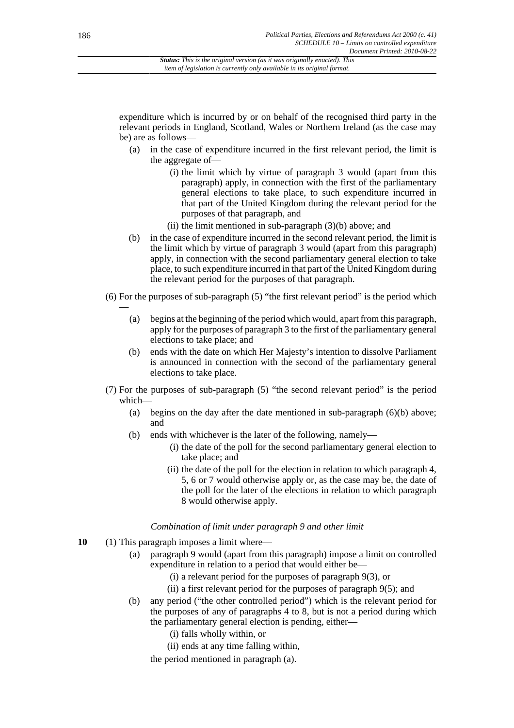expenditure which is incurred by or on behalf of the recognised third party in the relevant periods in England, Scotland, Wales or Northern Ireland (as the case may be) are as follows—

- (a) in the case of expenditure incurred in the first relevant period, the limit is the aggregate of—
  - (i) the limit which by virtue of paragraph 3 would (apart from this paragraph) apply, in connection with the first of the parliamentary general elections to take place, to such expenditure incurred in that part of the United Kingdom during the relevant period for the purposes of that paragraph, and
  - (ii) the limit mentioned in sub-paragraph (3)(b) above; and
- (b) in the case of expenditure incurred in the second relevant period, the limit is the limit which by virtue of paragraph 3 would (apart from this paragraph) apply, in connection with the second parliamentary general election to take place, to such expenditure incurred in that part of the United Kingdom during the relevant period for the purposes of that paragraph.

(6) For the purposes of sub-paragraph (5) "the first relevant period" is the period which —

- (a) begins at the beginning of the period which would, apart from this paragraph, apply for the purposes of paragraph 3 to the first of the parliamentary general elections to take place; and
- (b) ends with the date on which Her Majesty's intention to dissolve Parliament is announced in connection with the second of the parliamentary general elections to take place.

(7) For the purposes of sub-paragraph (5) "the second relevant period" is the period which—

- (a) begins on the day after the date mentioned in sub-paragraph (6)(b) above; and
- (b) ends with whichever is the later of the following, namely—
  - (i) the date of the poll for the second parliamentary general election to take place; and
  - (ii) the date of the poll for the election in relation to which paragraph 4, 5, 6 or 7 would otherwise apply or, as the case may be, the date of the poll for the later of the elections in relation to which paragraph 8 would otherwise apply.

*Combination of limit under paragraph 9 and other limit*

**10** (1) This paragraph imposes a limit where—

- (a) paragraph 9 would (apart from this paragraph) impose a limit on controlled expenditure in relation to a period that would either be—
  - (i) a relevant period for the purposes of paragraph 9(3), or
  - (ii) a first relevant period for the purposes of paragraph 9(5); and
- (b) any period ("the other controlled period") which is the relevant period for the purposes of any of paragraphs 4 to 8, but is not a period during which the parliamentary general election is pending, either—
  - (i) falls wholly within, or
  - (ii) ends at any time falling within,

  the period mentioned in paragraph (a).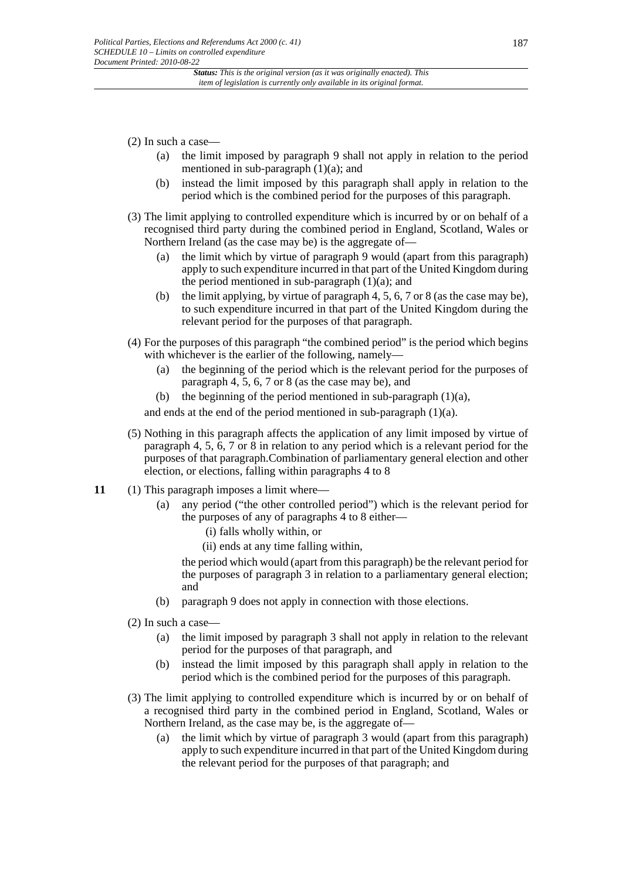(2) In such a case—

  (a) the limit imposed by paragraph 9 shall not apply in relation to the period mentioned in sub-paragraph (1)(a); and

  (b) instead the limit imposed by this paragraph shall apply in relation to the period which is the combined period for the purposes of this paragraph.

(3) The limit applying to controlled expenditure which is incurred by or on behalf of a recognised third party during the combined period in England, Scotland, Wales or Northern Ireland (as the case may be) is the aggregate of—

  (a) the limit which by virtue of paragraph 9 would (apart from this paragraph) apply to such expenditure incurred in that part of the United Kingdom during the period mentioned in sub-paragraph (1)(a); and

  (b) the limit applying, by virtue of paragraph 4, 5, 6, 7 or 8 (as the case may be), to such expenditure incurred in that part of the United Kingdom during the relevant period for the purposes of that paragraph.

(4) For the purposes of this paragraph "the combined period" is the period which begins with whichever is the earlier of the following, namely—

  (a) the beginning of the period which is the relevant period for the purposes of paragraph 4, 5, 6, 7 or 8 (as the case may be), and

  (b) the beginning of the period mentioned in sub-paragraph (1)(a),

  and ends at the end of the period mentioned in sub-paragraph (1)(a).

(5) Nothing in this paragraph affects the application of any limit imposed by virtue of paragraph 4, 5, 6, 7 or 8 in relation to any period which is a relevant period for the purposes of that paragraph.Combination of parliamentary general election and other election, or elections, falling within paragraphs 4 to 8

**11** (1) This paragraph imposes a limit where—

  (a) any period ("the other controlled period") which is the relevant period for the purposes of any of paragraphs 4 to 8 either—

    (i) falls wholly within, or

    (ii) ends at any time falling within,

  the period which would (apart from this paragraph) be the relevant period for the purposes of paragraph 3 in relation to a parliamentary general election; and

  (b) paragraph 9 does not apply in connection with those elections.

(2) In such a case—

  (a) the limit imposed by paragraph 3 shall not apply in relation to the relevant period for the purposes of that paragraph, and

  (b) instead the limit imposed by this paragraph shall apply in relation to the period which is the combined period for the purposes of this paragraph.

(3) The limit applying to controlled expenditure which is incurred by or on behalf of a recognised third party in the combined period in England, Scotland, Wales or Northern Ireland, as the case may be, is the aggregate of—

  (a) the limit which by virtue of paragraph 3 would (apart from this paragraph) apply to such expenditure incurred in that part of the United Kingdom during the relevant period for the purposes of that paragraph; and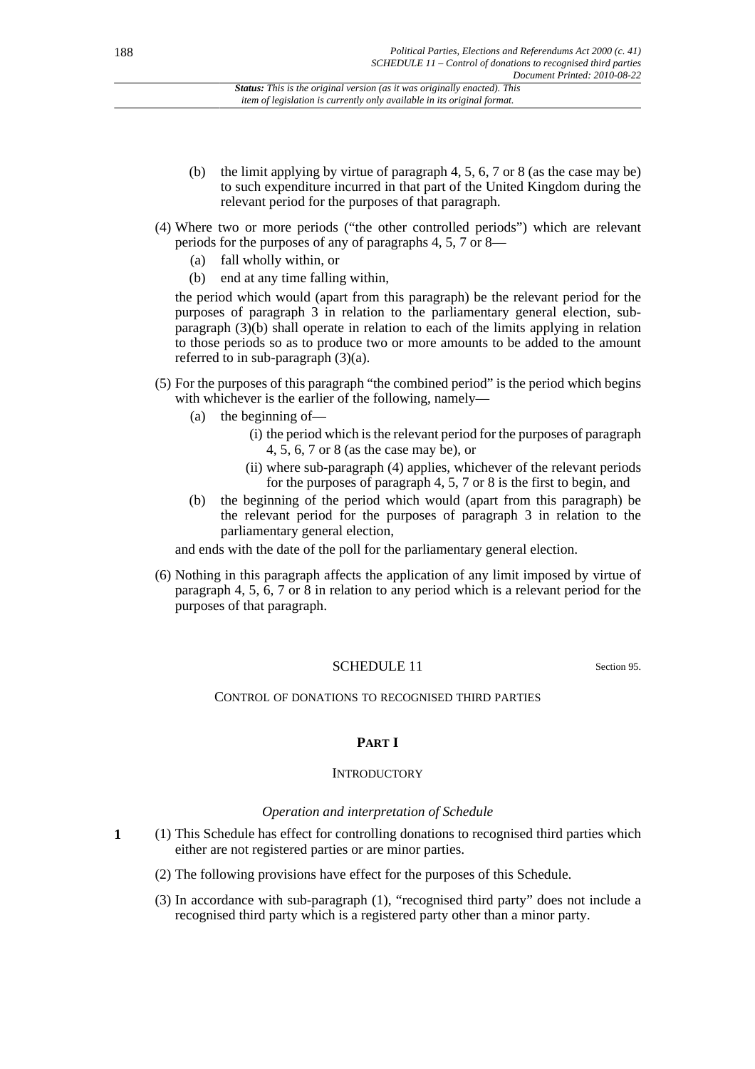(b) the limit applying by virtue of paragraph 4, 5, 6, 7 or 8 (as the case may be) to such expenditure incurred in that part of the United Kingdom during the relevant period for the purposes of that paragraph.

(4) Where two or more periods ("the other controlled periods") which are relevant periods for the purposes of any of paragraphs 4, 5, 7 or 8—

(a) fall wholly within, or

(b) end at any time falling within,

the period which would (apart from this paragraph) be the relevant period for the purposes of paragraph 3 in relation to the parliamentary general election, sub-paragraph (3)(b) shall operate in relation to each of the limits applying in relation to those periods so as to produce two or more amounts to be added to the amount referred to in sub-paragraph (3)(a).

(5) For the purposes of this paragraph "the combined period" is the period which begins with whichever is the earlier of the following, namely—

(a) the beginning of—

(i) the period which is the relevant period for the purposes of paragraph 4, 5, 6, 7 or 8 (as the case may be), or

(ii) where sub-paragraph (4) applies, whichever of the relevant periods for the purposes of paragraph 4, 5, 7 or 8 is the first to begin, and

(b) the beginning of the period which would (apart from this paragraph) be the relevant period for the purposes of paragraph 3 in relation to the parliamentary general election,

and ends with the date of the poll for the parliamentary general election.

(6) Nothing in this paragraph affects the application of any limit imposed by virtue of paragraph 4, 5, 6, 7 or 8 in relation to any period which is a relevant period for the purposes of that paragraph.

# SCHEDULE 11

Section 95.

## CONTROL OF DONATIONS TO RECOGNISED THIRD PARTIES

### PART I

#### INTRODUCTORY

*Operation and interpretation of Schedule*

**1** (1) This Schedule has effect for controlling donations to recognised third parties which either are not registered parties or are minor parties.

(2) The following provisions have effect for the purposes of this Schedule.

(3) In accordance with sub-paragraph (1), "recognised third party" does not include a recognised third party which is a registered party other than a minor party.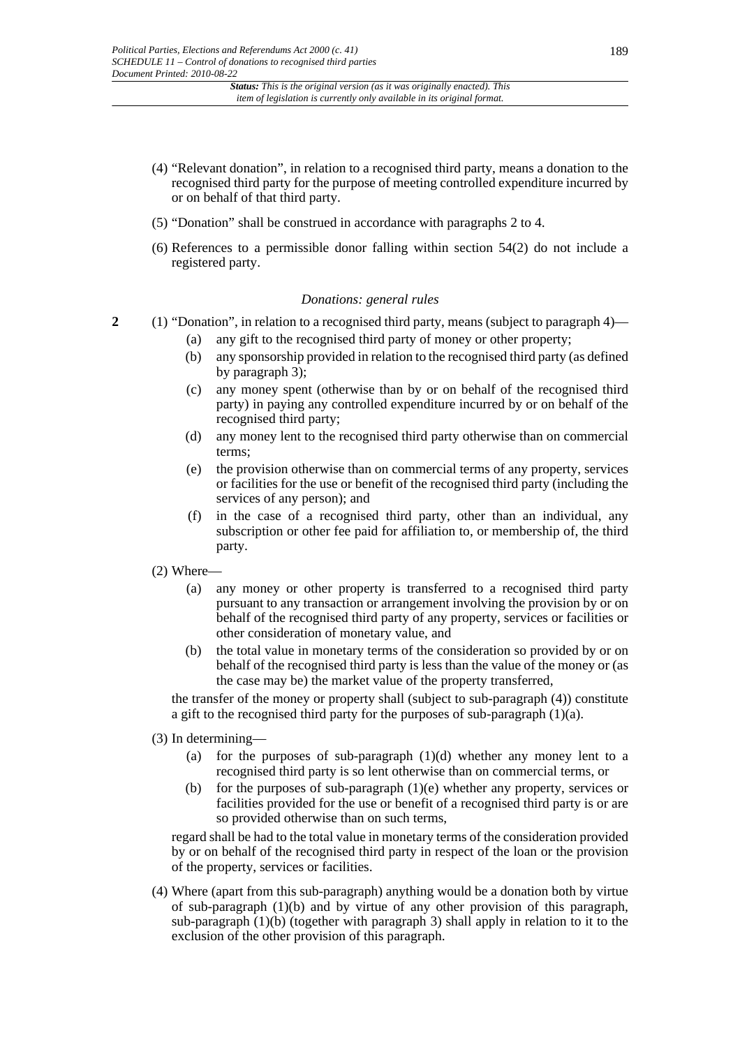(4) "Relevant donation", in relation to a recognised third party, means a donation to the recognised third party for the purpose of meeting controlled expenditure incurred by or on behalf of that third party.

(5) "Donation" shall be construed in accordance with paragraphs 2 to 4.

(6) References to a permissible donor falling within section 54(2) do not include a registered party.

*Donations: general rules*

**2** (1) "Donation", in relation to a recognised third party, means (subject to paragraph 4)—

(a) any gift to the recognised third party of money or other property;

(b) any sponsorship provided in relation to the recognised third party (as defined by paragraph 3);

(c) any money spent (otherwise than by or on behalf of the recognised third party) in paying any controlled expenditure incurred by or on behalf of the recognised third party;

(d) any money lent to the recognised third party otherwise than on commercial terms;

(e) the provision otherwise than on commercial terms of any property, services or facilities for the use or benefit of the recognised third party (including the services of any person); and

(f) in the case of a recognised third party, other than an individual, any subscription or other fee paid for affiliation to, or membership of, the third party.

(2) Where—

(a) any money or other property is transferred to a recognised third party pursuant to any transaction or arrangement involving the provision by or on behalf of the recognised third party of any property, services or facilities or other consideration of monetary value, and

(b) the total value in monetary terms of the consideration so provided by or on behalf of the recognised third party is less than the value of the money or (as the case may be) the market value of the property transferred,

the transfer of the money or property shall (subject to sub-paragraph (4)) constitute a gift to the recognised third party for the purposes of sub-paragraph (1)(a).

(3) In determining—

(a) for the purposes of sub-paragraph (1)(d) whether any money lent to a recognised third party is so lent otherwise than on commercial terms, or

(b) for the purposes of sub-paragraph (1)(e) whether any property, services or facilities provided for the use or benefit of a recognised third party is or are so provided otherwise than on such terms,

regard shall be had to the total value in monetary terms of the consideration provided by or on behalf of the recognised third party in respect of the loan or the provision of the property, services or facilities.

(4) Where (apart from this sub-paragraph) anything would be a donation both by virtue of sub-paragraph (1)(b) and by virtue of any other provision of this paragraph, sub-paragraph (1)(b) (together with paragraph 3) shall apply in relation to it to the exclusion of the other provision of this paragraph.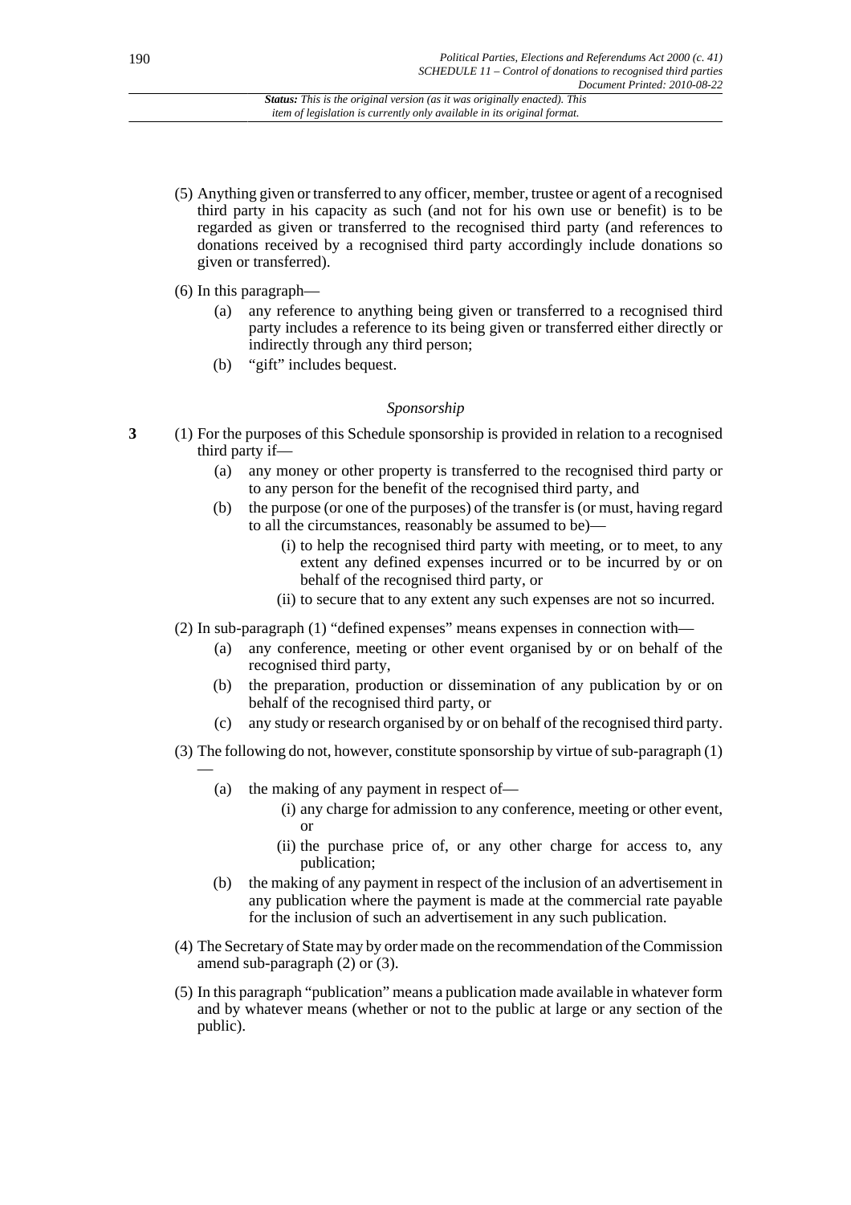(5) Anything given or transferred to any officer, member, trustee or agent of a recognised third party in his capacity as such (and not for his own use or benefit) is to be regarded as given or transferred to the recognised third party (and references to donations received by a recognised third party accordingly include donations so given or transferred).

(6) In this paragraph—

- (a) any reference to anything being given or transferred to a recognised third party includes a reference to its being given or transferred either directly or indirectly through any third person;
- (b) "gift" includes bequest.

*Sponsorship*

**3** (1) For the purposes of this Schedule sponsorship is provided in relation to a recognised third party if—

- (a) any money or other property is transferred to the recognised third party or to any person for the benefit of the recognised third party, and
- (b) the purpose (or one of the purposes) of the transfer is (or must, having regard to all the circumstances, reasonably be assumed to be)—
  - (i) to help the recognised third party with meeting, or to meet, to any extent any defined expenses incurred or to be incurred by or on behalf of the recognised third party, or
  - (ii) to secure that to any extent any such expenses are not so incurred.

(2) In sub-paragraph (1) "defined expenses" means expenses in connection with—

- (a) any conference, meeting or other event organised by or on behalf of the recognised third party,
- (b) the preparation, production or dissemination of any publication by or on behalf of the recognised third party, or
- (c) any study or research organised by or on behalf of the recognised third party.

(3) The following do not, however, constitute sponsorship by virtue of sub-paragraph (1) —

- (a) the making of any payment in respect of—
  - (i) any charge for admission to any conference, meeting or other event, or
  - (ii) the purchase price of, or any other charge for access to, any publication;
- (b) the making of any payment in respect of the inclusion of an advertisement in any publication where the payment is made at the commercial rate payable for the inclusion of such an advertisement in any such publication.

(4) The Secretary of State may by order made on the recommendation of the Commission amend sub-paragraph (2) or (3).

(5) In this paragraph "publication" means a publication made available in whatever form and by whatever means (whether or not to the public at large or any section of the public).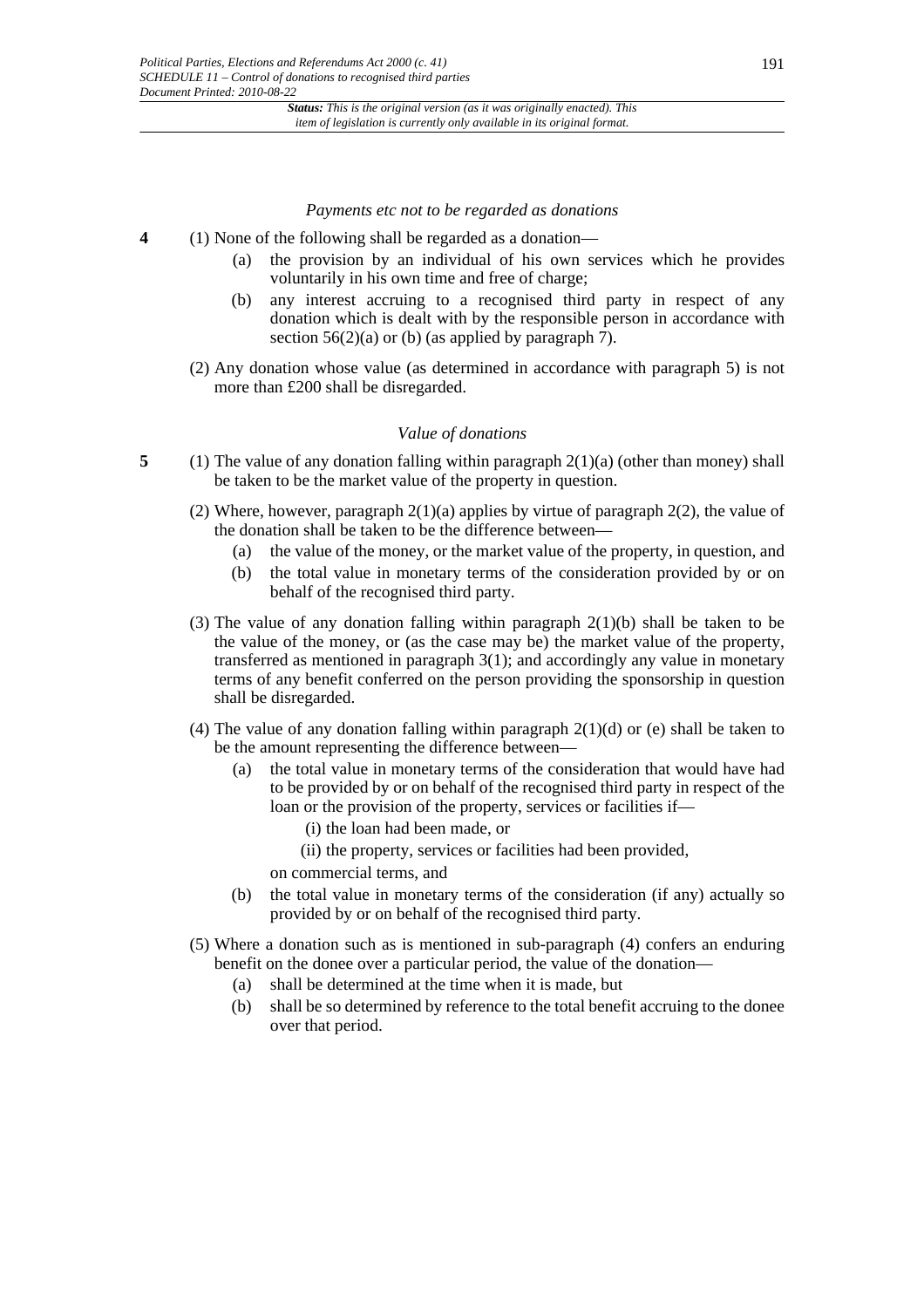*Payments etc not to be regarded as donations*

**4** (1) None of the following shall be regarded as a donation—

(a) the provision by an individual of his own services which he provides voluntarily in his own time and free of charge;

(b) any interest accruing to a recognised third party in respect of any donation which is dealt with by the responsible person in accordance with section 56(2)(a) or (b) (as applied by paragraph 7).

(2) Any donation whose value (as determined in accordance with paragraph 5) is not more than £200 shall be disregarded.

*Value of donations*

**5** (1) The value of any donation falling within paragraph 2(1)(a) (other than money) shall be taken to be the market value of the property in question.

(2) Where, however, paragraph 2(1)(a) applies by virtue of paragraph 2(2), the value of the donation shall be taken to be the difference between—

(a) the value of the money, or the market value of the property, in question, and

(b) the total value in monetary terms of the consideration provided by or on behalf of the recognised third party.

(3) The value of any donation falling within paragraph 2(1)(b) shall be taken to be the value of the money, or (as the case may be) the market value of the property, transferred as mentioned in paragraph 3(1); and accordingly any value in monetary terms of any benefit conferred on the person providing the sponsorship in question shall be disregarded.

(4) The value of any donation falling within paragraph 2(1)(d) or (e) shall be taken to be the amount representing the difference between—

(a) the total value in monetary terms of the consideration that would have had to be provided by or on behalf of the recognised third party in respect of the loan or the provision of the property, services or facilities if—

(i) the loan had been made, or

(ii) the property, services or facilities had been provided,

on commercial terms, and

(b) the total value in monetary terms of the consideration (if any) actually so provided by or on behalf of the recognised third party.

(5) Where a donation such as is mentioned in sub-paragraph (4) confers an enduring benefit on the donee over a particular period, the value of the donation—

(a) shall be determined at the time when it is made, but

(b) shall be so determined by reference to the total benefit accruing to the donee over that period.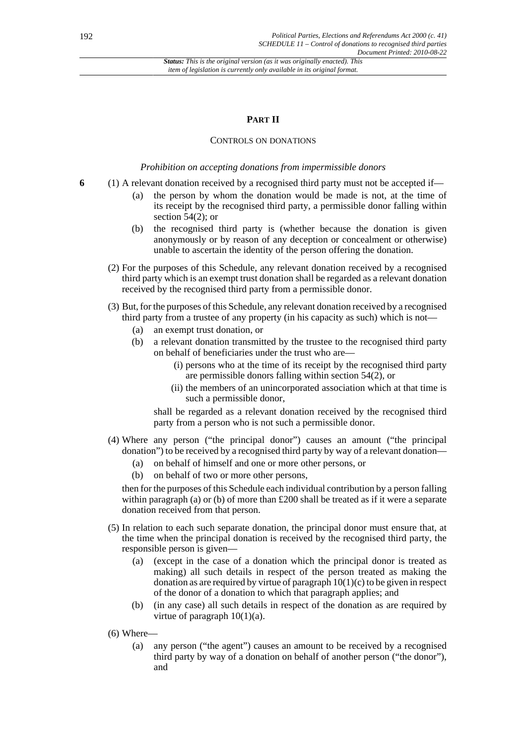## PART II

### CONTROLS ON DONATIONS

*Prohibition on accepting donations from impermissible donors*

**6** (1) A relevant donation received by a recognised third party must not be accepted if—

(a) the person by whom the donation would be made is not, at the time of its receipt by the recognised third party, a permissible donor falling within section 54(2); or

(b) the recognised third party is (whether because the donation is given anonymously or by reason of any deception or concealment or otherwise) unable to ascertain the identity of the person offering the donation.

(2) For the purposes of this Schedule, any relevant donation received by a recognised third party which is an exempt trust donation shall be regarded as a relevant donation received by the recognised third party from a permissible donor.

(3) But, for the purposes of this Schedule, any relevant donation received by a recognised third party from a trustee of any property (in his capacity as such) which is not—

(a) an exempt trust donation, or

(b) a relevant donation transmitted by the trustee to the recognised third party on behalf of beneficiaries under the trust who are—

(i) persons who at the time of its receipt by the recognised third party are permissible donors falling within section 54(2), or

(ii) the members of an unincorporated association which at that time is such a permissible donor,

shall be regarded as a relevant donation received by the recognised third party from a person who is not such a permissible donor.

(4) Where any person ("the principal donor") causes an amount ("the principal donation") to be received by a recognised third party by way of a relevant donation—

(a) on behalf of himself and one or more other persons, or

(b) on behalf of two or more other persons,

then for the purposes of this Schedule each individual contribution by a person falling within paragraph (a) or (b) of more than £200 shall be treated as if it were a separate donation received from that person.

(5) In relation to each such separate donation, the principal donor must ensure that, at the time when the principal donation is received by the recognised third party, the responsible person is given—

(a) (except in the case of a donation which the principal donor is treated as making) all such details in respect of the person treated as making the donation as are required by virtue of paragraph 10(1)(c) to be given in respect of the donor of a donation to which that paragraph applies; and

(b) (in any case) all such details in respect of the donation as are required by virtue of paragraph 10(1)(a).

(6) Where—

(a) any person ("the agent") causes an amount to be received by a recognised third party by way of a donation on behalf of another person ("the donor"), and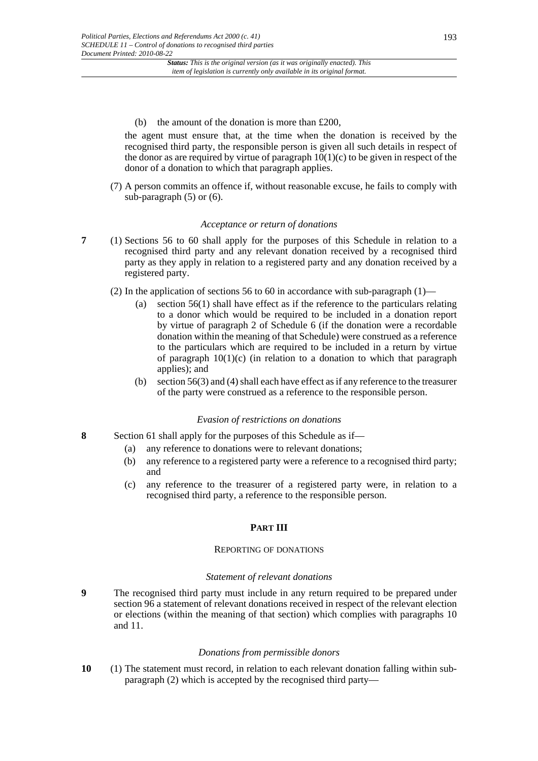(b) the amount of the donation is more than £200,

the agent must ensure that, at the time when the donation is received by the recognised third party, the responsible person is given all such details in respect of the donor as are required by virtue of paragraph 10(1)(c) to be given in respect of the donor of a donation to which that paragraph applies.

(7) A person commits an offence if, without reasonable excuse, he fails to comply with sub-paragraph (5) or (6).

*Acceptance or return of donations*

**7** (1) Sections 56 to 60 shall apply for the purposes of this Schedule in relation to a recognised third party and any relevant donation received by a recognised third party as they apply in relation to a registered party and any donation received by a registered party.

(2) In the application of sections 56 to 60 in accordance with sub-paragraph (1)—

(a) section 56(1) shall have effect as if the reference to the particulars relating to a donor which would be required to be included in a donation report by virtue of paragraph 2 of Schedule 6 (if the donation were a recordable donation within the meaning of that Schedule) were construed as a reference to the particulars which are required to be included in a return by virtue of paragraph 10(1)(c) (in relation to a donation to which that paragraph applies); and

(b) section 56(3) and (4) shall each have effect as if any reference to the treasurer of the party were construed as a reference to the responsible person.

*Evasion of restrictions on donations*

**8** Section 61 shall apply for the purposes of this Schedule as if—

(a) any reference to donations were to relevant donations;

(b) any reference to a registered party were a reference to a recognised third party; and

(c) any reference to the treasurer of a registered party were, in relation to a recognised third party, a reference to the responsible person.

## PART III

### REPORTING OF DONATIONS

*Statement of relevant donations*

**9** The recognised third party must include in any return required to be prepared under section 96 a statement of relevant donations received in respect of the relevant election or elections (within the meaning of that section) which complies with paragraphs 10 and 11.

*Donations from permissible donors*

**10** (1) The statement must record, in relation to each relevant donation falling within sub-paragraph (2) which is accepted by the recognised third party—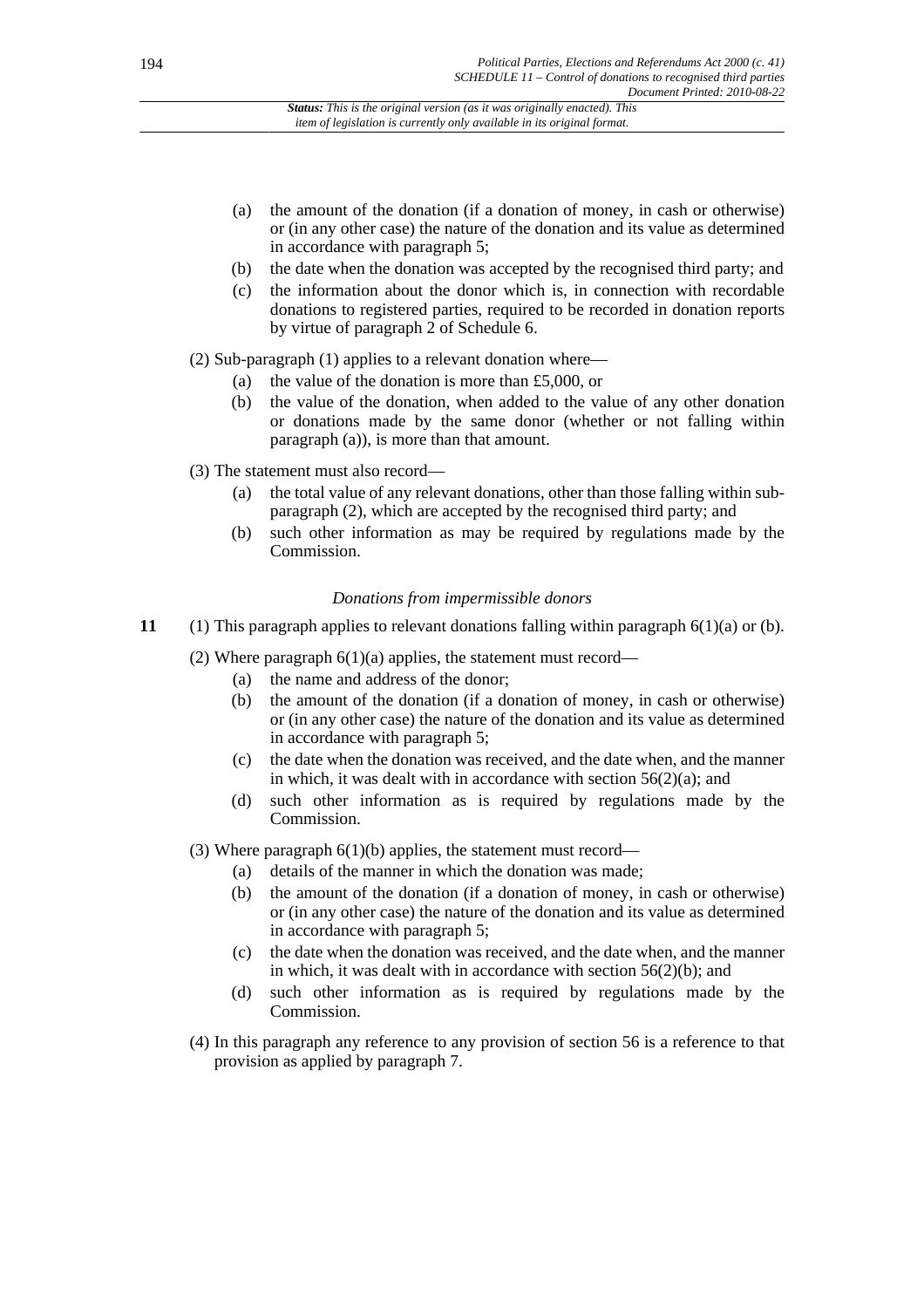(a) the amount of the donation (if a donation of money, in cash or otherwise) or (in any other case) the nature of the donation and its value as determined in accordance with paragraph 5;

(b) the date when the donation was accepted by the recognised third party; and

(c) the information about the donor which is, in connection with recordable donations to registered parties, required to be recorded in donation reports by virtue of paragraph 2 of Schedule 6.

(2) Sub-paragraph (1) applies to a relevant donation where—

(a) the value of the donation is more than £5,000, or

(b) the value of the donation, when added to the value of any other donation or donations made by the same donor (whether or not falling within paragraph (a)), is more than that amount.

(3) The statement must also record—

(a) the total value of any relevant donations, other than those falling within sub-paragraph (2), which are accepted by the recognised third party; and

(b) such other information as may be required by regulations made by the Commission.

*Donations from impermissible donors*

**11** (1) This paragraph applies to relevant donations falling within paragraph 6(1)(a) or (b).

(2) Where paragraph 6(1)(a) applies, the statement must record—

(a) the name and address of the donor;

(b) the amount of the donation (if a donation of money, in cash or otherwise) or (in any other case) the nature of the donation and its value as determined in accordance with paragraph 5;

(c) the date when the donation was received, and the date when, and the manner in which, it was dealt with in accordance with section 56(2)(a); and

(d) such other information as is required by regulations made by the Commission.

(3) Where paragraph 6(1)(b) applies, the statement must record—

(a) details of the manner in which the donation was made;

(b) the amount of the donation (if a donation of money, in cash or otherwise) or (in any other case) the nature of the donation and its value as determined in accordance with paragraph 5;

(c) the date when the donation was received, and the date when, and the manner in which, it was dealt with in accordance with section 56(2)(b); and

(d) such other information as is required by regulations made by the Commission.

(4) In this paragraph any reference to any provision of section 56 is a reference to that provision as applied by paragraph 7.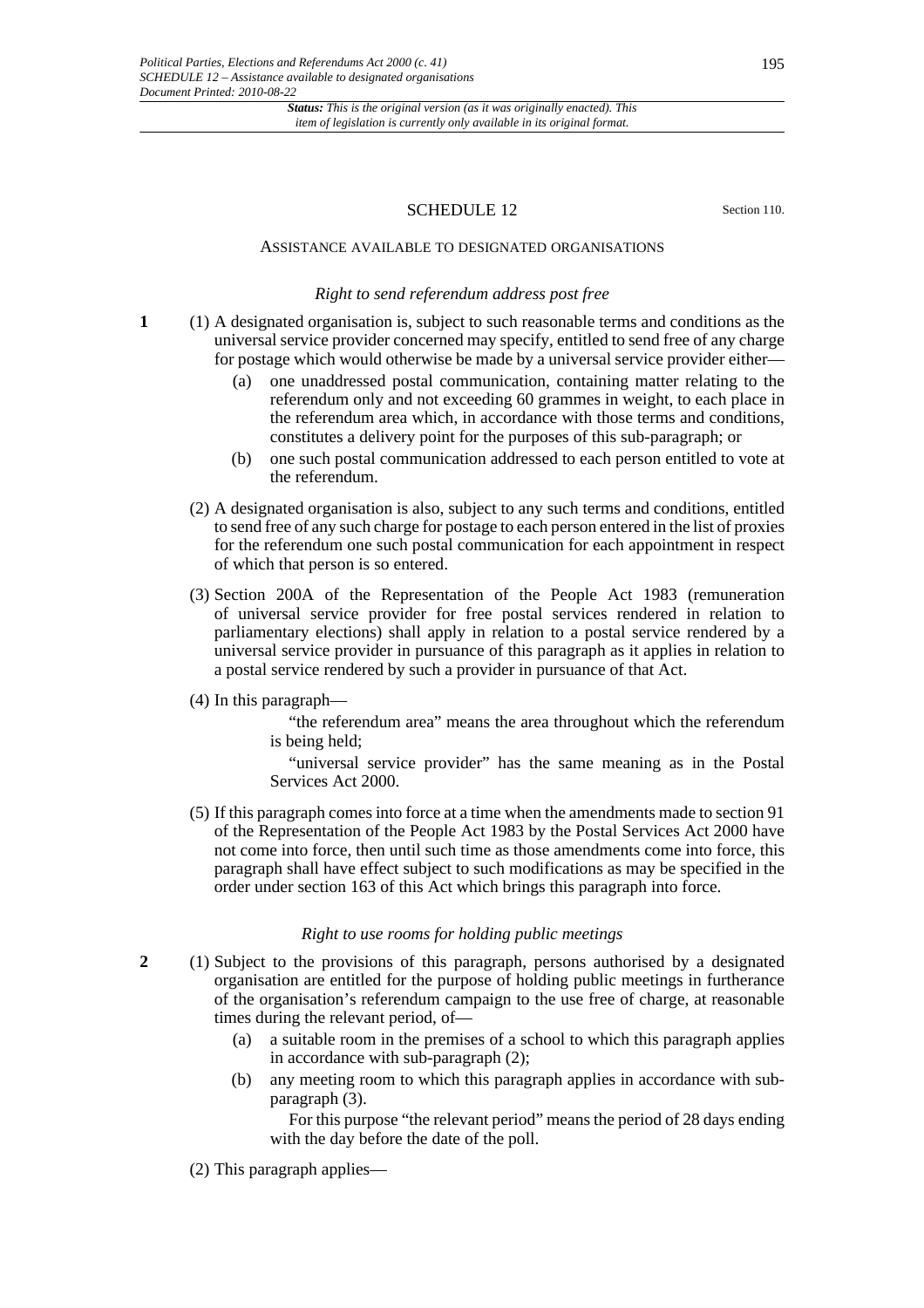## SCHEDULE 12

Section 110.

### ASSISTANCE AVAILABLE TO DESIGNATED ORGANISATIONS

*Right to send referendum address post free*

**1** (1) A designated organisation is, subject to such reasonable terms and conditions as the universal service provider concerned may specify, entitled to send free of any charge for postage which would otherwise be made by a universal service provider either—

(a) one unaddressed postal communication, containing matter relating to the referendum only and not exceeding 60 grammes in weight, to each place in the referendum area which, in accordance with those terms and conditions, constitutes a delivery point for the purposes of this sub-paragraph; or

(b) one such postal communication addressed to each person entitled to vote at the referendum.

(2) A designated organisation is also, subject to any such terms and conditions, entitled to send free of any such charge for postage to each person entered in the list of proxies for the referendum one such postal communication for each appointment in respect of which that person is so entered.

(3) Section 200A of the Representation of the People Act 1983 (remuneration of universal service provider for free postal services rendered in relation to parliamentary elections) shall apply in relation to a postal service rendered by a universal service provider in pursuance of this paragraph as it applies in relation to a postal service rendered by such a provider in pursuance of that Act.

(4) In this paragraph—

"the referendum area" means the area throughout which the referendum is being held;

"universal service provider" has the same meaning as in the Postal Services Act 2000.

(5) If this paragraph comes into force at a time when the amendments made to section 91 of the Representation of the People Act 1983 by the Postal Services Act 2000 have not come into force, then until such time as those amendments come into force, this paragraph shall have effect subject to such modifications as may be specified in the order under section 163 of this Act which brings this paragraph into force.

*Right to use rooms for holding public meetings*

**2** (1) Subject to the provisions of this paragraph, persons authorised by a designated organisation are entitled for the purpose of holding public meetings in furtherance of the organisation's referendum campaign to the use free of charge, at reasonable times during the relevant period, of—

(a) a suitable room in the premises of a school to which this paragraph applies in accordance with sub-paragraph (2);

(b) any meeting room to which this paragraph applies in accordance with sub-paragraph (3).

For this purpose "the relevant period" means the period of 28 days ending with the day before the date of the poll.

(2) This paragraph applies—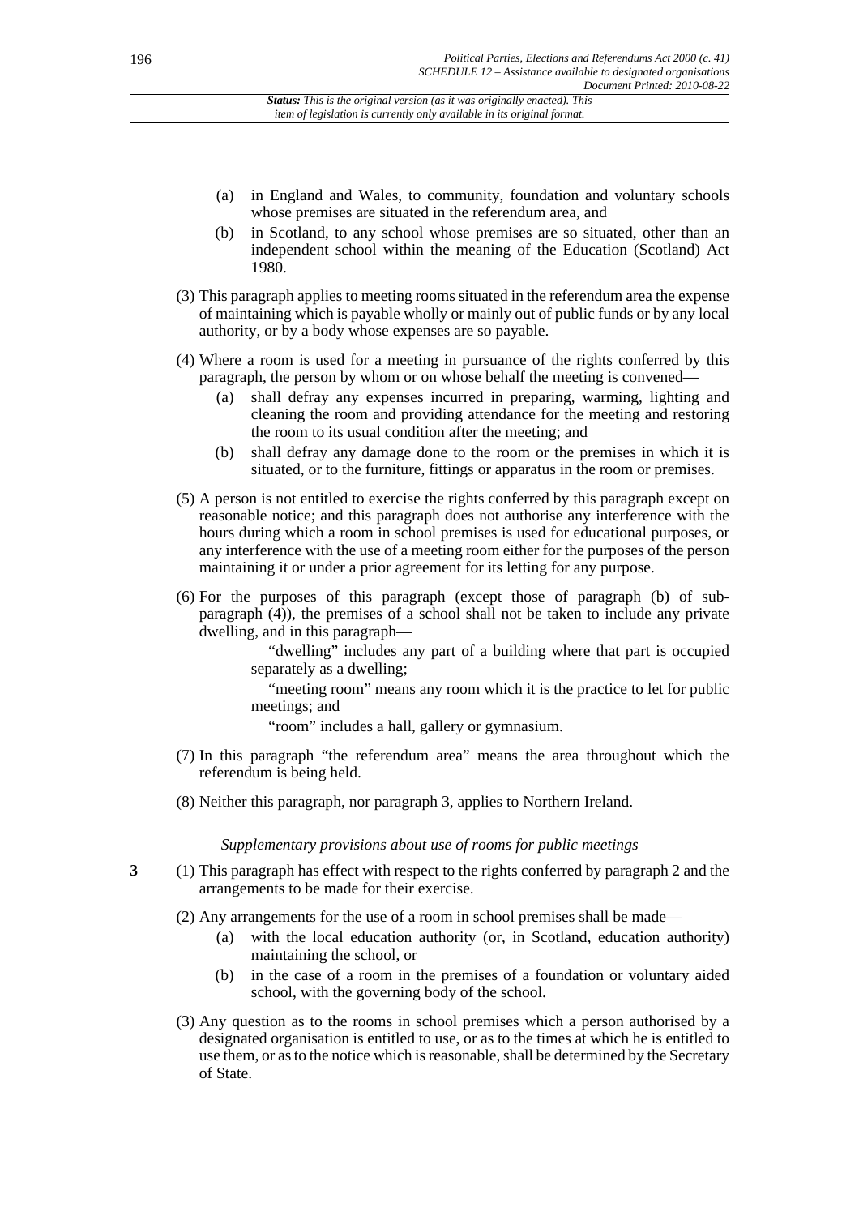(a) in England and Wales, to community, foundation and voluntary schools whose premises are situated in the referendum area, and

(b) in Scotland, to any school whose premises are so situated, other than an independent school within the meaning of the Education (Scotland) Act 1980.

(3) This paragraph applies to meeting rooms situated in the referendum area the expense of maintaining which is payable wholly or mainly out of public funds or by any local authority, or by a body whose expenses are so payable.

(4) Where a room is used for a meeting in pursuance of the rights conferred by this paragraph, the person by whom or on whose behalf the meeting is convened—

(a) shall defray any expenses incurred in preparing, warming, lighting and cleaning the room and providing attendance for the meeting and restoring the room to its usual condition after the meeting; and

(b) shall defray any damage done to the room or the premises in which it is situated, or to the furniture, fittings or apparatus in the room or premises.

(5) A person is not entitled to exercise the rights conferred by this paragraph except on reasonable notice; and this paragraph does not authorise any interference with the hours during which a room in school premises is used for educational purposes, or any interference with the use of a meeting room either for the purposes of the person maintaining it or under a prior agreement for its letting for any purpose.

(6) For the purposes of this paragraph (except those of paragraph (b) of sub-paragraph (4)), the premises of a school shall not be taken to include any private dwelling, and in this paragraph—

"dwelling" includes any part of a building where that part is occupied separately as a dwelling;

"meeting room" means any room which it is the practice to let for public meetings; and

"room" includes a hall, gallery or gymnasium.

(7) In this paragraph "the referendum area" means the area throughout which the referendum is being held.

(8) Neither this paragraph, nor paragraph 3, applies to Northern Ireland.

*Supplementary provisions about use of rooms for public meetings*

**3** (1) This paragraph has effect with respect to the rights conferred by paragraph 2 and the arrangements to be made for their exercise.

(2) Any arrangements for the use of a room in school premises shall be made—

(a) with the local education authority (or, in Scotland, education authority) maintaining the school, or

(b) in the case of a room in the premises of a foundation or voluntary aided school, with the governing body of the school.

(3) Any question as to the rooms in school premises which a person authorised by a designated organisation is entitled to use, or as to the times at which he is entitled to use them, or as to the notice which is reasonable, shall be determined by the Secretary of State.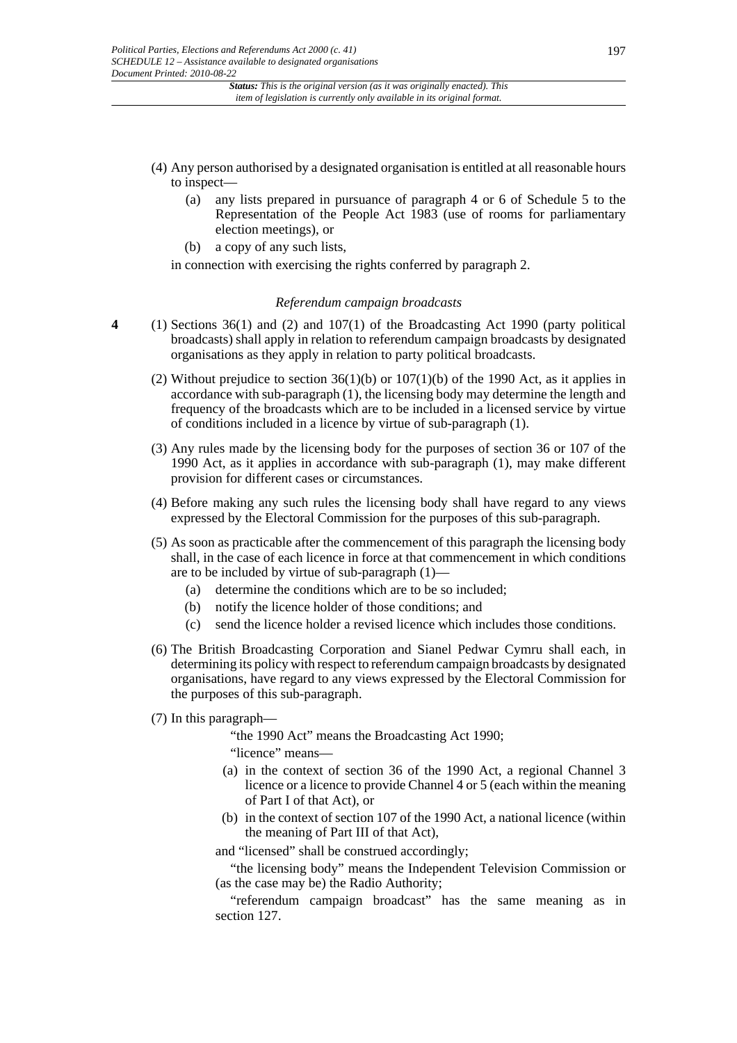(4) Any person authorised by a designated organisation is entitled at all reasonable hours to inspect—

(a) any lists prepared in pursuance of paragraph 4 or 6 of Schedule 5 to the Representation of the People Act 1983 (use of rooms for parliamentary election meetings), or

(b) a copy of any such lists,

in connection with exercising the rights conferred by paragraph 2.

### *Referendum campaign broadcasts*

**4** (1) Sections 36(1) and (2) and 107(1) of the Broadcasting Act 1990 (party political broadcasts) shall apply in relation to referendum campaign broadcasts by designated organisations as they apply in relation to party political broadcasts.

(2) Without prejudice to section 36(1)(b) or 107(1)(b) of the 1990 Act, as it applies in accordance with sub-paragraph (1), the licensing body may determine the length and frequency of the broadcasts which are to be included in a licensed service by virtue of conditions included in a licence by virtue of sub-paragraph (1).

(3) Any rules made by the licensing body for the purposes of section 36 or 107 of the 1990 Act, as it applies in accordance with sub-paragraph (1), may make different provision for different cases or circumstances.

(4) Before making any such rules the licensing body shall have regard to any views expressed by the Electoral Commission for the purposes of this sub-paragraph.

(5) As soon as practicable after the commencement of this paragraph the licensing body shall, in the case of each licence in force at that commencement in which conditions are to be included by virtue of sub-paragraph (1)—

(a) determine the conditions which are to be so included;

(b) notify the licence holder of those conditions; and

(c) send the licence holder a revised licence which includes those conditions.

(6) The British Broadcasting Corporation and Sianel Pedwar Cymru shall each, in determining its policy with respect to referendum campaign broadcasts by designated organisations, have regard to any views expressed by the Electoral Commission for the purposes of this sub-paragraph.

(7) In this paragraph—

"the 1990 Act" means the Broadcasting Act 1990;

"licence" means—

(a) in the context of section 36 of the 1990 Act, a regional Channel 3 licence or a licence to provide Channel 4 or 5 (each within the meaning of Part I of that Act), or

(b) in the context of section 107 of the 1990 Act, a national licence (within the meaning of Part III of that Act),

and "licensed" shall be construed accordingly;

"the licensing body" means the Independent Television Commission or (as the case may be) the Radio Authority;

"referendum campaign broadcast" has the same meaning as in section 127.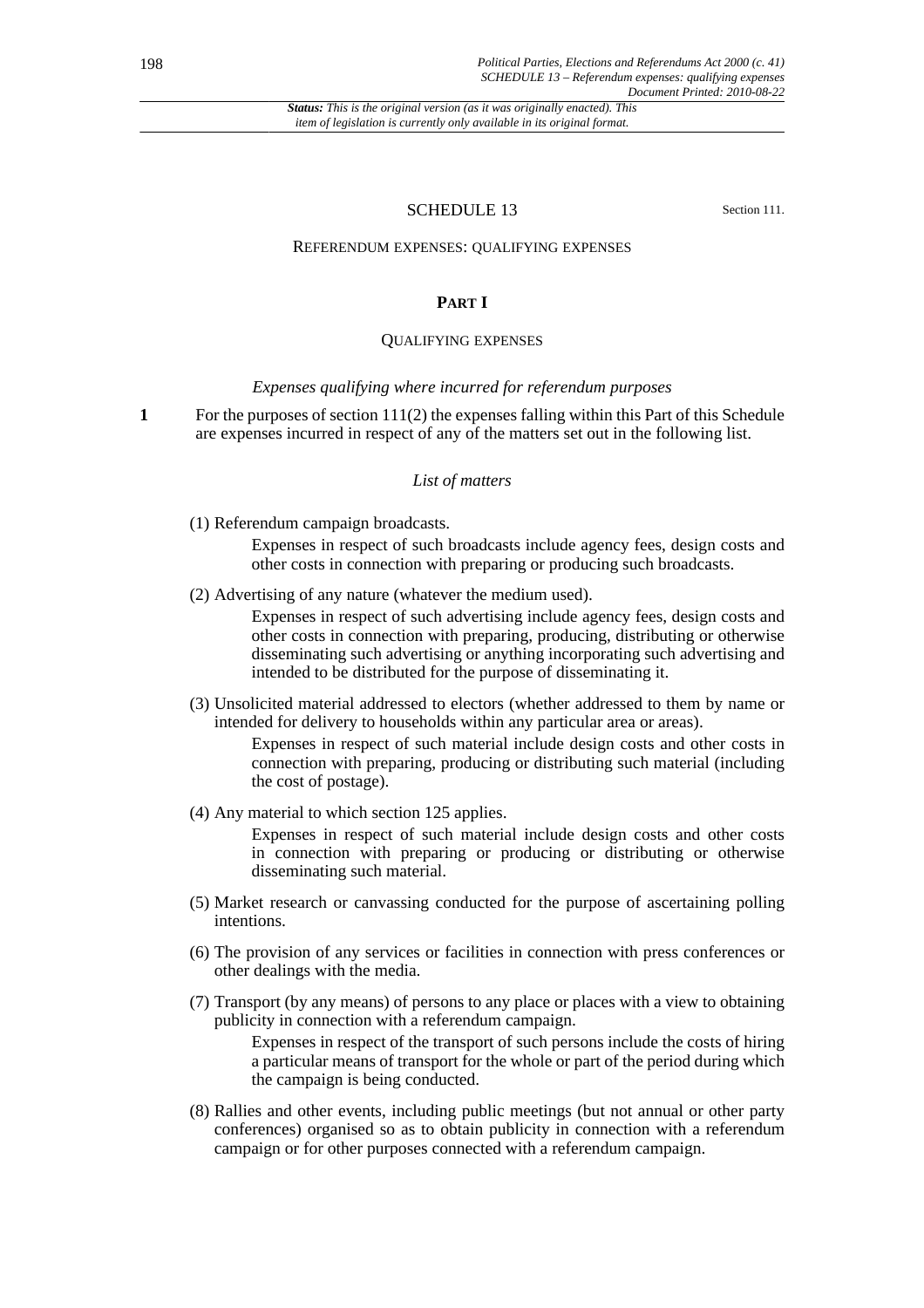*Status: This is the original version (as it was originally enacted). This item of legislation is currently only available in its original format.*

## SCHEDULE 13

Section 111.

REFERENDUM EXPENSES: QUALIFYING EXPENSES

### PART I

QUALIFYING EXPENSES

*Expenses qualifying where incurred for referendum purposes*

**1** For the purposes of section 111(2) the expenses falling within this Part of this Schedule are expenses incurred in respect of any of the matters set out in the following list.

*List of matters*

(1) Referendum campaign broadcasts.

Expenses in respect of such broadcasts include agency fees, design costs and other costs in connection with preparing or producing such broadcasts.

(2) Advertising of any nature (whatever the medium used).

Expenses in respect of such advertising include agency fees, design costs and other costs in connection with preparing, producing, distributing or otherwise disseminating such advertising or anything incorporating such advertising and intended to be distributed for the purpose of disseminating it.

(3) Unsolicited material addressed to electors (whether addressed to them by name or intended for delivery to households within any particular area or areas).

Expenses in respect of such material include design costs and other costs in connection with preparing, producing or distributing such material (including the cost of postage).

(4) Any material to which section 125 applies.

Expenses in respect of such material include design costs and other costs in connection with preparing or producing or distributing or otherwise disseminating such material.

(5) Market research or canvassing conducted for the purpose of ascertaining polling intentions.

(6) The provision of any services or facilities in connection with press conferences or other dealings with the media.

(7) Transport (by any means) of persons to any place or places with a view to obtaining publicity in connection with a referendum campaign.

Expenses in respect of the transport of such persons include the costs of hiring a particular means of transport for the whole or part of the period during which the campaign is being conducted.

(8) Rallies and other events, including public meetings (but not annual or other party conferences) organised so as to obtain publicity in connection with a referendum campaign or for other purposes connected with a referendum campaign.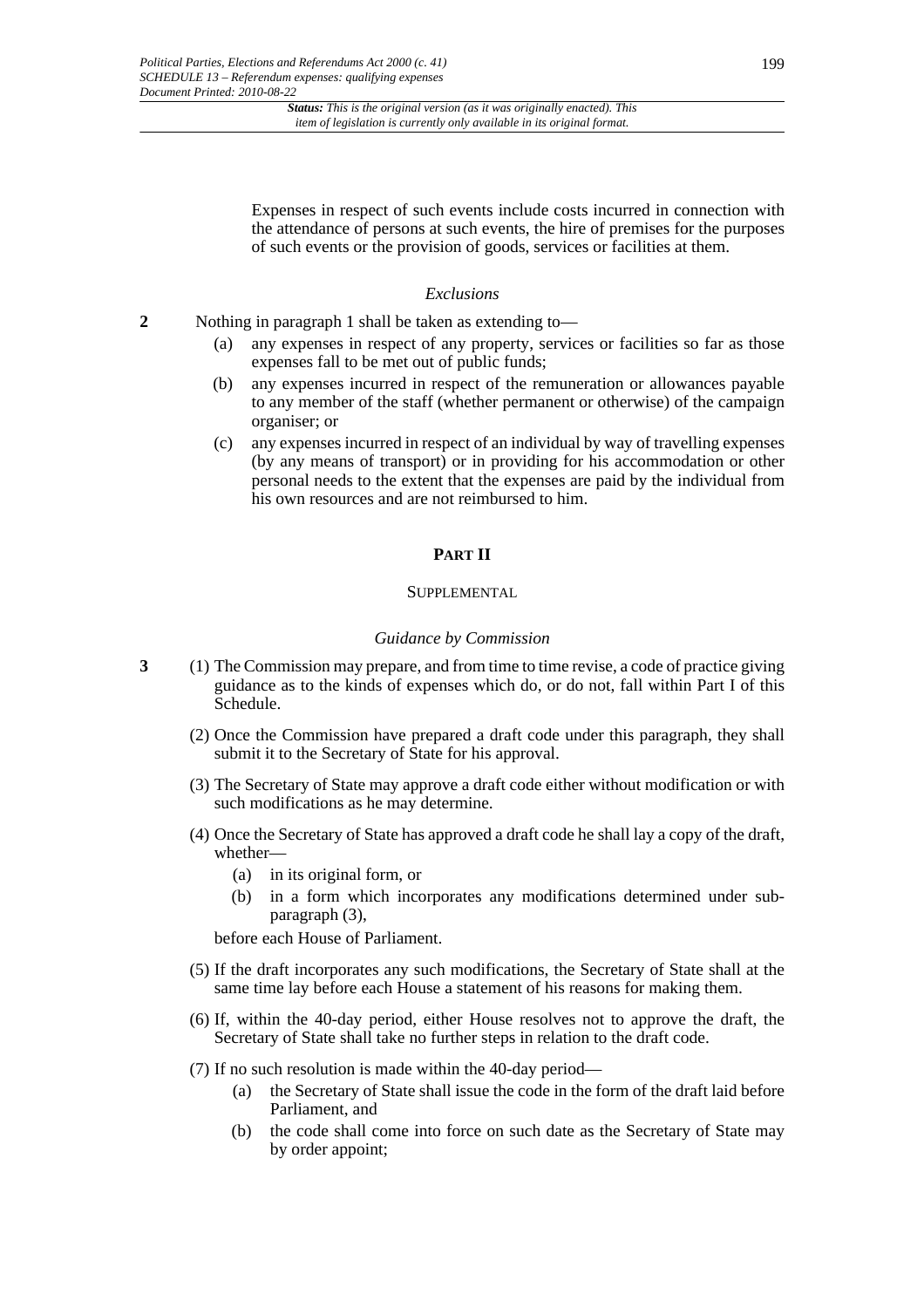Expenses in respect of such events include costs incurred in connection with the attendance of persons at such events, the hire of premises for the purposes of such events or the provision of goods, services or facilities at them.

*Exclusions*

**2** Nothing in paragraph 1 shall be taken as extending to—

(a) any expenses in respect of any property, services or facilities so far as those expenses fall to be met out of public funds;

(b) any expenses incurred in respect of the remuneration or allowances payable to any member of the staff (whether permanent or otherwise) of the campaign organiser; or

(c) any expenses incurred in respect of an individual by way of travelling expenses (by any means of transport) or in providing for his accommodation or other personal needs to the extent that the expenses are paid by the individual from his own resources and are not reimbursed to him.

## PART II

### SUPPLEMENTAL

*Guidance by Commission*

**3** (1) The Commission may prepare, and from time to time revise, a code of practice giving guidance as to the kinds of expenses which do, or do not, fall within Part I of this Schedule.

(2) Once the Commission have prepared a draft code under this paragraph, they shall submit it to the Secretary of State for his approval.

(3) The Secretary of State may approve a draft code either without modification or with such modifications as he may determine.

(4) Once the Secretary of State has approved a draft code he shall lay a copy of the draft, whether—

(a) in its original form, or

(b) in a form which incorporates any modifications determined under sub-paragraph (3),

before each House of Parliament.

(5) If the draft incorporates any such modifications, the Secretary of State shall at the same time lay before each House a statement of his reasons for making them.

(6) If, within the 40-day period, either House resolves not to approve the draft, the Secretary of State shall take no further steps in relation to the draft code.

(7) If no such resolution is made within the 40-day period—

(a) the Secretary of State shall issue the code in the form of the draft laid before Parliament, and

(b) the code shall come into force on such date as the Secretary of State may by order appoint;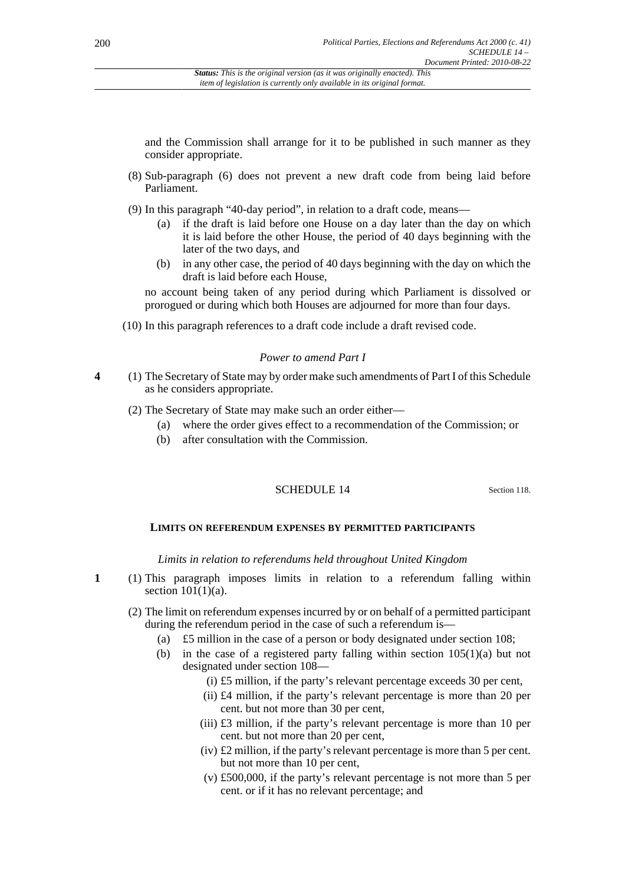and the Commission shall arrange for it to be published in such manner as they consider appropriate.

(8) Sub-paragraph (6) does not prevent a new draft code from being laid before Parliament.

(9) In this paragraph "40-day period", in relation to a draft code, means—

(a) if the draft is laid before one House on a day later than the day on which it is laid before the other House, the period of 40 days beginning with the later of the two days, and

(b) in any other case, the period of 40 days beginning with the day on which the draft is laid before each House,

no account being taken of any period during which Parliament is dissolved or prorogued or during which both Houses are adjourned for more than four days.

(10) In this paragraph references to a draft code include a draft revised code.

*Power to amend Part I*

**4** (1) The Secretary of State may by order make such amendments of Part I of this Schedule as he considers appropriate.

(2) The Secretary of State may make such an order either—

(a) where the order gives effect to a recommendation of the Commission; or

(b) after consultation with the Commission.

## SCHEDULE 14

Section 118.

### LIMITS ON REFERENDUM EXPENSES BY PERMITTED PARTICIPANTS

*Limits in relation to referendums held throughout United Kingdom*

**1** (1) This paragraph imposes limits in relation to a referendum falling within section 101(1)(a).

(2) The limit on referendum expenses incurred by or on behalf of a permitted participant during the referendum period in the case of such a referendum is—

(a) £5 million in the case of a person or body designated under section 108;

(b) in the case of a registered party falling within section 105(1)(a) but not designated under section 108—

(i) £5 million, if the party's relevant percentage exceeds 30 per cent,

(ii) £4 million, if the party's relevant percentage is more than 20 per cent. but not more than 30 per cent,

(iii) £3 million, if the party's relevant percentage is more than 10 per cent. but not more than 20 per cent,

(iv) £2 million, if the party's relevant percentage is more than 5 per cent. but not more than 10 per cent,

(v) £500,000, if the party's relevant percentage is not more than 5 per cent. or if it has no relevant percentage; and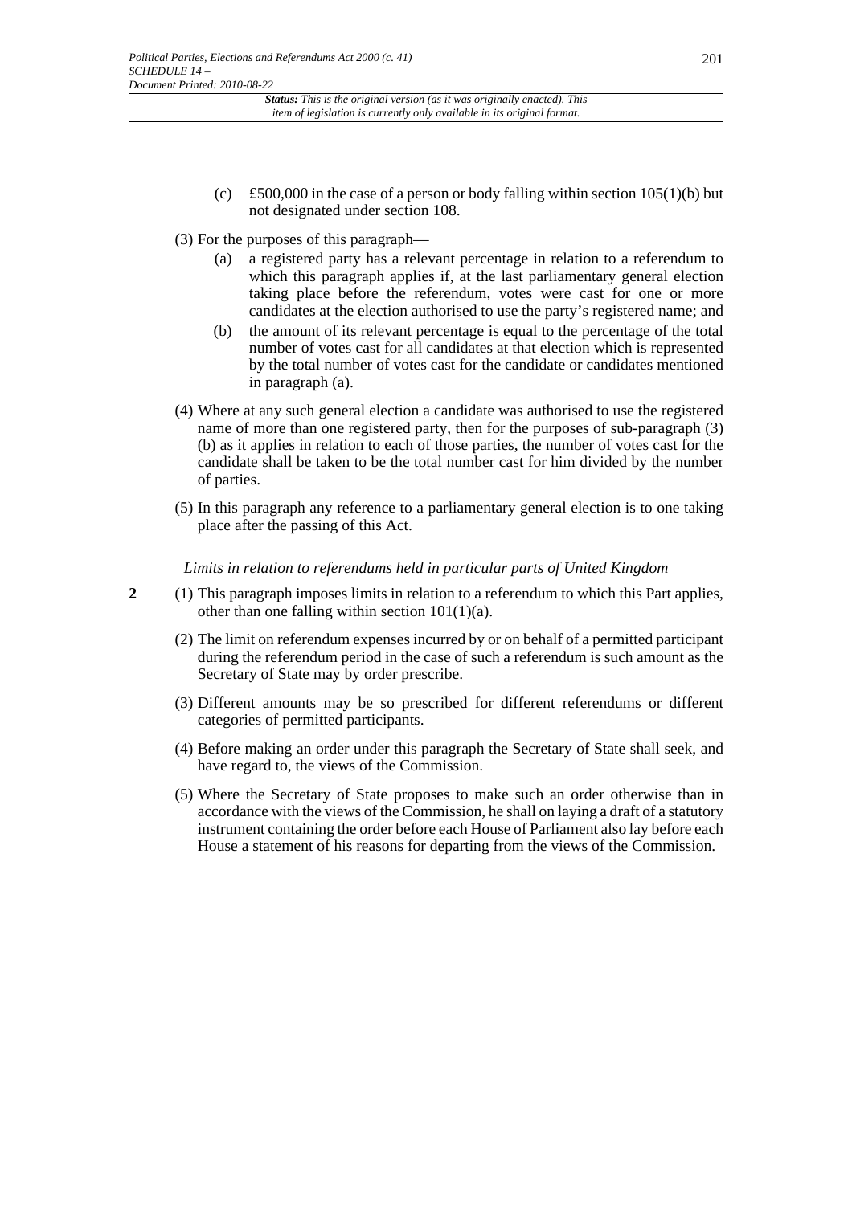(c) £500,000 in the case of a person or body falling within section 105(1)(b) but not designated under section 108.

(3) For the purposes of this paragraph—

(a) a registered party has a relevant percentage in relation to a referendum to which this paragraph applies if, at the last parliamentary general election taking place before the referendum, votes were cast for one or more candidates at the election authorised to use the party's registered name; and

(b) the amount of its relevant percentage is equal to the percentage of the total number of votes cast for all candidates at that election which is represented by the total number of votes cast for the candidate or candidates mentioned in paragraph (a).

(4) Where at any such general election a candidate was authorised to use the registered name of more than one registered party, then for the purposes of sub-paragraph (3)(b) as it applies in relation to each of those parties, the number of votes cast for the candidate shall be taken to be the total number cast for him divided by the number of parties.

(5) In this paragraph any reference to a parliamentary general election is to one taking place after the passing of this Act.

*Limits in relation to referendums held in particular parts of United Kingdom*

**2** (1) This paragraph imposes limits in relation to a referendum to which this Part applies, other than one falling within section 101(1)(a).

(2) The limit on referendum expenses incurred by or on behalf of a permitted participant during the referendum period in the case of such a referendum is such amount as the Secretary of State may by order prescribe.

(3) Different amounts may be so prescribed for different referendums or different categories of permitted participants.

(4) Before making an order under this paragraph the Secretary of State shall seek, and have regard to, the views of the Commission.

(5) Where the Secretary of State proposes to make such an order otherwise than in accordance with the views of the Commission, he shall on laying a draft of a statutory instrument containing the order before each House of Parliament also lay before each House a statement of his reasons for departing from the views of the Commission.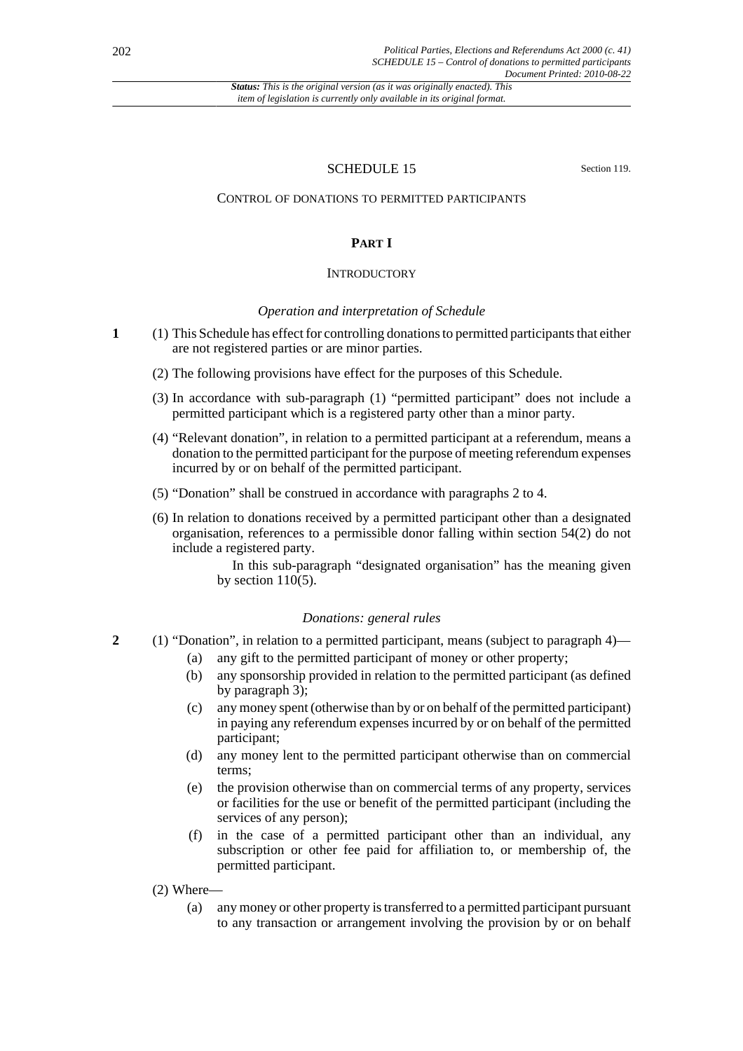## SCHEDULE 15

Section 119.

### CONTROL OF DONATIONS TO PERMITTED PARTICIPANTS

#### PART I

#### INTRODUCTORY

*Operation and interpretation of Schedule*

**1** (1) This Schedule has effect for controlling donations to permitted participants that either are not registered parties or are minor parties.

(2) The following provisions have effect for the purposes of this Schedule.

(3) In accordance with sub-paragraph (1) "permitted participant" does not include a permitted participant which is a registered party other than a minor party.

(4) "Relevant donation", in relation to a permitted participant at a referendum, means a donation to the permitted participant for the purpose of meeting referendum expenses incurred by or on behalf of the permitted participant.

(5) "Donation" shall be construed in accordance with paragraphs 2 to 4.

(6) In relation to donations received by a permitted participant other than a designated organisation, references to a permissible donor falling within section 54(2) do not include a registered party.

In this sub-paragraph "designated organisation" has the meaning given by section 110(5).

*Donations: general rules*

**2** (1) "Donation", in relation to a permitted participant, means (subject to paragraph 4)—

(a) any gift to the permitted participant of money or other property;

(b) any sponsorship provided in relation to the permitted participant (as defined by paragraph 3);

(c) any money spent (otherwise than by or on behalf of the permitted participant) in paying any referendum expenses incurred by or on behalf of the permitted participant;

(d) any money lent to the permitted participant otherwise than on commercial terms;

(e) the provision otherwise than on commercial terms of any property, services or facilities for the use or benefit of the permitted participant (including the services of any person);

(f) in the case of a permitted participant other than an individual, any subscription or other fee paid for affiliation to, or membership of, the permitted participant.

(2) Where—

(a) any money or other property is transferred to a permitted participant pursuant to any transaction or arrangement involving the provision by or on behalf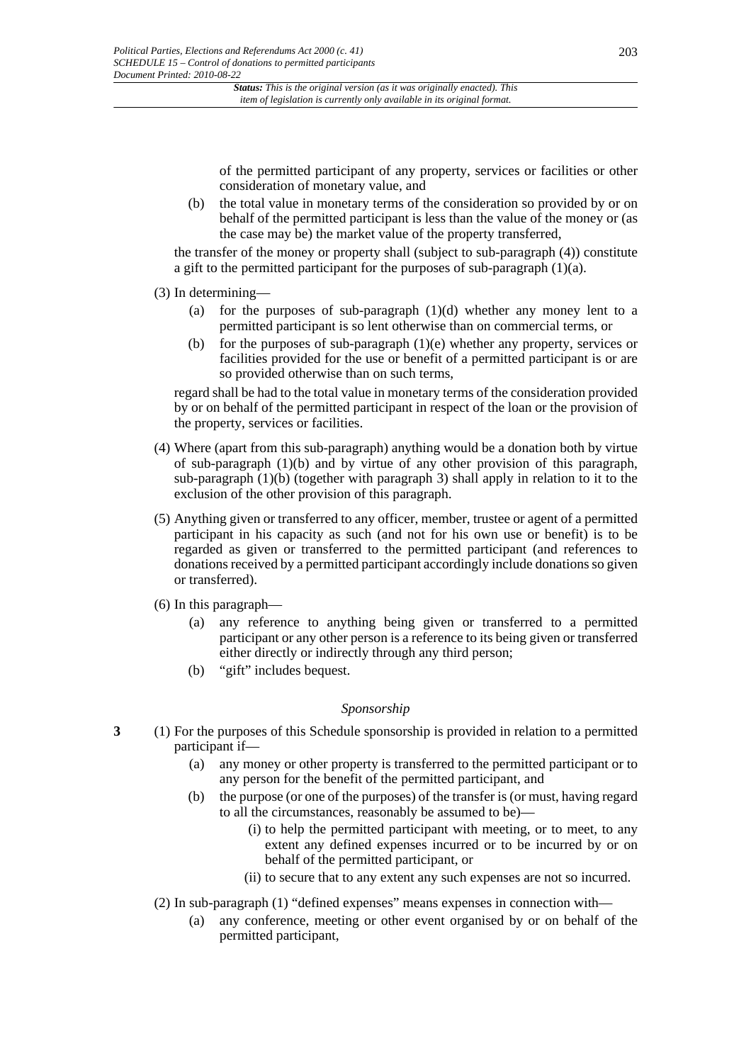of the permitted participant of any property, services or facilities or other consideration of monetary value, and

(b) the total value in monetary terms of the consideration so provided by or on behalf of the permitted participant is less than the value of the money or (as the case may be) the market value of the property transferred,

the transfer of the money or property shall (subject to sub-paragraph (4)) constitute a gift to the permitted participant for the purposes of sub-paragraph (1)(a).

(3) In determining—

(a) for the purposes of sub-paragraph (1)(d) whether any money lent to a permitted participant is so lent otherwise than on commercial terms, or

(b) for the purposes of sub-paragraph (1)(e) whether any property, services or facilities provided for the use or benefit of a permitted participant is or are so provided otherwise than on such terms,

regard shall be had to the total value in monetary terms of the consideration provided by or on behalf of the permitted participant in respect of the loan or the provision of the property, services or facilities.

(4) Where (apart from this sub-paragraph) anything would be a donation both by virtue of sub-paragraph (1)(b) and by virtue of any other provision of this paragraph, sub-paragraph (1)(b) (together with paragraph 3) shall apply in relation to it to the exclusion of the other provision of this paragraph.

(5) Anything given or transferred to any officer, member, trustee or agent of a permitted participant in his capacity as such (and not for his own use or benefit) is to be regarded as given or transferred to the permitted participant (and references to donations received by a permitted participant accordingly include donations so given or transferred).

(6) In this paragraph—

(a) any reference to anything being given or transferred to a permitted participant or any other person is a reference to its being given or transferred either directly or indirectly through any third person;

(b) "gift" includes bequest.

*Sponsorship*

**3** (1) For the purposes of this Schedule sponsorship is provided in relation to a permitted participant if—

(a) any money or other property is transferred to the permitted participant or to any person for the benefit of the permitted participant, and

(b) the purpose (or one of the purposes) of the transfer is (or must, having regard to all the circumstances, reasonably be assumed to be)—

(i) to help the permitted participant with meeting, or to meet, to any extent any defined expenses incurred or to be incurred by or on behalf of the permitted participant, or

(ii) to secure that to any extent any such expenses are not so incurred.

(2) In sub-paragraph (1) "defined expenses" means expenses in connection with—

(a) any conference, meeting or other event organised by or on behalf of the permitted participant,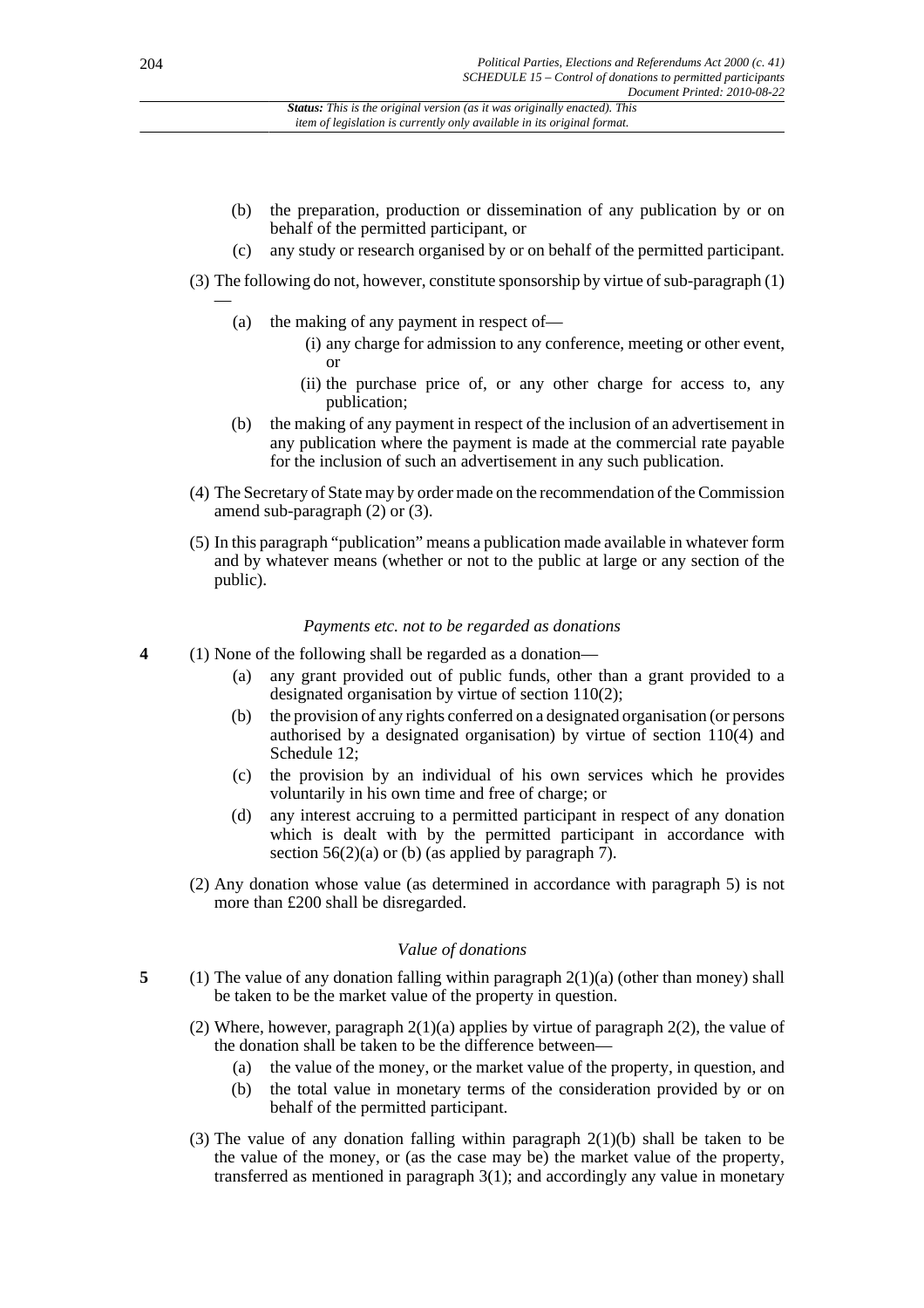- (b) the preparation, production or dissemination of any publication by or on behalf of the permitted participant, or
- (c) any study or research organised by or on behalf of the permitted participant.

(3) The following do not, however, constitute sponsorship by virtue of sub-paragraph (1) —

- (a) the making of any payment in respect of—
  - (i) any charge for admission to any conference, meeting or other event, or
  - (ii) the purchase price of, or any other charge for access to, any publication;
- (b) the making of any payment in respect of the inclusion of an advertisement in any publication where the payment is made at the commercial rate payable for the inclusion of such an advertisement in any such publication.

(4) The Secretary of State may by order made on the recommendation of the Commission amend sub-paragraph (2) or (3).

(5) In this paragraph "publication" means a publication made available in whatever form and by whatever means (whether or not to the public at large or any section of the public).

*Payments etc. not to be regarded as donations*

**4** (1) None of the following shall be regarded as a donation—

- (a) any grant provided out of public funds, other than a grant provided to a designated organisation by virtue of section 110(2);
- (b) the provision of any rights conferred on a designated organisation (or persons authorised by a designated organisation) by virtue of section 110(4) and Schedule 12;
- (c) the provision by an individual of his own services which he provides voluntarily in his own time and free of charge; or
- (d) any interest accruing to a permitted participant in respect of any donation which is dealt with by the permitted participant in accordance with section 56(2)(a) or (b) (as applied by paragraph 7).

(2) Any donation whose value (as determined in accordance with paragraph 5) is not more than £200 shall be disregarded.

*Value of donations*

**5** (1) The value of any donation falling within paragraph 2(1)(a) (other than money) shall be taken to be the market value of the property in question.

(2) Where, however, paragraph 2(1)(a) applies by virtue of paragraph 2(2), the value of the donation shall be taken to be the difference between—

- (a) the value of the money, or the market value of the property, in question, and
- (b) the total value in monetary terms of the consideration provided by or on behalf of the permitted participant.

(3) The value of any donation falling within paragraph 2(1)(b) shall be taken to be the value of the money, or (as the case may be) the market value of the property, transferred as mentioned in paragraph 3(1); and accordingly any value in monetary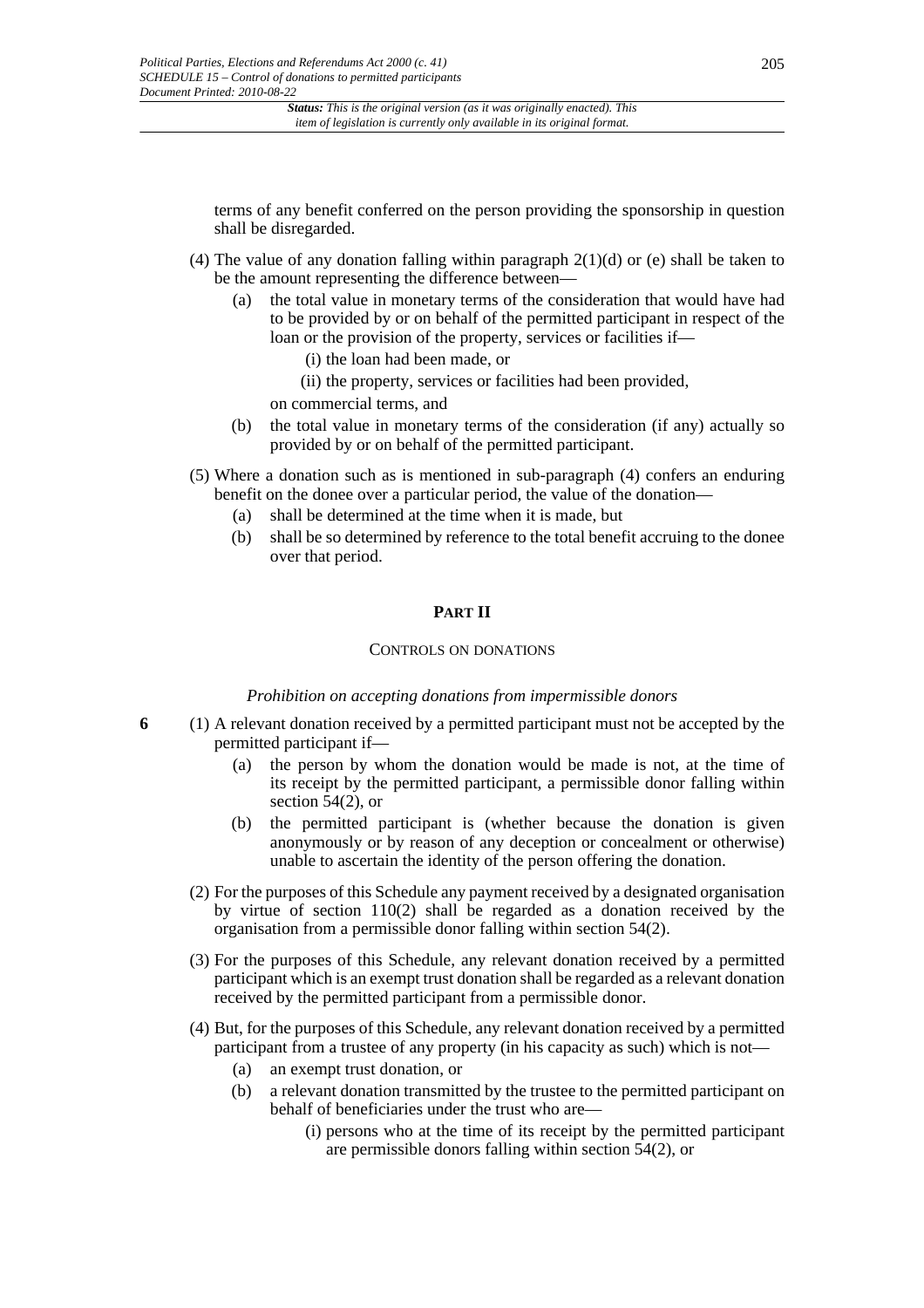terms of any benefit conferred on the person providing the sponsorship in question shall be disregarded.

(4) The value of any donation falling within paragraph 2(1)(d) or (e) shall be taken to be the amount representing the difference between—

(a) the total value in monetary terms of the consideration that would have had to be provided by or on behalf of the permitted participant in respect of the loan or the provision of the property, services or facilities if—

(i) the loan had been made, or

(ii) the property, services or facilities had been provided,

on commercial terms, and

(b) the total value in monetary terms of the consideration (if any) actually so provided by or on behalf of the permitted participant.

(5) Where a donation such as is mentioned in sub-paragraph (4) confers an enduring benefit on the donee over a particular period, the value of the donation—

(a) shall be determined at the time when it is made, but

(b) shall be so determined by reference to the total benefit accruing to the donee over that period.

## PART II

### CONTROLS ON DONATIONS

*Prohibition on accepting donations from impermissible donors*

**6** (1) A relevant donation received by a permitted participant must not be accepted by the permitted participant if—

(a) the person by whom the donation would be made is not, at the time of its receipt by the permitted participant, a permissible donor falling within section 54(2), or

(b) the permitted participant is (whether because the donation is given anonymously or by reason of any deception or concealment or otherwise) unable to ascertain the identity of the person offering the donation.

(2) For the purposes of this Schedule any payment received by a designated organisation by virtue of section 110(2) shall be regarded as a donation received by the organisation from a permissible donor falling within section 54(2).

(3) For the purposes of this Schedule, any relevant donation received by a permitted participant which is an exempt trust donation shall be regarded as a relevant donation received by the permitted participant from a permissible donor.

(4) But, for the purposes of this Schedule, any relevant donation received by a permitted participant from a trustee of any property (in his capacity as such) which is not—

(a) an exempt trust donation, or

(b) a relevant donation transmitted by the trustee to the permitted participant on behalf of beneficiaries under the trust who are—

(i) persons who at the time of its receipt by the permitted participant are permissible donors falling within section 54(2), or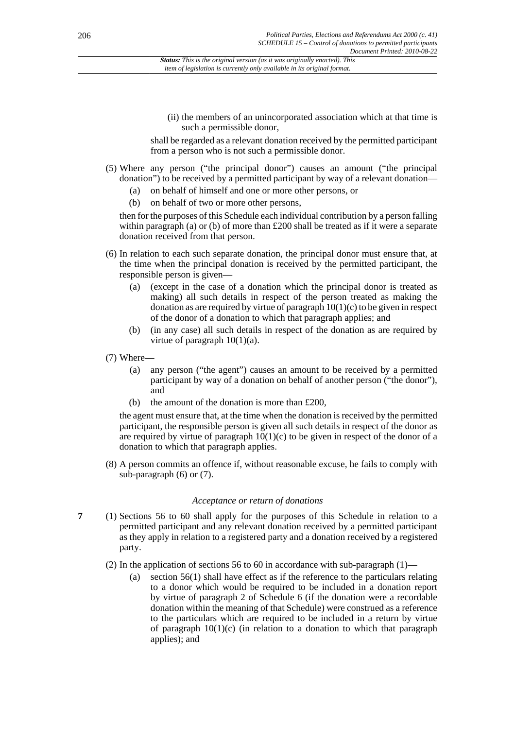(ii) the members of an unincorporated association which at that time is such a permissible donor,

shall be regarded as a relevant donation received by the permitted participant from a person who is not such a permissible donor.

(5) Where any person ("the principal donor") causes an amount ("the principal donation") to be received by a permitted participant by way of a relevant donation—

(a) on behalf of himself and one or more other persons, or

(b) on behalf of two or more other persons,

then for the purposes of this Schedule each individual contribution by a person falling within paragraph (a) or (b) of more than £200 shall be treated as if it were a separate donation received from that person.

(6) In relation to each such separate donation, the principal donor must ensure that, at the time when the principal donation is received by the permitted participant, the responsible person is given—

(a) (except in the case of a donation which the principal donor is treated as making) all such details in respect of the person treated as making the donation as are required by virtue of paragraph 10(1)(c) to be given in respect of the donor of a donation to which that paragraph applies; and

(b) (in any case) all such details in respect of the donation as are required by virtue of paragraph 10(1)(a).

(7) Where—

(a) any person ("the agent") causes an amount to be received by a permitted participant by way of a donation on behalf of another person ("the donor"), and

(b) the amount of the donation is more than £200,

the agent must ensure that, at the time when the donation is received by the permitted participant, the responsible person is given all such details in respect of the donor as are required by virtue of paragraph 10(1)(c) to be given in respect of the donor of a donation to which that paragraph applies.

(8) A person commits an offence if, without reasonable excuse, he fails to comply with sub-paragraph (6) or (7).

*Acceptance or return of donations*

**7** (1) Sections 56 to 60 shall apply for the purposes of this Schedule in relation to a permitted participant and any relevant donation received by a permitted participant as they apply in relation to a registered party and a donation received by a registered party.

(2) In the application of sections 56 to 60 in accordance with sub-paragraph (1)—

(a) section 56(1) shall have effect as if the reference to the particulars relating to a donor which would be required to be included in a donation report by virtue of paragraph 2 of Schedule 6 (if the donation were a recordable donation within the meaning of that Schedule) were construed as a reference to the particulars which are required to be included in a return by virtue of paragraph 10(1)(c) (in relation to a donation to which that paragraph applies); and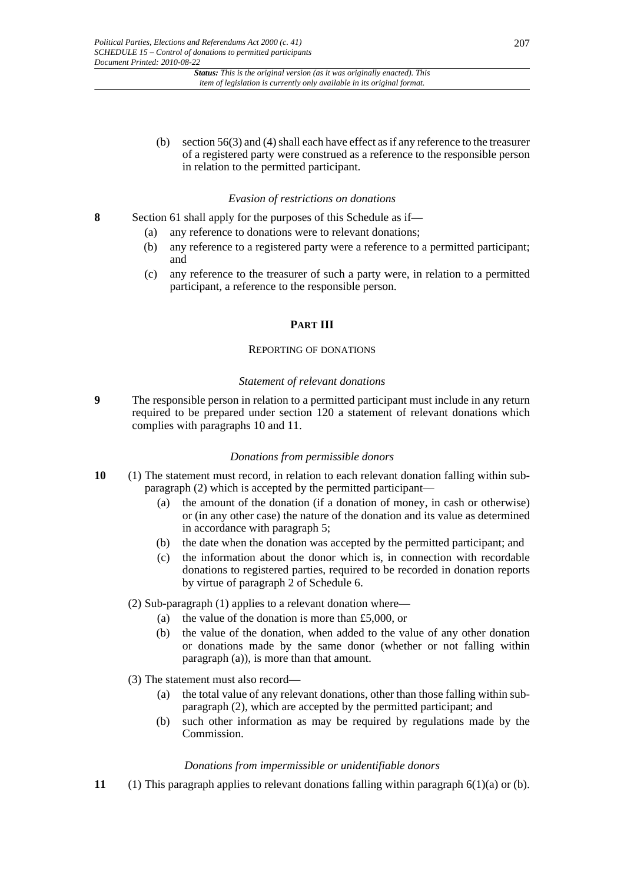(b) section 56(3) and (4) shall each have effect as if any reference to the treasurer of a registered party were construed as a reference to the responsible person in relation to the permitted participant.

*Evasion of restrictions on donations*

**8** Section 61 shall apply for the purposes of this Schedule as if—

(a) any reference to donations were to relevant donations;

(b) any reference to a registered party were a reference to a permitted participant; and

(c) any reference to the treasurer of such a party were, in relation to a permitted participant, a reference to the responsible person.

## PART III

### REPORTING OF DONATIONS

*Statement of relevant donations*

**9** The responsible person in relation to a permitted participant must include in any return required to be prepared under section 120 a statement of relevant donations which complies with paragraphs 10 and 11.

*Donations from permissible donors*

**10** (1) The statement must record, in relation to each relevant donation falling within sub-paragraph (2) which is accepted by the permitted participant—

(a) the amount of the donation (if a donation of money, in cash or otherwise) or (in any other case) the nature of the donation and its value as determined in accordance with paragraph 5;

(b) the date when the donation was accepted by the permitted participant; and

(c) the information about the donor which is, in connection with recordable donations to registered parties, required to be recorded in donation reports by virtue of paragraph 2 of Schedule 6.

(2) Sub-paragraph (1) applies to a relevant donation where—

(a) the value of the donation is more than £5,000, or

(b) the value of the donation, when added to the value of any other donation or donations made by the same donor (whether or not falling within paragraph (a)), is more than that amount.

(3) The statement must also record—

(a) the total value of any relevant donations, other than those falling within sub-paragraph (2), which are accepted by the permitted participant; and

(b) such other information as may be required by regulations made by the Commission.

*Donations from impermissible or unidentifiable donors*

**11** (1) This paragraph applies to relevant donations falling within paragraph 6(1)(a) or (b).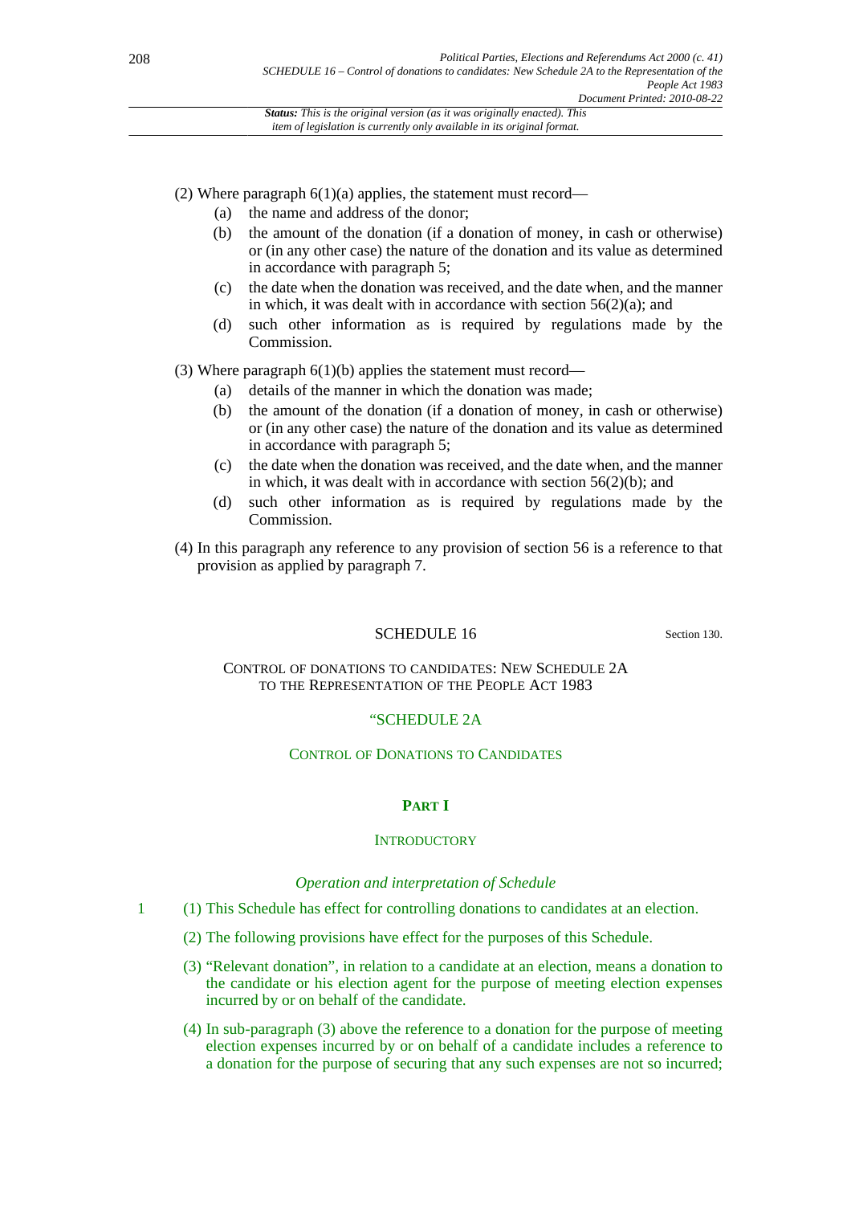(2) Where paragraph 6(1)(a) applies, the statement must record—

- (a) the name and address of the donor;
- (b) the amount of the donation (if a donation of money, in cash or otherwise) or (in any other case) the nature of the donation and its value as determined in accordance with paragraph 5;
- (c) the date when the donation was received, and the date when, and the manner in which, it was dealt with in accordance with section 56(2)(a); and
- (d) such other information as is required by regulations made by the Commission.

(3) Where paragraph 6(1)(b) applies the statement must record—

- (a) details of the manner in which the donation was made;
- (b) the amount of the donation (if a donation of money, in cash or otherwise) or (in any other case) the nature of the donation and its value as determined in accordance with paragraph 5;
- (c) the date when the donation was received, and the date when, and the manner in which, it was dealt with in accordance with section 56(2)(b); and
- (d) such other information as is required by regulations made by the Commission.

(4) In this paragraph any reference to any provision of section 56 is a reference to that provision as applied by paragraph 7.

# SCHEDULE 16

Section 130.

## CONTROL OF DONATIONS TO CANDIDATES: NEW SCHEDULE 2A TO THE REPRESENTATION OF THE PEOPLE ACT 1983

## "SCHEDULE 2A

## CONTROL OF DONATIONS TO CANDIDATES

### PART I

### INTRODUCTORY

*Operation and interpretation of Schedule*

1 (1) This Schedule has effect for controlling donations to candidates at an election.

(2) The following provisions have effect for the purposes of this Schedule.

(3) "Relevant donation", in relation to a candidate at an election, means a donation to the candidate or his election agent for the purpose of meeting election expenses incurred by or on behalf of the candidate.

(4) In sub-paragraph (3) above the reference to a donation for the purpose of meeting election expenses incurred by or on behalf of a candidate includes a reference to a donation for the purpose of securing that any such expenses are not so incurred;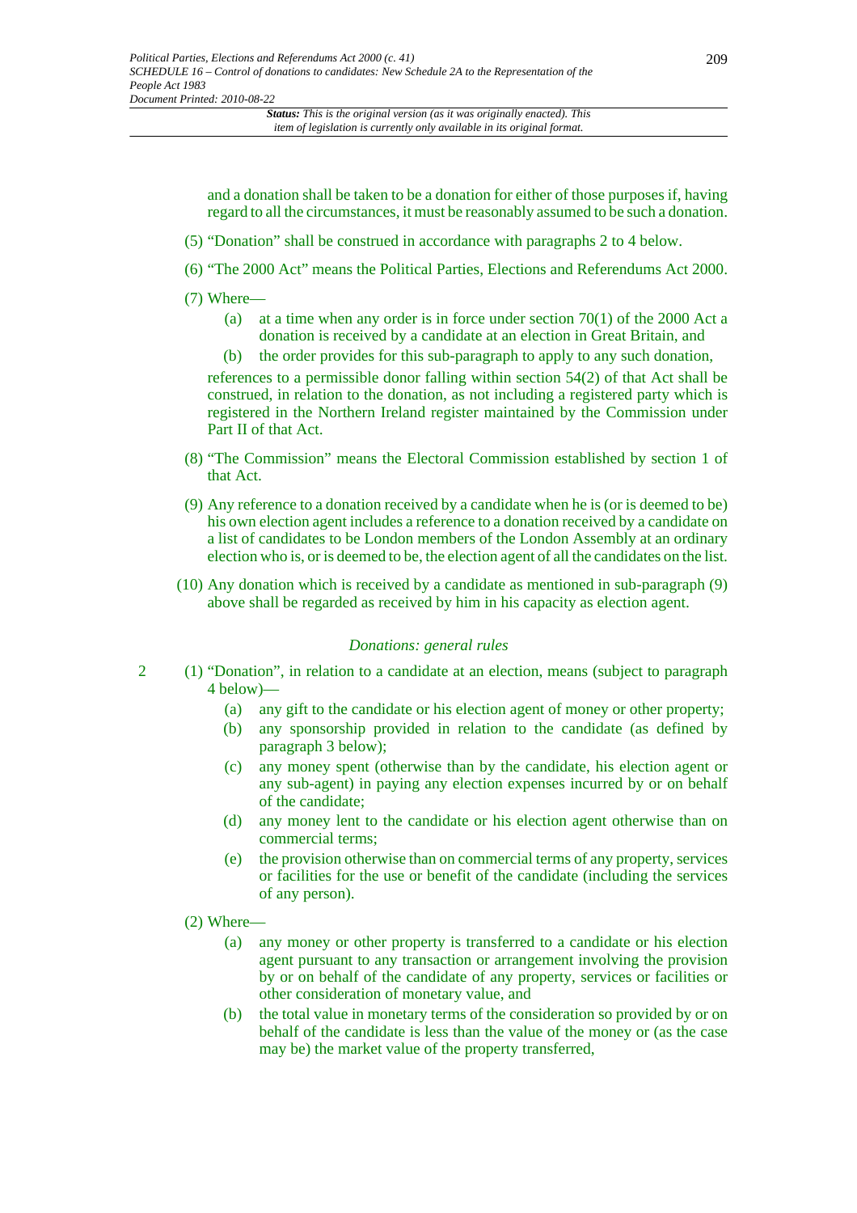and a donation shall be taken to be a donation for either of those purposes if, having regard to all the circumstances, it must be reasonably assumed to be such a donation.

(5) "Donation" shall be construed in accordance with paragraphs 2 to 4 below.

(6) "The 2000 Act" means the Political Parties, Elections and Referendums Act 2000.

(7) Where—

- (a) at a time when any order is in force under section 70(1) of the 2000 Act a donation is received by a candidate at an election in Great Britain, and
- (b) the order provides for this sub-paragraph to apply to any such donation,

references to a permissible donor falling within section 54(2) of that Act shall be construed, in relation to the donation, as not including a registered party which is registered in the Northern Ireland register maintained by the Commission under Part II of that Act.

(8) "The Commission" means the Electoral Commission established by section 1 of that Act.

(9) Any reference to a donation received by a candidate when he is (or is deemed to be) his own election agent includes a reference to a donation received by a candidate on a list of candidates to be London members of the London Assembly at an ordinary election who is, or is deemed to be, the election agent of all the candidates on the list.

(10) Any donation which is received by a candidate as mentioned in sub-paragraph (9) above shall be regarded as received by him in his capacity as election agent.

*Donations: general rules*

2 (1) "Donation", in relation to a candidate at an election, means (subject to paragraph 4 below)—

- (a) any gift to the candidate or his election agent of money or other property;
- (b) any sponsorship provided in relation to the candidate (as defined by paragraph 3 below);
- (c) any money spent (otherwise than by the candidate, his election agent or any sub-agent) in paying any election expenses incurred by or on behalf of the candidate;
- (d) any money lent to the candidate or his election agent otherwise than on commercial terms;
- (e) the provision otherwise than on commercial terms of any property, services or facilities for the use or benefit of the candidate (including the services of any person).

(2) Where—

- (a) any money or other property is transferred to a candidate or his election agent pursuant to any transaction or arrangement involving the provision by or on behalf of the candidate of any property, services or facilities or other consideration of monetary value, and
- (b) the total value in monetary terms of the consideration so provided by or on behalf of the candidate is less than the value of the money or (as the case may be) the market value of the property transferred,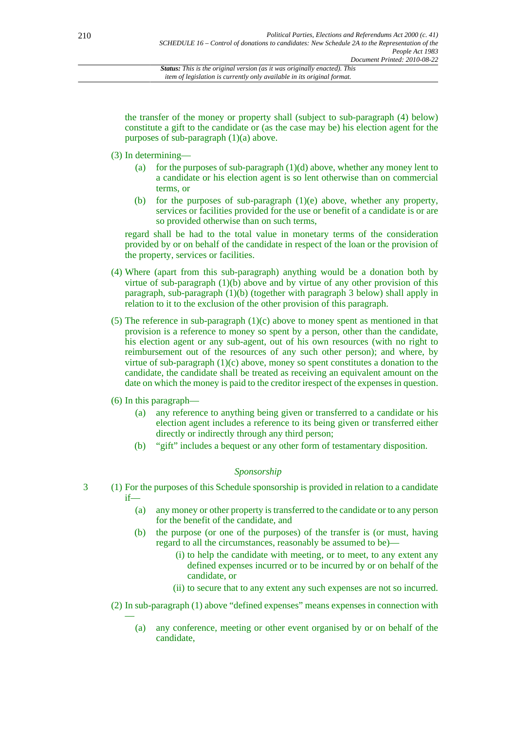the transfer of the money or property shall (subject to sub-paragraph (4) below) constitute a gift to the candidate or (as the case may be) his election agent for the purposes of sub-paragraph (1)(a) above.

(3) In determining—

(a) for the purposes of sub-paragraph (1)(d) above, whether any money lent to a candidate or his election agent is so lent otherwise than on commercial terms, or

(b) for the purposes of sub-paragraph (1)(e) above, whether any property, services or facilities provided for the use or benefit of a candidate is or are so provided otherwise than on such terms,

regard shall be had to the total value in monetary terms of the consideration provided by or on behalf of the candidate in respect of the loan or the provision of the property, services or facilities.

(4) Where (apart from this sub-paragraph) anything would be a donation both by virtue of sub-paragraph (1)(b) above and by virtue of any other provision of this paragraph, sub-paragraph (1)(b) (together with paragraph 3 below) shall apply in relation to it to the exclusion of the other provision of this paragraph.

(5) The reference in sub-paragraph (1)(c) above to money spent as mentioned in that provision is a reference to money so spent by a person, other than the candidate, his election agent or any sub-agent, out of his own resources (with no right to reimbursement out of the resources of any such other person); and where, by virtue of sub-paragraph (1)(c) above, money so spent constitutes a donation to the candidate, the candidate shall be treated as receiving an equivalent amount on the date on which the money is paid to the creditor irespect of the expenses in question.

(6) In this paragraph—

(a) any reference to anything being given or transferred to a candidate or his election agent includes a reference to its being given or transferred either directly or indirectly through any third person;

(b) "gift" includes a bequest or any other form of testamentary disposition.

*Sponsorship*

3 (1) For the purposes of this Schedule sponsorship is provided in relation to a candidate if—

(a) any money or other property is transferred to the candidate or to any person for the benefit of the candidate, and

(b) the purpose (or one of the purposes) of the transfer is (or must, having regard to all the circumstances, reasonably be assumed to be)—

(i) to help the candidate with meeting, or to meet, to any extent any defined expenses incurred or to be incurred by or on behalf of the candidate, or

(ii) to secure that to any extent any such expenses are not so incurred.

(2) In sub-paragraph (1) above "defined expenses" means expenses in connection with —

(a) any conference, meeting or other event organised by or on behalf of the candidate,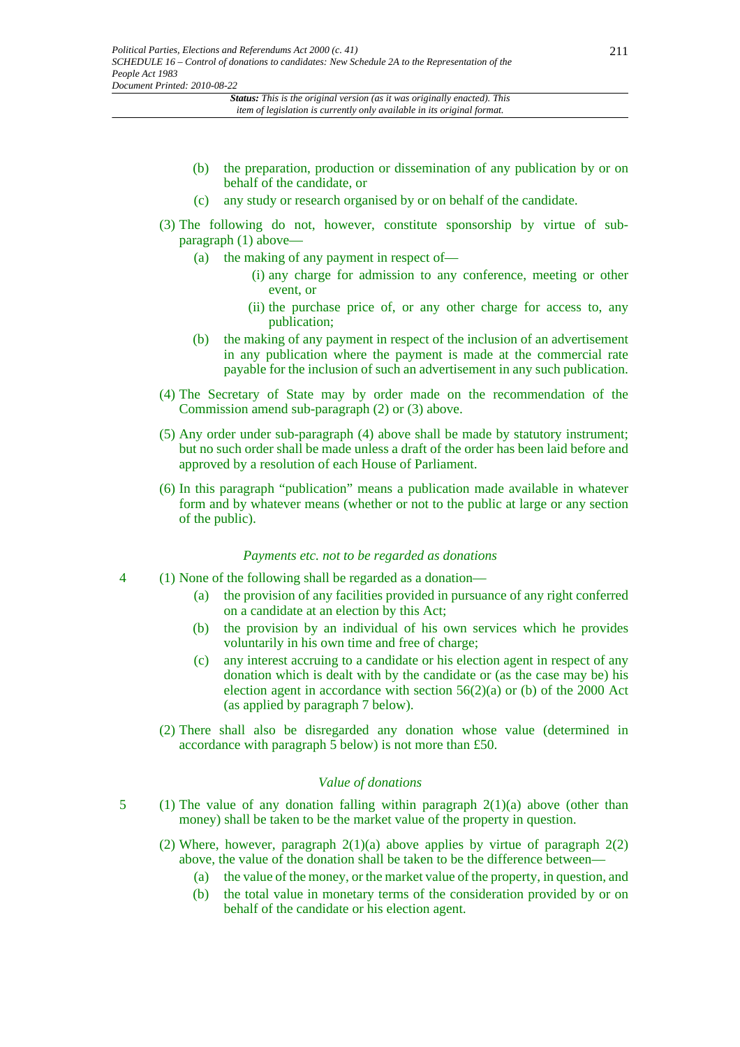(b) the preparation, production or dissemination of any publication by or on behalf of the candidate, or

(c) any study or research organised by or on behalf of the candidate.

(3) The following do not, however, constitute sponsorship by virtue of sub-paragraph (1) above—

(a) the making of any payment in respect of—

(i) any charge for admission to any conference, meeting or other event, or

(ii) the purchase price of, or any other charge for access to, any publication;

(b) the making of any payment in respect of the inclusion of an advertisement in any publication where the payment is made at the commercial rate payable for the inclusion of such an advertisement in any such publication.

(4) The Secretary of State may by order made on the recommendation of the Commission amend sub-paragraph (2) or (3) above.

(5) Any order under sub-paragraph (4) above shall be made by statutory instrument; but no such order shall be made unless a draft of the order has been laid before and approved by a resolution of each House of Parliament.

(6) In this paragraph "publication" means a publication made available in whatever form and by whatever means (whether or not to the public at large or any section of the public).

*Payments etc. not to be regarded as donations*

4 (1) None of the following shall be regarded as a donation—

(a) the provision of any facilities provided in pursuance of any right conferred on a candidate at an election by this Act;

(b) the provision by an individual of his own services which he provides voluntarily in his own time and free of charge;

(c) any interest accruing to a candidate or his election agent in respect of any donation which is dealt with by the candidate or (as the case may be) his election agent in accordance with section 56(2)(a) or (b) of the 2000 Act (as applied by paragraph 7 below).

(2) There shall also be disregarded any donation whose value (determined in accordance with paragraph 5 below) is not more than £50.

*Value of donations*

5 (1) The value of any donation falling within paragraph 2(1)(a) above (other than money) shall be taken to be the market value of the property in question.

(2) Where, however, paragraph 2(1)(a) above applies by virtue of paragraph 2(2) above, the value of the donation shall be taken to be the difference between—

(a) the value of the money, or the market value of the property, in question, and

(b) the total value in monetary terms of the consideration provided by or on behalf of the candidate or his election agent.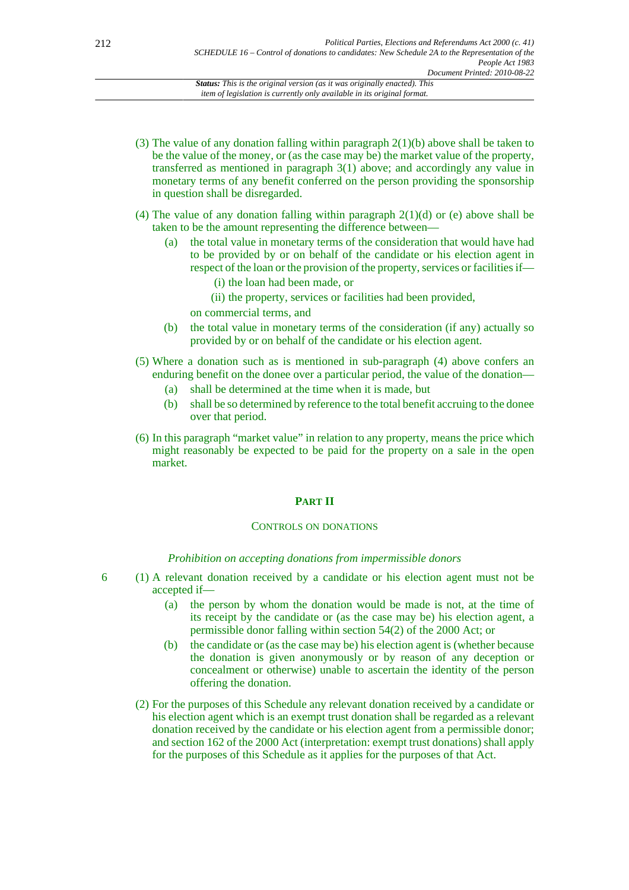(3) The value of any donation falling within paragraph 2(1)(b) above shall be taken to be the value of the money, or (as the case may be) the market value of the property, transferred as mentioned in paragraph 3(1) above; and accordingly any value in monetary terms of any benefit conferred on the person providing the sponsorship in question shall be disregarded.

(4) The value of any donation falling within paragraph 2(1)(d) or (e) above shall be taken to be the amount representing the difference between—

- (a) the total value in monetary terms of the consideration that would have had to be provided by or on behalf of the candidate or his election agent in respect of the loan or the provision of the property, services or facilities if—
  - (i) the loan had been made, or
  - (ii) the property, services or facilities had been provided,

  on commercial terms, and
- (b) the total value in monetary terms of the consideration (if any) actually so provided by or on behalf of the candidate or his election agent.

(5) Where a donation such as is mentioned in sub-paragraph (4) above confers an enduring benefit on the donee over a particular period, the value of the donation—

- (a) shall be determined at the time when it is made, but
- (b) shall be so determined by reference to the total benefit accruing to the donee over that period.

(6) In this paragraph "market value" in relation to any property, means the price which might reasonably be expected to be paid for the property on a sale in the open market.

## PART II

### CONTROLS ON DONATIONS

*Prohibition on accepting donations from impermissible donors*

6 (1) A relevant donation received by a candidate or his election agent must not be accepted if—

- (a) the person by whom the donation would be made is not, at the time of its receipt by the candidate or (as the case may be) his election agent, a permissible donor falling within section 54(2) of the 2000 Act; or
- (b) the candidate or (as the case may be) his election agent is (whether because the donation is given anonymously or by reason of any deception or concealment or otherwise) unable to ascertain the identity of the person offering the donation.

(2) For the purposes of this Schedule any relevant donation received by a candidate or his election agent which is an exempt trust donation shall be regarded as a relevant donation received by the candidate or his election agent from a permissible donor; and section 162 of the 2000 Act (interpretation: exempt trust donations) shall apply for the purposes of this Schedule as it applies for the purposes of that Act.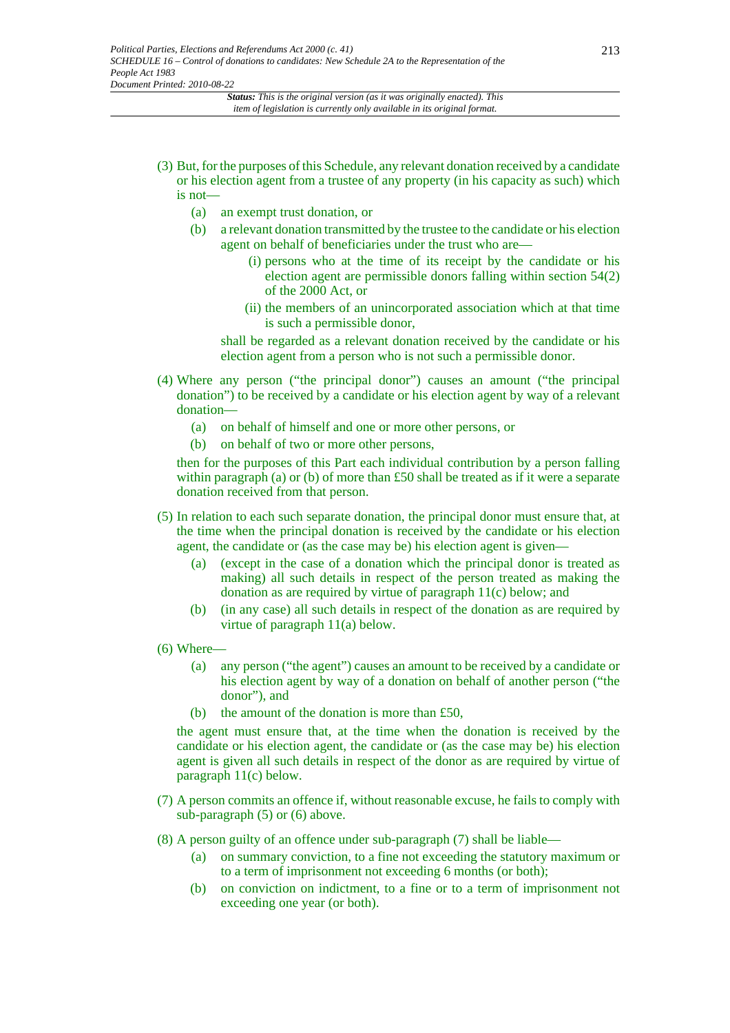(3) But, for the purposes of this Schedule, any relevant donation received by a candidate or his election agent from a trustee of any property (in his capacity as such) which is not—

  (a) an exempt trust donation, or

  (b) a relevant donation transmitted by the trustee to the candidate or his election agent on behalf of beneficiaries under the trust who are—

    (i) persons who at the time of its receipt by the candidate or his election agent are permissible donors falling within section 54(2) of the 2000 Act, or

    (ii) the members of an unincorporated association which at that time is such a permissible donor,

  shall be regarded as a relevant donation received by the candidate or his election agent from a person who is not such a permissible donor.

(4) Where any person ("the principal donor") causes an amount ("the principal donation") to be received by a candidate or his election agent by way of a relevant donation—

  (a) on behalf of himself and one or more other persons, or

  (b) on behalf of two or more other persons,

then for the purposes of this Part each individual contribution by a person falling within paragraph (a) or (b) of more than £50 shall be treated as if it were a separate donation received from that person.

(5) In relation to each such separate donation, the principal donor must ensure that, at the time when the principal donation is received by the candidate or his election agent, the candidate or (as the case may be) his election agent is given—

  (a) (except in the case of a donation which the principal donor is treated as making) all such details in respect of the person treated as making the donation as are required by virtue of paragraph 11(c) below; and

  (b) (in any case) all such details in respect of the donation as are required by virtue of paragraph 11(a) below.

(6) Where—

  (a) any person ("the agent") causes an amount to be received by a candidate or his election agent by way of a donation on behalf of another person ("the donor"), and

  (b) the amount of the donation is more than £50,

the agent must ensure that, at the time when the donation is received by the candidate or his election agent, the candidate or (as the case may be) his election agent is given all such details in respect of the donor as are required by virtue of paragraph 11(c) below.

(7) A person commits an offence if, without reasonable excuse, he fails to comply with sub-paragraph (5) or (6) above.

(8) A person guilty of an offence under sub-paragraph (7) shall be liable—

  (a) on summary conviction, to a fine not exceeding the statutory maximum or to a term of imprisonment not exceeding 6 months (or both);

  (b) on conviction on indictment, to a fine or to a term of imprisonment not exceeding one year (or both).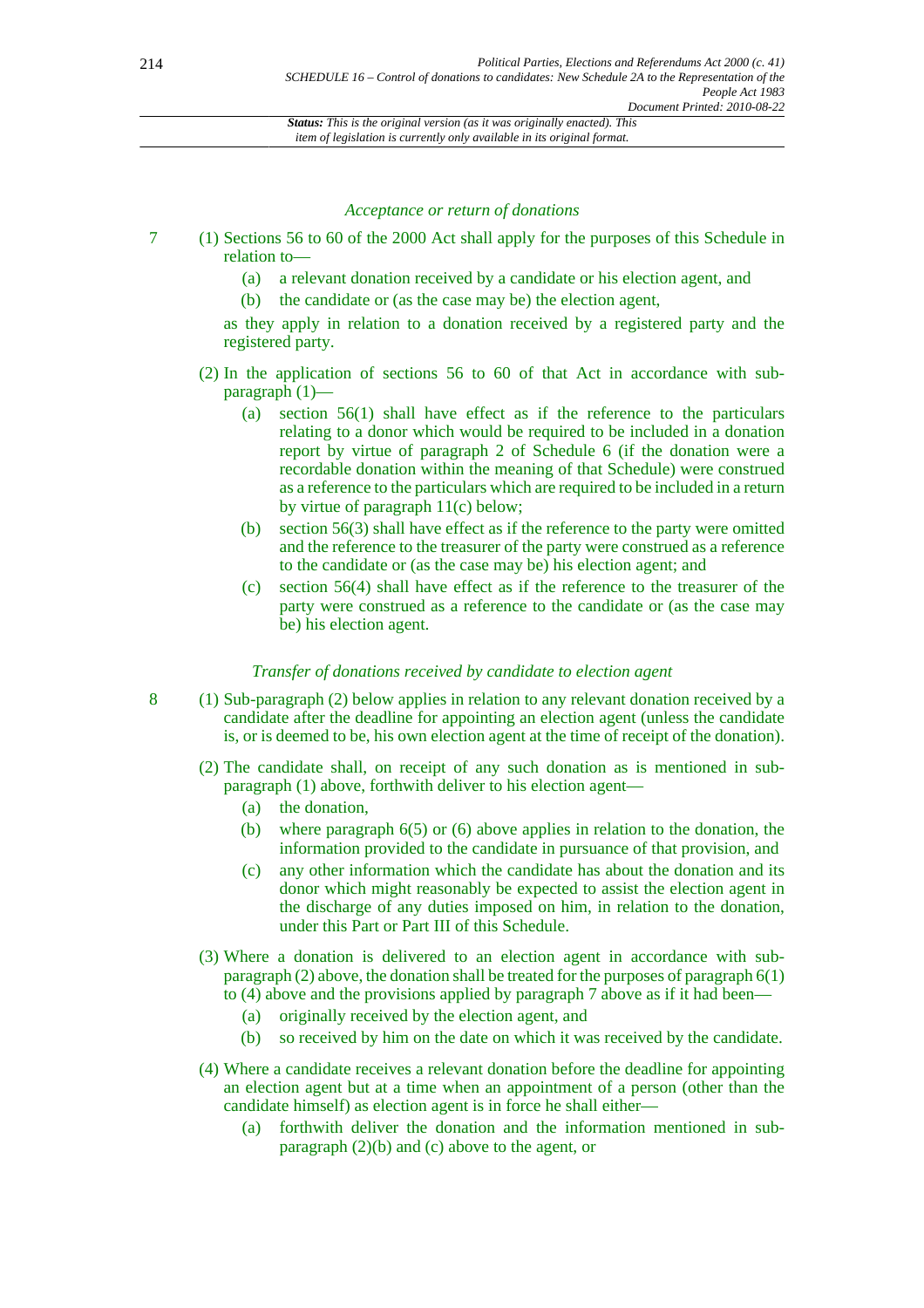*Acceptance or return of donations*

7 (1) Sections 56 to 60 of the 2000 Act shall apply for the purposes of this Schedule in relation to—

(a) a relevant donation received by a candidate or his election agent, and

(b) the candidate or (as the case may be) the election agent,

as they apply in relation to a donation received by a registered party and the registered party.

(2) In the application of sections 56 to 60 of that Act in accordance with sub-paragraph (1)—

(a) section 56(1) shall have effect as if the reference to the particulars relating to a donor which would be required to be included in a donation report by virtue of paragraph 2 of Schedule 6 (if the donation were a recordable donation within the meaning of that Schedule) were construed as a reference to the particulars which are required to be included in a return by virtue of paragraph 11(c) below;

(b) section 56(3) shall have effect as if the reference to the party were omitted and the reference to the treasurer of the party were construed as a reference to the candidate or (as the case may be) his election agent; and

(c) section 56(4) shall have effect as if the reference to the treasurer of the party were construed as a reference to the candidate or (as the case may be) his election agent.

*Transfer of donations received by candidate to election agent*

8 (1) Sub-paragraph (2) below applies in relation to any relevant donation received by a candidate after the deadline for appointing an election agent (unless the candidate is, or is deemed to be, his own election agent at the time of receipt of the donation).

(2) The candidate shall, on receipt of any such donation as is mentioned in sub-paragraph (1) above, forthwith deliver to his election agent—

(a) the donation,

(b) where paragraph 6(5) or (6) above applies in relation to the donation, the information provided to the candidate in pursuance of that provision, and

(c) any other information which the candidate has about the donation and its donor which might reasonably be expected to assist the election agent in the discharge of any duties imposed on him, in relation to the donation, under this Part or Part III of this Schedule.

(3) Where a donation is delivered to an election agent in accordance with sub-paragraph (2) above, the donation shall be treated for the purposes of paragraph 6(1) to (4) above and the provisions applied by paragraph 7 above as if it had been—

(a) originally received by the election agent, and

(b) so received by him on the date on which it was received by the candidate.

(4) Where a candidate receives a relevant donation before the deadline for appointing an election agent but at a time when an appointment of a person (other than the candidate himself) as election agent is in force he shall either—

(a) forthwith deliver the donation and the information mentioned in sub-paragraph (2)(b) and (c) above to the agent, or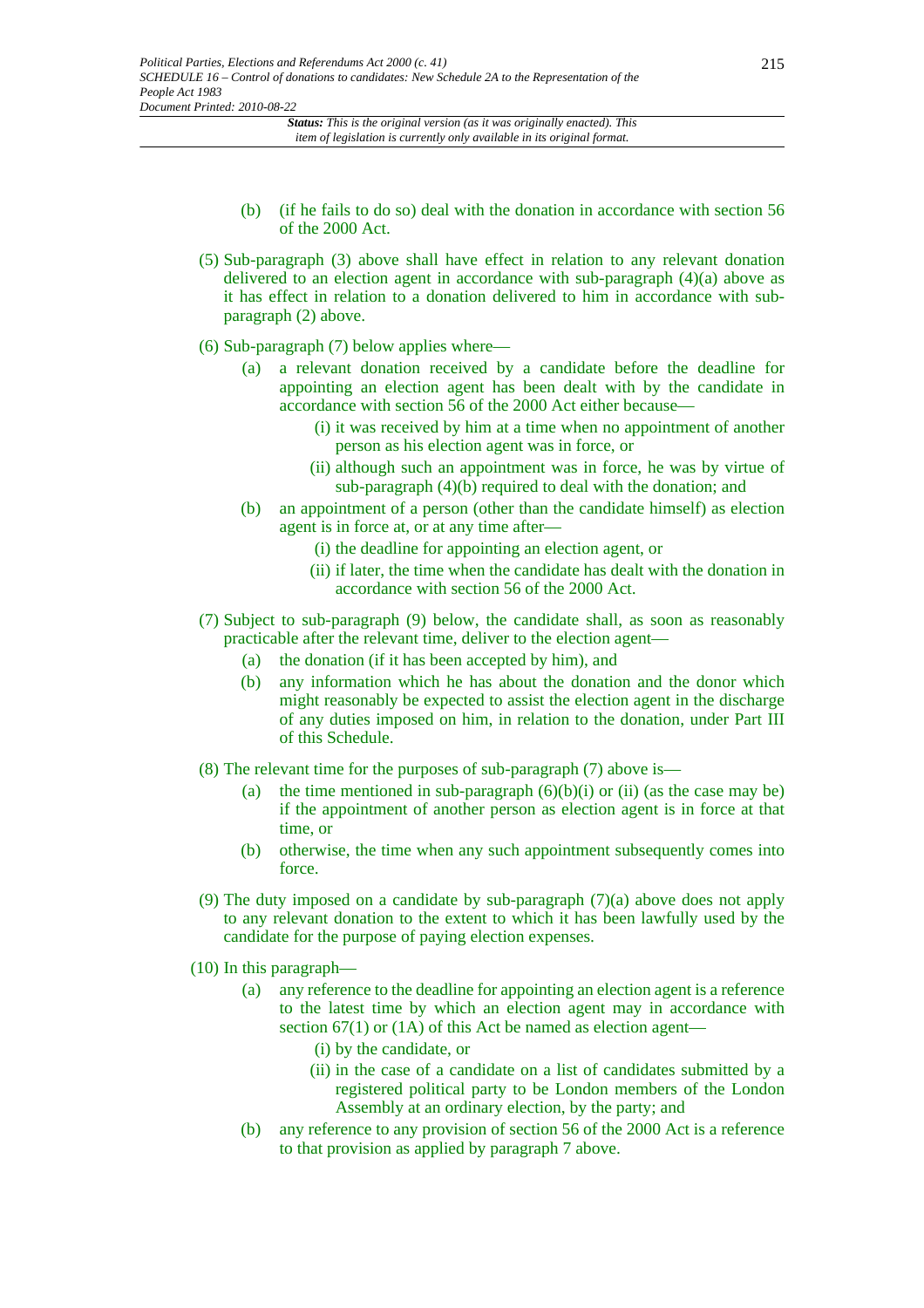(b) (if he fails to do so) deal with the donation in accordance with section 56 of the 2000 Act.

(5) Sub-paragraph (3) above shall have effect in relation to any relevant donation delivered to an election agent in accordance with sub-paragraph (4)(a) above as it has effect in relation to a donation delivered to him in accordance with sub-paragraph (2) above.

(6) Sub-paragraph (7) below applies where—

(a) a relevant donation received by a candidate before the deadline for appointing an election agent has been dealt with by the candidate in accordance with section 56 of the 2000 Act either because—

(i) it was received by him at a time when no appointment of another person as his election agent was in force, or

(ii) although such an appointment was in force, he was by virtue of sub-paragraph (4)(b) required to deal with the donation; and

(b) an appointment of a person (other than the candidate himself) as election agent is in force at, or at any time after—

(i) the deadline for appointing an election agent, or

(ii) if later, the time when the candidate has dealt with the donation in accordance with section 56 of the 2000 Act.

(7) Subject to sub-paragraph (9) below, the candidate shall, as soon as reasonably practicable after the relevant time, deliver to the election agent—

(a) the donation (if it has been accepted by him), and

(b) any information which he has about the donation and the donor which might reasonably be expected to assist the election agent in the discharge of any duties imposed on him, in relation to the donation, under Part III of this Schedule.

(8) The relevant time for the purposes of sub-paragraph (7) above is—

(a) the time mentioned in sub-paragraph (6)(b)(i) or (ii) (as the case may be) if the appointment of another person as election agent is in force at that time, or

(b) otherwise, the time when any such appointment subsequently comes into force.

(9) The duty imposed on a candidate by sub-paragraph (7)(a) above does not apply to any relevant donation to the extent to which it has been lawfully used by the candidate for the purpose of paying election expenses.

(10) In this paragraph—

(a) any reference to the deadline for appointing an election agent is a reference to the latest time by which an election agent may in accordance with section 67(1) or (1A) of this Act be named as election agent—

(i) by the candidate, or

(ii) in the case of a candidate on a list of candidates submitted by a registered political party to be London members of the London Assembly at an ordinary election, by the party; and

(b) any reference to any provision of section 56 of the 2000 Act is a reference to that provision as applied by paragraph 7 above.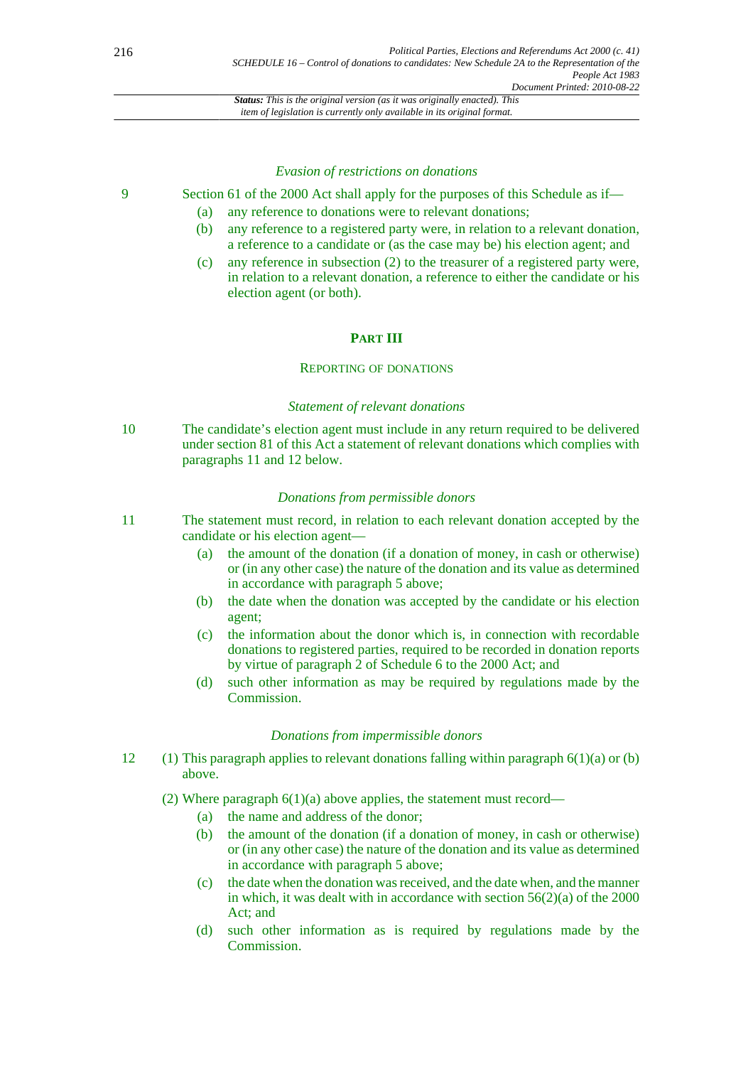*Evasion of restrictions on donations*

9 Section 61 of the 2000 Act shall apply for the purposes of this Schedule as if—

(a) any reference to donations were to relevant donations;

(b) any reference to a registered party were, in relation to a relevant donation, a reference to a candidate or (as the case may be) his election agent; and

(c) any reference in subsection (2) to the treasurer of a registered party were, in relation to a relevant donation, a reference to either the candidate or his election agent (or both).

## PART III

### REPORTING OF DONATIONS

*Statement of relevant donations*

10 The candidate's election agent must include in any return required to be delivered under section 81 of this Act a statement of relevant donations which complies with paragraphs 11 and 12 below.

*Donations from permissible donors*

11 The statement must record, in relation to each relevant donation accepted by the candidate or his election agent—

(a) the amount of the donation (if a donation of money, in cash or otherwise) or (in any other case) the nature of the donation and its value as determined in accordance with paragraph 5 above;

(b) the date when the donation was accepted by the candidate or his election agent;

(c) the information about the donor which is, in connection with recordable donations to registered parties, required to be recorded in donation reports by virtue of paragraph 2 of Schedule 6 to the 2000 Act; and

(d) such other information as may be required by regulations made by the Commission.

*Donations from impermissible donors*

12 (1) This paragraph applies to relevant donations falling within paragraph 6(1)(a) or (b) above.

(2) Where paragraph 6(1)(a) above applies, the statement must record—

(a) the name and address of the donor;

(b) the amount of the donation (if a donation of money, in cash or otherwise) or (in any other case) the nature of the donation and its value as determined in accordance with paragraph 5 above;

(c) the date when the donation was received, and the date when, and the manner in which, it was dealt with in accordance with section 56(2)(a) of the 2000 Act; and

(d) such other information as is required by regulations made by the Commission.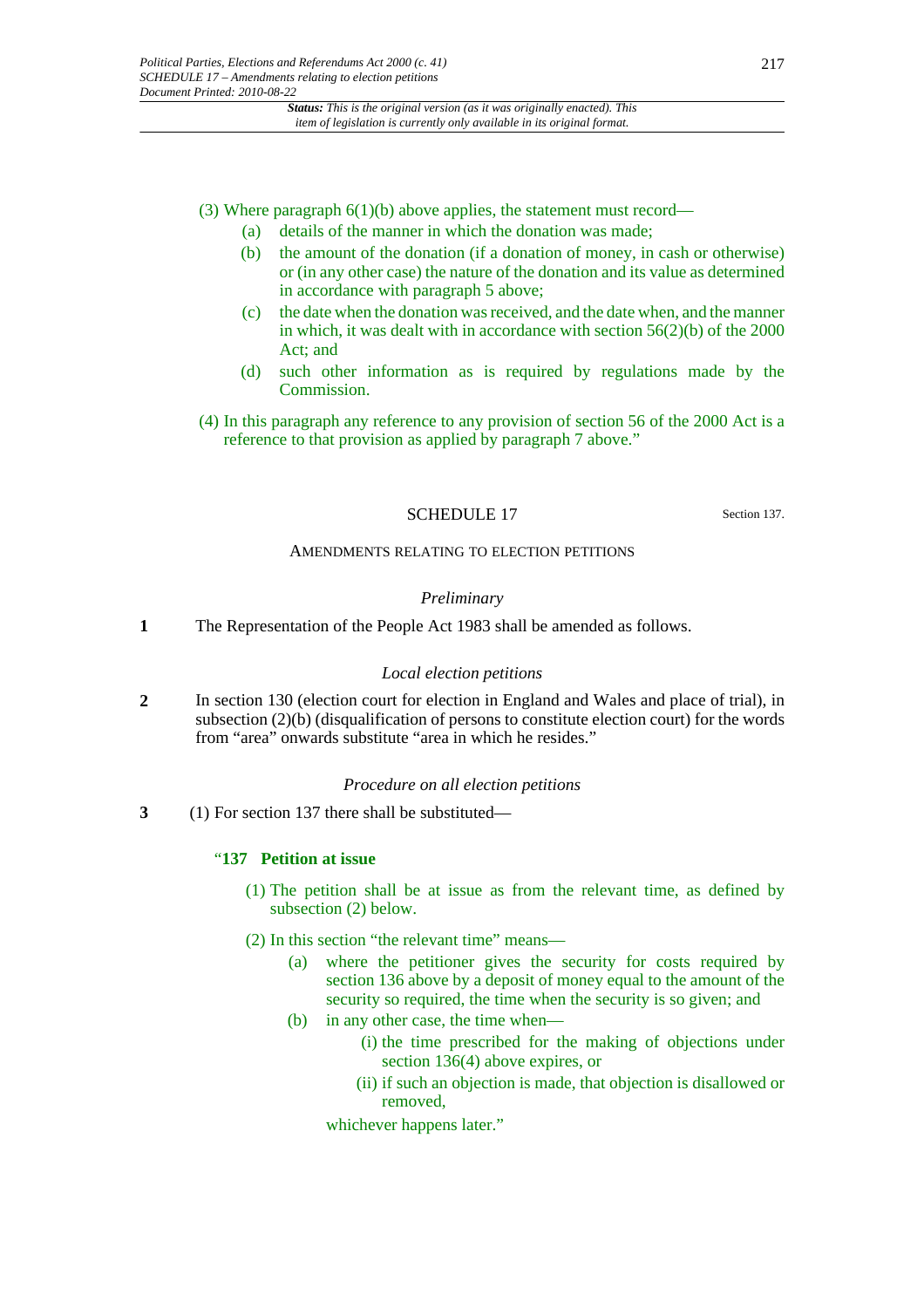(3) Where paragraph 6(1)(b) above applies, the statement must record—

- (a) details of the manner in which the donation was made;
- (b) the amount of the donation (if a donation of money, in cash or otherwise) or (in any other case) the nature of the donation and its value as determined in accordance with paragraph 5 above;
- (c) the date when the donation was received, and the date when, and the manner in which, it was dealt with in accordance with section 56(2)(b) of the 2000 Act; and
- (d) such other information as is required by regulations made by the Commission.

(4) In this paragraph any reference to any provision of section 56 of the 2000 Act is a reference to that provision as applied by paragraph 7 above."

## SCHEDULE 17

Section 137.

### AMENDMENTS RELATING TO ELECTION PETITIONS

*Preliminary*

**1** The Representation of the People Act 1983 shall be amended as follows.

*Local election petitions*

**2** In section 130 (election court for election in England and Wales and place of trial), in subsection (2)(b) (disqualification of persons to constitute election court) for the words from "area" onwards substitute "area in which he resides."

*Procedure on all election petitions*

**3** (1) For section 137 there shall be substituted—

"**137 Petition at issue**

(1) The petition shall be at issue as from the relevant time, as defined by subsection (2) below.

(2) In this section "the relevant time" means—

- (a) where the petitioner gives the security for costs required by section 136 above by a deposit of money equal to the amount of the security so required, the time when the security is so given; and
- (b) in any other case, the time when—
  - (i) the time prescribed for the making of objections under section 136(4) above expires, or
  - (ii) if such an objection is made, that objection is disallowed or removed,

  whichever happens later."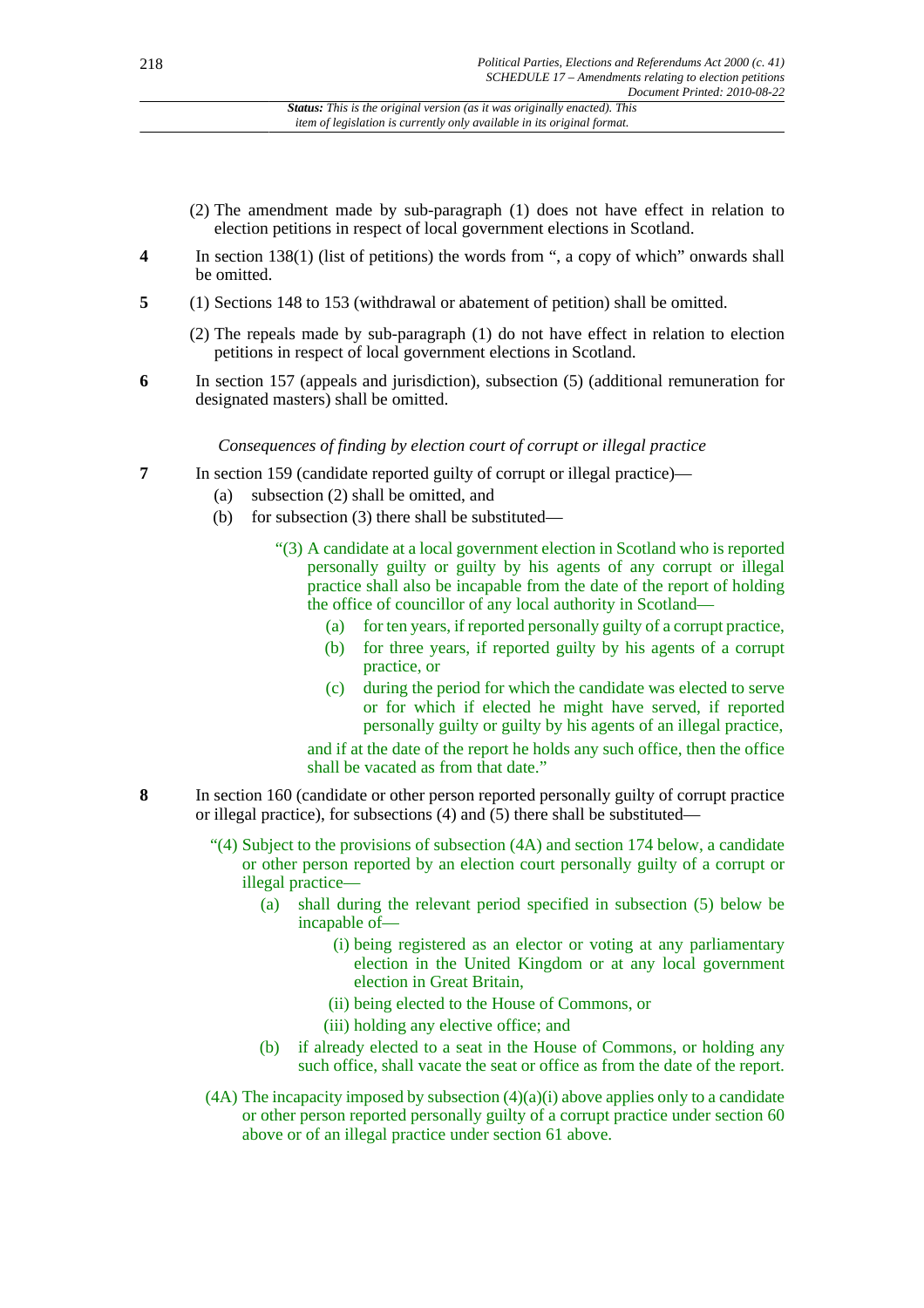(2) The amendment made by sub-paragraph (1) does not have effect in relation to election petitions in respect of local government elections in Scotland.

**4** In section 138(1) (list of petitions) the words from ", a copy of which" onwards shall be omitted.

**5** (1) Sections 148 to 153 (withdrawal or abatement of petition) shall be omitted.

(2) The repeals made by sub-paragraph (1) do not have effect in relation to election petitions in respect of local government elections in Scotland.

**6** In section 157 (appeals and jurisdiction), subsection (5) (additional remuneration for designated masters) shall be omitted.

*Consequences of finding by election court of corrupt or illegal practice*

**7** In section 159 (candidate reported guilty of corrupt or illegal practice)—

(a) subsection (2) shall be omitted, and

(b) for subsection (3) there shall be substituted—

> "(3) A candidate at a local government election in Scotland who is reported personally guilty or guilty by his agents of any corrupt or illegal practice shall also be incapable from the date of the report of holding the office of councillor of any local authority in Scotland—
>
> (a) for ten years, if reported personally guilty of a corrupt practice,
>
> (b) for three years, if reported guilty by his agents of a corrupt practice, or
>
> (c) during the period for which the candidate was elected to serve or for which if elected he might have served, if reported personally guilty or guilty by his agents of an illegal practice,
>
> and if at the date of the report he holds any such office, then the office shall be vacated as from that date."

**8** In section 160 (candidate or other person reported personally guilty of corrupt practice or illegal practice), for subsections (4) and (5) there shall be substituted—

> "(4) Subject to the provisions of subsection (4A) and section 174 below, a candidate or other person reported by an election court personally guilty of a corrupt or illegal practice—
>
> (a) shall during the relevant period specified in subsection (5) below be incapable of—
>
> (i) being registered as an elector or voting at any parliamentary election in the United Kingdom or at any local government election in Great Britain,
>
> (ii) being elected to the House of Commons, or
>
> (iii) holding any elective office; and
>
> (b) if already elected to a seat in the House of Commons, or holding any such office, shall vacate the seat or office as from the date of the report.
>
> (4A) The incapacity imposed by subsection (4)(a)(i) above applies only to a candidate or other person reported personally guilty of a corrupt practice under section 60 above or of an illegal practice under section 61 above.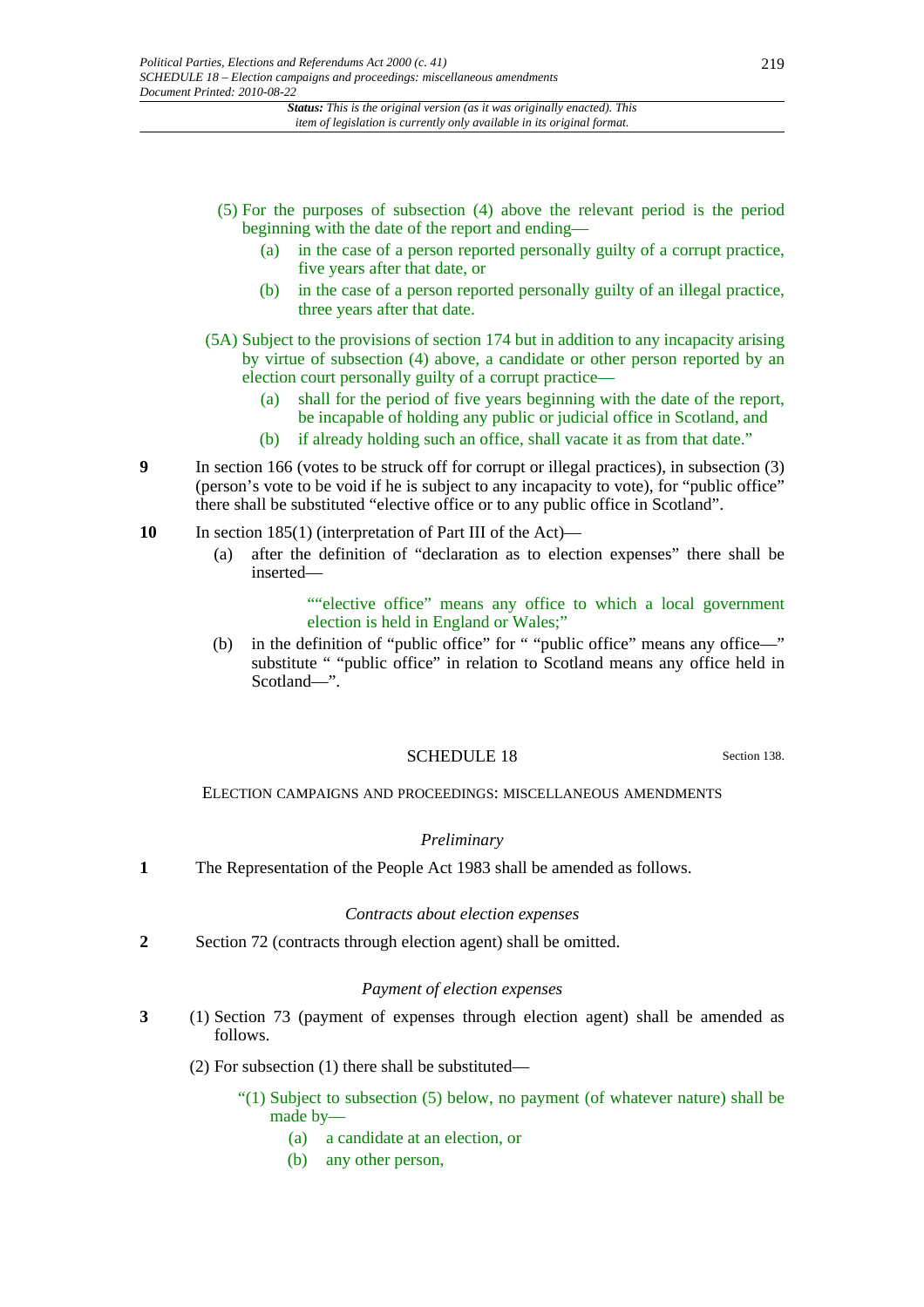(5) For the purposes of subsection (4) above the relevant period is the period beginning with the date of the report and ending—

(a) in the case of a person reported personally guilty of a corrupt practice, five years after that date, or

(b) in the case of a person reported personally guilty of an illegal practice, three years after that date.

(5A) Subject to the provisions of section 174 but in addition to any incapacity arising by virtue of subsection (4) above, a candidate or other person reported by an election court personally guilty of a corrupt practice—

(a) shall for the period of five years beginning with the date of the report, be incapable of holding any public or judicial office in Scotland, and

(b) if already holding such an office, shall vacate it as from that date."

**9** In section 166 (votes to be struck off for corrupt or illegal practices), in subsection (3) (person's vote to be void if he is subject to any incapacity to vote), for "public office" there shall be substituted "elective office or to any public office in Scotland".

**10** In section 185(1) (interpretation of Part III of the Act)—

(a) after the definition of "declaration as to election expenses" there shall be inserted—

> ""elective office" means any office to which a local government election is held in England or Wales;"

(b) in the definition of "public office" for " "public office" means any office—" substitute " "public office" in relation to Scotland means any office held in Scotland—".

## SCHEDULE 18

Section 138.

### ELECTION CAMPAIGNS AND PROCEEDINGS: MISCELLANEOUS AMENDMENTS

*Preliminary*

**1** The Representation of the People Act 1983 shall be amended as follows.

*Contracts about election expenses*

**2** Section 72 (contracts through election agent) shall be omitted.

*Payment of election expenses*

**3** (1) Section 73 (payment of expenses through election agent) shall be amended as follows.

(2) For subsection (1) there shall be substituted—

"(1) Subject to subsection (5) below, no payment (of whatever nature) shall be made by—

(a) a candidate at an election, or

(b) any other person,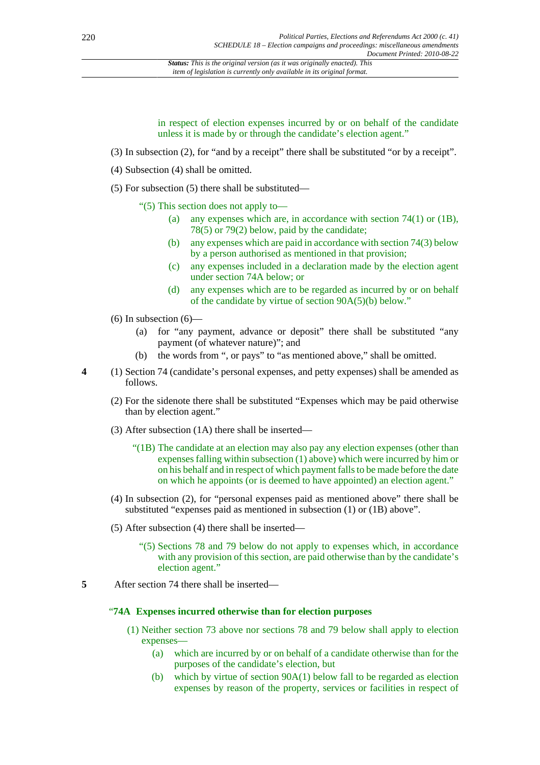in respect of election expenses incurred by or on behalf of the candidate unless it is made by or through the candidate's election agent."

(3) In subsection (2), for "and by a receipt" there shall be substituted "or by a receipt".

(4) Subsection (4) shall be omitted.

(5) For subsection (5) there shall be substituted—

"(5) This section does not apply to—

- (a) any expenses which are, in accordance with section 74(1) or (1B), 78(5) or 79(2) below, paid by the candidate;
- (b) any expenses which are paid in accordance with section 74(3) below by a person authorised as mentioned in that provision;
- (c) any expenses included in a declaration made by the election agent under section 74A below; or
- (d) any expenses which are to be regarded as incurred by or on behalf of the candidate by virtue of section 90A(5)(b) below."

(6) In subsection (6)—

- (a) for "any payment, advance or deposit" there shall be substituted "any payment (of whatever nature)"; and
- (b) the words from ", or pays" to "as mentioned above," shall be omitted.

**4** (1) Section 74 (candidate's personal expenses, and petty expenses) shall be amended as follows.

(2) For the sidenote there shall be substituted "Expenses which may be paid otherwise than by election agent."

(3) After subsection (1A) there shall be inserted—

"(1B) The candidate at an election may also pay any election expenses (other than expenses falling within subsection (1) above) which were incurred by him or on his behalf and in respect of which payment falls to be made before the date on which he appoints (or is deemed to have appointed) an election agent."

(4) In subsection (2), for "personal expenses paid as mentioned above" there shall be substituted "expenses paid as mentioned in subsection (1) or (1B) above".

(5) After subsection (4) there shall be inserted—

"(5) Sections 78 and 79 below do not apply to expenses which, in accordance with any provision of this section, are paid otherwise than by the candidate's election agent."

**5** After section 74 there shall be inserted—

**"74A Expenses incurred otherwise than for election purposes**

(1) Neither section 73 above nor sections 78 and 79 below shall apply to election expenses—

- (a) which are incurred by or on behalf of a candidate otherwise than for the purposes of the candidate's election, but
- (b) which by virtue of section 90A(1) below fall to be regarded as election expenses by reason of the property, services or facilities in respect of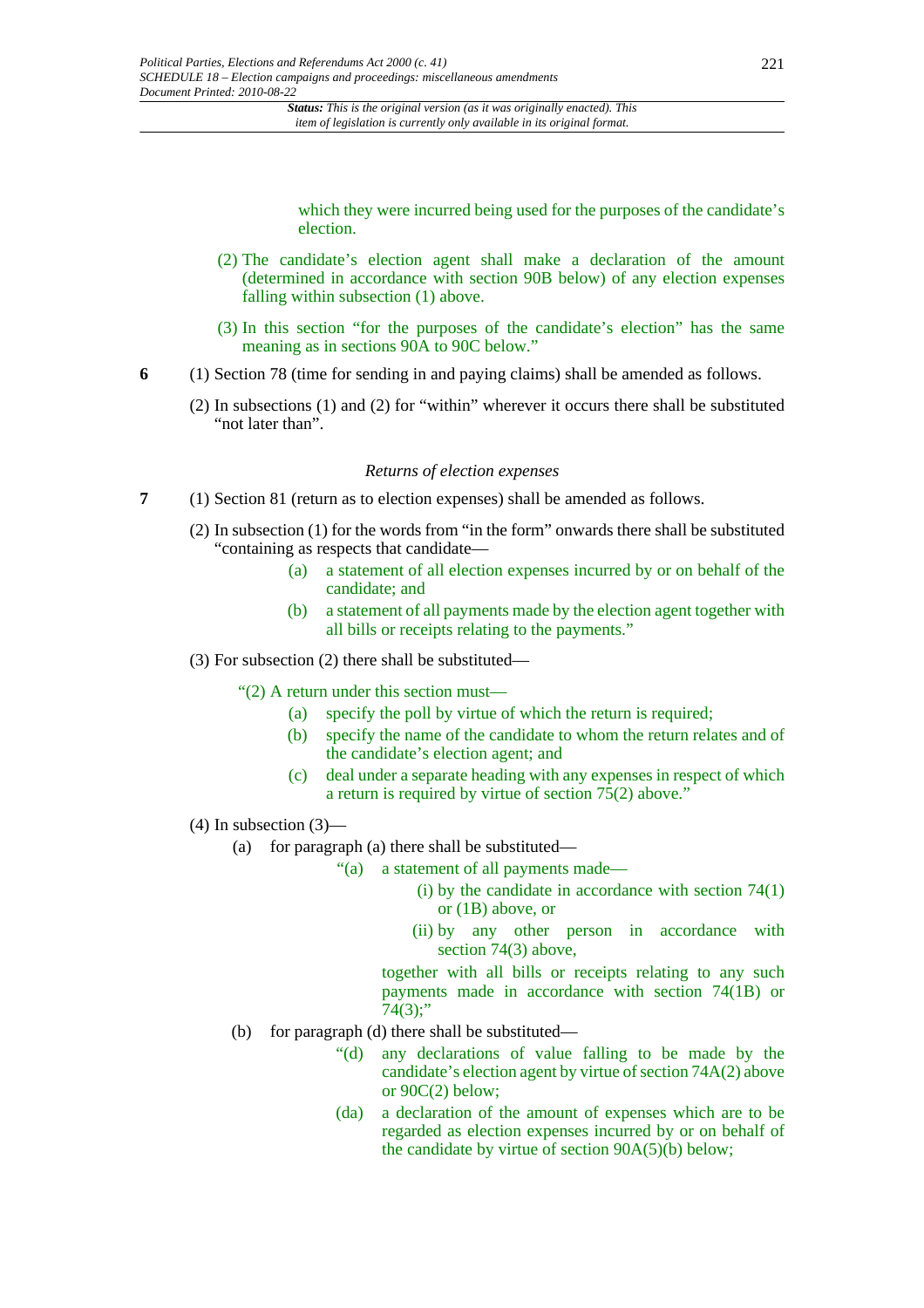which they were incurred being used for the purposes of the candidate's election.

(2) The candidate's election agent shall make a declaration of the amount (determined in accordance with section 90B below) of any election expenses falling within subsection (1) above.

(3) In this section "for the purposes of the candidate's election" has the same meaning as in sections 90A to 90C below."

**6** (1) Section 78 (time for sending in and paying claims) shall be amended as follows.

(2) In subsections (1) and (2) for "within" wherever it occurs there shall be substituted "not later than".

*Returns of election expenses*

**7** (1) Section 81 (return as to election expenses) shall be amended as follows.

(2) In subsection (1) for the words from "in the form" onwards there shall be substituted "containing as respects that candidate—

(a) a statement of all election expenses incurred by or on behalf of the candidate; and

(b) a statement of all payments made by the election agent together with all bills or receipts relating to the payments."

(3) For subsection (2) there shall be substituted—

"(2) A return under this section must—

(a) specify the poll by virtue of which the return is required;

(b) specify the name of the candidate to whom the return relates and of the candidate's election agent; and

(c) deal under a separate heading with any expenses in respect of which a return is required by virtue of section 75(2) above."

(4) In subsection (3)—

(a) for paragraph (a) there shall be substituted—

"(a) a statement of all payments made—

(i) by the candidate in accordance with section 74(1) or (1B) above, or

(ii) by any other person in accordance with section 74(3) above,

together with all bills or receipts relating to any such payments made in accordance with section 74(1B) or 74(3);"

(b) for paragraph (d) there shall be substituted—

"(d) any declarations of value falling to be made by the candidate's election agent by virtue of section 74A(2) above or 90C(2) below;

(da) a declaration of the amount of expenses which are to be regarded as election expenses incurred by or on behalf of the candidate by virtue of section 90A(5)(b) below;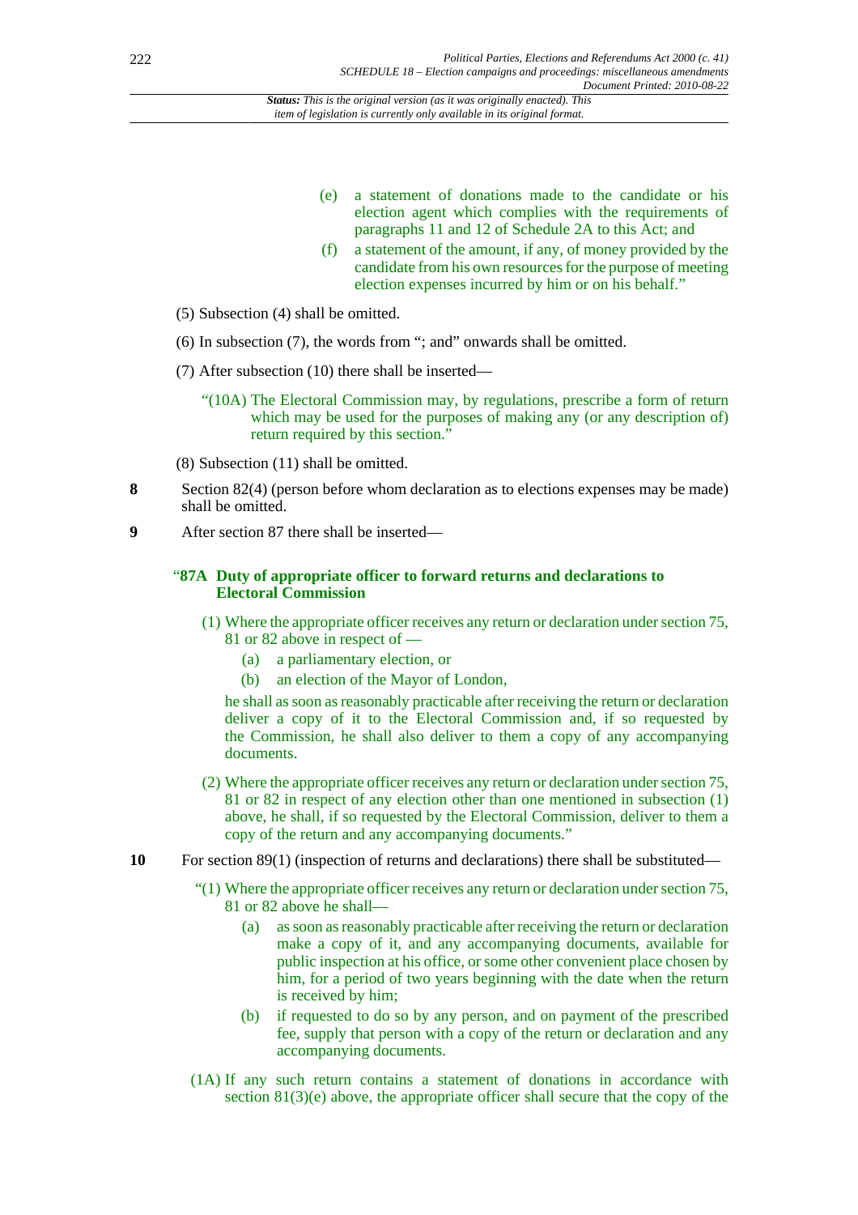(e) a statement of donations made to the candidate or his election agent which complies with the requirements of paragraphs 11 and 12 of Schedule 2A to this Act; and

(f) a statement of the amount, if any, of money provided by the candidate from his own resources for the purpose of meeting election expenses incurred by him or on his behalf."

(5) Subsection (4) shall be omitted.

(6) In subsection (7), the words from "; and" onwards shall be omitted.

(7) After subsection (10) there shall be inserted—

"(10A) The Electoral Commission may, by regulations, prescribe a form of return which may be used for the purposes of making any (or any description of) return required by this section."

(8) Subsection (11) shall be omitted.

**8** Section 82(4) (person before whom declaration as to elections expenses may be made) shall be omitted.

**9** After section 87 there shall be inserted—

"**87A Duty of appropriate officer to forward returns and declarations to Electoral Commission**

(1) Where the appropriate officer receives any return or declaration under section 75, 81 or 82 above in respect of —

(a) a parliamentary election, or

(b) an election of the Mayor of London,

he shall as soon as reasonably practicable after receiving the return or declaration deliver a copy of it to the Electoral Commission and, if so requested by the Commission, he shall also deliver to them a copy of any accompanying documents.

(2) Where the appropriate officer receives any return or declaration under section 75, 81 or 82 in respect of any election other than one mentioned in subsection (1) above, he shall, if so requested by the Electoral Commission, deliver to them a copy of the return and any accompanying documents."

**10** For section 89(1) (inspection of returns and declarations) there shall be substituted—

"(1) Where the appropriate officer receives any return or declaration under section 75, 81 or 82 above he shall—

(a) as soon as reasonably practicable after receiving the return or declaration make a copy of it, and any accompanying documents, available for public inspection at his office, or some other convenient place chosen by him, for a period of two years beginning with the date when the return is received by him;

(b) if requested to do so by any person, and on payment of the prescribed fee, supply that person with a copy of the return or declaration and any accompanying documents.

(1A) If any such return contains a statement of donations in accordance with section 81(3)(e) above, the appropriate officer shall secure that the copy of the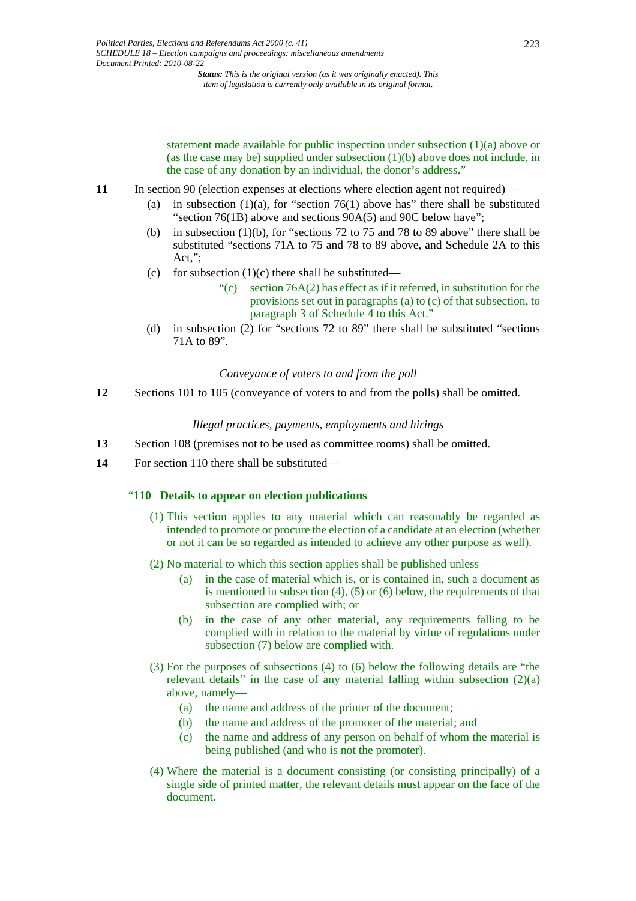statement made available for public inspection under subsection (1)(a) above or (as the case may be) supplied under subsection (1)(b) above does not include, in the case of any donation by an individual, the donor's address."

**11** In section 90 (election expenses at elections where election agent not required)—

(a) in subsection (1)(a), for "section 76(1) above has" there shall be substituted "section 76(1B) above and sections 90A(5) and 90C below have";

(b) in subsection (1)(b), for "sections 72 to 75 and 78 to 89 above" there shall be substituted "sections 71A to 75 and 78 to 89 above, and Schedule 2A to this Act,";

(c) for subsection (1)(c) there shall be substituted—

"(c) section 76A(2) has effect as if it referred, in substitution for the provisions set out in paragraphs (a) to (c) of that subsection, to paragraph 3 of Schedule 4 to this Act."

(d) in subsection (2) for "sections 72 to 89" there shall be substituted "sections 71A to 89".

*Conveyance of voters to and from the poll*

**12** Sections 101 to 105 (conveyance of voters to and from the polls) shall be omitted.

*Illegal practices, payments, employments and hirings*

**13** Section 108 (premises not to be used as committee rooms) shall be omitted.

**14** For section 110 there shall be substituted—

"**110 Details to appear on election publications**

(1) This section applies to any material which can reasonably be regarded as intended to promote or procure the election of a candidate at an election (whether or not it can be so regarded as intended to achieve any other purpose as well).

(2) No material to which this section applies shall be published unless—

(a) in the case of material which is, or is contained in, such a document as is mentioned in subsection (4), (5) or (6) below, the requirements of that subsection are complied with; or

(b) in the case of any other material, any requirements falling to be complied with in relation to the material by virtue of regulations under subsection (7) below are complied with.

(3) For the purposes of subsections (4) to (6) below the following details are "the relevant details" in the case of any material falling within subsection (2)(a) above, namely—

(a) the name and address of the printer of the document;

(b) the name and address of the promoter of the material; and

(c) the name and address of any person on behalf of whom the material is being published (and who is not the promoter).

(4) Where the material is a document consisting (or consisting principally) of a single side of printed matter, the relevant details must appear on the face of the document.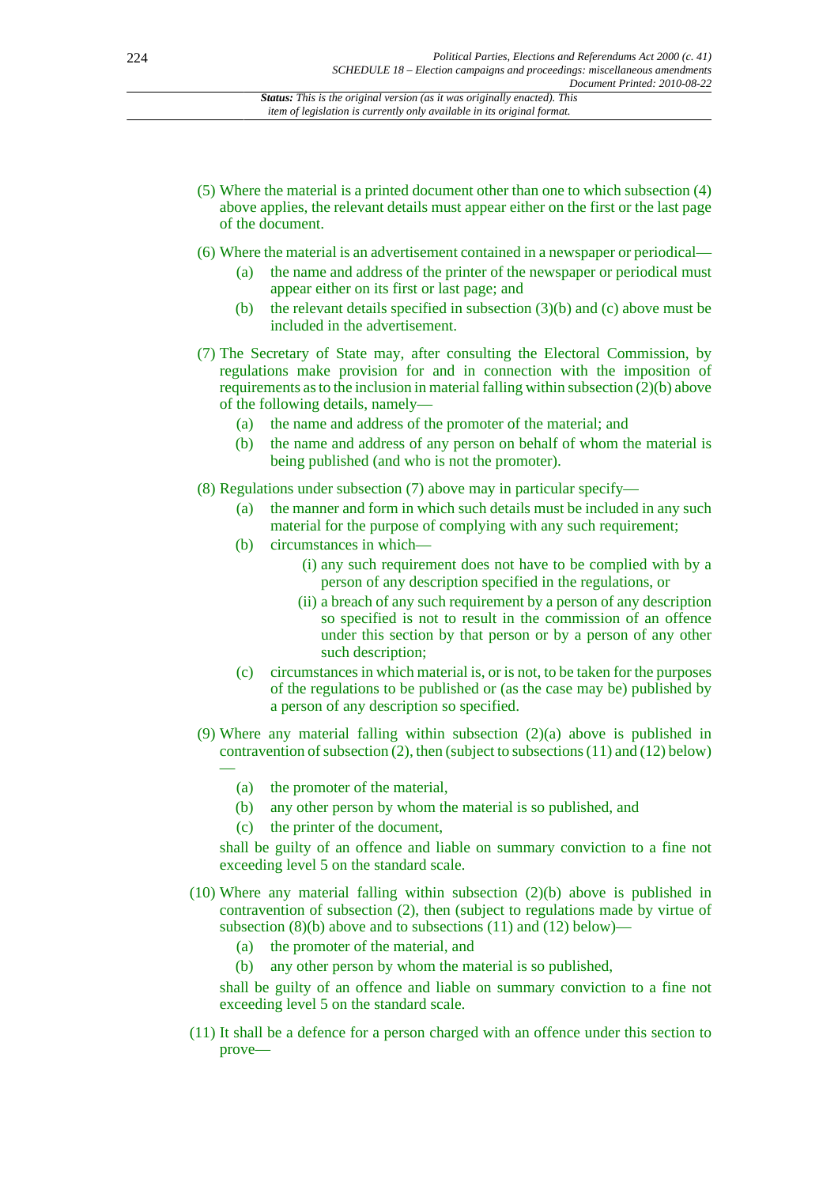(5) Where the material is a printed document other than one to which subsection (4) above applies, the relevant details must appear either on the first or the last page of the document.

(6) Where the material is an advertisement contained in a newspaper or periodical—

- (a) the name and address of the printer of the newspaper or periodical must appear either on its first or last page; and
- (b) the relevant details specified in subsection (3)(b) and (c) above must be included in the advertisement.

(7) The Secretary of State may, after consulting the Electoral Commission, by regulations make provision for and in connection with the imposition of requirements as to the inclusion in material falling within subsection (2)(b) above of the following details, namely—

- (a) the name and address of the promoter of the material; and
- (b) the name and address of any person on behalf of whom the material is being published (and who is not the promoter).

(8) Regulations under subsection (7) above may in particular specify—

- (a) the manner and form in which such details must be included in any such material for the purpose of complying with any such requirement;
- (b) circumstances in which—
  - (i) any such requirement does not have to be complied with by a person of any description specified in the regulations, or
  - (ii) a breach of any such requirement by a person of any description so specified is not to result in the commission of an offence under this section by that person or by a person of any other such description;
- (c) circumstances in which material is, or is not, to be taken for the purposes of the regulations to be published or (as the case may be) published by a person of any description so specified.

(9) Where any material falling within subsection (2)(a) above is published in contravention of subsection (2), then (subject to subsections (11) and (12) below) —

- (a) the promoter of the material,
- (b) any other person by whom the material is so published, and
- (c) the printer of the document,

shall be guilty of an offence and liable on summary conviction to a fine not exceeding level 5 on the standard scale.

(10) Where any material falling within subsection (2)(b) above is published in contravention of subsection (2), then (subject to regulations made by virtue of subsection (8)(b) above and to subsections (11) and (12) below)—

- (a) the promoter of the material, and
- (b) any other person by whom the material is so published,

shall be guilty of an offence and liable on summary conviction to a fine not exceeding level 5 on the standard scale.

(11) It shall be a defence for a person charged with an offence under this section to prove—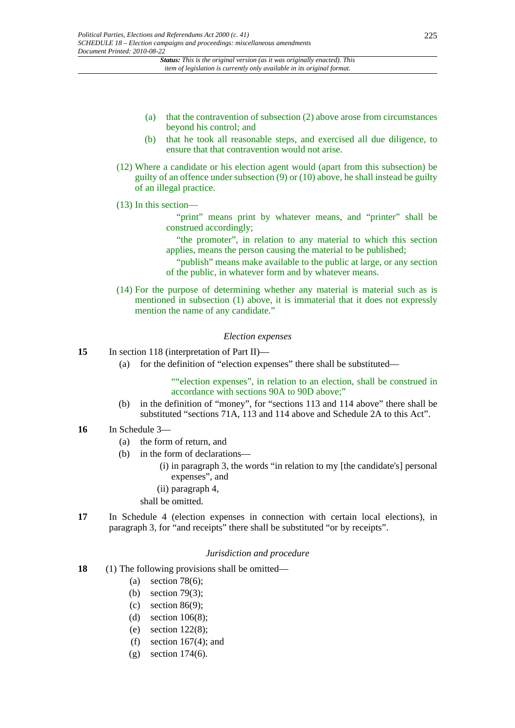(a) that the contravention of subsection (2) above arose from circumstances beyond his control; and

(b) that he took all reasonable steps, and exercised all due diligence, to ensure that that contravention would not arise.

(12) Where a candidate or his election agent would (apart from this subsection) be guilty of an offence under subsection (9) or (10) above, he shall instead be guilty of an illegal practice.

(13) In this section—

"print" means print by whatever means, and "printer" shall be construed accordingly;

"the promoter", in relation to any material to which this section applies, means the person causing the material to be published;

"publish" means make available to the public at large, or any section of the public, in whatever form and by whatever means.

(14) For the purpose of determining whether any material is material such as is mentioned in subsection (1) above, it is immaterial that it does not expressly mention the name of any candidate."

*Election expenses*

**15** In section 118 (interpretation of Part II)—

(a) for the definition of "election expenses" there shall be substituted—

""election expenses", in relation to an election, shall be construed in accordance with sections 90A to 90D above;"

(b) in the definition of "money", for "sections 113 and 114 above" there shall be substituted "sections 71A, 113 and 114 above and Schedule 2A to this Act".

**16** In Schedule 3—

(a) the form of return, and

(b) in the form of declarations—

(i) in paragraph 3, the words "in relation to my [the candidate's] personal expenses", and

(ii) paragraph 4,

shall be omitted.

**17** In Schedule 4 (election expenses in connection with certain local elections), in paragraph 3, for "and receipts" there shall be substituted "or by receipts".

*Jurisdiction and procedure*

**18** (1) The following provisions shall be omitted—

(a) section 78(6);

(b) section 79(3);

(c) section 86(9);

(d) section 106(8);

(e) section 122(8);

(f) section 167(4); and

(g) section 174(6).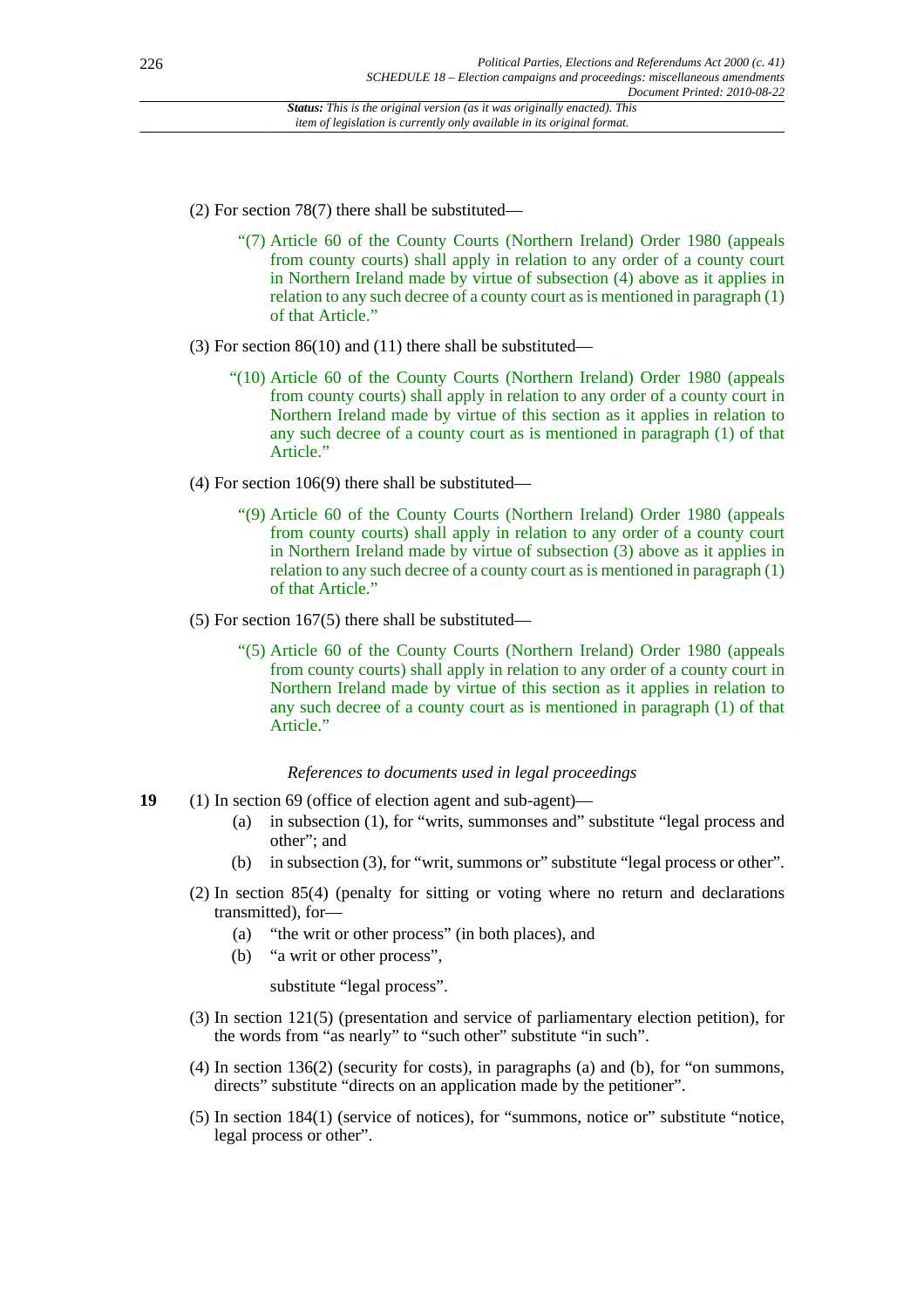(2) For section 78(7) there shall be substituted—

> "(7) Article 60 of the County Courts (Northern Ireland) Order 1980 (appeals from county courts) shall apply in relation to any order of a county court in Northern Ireland made by virtue of subsection (4) above as it applies in relation to any such decree of a county court as is mentioned in paragraph (1) of that Article."

(3) For section 86(10) and (11) there shall be substituted—

> "(10) Article 60 of the County Courts (Northern Ireland) Order 1980 (appeals from county courts) shall apply in relation to any order of a county court in Northern Ireland made by virtue of this section as it applies in relation to any such decree of a county court as is mentioned in paragraph (1) of that Article."

(4) For section 106(9) there shall be substituted—

> "(9) Article 60 of the County Courts (Northern Ireland) Order 1980 (appeals from county courts) shall apply in relation to any order of a county court in Northern Ireland made by virtue of subsection (3) above as it applies in relation to any such decree of a county court as is mentioned in paragraph (1) of that Article."

(5) For section 167(5) there shall be substituted—

> "(5) Article 60 of the County Courts (Northern Ireland) Order 1980 (appeals from county courts) shall apply in relation to any order of a county court in Northern Ireland made by virtue of this section as it applies in relation to any such decree of a county court as is mentioned in paragraph (1) of that Article."

*References to documents used in legal proceedings*

**19** (1) In section 69 (office of election agent and sub-agent)—

- (a) in subsection (1), for "writs, summonses and" substitute "legal process and other"; and
- (b) in subsection (3), for "writ, summons or" substitute "legal process or other".

(2) In section 85(4) (penalty for sitting or voting where no return and declarations transmitted), for—

- (a) "the writ or other process" (in both places), and
- (b) "a writ or other process",

substitute "legal process".

(3) In section 121(5) (presentation and service of parliamentary election petition), for the words from "as nearly" to "such other" substitute "in such".

(4) In section 136(2) (security for costs), in paragraphs (a) and (b), for "on summons, directs" substitute "directs on an application made by the petitioner".

(5) In section 184(1) (service of notices), for "summons, notice or" substitute "notice, legal process or other".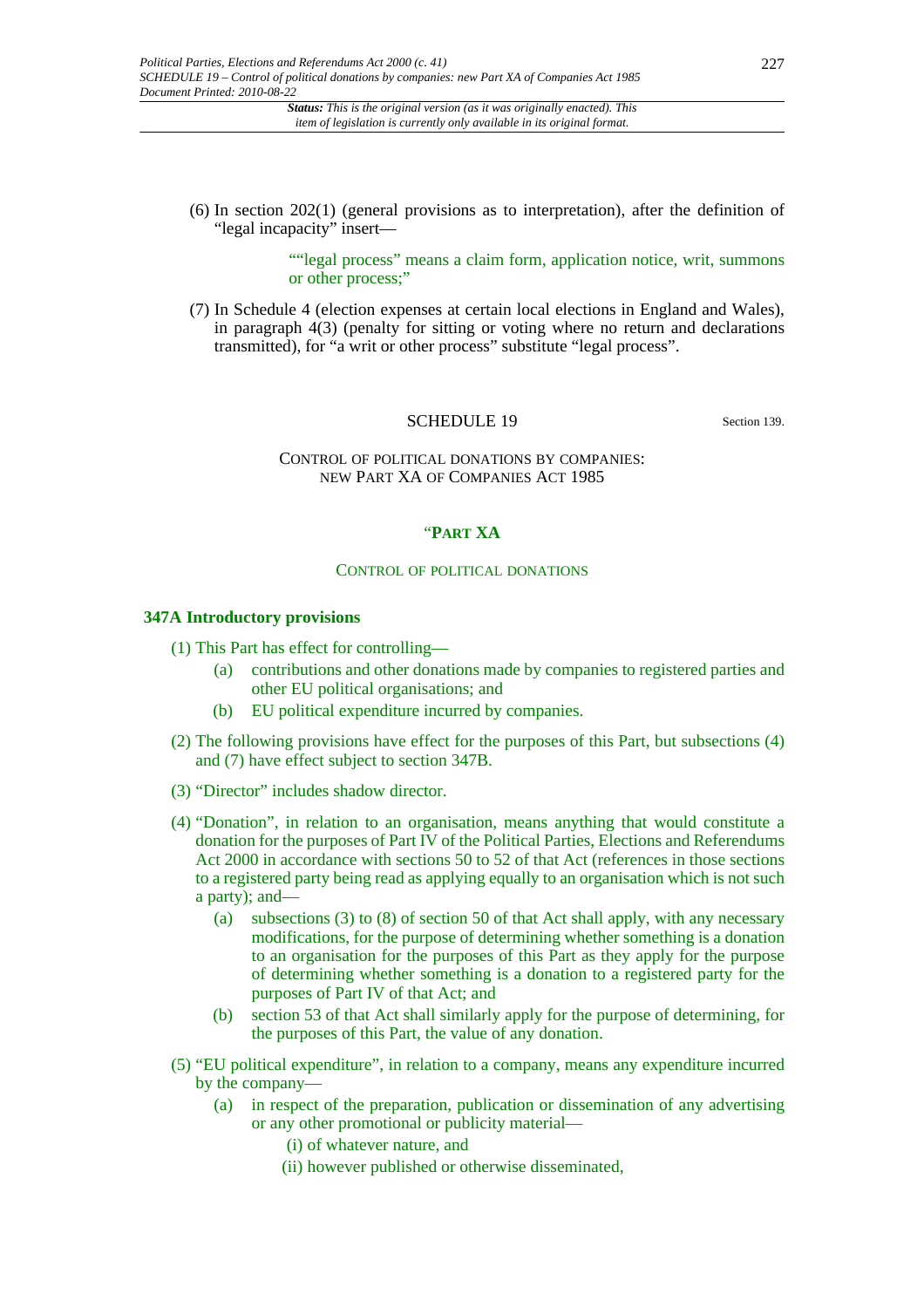(6) In section 202(1) (general provisions as to interpretation), after the definition of "legal incapacity" insert—

> ""legal process" means a claim form, application notice, writ, summons or other process;"

(7) In Schedule 4 (election expenses at certain local elections in England and Wales), in paragraph 4(3) (penalty for sitting or voting where no return and declarations transmitted), for "a writ or other process" substitute "legal process".

## SCHEDULE 19

Section 139.

### CONTROL OF POLITICAL DONATIONS BY COMPANIES: NEW PART XA OF COMPANIES ACT 1985

### "PART XA

#### CONTROL OF POLITICAL DONATIONS

**347A Introductory provisions**

(1) This Part has effect for controlling—

- (a) contributions and other donations made by companies to registered parties and other EU political organisations; and
- (b) EU political expenditure incurred by companies.

(2) The following provisions have effect for the purposes of this Part, but subsections (4) and (7) have effect subject to section 347B.

(3) "Director" includes shadow director.

(4) "Donation", in relation to an organisation, means anything that would constitute a donation for the purposes of Part IV of the Political Parties, Elections and Referendums Act 2000 in accordance with sections 50 to 52 of that Act (references in those sections to a registered party being read as applying equally to an organisation which is not such a party); and—

- (a) subsections (3) to (8) of section 50 of that Act shall apply, with any necessary modifications, for the purpose of determining whether something is a donation to an organisation for the purposes of this Part as they apply for the purpose of determining whether something is a donation to a registered party for the purposes of Part IV of that Act; and
- (b) section 53 of that Act shall similarly apply for the purpose of determining, for the purposes of this Part, the value of any donation.

(5) "EU political expenditure", in relation to a company, means any expenditure incurred by the company—

- (a) in respect of the preparation, publication or dissemination of any advertising or any other promotional or publicity material—
  - (i) of whatever nature, and
  - (ii) however published or otherwise disseminated,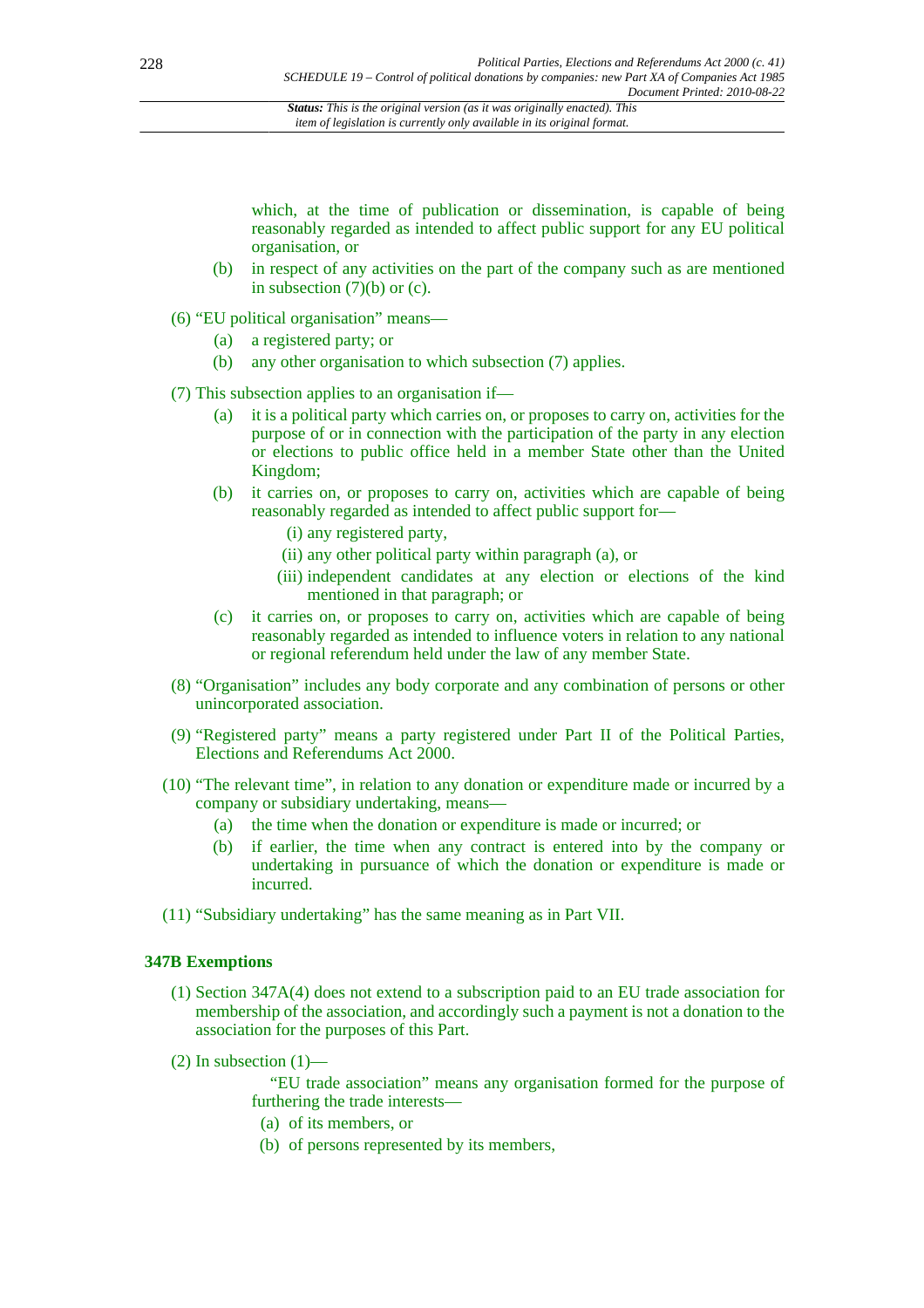which, at the time of publication or dissemination, is capable of being reasonably regarded as intended to affect public support for any EU political organisation, or

(b) in respect of any activities on the part of the company such as are mentioned in subsection (7)(b) or (c).

(6) "EU political organisation" means—

(a) a registered party; or

(b) any other organisation to which subsection (7) applies.

(7) This subsection applies to an organisation if—

(a) it is a political party which carries on, or proposes to carry on, activities for the purpose of or in connection with the participation of the party in any election or elections to public office held in a member State other than the United Kingdom;

(b) it carries on, or proposes to carry on, activities which are capable of being reasonably regarded as intended to affect public support for—

(i) any registered party,

(ii) any other political party within paragraph (a), or

(iii) independent candidates at any election or elections of the kind mentioned in that paragraph; or

(c) it carries on, or proposes to carry on, activities which are capable of being reasonably regarded as intended to influence voters in relation to any national or regional referendum held under the law of any member State.

(8) "Organisation" includes any body corporate and any combination of persons or other unincorporated association.

(9) "Registered party" means a party registered under Part II of the Political Parties, Elections and Referendums Act 2000.

(10) "The relevant time", in relation to any donation or expenditure made or incurred by a company or subsidiary undertaking, means—

(a) the time when the donation or expenditure is made or incurred; or

(b) if earlier, the time when any contract is entered into by the company or undertaking in pursuance of which the donation or expenditure is made or incurred.

(11) "Subsidiary undertaking" has the same meaning as in Part VII.

### 347B Exemptions

(1) Section 347A(4) does not extend to a subscription paid to an EU trade association for membership of the association, and accordingly such a payment is not a donation to the association for the purposes of this Part.

(2) In subsection (1)—

"EU trade association" means any organisation formed for the purpose of furthering the trade interests—

(a) of its members, or

(b) of persons represented by its members,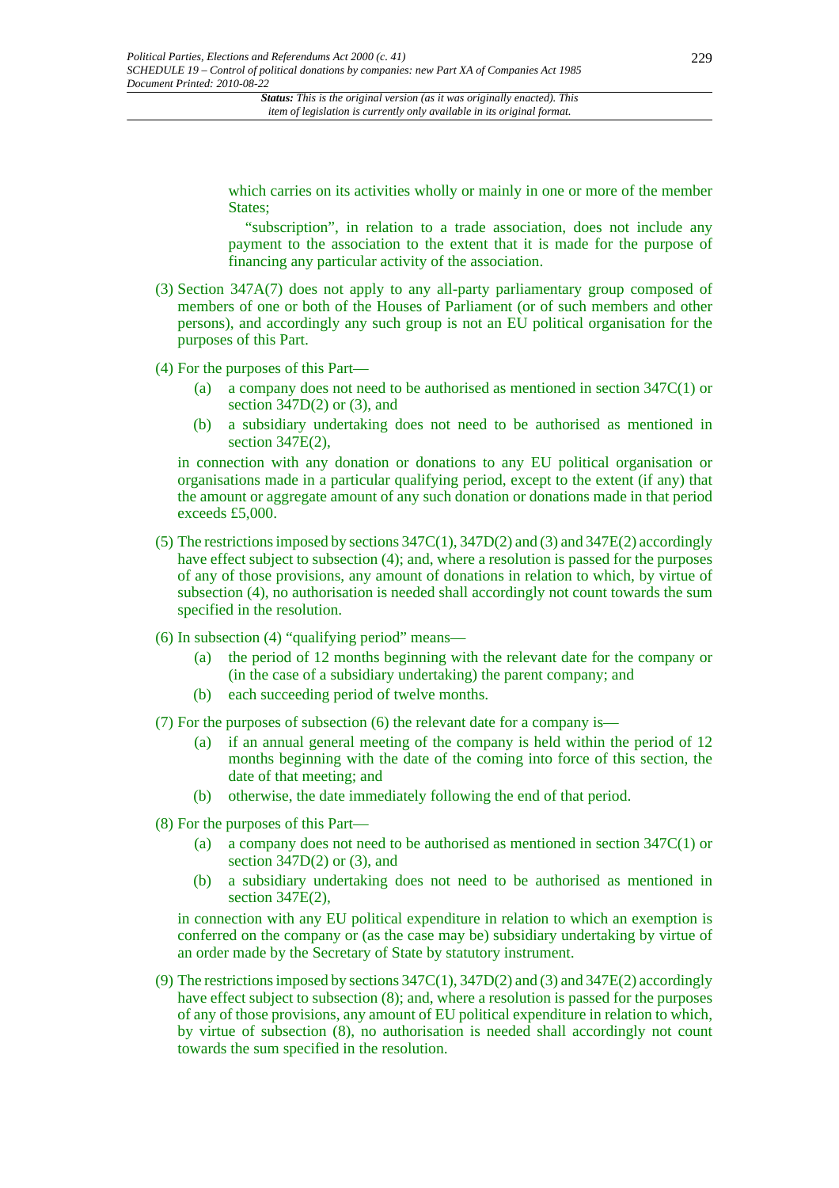which carries on its activities wholly or mainly in one or more of the member States;

"subscription", in relation to a trade association, does not include any payment to the association to the extent that it is made for the purpose of financing any particular activity of the association.

(3) Section 347A(7) does not apply to any all-party parliamentary group composed of members of one or both of the Houses of Parliament (or of such members and other persons), and accordingly any such group is not an EU political organisation for the purposes of this Part.

(4) For the purposes of this Part—

- (a) a company does not need to be authorised as mentioned in section 347C(1) or section 347D(2) or (3), and
- (b) a subsidiary undertaking does not need to be authorised as mentioned in section 347E(2),

in connection with any donation or donations to any EU political organisation or organisations made in a particular qualifying period, except to the extent (if any) that the amount or aggregate amount of any such donation or donations made in that period exceeds £5,000.

(5) The restrictions imposed by sections 347C(1), 347D(2) and (3) and 347E(2) accordingly have effect subject to subsection (4); and, where a resolution is passed for the purposes of any of those provisions, any amount of donations in relation to which, by virtue of subsection (4), no authorisation is needed shall accordingly not count towards the sum specified in the resolution.

(6) In subsection (4) "qualifying period" means—

- (a) the period of 12 months beginning with the relevant date for the company or (in the case of a subsidiary undertaking) the parent company; and
- (b) each succeeding period of twelve months.

(7) For the purposes of subsection (6) the relevant date for a company is—

- (a) if an annual general meeting of the company is held within the period of 12 months beginning with the date of the coming into force of this section, the date of that meeting; and
- (b) otherwise, the date immediately following the end of that period.

(8) For the purposes of this Part—

- (a) a company does not need to be authorised as mentioned in section 347C(1) or section 347D(2) or (3), and
- (b) a subsidiary undertaking does not need to be authorised as mentioned in section 347E(2),

in connection with any EU political expenditure in relation to which an exemption is conferred on the company or (as the case may be) subsidiary undertaking by virtue of an order made by the Secretary of State by statutory instrument.

(9) The restrictions imposed by sections 347C(1), 347D(2) and (3) and 347E(2) accordingly have effect subject to subsection (8); and, where a resolution is passed for the purposes of any of those provisions, any amount of EU political expenditure in relation to which, by virtue of subsection (8), no authorisation is needed shall accordingly not count towards the sum specified in the resolution.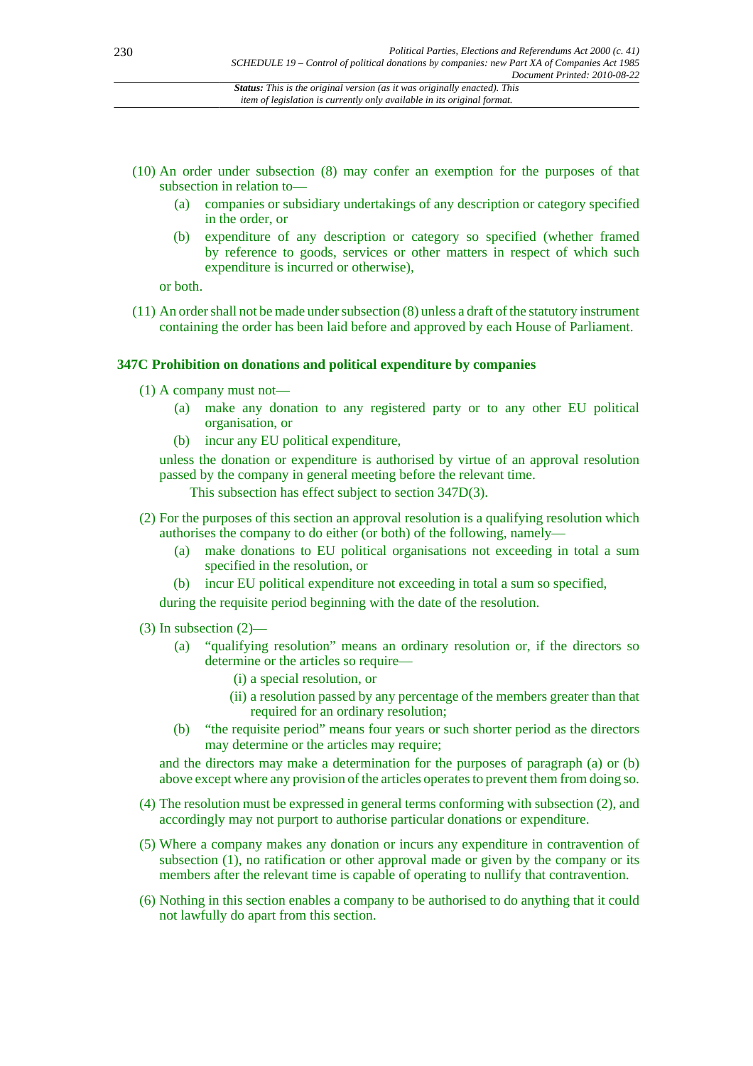(10) An order under subsection (8) may confer an exemption for the purposes of that subsection in relation to—

(a) companies or subsidiary undertakings of any description or category specified in the order, or

(b) expenditure of any description or category so specified (whether framed by reference to goods, services or other matters in respect of which such expenditure is incurred or otherwise),

or both.

(11) An order shall not be made under subsection (8) unless a draft of the statutory instrument containing the order has been laid before and approved by each House of Parliament.

### 347C Prohibition on donations and political expenditure by companies

(1) A company must not—

(a) make any donation to any registered party or to any other EU political organisation, or

(b) incur any EU political expenditure,

unless the donation or expenditure is authorised by virtue of an approval resolution passed by the company in general meeting before the relevant time.

This subsection has effect subject to section 347D(3).

(2) For the purposes of this section an approval resolution is a qualifying resolution which authorises the company to do either (or both) of the following, namely—

(a) make donations to EU political organisations not exceeding in total a sum specified in the resolution, or

(b) incur EU political expenditure not exceeding in total a sum so specified,

during the requisite period beginning with the date of the resolution.

(3) In subsection (2)—

(a) "qualifying resolution" means an ordinary resolution or, if the directors so determine or the articles so require—

(i) a special resolution, or

(ii) a resolution passed by any percentage of the members greater than that required for an ordinary resolution;

(b) "the requisite period" means four years or such shorter period as the directors may determine or the articles may require;

and the directors may make a determination for the purposes of paragraph (a) or (b) above except where any provision of the articles operates to prevent them from doing so.

(4) The resolution must be expressed in general terms conforming with subsection (2), and accordingly may not purport to authorise particular donations or expenditure.

(5) Where a company makes any donation or incurs any expenditure in contravention of subsection (1), no ratification or other approval made or given by the company or its members after the relevant time is capable of operating to nullify that contravention.

(6) Nothing in this section enables a company to be authorised to do anything that it could not lawfully do apart from this section.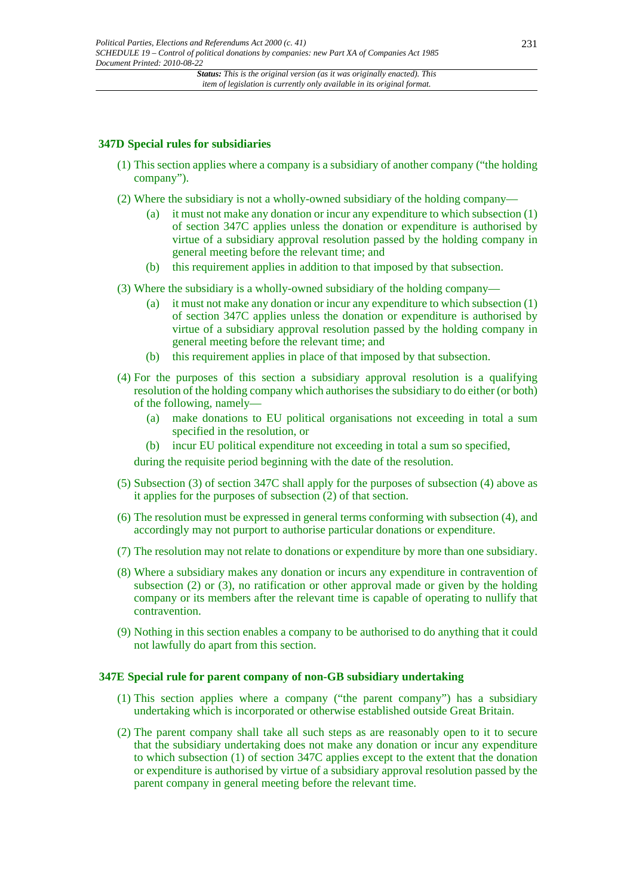### 347D Special rules for subsidiaries

(1) This section applies where a company is a subsidiary of another company ("the holding company").

(2) Where the subsidiary is not a wholly-owned subsidiary of the holding company—

- (a) it must not make any donation or incur any expenditure to which subsection (1) of section 347C applies unless the donation or expenditure is authorised by virtue of a subsidiary approval resolution passed by the holding company in general meeting before the relevant time; and
- (b) this requirement applies in addition to that imposed by that subsection.

(3) Where the subsidiary is a wholly-owned subsidiary of the holding company—

- (a) it must not make any donation or incur any expenditure to which subsection (1) of section 347C applies unless the donation or expenditure is authorised by virtue of a subsidiary approval resolution passed by the holding company in general meeting before the relevant time; and
- (b) this requirement applies in place of that imposed by that subsection.

(4) For the purposes of this section a subsidiary approval resolution is a qualifying resolution of the holding company which authorises the subsidiary to do either (or both) of the following, namely—

- (a) make donations to EU political organisations not exceeding in total a sum specified in the resolution, or
- (b) incur EU political expenditure not exceeding in total a sum so specified,

during the requisite period beginning with the date of the resolution.

(5) Subsection (3) of section 347C shall apply for the purposes of subsection (4) above as it applies for the purposes of subsection (2) of that section.

(6) The resolution must be expressed in general terms conforming with subsection (4), and accordingly may not purport to authorise particular donations or expenditure.

(7) The resolution may not relate to donations or expenditure by more than one subsidiary.

(8) Where a subsidiary makes any donation or incurs any expenditure in contravention of subsection (2) or (3), no ratification or other approval made or given by the holding company or its members after the relevant time is capable of operating to nullify that contravention.

(9) Nothing in this section enables a company to be authorised to do anything that it could not lawfully do apart from this section.

### 347E Special rule for parent company of non-GB subsidiary undertaking

(1) This section applies where a company ("the parent company") has a subsidiary undertaking which is incorporated or otherwise established outside Great Britain.

(2) The parent company shall take all such steps as are reasonably open to it to secure that the subsidiary undertaking does not make any donation or incur any expenditure to which subsection (1) of section 347C applies except to the extent that the donation or expenditure is authorised by virtue of a subsidiary approval resolution passed by the parent company in general meeting before the relevant time.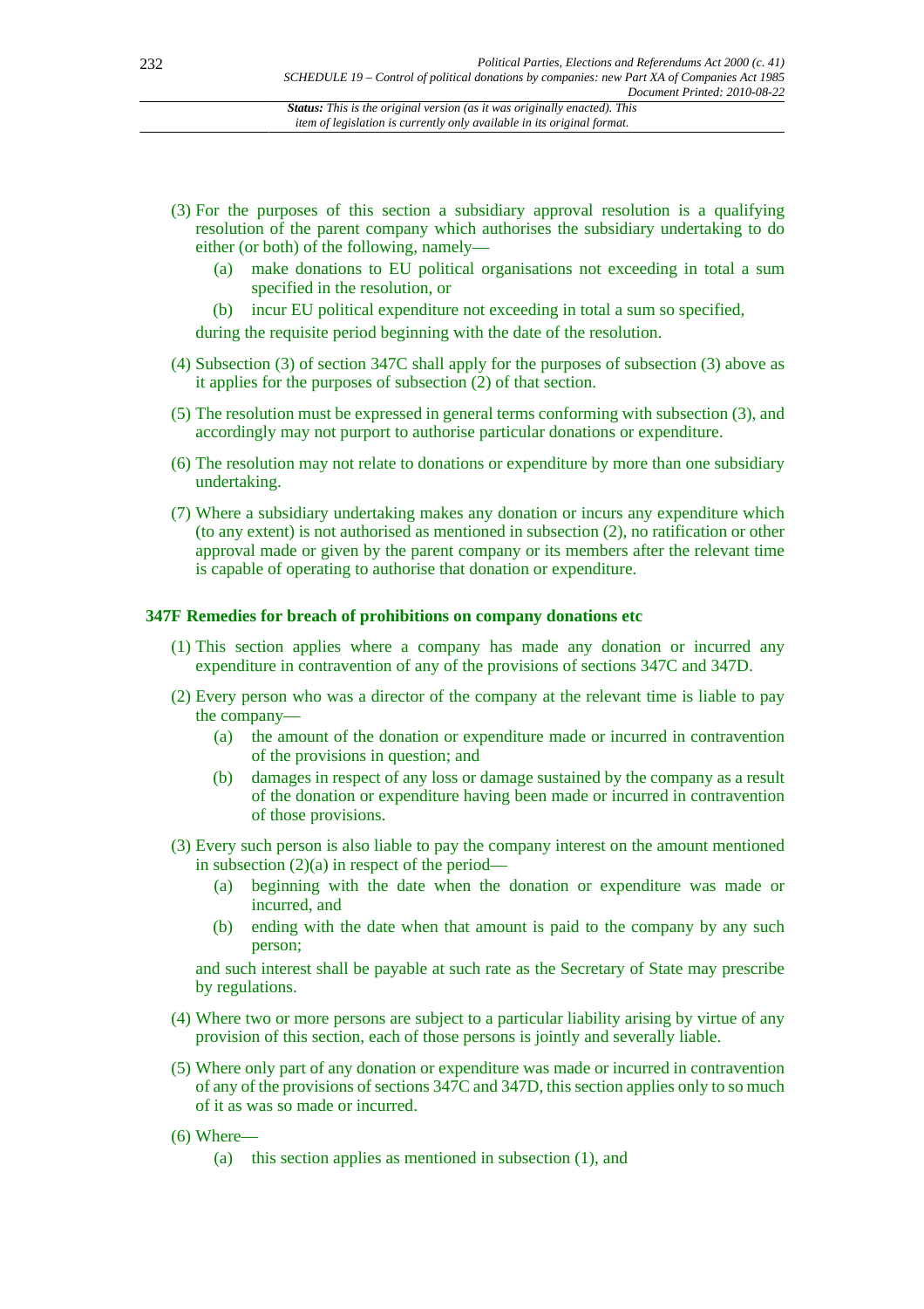(3) For the purposes of this section a subsidiary approval resolution is a qualifying resolution of the parent company which authorises the subsidiary undertaking to do either (or both) of the following, namely—

  (a) make donations to EU political organisations not exceeding in total a sum specified in the resolution, or

  (b) incur EU political expenditure not exceeding in total a sum so specified,

during the requisite period beginning with the date of the resolution.

(4) Subsection (3) of section 347C shall apply for the purposes of subsection (3) above as it applies for the purposes of subsection (2) of that section.

(5) The resolution must be expressed in general terms conforming with subsection (3), and accordingly may not purport to authorise particular donations or expenditure.

(6) The resolution may not relate to donations or expenditure by more than one subsidiary undertaking.

(7) Where a subsidiary undertaking makes any donation or incurs any expenditure which (to any extent) is not authorised as mentioned in subsection (2), no ratification or other approval made or given by the parent company or its members after the relevant time is capable of operating to authorise that donation or expenditure.

### 347F Remedies for breach of prohibitions on company donations etc

(1) This section applies where a company has made any donation or incurred any expenditure in contravention of any of the provisions of sections 347C and 347D.

(2) Every person who was a director of the company at the relevant time is liable to pay the company—

  (a) the amount of the donation or expenditure made or incurred in contravention of the provisions in question; and

  (b) damages in respect of any loss or damage sustained by the company as a result of the donation or expenditure having been made or incurred in contravention of those provisions.

(3) Every such person is also liable to pay the company interest on the amount mentioned in subsection (2)(a) in respect of the period—

  (a) beginning with the date when the donation or expenditure was made or incurred, and

  (b) ending with the date when that amount is paid to the company by any such person;

and such interest shall be payable at such rate as the Secretary of State may prescribe by regulations.

(4) Where two or more persons are subject to a particular liability arising by virtue of any provision of this section, each of those persons is jointly and severally liable.

(5) Where only part of any donation or expenditure was made or incurred in contravention of any of the provisions of sections 347C and 347D, this section applies only to so much of it as was so made or incurred.

(6) Where—

  (a) this section applies as mentioned in subsection (1), and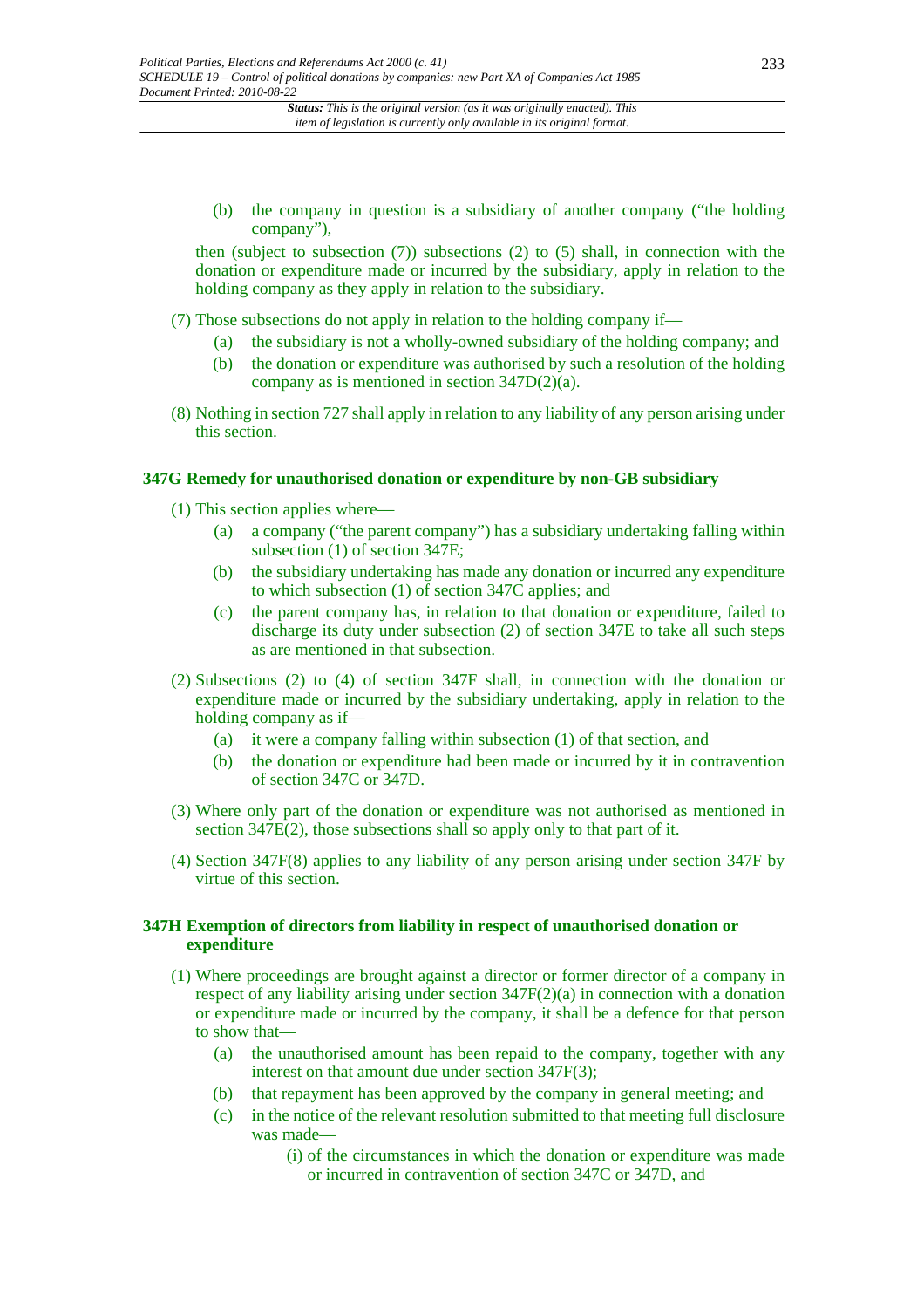(b) the company in question is a subsidiary of another company ("the holding company"),

then (subject to subsection (7)) subsections (2) to (5) shall, in connection with the donation or expenditure made or incurred by the subsidiary, apply in relation to the holding company as they apply in relation to the subsidiary.

(7) Those subsections do not apply in relation to the holding company if—

(a) the subsidiary is not a wholly-owned subsidiary of the holding company; and

(b) the donation or expenditure was authorised by such a resolution of the holding company as is mentioned in section 347D(2)(a).

(8) Nothing in section 727 shall apply in relation to any liability of any person arising under this section.

### 347G Remedy for unauthorised donation or expenditure by non-GB subsidiary

(1) This section applies where—

(a) a company ("the parent company") has a subsidiary undertaking falling within subsection (1) of section 347E;

(b) the subsidiary undertaking has made any donation or incurred any expenditure to which subsection (1) of section 347C applies; and

(c) the parent company has, in relation to that donation or expenditure, failed to discharge its duty under subsection (2) of section 347E to take all such steps as are mentioned in that subsection.

(2) Subsections (2) to (4) of section 347F shall, in connection with the donation or expenditure made or incurred by the subsidiary undertaking, apply in relation to the holding company as if—

(a) it were a company falling within subsection (1) of that section, and

(b) the donation or expenditure had been made or incurred by it in contravention of section 347C or 347D.

(3) Where only part of the donation or expenditure was not authorised as mentioned in section 347E(2), those subsections shall so apply only to that part of it.

(4) Section 347F(8) applies to any liability of any person arising under section 347F by virtue of this section.

### 347H Exemption of directors from liability in respect of unauthorised donation or expenditure

(1) Where proceedings are brought against a director or former director of a company in respect of any liability arising under section 347F(2)(a) in connection with a donation or expenditure made or incurred by the company, it shall be a defence for that person to show that—

(a) the unauthorised amount has been repaid to the company, together with any interest on that amount due under section 347F(3);

(b) that repayment has been approved by the company in general meeting; and

(c) in the notice of the relevant resolution submitted to that meeting full disclosure was made—

(i) of the circumstances in which the donation or expenditure was made or incurred in contravention of section 347C or 347D, and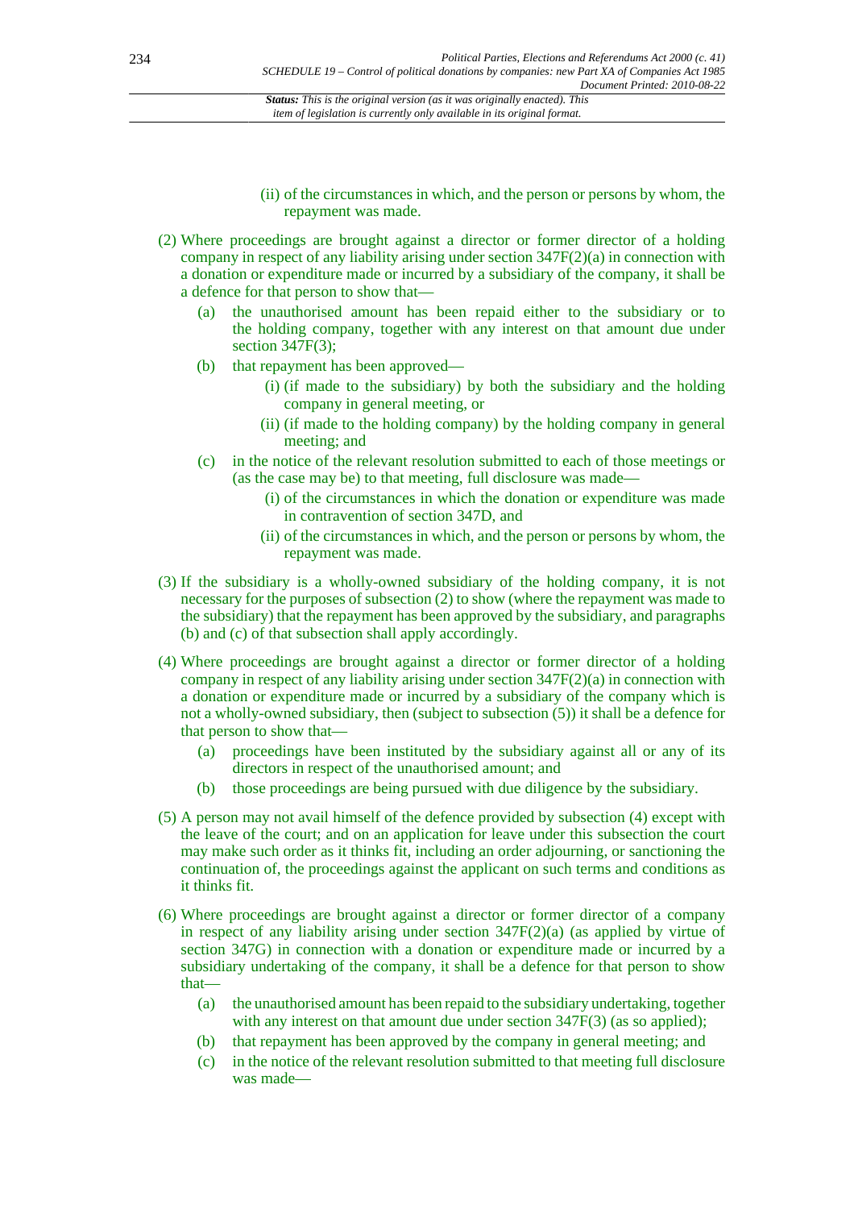(ii) of the circumstances in which, and the person or persons by whom, the repayment was made.

(2) Where proceedings are brought against a director or former director of a holding company in respect of any liability arising under section 347F(2)(a) in connection with a donation or expenditure made or incurred by a subsidiary of the company, it shall be a defence for that person to show that—

- (a) the unauthorised amount has been repaid either to the subsidiary or to the holding company, together with any interest on that amount due under section 347F(3);
- (b) that repayment has been approved—
  - (i) (if made to the subsidiary) by both the subsidiary and the holding company in general meeting, or
  - (ii) (if made to the holding company) by the holding company in general meeting; and
- (c) in the notice of the relevant resolution submitted to each of those meetings or (as the case may be) to that meeting, full disclosure was made—
  - (i) of the circumstances in which the donation or expenditure was made in contravention of section 347D, and
  - (ii) of the circumstances in which, and the person or persons by whom, the repayment was made.

(3) If the subsidiary is a wholly-owned subsidiary of the holding company, it is not necessary for the purposes of subsection (2) to show (where the repayment was made to the subsidiary) that the repayment has been approved by the subsidiary, and paragraphs (b) and (c) of that subsection shall apply accordingly.

(4) Where proceedings are brought against a director or former director of a holding company in respect of any liability arising under section 347F(2)(a) in connection with a donation or expenditure made or incurred by a subsidiary of the company which is not a wholly-owned subsidiary, then (subject to subsection (5)) it shall be a defence for that person to show that—

- (a) proceedings have been instituted by the subsidiary against all or any of its directors in respect of the unauthorised amount; and
- (b) those proceedings are being pursued with due diligence by the subsidiary.

(5) A person may not avail himself of the defence provided by subsection (4) except with the leave of the court; and on an application for leave under this subsection the court may make such order as it thinks fit, including an order adjourning, or sanctioning the continuation of, the proceedings against the applicant on such terms and conditions as it thinks fit.

(6) Where proceedings are brought against a director or former director of a company in respect of any liability arising under section 347F(2)(a) (as applied by virtue of section 347G) in connection with a donation or expenditure made or incurred by a subsidiary undertaking of the company, it shall be a defence for that person to show that—

- (a) the unauthorised amount has been repaid to the subsidiary undertaking, together with any interest on that amount due under section 347F(3) (as so applied);
- (b) that repayment has been approved by the company in general meeting; and
- (c) in the notice of the relevant resolution submitted to that meeting full disclosure was made—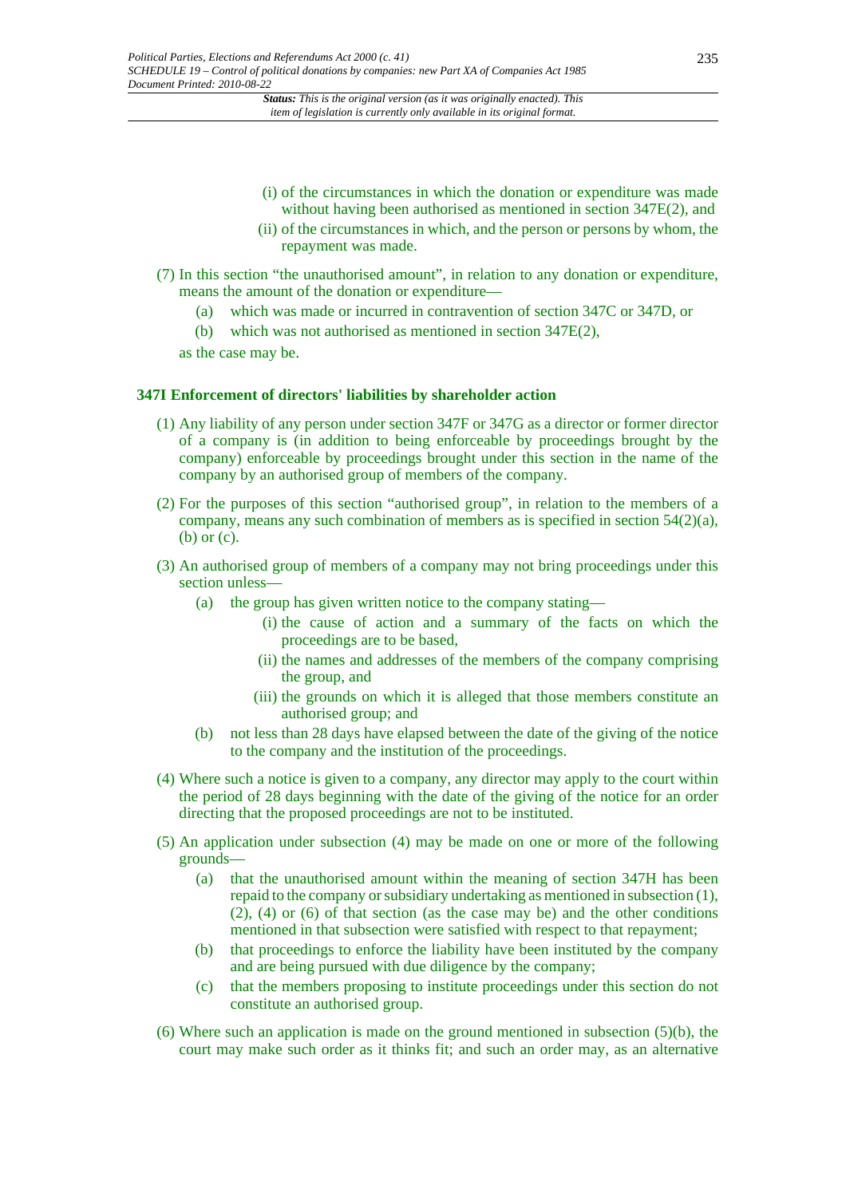(i) of the circumstances in which the donation or expenditure was made without having been authorised as mentioned in section 347E(2), and

(ii) of the circumstances in which, and the person or persons by whom, the repayment was made.

(7) In this section "the unauthorised amount", in relation to any donation or expenditure, means the amount of the donation or expenditure—

(a) which was made or incurred in contravention of section 347C or 347D, or

(b) which was not authorised as mentioned in section 347E(2),

as the case may be.

### 347I Enforcement of directors' liabilities by shareholder action

(1) Any liability of any person under section 347F or 347G as a director or former director of a company is (in addition to being enforceable by proceedings brought by the company) enforceable by proceedings brought under this section in the name of the company by an authorised group of members of the company.

(2) For the purposes of this section "authorised group", in relation to the members of a company, means any such combination of members as is specified in section 54(2)(a), (b) or (c).

(3) An authorised group of members of a company may not bring proceedings under this section unless—

(a) the group has given written notice to the company stating—

(i) the cause of action and a summary of the facts on which the proceedings are to be based,

(ii) the names and addresses of the members of the company comprising the group, and

(iii) the grounds on which it is alleged that those members constitute an authorised group; and

(b) not less than 28 days have elapsed between the date of the giving of the notice to the company and the institution of the proceedings.

(4) Where such a notice is given to a company, any director may apply to the court within the period of 28 days beginning with the date of the giving of the notice for an order directing that the proposed proceedings are not to be instituted.

(5) An application under subsection (4) may be made on one or more of the following grounds—

(a) that the unauthorised amount within the meaning of section 347H has been repaid to the company or subsidiary undertaking as mentioned in subsection (1), (2), (4) or (6) of that section (as the case may be) and the other conditions mentioned in that subsection were satisfied with respect to that repayment;

(b) that proceedings to enforce the liability have been instituted by the company and are being pursued with due diligence by the company;

(c) that the members proposing to institute proceedings under this section do not constitute an authorised group.

(6) Where such an application is made on the ground mentioned in subsection (5)(b), the court may make such order as it thinks fit; and such an order may, as an alternative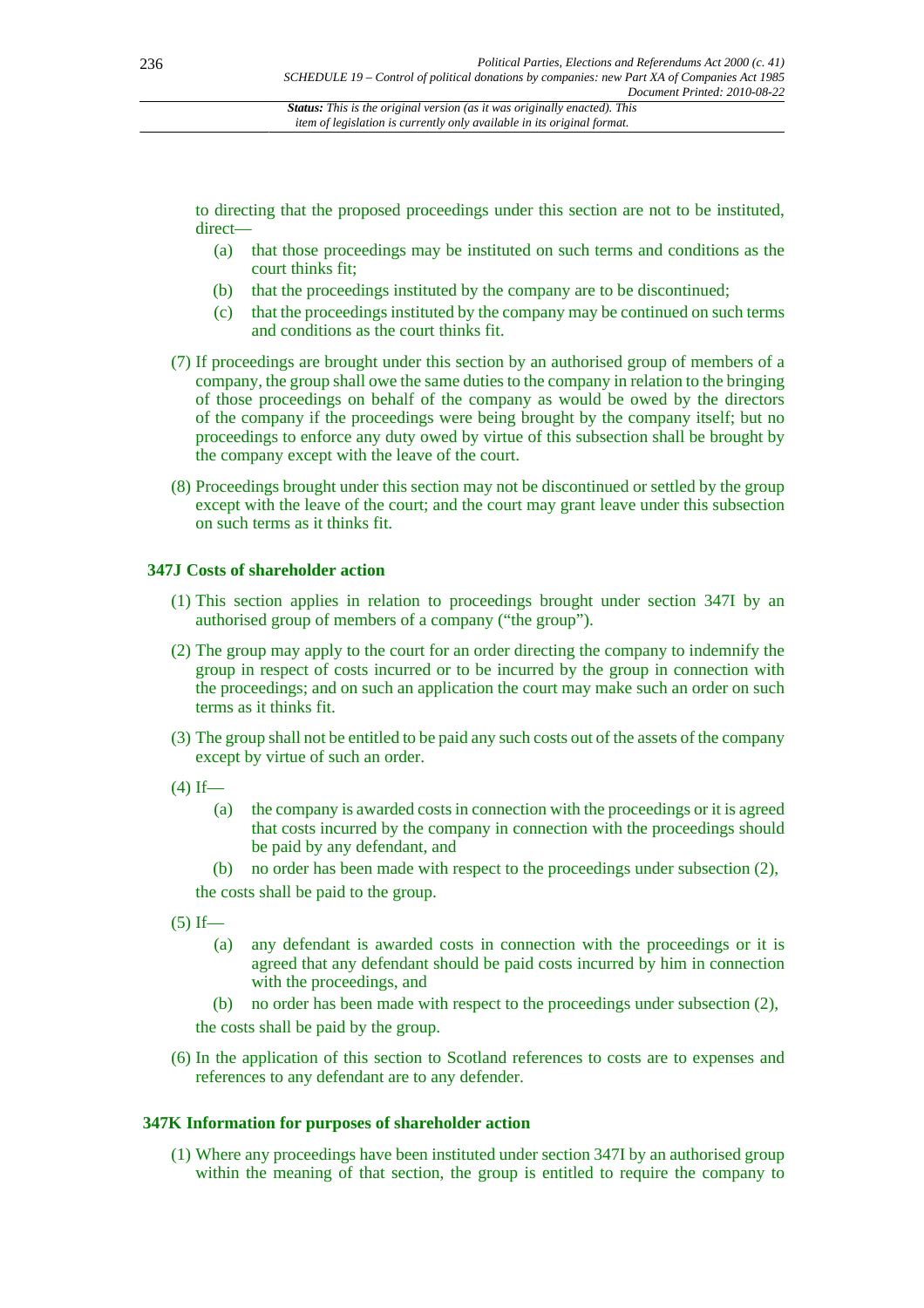to directing that the proposed proceedings under this section are not to be instituted, direct—

(a) that those proceedings may be instituted on such terms and conditions as the court thinks fit;

(b) that the proceedings instituted by the company are to be discontinued;

(c) that the proceedings instituted by the company may be continued on such terms and conditions as the court thinks fit.

(7) If proceedings are brought under this section by an authorised group of members of a company, the group shall owe the same duties to the company in relation to the bringing of those proceedings on behalf of the company as would be owed by the directors of the company if the proceedings were being brought by the company itself; but no proceedings to enforce any duty owed by virtue of this subsection shall be brought by the company except with the leave of the court.

(8) Proceedings brought under this section may not be discontinued or settled by the group except with the leave of the court; and the court may grant leave under this subsection on such terms as it thinks fit.

**347J Costs of shareholder action**

(1) This section applies in relation to proceedings brought under section 347I by an authorised group of members of a company ("the group").

(2) The group may apply to the court for an order directing the company to indemnify the group in respect of costs incurred or to be incurred by the group in connection with the proceedings; and on such an application the court may make such an order on such terms as it thinks fit.

(3) The group shall not be entitled to be paid any such costs out of the assets of the company except by virtue of such an order.

(4) If—

(a) the company is awarded costs in connection with the proceedings or it is agreed that costs incurred by the company in connection with the proceedings should be paid by any defendant, and

(b) no order has been made with respect to the proceedings under subsection (2),

the costs shall be paid to the group.

(5) If—

(a) any defendant is awarded costs in connection with the proceedings or it is agreed that any defendant should be paid costs incurred by him in connection with the proceedings, and

(b) no order has been made with respect to the proceedings under subsection (2),

the costs shall be paid by the group.

(6) In the application of this section to Scotland references to costs are to expenses and references to any defendant are to any defender.

**347K Information for purposes of shareholder action**

(1) Where any proceedings have been instituted under section 347I by an authorised group within the meaning of that section, the group is entitled to require the company to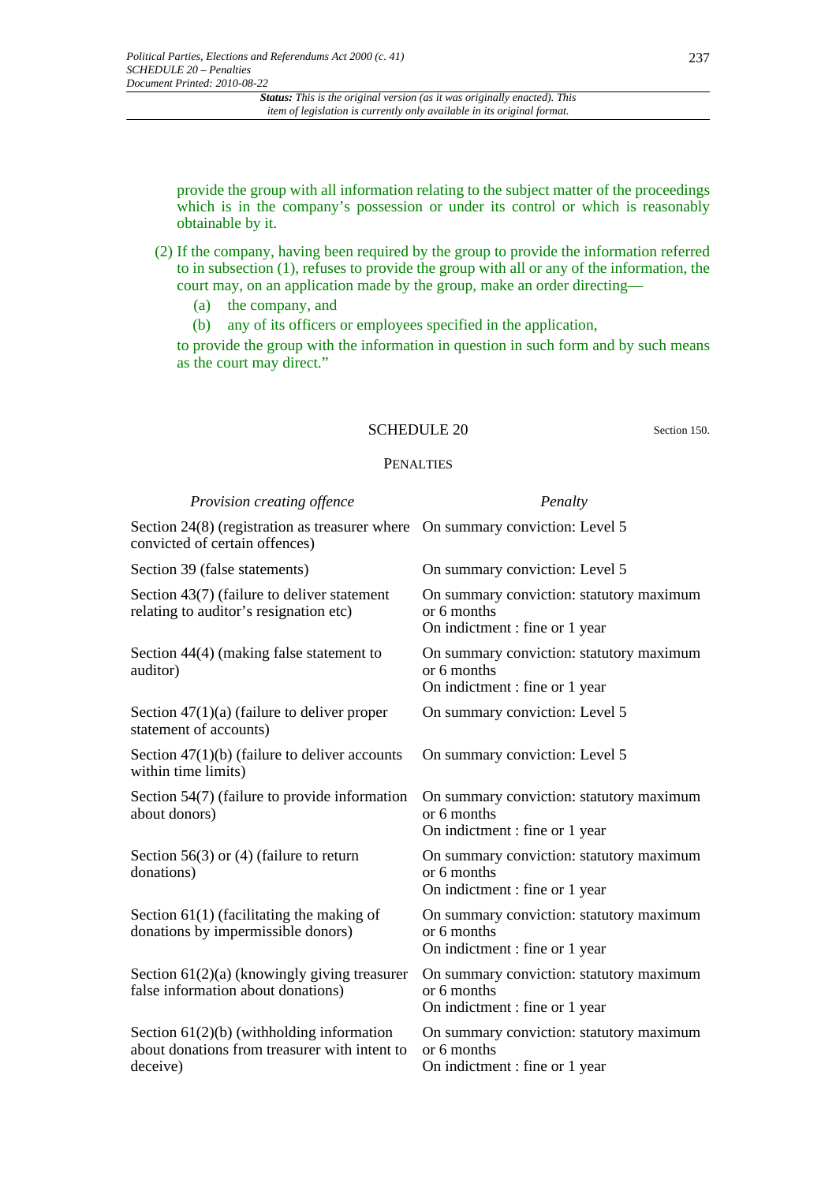provide the group with all information relating to the subject matter of the proceedings which is in the company's possession or under its control or which is reasonably obtainable by it.

(2) If the company, having been required by the group to provide the information referred to in subsection (1), refuses to provide the group with all or any of the information, the court may, on an application made by the group, make an order directing—

(a) the company, and

(b) any of its officers or employees specified in the application,

to provide the group with the information in question in such form and by such means as the court may direct."

## SCHEDULE 20

Section 150.

### PENALTIES

| *Provision creating offence* | *Penalty* |
|---|---|
| Section 24(8) (registration as treasurer where convicted of certain offences) | On summary conviction: Level 5 |
| Section 39 (false statements) | On summary conviction: Level 5 |
| Section 43(7) (failure to deliver statement relating to auditor's resignation etc) | On summary conviction: statutory maximum or 6 months<br>On indictment : fine or 1 year |
| Section 44(4) (making false statement to auditor) | On summary conviction: statutory maximum or 6 months<br>On indictment : fine or 1 year |
| Section 47(1)(a) (failure to deliver proper statement of accounts) | On summary conviction: Level 5 |
| Section 47(1)(b) (failure to deliver accounts within time limits) | On summary conviction: Level 5 |
| Section 54(7) (failure to provide information about donors) | On summary conviction: statutory maximum or 6 months<br>On indictment : fine or 1 year |
| Section 56(3) or (4) (failure to return donations) | On summary conviction: statutory maximum or 6 months<br>On indictment : fine or 1 year |
| Section 61(1) (facilitating the making of donations by impermissible donors) | On summary conviction: statutory maximum or 6 months<br>On indictment : fine or 1 year |
| Section 61(2)(a) (knowingly giving treasurer false information about donations) | On summary conviction: statutory maximum or 6 months<br>On indictment : fine or 1 year |
| Section 61(2)(b) (withholding information about donations from treasurer with intent to deceive) | On summary conviction: statutory maximum or 6 months<br>On indictment : fine or 1 year |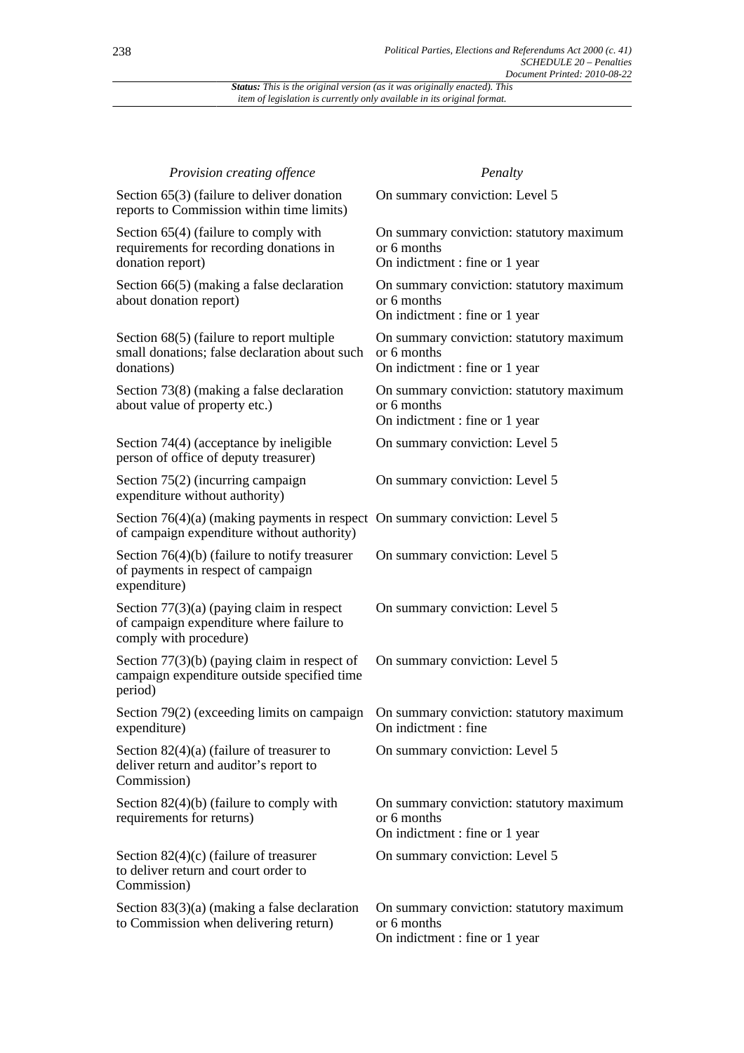*Status: This is the original version (as it was originally enacted). This item of legislation is currently only available in its original format.*

| *Provision creating offence* | *Penalty* |
| --- | --- |
| Section 65(3) (failure to deliver donation reports to Commission within time limits) | On summary conviction: Level 5 |
| Section 65(4) (failure to comply with requirements for recording donations in donation report) | On summary conviction: statutory maximum or 6 months<br>On indictment : fine or 1 year |
| Section 66(5) (making a false declaration about donation report) | On summary conviction: statutory maximum or 6 months<br>On indictment : fine or 1 year |
| Section 68(5) (failure to report multiple small donations; false declaration about such donations) | On summary conviction: statutory maximum or 6 months<br>On indictment : fine or 1 year |
| Section 73(8) (making a false declaration about value of property etc.) | On summary conviction: statutory maximum or 6 months<br>On indictment : fine or 1 year |
| Section 74(4) (acceptance by ineligible person of office of deputy treasurer) | On summary conviction: Level 5 |
| Section 75(2) (incurring campaign expenditure without authority) | On summary conviction: Level 5 |
| Section 76(4)(a) (making payments in respect of campaign expenditure without authority) | On summary conviction: Level 5 |
| Section 76(4)(b) (failure to notify treasurer of payments in respect of campaign expenditure) | On summary conviction: Level 5 |
| Section 77(3)(a) (paying claim in respect of campaign expenditure where failure to comply with procedure) | On summary conviction: Level 5 |
| Section 77(3)(b) (paying claim in respect of campaign expenditure outside specified time period) | On summary conviction: Level 5 |
| Section 79(2) (exceeding limits on campaign expenditure) | On summary conviction: statutory maximum<br>On indictment : fine |
| Section 82(4)(a) (failure of treasurer to deliver return and auditor's report to Commission) | On summary conviction: Level 5 |
| Section 82(4)(b) (failure to comply with requirements for returns) | On summary conviction: statutory maximum or 6 months<br>On indictment : fine or 1 year |
| Section 82(4)(c) (failure of treasurer to deliver return and court order to Commission) | On summary conviction: Level 5 |
| Section 83(3)(a) (making a false declaration to Commission when delivering return) | On summary conviction: statutory maximum or 6 months<br>On indictment : fine or 1 year |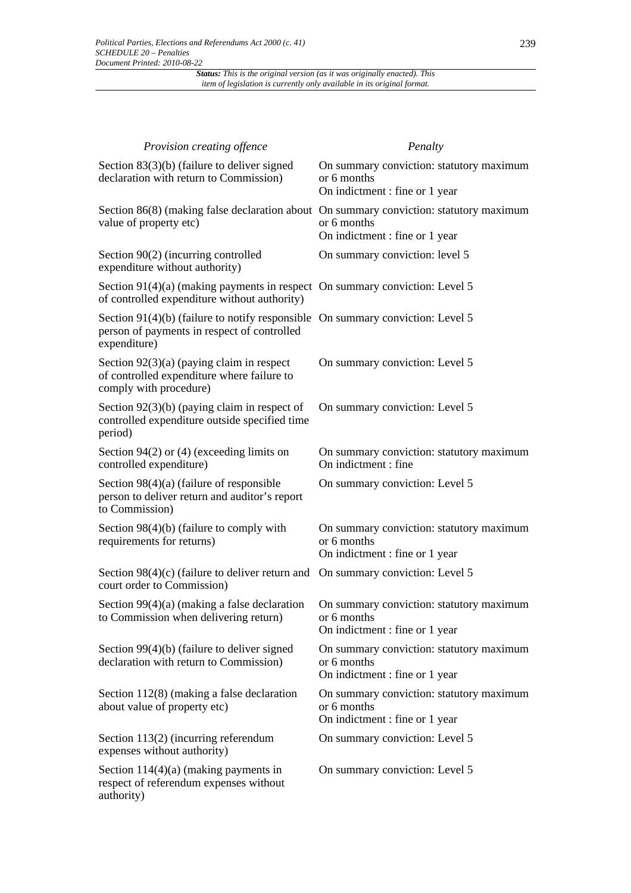| *Provision creating offence* | *Penalty* |
|---|---|
| Section 83(3)(b) (failure to deliver signed declaration with return to Commission) | On summary conviction: statutory maximum or 6 months<br>On indictment : fine or 1 year |
| Section 86(8) (making false declaration about value of property etc) | On summary conviction: statutory maximum or 6 months<br>On indictment : fine or 1 year |
| Section 90(2) (incurring controlled expenditure without authority) | On summary conviction: level 5 |
| Section 91(4)(a) (making payments in respect of controlled expenditure without authority) | On summary conviction: Level 5 |
| Section 91(4)(b) (failure to notify responsible person of payments in respect of controlled expenditure) | On summary conviction: Level 5 |
| Section 92(3)(a) (paying claim in respect of controlled expenditure where failure to comply with procedure) | On summary conviction: Level 5 |
| Section 92(3)(b) (paying claim in respect of controlled expenditure outside specified time period) | On summary conviction: Level 5 |
| Section 94(2) or (4) (exceeding limits on controlled expenditure) | On summary conviction: statutory maximum<br>On indictment : fine |
| Section 98(4)(a) (failure of responsible person to deliver return and auditor's report to Commission) | On summary conviction: Level 5 |
| Section 98(4)(b) (failure to comply with requirements for returns) | On summary conviction: statutory maximum or 6 months<br>On indictment : fine or 1 year |
| Section 98(4)(c) (failure to deliver return and court order to Commission) | On summary conviction: Level 5 |
| Section 99(4)(a) (making a false declaration to Commission when delivering return) | On summary conviction: statutory maximum or 6 months<br>On indictment : fine or 1 year |
| Section 99(4)(b) (failure to deliver signed declaration with return to Commission) | On summary conviction: statutory maximum or 6 months<br>On indictment : fine or 1 year |
| Section 112(8) (making a false declaration about value of property etc) | On summary conviction: statutory maximum or 6 months<br>On indictment : fine or 1 year |
| Section 113(2) (incurring referendum expenses without authority) | On summary conviction: Level 5 |
| Section 114(4)(a) (making payments in respect of referendum expenses without authority) | On summary conviction: Level 5 |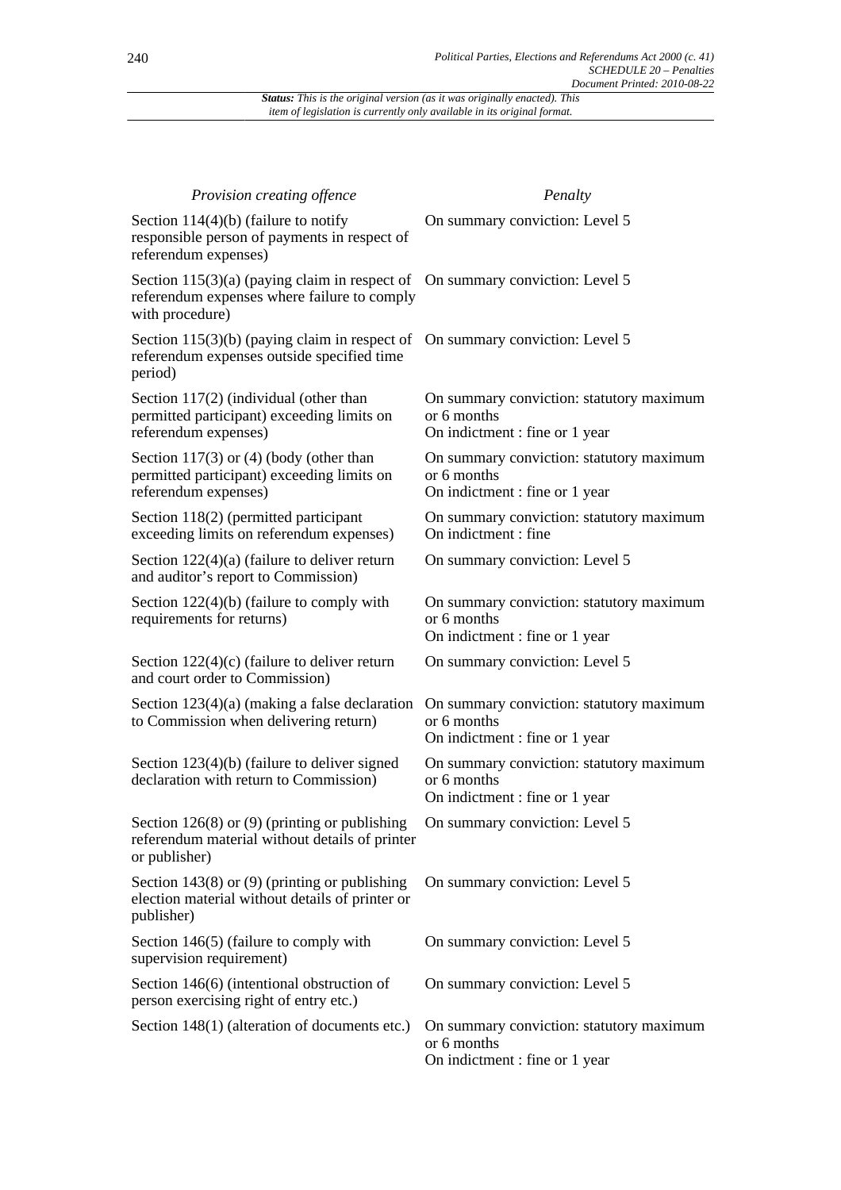*Status: This is the original version (as it was originally enacted). This item of legislation is currently only available in its original format.*

| *Provision creating offence* | *Penalty* |
| --- | --- |
| Section 114(4)(b) (failure to notify responsible person of payments in respect of referendum expenses) | On summary conviction: Level 5 |
| Section 115(3)(a) (paying claim in respect of referendum expenses where failure to comply with procedure) | On summary conviction: Level 5 |
| Section 115(3)(b) (paying claim in respect of referendum expenses outside specified time period) | On summary conviction: Level 5 |
| Section 117(2) (individual (other than permitted participant) exceeding limits on referendum expenses) | On summary conviction: statutory maximum or 6 months<br>On indictment : fine or 1 year |
| Section 117(3) or (4) (body (other than permitted participant) exceeding limits on referendum expenses) | On summary conviction: statutory maximum or 6 months<br>On indictment : fine or 1 year |
| Section 118(2) (permitted participant exceeding limits on referendum expenses) | On summary conviction: statutory maximum<br>On indictment : fine |
| Section 122(4)(a) (failure to deliver return and auditor's report to Commission) | On summary conviction: Level 5 |
| Section 122(4)(b) (failure to comply with requirements for returns) | On summary conviction: statutory maximum or 6 months<br>On indictment : fine or 1 year |
| Section 122(4)(c) (failure to deliver return and court order to Commission) | On summary conviction: Level 5 |
| Section 123(4)(a) (making a false declaration to Commission when delivering return) | On summary conviction: statutory maximum or 6 months<br>On indictment : fine or 1 year |
| Section 123(4)(b) (failure to deliver signed declaration with return to Commission) | On summary conviction: statutory maximum or 6 months<br>On indictment : fine or 1 year |
| Section 126(8) or (9) (printing or publishing referendum material without details of printer or publisher) | On summary conviction: Level 5 |
| Section 143(8) or (9) (printing or publishing election material without details of printer or publisher) | On summary conviction: Level 5 |
| Section 146(5) (failure to comply with supervision requirement) | On summary conviction: Level 5 |
| Section 146(6) (intentional obstruction of person exercising right of entry etc.) | On summary conviction: Level 5 |
| Section 148(1) (alteration of documents etc.) | On summary conviction: statutory maximum or 6 months<br>On indictment : fine or 1 year |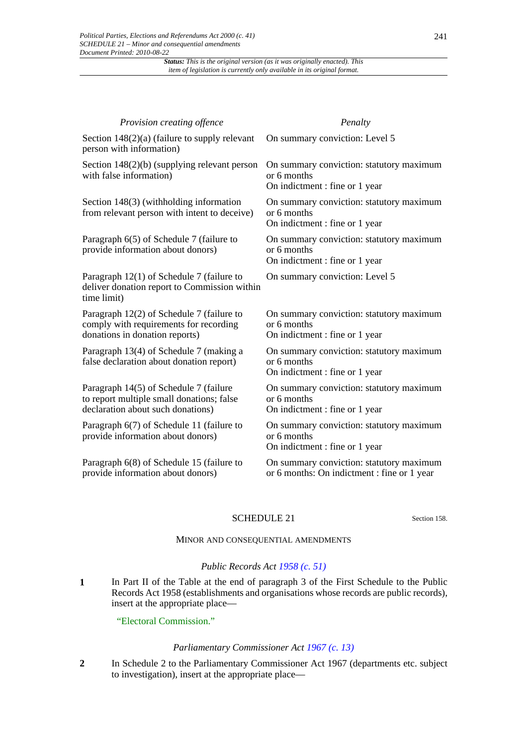| *Provision creating offence* | *Penalty* |
|---|---|
| Section 148(2)(a) (failure to supply relevant person with information) | On summary conviction: Level 5 |
| Section 148(2)(b) (supplying relevant person with false information) | On summary conviction: statutory maximum or 6 months<br>On indictment : fine or 1 year |
| Section 148(3) (withholding information from relevant person with intent to deceive) | On summary conviction: statutory maximum or 6 months<br>On indictment : fine or 1 year |
| Paragraph 6(5) of Schedule 7 (failure to provide information about donors) | On summary conviction: statutory maximum or 6 months<br>On indictment : fine or 1 year |
| Paragraph 12(1) of Schedule 7 (failure to deliver donation report to Commission within time limit) | On summary conviction: Level 5 |
| Paragraph 12(2) of Schedule 7 (failure to comply with requirements for recording donations in donation reports) | On summary conviction: statutory maximum or 6 months<br>On indictment : fine or 1 year |
| Paragraph 13(4) of Schedule 7 (making a false declaration about donation report) | On summary conviction: statutory maximum or 6 months<br>On indictment : fine or 1 year |
| Paragraph 14(5) of Schedule 7 (failure to report multiple small donations; false declaration about such donations) | On summary conviction: statutory maximum or 6 months<br>On indictment : fine or 1 year |
| Paragraph 6(7) of Schedule 11 (failure to provide information about donors) | On summary conviction: statutory maximum or 6 months<br>On indictment : fine or 1 year |
| Paragraph 6(8) of Schedule 15 (failure to provide information about donors) | On summary conviction: statutory maximum or 6 months: On indictment : fine or 1 year |

## SCHEDULE 21

Section 158.

### MINOR AND CONSEQUENTIAL AMENDMENTS

*Public Records Act 1958 (c. 51)*

1 In Part II of the Table at the end of paragraph 3 of the First Schedule to the Public Records Act 1958 (establishments and organisations whose records are public records), insert at the appropriate place—

"Electoral Commission."

*Parliamentary Commissioner Act 1967 (c. 13)*

2 In Schedule 2 to the Parliamentary Commissioner Act 1967 (departments etc. subject to investigation), insert at the appropriate place—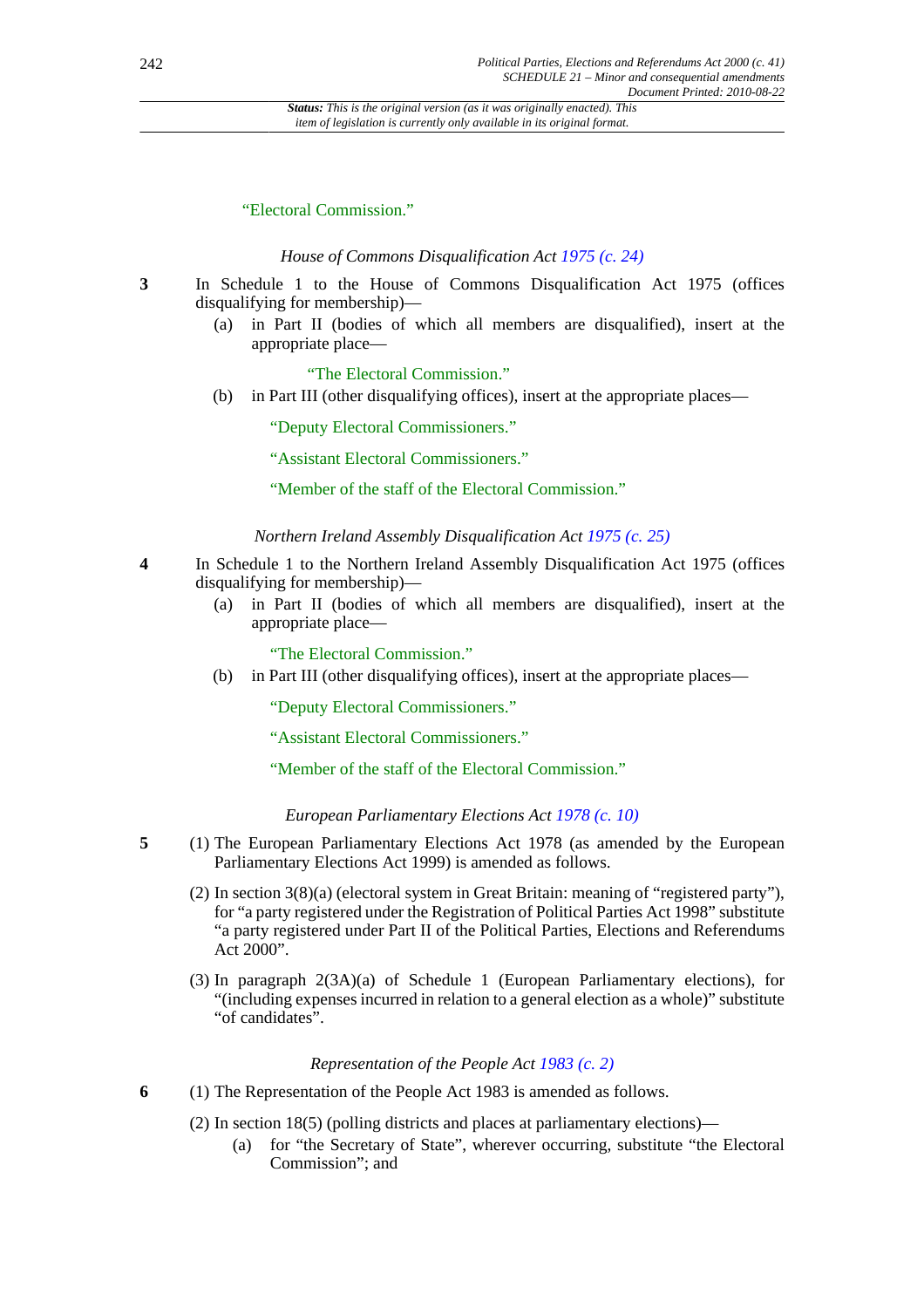"Electoral Commission."

*House of Commons Disqualification Act 1975 (c. 24)*

**3** In Schedule 1 to the House of Commons Disqualification Act 1975 (offices disqualifying for membership)—

(a) in Part II (bodies of which all members are disqualified), insert at the appropriate place—

"The Electoral Commission."

(b) in Part III (other disqualifying offices), insert at the appropriate places—

"Deputy Electoral Commissioners."

"Assistant Electoral Commissioners."

"Member of the staff of the Electoral Commission."

*Northern Ireland Assembly Disqualification Act 1975 (c. 25)*

**4** In Schedule 1 to the Northern Ireland Assembly Disqualification Act 1975 (offices disqualifying for membership)—

(a) in Part II (bodies of which all members are disqualified), insert at the appropriate place—

"The Electoral Commission."

(b) in Part III (other disqualifying offices), insert at the appropriate places—

"Deputy Electoral Commissioners."

"Assistant Electoral Commissioners."

"Member of the staff of the Electoral Commission."

*European Parliamentary Elections Act 1978 (c. 10)*

**5** (1) The European Parliamentary Elections Act 1978 (as amended by the European Parliamentary Elections Act 1999) is amended as follows.

(2) In section 3(8)(a) (electoral system in Great Britain: meaning of "registered party"), for "a party registered under the Registration of Political Parties Act 1998" substitute "a party registered under Part II of the Political Parties, Elections and Referendums Act 2000".

(3) In paragraph 2(3A)(a) of Schedule 1 (European Parliamentary elections), for "(including expenses incurred in relation to a general election as a whole)" substitute "of candidates".

*Representation of the People Act 1983 (c. 2)*

**6** (1) The Representation of the People Act 1983 is amended as follows.

(2) In section 18(5) (polling districts and places at parliamentary elections)—

(a) for "the Secretary of State", wherever occurring, substitute "the Electoral Commission"; and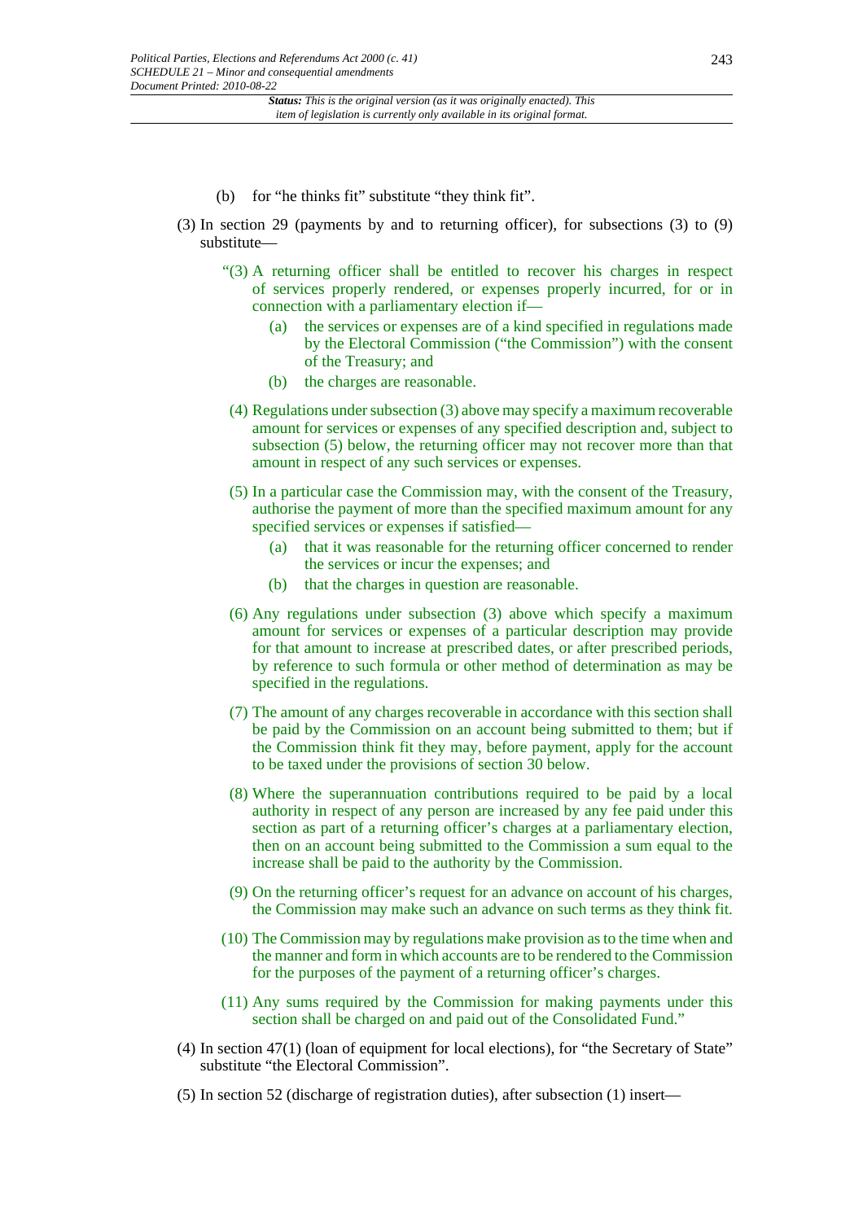(b) for "he thinks fit" substitute "they think fit".

(3) In section 29 (payments by and to returning officer), for subsections (3) to (9) substitute—

"(3) A returning officer shall be entitled to recover his charges in respect of services properly rendered, or expenses properly incurred, for or in connection with a parliamentary election if—

(a) the services or expenses are of a kind specified in regulations made by the Electoral Commission ("the Commission") with the consent of the Treasury; and

(b) the charges are reasonable.

(4) Regulations under subsection (3) above may specify a maximum recoverable amount for services or expenses of any specified description and, subject to subsection (5) below, the returning officer may not recover more than that amount in respect of any such services or expenses.

(5) In a particular case the Commission may, with the consent of the Treasury, authorise the payment of more than the specified maximum amount for any specified services or expenses if satisfied—

(a) that it was reasonable for the returning officer concerned to render the services or incur the expenses; and

(b) that the charges in question are reasonable.

(6) Any regulations under subsection (3) above which specify a maximum amount for services or expenses of a particular description may provide for that amount to increase at prescribed dates, or after prescribed periods, by reference to such formula or other method of determination as may be specified in the regulations.

(7) The amount of any charges recoverable in accordance with this section shall be paid by the Commission on an account being submitted to them; but if the Commission think fit they may, before payment, apply for the account to be taxed under the provisions of section 30 below.

(8) Where the superannuation contributions required to be paid by a local authority in respect of any person are increased by any fee paid under this section as part of a returning officer's charges at a parliamentary election, then on an account being submitted to the Commission a sum equal to the increase shall be paid to the authority by the Commission.

(9) On the returning officer's request for an advance on account of his charges, the Commission may make such an advance on such terms as they think fit.

(10) The Commission may by regulations make provision as to the time when and the manner and form in which accounts are to be rendered to the Commission for the purposes of the payment of a returning officer's charges.

(11) Any sums required by the Commission for making payments under this section shall be charged on and paid out of the Consolidated Fund."

(4) In section 47(1) (loan of equipment for local elections), for "the Secretary of State" substitute "the Electoral Commission".

(5) In section 52 (discharge of registration duties), after subsection (1) insert—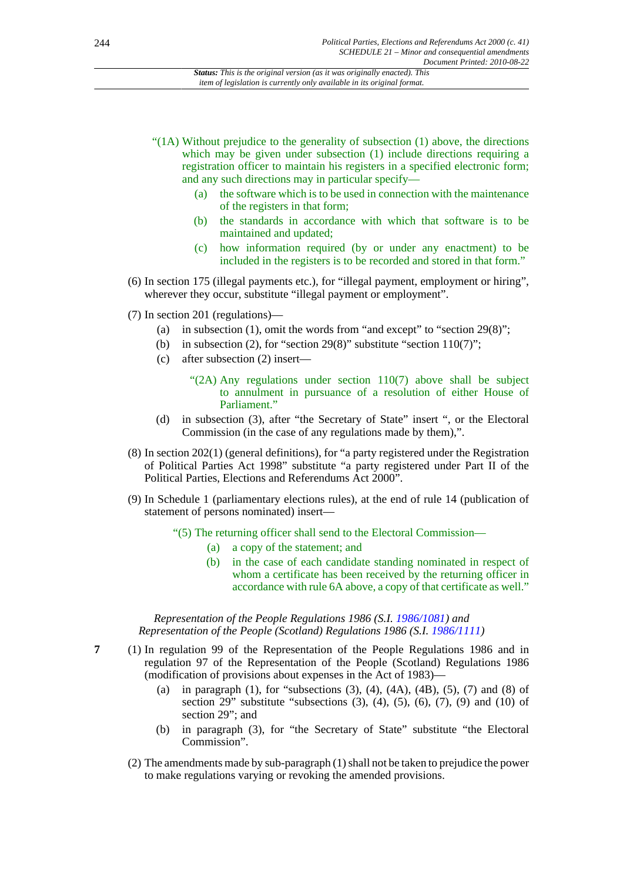"(1A) Without prejudice to the generality of subsection (1) above, the directions which may be given under subsection (1) include directions requiring a registration officer to maintain his registers in a specified electronic form; and any such directions may in particular specify—

(a) the software which is to be used in connection with the maintenance of the registers in that form;

(b) the standards in accordance with which that software is to be maintained and updated;

(c) how information required (by or under any enactment) to be included in the registers is to be recorded and stored in that form."

(6) In section 175 (illegal payments etc.), for "illegal payment, employment or hiring", wherever they occur, substitute "illegal payment or employment".

(7) In section 201 (regulations)—

(a) in subsection (1), omit the words from "and except" to "section 29(8)";

(b) in subsection (2), for "section 29(8)" substitute "section 110(7)";

(c) after subsection (2) insert—

"(2A) Any regulations under section 110(7) above shall be subject to annulment in pursuance of a resolution of either House of Parliament."

(d) in subsection (3), after "the Secretary of State" insert ", or the Electoral Commission (in the case of any regulations made by them),".

(8) In section 202(1) (general definitions), for "a party registered under the Registration of Political Parties Act 1998" substitute "a party registered under Part II of the Political Parties, Elections and Referendums Act 2000".

(9) In Schedule 1 (parliamentary elections rules), at the end of rule 14 (publication of statement of persons nominated) insert—

"(5) The returning officer shall send to the Electoral Commission—

(a) a copy of the statement; and

(b) in the case of each candidate standing nominated in respect of whom a certificate has been received by the returning officer in accordance with rule 6A above, a copy of that certificate as well."

*Representation of the People Regulations 1986 (S.I. 1986/1081) and Representation of the People (Scotland) Regulations 1986 (S.I. 1986/1111)*

**7** (1) In regulation 99 of the Representation of the People Regulations 1986 and in regulation 97 of the Representation of the People (Scotland) Regulations 1986 (modification of provisions about expenses in the Act of 1983)—

(a) in paragraph (1), for "subsections (3), (4), (4A), (4B), (5), (7) and (8) of section 29" substitute "subsections (3), (4), (5), (6), (7), (9) and (10) of section 29"; and

(b) in paragraph (3), for "the Secretary of State" substitute "the Electoral Commission".

(2) The amendments made by sub-paragraph (1) shall not be taken to prejudice the power to make regulations varying or revoking the amended provisions.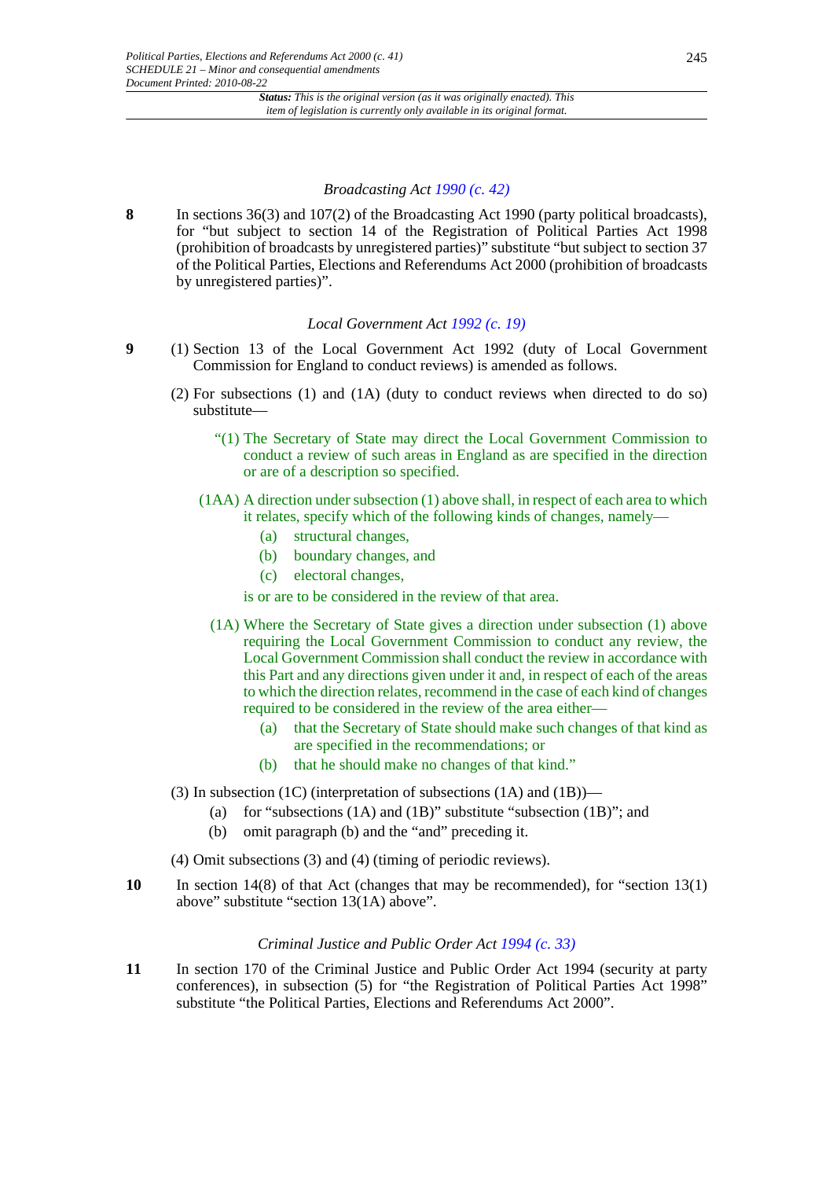*Broadcasting Act 1990 (c. 42)*

**8** In sections 36(3) and 107(2) of the Broadcasting Act 1990 (party political broadcasts), for "but subject to section 14 of the Registration of Political Parties Act 1998 (prohibition of broadcasts by unregistered parties)" substitute "but subject to section 37 of the Political Parties, Elections and Referendums Act 2000 (prohibition of broadcasts by unregistered parties)".

*Local Government Act 1992 (c. 19)*

**9** (1) Section 13 of the Local Government Act 1992 (duty of Local Government Commission for England to conduct reviews) is amended as follows.

(2) For subsections (1) and (1A) (duty to conduct reviews when directed to do so) substitute—

> "(1) The Secretary of State may direct the Local Government Commission to conduct a review of such areas in England as are specified in the direction or are of a description so specified.
>
> (1AA) A direction under subsection (1) above shall, in respect of each area to which it relates, specify which of the following kinds of changes, namely—
>
> (a) structural changes,
>
> (b) boundary changes, and
>
> (c) electoral changes,
>
> is or are to be considered in the review of that area.
>
> (1A) Where the Secretary of State gives a direction under subsection (1) above requiring the Local Government Commission to conduct any review, the Local Government Commission shall conduct the review in accordance with this Part and any directions given under it and, in respect of each of the areas to which the direction relates, recommend in the case of each kind of changes required to be considered in the review of the area either—
>
> (a) that the Secretary of State should make such changes of that kind as are specified in the recommendations; or
>
> (b) that he should make no changes of that kind."

(3) In subsection (1C) (interpretation of subsections (1A) and (1B))—

(a) for "subsections (1A) and (1B)" substitute "subsection (1B)"; and

(b) omit paragraph (b) and the "and" preceding it.

(4) Omit subsections (3) and (4) (timing of periodic reviews).

**10** In section 14(8) of that Act (changes that may be recommended), for "section 13(1) above" substitute "section 13(1A) above".

*Criminal Justice and Public Order Act 1994 (c. 33)*

**11** In section 170 of the Criminal Justice and Public Order Act 1994 (security at party conferences), in subsection (5) for "the Registration of Political Parties Act 1998" substitute "the Political Parties, Elections and Referendums Act 2000".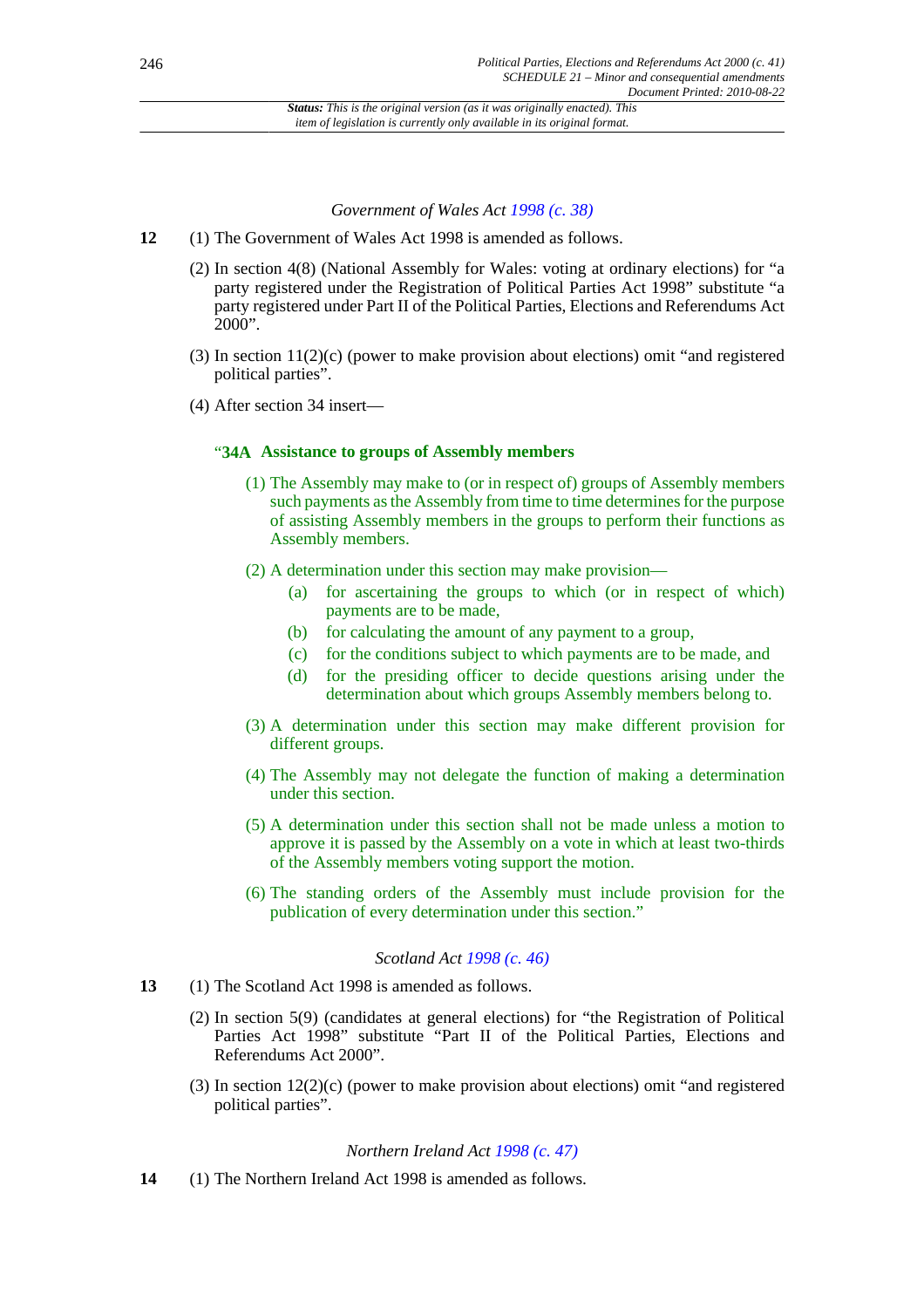*Status: This is the original version (as it was originally enacted). This item of legislation is currently only available in its original format.*

*Government of Wales Act 1998 (c. 38)*

**12** (1) The Government of Wales Act 1998 is amended as follows.

(2) In section 4(8) (National Assembly for Wales: voting at ordinary elections) for "a party registered under the Registration of Political Parties Act 1998" substitute "a party registered under Part II of the Political Parties, Elections and Referendums Act 2000".

(3) In section 11(2)(c) (power to make provision about elections) omit "and registered political parties".

(4) After section 34 insert—

"**34A Assistance to groups of Assembly members**

(1) The Assembly may make to (or in respect of) groups of Assembly members such payments as the Assembly from time to time determines for the purpose of assisting Assembly members in the groups to perform their functions as Assembly members.

(2) A determination under this section may make provision—

- (a) for ascertaining the groups to which (or in respect of which) payments are to be made,
- (b) for calculating the amount of any payment to a group,
- (c) for the conditions subject to which payments are to be made, and
- (d) for the presiding officer to decide questions arising under the determination about which groups Assembly members belong to.

(3) A determination under this section may make different provision for different groups.

(4) The Assembly may not delegate the function of making a determination under this section.

(5) A determination under this section shall not be made unless a motion to approve it is passed by the Assembly on a vote in which at least two-thirds of the Assembly members voting support the motion.

(6) The standing orders of the Assembly must include provision for the publication of every determination under this section."

*Scotland Act 1998 (c. 46)*

**13** (1) The Scotland Act 1998 is amended as follows.

(2) In section 5(9) (candidates at general elections) for "the Registration of Political Parties Act 1998" substitute "Part II of the Political Parties, Elections and Referendums Act 2000".

(3) In section 12(2)(c) (power to make provision about elections) omit "and registered political parties".

*Northern Ireland Act 1998 (c. 47)*

**14** (1) The Northern Ireland Act 1998 is amended as follows.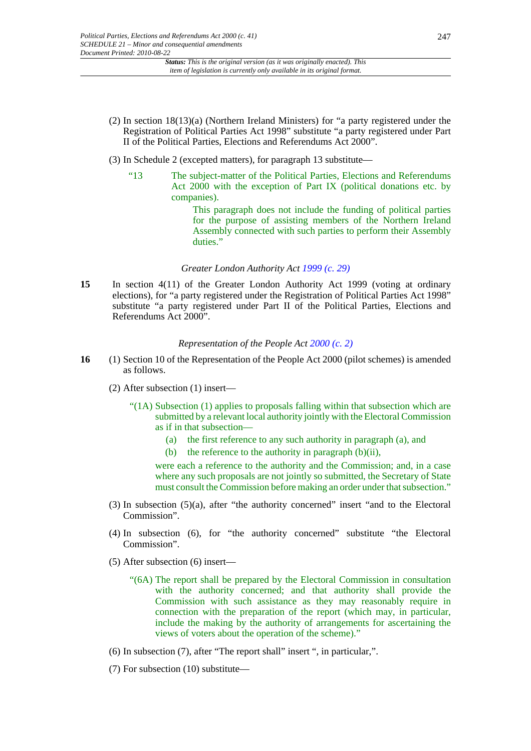(2) In section 18(13)(a) (Northern Ireland Ministers) for "a party registered under the Registration of Political Parties Act 1998" substitute "a party registered under Part II of the Political Parties, Elections and Referendums Act 2000".

(3) In Schedule 2 (excepted matters), for paragraph 13 substitute—

> "13 The subject-matter of the Political Parties, Elections and Referendums Act 2000 with the exception of Part IX (political donations etc. by companies).
>
> This paragraph does not include the funding of political parties for the purpose of assisting members of the Northern Ireland Assembly connected with such parties to perform their Assembly duties."

*Greater London Authority Act 1999 (c. 29)*

**15** In section 4(11) of the Greater London Authority Act 1999 (voting at ordinary elections), for "a party registered under the Registration of Political Parties Act 1998" substitute "a party registered under Part II of the Political Parties, Elections and Referendums Act 2000".

*Representation of the People Act 2000 (c. 2)*

**16** (1) Section 10 of the Representation of the People Act 2000 (pilot schemes) is amended as follows.

(2) After subsection (1) insert—

> "(1A) Subsection (1) applies to proposals falling within that subsection which are submitted by a relevant local authority jointly with the Electoral Commission as if in that subsection—
>
> (a) the first reference to any such authority in paragraph (a), and
>
> (b) the reference to the authority in paragraph (b)(ii),
>
> were each a reference to the authority and the Commission; and, in a case where any such proposals are not jointly so submitted, the Secretary of State must consult the Commission before making an order under that subsection."

(3) In subsection (5)(a), after "the authority concerned" insert "and to the Electoral Commission".

(4) In subsection (6), for "the authority concerned" substitute "the Electoral Commission".

(5) After subsection (6) insert—

> "(6A) The report shall be prepared by the Electoral Commission in consultation with the authority concerned; and that authority shall provide the Commission with such assistance as they may reasonably require in connection with the preparation of the report (which may, in particular, include the making by the authority of arrangements for ascertaining the views of voters about the operation of the scheme)."

(6) In subsection (7), after "The report shall" insert ", in particular,".

(7) For subsection (10) substitute—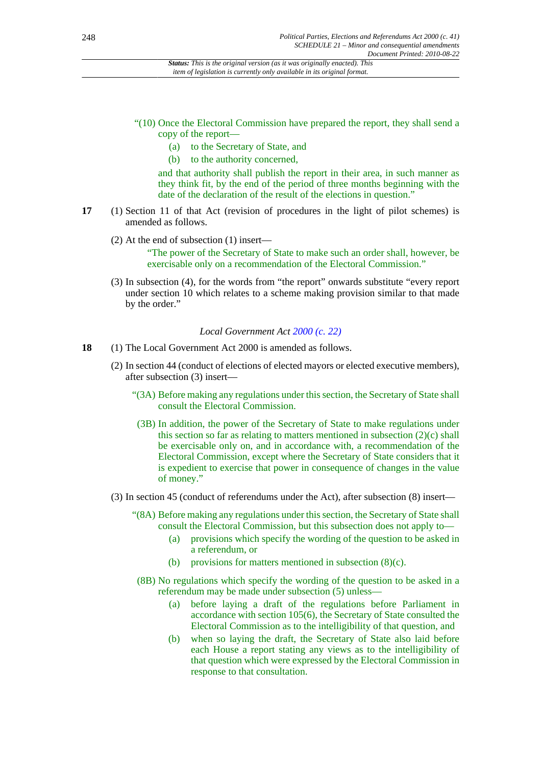"(10) Once the Electoral Commission have prepared the report, they shall send a copy of the report—

(a) to the Secretary of State, and

(b) to the authority concerned,

and that authority shall publish the report in their area, in such manner as they think fit, by the end of the period of three months beginning with the date of the declaration of the result of the elections in question."

**17** (1) Section 11 of that Act (revision of procedures in the light of pilot schemes) is amended as follows.

(2) At the end of subsection (1) insert—

"The power of the Secretary of State to make such an order shall, however, be exercisable only on a recommendation of the Electoral Commission."

(3) In subsection (4), for the words from "the report" onwards substitute "every report under section 10 which relates to a scheme making provision similar to that made by the order."

*Local Government Act 2000 (c. 22)*

**18** (1) The Local Government Act 2000 is amended as follows.

(2) In section 44 (conduct of elections of elected mayors or elected executive members), after subsection (3) insert—

"(3A) Before making any regulations under this section, the Secretary of State shall consult the Electoral Commission.

(3B) In addition, the power of the Secretary of State to make regulations under this section so far as relating to matters mentioned in subsection (2)(c) shall be exercisable only on, and in accordance with, a recommendation of the Electoral Commission, except where the Secretary of State considers that it is expedient to exercise that power in consequence of changes in the value of money."

(3) In section 45 (conduct of referendums under the Act), after subsection (8) insert—

"(8A) Before making any regulations under this section, the Secretary of State shall consult the Electoral Commission, but this subsection does not apply to—

(a) provisions which specify the wording of the question to be asked in a referendum, or

(b) provisions for matters mentioned in subsection (8)(c).

(8B) No regulations which specify the wording of the question to be asked in a referendum may be made under subsection (5) unless—

(a) before laying a draft of the regulations before Parliament in accordance with section 105(6), the Secretary of State consulted the Electoral Commission as to the intelligibility of that question, and

(b) when so laying the draft, the Secretary of State also laid before each House a report stating any views as to the intelligibility of that question which were expressed by the Electoral Commission in response to that consultation.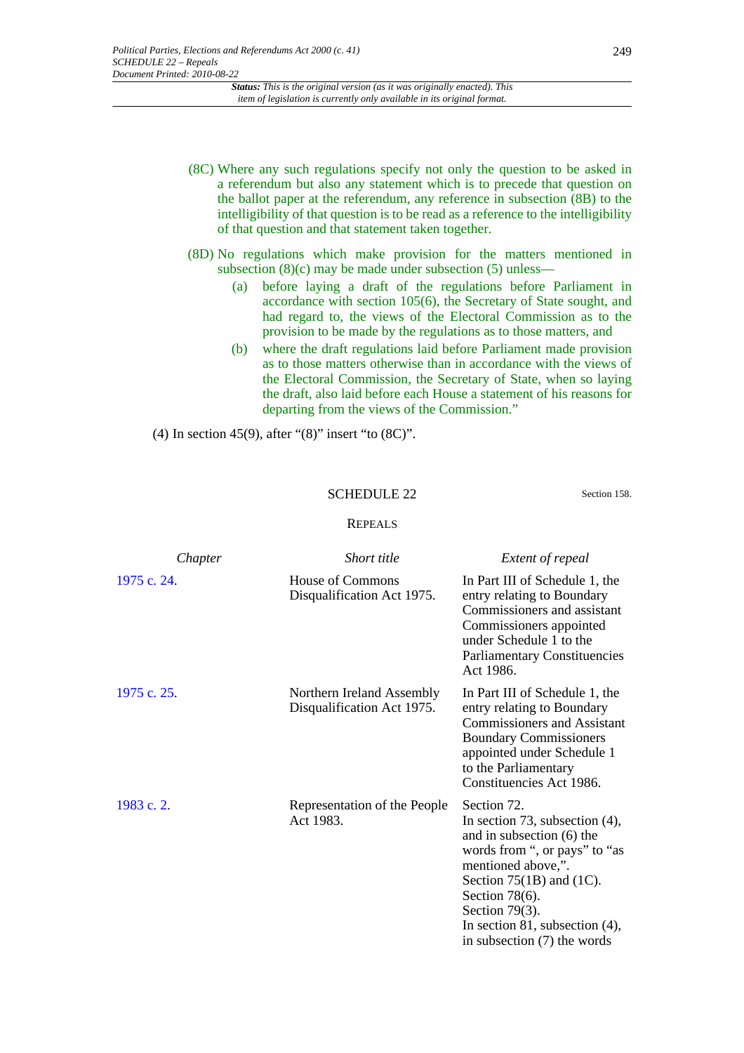(8C) Where any such regulations specify not only the question to be asked in a referendum but also any statement which is to precede that question on the ballot paper at the referendum, any reference in subsection (8B) to the intelligibility of that question is to be read as a reference to the intelligibility of that question and that statement taken together.

(8D) No regulations which make provision for the matters mentioned in subsection (8)(c) may be made under subsection (5) unless—

(a) before laying a draft of the regulations before Parliament in accordance with section 105(6), the Secretary of State sought, and had regard to, the views of the Electoral Commission as to the provision to be made by the regulations as to those matters, and

(b) where the draft regulations laid before Parliament made provision as to those matters otherwise than in accordance with the views of the Electoral Commission, the Secretary of State, when so laying the draft, also laid before each House a statement of his reasons for departing from the views of the Commission."

(4) In section 45(9), after "(8)" insert "to (8C)".

## SCHEDULE 22

Section 158.

### REPEALS

| *Chapter* | *Short title* | *Extent of repeal* |
|---|---|---|
| 1975 c. 24. | House of Commons Disqualification Act 1975. | In Part III of Schedule 1, the entry relating to Boundary Commissioners and assistant Commissioners appointed under Schedule 1 to the Parliamentary Constituencies Act 1986. |
| 1975 c. 25. | Northern Ireland Assembly Disqualification Act 1975. | In Part III of Schedule 1, the entry relating to Boundary Commissioners and Assistant Boundary Commissioners appointed under Schedule 1 to the Parliamentary Constituencies Act 1986. |
| 1983 c. 2. | Representation of the People Act 1983. | Section 72.<br>In section 73, subsection (4), and in subsection (6) the words from ", or pays" to "as mentioned above,".<br>Section 75(1B) and (1C).<br>Section 78(6).<br>Section 79(3).<br>In section 81, subsection (4), in subsection (7) the words |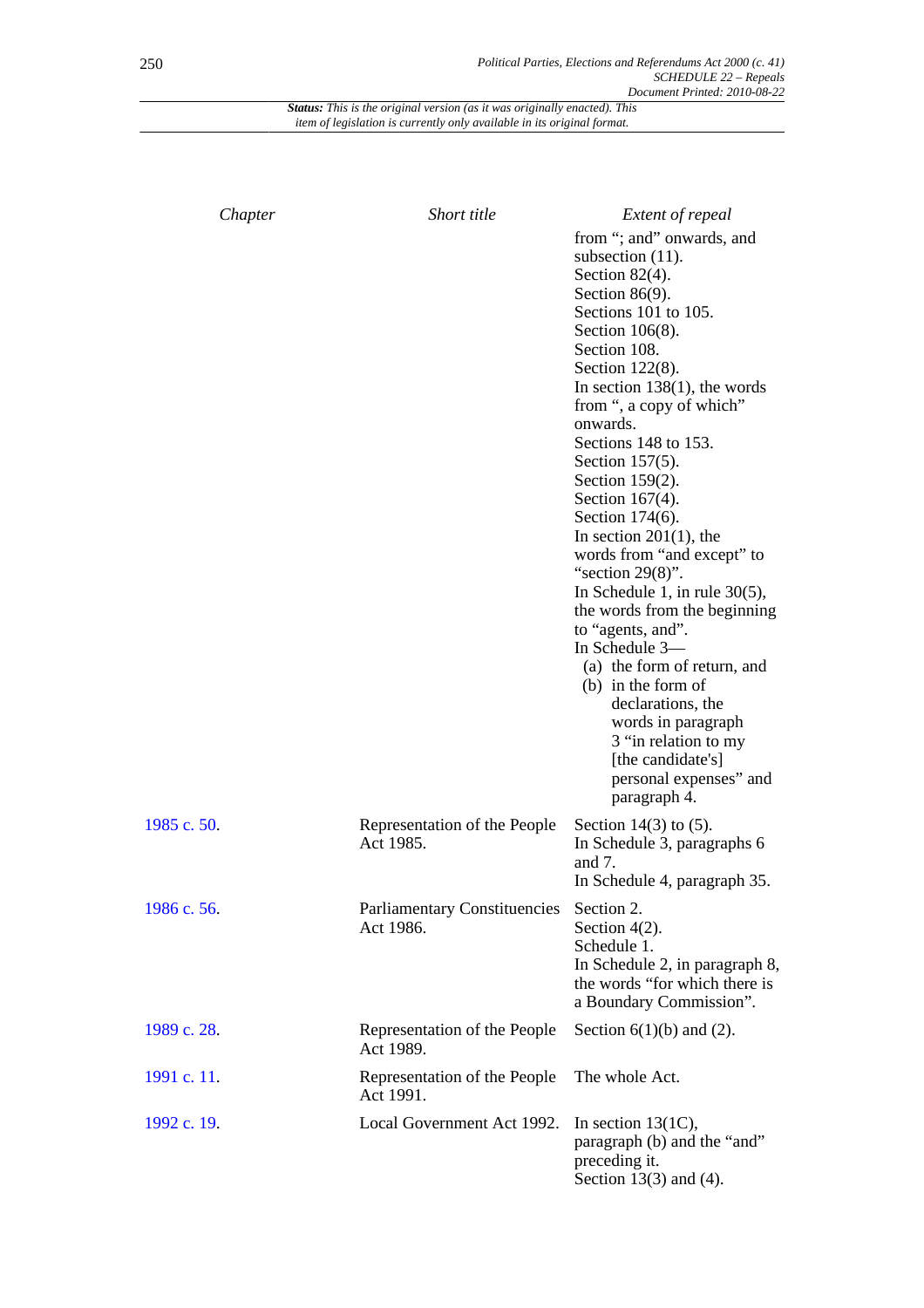| Chapter | Short title | Extent of repeal |
| --- | --- | --- |
| | | from "; and" onwards, and subsection (11).<br>Section 82(4).<br>Section 86(9).<br>Sections 101 to 105.<br>Section 106(8).<br>Section 108.<br>Section 122(8).<br>In section 138(1), the words from ", a copy of which" onwards.<br>Sections 148 to 153.<br>Section 157(5).<br>Section 159(2).<br>Section 167(4).<br>Section 174(6).<br>In section 201(1), the words from "and except" to "section 29(8)".<br>In Schedule 1, in rule 30(5), the words from the beginning to "agents, and".<br>In Schedule 3—<br>(a) the form of return, and<br>(b) in the form of declarations, the words in paragraph 3 "in relation to my [the candidate's] personal expenses" and paragraph 4. |
| 1985 c. 50. | Representation of the People Act 1985. | Section 14(3) to (5).<br>In Schedule 3, paragraphs 6 and 7.<br>In Schedule 4, paragraph 35. |
| 1986 c. 56. | Parliamentary Constituencies Act 1986. | Section 2.<br>Section 4(2).<br>Schedule 1.<br>In Schedule 2, in paragraph 8, the words "for which there is a Boundary Commission". |
| 1989 c. 28. | Representation of the People Act 1989. | Section 6(1)(b) and (2). |
| 1991 c. 11. | Representation of the People Act 1991. | The whole Act. |
| 1992 c. 19. | Local Government Act 1992. | In section 13(1C), paragraph (b) and the "and" preceding it.<br>Section 13(3) and (4). |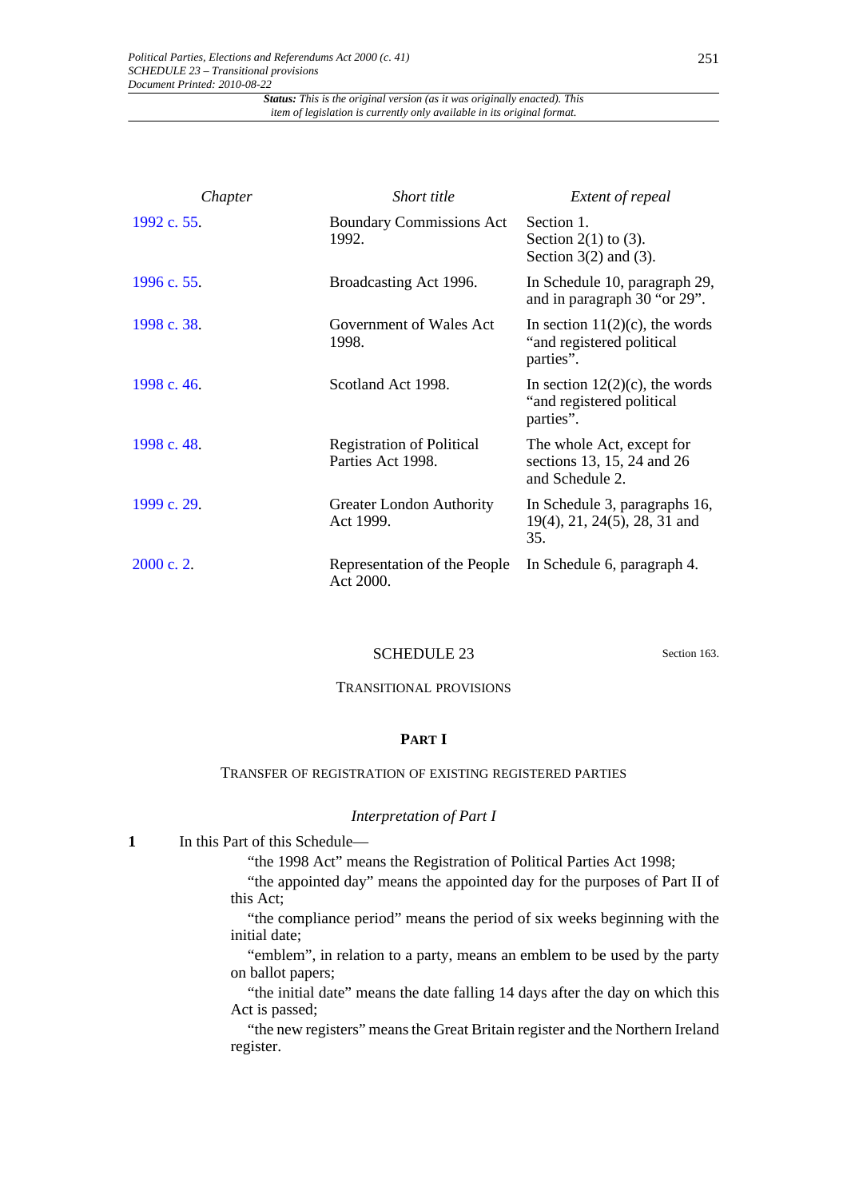| Chapter | Short title | Extent of repeal |
|---|---|---|
| 1992 c. 55. | Boundary Commissions Act 1992. | Section 1. Section 2(1) to (3). Section 3(2) and (3). |
| 1996 c. 55. | Broadcasting Act 1996. | In Schedule 10, paragraph 29, and in paragraph 30 "or 29". |
| 1998 c. 38. | Government of Wales Act 1998. | In section 11(2)(c), the words "and registered political parties". |
| 1998 c. 46. | Scotland Act 1998. | In section 12(2)(c), the words "and registered political parties". |
| 1998 c. 48. | Registration of Political Parties Act 1998. | The whole Act, except for sections 13, 15, 24 and 26 and Schedule 2. |
| 1999 c. 29. | Greater London Authority Act 1999. | In Schedule 3, paragraphs 16, 19(4), 21, 24(5), 28, 31 and 35. |
| 2000 c. 2. | Representation of the People Act 2000. | In Schedule 6, paragraph 4. |

## SCHEDULE 23

Section 163.

### TRANSITIONAL PROVISIONS

### PART I

### TRANSFER OF REGISTRATION OF EXISTING REGISTERED PARTIES

*Interpretation of Part I*

**1** In this Part of this Schedule—

"the 1998 Act" means the Registration of Political Parties Act 1998;

"the appointed day" means the appointed day for the purposes of Part II of this Act;

"the compliance period" means the period of six weeks beginning with the initial date;

"emblem", in relation to a party, means an emblem to be used by the party on ballot papers;

"the initial date" means the date falling 14 days after the day on which this Act is passed;

"the new registers" means the Great Britain register and the Northern Ireland register.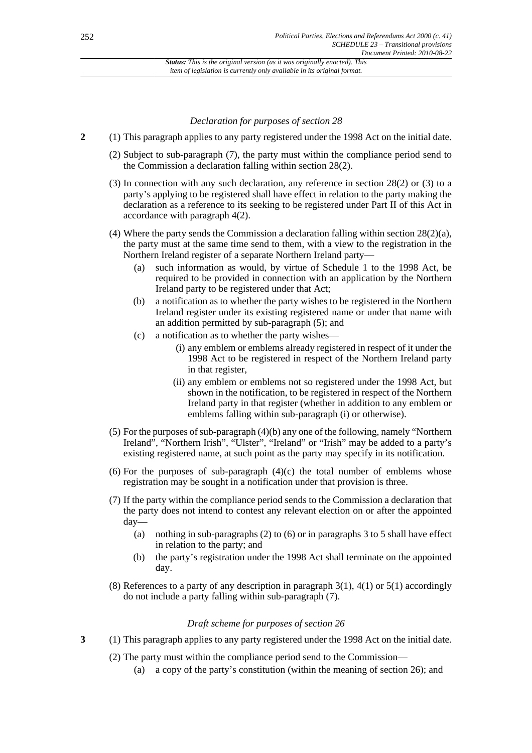*Declaration for purposes of section 28*

**2** (1) This paragraph applies to any party registered under the 1998 Act on the initial date.

(2) Subject to sub-paragraph (7), the party must within the compliance period send to the Commission a declaration falling within section 28(2).

(3) In connection with any such declaration, any reference in section 28(2) or (3) to a party's applying to be registered shall have effect in relation to the party making the declaration as a reference to its seeking to be registered under Part II of this Act in accordance with paragraph 4(2).

(4) Where the party sends the Commission a declaration falling within section 28(2)(a), the party must at the same time send to them, with a view to the registration in the Northern Ireland register of a separate Northern Ireland party—

- (a) such information as would, by virtue of Schedule 1 to the 1998 Act, be required to be provided in connection with an application by the Northern Ireland party to be registered under that Act;
- (b) a notification as to whether the party wishes to be registered in the Northern Ireland register under its existing registered name or under that name with an addition permitted by sub-paragraph (5); and
- (c) a notification as to whether the party wishes—
  - (i) any emblem or emblems already registered in respect of it under the 1998 Act to be registered in respect of the Northern Ireland party in that register,
  - (ii) any emblem or emblems not so registered under the 1998 Act, but shown in the notification, to be registered in respect of the Northern Ireland party in that register (whether in addition to any emblem or emblems falling within sub-paragraph (i) or otherwise).

(5) For the purposes of sub-paragraph (4)(b) any one of the following, namely "Northern Ireland", "Northern Irish", "Ulster", "Ireland" or "Irish" may be added to a party's existing registered name, at such point as the party may specify in its notification.

(6) For the purposes of sub-paragraph (4)(c) the total number of emblems whose registration may be sought in a notification under that provision is three.

(7) If the party within the compliance period sends to the Commission a declaration that the party does not intend to contest any relevant election on or after the appointed day—

- (a) nothing in sub-paragraphs (2) to (6) or in paragraphs 3 to 5 shall have effect in relation to the party; and
- (b) the party's registration under the 1998 Act shall terminate on the appointed day.

(8) References to a party of any description in paragraph 3(1), 4(1) or 5(1) accordingly do not include a party falling within sub-paragraph (7).

*Draft scheme for purposes of section 26*

**3** (1) This paragraph applies to any party registered under the 1998 Act on the initial date.

(2) The party must within the compliance period send to the Commission—

- (a) a copy of the party's constitution (within the meaning of section 26); and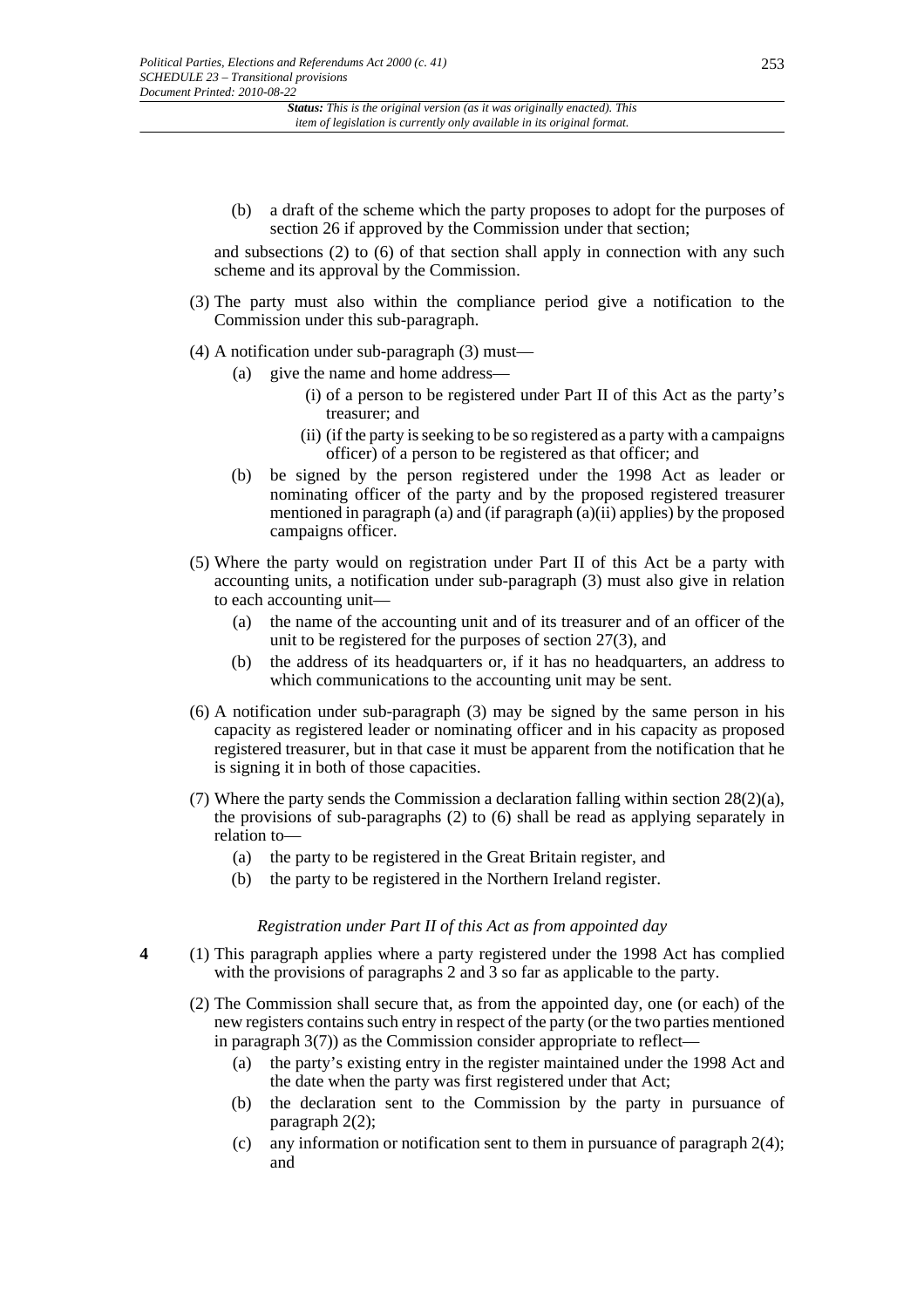(b) a draft of the scheme which the party proposes to adopt for the purposes of section 26 if approved by the Commission under that section;

and subsections (2) to (6) of that section shall apply in connection with any such scheme and its approval by the Commission.

(3) The party must also within the compliance period give a notification to the Commission under this sub-paragraph.

(4) A notification under sub-paragraph (3) must—

- (a) give the name and home address—
  - (i) of a person to be registered under Part II of this Act as the party's treasurer; and
  - (ii) (if the party is seeking to be so registered as a party with a campaigns officer) of a person to be registered as that officer; and
- (b) be signed by the person registered under the 1998 Act as leader or nominating officer of the party and by the proposed registered treasurer mentioned in paragraph (a) and (if paragraph (a)(ii) applies) by the proposed campaigns officer.

(5) Where the party would on registration under Part II of this Act be a party with accounting units, a notification under sub-paragraph (3) must also give in relation to each accounting unit—

- (a) the name of the accounting unit and of its treasurer and of an officer of the unit to be registered for the purposes of section 27(3), and
- (b) the address of its headquarters or, if it has no headquarters, an address to which communications to the accounting unit may be sent.

(6) A notification under sub-paragraph (3) may be signed by the same person in his capacity as registered leader or nominating officer and in his capacity as proposed registered treasurer, but in that case it must be apparent from the notification that he is signing it in both of those capacities.

(7) Where the party sends the Commission a declaration falling within section 28(2)(a), the provisions of sub-paragraphs (2) to (6) shall be read as applying separately in relation to—

- (a) the party to be registered in the Great Britain register, and
- (b) the party to be registered in the Northern Ireland register.

*Registration under Part II of this Act as from appointed day*

**4** (1) This paragraph applies where a party registered under the 1998 Act has complied with the provisions of paragraphs 2 and 3 so far as applicable to the party.

(2) The Commission shall secure that, as from the appointed day, one (or each) of the new registers contains such entry in respect of the party (or the two parties mentioned in paragraph 3(7)) as the Commission consider appropriate to reflect—

- (a) the party's existing entry in the register maintained under the 1998 Act and the date when the party was first registered under that Act;
- (b) the declaration sent to the Commission by the party in pursuance of paragraph 2(2);
- (c) any information or notification sent to them in pursuance of paragraph 2(4); and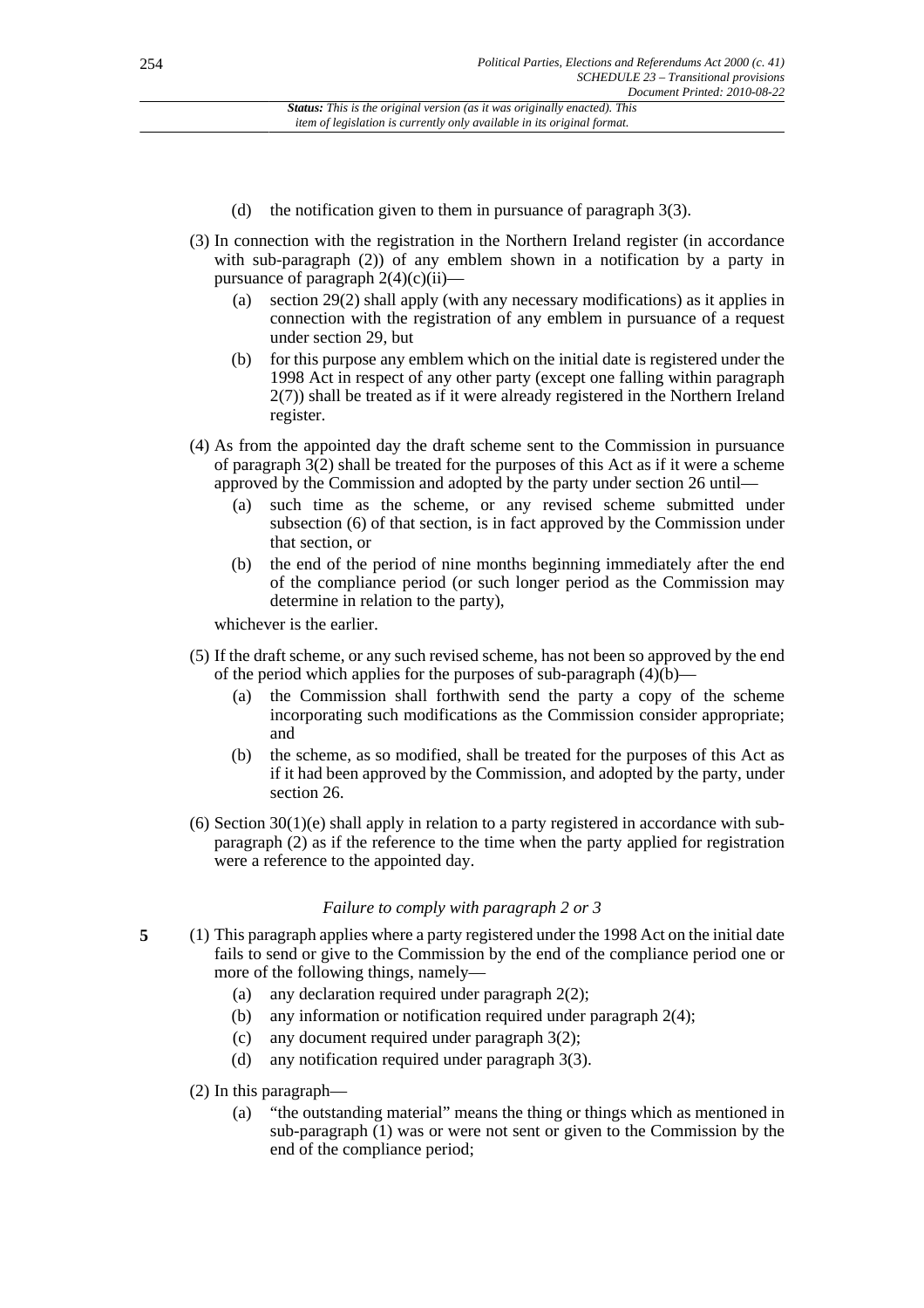(d) the notification given to them in pursuance of paragraph 3(3).

(3) In connection with the registration in the Northern Ireland register (in accordance with sub-paragraph (2)) of any emblem shown in a notification by a party in pursuance of paragraph 2(4)(c)(ii)—

(a) section 29(2) shall apply (with any necessary modifications) as it applies in connection with the registration of any emblem in pursuance of a request under section 29, but

(b) for this purpose any emblem which on the initial date is registered under the 1998 Act in respect of any other party (except one falling within paragraph 2(7)) shall be treated as if it were already registered in the Northern Ireland register.

(4) As from the appointed day the draft scheme sent to the Commission in pursuance of paragraph 3(2) shall be treated for the purposes of this Act as if it were a scheme approved by the Commission and adopted by the party under section 26 until—

(a) such time as the scheme, or any revised scheme submitted under subsection (6) of that section, is in fact approved by the Commission under that section, or

(b) the end of the period of nine months beginning immediately after the end of the compliance period (or such longer period as the Commission may determine in relation to the party),

whichever is the earlier.

(5) If the draft scheme, or any such revised scheme, has not been so approved by the end of the period which applies for the purposes of sub-paragraph (4)(b)—

(a) the Commission shall forthwith send the party a copy of the scheme incorporating such modifications as the Commission consider appropriate; and

(b) the scheme, as so modified, shall be treated for the purposes of this Act as if it had been approved by the Commission, and adopted by the party, under section 26.

(6) Section 30(1)(e) shall apply in relation to a party registered in accordance with sub-paragraph (2) as if the reference to the time when the party applied for registration were a reference to the appointed day.

*Failure to comply with paragraph 2 or 3*

**5** (1) This paragraph applies where a party registered under the 1998 Act on the initial date fails to send or give to the Commission by the end of the compliance period one or more of the following things, namely—

(a) any declaration required under paragraph 2(2);

(b) any information or notification required under paragraph 2(4);

(c) any document required under paragraph 3(2);

(d) any notification required under paragraph 3(3).

(2) In this paragraph—

(a) "the outstanding material" means the thing or things which as mentioned in sub-paragraph (1) was or were not sent or given to the Commission by the end of the compliance period;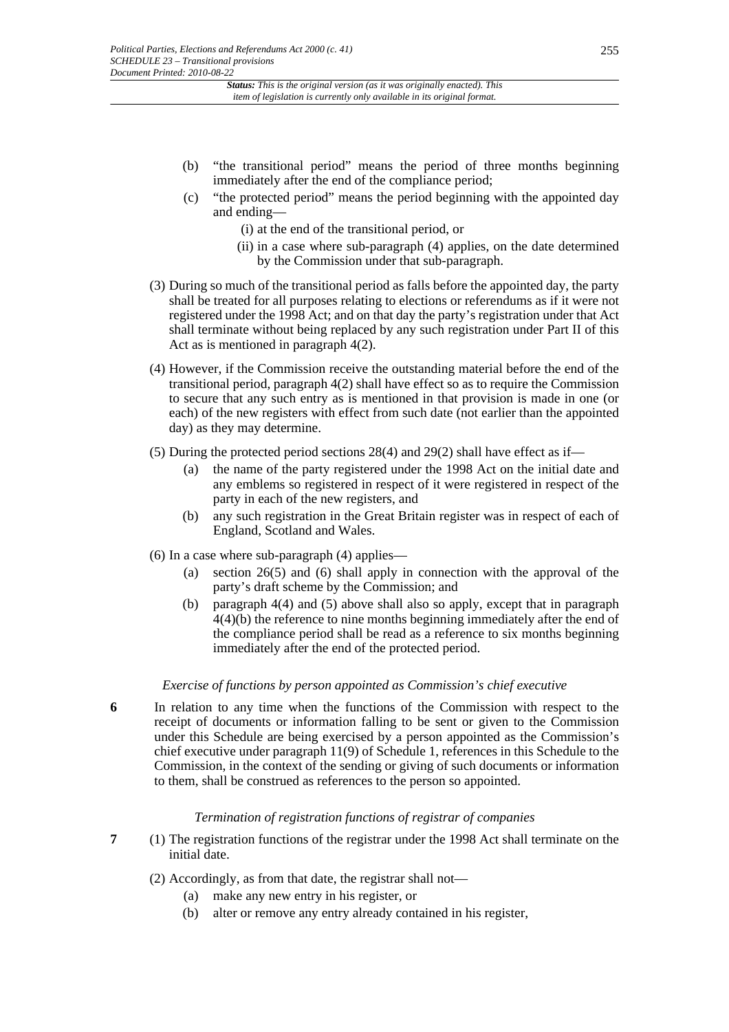(b) "the transitional period" means the period of three months beginning immediately after the end of the compliance period;

(c) "the protected period" means the period beginning with the appointed day and ending—

(i) at the end of the transitional period, or

(ii) in a case where sub-paragraph (4) applies, on the date determined by the Commission under that sub-paragraph.

(3) During so much of the transitional period as falls before the appointed day, the party shall be treated for all purposes relating to elections or referendums as if it were not registered under the 1998 Act; and on that day the party's registration under that Act shall terminate without being replaced by any such registration under Part II of this Act as is mentioned in paragraph 4(2).

(4) However, if the Commission receive the outstanding material before the end of the transitional period, paragraph 4(2) shall have effect so as to require the Commission to secure that any such entry as is mentioned in that provision is made in one (or each) of the new registers with effect from such date (not earlier than the appointed day) as they may determine.

(5) During the protected period sections 28(4) and 29(2) shall have effect as if—

(a) the name of the party registered under the 1998 Act on the initial date and any emblems so registered in respect of it were registered in respect of the party in each of the new registers, and

(b) any such registration in the Great Britain register was in respect of each of England, Scotland and Wales.

(6) In a case where sub-paragraph (4) applies—

(a) section 26(5) and (6) shall apply in connection with the approval of the party's draft scheme by the Commission; and

(b) paragraph 4(4) and (5) above shall also so apply, except that in paragraph 4(4)(b) the reference to nine months beginning immediately after the end of the compliance period shall be read as a reference to six months beginning immediately after the end of the protected period.

*Exercise of functions by person appointed as Commission's chief executive*

**6** In relation to any time when the functions of the Commission with respect to the receipt of documents or information falling to be sent or given to the Commission under this Schedule are being exercised by a person appointed as the Commission's chief executive under paragraph 11(9) of Schedule 1, references in this Schedule to the Commission, in the context of the sending or giving of such documents or information to them, shall be construed as references to the person so appointed.

*Termination of registration functions of registrar of companies*

**7** (1) The registration functions of the registrar under the 1998 Act shall terminate on the initial date.

(2) Accordingly, as from that date, the registrar shall not—

(a) make any new entry in his register, or

(b) alter or remove any entry already contained in his register,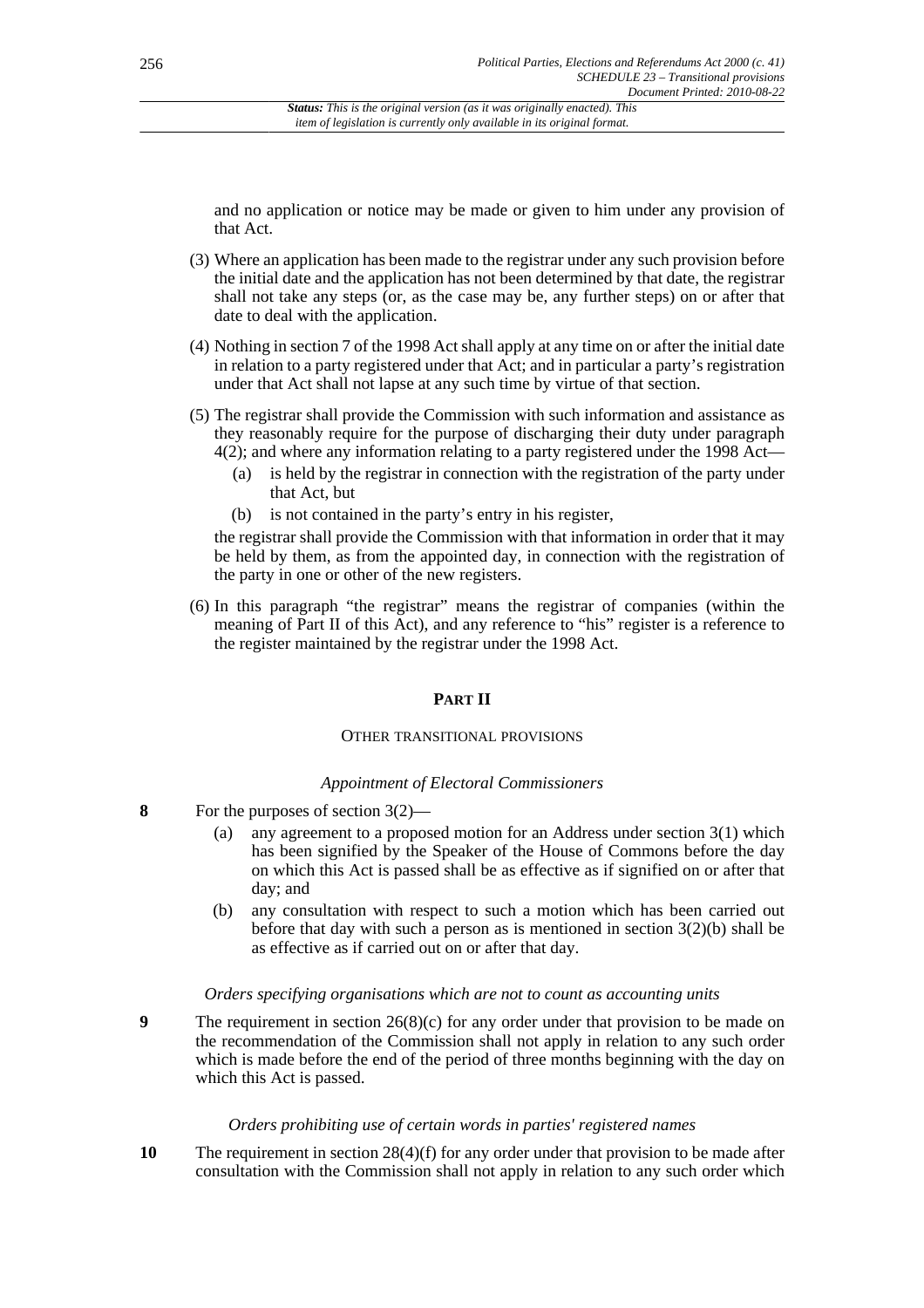and no application or notice may be made or given to him under any provision of that Act.

(3) Where an application has been made to the registrar under any such provision before the initial date and the application has not been determined by that date, the registrar shall not take any steps (or, as the case may be, any further steps) on or after that date to deal with the application.

(4) Nothing in section 7 of the 1998 Act shall apply at any time on or after the initial date in relation to a party registered under that Act; and in particular a party's registration under that Act shall not lapse at any such time by virtue of that section.

(5) The registrar shall provide the Commission with such information and assistance as they reasonably require for the purpose of discharging their duty under paragraph 4(2); and where any information relating to a party registered under the 1998 Act—

- (a) is held by the registrar in connection with the registration of the party under that Act, but
- (b) is not contained in the party's entry in his register,

the registrar shall provide the Commission with that information in order that it may be held by them, as from the appointed day, in connection with the registration of the party in one or other of the new registers.

(6) In this paragraph "the registrar" means the registrar of companies (within the meaning of Part II of this Act), and any reference to "his" register is a reference to the register maintained by the registrar under the 1998 Act.

## PART II

### OTHER TRANSITIONAL PROVISIONS

*Appointment of Electoral Commissioners*

**8** For the purposes of section 3(2)—

- (a) any agreement to a proposed motion for an Address under section 3(1) which has been signified by the Speaker of the House of Commons before the day on which this Act is passed shall be as effective as if signified on or after that day; and
- (b) any consultation with respect to such a motion which has been carried out before that day with such a person as is mentioned in section 3(2)(b) shall be as effective as if carried out on or after that day.

*Orders specifying organisations which are not to count as accounting units*

**9** The requirement in section 26(8)(c) for any order under that provision to be made on the recommendation of the Commission shall not apply in relation to any such order which is made before the end of the period of three months beginning with the day on which this Act is passed.

*Orders prohibiting use of certain words in parties' registered names*

**10** The requirement in section 28(4)(f) for any order under that provision to be made after consultation with the Commission shall not apply in relation to any such order which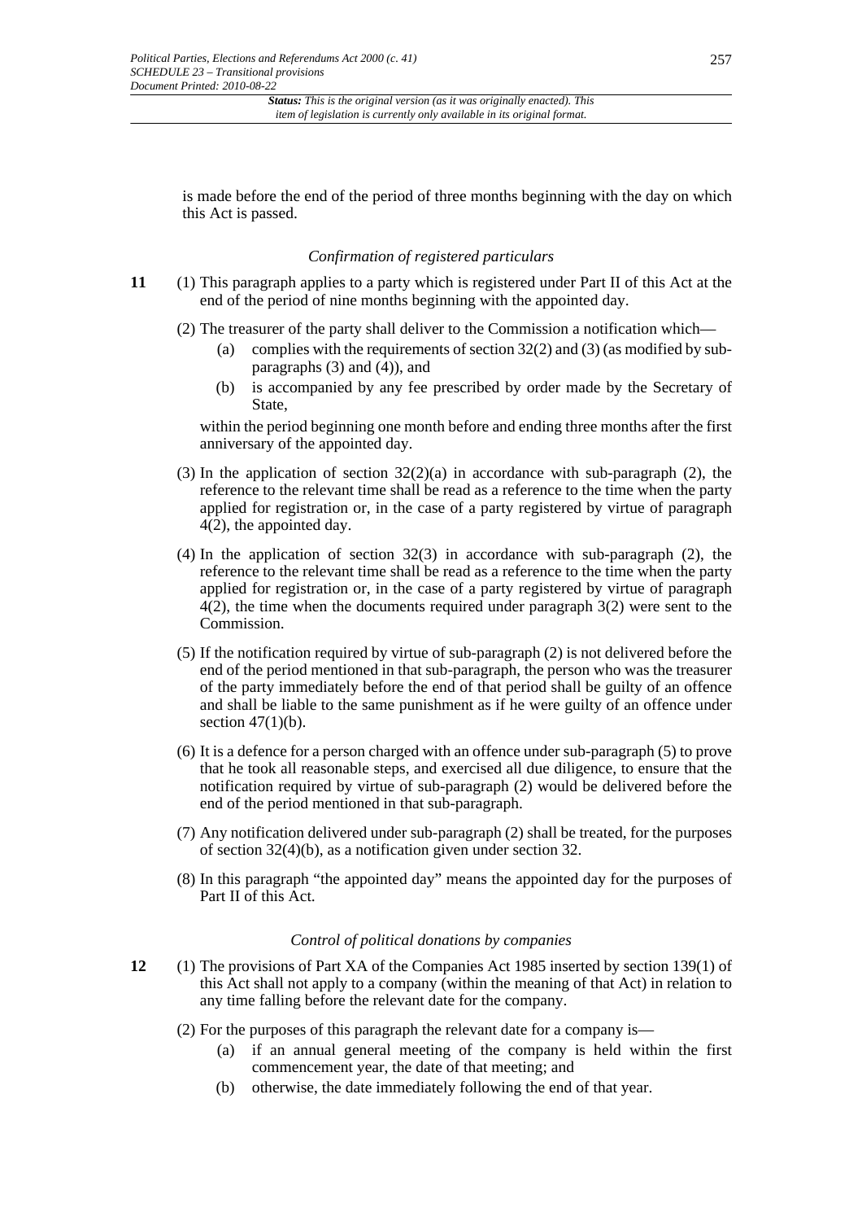is made before the end of the period of three months beginning with the day on which this Act is passed.

*Confirmation of registered particulars*

**11** (1) This paragraph applies to a party which is registered under Part II of this Act at the end of the period of nine months beginning with the appointed day.

(2) The treasurer of the party shall deliver to the Commission a notification which—

- (a) complies with the requirements of section 32(2) and (3) (as modified by sub-paragraphs (3) and (4)), and
- (b) is accompanied by any fee prescribed by order made by the Secretary of State,

within the period beginning one month before and ending three months after the first anniversary of the appointed day.

(3) In the application of section 32(2)(a) in accordance with sub-paragraph (2), the reference to the relevant time shall be read as a reference to the time when the party applied for registration or, in the case of a party registered by virtue of paragraph 4(2), the appointed day.

(4) In the application of section 32(3) in accordance with sub-paragraph (2), the reference to the relevant time shall be read as a reference to the time when the party applied for registration or, in the case of a party registered by virtue of paragraph 4(2), the time when the documents required under paragraph 3(2) were sent to the Commission.

(5) If the notification required by virtue of sub-paragraph (2) is not delivered before the end of the period mentioned in that sub-paragraph, the person who was the treasurer of the party immediately before the end of that period shall be guilty of an offence and shall be liable to the same punishment as if he were guilty of an offence under section 47(1)(b).

(6) It is a defence for a person charged with an offence under sub-paragraph (5) to prove that he took all reasonable steps, and exercised all due diligence, to ensure that the notification required by virtue of sub-paragraph (2) would be delivered before the end of the period mentioned in that sub-paragraph.

(7) Any notification delivered under sub-paragraph (2) shall be treated, for the purposes of section 32(4)(b), as a notification given under section 32.

(8) In this paragraph "the appointed day" means the appointed day for the purposes of Part II of this Act.

*Control of political donations by companies*

**12** (1) The provisions of Part XA of the Companies Act 1985 inserted by section 139(1) of this Act shall not apply to a company (within the meaning of that Act) in relation to any time falling before the relevant date for the company.

(2) For the purposes of this paragraph the relevant date for a company is—

- (a) if an annual general meeting of the company is held within the first commencement year, the date of that meeting; and
- (b) otherwise, the date immediately following the end of that year.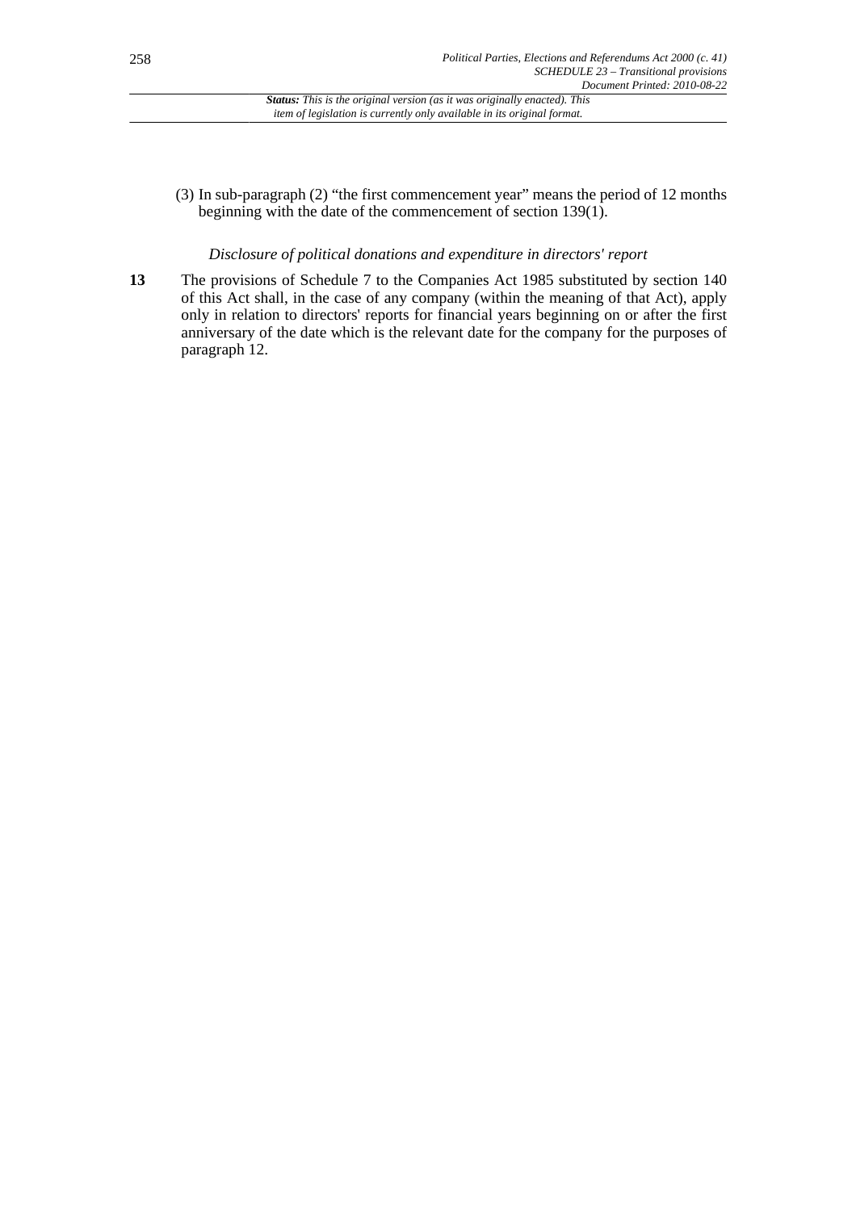(3) In sub-paragraph (2) "the first commencement year" means the period of 12 months beginning with the date of the commencement of section 139(1).

*Disclosure of political donations and expenditure in directors' report*

**13** The provisions of Schedule 7 to the Companies Act 1985 substituted by section 140 of this Act shall, in the case of any company (within the meaning of that Act), apply only in relation to directors' reports for financial years beginning on or after the first anniversary of the date which is the relevant date for the company for the purposes of paragraph 12.